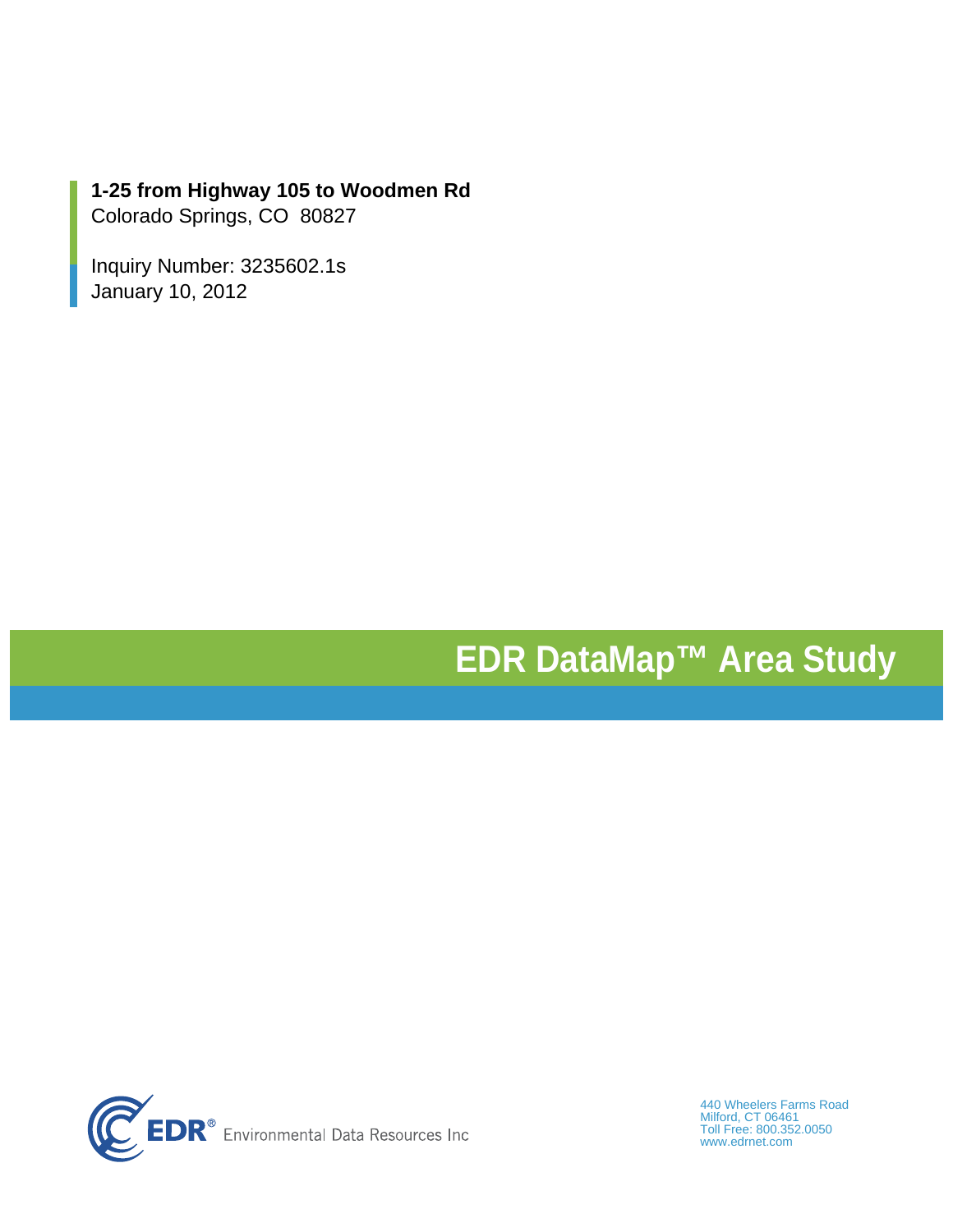**1-25 from Highway 105 to Woodmen Rd**
Colorado Springs, CO 80827

Inquiry Number: 3235602.1s
January 10, 2012

# EDR DataMap™ Area Study

EDR® Environmental Data Resources Inc

440 Wheelers Farms Road
Milford, CT 06461
Toll Free: 800.352.0050
www.edrnet.com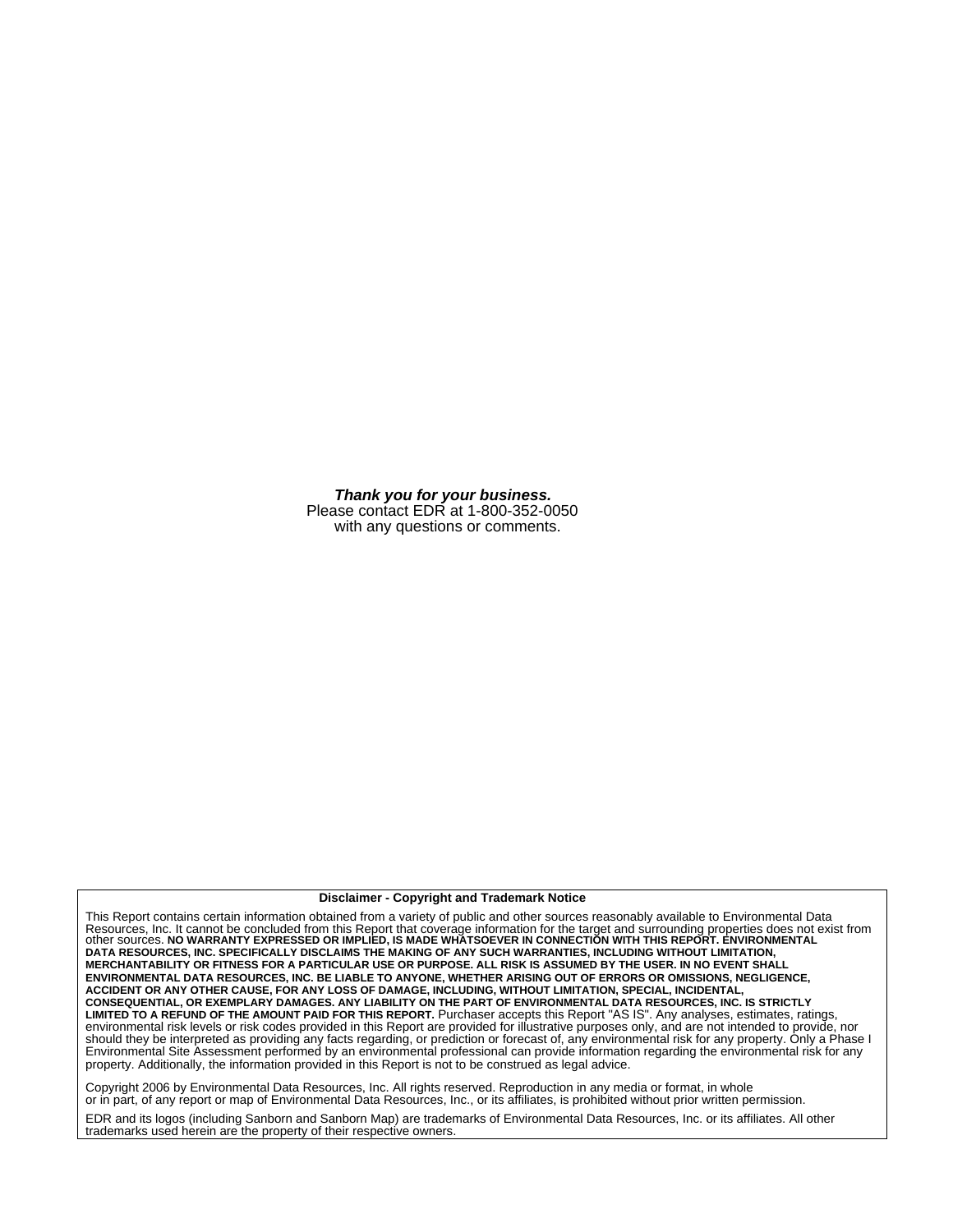***Thank you for your business.***
Please contact EDR at 1-800-352-0050
with any questions or comments.

**Disclaimer - Copyright and Trademark Notice**

This Report contains certain information obtained from a variety of public and other sources reasonably available to Environmental Data Resources, Inc. It cannot be concluded from this Report that coverage information for the target and surrounding properties does not exist from other sources. **NO WARRANTY EXPRESSED OR IMPLIED, IS MADE WHATSOEVER IN CONNECTION WITH THIS REPORT. ENVIRONMENTAL DATA RESOURCES, INC. SPECIFICALLY DISCLAIMS THE MAKING OF ANY SUCH WARRANTIES, INCLUDING WITHOUT LIMITATION, MERCHANTABILITY OR FITNESS FOR A PARTICULAR USE OR PURPOSE. ALL RISK IS ASSUMED BY THE USER. IN NO EVENT SHALL ENVIRONMENTAL DATA RESOURCES, INC. BE LIABLE TO ANYONE, WHETHER ARISING OUT OF ERRORS OR OMISSIONS, NEGLIGENCE, ACCIDENT OR ANY OTHER CAUSE, FOR ANY LOSS OF DAMAGE, INCLUDING, WITHOUT LIMITATION, SPECIAL, INCIDENTAL, CONSEQUENTIAL, OR EXEMPLARY DAMAGES. ANY LIABILITY ON THE PART OF ENVIRONMENTAL DATA RESOURCES, INC. IS STRICTLY LIMITED TO A REFUND OF THE AMOUNT PAID FOR THIS REPORT.** Purchaser accepts this Report "AS IS". Any analyses, estimates, ratings, environmental risk levels or risk codes provided in this Report are provided for illustrative purposes only, and are not intended to provide, nor should they be interpreted as providing any facts regarding, or prediction or forecast of, any environmental risk for any property. Only a Phase I Environmental Site Assessment performed by an environmental professional can provide information regarding the environmental risk for any property. Additionally, the information provided in this Report is not to be construed as legal advice.

Copyright 2006 by Environmental Data Resources, Inc. All rights reserved. Reproduction in any media or format, in whole or in part, of any report or map of Environmental Data Resources, Inc., or its affiliates, is prohibited without prior written permission.

EDR and its logos (including Sanborn and Sanborn Map) are trademarks of Environmental Data Resources, Inc. or its affiliates. All other trademarks used herein are the property of their respective owners.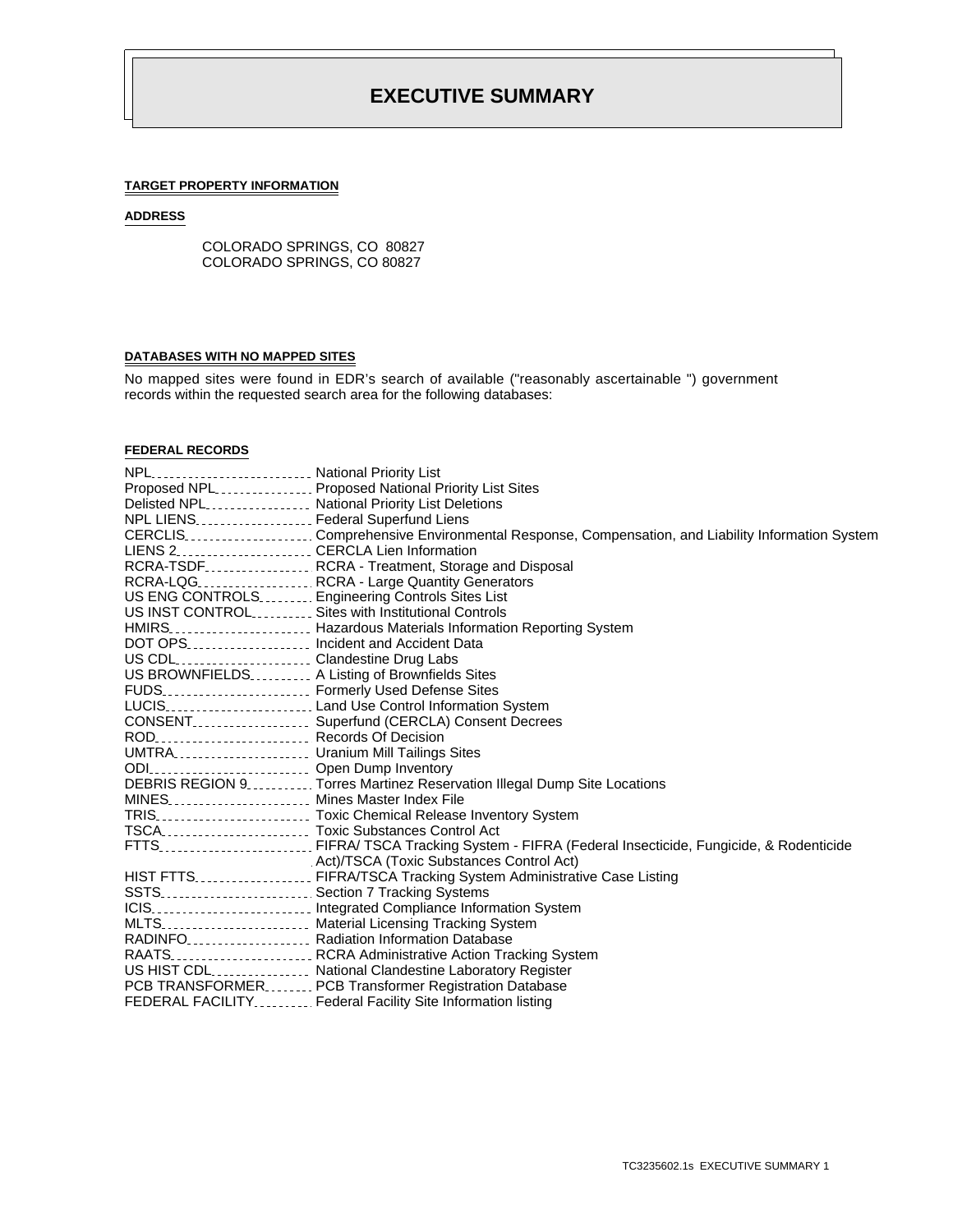# EXECUTIVE SUMMARY

**TARGET PROPERTY INFORMATION**

**ADDRESS**

COLORADO SPRINGS, CO 80827
COLORADO SPRINGS, CO 80827

**DATABASES WITH NO MAPPED SITES**

No mapped sites were found in EDR's search of available ("reasonably ascertainable ") government records within the requested search area for the following databases:

**FEDERAL RECORDS**

| | |
|---|---|
| NPL | National Priority List |
| Proposed NPL | Proposed National Priority List Sites |
| Delisted NPL | National Priority List Deletions |
| NPL LIENS | Federal Superfund Liens |
| CERCLIS | Comprehensive Environmental Response, Compensation, and Liability Information System |
| LIENS 2 | CERCLA Lien Information |
| RCRA-TSDF | RCRA - Treatment, Storage and Disposal |
| RCRA-LQG | RCRA - Large Quantity Generators |
| US ENG CONTROLS | Engineering Controls Sites List |
| US INST CONTROL | Sites with Institutional Controls |
| HMIRS | Hazardous Materials Information Reporting System |
| DOT OPS | Incident and Accident Data |
| US CDL | Clandestine Drug Labs |
| US BROWNFIELDS | A Listing of Brownfields Sites |
| FUDS | Formerly Used Defense Sites |
| LUCIS | Land Use Control Information System |
| CONSENT | Superfund (CERCLA) Consent Decrees |
| ROD | Records Of Decision |
| UMTRA | Uranium Mill Tailings Sites |
| ODI | Open Dump Inventory |
| DEBRIS REGION 9 | Torres Martinez Reservation Illegal Dump Site Locations |
| MINES | Mines Master Index File |
| TRIS | Toxic Chemical Release Inventory System |
| TSCA | Toxic Substances Control Act |
| FTTS | FIFRA/ TSCA Tracking System - FIFRA (Federal Insecticide, Fungicide, & Rodenticide Act)/TSCA (Toxic Substances Control Act) |
| HIST FTTS | FIFRA/TSCA Tracking System Administrative Case Listing |
| SSTS | Section 7 Tracking Systems |
| ICIS | Integrated Compliance Information System |
| MLTS | Material Licensing Tracking System |
| RADINFO | Radiation Information Database |
| RAATS | RCRA Administrative Action Tracking System |
| US HIST CDL | National Clandestine Laboratory Register |
| PCB TRANSFORMER | PCB Transformer Registration Database |
| FEDERAL FACILITY | Federal Facility Site Information listing |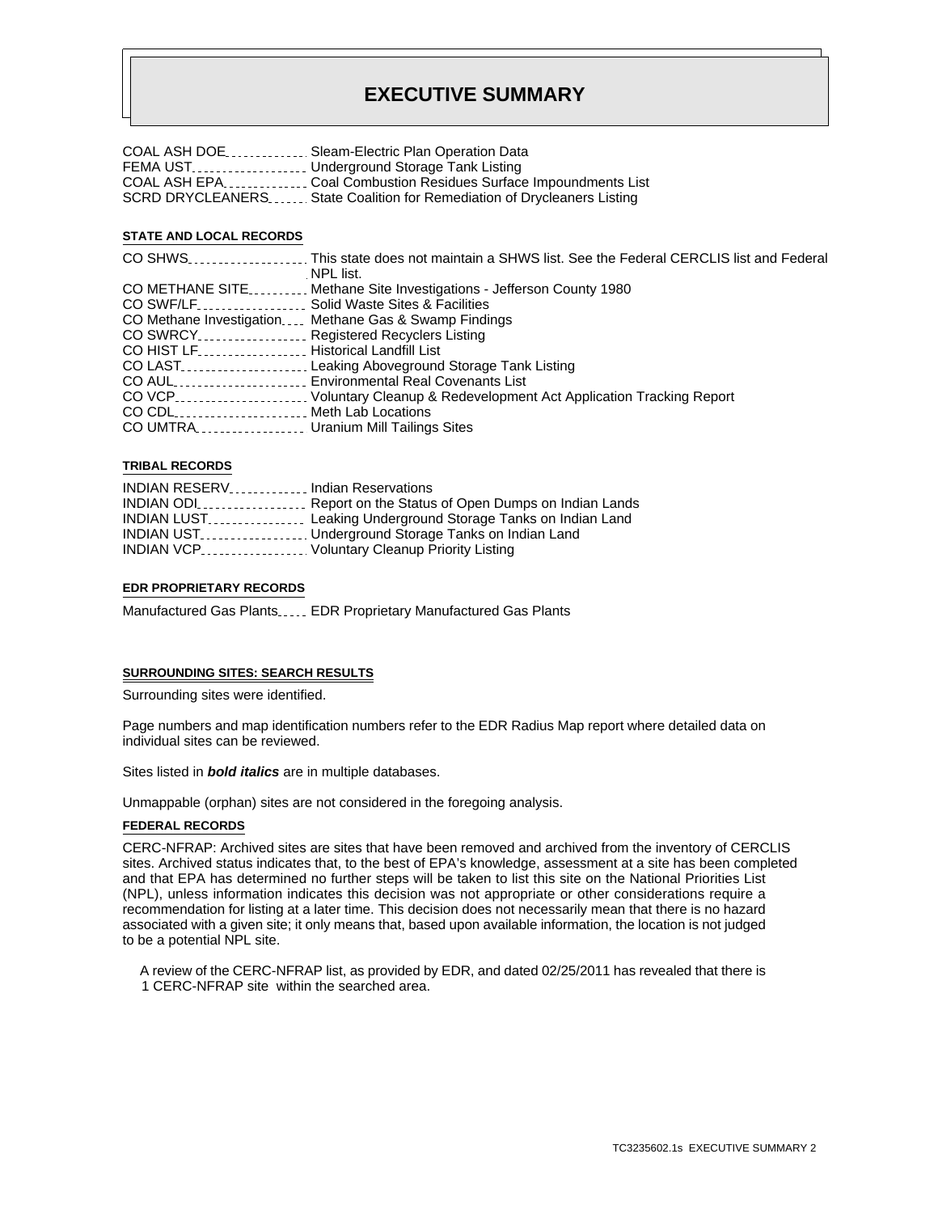# EXECUTIVE SUMMARY

COAL ASH DOE ............ Sleam-Electric Plan Operation Data
FEMA UST ................ Underground Storage Tank Listing
COAL ASH EPA ............ Coal Combustion Residues Surface Impoundments List
SCRD DRYCLEANERS ...... State Coalition for Remediation of Drycleaners Listing

#### STATE AND LOCAL RECORDS

CO SHWS ................. This state does not maintain a SHWS list. See the Federal CERCLIS list and Federal NPL list.
CO METHANE SITE ......... Methane Site Investigations - Jefferson County 1980
CO SWF/LF ............... Solid Waste Sites & Facilities
CO Methane Investigation .... Methane Gas & Swamp Findings
CO SWRCY ................ Registered Recyclers Listing
CO HIST LF .............. Historical Landfill List
CO LAST ................. Leaking Aboveground Storage Tank Listing
CO AUL .................. Environmental Real Covenants List
CO VCP .................. Voluntary Cleanup & Redevelopment Act Application Tracking Report
CO CDL .................. Meth Lab Locations
CO UMTRA ................ Uranium Mill Tailings Sites

#### TRIBAL RECORDS

INDIAN RESERV ............ Indian Reservations
INDIAN ODI ............... Report on the Status of Open Dumps on Indian Lands
INDIAN LUST .............. Leaking Underground Storage Tanks on Indian Land
INDIAN UST ............... Underground Storage Tanks on Indian Land
INDIAN VCP ............... Voluntary Cleanup Priority Listing

#### EDR PROPRIETARY RECORDS

Manufactured Gas Plants ..... EDR Proprietary Manufactured Gas Plants

#### SURROUNDING SITES: SEARCH RESULTS

Surrounding sites were identified.

Page numbers and map identification numbers refer to the EDR Radius Map report where detailed data on individual sites can be reviewed.

Sites listed in ***bold italics*** are in multiple databases.

Unmappable (orphan) sites are not considered in the foregoing analysis.

#### FEDERAL RECORDS

CERC-NFRAP: Archived sites are sites that have been removed and archived from the inventory of CERCLIS sites. Archived status indicates that, to the best of EPA's knowledge, assessment at a site has been completed and that EPA has determined no further steps will be taken to list this site on the National Priorities List (NPL), unless information indicates this decision was not appropriate or other considerations require a recommendation for listing at a later time. This decision does not necessarily mean that there is no hazard associated with a given site; it only means that, based upon available information, the location is not judged to be a potential NPL site.

A review of the CERC-NFRAP list, as provided by EDR, and dated 02/25/2011 has revealed that there is 1 CERC-NFRAP site within the searched area.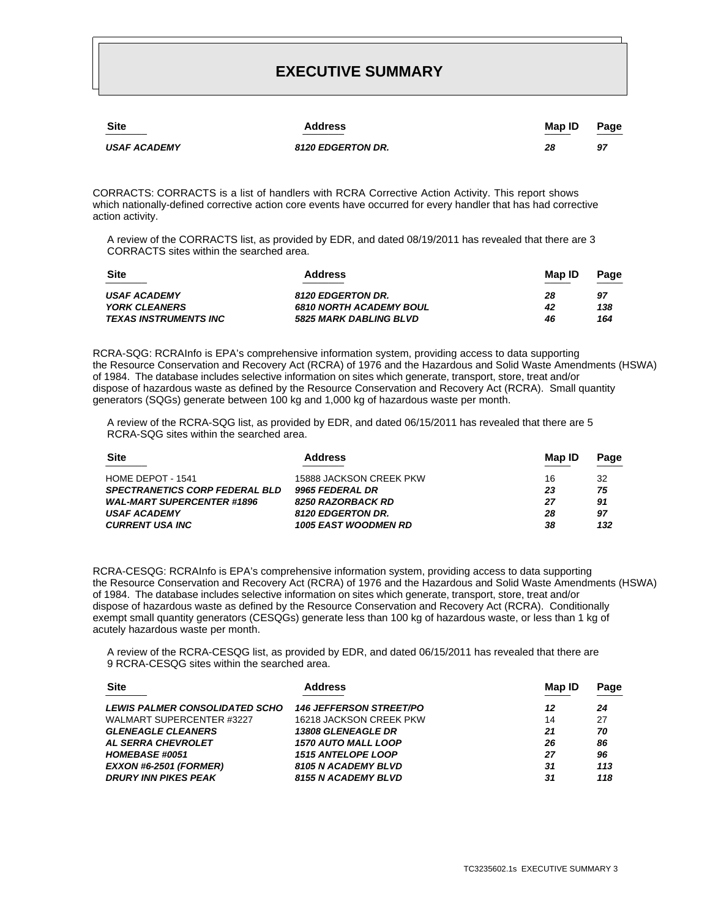# EXECUTIVE SUMMARY

| Site | Address | Map ID | Page |
|---|---|---|---|
| ***USAF ACADEMY*** | ***8120 EDGERTON DR.*** | ***28*** | ***97*** |

CORRACTS: CORRACTS is a list of handlers with RCRA Corrective Action Activity. This report shows which nationally-defined corrective action core events have occurred for every handler that has had corrective action activity.

A review of the CORRACTS list, as provided by EDR, and dated 08/19/2011 has revealed that there are 3 CORRACTS sites within the searched area.

| Site | Address | Map ID | Page |
|---|---|---|---|
| ***USAF ACADEMY*** | ***8120 EDGERTON DR.*** | ***28*** | ***97*** |
| ***YORK CLEANERS*** | ***6810 NORTH ACADEMY BOUL*** | ***42*** | ***138*** |
| ***TEXAS INSTRUMENTS INC*** | ***5825 MARK DABLING BLVD*** | ***46*** | ***164*** |

RCRA-SQG: RCRAInfo is EPA's comprehensive information system, providing access to data supporting the Resource Conservation and Recovery Act (RCRA) of 1976 and the Hazardous and Solid Waste Amendments (HSWA) of 1984. The database includes selective information on sites which generate, transport, store, treat and/or dispose of hazardous waste as defined by the Resource Conservation and Recovery Act (RCRA). Small quantity generators (SQGs) generate between 100 kg and 1,000 kg of hazardous waste per month.

A review of the RCRA-SQG list, as provided by EDR, and dated 06/15/2011 has revealed that there are 5 RCRA-SQG sites within the searched area.

| Site | Address | Map ID | Page |
|---|---|---|---|
| HOME DEPOT - 1541 | 15888 JACKSON CREEK PKW | 16 | 32 |
| ***SPECTRANETICS CORP FEDERAL BLD*** | ***9965 FEDERAL DR*** | ***23*** | ***75*** |
| ***WAL-MART SUPERCENTER #1896*** | ***8250 RAZORBACK RD*** | ***27*** | ***91*** |
| ***USAF ACADEMY*** | ***8120 EDGERTON DR.*** | ***28*** | ***97*** |
| ***CURRENT USA INC*** | ***1005 EAST WOODMEN RD*** | ***38*** | ***132*** |

RCRA-CESQG: RCRAInfo is EPA's comprehensive information system, providing access to data supporting the Resource Conservation and Recovery Act (RCRA) of 1976 and the Hazardous and Solid Waste Amendments (HSWA) of 1984. The database includes selective information on sites which generate, transport, store, treat and/or dispose of hazardous waste as defined by the Resource Conservation and Recovery Act (RCRA). Conditionally exempt small quantity generators (CESQGs) generate less than 100 kg of hazardous waste, or less than 1 kg of acutely hazardous waste per month.

A review of the RCRA-CESQG list, as provided by EDR, and dated 06/15/2011 has revealed that there are 9 RCRA-CESQG sites within the searched area.

| Site | Address | Map ID | Page |
|---|---|---|---|
| ***LEWIS PALMER CONSOLIDATED SCHO*** | ***146 JEFFERSON STREET/PO*** | ***12*** | ***24*** |
| WALMART SUPERCENTER #3227 | 16218 JACKSON CREEK PKW | 14 | 27 |
| ***GLENEAGLE CLEANERS*** | ***13808 GLENEAGLE DR*** | ***21*** | ***70*** |
| ***AL SERRA CHEVROLET*** | ***1570 AUTO MALL LOOP*** | ***26*** | ***86*** |
| ***HOMEBASE #0051*** | ***1515 ANTELOPE LOOP*** | ***27*** | ***96*** |
| ***EXXON #6-2501 (FORMER)*** | ***8105 N ACADEMY BLVD*** | ***31*** | ***113*** |
| ***DRURY INN PIKES PEAK*** | ***8155 N ACADEMY BLVD*** | ***31*** | ***118*** |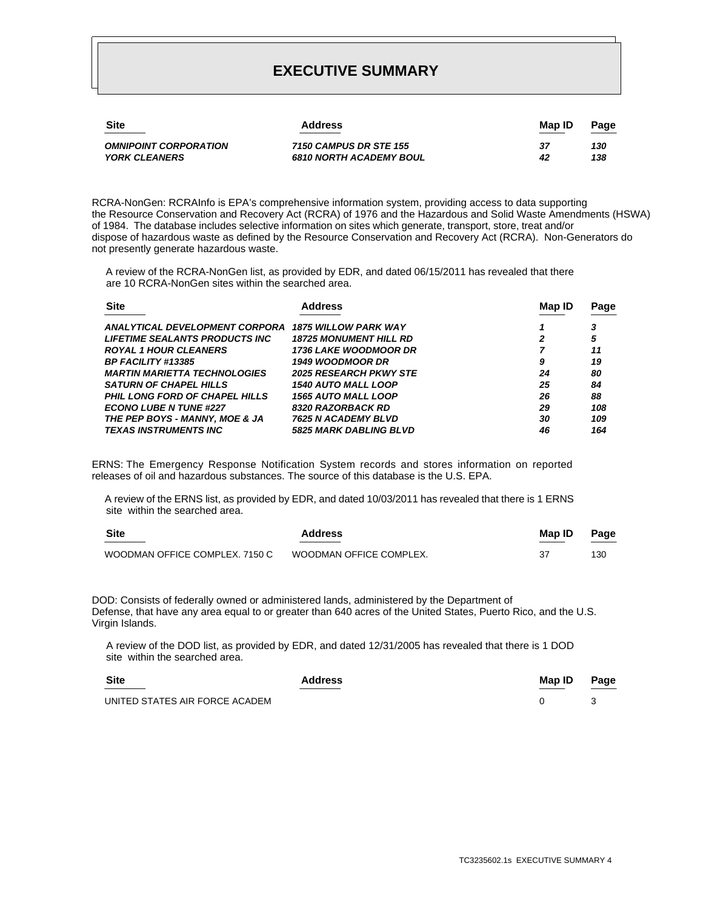# EXECUTIVE SUMMARY

| Site | Address | Map ID | Page |
|---|---|---|---|
| *OMNIPOINT CORPORATION* | *7150 CAMPUS DR STE 155* | *37* | *130* |
| *YORK CLEANERS* | *6810 NORTH ACADEMY BOUL* | *42* | *138* |

RCRA-NonGen: RCRAInfo is EPA's comprehensive information system, providing access to data supporting the Resource Conservation and Recovery Act (RCRA) of 1976 and the Hazardous and Solid Waste Amendments (HSWA) of 1984. The database includes selective information on sites which generate, transport, store, treat and/or dispose of hazardous waste as defined by the Resource Conservation and Recovery Act (RCRA). Non-Generators do not presently generate hazardous waste.

A review of the RCRA-NonGen list, as provided by EDR, and dated 06/15/2011 has revealed that there are 10 RCRA-NonGen sites within the searched area.

| Site | Address | Map ID | Page |
|---|---|---|---|
| *ANALYTICAL DEVELOPMENT CORPORA* | *1875 WILLOW PARK WAY* | *1* | *3* |
| *LIFETIME SEALANTS PRODUCTS INC* | *18725 MONUMENT HILL RD* | *2* | *5* |
| *ROYAL 1 HOUR CLEANERS* | *1736 LAKE WOODMOOR DR* | *7* | *11* |
| *BP FACILITY #13385* | *1949 WOODMOOR DR* | *9* | *19* |
| *MARTIN MARIETTA TECHNOLOGIES* | *2025 RESEARCH PKWY STE* | *24* | *80* |
| *SATURN OF CHAPEL HILLS* | *1540 AUTO MALL LOOP* | *25* | *84* |
| *PHIL LONG FORD OF CHAPEL HILLS* | *1565 AUTO MALL LOOP* | *26* | *88* |
| *ECONO LUBE N TUNE #227* | *8320 RAZORBACK RD* | *29* | *108* |
| *THE PEP BOYS - MANNY, MOE & JA* | *7625 N ACADEMY BLVD* | *30* | *109* |
| *TEXAS INSTRUMENTS INC* | *5825 MARK DABLING BLVD* | *46* | *164* |

ERNS: The Emergency Response Notification System records and stores information on reported releases of oil and hazardous substances. The source of this database is the U.S. EPA.

A review of the ERNS list, as provided by EDR, and dated 10/03/2011 has revealed that there is 1 ERNS site within the searched area.

| Site | Address | Map ID | Page |
|---|---|---|---|
| WOODMAN OFFICE COMPLEX. 7150 C | WOODMAN OFFICE COMPLEX. | 37 | 130 |

DOD: Consists of federally owned or administered lands, administered by the Department of Defense, that have any area equal to or greater than 640 acres of the United States, Puerto Rico, and the U.S. Virgin Islands.

A review of the DOD list, as provided by EDR, and dated 12/31/2005 has revealed that there is 1 DOD site within the searched area.

| Site | Address | Map ID | Page |
|---|---|---|---|
| UNITED STATES AIR FORCE ACADEM | | 0 | 3 |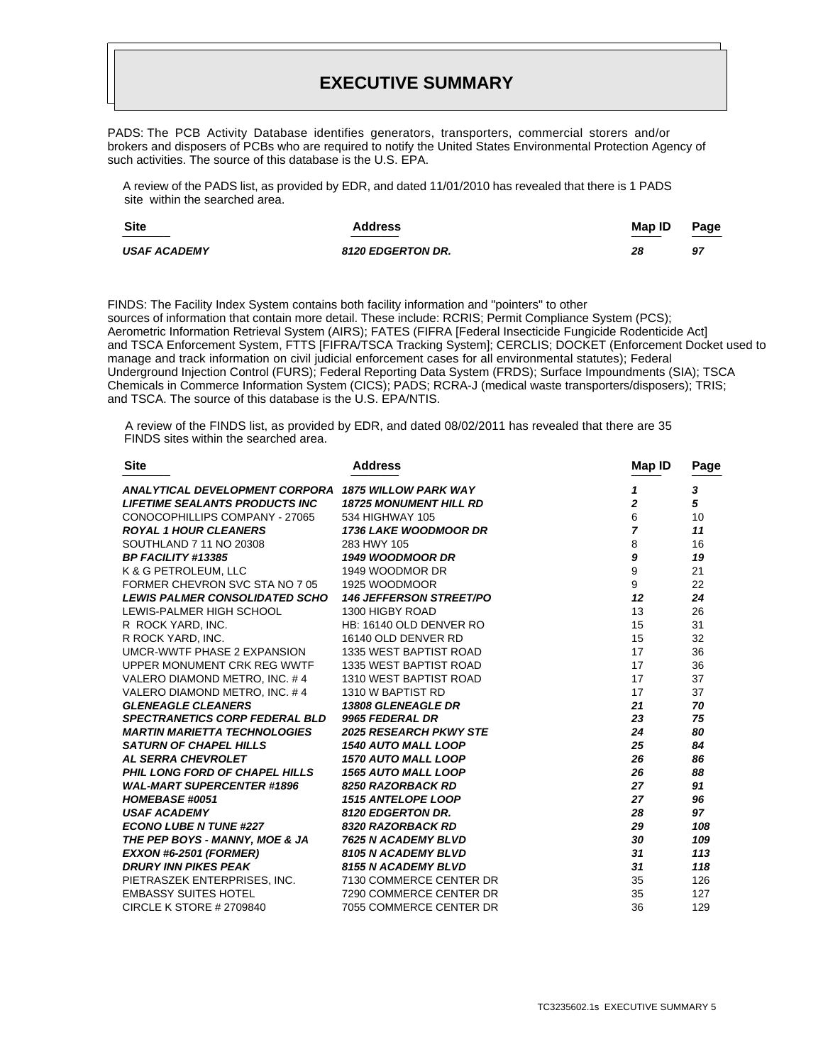# EXECUTIVE SUMMARY

PADS: The PCB Activity Database identifies generators, transporters, commercial storers and/or brokers and disposers of PCBs who are required to notify the United States Environmental Protection Agency of such activities. The source of this database is the U.S. EPA.

A review of the PADS list, as provided by EDR, and dated 11/01/2010 has revealed that there is 1 PADS site within the searched area.

| Site | Address | Map ID | Page |
| --- | --- | --- | --- |
| ***USAF ACADEMY*** | ***8120 EDGERTON DR.*** | ***28*** | ***97*** |

FINDS: The Facility Index System contains both facility information and "pointers" to other sources of information that contain more detail. These include: RCRIS; Permit Compliance System (PCS); Aerometric Information Retrieval System (AIRS); FATES (FIFRA [Federal Insecticide Fungicide Rodenticide Act] and TSCA Enforcement System, FTTS [FIFRA/TSCA Tracking System]; CERCLIS; DOCKET (Enforcement Docket used to manage and track information on civil judicial enforcement cases for all environmental statutes); Federal Underground Injection Control (FURS); Federal Reporting Data System (FRDS); Surface Impoundments (SIA); TSCA Chemicals in Commerce Information System (CICS); PADS; RCRA-J (medical waste transporters/disposers); TRIS; and TSCA. The source of this database is the U.S. EPA/NTIS.

A review of the FINDS list, as provided by EDR, and dated 08/02/2011 has revealed that there are 35 FINDS sites within the searched area.

| Site | Address | Map ID | Page |
| --- | --- | --- | --- |
| ***ANALYTICAL DEVELOPMENT CORPORA*** | ***1875 WILLOW PARK WAY*** | ***1*** | ***3*** |
| ***LIFETIME SEALANTS PRODUCTS INC*** | ***18725 MONUMENT HILL RD*** | ***2*** | ***5*** |
| CONOCOPHILLIPS COMPANY - 27065 | 534 HIGHWAY 105 | 6 | 10 |
| ***ROYAL 1 HOUR CLEANERS*** | ***1736 LAKE WOODMOOR DR*** | ***7*** | ***11*** |
| SOUTHLAND 7 11 NO 20308 | 283 HWY 105 | 8 | 16 |
| ***BP FACILITY #13385*** | ***1949 WOODMOOR DR*** | ***9*** | ***19*** |
| K & G PETROLEUM, LLC | 1949 WOODMOR DR | 9 | 21 |
| FORMER CHEVRON SVC STA NO 7 05 | 1925 WOODMOOR | 9 | 22 |
| ***LEWIS PALMER CONSOLIDATED SCHO*** | ***146 JEFFERSON STREET/PO*** | ***12*** | ***24*** |
| LEWIS-PALMER HIGH SCHOOL | 1300 HIGBY ROAD | 13 | 26 |
| R ROCK YARD, INC. | HB: 16140 OLD DENVER RO | 15 | 31 |
| R ROCK YARD, INC. | 16140 OLD DENVER RD | 15 | 32 |
| UMCR-WWTF PHASE 2 EXPANSION | 1335 WEST BAPTIST ROAD | 17 | 36 |
| UPPER MONUMENT CRK REG WWTF | 1335 WEST BAPTIST ROAD | 17 | 36 |
| VALERO DIAMOND METRO, INC. # 4 | 1310 WEST BAPTIST ROAD | 17 | 37 |
| VALERO DIAMOND METRO, INC. # 4 | 1310 W BAPTIST RD | 17 | 37 |
| ***GLENEAGLE CLEANERS*** | ***13808 GLENEAGLE DR*** | ***21*** | ***70*** |
| ***SPECTRANETICS CORP FEDERAL BLD*** | ***9965 FEDERAL DR*** | ***23*** | ***75*** |
| ***MARTIN MARIETTA TECHNOLOGIES*** | ***2025 RESEARCH PKWY STE*** | ***24*** | ***80*** |
| ***SATURN OF CHAPEL HILLS*** | ***1540 AUTO MALL LOOP*** | ***25*** | ***84*** |
| ***AL SERRA CHEVROLET*** | ***1570 AUTO MALL LOOP*** | ***26*** | ***86*** |
| ***PHIL LONG FORD OF CHAPEL HILLS*** | ***1565 AUTO MALL LOOP*** | ***26*** | ***88*** |
| ***WAL-MART SUPERCENTER #1896*** | ***8250 RAZORBACK RD*** | ***27*** | ***91*** |
| ***HOMEBASE #0051*** | ***1515 ANTELOPE LOOP*** | ***27*** | ***96*** |
| ***USAF ACADEMY*** | ***8120 EDGERTON DR.*** | ***28*** | ***97*** |
| ***ECONO LUBE N TUNE #227*** | ***8320 RAZORBACK RD*** | ***29*** | ***108*** |
| ***THE PEP BOYS - MANNY, MOE & JA*** | ***7625 N ACADEMY BLVD*** | ***30*** | ***109*** |
| ***EXXON #6-2501 (FORMER)*** | ***8105 N ACADEMY BLVD*** | ***31*** | ***113*** |
| ***DRURY INN PIKES PEAK*** | ***8155 N ACADEMY BLVD*** | ***31*** | ***118*** |
| PIETRASZEK ENTERPRISES, INC. | 7130 COMMERCE CENTER DR | 35 | 126 |
| EMBASSY SUITES HOTEL | 7290 COMMERCE CENTER DR | 35 | 127 |
| CIRCLE K STORE # 2709840 | 7055 COMMERCE CENTER DR | 36 | 129 |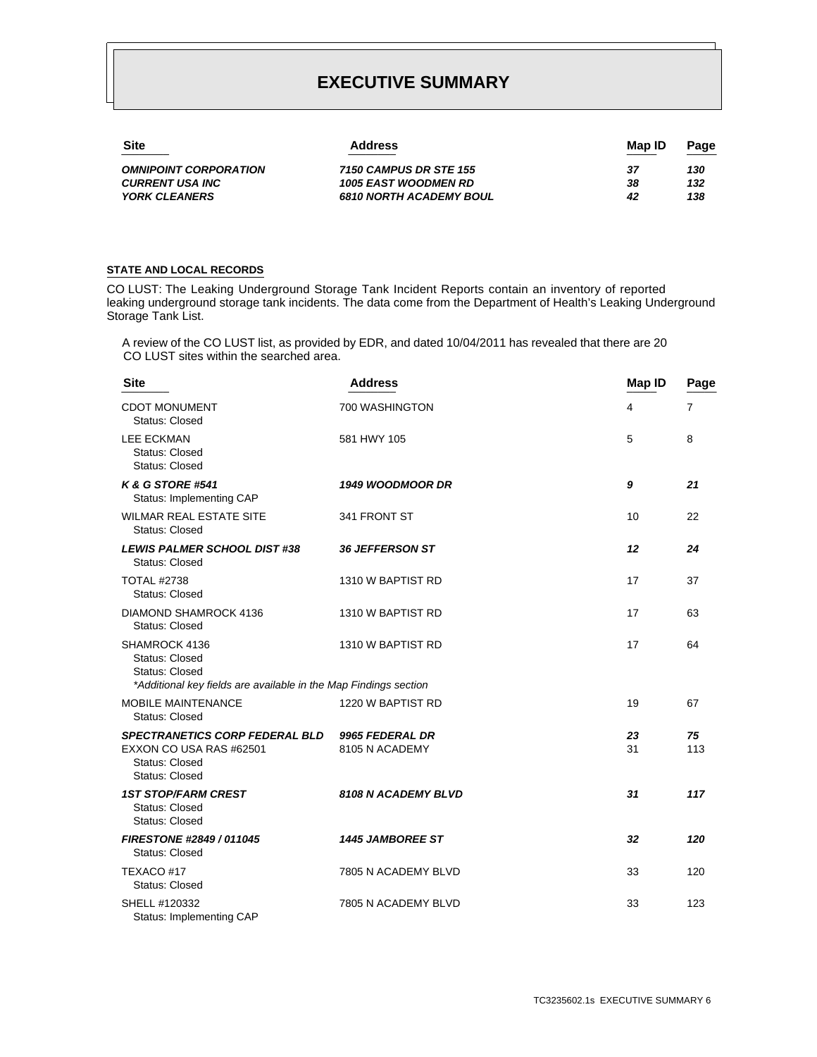# EXECUTIVE SUMMARY

| Site | Address | Map ID | Page |
|---|---|---|---|
| ***OMNIPOINT CORPORATION*** | ***7150 CAMPUS DR STE 155*** | ***37*** | ***130*** |
| ***CURRENT USA INC*** | ***1005 EAST WOODMEN RD*** | ***38*** | ***132*** |
| ***YORK CLEANERS*** | ***6810 NORTH ACADEMY BOUL*** | ***42*** | ***138*** |

**STATE AND LOCAL RECORDS**

CO LUST: The Leaking Underground Storage Tank Incident Reports contain an inventory of reported leaking underground storage tank incidents. The data come from the Department of Health's Leaking Underground Storage Tank List.

A review of the CO LUST list, as provided by EDR, and dated 10/04/2011 has revealed that there are 20 CO LUST sites within the searched area.

| Site | Address | Map ID | Page |
|---|---|---|---|
| CDOT MONUMENT<br>Status: Closed | 700 WASHINGTON | 4 | 7 |
| LEE ECKMAN<br>Status: Closed<br>Status: Closed | 581 HWY 105 | 5 | 8 |
| ***K & G STORE #541***<br>Status: Implementing CAP | ***1949 WOODMOOR DR*** | ***9*** | ***21*** |
| WILMAR REAL ESTATE SITE<br>Status: Closed | 341 FRONT ST | 10 | 22 |
| ***LEWIS PALMER SCHOOL DIST #38***<br>Status: Closed | ***36 JEFFERSON ST*** | ***12*** | ***24*** |
| TOTAL #2738<br>Status: Closed | 1310 W BAPTIST RD | 17 | 37 |
| DIAMOND SHAMROCK 4136<br>Status: Closed | 1310 W BAPTIST RD | 17 | 63 |
| SHAMROCK 4136<br>Status: Closed<br>Status: Closed<br>*\*Additional key fields are available in the Map Findings section* | 1310 W BAPTIST RD | 17 | 64 |
| MOBILE MAINTENANCE<br>Status: Closed | 1220 W BAPTIST RD | 19 | 67 |
| ***SPECTRANETICS CORP FEDERAL BLD*** | ***9965 FEDERAL DR*** | ***23*** | ***75*** |
| EXXON CO USA RAS #62501<br>Status: Closed<br>Status: Closed | 8105 N ACADEMY | 31 | 113 |
| ***1ST STOP/FARM CREST***<br>Status: Closed<br>Status: Closed | ***8108 N ACADEMY BLVD*** | ***31*** | ***117*** |
| ***FIRESTONE #2849 / 011045***<br>Status: Closed | ***1445 JAMBOREE ST*** | ***32*** | ***120*** |
| TEXACO #17<br>Status: Closed | 7805 N ACADEMY BLVD | 33 | 120 |
| SHELL #120332<br>Status: Implementing CAP | 7805 N ACADEMY BLVD | 33 | 123 |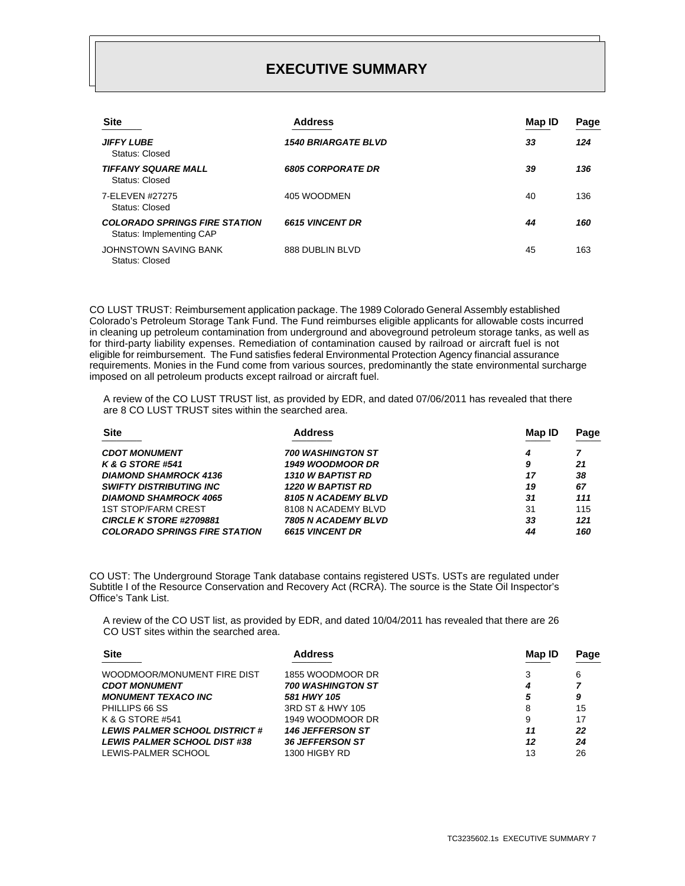# EXECUTIVE SUMMARY

| Site | Address | Map ID | Page |
|---|---|---|---|
| ***JIFFY LUBE*** Status: Closed | ***1540 BRIARGATE BLVD*** | ***33*** | ***124*** |
| ***TIFFANY SQUARE MALL*** Status: Closed | ***6805 CORPORATE DR*** | ***39*** | ***136*** |
| 7-ELEVEN #27275 Status: Closed | 405 WOODMEN | 40 | 136 |
| ***COLORADO SPRINGS FIRE STATION*** Status: Implementing CAP | ***6615 VINCENT DR*** | ***44*** | ***160*** |
| JOHNSTOWN SAVING BANK Status: Closed | 888 DUBLIN BLVD | 45 | 163 |

CO LUST TRUST: Reimbursement application package. The 1989 Colorado General Assembly established Colorado's Petroleum Storage Tank Fund. The Fund reimburses eligible applicants for allowable costs incurred in cleaning up petroleum contamination from underground and aboveground petroleum storage tanks, as well as for third-party liability expenses. Remediation of contamination caused by railroad or aircraft fuel is not eligible for reimbursement. The Fund satisfies federal Environmental Protection Agency financial assurance requirements. Monies in the Fund come from various sources, predominantly the state environmental surcharge imposed on all petroleum products except railroad or aircraft fuel.

A review of the CO LUST TRUST list, as provided by EDR, and dated 07/06/2011 has revealed that there are 8 CO LUST TRUST sites within the searched area.

| Site | Address | Map ID | Page |
|---|---|---|---|
| ***CDOT MONUMENT*** | ***700 WASHINGTON ST*** | ***4*** | ***7*** |
| ***K & G STORE #541*** | ***1949 WOODMOOR DR*** | ***9*** | ***21*** |
| ***DIAMOND SHAMROCK 4136*** | ***1310 W BAPTIST RD*** | ***17*** | ***38*** |
| ***SWIFTY DISTRIBUTING INC*** | ***1220 W BAPTIST RD*** | ***19*** | ***67*** |
| ***DIAMOND SHAMROCK 4065*** | ***8105 N ACADEMY BLVD*** | ***31*** | ***111*** |
| 1ST STOP/FARM CREST | 8108 N ACADEMY BLVD | 31 | 115 |
| ***CIRCLE K STORE #2709881*** | ***7805 N ACADEMY BLVD*** | ***33*** | ***121*** |
| ***COLORADO SPRINGS FIRE STATION*** | ***6615 VINCENT DR*** | ***44*** | ***160*** |

CO UST: The Underground Storage Tank database contains registered USTs. USTs are regulated under Subtitle I of the Resource Conservation and Recovery Act (RCRA). The source is the State Oil Inspector's Office's Tank List.

A review of the CO UST list, as provided by EDR, and dated 10/04/2011 has revealed that there are 26 CO UST sites within the searched area.

| Site | Address | Map ID | Page |
|---|---|---|---|
| WOODMOOR/MONUMENT FIRE DIST | 1855 WOODMOOR DR | 3 | 6 |
| ***CDOT MONUMENT*** | ***700 WASHINGTON ST*** | ***4*** | ***7*** |
| ***MONUMENT TEXACO INC*** | ***581 HWY 105*** | ***5*** | ***9*** |
| PHILLIPS 66 SS | 3RD ST & HWY 105 | 8 | 15 |
| K & G STORE #541 | 1949 WOODMOOR DR | 9 | 17 |
| ***LEWIS PALMER SCHOOL DISTRICT #*** | ***146 JEFFERSON ST*** | ***11*** | ***22*** |
| ***LEWIS PALMER SCHOOL DIST #38*** | ***36 JEFFERSON ST*** | ***12*** | ***24*** |
| LEWIS-PALMER SCHOOL | 1300 HIGBY RD | 13 | 26 |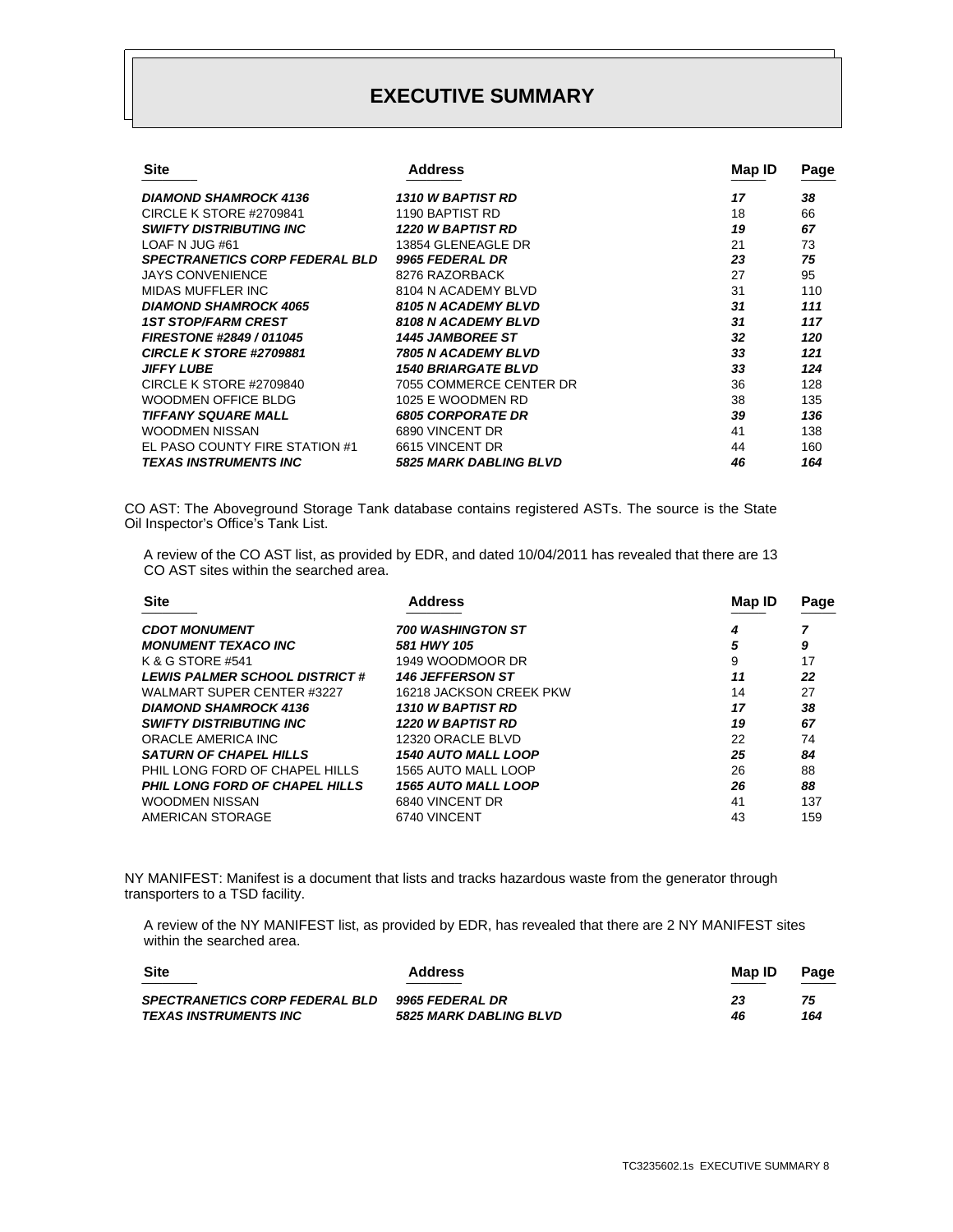# EXECUTIVE SUMMARY

| Site | Address | Map ID | Page |
|---|---|---|---|
| ***DIAMOND SHAMROCK 4136*** | ***1310 W BAPTIST RD*** | ***17*** | ***38*** |
| CIRCLE K STORE #2709841 | 1190 BAPTIST RD | 18 | 66 |
| ***SWIFTY DISTRIBUTING INC*** | ***1220 W BAPTIST RD*** | ***19*** | ***67*** |
| LOAF N JUG #61 | 13854 GLENEAGLE DR | 21 | 73 |
| ***SPECTRANETICS CORP FEDERAL BLD*** | ***9965 FEDERAL DR*** | ***23*** | ***75*** |
| JAYS CONVENIENCE | 8276 RAZORBACK | 27 | 95 |
| MIDAS MUFFLER INC | 8104 N ACADEMY BLVD | 31 | 110 |
| ***DIAMOND SHAMROCK 4065*** | ***8105 N ACADEMY BLVD*** | ***31*** | ***111*** |
| ***1ST STOP/FARM CREST*** | ***8108 N ACADEMY BLVD*** | ***31*** | ***117*** |
| ***FIRESTONE #2849 / 011045*** | ***1445 JAMBOREE ST*** | ***32*** | ***120*** |
| ***CIRCLE K STORE #2709881*** | ***7805 N ACADEMY BLVD*** | ***33*** | ***121*** |
| ***JIFFY LUBE*** | ***1540 BRIARGATE BLVD*** | ***33*** | ***124*** |
| CIRCLE K STORE #2709840 | 7055 COMMERCE CENTER DR | 36 | 128 |
| WOODMEN OFFICE BLDG | 1025 E WOODMEN RD | 38 | 135 |
| ***TIFFANY SQUARE MALL*** | ***6805 CORPORATE DR*** | ***39*** | ***136*** |
| WOODMEN NISSAN | 6890 VINCENT DR | 41 | 138 |
| EL PASO COUNTY FIRE STATION #1 | 6615 VINCENT DR | 44 | 160 |
| ***TEXAS INSTRUMENTS INC*** | ***5825 MARK DABLING BLVD*** | ***46*** | ***164*** |

CO AST: The Aboveground Storage Tank database contains registered ASTs. The source is the State Oil Inspector's Office's Tank List.

A review of the CO AST list, as provided by EDR, and dated 10/04/2011 has revealed that there are 13 CO AST sites within the searched area.

| Site | Address | Map ID | Page |
|---|---|---|---|
| ***CDOT MONUMENT*** | ***700 WASHINGTON ST*** | ***4*** | ***7*** |
| ***MONUMENT TEXACO INC*** | ***581 HWY 105*** | ***5*** | ***9*** |
| K & G STORE #541 | 1949 WOODMOOR DR | 9 | 17 |
| ***LEWIS PALMER SCHOOL DISTRICT #*** | ***146 JEFFERSON ST*** | ***11*** | ***22*** |
| WALMART SUPER CENTER #3227 | 16218 JACKSON CREEK PKW | 14 | 27 |
| ***DIAMOND SHAMROCK 4136*** | ***1310 W BAPTIST RD*** | ***17*** | ***38*** |
| ***SWIFTY DISTRIBUTING INC*** | ***1220 W BAPTIST RD*** | ***19*** | ***67*** |
| ORACLE AMERICA INC | 12320 ORACLE BLVD | 22 | 74 |
| ***SATURN OF CHAPEL HILLS*** | ***1540 AUTO MALL LOOP*** | ***25*** | ***84*** |
| PHIL LONG FORD OF CHAPEL HILLS | 1565 AUTO MALL LOOP | 26 | 88 |
| ***PHIL LONG FORD OF CHAPEL HILLS*** | ***1565 AUTO MALL LOOP*** | ***26*** | ***88*** |
| WOODMEN NISSAN | 6840 VINCENT DR | 41 | 137 |
| AMERICAN STORAGE | 6740 VINCENT | 43 | 159 |

NY MANIFEST: Manifest is a document that lists and tracks hazardous waste from the generator through transporters to a TSD facility.

A review of the NY MANIFEST list, as provided by EDR, has revealed that there are 2 NY MANIFEST sites within the searched area.

| Site | Address | Map ID | Page |
|---|---|---|---|
| ***SPECTRANETICS CORP FEDERAL BLD*** | ***9965 FEDERAL DR*** | ***23*** | ***75*** |
| ***TEXAS INSTRUMENTS INC*** | ***5825 MARK DABLING BLVD*** | ***46*** | ***164*** |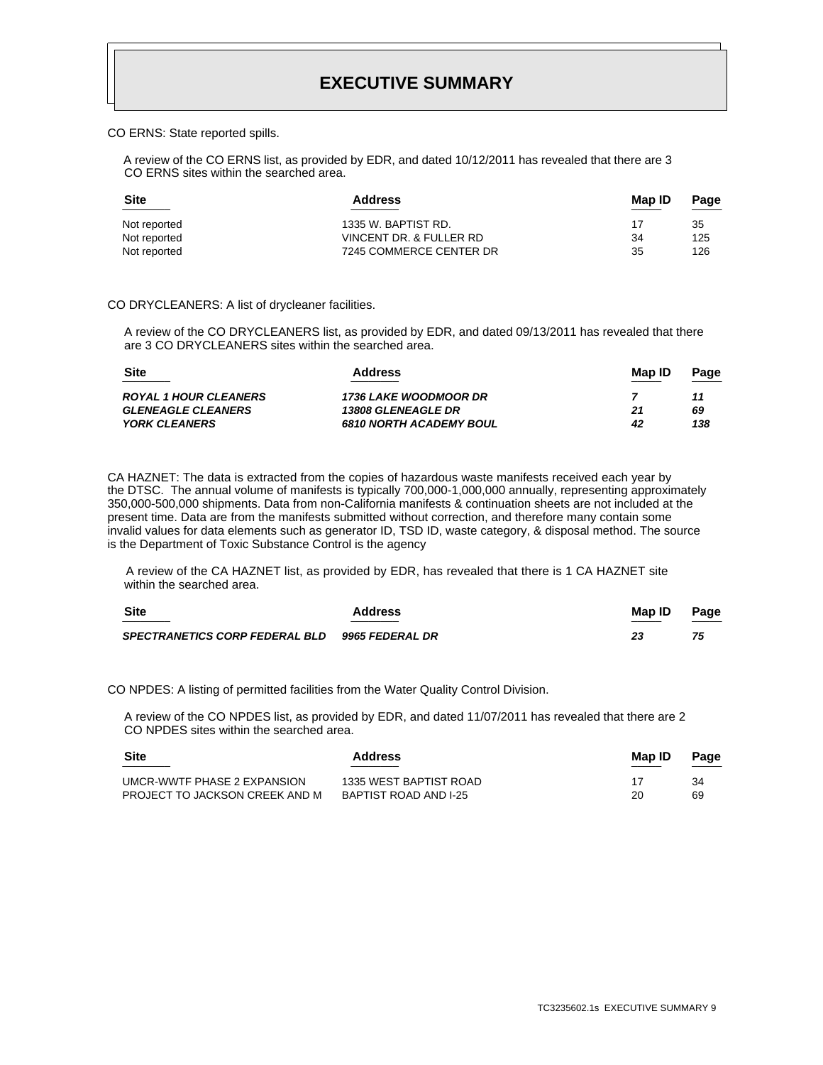# EXECUTIVE SUMMARY

CO ERNS: State reported spills.

A review of the CO ERNS list, as provided by EDR, and dated 10/12/2011 has revealed that there are 3 CO ERNS sites within the searched area.

| Site | Address | Map ID | Page |
|---|---|---|---|
| Not reported | 1335 W. BAPTIST RD. | 17 | 35 |
| Not reported | VINCENT DR. & FULLER RD | 34 | 125 |
| Not reported | 7245 COMMERCE CENTER DR | 35 | 126 |

CO DRYCLEANERS: A list of drycleaner facilities.

A review of the CO DRYCLEANERS list, as provided by EDR, and dated 09/13/2011 has revealed that there are 3 CO DRYCLEANERS sites within the searched area.

| Site | Address | Map ID | Page |
|---|---|---|---|
| ***ROYAL 1 HOUR CLEANERS*** | ***1736 LAKE WOODMOOR DR*** | ***7*** | ***11*** |
| ***GLENEAGLE CLEANERS*** | ***13808 GLENEAGLE DR*** | ***21*** | ***69*** |
| ***YORK CLEANERS*** | ***6810 NORTH ACADEMY BOUL*** | ***42*** | ***138*** |

CA HAZNET: The data is extracted from the copies of hazardous waste manifests received each year by the DTSC. The annual volume of manifests is typically 700,000-1,000,000 annually, representing approximately 350,000-500,000 shipments. Data from non-California manifests & continuation sheets are not included at the present time. Data are from the manifests submitted without correction, and therefore many contain some invalid values for data elements such as generator ID, TSD ID, waste category, & disposal method. The source is the Department of Toxic Substance Control is the agency

A review of the CA HAZNET list, as provided by EDR, has revealed that there is 1 CA HAZNET site within the searched area.

| Site | Address | Map ID | Page |
|---|---|---|---|
| ***SPECTRANETICS CORP FEDERAL BLD*** | ***9965 FEDERAL DR*** | ***23*** | ***75*** |

CO NPDES: A listing of permitted facilities from the Water Quality Control Division.

A review of the CO NPDES list, as provided by EDR, and dated 11/07/2011 has revealed that there are 2 CO NPDES sites within the searched area.

| Site | Address | Map ID | Page |
|---|---|---|---|
| UMCR-WWTF PHASE 2 EXPANSION | 1335 WEST BAPTIST ROAD | 17 | 34 |
| PROJECT TO JACKSON CREEK AND M | BAPTIST ROAD AND I-25 | 20 | 69 |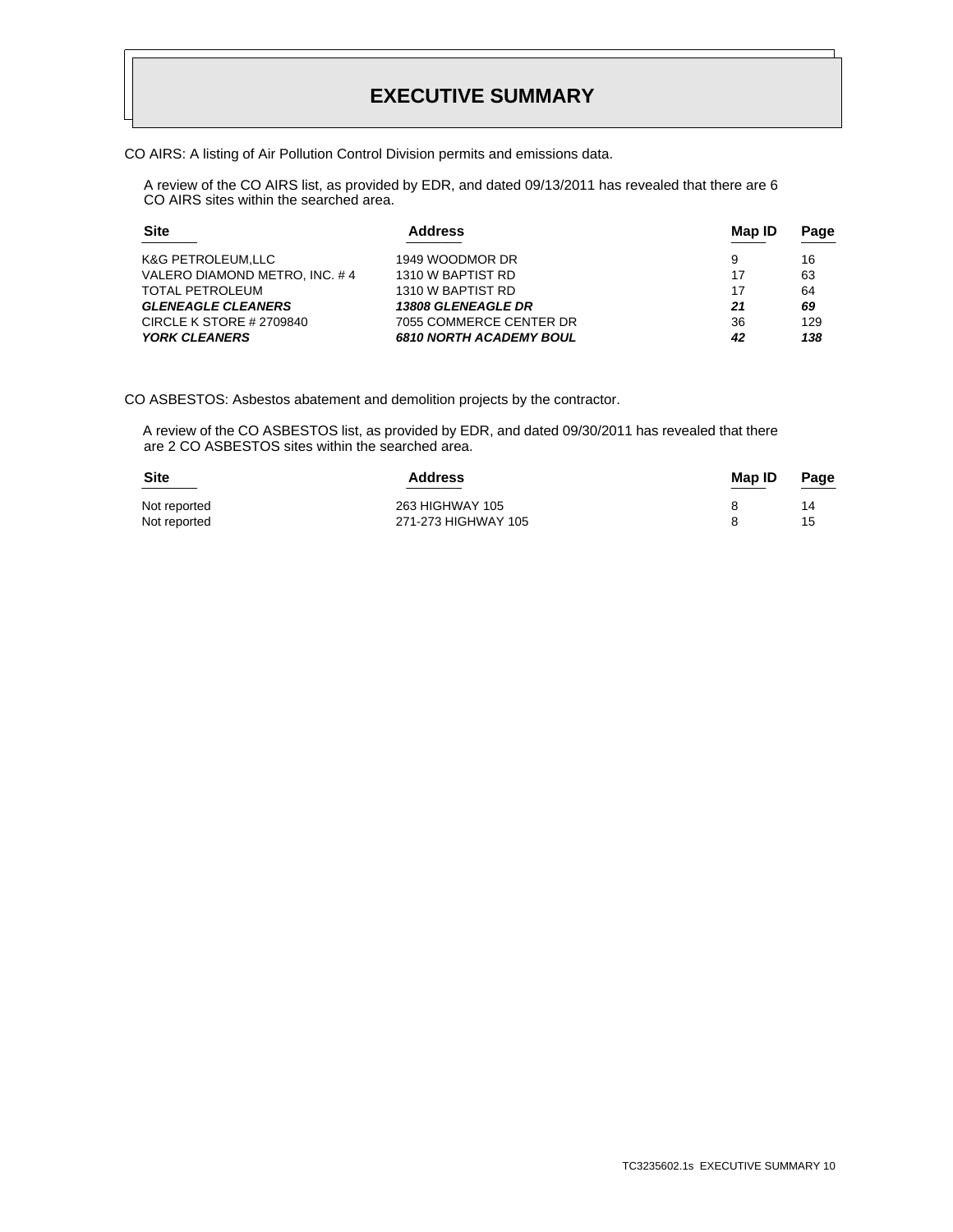# EXECUTIVE SUMMARY

CO AIRS: A listing of Air Pollution Control Division permits and emissions data.

A review of the CO AIRS list, as provided by EDR, and dated 09/13/2011 has revealed that there are 6 CO AIRS sites within the searched area.

| Site | Address | Map ID | Page |
|---|---|---|---|
| K&G PETROLEUM,LLC | 1949 WOODMOR DR | 9 | 16 |
| VALERO DIAMOND METRO, INC. # 4 | 1310 W BAPTIST RD | 17 | 63 |
| TOTAL PETROLEUM | 1310 W BAPTIST RD | 17 | 64 |
| ***GLENEAGLE CLEANERS*** | ***13808 GLENEAGLE DR*** | ***21*** | ***69*** |
| CIRCLE K STORE # 2709840 | 7055 COMMERCE CENTER DR | 36 | 129 |
| ***YORK CLEANERS*** | ***6810 NORTH ACADEMY BOUL*** | ***42*** | ***138*** |

CO ASBESTOS: Asbestos abatement and demolition projects by the contractor.

A review of the CO ASBESTOS list, as provided by EDR, and dated 09/30/2011 has revealed that there are 2 CO ASBESTOS sites within the searched area.

| Site | Address | Map ID | Page |
|---|---|---|---|
| Not reported | 263 HIGHWAY 105 | 8 | 14 |
| Not reported | 271-273 HIGHWAY 105 | 8 | 15 |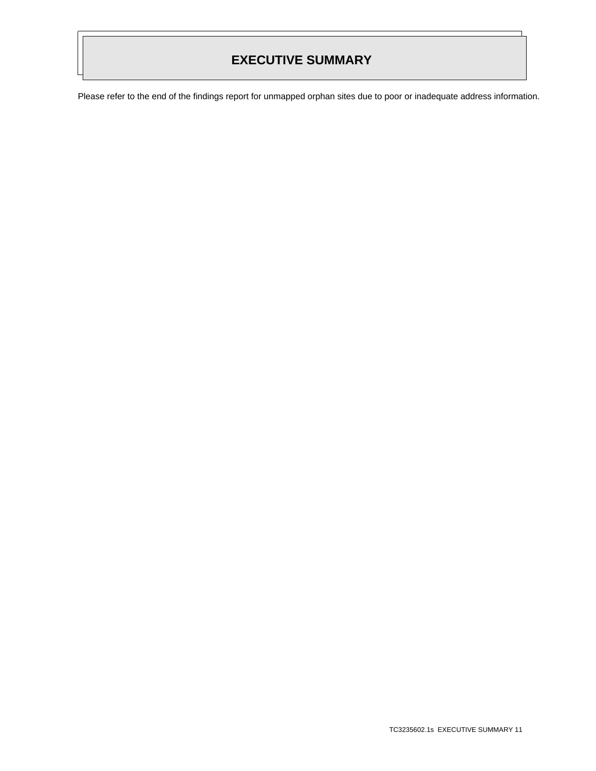# EXECUTIVE SUMMARY

Please refer to the end of the findings report for unmapped orphan sites due to poor or inadequate address information.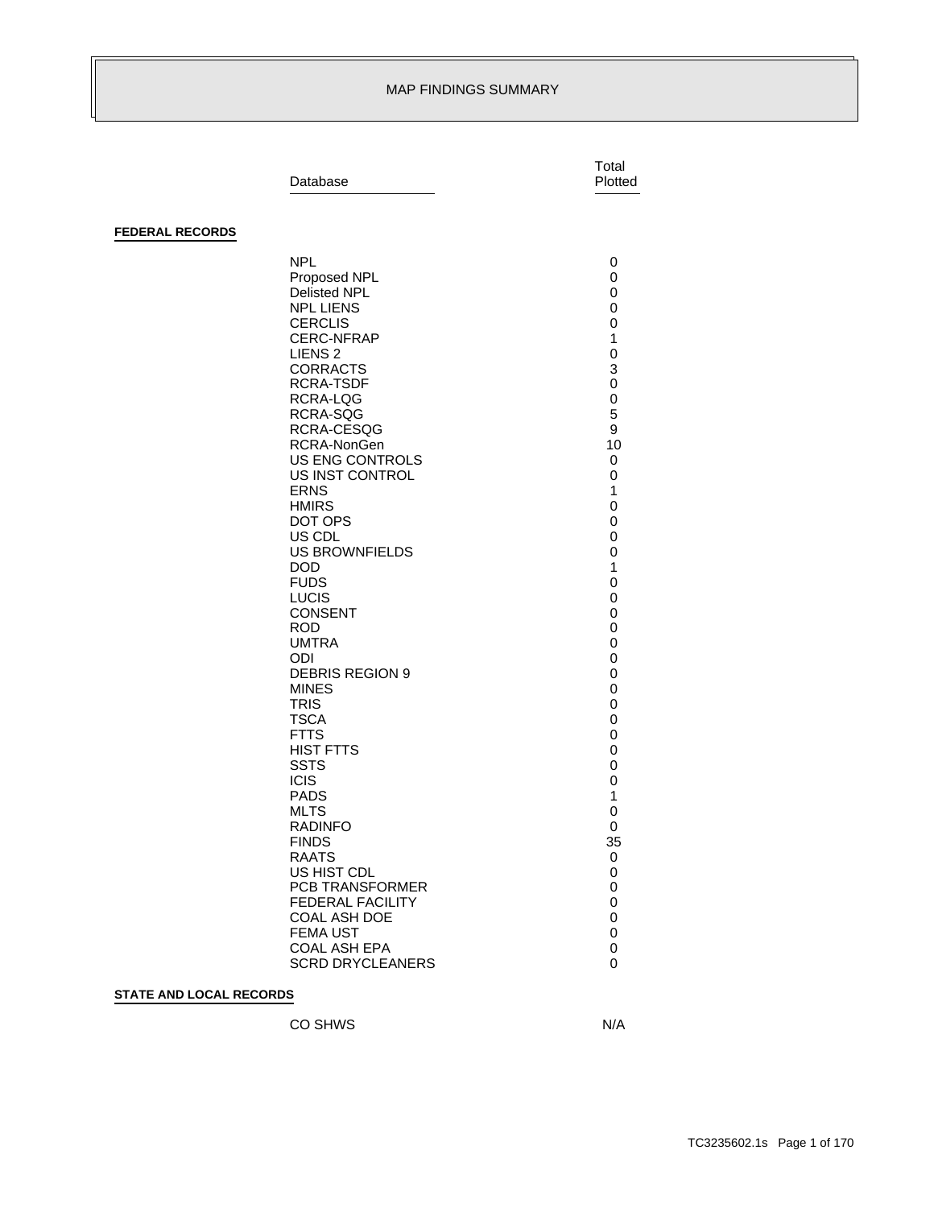# MAP FINDINGS SUMMARY

| | Database | Total Plotted |
|---|---|---|
| **FEDERAL RECORDS** | | |
| | NPL | 0 |
| | Proposed NPL | 0 |
| | Delisted NPL | 0 |
| | NPL LIENS | 0 |
| | CERCLIS | 0 |
| | CERC-NFRAP | 1 |
| | LIENS 2 | 0 |
| | CORRACTS | 3 |
| | RCRA-TSDF | 0 |
| | RCRA-LQG | 0 |
| | RCRA-SQG | 5 |
| | RCRA-CESQG | 9 |
| | RCRA-NonGen | 10 |
| | US ENG CONTROLS | 0 |
| | US INST CONTROL | 0 |
| | ERNS | 1 |
| | HMIRS | 0 |
| | DOT OPS | 0 |
| | US CDL | 0 |
| | US BROWNFIELDS | 0 |
| | DOD | 1 |
| | FUDS | 0 |
| | LUCIS | 0 |
| | CONSENT | 0 |
| | ROD | 0 |
| | UMTRA | 0 |
| | ODI | 0 |
| | DEBRIS REGION 9 | 0 |
| | MINES | 0 |
| | TRIS | 0 |
| | TSCA | 0 |
| | FTTS | 0 |
| | HIST FTTS | 0 |
| | SSTS | 0 |
| | ICIS | 0 |
| | PADS | 1 |
| | MLTS | 0 |
| | RADINFO | 0 |
| | FINDS | 35 |
| | RAATS | 0 |
| | US HIST CDL | 0 |
| | PCB TRANSFORMER | 0 |
| | FEDERAL FACILITY | 0 |
| | COAL ASH DOE | 0 |
| | FEMA UST | 0 |
| | COAL ASH EPA | 0 |
| | SCRD DRYCLEANERS | 0 |
| **STATE AND LOCAL RECORDS** | | |
| | CO SHWS | N/A |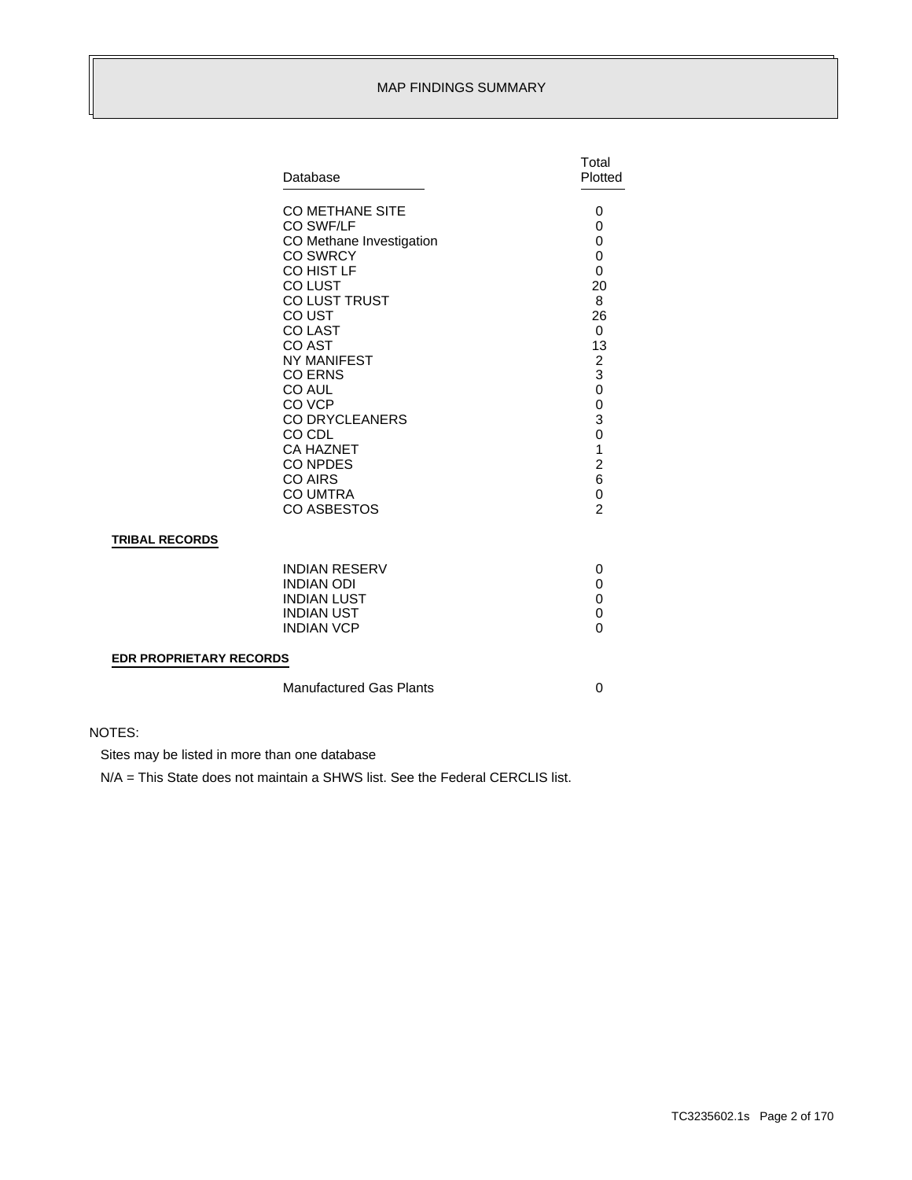## MAP FINDINGS SUMMARY

| Database | Total Plotted |
|---|---|
| CO METHANE SITE | 0 |
| CO SWF/LF | 0 |
| CO Methane Investigation | 0 |
| CO SWRCY | 0 |
| CO HIST LF | 0 |
| CO LUST | 20 |
| CO LUST TRUST | 8 |
| CO UST | 26 |
| CO LAST | 0 |
| CO AST | 13 |
| NY MANIFEST | 2 |
| CO ERNS | 3 |
| CO AUL | 0 |
| CO VCP | 0 |
| CO DRYCLEANERS | 3 |
| CO CDL | 0 |
| CA HAZNET | 1 |
| CO NPDES | 2 |
| CO AIRS | 6 |
| CO UMTRA | 0 |
| CO ASBESTOS | 2 |

**TRIBAL RECORDS**

| Database | Total Plotted |
|---|---|
| INDIAN RESERV | 0 |
| INDIAN ODI | 0 |
| INDIAN LUST | 0 |
| INDIAN UST | 0 |
| INDIAN VCP | 0 |

**EDR PROPRIETARY RECORDS**

| Database | Total Plotted |
|---|---|
| Manufactured Gas Plants | 0 |

NOTES:

Sites may be listed in more than one database

N/A = This State does not maintain a SHWS list. See the Federal CERCLIS list.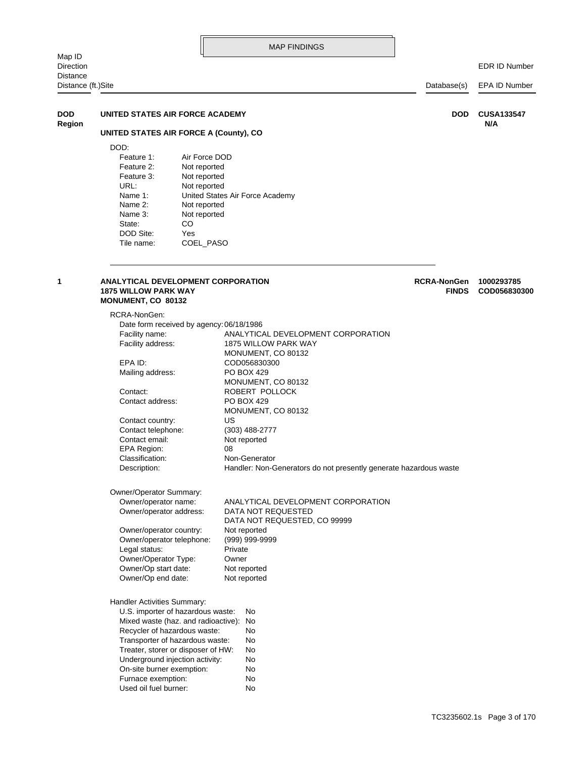## MAP FINDINGS

| Map ID<br>Direction<br>Distance<br>Distance (ft.)Site | | Database(s) | EDR ID Number<br>EPA ID Number |
|---|---|---|---|

**DOD Region** | **UNITED STATES AIR FORCE ACADEMY** | **DOD** | **CUSA133547** / **N/A**

**UNITED STATES AIR FORCE A (County), CO**

DOD:

| | |
|---|---|
| Feature 1: | Air Force DOD |
| Feature 2: | Not reported |
| Feature 3: | Not reported |
| URL: | Not reported |
| Name 1: | United States Air Force Academy |
| Name 2: | Not reported |
| Name 3: | Not reported |
| State: | CO |
| DOD Site: | Yes |
| Tile name: | COEL_PASO |

---

**1** | **ANALYTICAL DEVELOPMENT CORPORATION** | **RCRA-NonGen** / **FINDS** | **1000293785** / **COD056830300**

**1875 WILLOW PARK WAY**
**MONUMENT, CO 80132**

RCRA-NonGen:

| | |
|---|---|
| Date form received by agency: | 06/18/1986 |
| Facility name: | ANALYTICAL DEVELOPMENT CORPORATION |
| Facility address: | 1875 WILLOW PARK WAY<br>MONUMENT, CO 80132 |
| EPA ID: | COD056830300 |
| Mailing address: | PO BOX 429<br>MONUMENT, CO 80132 |
| Contact: | ROBERT POLLOCK |
| Contact address: | PO BOX 429<br>MONUMENT, CO 80132 |
| Contact country: | US |
| Contact telephone: | (303) 488-2777 |
| Contact email: | Not reported |
| EPA Region: | 08 |
| Classification: | Non-Generator |
| Description: | Handler: Non-Generators do not presently generate hazardous waste |

Owner/Operator Summary:

| | |
|---|---|
| Owner/operator name: | ANALYTICAL DEVELOPMENT CORPORATION |
| Owner/operator address: | DATA NOT REQUESTED<br>DATA NOT REQUESTED, CO 99999 |
| Owner/operator country: | Not reported |
| Owner/operator telephone: | (999) 999-9999 |
| Legal status: | Private |
| Owner/Operator Type: | Owner |
| Owner/Op start date: | Not reported |
| Owner/Op end date: | Not reported |

Handler Activities Summary:

| | |
|---|---|
| U.S. importer of hazardous waste: | No |
| Mixed waste (haz. and radioactive): | No |
| Recycler of hazardous waste: | No |
| Transporter of hazardous waste: | No |
| Treater, storer or disposer of HW: | No |
| Underground injection activity: | No |
| On-site burner exemption: | No |
| Furnace exemption: | No |
| Used oil fuel burner: | No |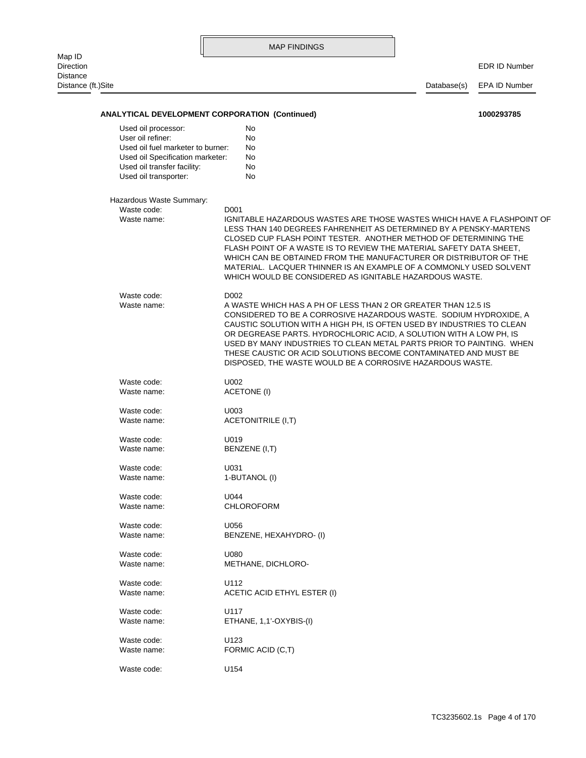MAP FINDINGS

| Map ID Direction Distance Distance (ft.)Site | Database(s) | EDR ID Number EPA ID Number |
|---|---|---|

**ANALYTICAL DEVELOPMENT CORPORATION (Continued)** **1000293785**

Used oil processor: No
User oil refiner: No
Used oil fuel marketer to burner: No
Used oil Specification marketer: No
Used oil transfer facility: No
Used oil transporter: No

Hazardous Waste Summary:

Waste code: D001
Waste name: IGNITABLE HAZARDOUS WASTES ARE THOSE WASTES WHICH HAVE A FLASHPOINT OF LESS THAN 140 DEGREES FAHRENHEIT AS DETERMINED BY A PENSKY-MARTENS CLOSED CUP FLASH POINT TESTER. ANOTHER METHOD OF DETERMINING THE FLASH POINT OF A WASTE IS TO REVIEW THE MATERIAL SAFETY DATA SHEET, WHICH CAN BE OBTAINED FROM THE MANUFACTURER OR DISTRIBUTOR OF THE MATERIAL. LACQUER THINNER IS AN EXAMPLE OF A COMMONLY USED SOLVENT WHICH WOULD BE CONSIDERED AS IGNITABLE HAZARDOUS WASTE.

Waste code: D002
Waste name: A WASTE WHICH HAS A PH OF LESS THAN 2 OR GREATER THAN 12.5 IS CONSIDERED TO BE A CORROSIVE HAZARDOUS WASTE. SODIUM HYDROXIDE, A CAUSTIC SOLUTION WITH A HIGH PH, IS OFTEN USED BY INDUSTRIES TO CLEAN OR DEGREASE PARTS. HYDROCHLORIC ACID, A SOLUTION WITH A LOW PH, IS USED BY MANY INDUSTRIES TO CLEAN METAL PARTS PRIOR TO PAINTING. WHEN THESE CAUSTIC OR ACID SOLUTIONS BECOME CONTAMINATED AND MUST BE DISPOSED, THE WASTE WOULD BE A CORROSIVE HAZARDOUS WASTE.

Waste code: U002
Waste name: ACETONE (I)

Waste code: U003
Waste name: ACETONITRILE (I,T)

Waste code: U019
Waste name: BENZENE (I,T)

Waste code: U031
Waste name: 1-BUTANOL (I)

Waste code: U044
Waste name: CHLOROFORM

Waste code: U056
Waste name: BENZENE, HEXAHYDRO- (I)

Waste code: U080
Waste name: METHANE, DICHLORO-

Waste code: U112
Waste name: ACETIC ACID ETHYL ESTER (I)

Waste code: U117
Waste name: ETHANE, 1,1'-OXYBIS-(I)

Waste code: U123
Waste name: FORMIC ACID (C,T)

Waste code: U154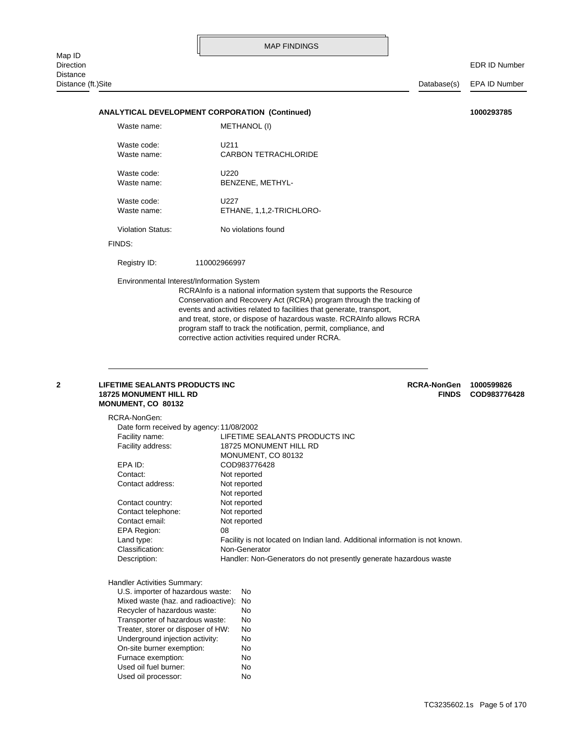MAP FINDINGS

| Map ID<br>Direction<br>Distance<br>Distance (ft.)Site | | Database(s) | EDR ID Number<br>EPA ID Number |
|---|---|---|---|

**ANALYTICAL DEVELOPMENT CORPORATION (Continued)** **1000293785**

Waste name: METHANOL (I)

Waste code: U211
Waste name: CARBON TETRACHLORIDE

Waste code: U220
Waste name: BENZENE, METHYL-

Waste code: U227
Waste name: ETHANE, 1,1,2-TRICHLORO-

Violation Status: No violations found

FINDS:

Registry ID: 110002966997

Environmental Interest/Information System
RCRAInfo is a national information system that supports the Resource Conservation and Recovery Act (RCRA) program through the tracking of events and activities related to facilities that generate, transport, and treat, store, or dispose of hazardous waste. RCRAInfo allows RCRA program staff to track the notification, permit, compliance, and corrective action activities required under RCRA.

---

**2** **LIFETIME SEALANTS PRODUCTS INC**
**18725 MONUMENT HILL RD**
**MONUMENT, CO 80132**

**RCRA-NonGen** **1000599826**
**FINDS** **COD983776428**

RCRA-NonGen:

| | |
|---|---|
| Date form received by agency: | 11/08/2002 |
| Facility name: | LIFETIME SEALANTS PRODUCTS INC |
| Facility address: | 18725 MONUMENT HILL RD<br>MONUMENT, CO 80132 |
| EPA ID: | COD983776428 |
| Contact: | Not reported |
| Contact address: | Not reported<br>Not reported |
| Contact country: | Not reported |
| Contact telephone: | Not reported |
| Contact email: | Not reported |
| EPA Region: | 08 |
| Land type: | Facility is not located on Indian land. Additional information is not known. |
| Classification: | Non-Generator |
| Description: | Handler: Non-Generators do not presently generate hazardous waste |

Handler Activities Summary:

| | |
|---|---|
| U.S. importer of hazardous waste: | No |
| Mixed waste (haz. and radioactive): | No |
| Recycler of hazardous waste: | No |
| Transporter of hazardous waste: | No |
| Treater, storer or disposer of HW: | No |
| Underground injection activity: | No |
| On-site burner exemption: | No |
| Furnace exemption: | No |
| Used oil fuel burner: | No |
| Used oil processor: | No |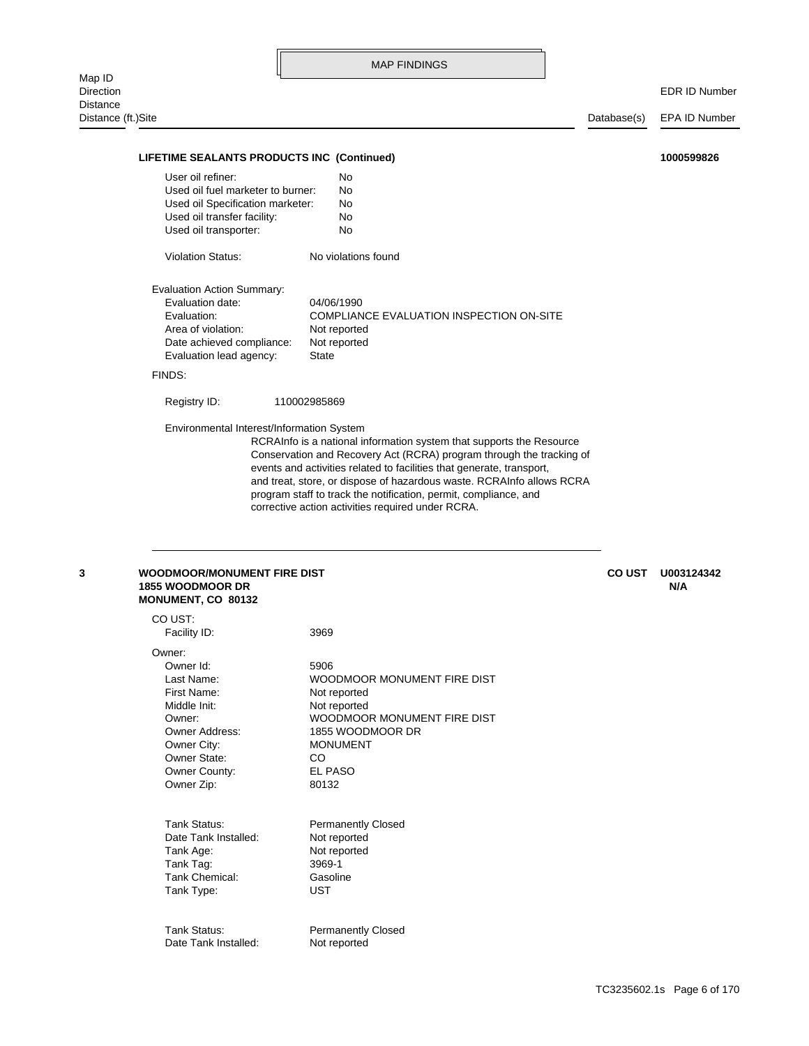## MAP FINDINGS

Map ID
Direction
Distance
Distance (ft.)Site | Database(s) | EDR ID Number / EPA ID Number

**LIFETIME SEALANTS PRODUCTS INC (Continued)** **1000599826**

User oil refiner: No
Used oil fuel marketer to burner: No
Used oil Specification marketer: No
Used oil transfer facility: No
Used oil transporter: No

Violation Status: No violations found

Evaluation Action Summary:
Evaluation date: 04/06/1990
Evaluation: COMPLIANCE EVALUATION INSPECTION ON-SITE
Area of violation: Not reported
Date achieved compliance: Not reported
Evaluation lead agency: State

FINDS:

Registry ID: 110002985869

Environmental Interest/Information System
RCRAInfo is a national information system that supports the Resource Conservation and Recovery Act (RCRA) program through the tracking of events and activities related to facilities that generate, transport, and treat, store, or dispose of hazardous waste. RCRAInfo allows RCRA program staff to track the notification, permit, compliance, and corrective action activities required under RCRA.

---

**3** **WOODMOOR/MONUMENT FIRE DIST** **CO UST** **U003124342**
**1855 WOODMOOR DR** **N/A**
**MONUMENT, CO 80132**

CO UST:
Facility ID: 3969

Owner:
Owner Id: 5906
Last Name: WOODMOOR MONUMENT FIRE DIST
First Name: Not reported
Middle Init: Not reported
Owner: WOODMOOR MONUMENT FIRE DIST
Owner Address: 1855 WOODMOOR DR
Owner City: MONUMENT
Owner State: CO
Owner County: EL PASO
Owner Zip: 80132

Tank Status: Permanently Closed
Date Tank Installed: Not reported
Tank Age: Not reported
Tank Tag: 3969-1
Tank Chemical: Gasoline
Tank Type: UST

Tank Status: Permanently Closed
Date Tank Installed: Not reported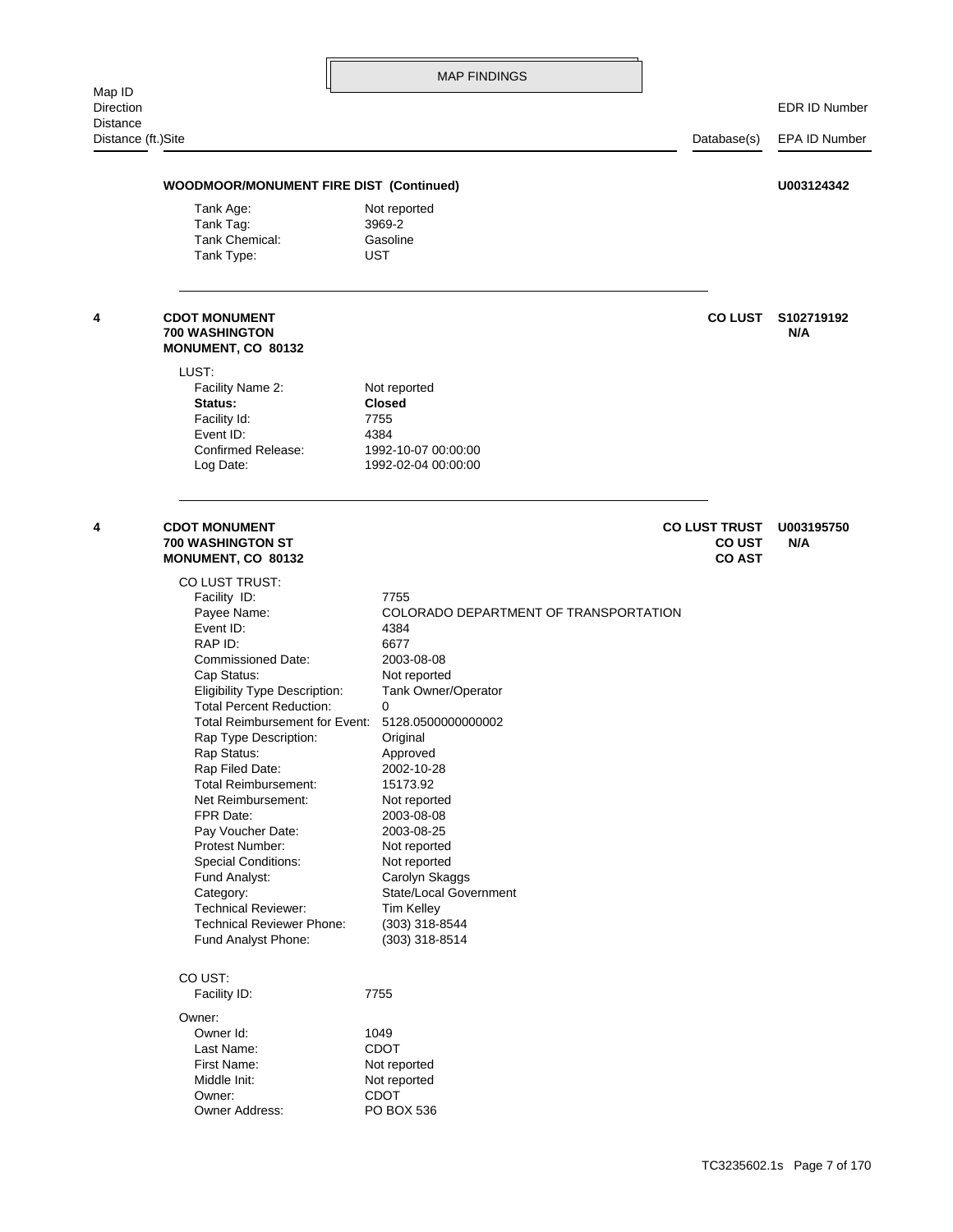MAP FINDINGS

Map ID
Direction
Distance
Distance (ft.)Site | Database(s) | EDR ID Number / EPA ID Number

**WOODMOOR/MONUMENT FIRE DIST (Continued)** **U003124342**

Tank Age: Not reported
Tank Tag: 3969-2
Tank Chemical: Gasoline
Tank Type: UST

---

**4** **CDOT MONUMENT**
**700 WASHINGTON**
**MONUMENT, CO 80132**

**CO LUST** **S102719192**
**N/A**

LUST:
Facility Name 2: Not reported
**Status:** **Closed**
Facility Id: 7755
Event ID: 4384
Confirmed Release: 1992-10-07 00:00:00
Log Date: 1992-02-04 00:00:00

---

**4** **CDOT MONUMENT**
**700 WASHINGTON ST**
**MONUMENT, CO 80132**

**CO LUST TRUST** **U003195750**
**CO UST** **N/A**
**CO AST**

CO LUST TRUST:

| | |
|---|---|
| Facility ID: | 7755 |
| Payee Name: | COLORADO DEPARTMENT OF TRANSPORTATION |
| Event ID: | 4384 |
| RAP ID: | 6677 |
| Commissioned Date: | 2003-08-08 |
| Cap Status: | Not reported |
| Eligibility Type Description: | Tank Owner/Operator |
| Total Percent Reduction: | 0 |
| Total Reimbursement for Event: | 5128.0500000000002 |
| Rap Type Description: | Original |
| Rap Status: | Approved |
| Rap Filed Date: | 2002-10-28 |
| Total Reimbursement: | 15173.92 |
| Net Reimbursement: | Not reported |
| FPR Date: | 2003-08-08 |
| Pay Voucher Date: | 2003-08-25 |
| Protest Number: | Not reported |
| Special Conditions: | Not reported |
| Fund Analyst: | Carolyn Skaggs |
| Category: | State/Local Government |
| Technical Reviewer: | Tim Kelley |
| Technical Reviewer Phone: | (303) 318-8544 |
| Fund Analyst Phone: | (303) 318-8514 |

CO UST:
Facility ID: 7755

Owner:

| | |
|---|---|
| Owner Id: | 1049 |
| Last Name: | CDOT |
| First Name: | Not reported |
| Middle Init: | Not reported |
| Owner: | CDOT |
| Owner Address: | PO BOX 536 |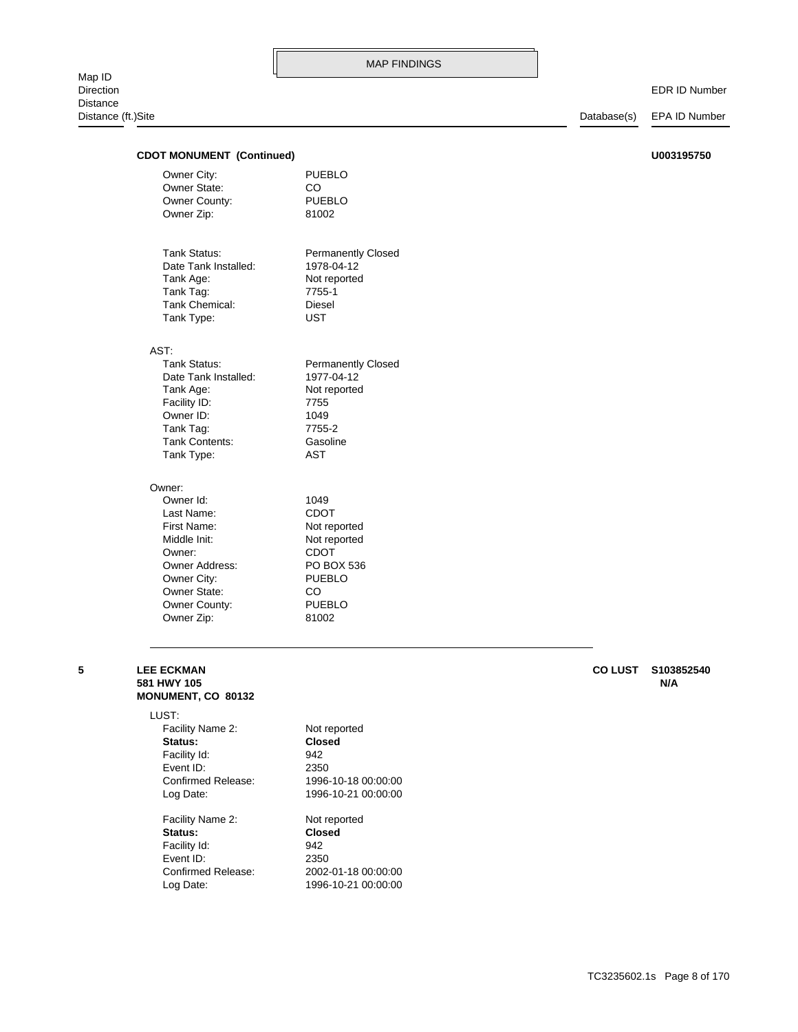MAP FINDINGS

Map ID
Direction
Distance
Distance (ft.)Site | Database(s) | EDR ID Number / EPA ID Number

**CDOT MONUMENT (Continued)** **U003195750**

| | |
|---|---|
| Owner City: | PUEBLO |
| Owner State: | CO |
| Owner County: | PUEBLO |
| Owner Zip: | 81002 |

| | |
|---|---|
| Tank Status: | Permanently Closed |
| Date Tank Installed: | 1978-04-12 |
| Tank Age: | Not reported |
| Tank Tag: | 7755-1 |
| Tank Chemical: | Diesel |
| Tank Type: | UST |

AST:

| | |
|---|---|
| Tank Status: | Permanently Closed |
| Date Tank Installed: | 1977-04-12 |
| Tank Age: | Not reported |
| Facility ID: | 7755 |
| Owner ID: | 1049 |
| Tank Tag: | 7755-2 |
| Tank Contents: | Gasoline |
| Tank Type: | AST |

Owner:

| | |
|---|---|
| Owner Id: | 1049 |
| Last Name: | CDOT |
| First Name: | Not reported |
| Middle Init: | Not reported |
| Owner: | CDOT |
| Owner Address: | PO BOX 536 |
| Owner City: | PUEBLO |
| Owner State: | CO |
| Owner County: | PUEBLO |
| Owner Zip: | 81002 |

---

**5** **LEE ECKMAN** **CO LUST** **S103852540**
**581 HWY 105** **N/A**
**MONUMENT, CO 80132**

LUST:

| | |
|---|---|
| Facility Name 2: | Not reported |
| **Status:** | **Closed** |
| Facility Id: | 942 |
| Event ID: | 2350 |
| Confirmed Release: | 1996-10-18 00:00:00 |
| Log Date: | 1996-10-21 00:00:00 |

| | |
|---|---|
| Facility Name 2: | Not reported |
| **Status:** | **Closed** |
| Facility Id: | 942 |
| Event ID: | 2350 |
| Confirmed Release: | 2002-01-18 00:00:00 |
| Log Date: | 1996-10-21 00:00:00 |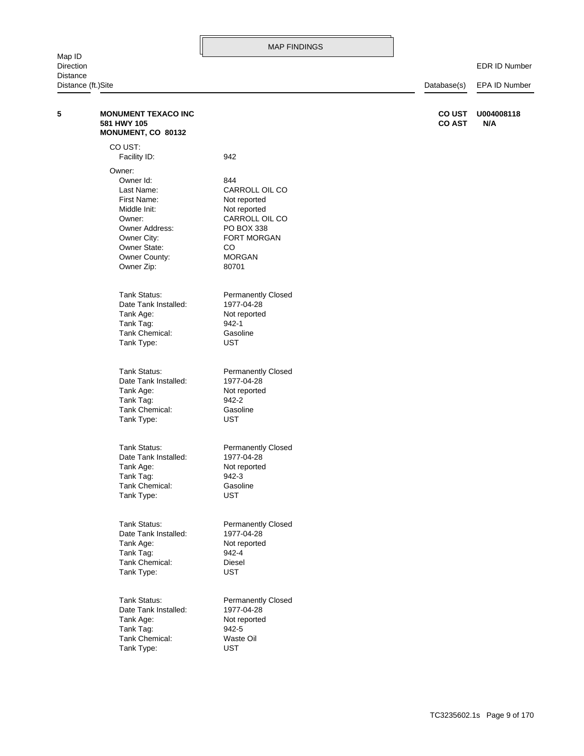# MAP FINDINGS

| Map ID / Direction / Distance / Distance (ft.) | Site | Database(s) | EDR ID Number / EPA ID Number |
|---|---|---|---|
| **5** | **MONUMENT TEXACO INC**<br>**581 HWY 105**<br>**MONUMENT, CO 80132** | **CO UST**<br>**CO AST** | **U004008118**<br>**N/A** |

CO UST:

| | |
|---|---|
| Facility ID: | 942 |

Owner:

| | |
|---|---|
| Owner Id: | 844 |
| Last Name: | CARROLL OIL CO |
| First Name: | Not reported |
| Middle Init: | Not reported |
| Owner: | CARROLL OIL CO |
| Owner Address: | PO BOX 338 |
| Owner City: | FORT MORGAN |
| Owner State: | CO |
| Owner County: | MORGAN |
| Owner Zip: | 80701 |

| | |
|---|---|
| Tank Status: | Permanently Closed |
| Date Tank Installed: | 1977-04-28 |
| Tank Age: | Not reported |
| Tank Tag: | 942-1 |
| Tank Chemical: | Gasoline |
| Tank Type: | UST |

| | |
|---|---|
| Tank Status: | Permanently Closed |
| Date Tank Installed: | 1977-04-28 |
| Tank Age: | Not reported |
| Tank Tag: | 942-2 |
| Tank Chemical: | Gasoline |
| Tank Type: | UST |

| | |
|---|---|
| Tank Status: | Permanently Closed |
| Date Tank Installed: | 1977-04-28 |
| Tank Age: | Not reported |
| Tank Tag: | 942-3 |
| Tank Chemical: | Gasoline |
| Tank Type: | UST |

| | |
|---|---|
| Tank Status: | Permanently Closed |
| Date Tank Installed: | 1977-04-28 |
| Tank Age: | Not reported |
| Tank Tag: | 942-4 |
| Tank Chemical: | Diesel |
| Tank Type: | UST |

| | |
|---|---|
| Tank Status: | Permanently Closed |
| Date Tank Installed: | 1977-04-28 |
| Tank Age: | Not reported |
| Tank Tag: | 942-5 |
| Tank Chemical: | Waste Oil |
| Tank Type: | UST |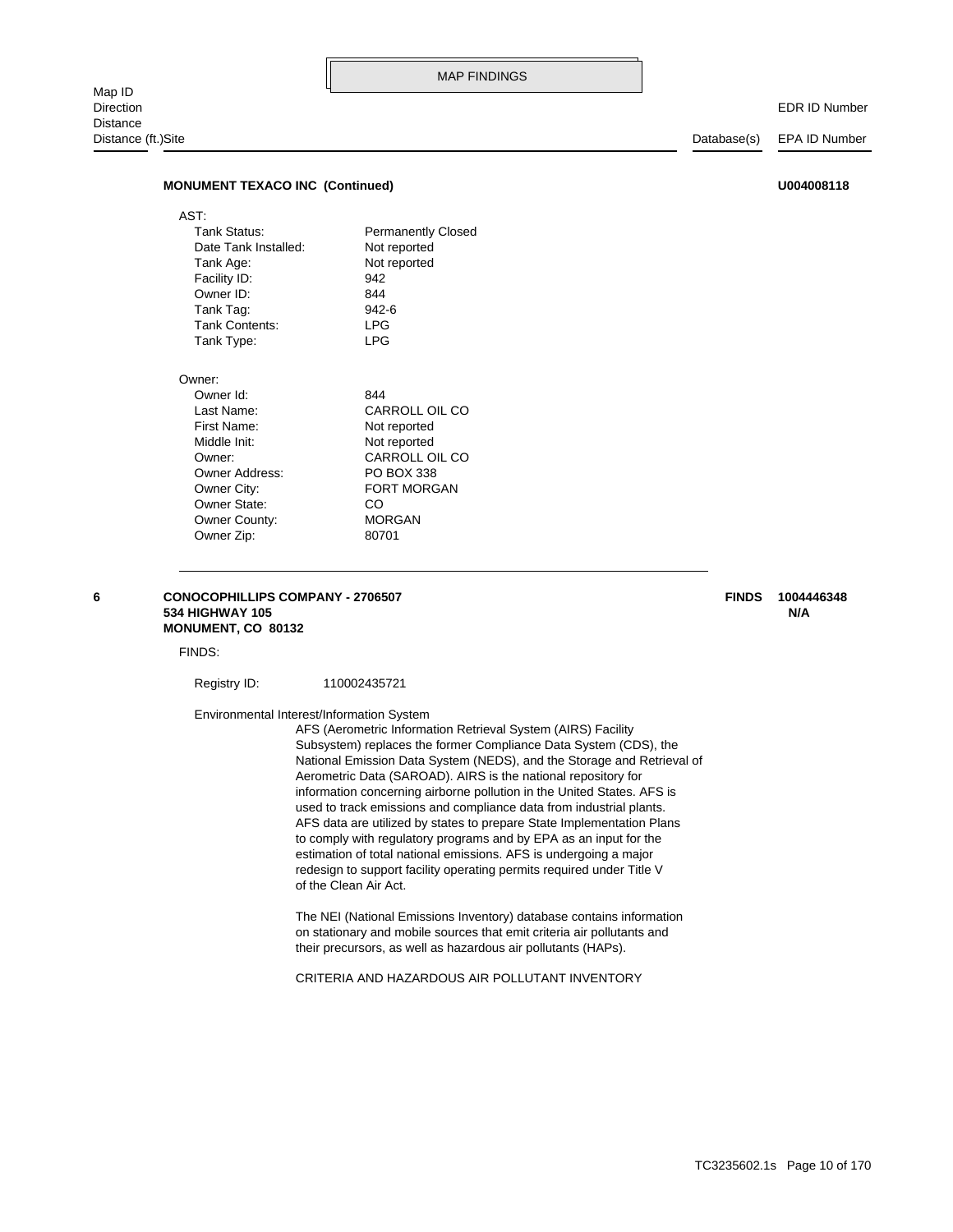## MAP FINDINGS

| Map ID<br>Direction<br>Distance<br>Distance (ft.) | Site | Database(s) | EDR ID Number<br>EPA ID Number |
|---|---|---|---|

**MONUMENT TEXACO INC (Continued)** **U004008118**

AST:

| | |
|---|---|
| Tank Status: | Permanently Closed |
| Date Tank Installed: | Not reported |
| Tank Age: | Not reported |
| Facility ID: | 942 |
| Owner ID: | 844 |
| Tank Tag: | 942-6 |
| Tank Contents: | LPG |
| Tank Type: | LPG |

Owner:

| | |
|---|---|
| Owner Id: | 844 |
| Last Name: | CARROLL OIL CO |
| First Name: | Not reported |
| Middle Init: | Not reported |
| Owner: | CARROLL OIL CO |
| Owner Address: | PO BOX 338 |
| Owner City: | FORT MORGAN |
| Owner State: | CO |
| Owner County: | MORGAN |
| Owner Zip: | 80701 |

---

**6** **CONOCOPHILLIPS COMPANY - 2706507** **FINDS** **1004446348**
**534 HIGHWAY 105** **N/A**
**MONUMENT, CO 80132**

FINDS:

Registry ID: 110002435721

Environmental Interest/Information System

AFS (Aerometric Information Retrieval System (AIRS) Facility Subsystem) replaces the former Compliance Data System (CDS), the National Emission Data System (NEDS), and the Storage and Retrieval of Aerometric Data (SAROAD). AIRS is the national repository for information concerning airborne pollution in the United States. AFS is used to track emissions and compliance data from industrial plants. AFS data are utilized by states to prepare State Implementation Plans to comply with regulatory programs and by EPA as an input for the estimation of total national emissions. AFS is undergoing a major redesign to support facility operating permits required under Title V of the Clean Air Act.

The NEI (National Emissions Inventory) database contains information on stationary and mobile sources that emit criteria air pollutants and their precursors, as well as hazardous air pollutants (HAPs).

CRITERIA AND HAZARDOUS AIR POLLUTANT INVENTORY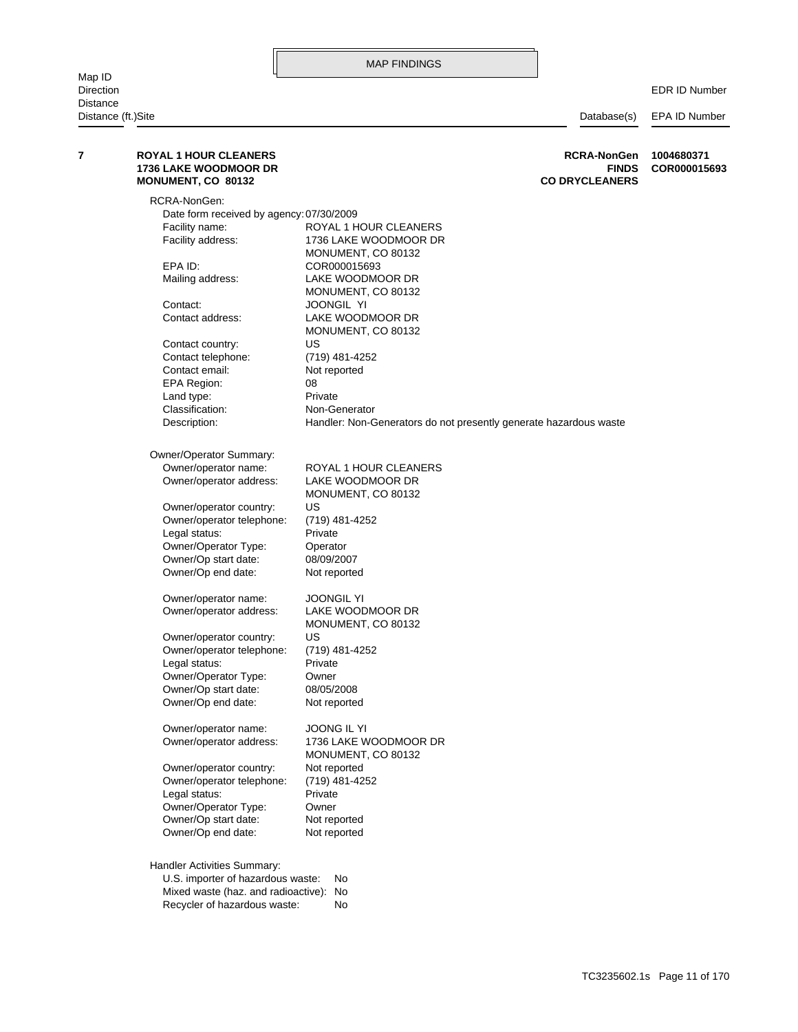MAP FINDINGS

| Map ID<br>Direction<br>Distance<br>Distance (ft.)Site | | Database(s) | EDR ID Number<br>EPA ID Number |
|---|---|---|---|
| **7** | **ROYAL 1 HOUR CLEANERS**<br>**1736 LAKE WOODMOOR DR**<br>**MONUMENT, CO 80132** | **RCRA-NonGen**<br>**FINDS**<br>**CO DRYCLEANERS** | **1004680371**<br>**COR000015693** |

RCRA-NonGen:

| | |
|---|---|
| Date form received by agency: | 07/30/2009 |
| Facility name: | ROYAL 1 HOUR CLEANERS |
| Facility address: | 1736 LAKE WOODMOOR DR<br>MONUMENT, CO 80132 |
| EPA ID: | COR000015693 |
| Mailing address: | LAKE WOODMOOR DR<br>MONUMENT, CO 80132 |
| Contact: | JOONGIL YI |
| Contact address: | LAKE WOODMOOR DR<br>MONUMENT, CO 80132 |
| Contact country: | US |
| Contact telephone: | (719) 481-4252 |
| Contact email: | Not reported |
| EPA Region: | 08 |
| Land type: | Private |
| Classification: | Non-Generator |
| Description: | Handler: Non-Generators do not presently generate hazardous waste |

Owner/Operator Summary:

| | |
|---|---|
| Owner/operator name: | ROYAL 1 HOUR CLEANERS |
| Owner/operator address: | LAKE WOODMOOR DR<br>MONUMENT, CO 80132 |
| Owner/operator country: | US |
| Owner/operator telephone: | (719) 481-4252 |
| Legal status: | Private |
| Owner/Operator Type: | Operator |
| Owner/Op start date: | 08/09/2007 |
| Owner/Op end date: | Not reported |

| | |
|---|---|
| Owner/operator name: | JOONGIL YI |
| Owner/operator address: | LAKE WOODMOOR DR<br>MONUMENT, CO 80132 |
| Owner/operator country: | US |
| Owner/operator telephone: | (719) 481-4252 |
| Legal status: | Private |
| Owner/Operator Type: | Owner |
| Owner/Op start date: | 08/05/2008 |
| Owner/Op end date: | Not reported |

| | |
|---|---|
| Owner/operator name: | JOONG IL YI |
| Owner/operator address: | 1736 LAKE WOODMOOR DR<br>MONUMENT, CO 80132 |
| Owner/operator country: | Not reported |
| Owner/operator telephone: | (719) 481-4252 |
| Legal status: | Private |
| Owner/Operator Type: | Owner |
| Owner/Op start date: | Not reported |
| Owner/Op end date: | Not reported |

Handler Activities Summary:

| | |
|---|---|
| U.S. importer of hazardous waste: | No |
| Mixed waste (haz. and radioactive): | No |
| Recycler of hazardous waste: | No |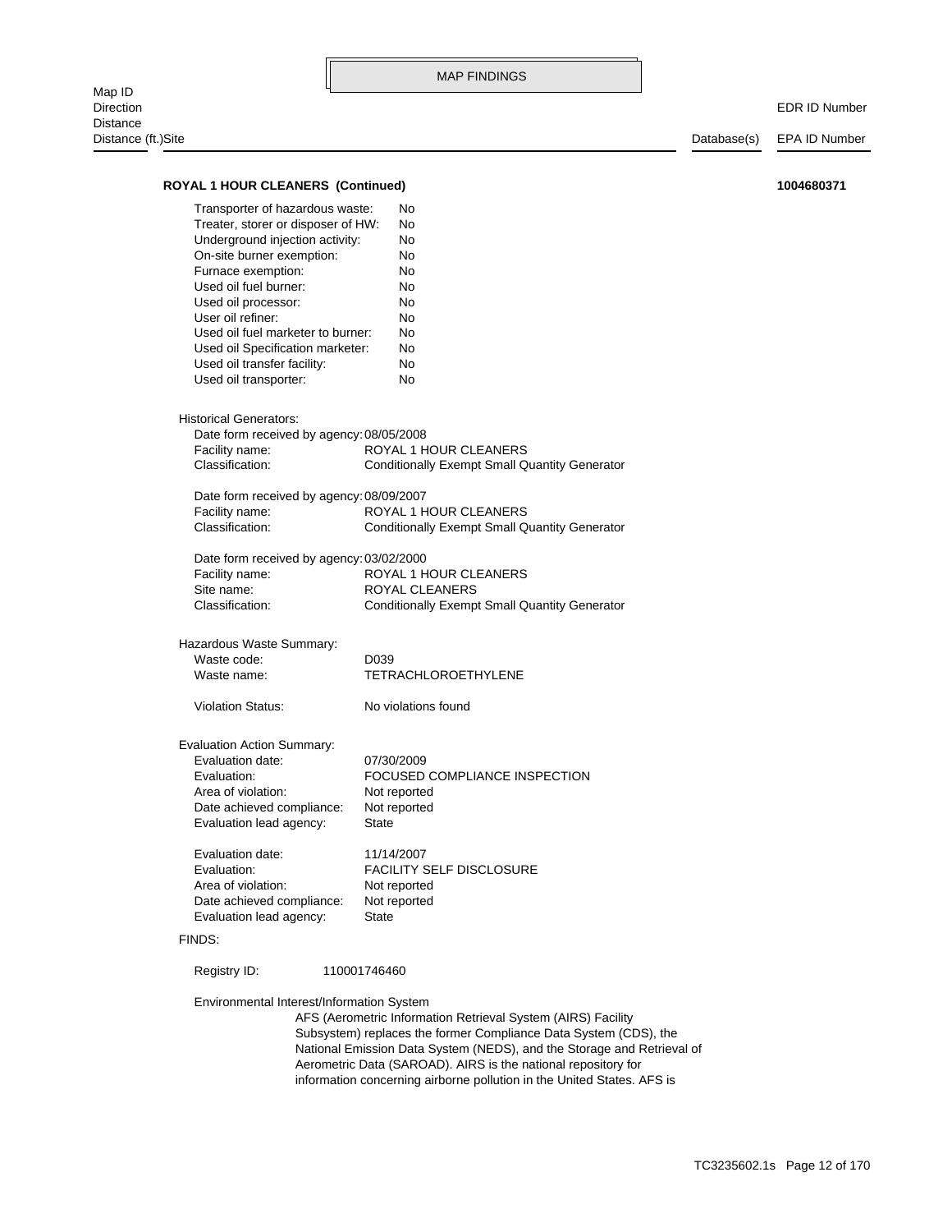MAP FINDINGS

Map ID
Direction
Distance
Distance (ft.)Site — Database(s) — EDR ID Number / EPA ID Number

**ROYAL 1 HOUR CLEANERS (Continued)** **1004680371**

Transporter of hazardous waste: No
Treater, storer or disposer of HW: No
Underground injection activity: No
On-site burner exemption: No
Furnace exemption: No
Used oil fuel burner: No
Used oil processor: No
User oil refiner: No
Used oil fuel marketer to burner: No
Used oil Specification marketer: No
Used oil transfer facility: No
Used oil transporter: No

Historical Generators:

Date form received by agency: 08/05/2008
Facility name: ROYAL 1 HOUR CLEANERS
Classification: Conditionally Exempt Small Quantity Generator

Date form received by agency: 08/09/2007
Facility name: ROYAL 1 HOUR CLEANERS
Classification: Conditionally Exempt Small Quantity Generator

Date form received by agency: 03/02/2000
Facility name: ROYAL 1 HOUR CLEANERS
Site name: ROYAL CLEANERS
Classification: Conditionally Exempt Small Quantity Generator

Hazardous Waste Summary:

Waste code: D039
Waste name: TETRACHLOROETHYLENE

Violation Status: No violations found

Evaluation Action Summary:

Evaluation date: 07/30/2009
Evaluation: FOCUSED COMPLIANCE INSPECTION
Area of violation: Not reported
Date achieved compliance: Not reported
Evaluation lead agency: State

Evaluation date: 11/14/2007
Evaluation: FACILITY SELF DISCLOSURE
Area of violation: Not reported
Date achieved compliance: Not reported
Evaluation lead agency: State

FINDS:

Registry ID: 110001746460

Environmental Interest/Information System

AFS (Aerometric Information Retrieval System (AIRS) Facility Subsystem) replaces the former Compliance Data System (CDS), the National Emission Data System (NEDS), and the Storage and Retrieval of Aerometric Data (SAROAD). AIRS is the national repository for information concerning airborne pollution in the United States. AFS is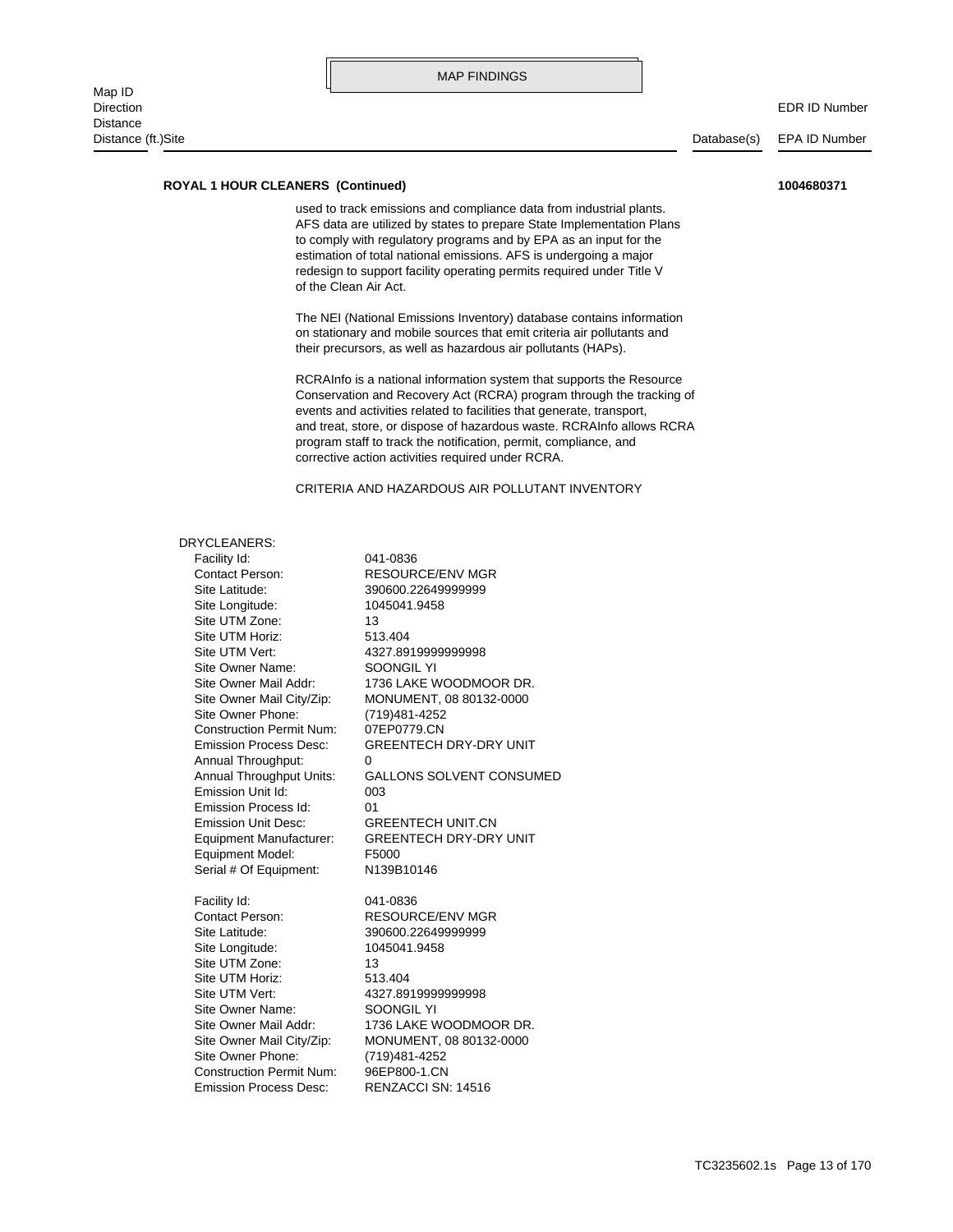**ROYAL 1 HOUR CLEANERS (Continued)** **1004680371**

used to track emissions and compliance data from industrial plants. AFS data are utilized by states to prepare State Implementation Plans to comply with regulatory programs and by EPA as an input for the estimation of total national emissions. AFS is undergoing a major redesign to support facility operating permits required under Title V of the Clean Air Act.

The NEI (National Emissions Inventory) database contains information on stationary and mobile sources that emit criteria air pollutants and their precursors, as well as hazardous air pollutants (HAPs).

RCRAInfo is a national information system that supports the Resource Conservation and Recovery Act (RCRA) program through the tracking of events and activities related to facilities that generate, transport, and treat, store, or dispose of hazardous waste. RCRAInfo allows RCRA program staff to track the notification, permit, compliance, and corrective action activities required under RCRA.

CRITERIA AND HAZARDOUS AIR POLLUTANT INVENTORY

DRYCLEANERS:

Facility Id: 041-0836
Contact Person: RESOURCE/ENV MGR
Site Latitude: 390600.22649999999
Site Longitude: 1045041.9458
Site UTM Zone: 13
Site UTM Horiz: 513.404
Site UTM Vert: 4327.8919999999998
Site Owner Name: SOONGIL YI
Site Owner Mail Addr: 1736 LAKE WOODMOOR DR.
Site Owner Mail City/Zip: MONUMENT, 08 80132-0000
Site Owner Phone: (719)481-4252
Construction Permit Num: 07EP0779.CN
Emission Process Desc: GREENTECH DRY-DRY UNIT
Annual Throughput: 0
Annual Throughput Units: GALLONS SOLVENT CONSUMED
Emission Unit Id: 003
Emission Process Id: 01
Emission Unit Desc: GREENTECH UNIT.CN
Equipment Manufacturer: GREENTECH DRY-DRY UNIT
Equipment Model: F5000
Serial # Of Equipment: N139B10146

Facility Id: 041-0836
Contact Person: RESOURCE/ENV MGR
Site Latitude: 390600.22649999999
Site Longitude: 1045041.9458
Site UTM Zone: 13
Site UTM Horiz: 513.404
Site UTM Vert: 4327.8919999999998
Site Owner Name: SOONGIL YI
Site Owner Mail Addr: 1736 LAKE WOODMOOR DR.
Site Owner Mail City/Zip: MONUMENT, 08 80132-0000
Site Owner Phone: (719)481-4252
Construction Permit Num: 96EP800-1.CN
Emission Process Desc: RENZACCI SN: 14516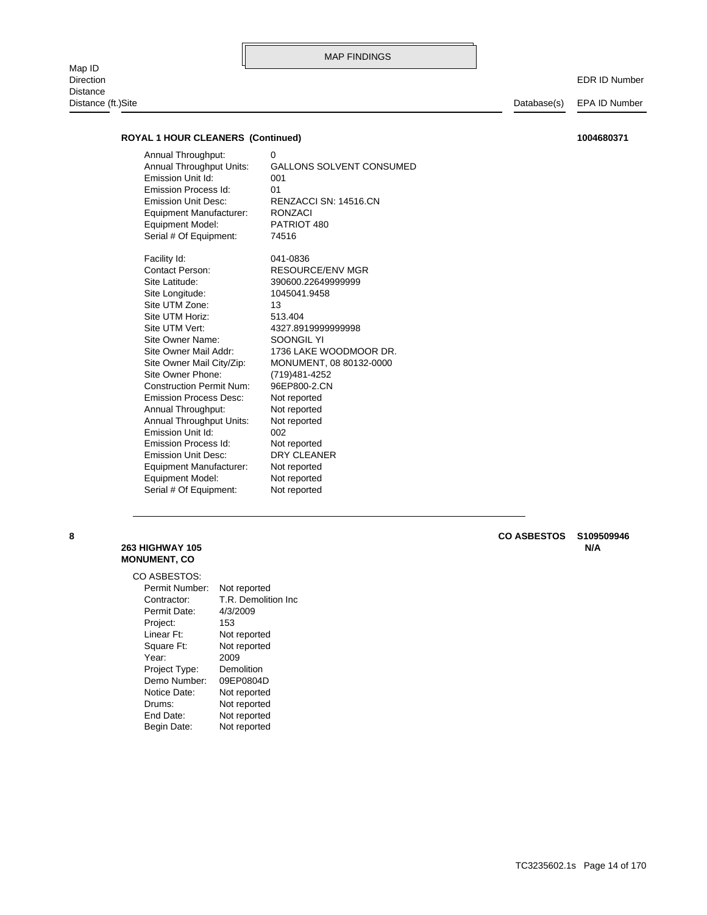MAP FINDINGS

| Map ID<br>Direction<br>Distance<br>Distance (ft.)Site | Database(s) | EDR ID Number<br>EPA ID Number |
|---|---|---|

**ROYAL 1 HOUR CLEANERS (Continued)** **1004680371**

| | |
|---|---|
| Annual Throughput: | 0 |
| Annual Throughput Units: | GALLONS SOLVENT CONSUMED |
| Emission Unit Id: | 001 |
| Emission Process Id: | 01 |
| Emission Unit Desc: | RENZACCI SN: 14516.CN |
| Equipment Manufacturer: | RONZACI |
| Equipment Model: | PATRIOT 480 |
| Serial # Of Equipment: | 74516 |

| | |
|---|---|
| Facility Id: | 041-0836 |
| Contact Person: | RESOURCE/ENV MGR |
| Site Latitude: | 390600.22649999999 |
| Site Longitude: | 1045041.9458 |
| Site UTM Zone: | 13 |
| Site UTM Horiz: | 513.404 |
| Site UTM Vert: | 4327.8919999999998 |
| Site Owner Name: | SOONGIL YI |
| Site Owner Mail Addr: | 1736 LAKE WOODMOOR DR. |
| Site Owner Mail City/Zip: | MONUMENT, 08 80132-0000 |
| Site Owner Phone: | (719)481-4252 |
| Construction Permit Num: | 96EP800-2.CN |
| Emission Process Desc: | Not reported |
| Annual Throughput: | Not reported |
| Annual Throughput Units: | Not reported |
| Emission Unit Id: | 002 |
| Emission Process Id: | Not reported |
| Emission Unit Desc: | DRY CLEANER |
| Equipment Manufacturer: | Not reported |
| Equipment Model: | Not reported |
| Serial # Of Equipment: | Not reported |

---

**8** **CO ASBESTOS** **S109509946** **N/A**

**263 HIGHWAY 105**
**MONUMENT, CO**

CO ASBESTOS:

| | |
|---|---|
| Permit Number: | Not reported |
| Contractor: | T.R. Demolition Inc |
| Permit Date: | 4/3/2009 |
| Project: | 153 |
| Linear Ft: | Not reported |
| Square Ft: | Not reported |
| Year: | 2009 |
| Project Type: | Demolition |
| Demo Number: | 09EP0804D |
| Notice Date: | Not reported |
| Drums: | Not reported |
| End Date: | Not reported |
| Begin Date: | Not reported |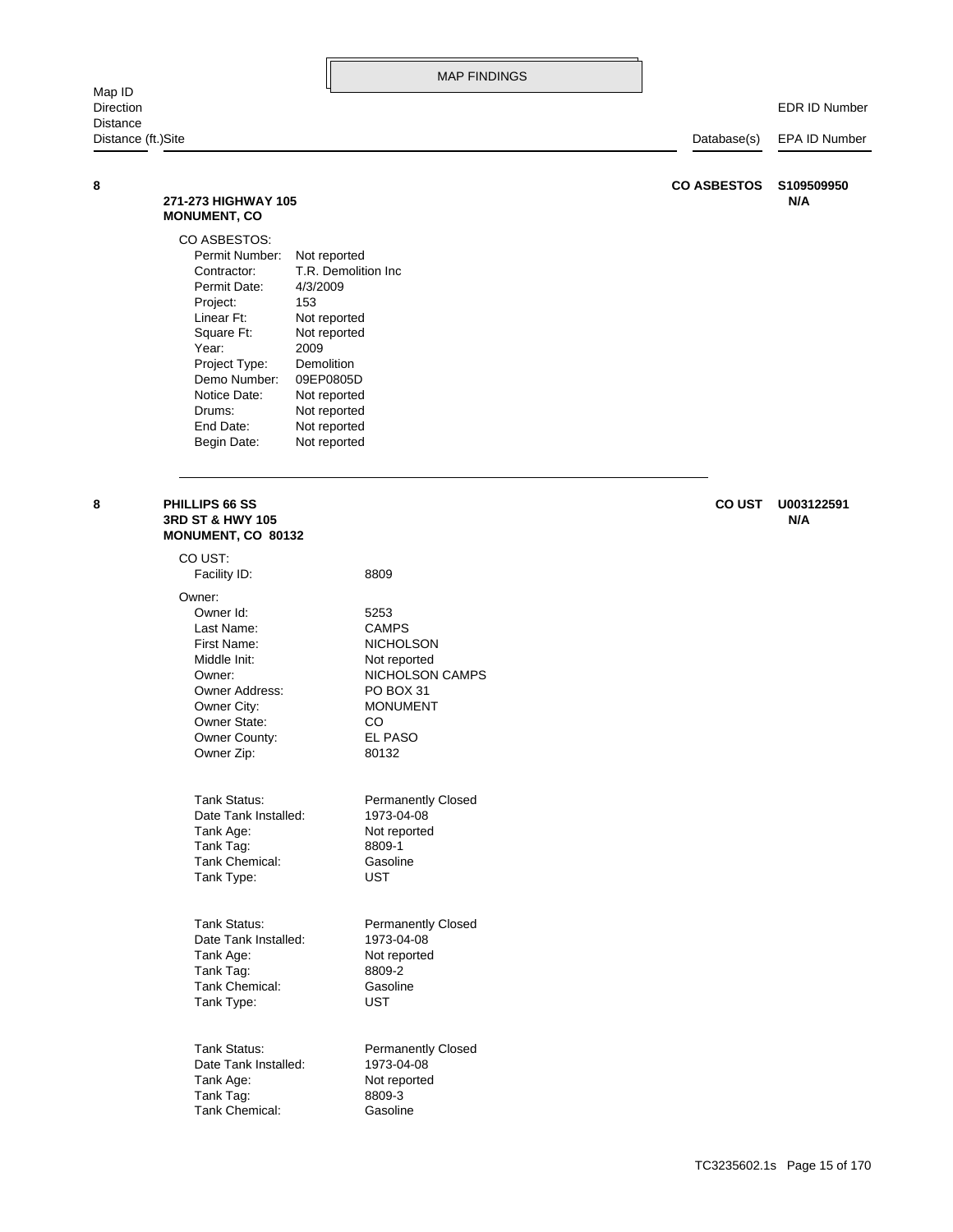## MAP FINDINGS

| Map ID Direction Distance Distance (ft.) | Site | Database(s) | EDR ID Number EPA ID Number |
|---|---|---|---|

**8**

**271-273 HIGHWAY 105**
**MONUMENT, CO**

**CO ASBESTOS** **S109509950** **N/A**

CO ASBESTOS:

| | |
|---|---|
| Permit Number: | Not reported |
| Contractor: | T.R. Demolition Inc |
| Permit Date: | 4/3/2009 |
| Project: | 153 |
| Linear Ft: | Not reported |
| Square Ft: | Not reported |
| Year: | 2009 |
| Project Type: | Demolition |
| Demo Number: | 09EP0805D |
| Notice Date: | Not reported |
| Drums: | Not reported |
| End Date: | Not reported |
| Begin Date: | Not reported |

---

**8**

**PHILLIPS 66 SS**
**3RD ST & HWY 105**
**MONUMENT, CO 80132**

**CO UST** **U003122591** **N/A**

CO UST:

| | |
|---|---|
| Facility ID: | 8809 |

Owner:

| | |
|---|---|
| Owner Id: | 5253 |
| Last Name: | CAMPS |
| First Name: | NICHOLSON |
| Middle Init: | Not reported |
| Owner: | NICHOLSON CAMPS |
| Owner Address: | PO BOX 31 |
| Owner City: | MONUMENT |
| Owner State: | CO |
| Owner County: | EL PASO |
| Owner Zip: | 80132 |

| | |
|---|---|
| Tank Status: | Permanently Closed |
| Date Tank Installed: | 1973-04-08 |
| Tank Age: | Not reported |
| Tank Tag: | 8809-1 |
| Tank Chemical: | Gasoline |
| Tank Type: | UST |

| | |
|---|---|
| Tank Status: | Permanently Closed |
| Date Tank Installed: | 1973-04-08 |
| Tank Age: | Not reported |
| Tank Tag: | 8809-2 |
| Tank Chemical: | Gasoline |
| Tank Type: | UST |

| | |
|---|---|
| Tank Status: | Permanently Closed |
| Date Tank Installed: | 1973-04-08 |
| Tank Age: | Not reported |
| Tank Tag: | 8809-3 |
| Tank Chemical: | Gasoline |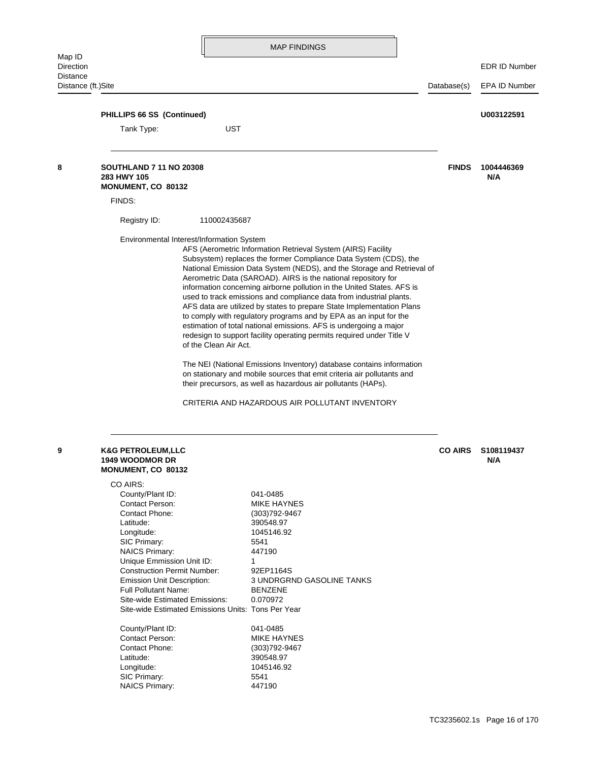## MAP FINDINGS

| Map ID / Direction / Distance / Distance (ft.) | Site | Database(s) | EDR ID Number / EPA ID Number |
|---|---|---|---|

**PHILLIPS 66 SS (Continued)** **U003122591**

Tank Type: UST

---

**8** **SOUTHLAND 7 11 NO 20308** **FINDS** **1004446369**
**283 HWY 105** **N/A**
**MONUMENT, CO 80132**

FINDS:

Registry ID: 110002435687

Environmental Interest/Information System

AFS (Aerometric Information Retrieval System (AIRS) Facility Subsystem) replaces the former Compliance Data System (CDS), the National Emission Data System (NEDS), and the Storage and Retrieval of Aerometric Data (SAROAD). AIRS is the national repository for information concerning airborne pollution in the United States. AFS is used to track emissions and compliance data from industrial plants. AFS data are utilized by states to prepare State Implementation Plans to comply with regulatory programs and by EPA as an input for the estimation of total national emissions. AFS is undergoing a major redesign to support facility operating permits required under Title V of the Clean Air Act.

The NEI (National Emissions Inventory) database contains information on stationary and mobile sources that emit criteria air pollutants and their precursors, as well as hazardous air pollutants (HAPs).

CRITERIA AND HAZARDOUS AIR POLLUTANT INVENTORY

---

**9** **K&G PETROLEUM,LLC** **CO AIRS** **S108119437**
**1949 WOODMOR DR** **N/A**
**MONUMENT, CO 80132**

CO AIRS:

County/Plant ID: 041-0485
Contact Person: MIKE HAYNES
Contact Phone: (303)792-9467
Latitude: 390548.97
Longitude: 1045146.92
SIC Primary: 5541
NAICS Primary: 447190
Unique Emmission Unit ID: 1
Construction Permit Number: 92EP1164S
Emission Unit Description: 3 UNDRGRND GASOLINE TANKS
Full Pollutant Name: BENZENE
Site-wide Estimated Emissions: 0.070972
Site-wide Estimated Emissions Units: Tons Per Year

County/Plant ID: 041-0485
Contact Person: MIKE HAYNES
Contact Phone: (303)792-9467
Latitude: 390548.97
Longitude: 1045146.92
SIC Primary: 5541
NAICS Primary: 447190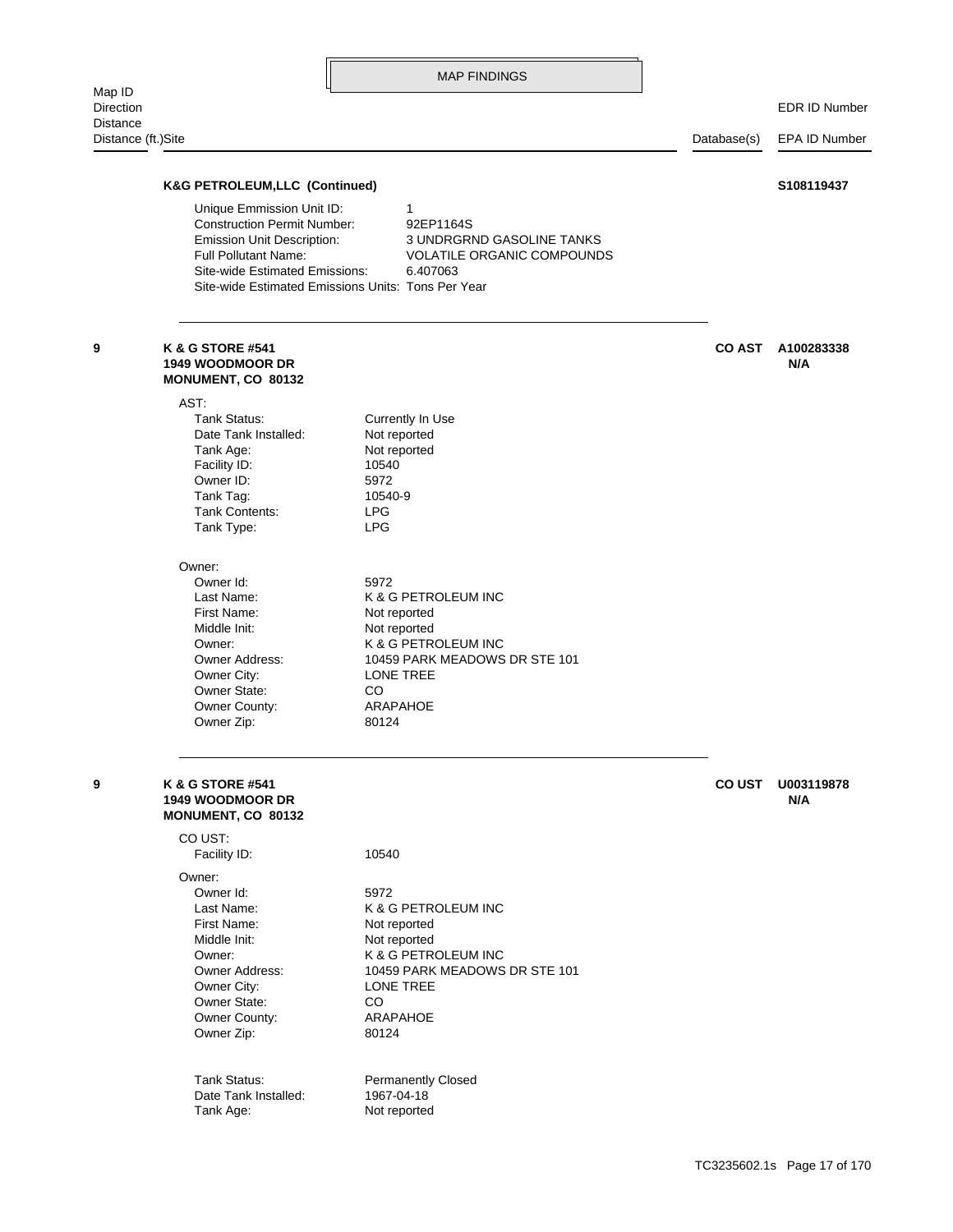MAP FINDINGS

Map ID
Direction
Distance
Distance (ft.)Site | Database(s) | EDR ID Number / EPA ID Number

**K&G PETROLEUM,LLC (Continued)** **S108119437**

| | |
|---|---|
| Unique Emmission Unit ID: | 1 |
| Construction Permit Number: | 92EP1164S |
| Emission Unit Description: | 3 UNDRGRND GASOLINE TANKS |
| Full Pollutant Name: | VOLATILE ORGANIC COMPOUNDS |
| Site-wide Estimated Emissions: | 6.407063 |
| Site-wide Estimated Emissions Units: | Tons Per Year |

---

**9** **K & G STORE #541**
**1949 WOODMOOR DR**
**MONUMENT, CO 80132**

**CO AST** **A100283338**
**N/A**

AST:

| | |
|---|---|
| Tank Status: | Currently In Use |
| Date Tank Installed: | Not reported |
| Tank Age: | Not reported |
| Facility ID: | 10540 |
| Owner ID: | 5972 |
| Tank Tag: | 10540-9 |
| Tank Contents: | LPG |
| Tank Type: | LPG |

Owner:

| | |
|---|---|
| Owner Id: | 5972 |
| Last Name: | K & G PETROLEUM INC |
| First Name: | Not reported |
| Middle Init: | Not reported |
| Owner: | K & G PETROLEUM INC |
| Owner Address: | 10459 PARK MEADOWS DR STE 101 |
| Owner City: | LONE TREE |
| Owner State: | CO |
| Owner County: | ARAPAHOE |
| Owner Zip: | 80124 |

---

**9** **K & G STORE #541**
**1949 WOODMOOR DR**
**MONUMENT, CO 80132**

**CO UST** **U003119878**
**N/A**

CO UST:

| | |
|---|---|
| Facility ID: | 10540 |

Owner:

| | |
|---|---|
| Owner Id: | 5972 |
| Last Name: | K & G PETROLEUM INC |
| First Name: | Not reported |
| Middle Init: | Not reported |
| Owner: | K & G PETROLEUM INC |
| Owner Address: | 10459 PARK MEADOWS DR STE 101 |
| Owner City: | LONE TREE |
| Owner State: | CO |
| Owner County: | ARAPAHOE |
| Owner Zip: | 80124 |

| | |
|---|---|
| Tank Status: | Permanently Closed |
| Date Tank Installed: | 1967-04-18 |
| Tank Age: | Not reported |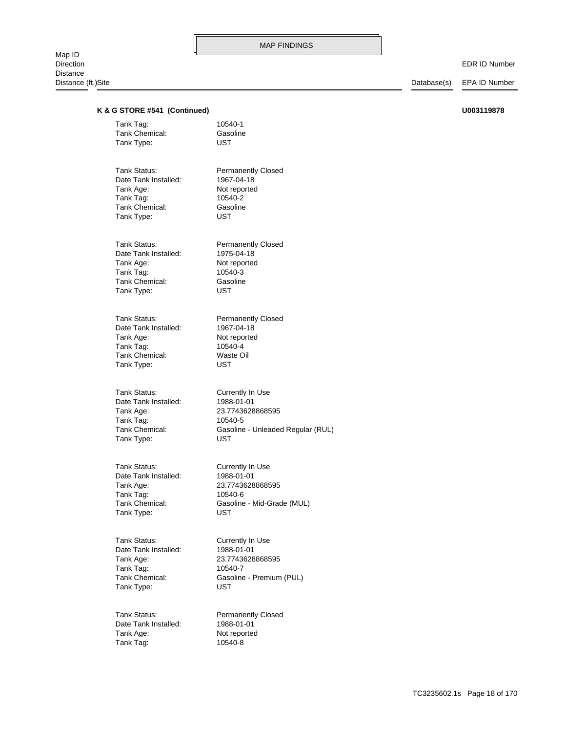**K & G STORE #541 (Continued)** **U003119878**

Tank Tag: 10540-1
Tank Chemical: Gasoline
Tank Type: UST

Tank Status: Permanently Closed
Date Tank Installed: 1967-04-18
Tank Age: Not reported
Tank Tag: 10540-2
Tank Chemical: Gasoline
Tank Type: UST

Tank Status: Permanently Closed
Date Tank Installed: 1975-04-18
Tank Age: Not reported
Tank Tag: 10540-3
Tank Chemical: Gasoline
Tank Type: UST

Tank Status: Permanently Closed
Date Tank Installed: 1967-04-18
Tank Age: Not reported
Tank Tag: 10540-4
Tank Chemical: Waste Oil
Tank Type: UST

Tank Status: Currently In Use
Date Tank Installed: 1988-01-01
Tank Age: 23.7743628868595
Tank Tag: 10540-5
Tank Chemical: Gasoline - Unleaded Regular (RUL)
Tank Type: UST

Tank Status: Currently In Use
Date Tank Installed: 1988-01-01
Tank Age: 23.7743628868595
Tank Tag: 10540-6
Tank Chemical: Gasoline - Mid-Grade (MUL)
Tank Type: UST

Tank Status: Currently In Use
Date Tank Installed: 1988-01-01
Tank Age: 23.7743628868595
Tank Tag: 10540-7
Tank Chemical: Gasoline - Premium (PUL)
Tank Type: UST

Tank Status: Permanently Closed
Date Tank Installed: 1988-01-01
Tank Age: Not reported
Tank Tag: 10540-8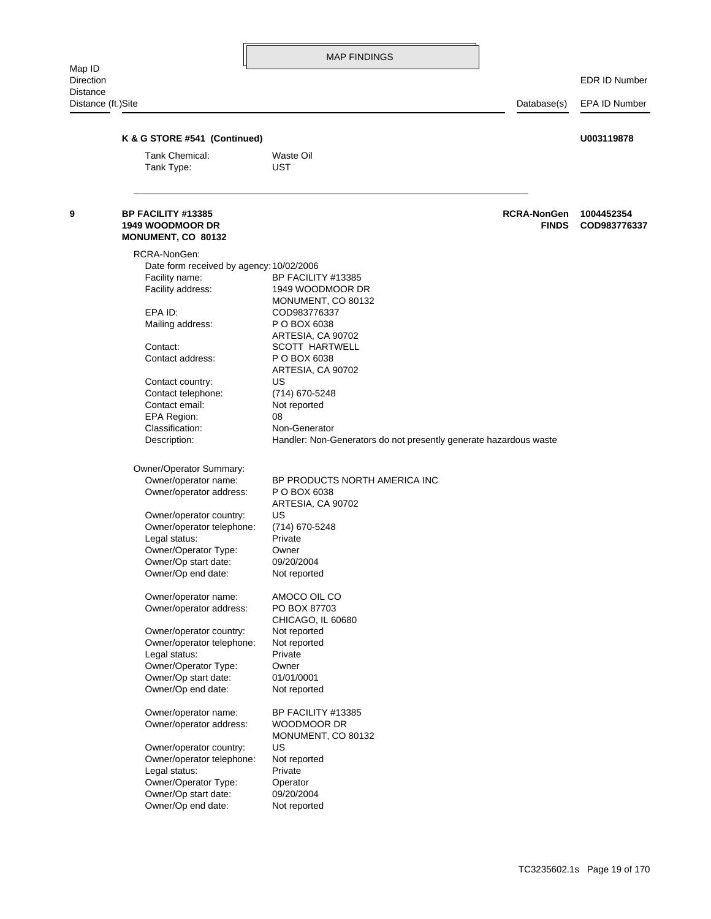MAP FINDINGS

Map ID
Direction
Distance
Distance (ft.)Site | Database(s) | EDR ID Number / EPA ID Number

**K & G STORE #541 (Continued)** **U003119878**

| | |
|---|---|
| Tank Chemical: | Waste Oil |
| Tank Type: | UST |

---

**9** **BP FACILITY #13385**
**1949 WOODMOOR DR**
**MONUMENT, CO 80132**

**RCRA-NonGen** **1004452354**
**FINDS** **COD983776337**

RCRA-NonGen:

| | |
|---|---|
| Date form received by agency: | 10/02/2006 |
| Facility name: | BP FACILITY #13385 |
| Facility address: | 1949 WOODMOOR DR<br>MONUMENT, CO 80132 |
| EPA ID: | COD983776337 |
| Mailing address: | P O BOX 6038<br>ARTESIA, CA 90702 |
| Contact: | SCOTT HARTWELL |
| Contact address: | P O BOX 6038<br>ARTESIA, CA 90702 |
| Contact country: | US |
| Contact telephone: | (714) 670-5248 |
| Contact email: | Not reported |
| EPA Region: | 08 |
| Classification: | Non-Generator |
| Description: | Handler: Non-Generators do not presently generate hazardous waste |

Owner/Operator Summary:

| | |
|---|---|
| Owner/operator name: | BP PRODUCTS NORTH AMERICA INC |
| Owner/operator address: | P O BOX 6038<br>ARTESIA, CA 90702 |
| Owner/operator country: | US |
| Owner/operator telephone: | (714) 670-5248 |
| Legal status: | Private |
| Owner/Operator Type: | Owner |
| Owner/Op start date: | 09/20/2004 |
| Owner/Op end date: | Not reported |

| | |
|---|---|
| Owner/operator name: | AMOCO OIL CO |
| Owner/operator address: | PO BOX 87703<br>CHICAGO, IL 60680 |
| Owner/operator country: | Not reported |
| Owner/operator telephone: | Not reported |
| Legal status: | Private |
| Owner/Operator Type: | Owner |
| Owner/Op start date: | 01/01/0001 |
| Owner/Op end date: | Not reported |

| | |
|---|---|
| Owner/operator name: | BP FACILITY #13385 |
| Owner/operator address: | WOODMOOR DR<br>MONUMENT, CO 80132 |
| Owner/operator country: | US |
| Owner/operator telephone: | Not reported |
| Legal status: | Private |
| Owner/Operator Type: | Operator |
| Owner/Op start date: | 09/20/2004 |
| Owner/Op end date: | Not reported |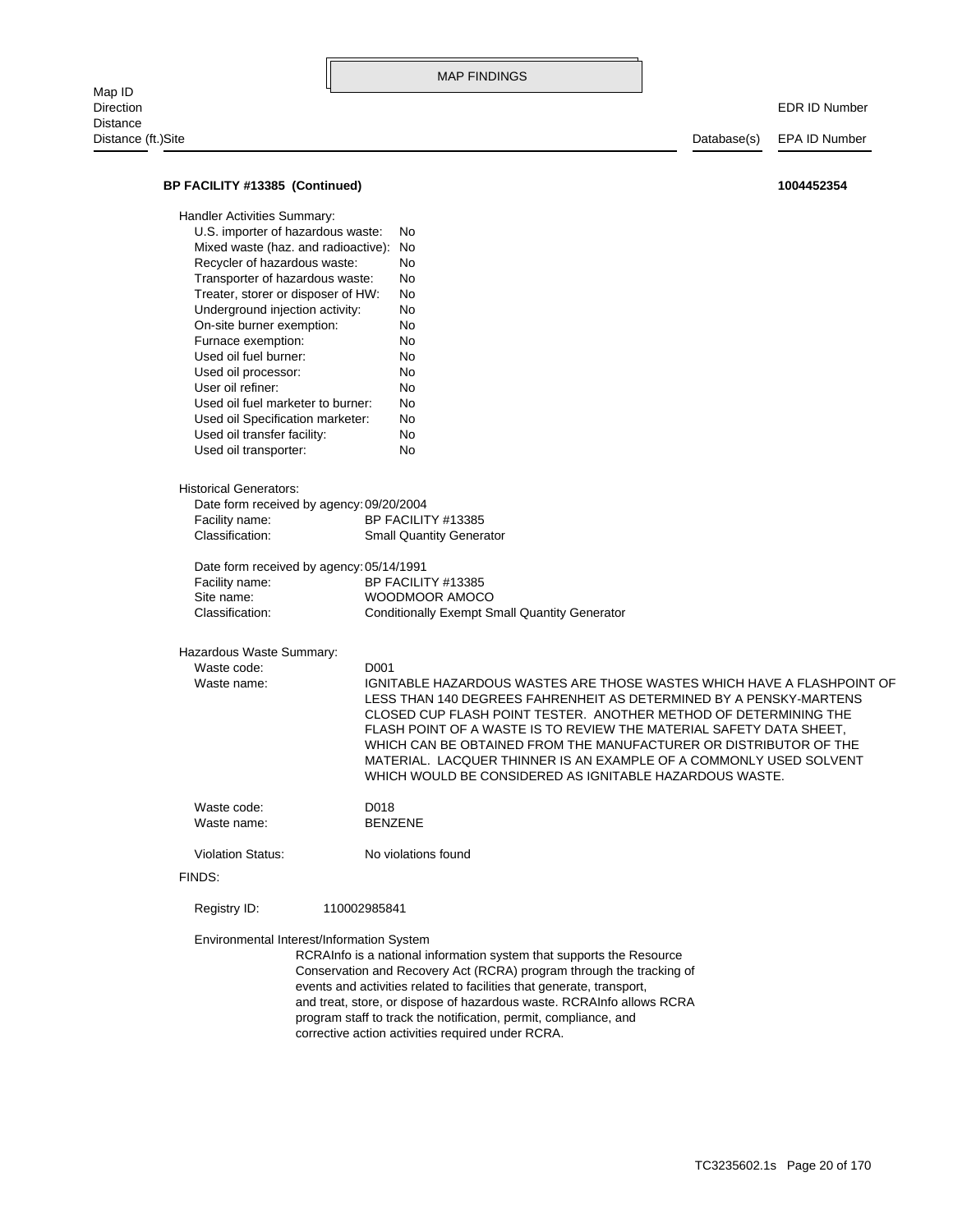MAP FINDINGS

Map ID
Direction
Distance
Distance (ft.)Site — Database(s) — EDR ID Number / EPA ID Number

**BP FACILITY #13385 (Continued)** **1004452354**

Handler Activities Summary:

| | |
|---|---|
| U.S. importer of hazardous waste: | No |
| Mixed waste (haz. and radioactive): | No |
| Recycler of hazardous waste: | No |
| Transporter of hazardous waste: | No |
| Treater, storer or disposer of HW: | No |
| Underground injection activity: | No |
| On-site burner exemption: | No |
| Furnace exemption: | No |
| Used oil fuel burner: | No |
| Used oil processor: | No |
| User oil refiner: | No |
| Used oil fuel marketer to burner: | No |
| Used oil Specification marketer: | No |
| Used oil transfer facility: | No |
| Used oil transporter: | No |

Historical Generators:

| | |
|---|---|
| Date form received by agency: | 09/20/2004 |
| Facility name: | BP FACILITY #13385 |
| Classification: | Small Quantity Generator |

| | |
|---|---|
| Date form received by agency: | 05/14/1991 |
| Facility name: | BP FACILITY #13385 |
| Site name: | WOODMOOR AMOCO |
| Classification: | Conditionally Exempt Small Quantity Generator |

Hazardous Waste Summary:

| | |
|---|---|
| Waste code: | D001 |
| Waste name: | IGNITABLE HAZARDOUS WASTES ARE THOSE WASTES WHICH HAVE A FLASHPOINT OF LESS THAN 140 DEGREES FAHRENHEIT AS DETERMINED BY A PENSKY-MARTENS CLOSED CUP FLASH POINT TESTER. ANOTHER METHOD OF DETERMINING THE FLASH POINT OF A WASTE IS TO REVIEW THE MATERIAL SAFETY DATA SHEET, WHICH CAN BE OBTAINED FROM THE MANUFACTURER OR DISTRIBUTOR OF THE MATERIAL. LACQUER THINNER IS AN EXAMPLE OF A COMMONLY USED SOLVENT WHICH WOULD BE CONSIDERED AS IGNITABLE HAZARDOUS WASTE. |

| | |
|---|---|
| Waste code: | D018 |
| Waste name: | BENZENE |

| | |
|---|---|
| Violation Status: | No violations found |

FINDS:

Registry ID: 110002985841

Environmental Interest/Information System

RCRAInfo is a national information system that supports the Resource Conservation and Recovery Act (RCRA) program through the tracking of events and activities related to facilities that generate, transport, and treat, store, or dispose of hazardous waste. RCRAInfo allows RCRA program staff to track the notification, permit, compliance, and corrective action activities required under RCRA.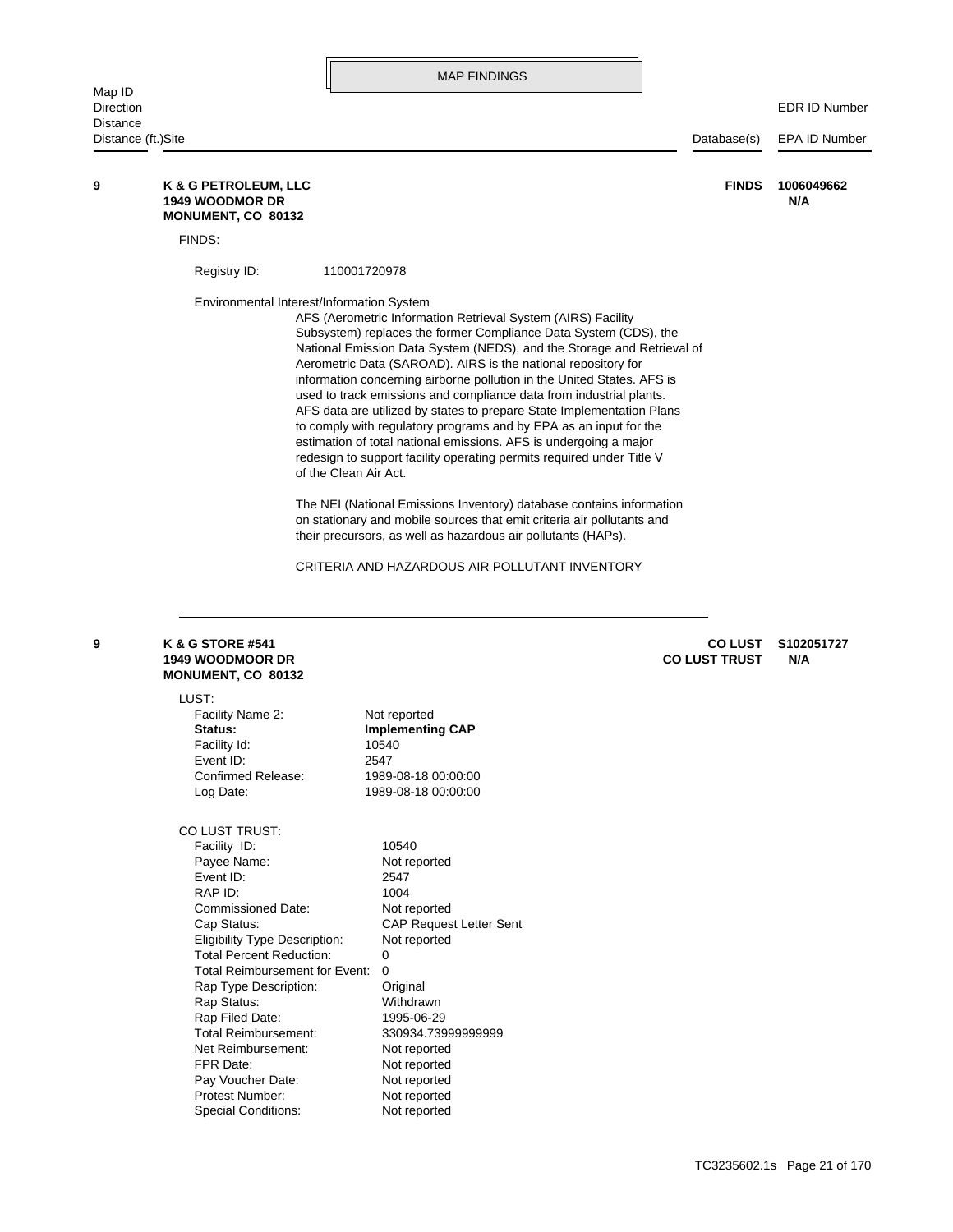## MAP FINDINGS

| Map ID Direction Distance Distance (ft.) | Site | Database(s) | EDR ID Number EPA ID Number |
|---|---|---|---|
| **9** | **K & G PETROLEUM, LLC** **1949 WOODMOR DR** **MONUMENT, CO 80132** | **FINDS** | **1006049662** **N/A** |

FINDS:

Registry ID: 110001720978

Environmental Interest/Information System

AFS (Aerometric Information Retrieval System (AIRS) Facility Subsystem) replaces the former Compliance Data System (CDS), the National Emission Data System (NEDS), and the Storage and Retrieval of Aerometric Data (SAROAD). AIRS is the national repository for information concerning airborne pollution in the United States. AFS is used to track emissions and compliance data from industrial plants. AFS data are utilized by states to prepare State Implementation Plans to comply with regulatory programs and by EPA as an input for the estimation of total national emissions. AFS is undergoing a major redesign to support facility operating permits required under Title V of the Clean Air Act.

The NEI (National Emissions Inventory) database contains information on stationary and mobile sources that emit criteria air pollutants and their precursors, as well as hazardous air pollutants (HAPs).

CRITERIA AND HAZARDOUS AIR POLLUTANT INVENTORY

---

| Map ID | Site | Database(s) | EDR ID Number EPA ID Number |
|---|---|---|---|
| **9** | **K & G STORE #541** **1949 WOODMOOR DR** **MONUMENT, CO 80132** | **CO LUST** **CO LUST TRUST** | **S102051727** **N/A** |

LUST:

| | |
|---|---|
| Facility Name 2: | Not reported |
| **Status:** | **Implementing CAP** |
| Facility Id: | 10540 |
| Event ID: | 2547 |
| Confirmed Release: | 1989-08-18 00:00:00 |
| Log Date: | 1989-08-18 00:00:00 |

CO LUST TRUST:

| | |
|---|---|
| Facility ID: | 10540 |
| Payee Name: | Not reported |
| Event ID: | 2547 |
| RAP ID: | 1004 |
| Commissioned Date: | Not reported |
| Cap Status: | CAP Request Letter Sent |
| Eligibility Type Description: | Not reported |
| Total Percent Reduction: | 0 |
| Total Reimbursement for Event: | 0 |
| Rap Type Description: | Original |
| Rap Status: | Withdrawn |
| Rap Filed Date: | 1995-06-29 |
| Total Reimbursement: | 330934.73999999999 |
| Net Reimbursement: | Not reported |
| FPR Date: | Not reported |
| Pay Voucher Date: | Not reported |
| Protest Number: | Not reported |
| Special Conditions: | Not reported |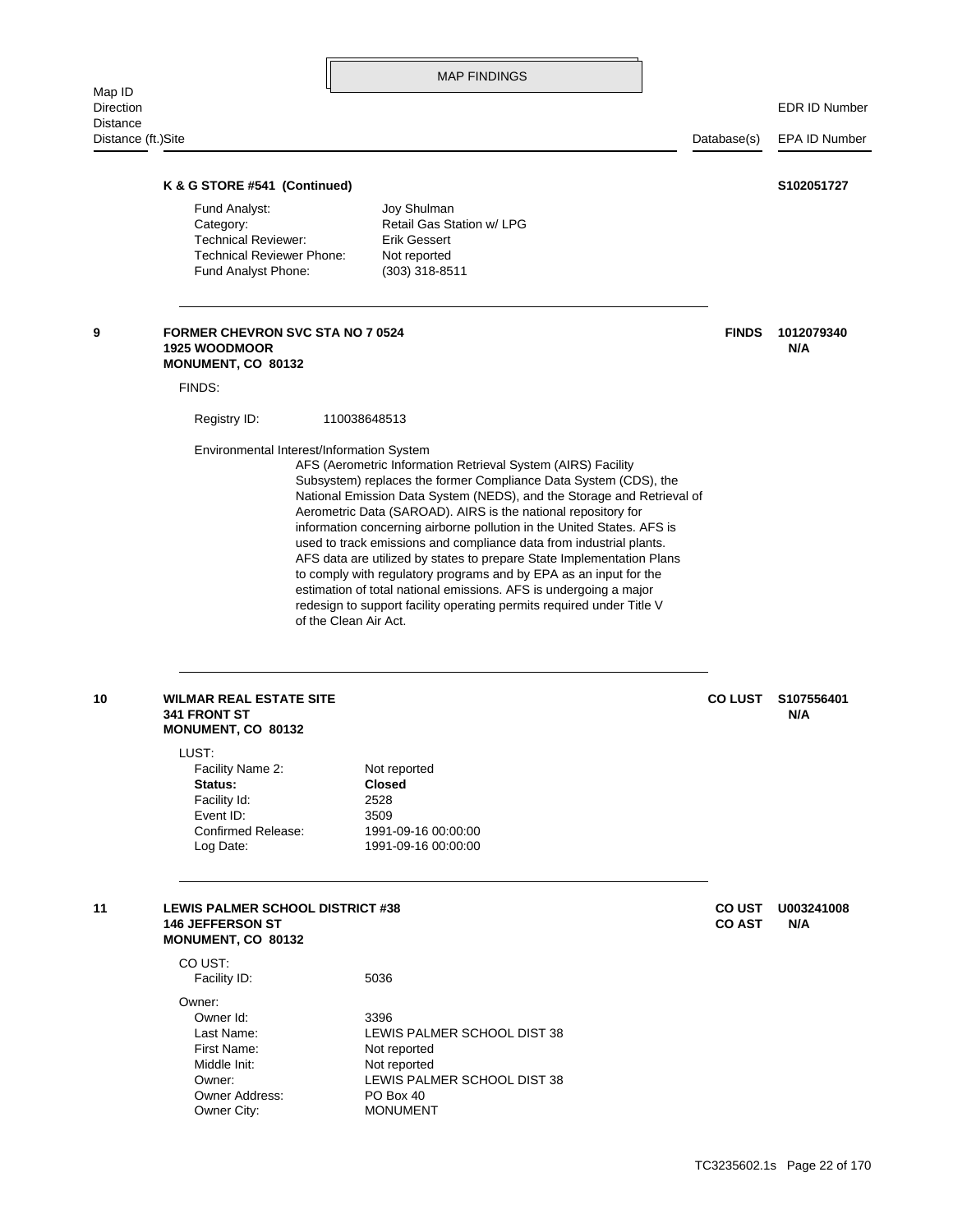## MAP FINDINGS

| Map ID<br>Direction<br>Distance<br>Distance (ft.) | Site | Database(s) | EDR ID Number<br>EPA ID Number |
|---|---|---|---|

**K & G STORE #541 (Continued)** — **S102051727**

| | |
|---|---|
| Fund Analyst: | Joy Shulman |
| Category: | Retail Gas Station w/ LPG |
| Technical Reviewer: | Erik Gessert |
| Technical Reviewer Phone: | Not reported |
| Fund Analyst Phone: | (303) 318-8511 |

---

**9** — **FORMER CHEVRON SVC STA NO 7 0524**
**1925 WOODMOOR**
**MONUMENT, CO 80132**

Database(s): **FINDS** — EDR ID: **1012079340** — EPA ID: **N/A**

FINDS:

Registry ID: 110038648513

Environmental Interest/Information System
AFS (Aerometric Information Retrieval System (AIRS) Facility Subsystem) replaces the former Compliance Data System (CDS), the National Emission Data System (NEDS), and the Storage and Retrieval of Aerometric Data (SAROAD). AIRS is the national repository for information concerning airborne pollution in the United States. AFS is used to track emissions and compliance data from industrial plants. AFS data are utilized by states to prepare State Implementation Plans to comply with regulatory programs and by EPA as an input for the estimation of total national emissions. AFS is undergoing a major redesign to support facility operating permits required under Title V of the Clean Air Act.

---

**10** — **WILMAR REAL ESTATE SITE**
**341 FRONT ST**
**MONUMENT, CO 80132**

Database(s): **CO LUST** — EDR ID: **S107556401** — EPA ID: **N/A**

LUST:

| | |
|---|---|
| Facility Name 2: | Not reported |
| **Status:** | **Closed** |
| Facility Id: | 2528 |
| Event ID: | 3509 |
| Confirmed Release: | 1991-09-16 00:00:00 |
| Log Date: | 1991-09-16 00:00:00 |

---

**11** — **LEWIS PALMER SCHOOL DISTRICT #38**
**146 JEFFERSON ST**
**MONUMENT, CO 80132**

Database(s): **CO UST**, **CO AST** — EDR ID: **U003241008** — EPA ID: **N/A**

CO UST:

| | |
|---|---|
| Facility ID: | 5036 |

Owner:

| | |
|---|---|
| Owner Id: | 3396 |
| Last Name: | LEWIS PALMER SCHOOL DIST 38 |
| First Name: | Not reported |
| Middle Init: | Not reported |
| Owner: | LEWIS PALMER SCHOOL DIST 38 |
| Owner Address: | PO Box 40 |
| Owner City: | MONUMENT |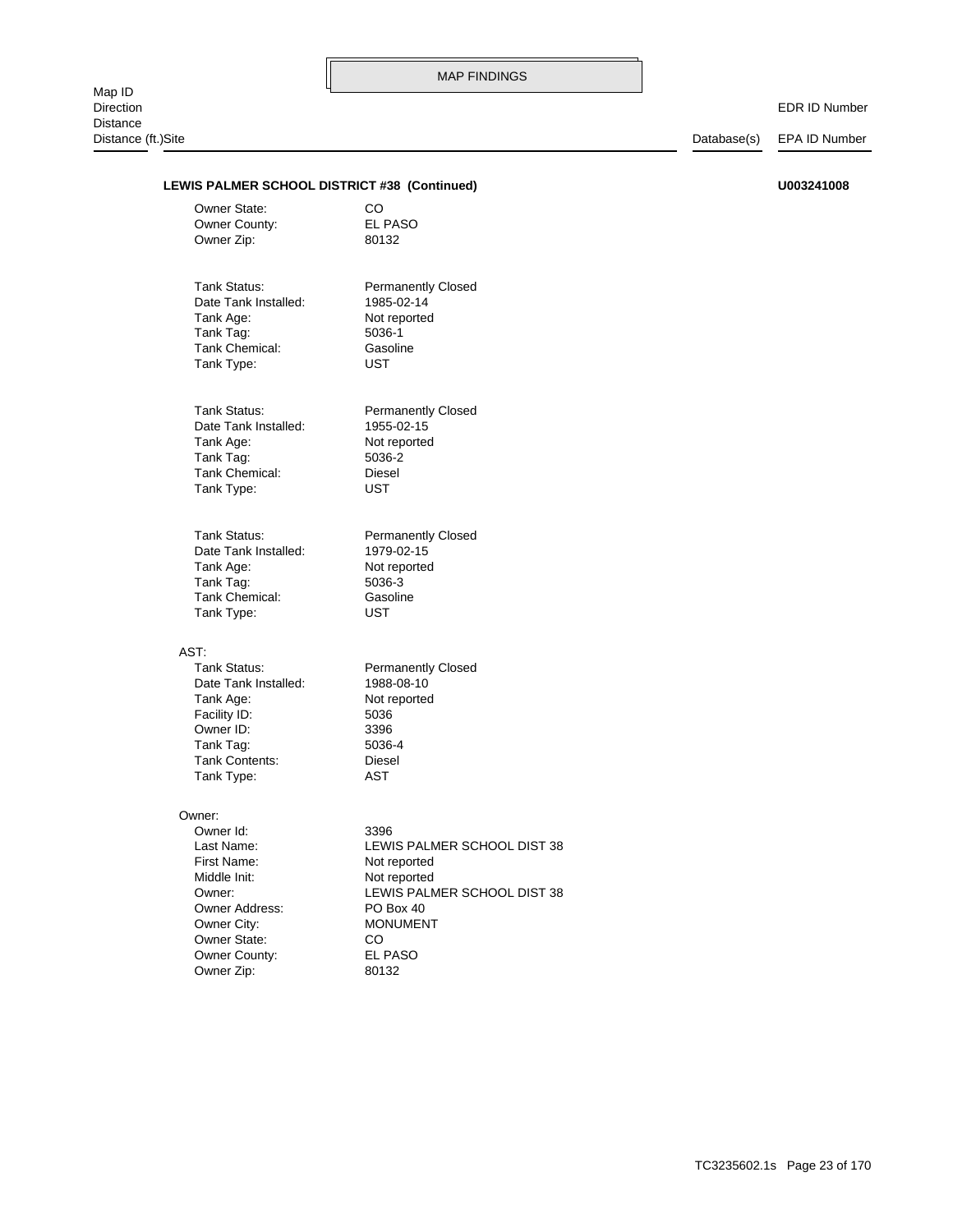MAP FINDINGS

Map ID
Direction
Distance
Distance (ft.)Site | Database(s) | EDR ID Number / EPA ID Number

**LEWIS PALMER SCHOOL DISTRICT #38 (Continued)** **U003241008**

Owner State: CO
Owner County: EL PASO
Owner Zip: 80132

Tank Status: Permanently Closed
Date Tank Installed: 1985-02-14
Tank Age: Not reported
Tank Tag: 5036-1
Tank Chemical: Gasoline
Tank Type: UST

Tank Status: Permanently Closed
Date Tank Installed: 1955-02-15
Tank Age: Not reported
Tank Tag: 5036-2
Tank Chemical: Diesel
Tank Type: UST

Tank Status: Permanently Closed
Date Tank Installed: 1979-02-15
Tank Age: Not reported
Tank Tag: 5036-3
Tank Chemical: Gasoline
Tank Type: UST

AST:
Tank Status: Permanently Closed
Date Tank Installed: 1988-08-10
Tank Age: Not reported
Facility ID: 5036
Owner ID: 3396
Tank Tag: 5036-4
Tank Contents: Diesel
Tank Type: AST

Owner:
Owner Id: 3396
Last Name: LEWIS PALMER SCHOOL DIST 38
First Name: Not reported
Middle Init: Not reported
Owner: LEWIS PALMER SCHOOL DIST 38
Owner Address: PO Box 40
Owner City: MONUMENT
Owner State: CO
Owner County: EL PASO
Owner Zip: 80132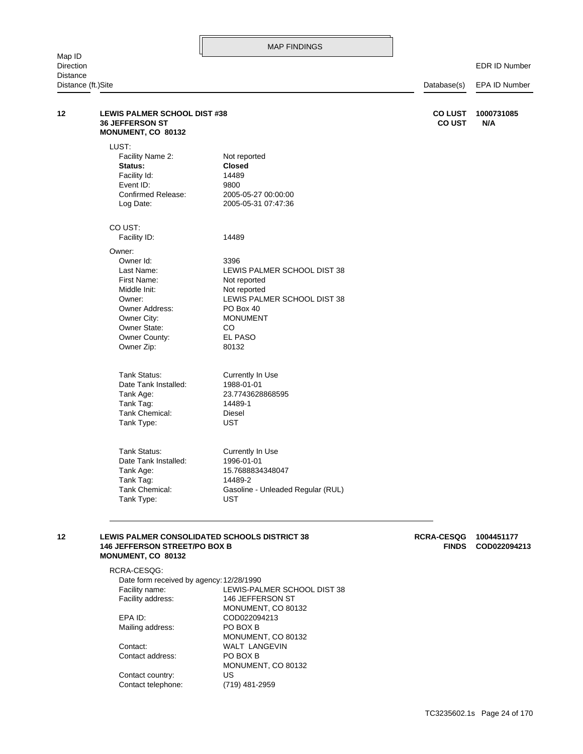## MAP FINDINGS

| Map ID / Direction / Distance / Distance (ft.) | Site | Database(s) | EDR ID Number / EPA ID Number |
|---|---|---|---|
| **12** | **LEWIS PALMER SCHOOL DIST #38**<br>**36 JEFFERSON ST**<br>**MONUMENT, CO 80132** | **CO LUST**<br>**CO UST** | **1000731085**<br>**N/A** |

LUST:

| | |
|---|---|
| Facility Name 2: | Not reported |
| **Status:** | **Closed** |
| Facility Id: | 14489 |
| Event ID: | 9800 |
| Confirmed Release: | 2005-05-27 00:00:00 |
| Log Date: | 2005-05-31 07:47:36 |

CO UST:

| | |
|---|---|
| Facility ID: | 14489 |

Owner:

| | |
|---|---|
| Owner Id: | 3396 |
| Last Name: | LEWIS PALMER SCHOOL DIST 38 |
| First Name: | Not reported |
| Middle Init: | Not reported |
| Owner: | LEWIS PALMER SCHOOL DIST 38 |
| Owner Address: | PO Box 40 |
| Owner City: | MONUMENT |
| Owner State: | CO |
| Owner County: | EL PASO |
| Owner Zip: | 80132 |

| | |
|---|---|
| Tank Status: | Currently In Use |
| Date Tank Installed: | 1988-01-01 |
| Tank Age: | 23.7743628868595 |
| Tank Tag: | 14489-1 |
| Tank Chemical: | Diesel |
| Tank Type: | UST |

| | |
|---|---|
| Tank Status: | Currently In Use |
| Date Tank Installed: | 1996-01-01 |
| Tank Age: | 15.7688834348047 |
| Tank Tag: | 14489-2 |
| Tank Chemical: | Gasoline - Unleaded Regular (RUL) |
| Tank Type: | UST |

---

| Map ID | Site | Database(s) | EDR ID Number / EPA ID Number |
|---|---|---|---|
| **12** | **LEWIS PALMER CONSOLIDATED SCHOOLS DISTRICT 38**<br>**146 JEFFERSON STREET/PO BOX B**<br>**MONUMENT, CO 80132** | **RCRA-CESQG**<br>**FINDS** | **1004451177**<br>**COD022094213** |

RCRA-CESQG:

| | |
|---|---|
| Date form received by agency: | 12/28/1990 |
| Facility name: | LEWIS-PALMER SCHOOL DIST 38 |
| Facility address: | 146 JEFFERSON ST<br>MONUMENT, CO 80132 |
| EPA ID: | COD022094213 |
| Mailing address: | PO BOX B<br>MONUMENT, CO 80132 |
| Contact: | WALT LANGEVIN |
| Contact address: | PO BOX B<br>MONUMENT, CO 80132 |
| Contact country: | US |
| Contact telephone: | (719) 481-2959 |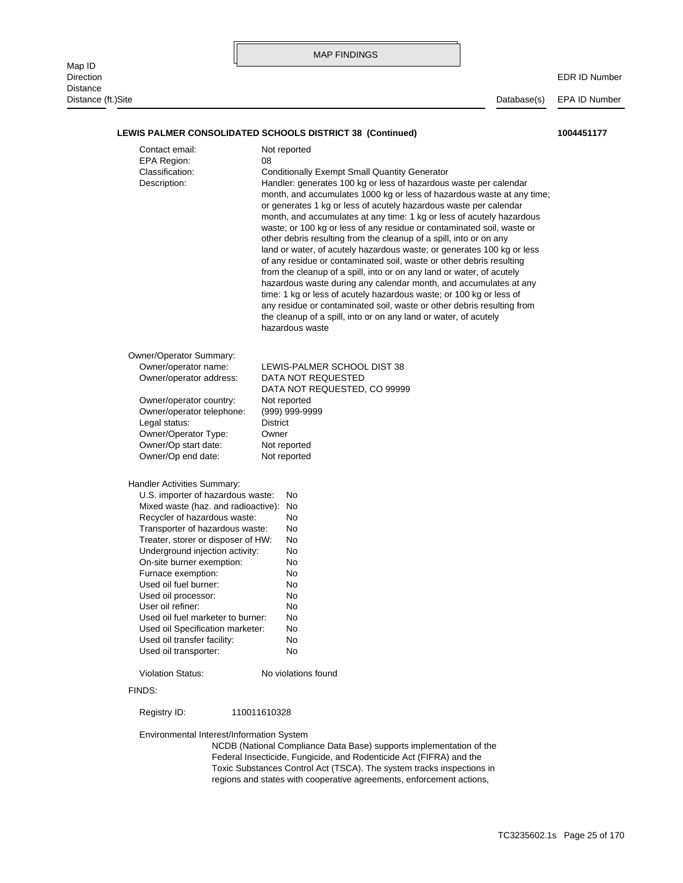## MAP FINDINGS

| Map ID<br>Direction<br>Distance<br>Distance (ft.)Site | Database(s) | EDR ID Number<br>EPA ID Number |
|---|---|---|

**LEWIS PALMER CONSOLIDATED SCHOOLS DISTRICT 38 (Continued)** **1004451177**

Contact email: Not reported
EPA Region: 08
Classification: Conditionally Exempt Small Quantity Generator
Description: Handler: generates 100 kg or less of hazardous waste per calendar month, and accumulates 1000 kg or less of hazardous waste at any time; or generates 1 kg or less of acutely hazardous waste per calendar month, and accumulates at any time: 1 kg or less of acutely hazardous waste; or 100 kg or less of any residue or contaminated soil, waste or other debris resulting from the cleanup of a spill, into or on any land or water, of acutely hazardous waste; or generates 100 kg or less of any residue or contaminated soil, waste or other debris resulting from the cleanup of a spill, into or on any land or water, of acutely hazardous waste during any calendar month, and accumulates at any time: 1 kg or less of acutely hazardous waste; or 100 kg or less of any residue or contaminated soil, waste or other debris resulting from the cleanup of a spill, into or on any land or water, of acutely hazardous waste

Owner/Operator Summary:
Owner/operator name: LEWIS-PALMER SCHOOL DIST 38
Owner/operator address: DATA NOT REQUESTED
DATA NOT REQUESTED, CO 99999
Owner/operator country: Not reported
Owner/operator telephone: (999) 999-9999
Legal status: District
Owner/Operator Type: Owner
Owner/Op start date: Not reported
Owner/Op end date: Not reported

Handler Activities Summary:
U.S. importer of hazardous waste: No
Mixed waste (haz. and radioactive): No
Recycler of hazardous waste: No
Transporter of hazardous waste: No
Treater, storer or disposer of HW: No
Underground injection activity: No
On-site burner exemption: No
Furnace exemption: No
Used oil fuel burner: No
Used oil processor: No
User oil refiner: No
Used oil fuel marketer to burner: No
Used oil Specification marketer: No
Used oil transfer facility: No
Used oil transporter: No

Violation Status: No violations found

FINDS:

Registry ID: 110011610328

Environmental Interest/Information System
NCDB (National Compliance Data Base) supports implementation of the Federal Insecticide, Fungicide, and Rodenticide Act (FIFRA) and the Toxic Substances Control Act (TSCA). The system tracks inspections in regions and states with cooperative agreements, enforcement actions,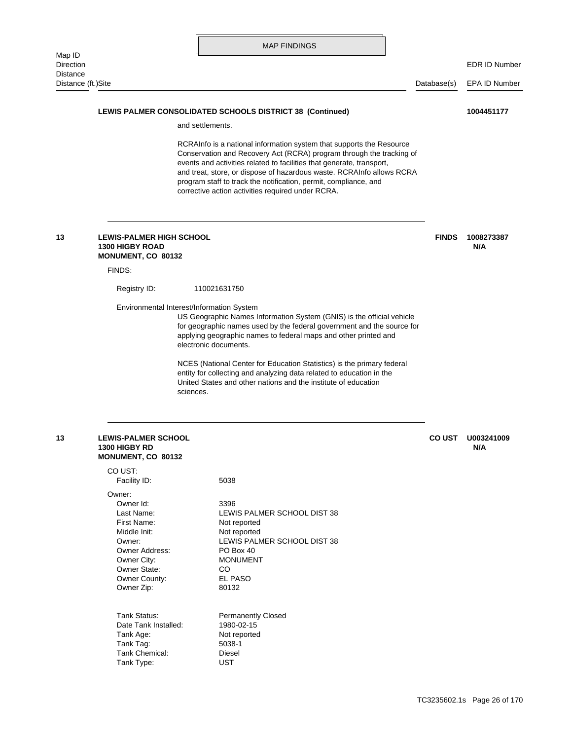MAP FINDINGS

| Map ID / Direction / Distance / Distance (ft.) | Site | Database(s) | EDR ID Number / EPA ID Number |
|---|---|---|---|

**LEWIS PALMER CONSOLIDATED SCHOOLS DISTRICT 38 (Continued)** **1004451177**

and settlements.

RCRAInfo is a national information system that supports the Resource Conservation and Recovery Act (RCRA) program through the tracking of events and activities related to facilities that generate, transport, and treat, store, or dispose of hazardous waste. RCRAInfo allows RCRA program staff to track the notification, permit, compliance, and corrective action activities required under RCRA.

---

**13** **LEWIS-PALMER HIGH SCHOOL**
**1300 HIGBY ROAD**
**MONUMENT, CO 80132**

**FINDS** **1008273387**
**N/A**

FINDS:

Registry ID: 110021631750

Environmental Interest/Information System

US Geographic Names Information System (GNIS) is the official vehicle for geographic names used by the federal government and the source for applying geographic names to federal maps and other printed and electronic documents.

NCES (National Center for Education Statistics) is the primary federal entity for collecting and analyzing data related to education in the United States and other nations and the institute of education sciences.

---

**13** **LEWIS-PALMER SCHOOL**
**1300 HIGBY RD**
**MONUMENT, CO 80132**

**CO UST** **U003241009**
**N/A**

CO UST:

Facility ID: 5038

Owner:

Owner Id: 3396
Last Name: LEWIS PALMER SCHOOL DIST 38
First Name: Not reported
Middle Init: Not reported
Owner: LEWIS PALMER SCHOOL DIST 38
Owner Address: PO Box 40
Owner City: MONUMENT
Owner State: CO
Owner County: EL PASO
Owner Zip: 80132

Tank Status: Permanently Closed
Date Tank Installed: 1980-02-15
Tank Age: Not reported
Tank Tag: 5038-1
Tank Chemical: Diesel
Tank Type: UST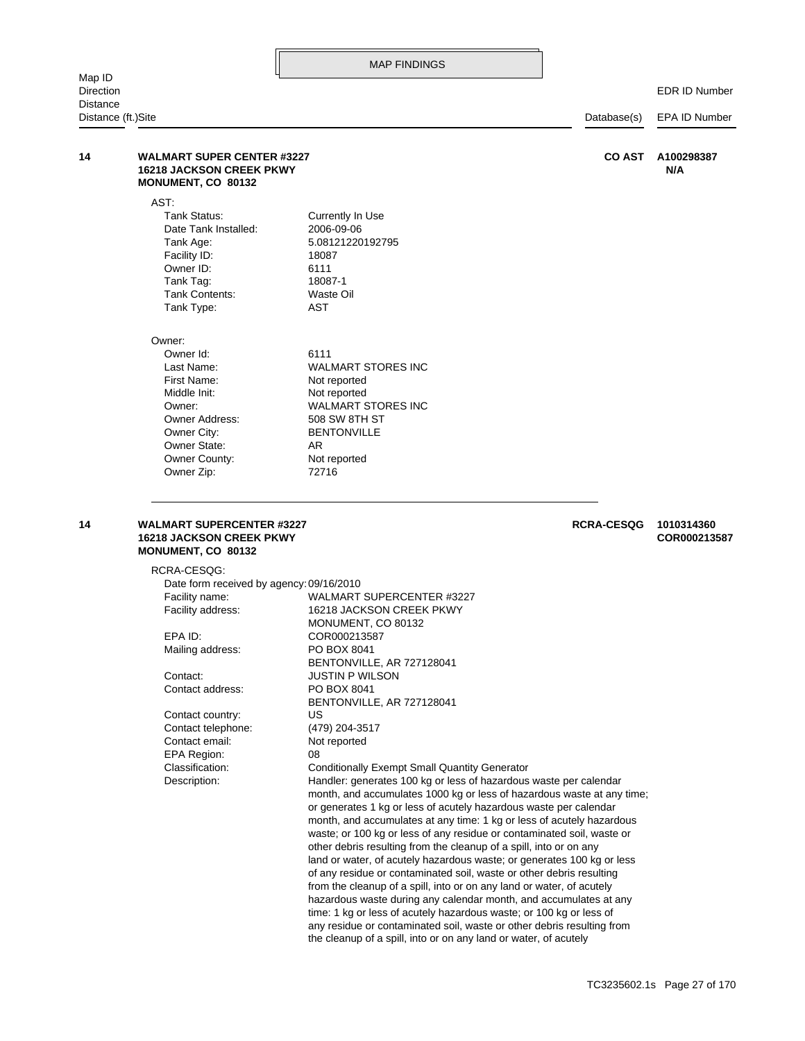## MAP FINDINGS

| Map ID / Direction / Distance / Distance (ft.) | Site | Database(s) | EDR ID Number / EPA ID Number |
|---|---|---|---|

**14** **WALMART SUPER CENTER #3227**
**16218 JACKSON CREEK PKWY**
**MONUMENT, CO 80132**

**CO AST** **A100298387**
**N/A**

AST:

| | |
|---|---|
| Tank Status: | Currently In Use |
| Date Tank Installed: | 2006-09-06 |
| Tank Age: | 5.08121220192795 |
| Facility ID: | 18087 |
| Owner ID: | 6111 |
| Tank Tag: | 18087-1 |
| Tank Contents: | Waste Oil |
| Tank Type: | AST |

Owner:

| | |
|---|---|
| Owner Id: | 6111 |
| Last Name: | WALMART STORES INC |
| First Name: | Not reported |
| Middle Init: | Not reported |
| Owner: | WALMART STORES INC |
| Owner Address: | 508 SW 8TH ST |
| Owner City: | BENTONVILLE |
| Owner State: | AR |
| Owner County: | Not reported |
| Owner Zip: | 72716 |

---

**14** **WALMART SUPERCENTER #3227**
**16218 JACKSON CREEK PKWY**
**MONUMENT, CO 80132**

**RCRA-CESQG** **1010314360**
**COR000213587**

RCRA-CESQG:

| | |
|---|---|
| Date form received by agency: | 09/16/2010 |
| Facility name: | WALMART SUPERCENTER #3227 |
| Facility address: | 16218 JACKSON CREEK PKWY<br>MONUMENT, CO 80132 |
| EPA ID: | COR000213587 |
| Mailing address: | PO BOX 8041<br>BENTONVILLE, AR 727128041 |
| Contact: | JUSTIN P WILSON |
| Contact address: | PO BOX 8041<br>BENTONVILLE, AR 727128041 |
| Contact country: | US |
| Contact telephone: | (479) 204-3517 |
| Contact email: | Not reported |
| EPA Region: | 08 |
| Classification: | Conditionally Exempt Small Quantity Generator |
| Description: | Handler: generates 100 kg or less of hazardous waste per calendar month, and accumulates 1000 kg or less of hazardous waste at any time; or generates 1 kg or less of acutely hazardous waste per calendar month, and accumulates at any time: 1 kg or less of acutely hazardous waste; or 100 kg or less of any residue or contaminated soil, waste or other debris resulting from the cleanup of a spill, into or on any land or water, of acutely hazardous waste; or generates 100 kg or less of any residue or contaminated soil, waste or other debris resulting from the cleanup of a spill, into or on any land or water, of acutely hazardous waste during any calendar month, and accumulates at any time: 1 kg or less of acutely hazardous waste; or 100 kg or less of any residue or contaminated soil, waste or other debris resulting from the cleanup of a spill, into or on any land or water, of acutely |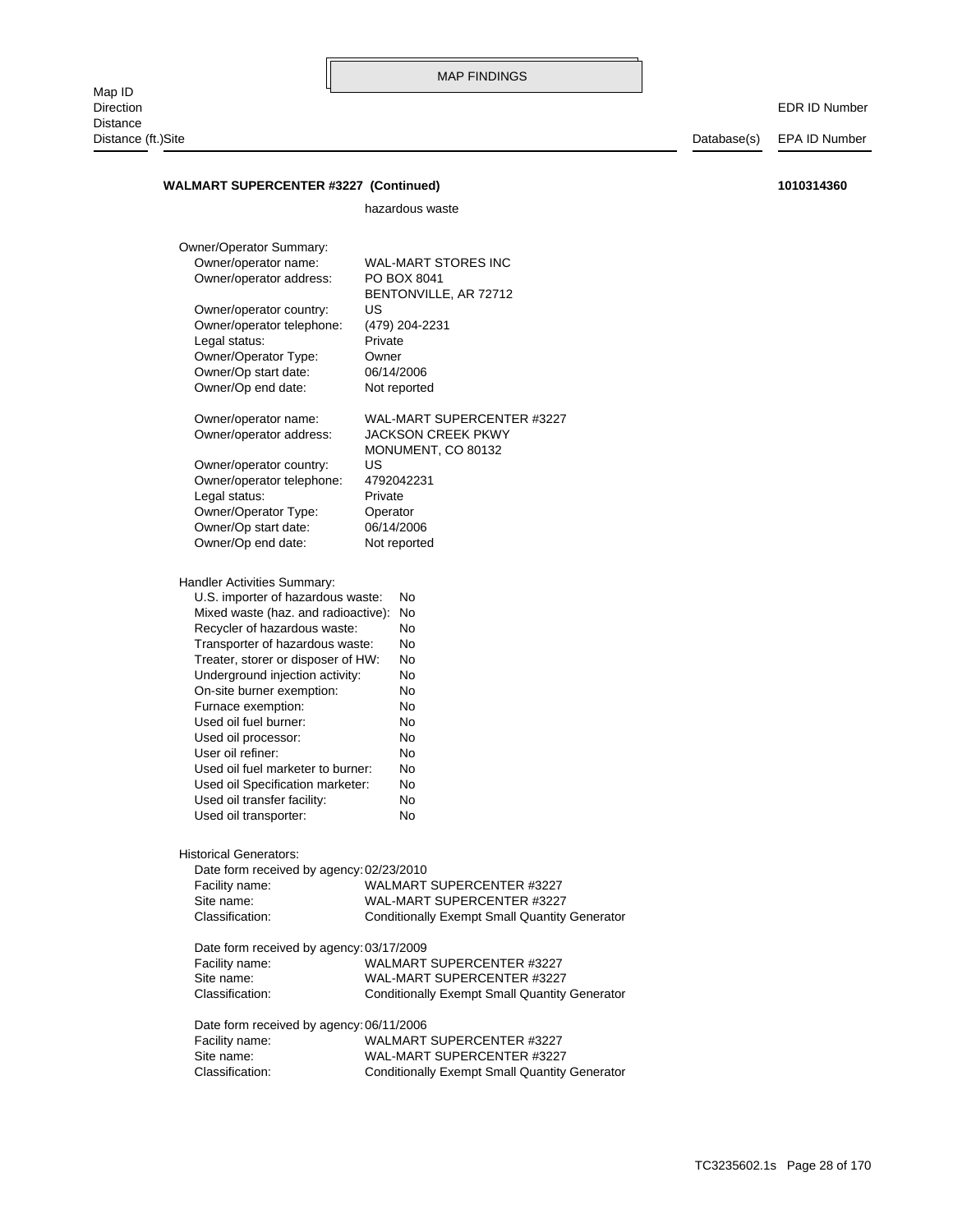**WALMART SUPERCENTER #3227 (Continued)** **1010314360**

hazardous waste

Owner/Operator Summary:

| | |
|---|---|
| Owner/operator name: | WAL-MART STORES INC |
| Owner/operator address: | PO BOX 8041<br>BENTONVILLE, AR 72712 |
| Owner/operator country: | US |
| Owner/operator telephone: | (479) 204-2231 |
| Legal status: | Private |
| Owner/Operator Type: | Owner |
| Owner/Op start date: | 06/14/2006 |
| Owner/Op end date: | Not reported |

| | |
|---|---|
| Owner/operator name: | WAL-MART SUPERCENTER #3227 |
| Owner/operator address: | JACKSON CREEK PKWY<br>MONUMENT, CO 80132 |
| Owner/operator country: | US |
| Owner/operator telephone: | 4792042231 |
| Legal status: | Private |
| Owner/Operator Type: | Operator |
| Owner/Op start date: | 06/14/2006 |
| Owner/Op end date: | Not reported |

Handler Activities Summary:

| | |
|---|---|
| U.S. importer of hazardous waste: | No |
| Mixed waste (haz. and radioactive): | No |
| Recycler of hazardous waste: | No |
| Transporter of hazardous waste: | No |
| Treater, storer or disposer of HW: | No |
| Underground injection activity: | No |
| On-site burner exemption: | No |
| Furnace exemption: | No |
| Used oil fuel burner: | No |
| Used oil processor: | No |
| User oil refiner: | No |
| Used oil fuel marketer to burner: | No |
| Used oil Specification marketer: | No |
| Used oil transfer facility: | No |
| Used oil transporter: | No |

Historical Generators:

| | |
|---|---|
| Date form received by agency: | 02/23/2010 |
| Facility name: | WALMART SUPERCENTER #3227 |
| Site name: | WAL-MART SUPERCENTER #3227 |
| Classification: | Conditionally Exempt Small Quantity Generator |

| | |
|---|---|
| Date form received by agency: | 03/17/2009 |
| Facility name: | WALMART SUPERCENTER #3227 |
| Site name: | WAL-MART SUPERCENTER #3227 |
| Classification: | Conditionally Exempt Small Quantity Generator |

| | |
|---|---|
| Date form received by agency: | 06/11/2006 |
| Facility name: | WALMART SUPERCENTER #3227 |
| Site name: | WAL-MART SUPERCENTER #3227 |
| Classification: | Conditionally Exempt Small Quantity Generator |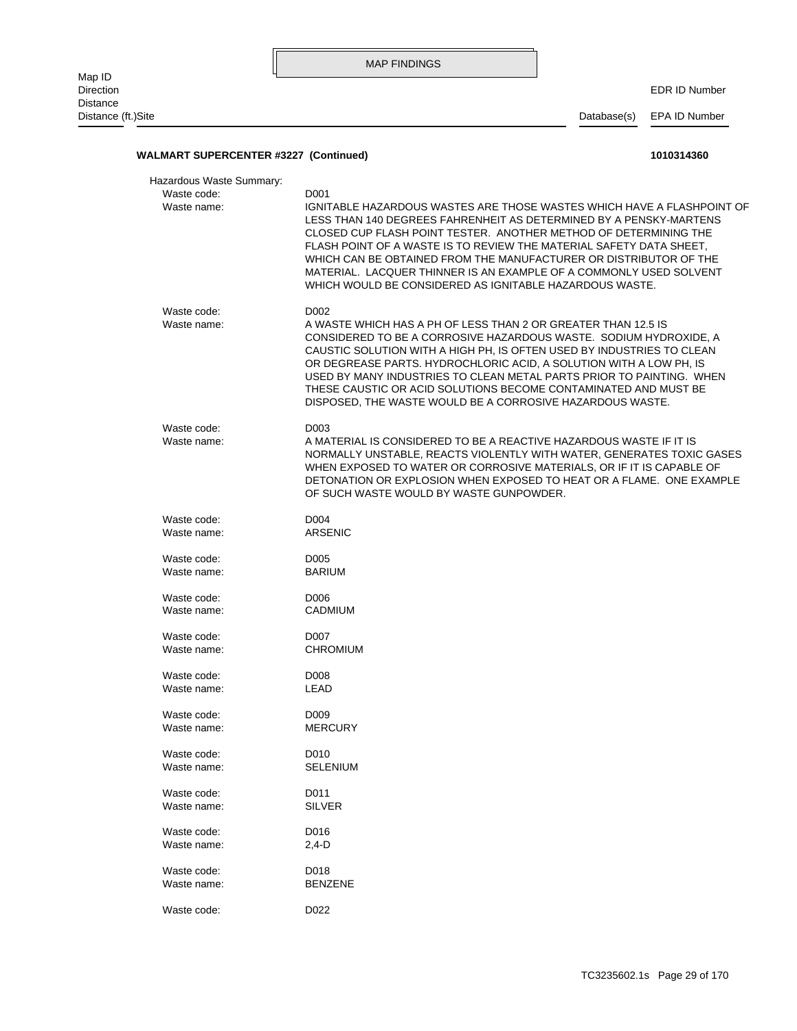MAP FINDINGS

Map ID
Direction
Distance
Distance (ft.)Site | Database(s) | EDR ID Number / EPA ID Number

**WALMART SUPERCENTER #3227 (Continued)** **1010314360**

Hazardous Waste Summary:

| | |
|---|---|
| Waste code: | D001 |
| Waste name: | IGNITABLE HAZARDOUS WASTES ARE THOSE WASTES WHICH HAVE A FLASHPOINT OF LESS THAN 140 DEGREES FAHRENHEIT AS DETERMINED BY A PENSKY-MARTENS CLOSED CUP FLASH POINT TESTER. ANOTHER METHOD OF DETERMINING THE FLASH POINT OF A WASTE IS TO REVIEW THE MATERIAL SAFETY DATA SHEET, WHICH CAN BE OBTAINED FROM THE MANUFACTURER OR DISTRIBUTOR OF THE MATERIAL. LACQUER THINNER IS AN EXAMPLE OF A COMMONLY USED SOLVENT WHICH WOULD BE CONSIDERED AS IGNITABLE HAZARDOUS WASTE. |
| Waste code: | D002 |
| Waste name: | A WASTE WHICH HAS A PH OF LESS THAN 2 OR GREATER THAN 12.5 IS CONSIDERED TO BE A CORROSIVE HAZARDOUS WASTE. SODIUM HYDROXIDE, A CAUSTIC SOLUTION WITH A HIGH PH, IS OFTEN USED BY INDUSTRIES TO CLEAN OR DEGREASE PARTS. HYDROCHLORIC ACID, A SOLUTION WITH A LOW PH, IS USED BY MANY INDUSTRIES TO CLEAN METAL PARTS PRIOR TO PAINTING. WHEN THESE CAUSTIC OR ACID SOLUTIONS BECOME CONTAMINATED AND MUST BE DISPOSED, THE WASTE WOULD BE A CORROSIVE HAZARDOUS WASTE. |
| Waste code: | D003 |
| Waste name: | A MATERIAL IS CONSIDERED TO BE A REACTIVE HAZARDOUS WASTE IF IT IS NORMALLY UNSTABLE, REACTS VIOLENTLY WITH WATER, GENERATES TOXIC GASES WHEN EXPOSED TO WATER OR CORROSIVE MATERIALS, OR IF IT IS CAPABLE OF DETONATION OR EXPLOSION WHEN EXPOSED TO HEAT OR A FLAME. ONE EXAMPLE OF SUCH WASTE WOULD BY WASTE GUNPOWDER. |
| Waste code: | D004 |
| Waste name: | ARSENIC |
| Waste code: | D005 |
| Waste name: | BARIUM |
| Waste code: | D006 |
| Waste name: | CADMIUM |
| Waste code: | D007 |
| Waste name: | CHROMIUM |
| Waste code: | D008 |
| Waste name: | LEAD |
| Waste code: | D009 |
| Waste name: | MERCURY |
| Waste code: | D010 |
| Waste name: | SELENIUM |
| Waste code: | D011 |
| Waste name: | SILVER |
| Waste code: | D016 |
| Waste name: | 2,4-D |
| Waste code: | D018 |
| Waste name: | BENZENE |
| Waste code: | D022 |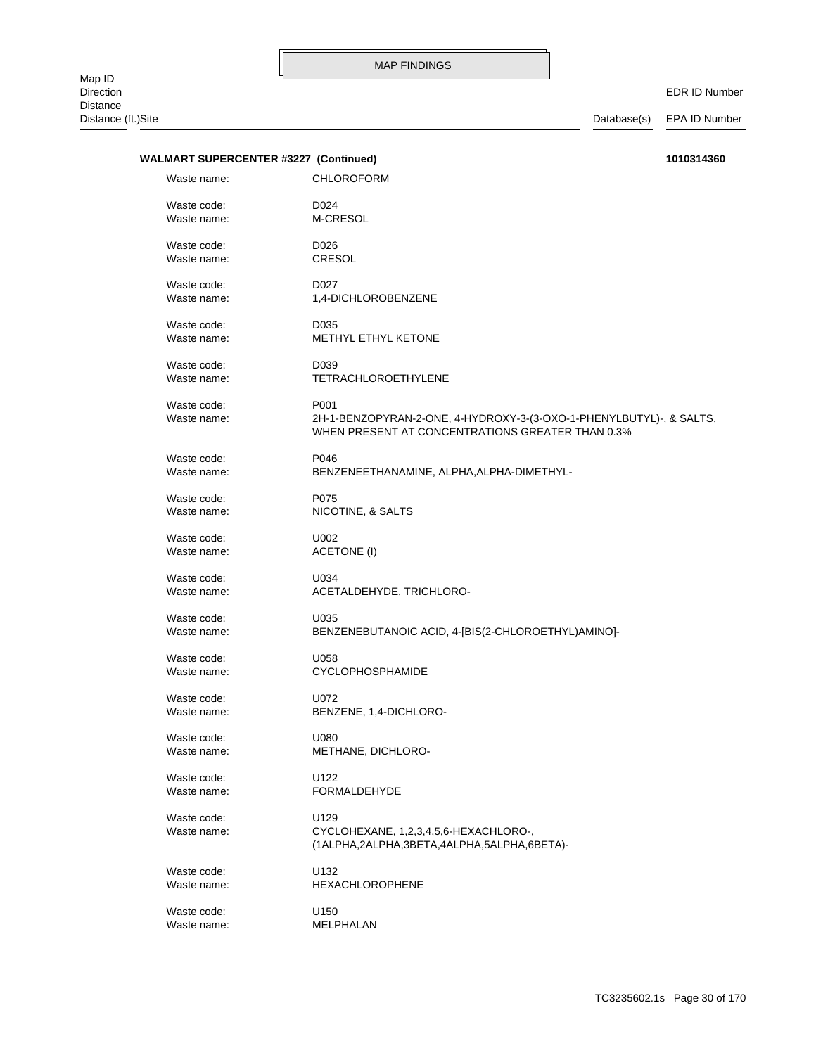**WALMART SUPERCENTER #3227 (Continued)** **1010314360**

| | |
|---|---|
| Waste name: | CHLOROFORM |
| Waste code: | D024 |
| Waste name: | M-CRESOL |
| Waste code: | D026 |
| Waste name: | CRESOL |
| Waste code: | D027 |
| Waste name: | 1,4-DICHLOROBENZENE |
| Waste code: | D035 |
| Waste name: | METHYL ETHYL KETONE |
| Waste code: | D039 |
| Waste name: | TETRACHLOROETHYLENE |
| Waste code: | P001 |
| Waste name: | 2H-1-BENZOPYRAN-2-ONE, 4-HYDROXY-3-(3-OXO-1-PHENYLBUTYL)-, & SALTS, WHEN PRESENT AT CONCENTRATIONS GREATER THAN 0.3% |
| Waste code: | P046 |
| Waste name: | BENZENEETHANAMINE, ALPHA,ALPHA-DIMETHYL- |
| Waste code: | P075 |
| Waste name: | NICOTINE, & SALTS |
| Waste code: | U002 |
| Waste name: | ACETONE (I) |
| Waste code: | U034 |
| Waste name: | ACETALDEHYDE, TRICHLORO- |
| Waste code: | U035 |
| Waste name: | BENZENEBUTANOIC ACID, 4-[BIS(2-CHLOROETHYL)AMINO]- |
| Waste code: | U058 |
| Waste name: | CYCLOPHOSPHAMIDE |
| Waste code: | U072 |
| Waste name: | BENZENE, 1,4-DICHLORO- |
| Waste code: | U080 |
| Waste name: | METHANE, DICHLORO- |
| Waste code: | U122 |
| Waste name: | FORMALDEHYDE |
| Waste code: | U129 |
| Waste name: | CYCLOHEXANE, 1,2,3,4,5,6-HEXACHLORO-, (1ALPHA,2ALPHA,3BETA,4ALPHA,5ALPHA,6BETA)- |
| Waste code: | U132 |
| Waste name: | HEXACHLOROPHENE |
| Waste code: | U150 |
| Waste name: | MELPHALAN |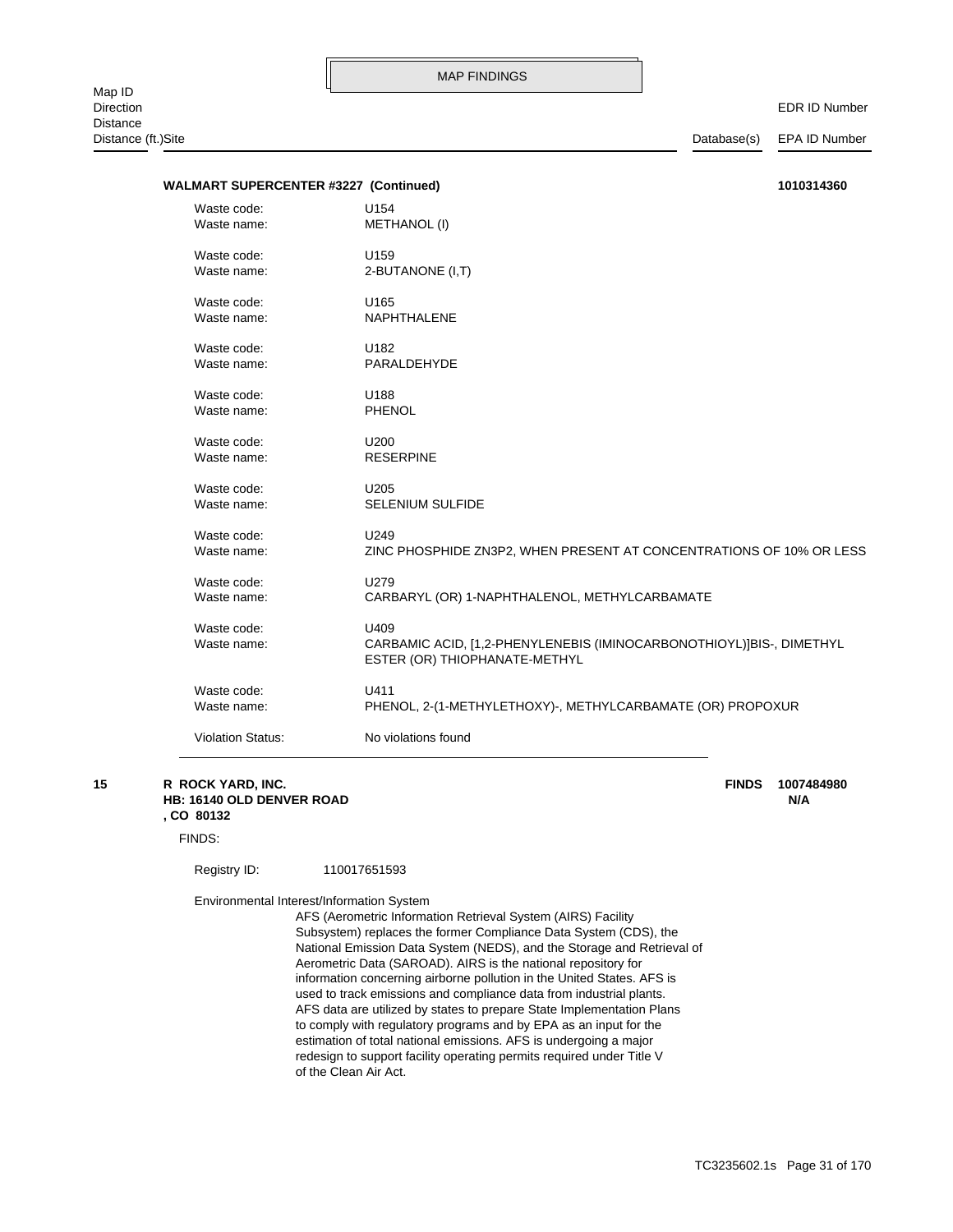MAP FINDINGS

| Map ID<br>Direction<br>Distance<br>Distance (ft.)Site | Database(s) | EDR ID Number<br>EPA ID Number |
|---|---|---|

**WALMART SUPERCENTER #3227 (Continued)** **1010314360**

| | |
|---|---|
| Waste code: | U154 |
| Waste name: | METHANOL (I) |
| Waste code: | U159 |
| Waste name: | 2-BUTANONE (I,T) |
| Waste code: | U165 |
| Waste name: | NAPHTHALENE |
| Waste code: | U182 |
| Waste name: | PARALDEHYDE |
| Waste code: | U188 |
| Waste name: | PHENOL |
| Waste code: | U200 |
| Waste name: | RESERPINE |
| Waste code: | U205 |
| Waste name: | SELENIUM SULFIDE |
| Waste code: | U249 |
| Waste name: | ZINC PHOSPHIDE ZN3P2, WHEN PRESENT AT CONCENTRATIONS OF 10% OR LESS |
| Waste code: | U279 |
| Waste name: | CARBARYL (OR) 1-NAPHTHALENOL, METHYLCARBAMATE |
| Waste code: | U409 |
| Waste name: | CARBAMIC ACID, [1,2-PHENYLENEBIS (IMINOCARBONOTHIOYL)]BIS-, DIMETHYL ESTER (OR) THIOPHANATE-METHYL |
| Waste code: | U411 |
| Waste name: | PHENOL, 2-(1-METHYLETHOXY)-, METHYLCARBAMATE (OR) PROPOXUR |
| Violation Status: | No violations found |

**15** **R ROCK YARD, INC.** **FINDS** **1007484980**
**HB: 16140 OLD DENVER ROAD** **N/A**
**, CO 80132**

FINDS:

Registry ID: 110017651593

Environmental Interest/Information System

AFS (Aerometric Information Retrieval System (AIRS) Facility Subsystem) replaces the former Compliance Data System (CDS), the National Emission Data System (NEDS), and the Storage and Retrieval of Aerometric Data (SAROAD). AIRS is the national repository for information concerning airborne pollution in the United States. AFS is used to track emissions and compliance data from industrial plants. AFS data are utilized by states to prepare State Implementation Plans to comply with regulatory programs and by EPA as an input for the estimation of total national emissions. AFS is undergoing a major redesign to support facility operating permits required under Title V of the Clean Air Act.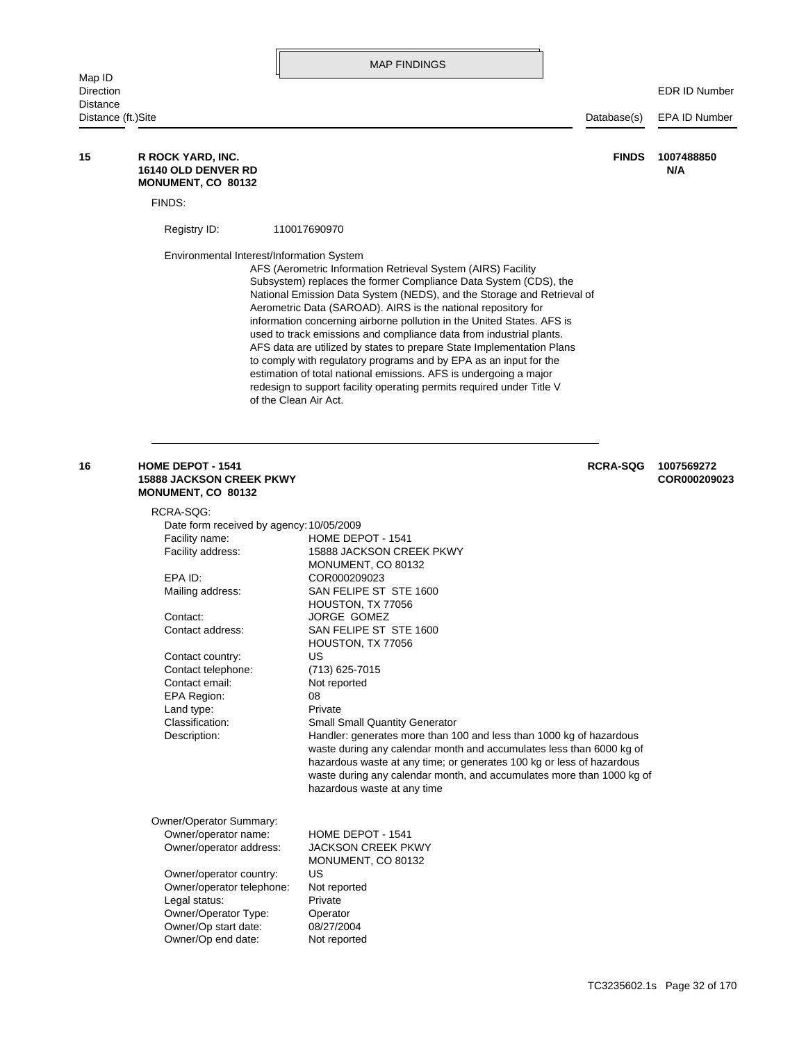## MAP FINDINGS

| Map ID<br>Direction<br>Distance<br>Distance (ft.)Site | | Database(s) | EDR ID Number<br>EPA ID Number |
|---|---|---|---|

**15** **R ROCK YARD, INC.**
**16140 OLD DENVER RD**
**MONUMENT, CO 80132**

**FINDS** **1007488850**
**N/A**

FINDS:

Registry ID: 110017690970

Environmental Interest/Information System
AFS (Aerometric Information Retrieval System (AIRS) Facility Subsystem) replaces the former Compliance Data System (CDS), the National Emission Data System (NEDS), and the Storage and Retrieval of Aerometric Data (SAROAD). AIRS is the national repository for information concerning airborne pollution in the United States. AFS is used to track emissions and compliance data from industrial plants. AFS data are utilized by states to prepare State Implementation Plans to comply with regulatory programs and by EPA as an input for the estimation of total national emissions. AFS is undergoing a major redesign to support facility operating permits required under Title V of the Clean Air Act.

---

**16** **HOME DEPOT - 1541**
**15888 JACKSON CREEK PKWY**
**MONUMENT, CO 80132**

**RCRA-SQG** **1007569272**
**COR000209023**

RCRA-SQG:

| | |
|---|---|
| Date form received by agency: | 10/05/2009 |
| Facility name: | HOME DEPOT - 1541 |
| Facility address: | 15888 JACKSON CREEK PKWY<br>MONUMENT, CO 80132 |
| EPA ID: | COR000209023 |
| Mailing address: | SAN FELIPE ST STE 1600<br>HOUSTON, TX 77056 |
| Contact: | JORGE GOMEZ |
| Contact address: | SAN FELIPE ST STE 1600<br>HOUSTON, TX 77056 |
| Contact country: | US |
| Contact telephone: | (713) 625-7015 |
| Contact email: | Not reported |
| EPA Region: | 08 |
| Land type: | Private |
| Classification: | Small Small Quantity Generator |
| Description: | Handler: generates more than 100 and less than 1000 kg of hazardous waste during any calendar month and accumulates less than 6000 kg of hazardous waste at any time; or generates 100 kg or less of hazardous waste during any calendar month, and accumulates more than 1000 kg of hazardous waste at any time |

Owner/Operator Summary:

| | |
|---|---|
| Owner/operator name: | HOME DEPOT - 1541 |
| Owner/operator address: | JACKSON CREEK PKWY<br>MONUMENT, CO 80132 |
| Owner/operator country: | US |
| Owner/operator telephone: | Not reported |
| Legal status: | Private |
| Owner/Operator Type: | Operator |
| Owner/Op start date: | 08/27/2004 |
| Owner/Op end date: | Not reported |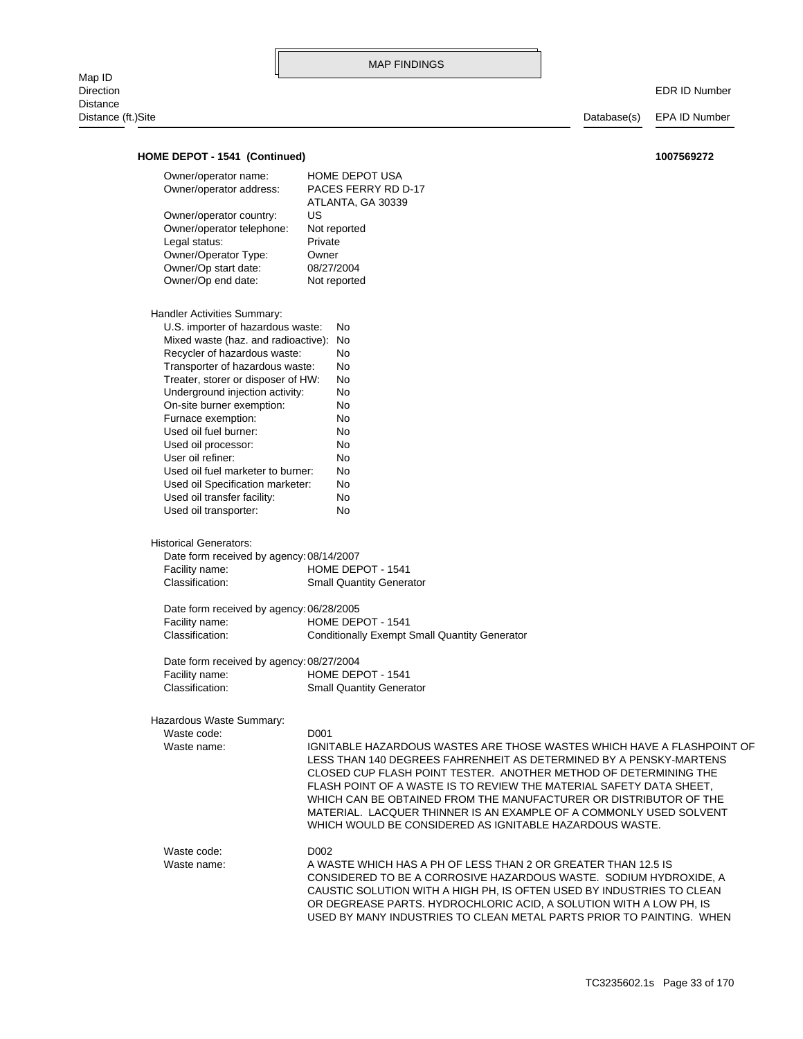MAP FINDINGS

| Map ID<br>Direction<br>Distance<br>Distance (ft.)Site | Database(s) | EDR ID Number<br>EPA ID Number |
|---|---|---|

**HOME DEPOT - 1541 (Continued)** **1007569272**

Owner/operator name: HOME DEPOT USA
Owner/operator address: PACES FERRY RD D-17
ATLANTA, GA 30339
Owner/operator country: US
Owner/operator telephone: Not reported
Legal status: Private
Owner/Operator Type: Owner
Owner/Op start date: 08/27/2004
Owner/Op end date: Not reported

Handler Activities Summary:

U.S. importer of hazardous waste: No
Mixed waste (haz. and radioactive): No
Recycler of hazardous waste: No
Transporter of hazardous waste: No
Treater, storer or disposer of HW: No
Underground injection activity: No
On-site burner exemption: No
Furnace exemption: No
Used oil fuel burner: No
Used oil processor: No
User oil refiner: No
Used oil fuel marketer to burner: No
Used oil Specification marketer: No
Used oil transfer facility: No
Used oil transporter: No

Historical Generators:

Date form received by agency: 08/14/2007
Facility name: HOME DEPOT - 1541
Classification: Small Quantity Generator

Date form received by agency: 06/28/2005
Facility name: HOME DEPOT - 1541
Classification: Conditionally Exempt Small Quantity Generator

Date form received by agency: 08/27/2004
Facility name: HOME DEPOT - 1541
Classification: Small Quantity Generator

Hazardous Waste Summary:

Waste code: D001
Waste name: IGNITABLE HAZARDOUS WASTES ARE THOSE WASTES WHICH HAVE A FLASHPOINT OF LESS THAN 140 DEGREES FAHRENHEIT AS DETERMINED BY A PENSKY-MARTENS CLOSED CUP FLASH POINT TESTER. ANOTHER METHOD OF DETERMINING THE FLASH POINT OF A WASTE IS TO REVIEW THE MATERIAL SAFETY DATA SHEET, WHICH CAN BE OBTAINED FROM THE MANUFACTURER OR DISTRIBUTOR OF THE MATERIAL. LACQUER THINNER IS AN EXAMPLE OF A COMMONLY USED SOLVENT WHICH WOULD BE CONSIDERED AS IGNITABLE HAZARDOUS WASTE.

Waste code: D002
Waste name: A WASTE WHICH HAS A PH OF LESS THAN 2 OR GREATER THAN 12.5 IS CONSIDERED TO BE A CORROSIVE HAZARDOUS WASTE. SODIUM HYDROXIDE, A CAUSTIC SOLUTION WITH A HIGH PH, IS OFTEN USED BY INDUSTRIES TO CLEAN OR DEGREASE PARTS. HYDROCHLORIC ACID, A SOLUTION WITH A LOW PH, IS USED BY MANY INDUSTRIES TO CLEAN METAL PARTS PRIOR TO PAINTING. WHEN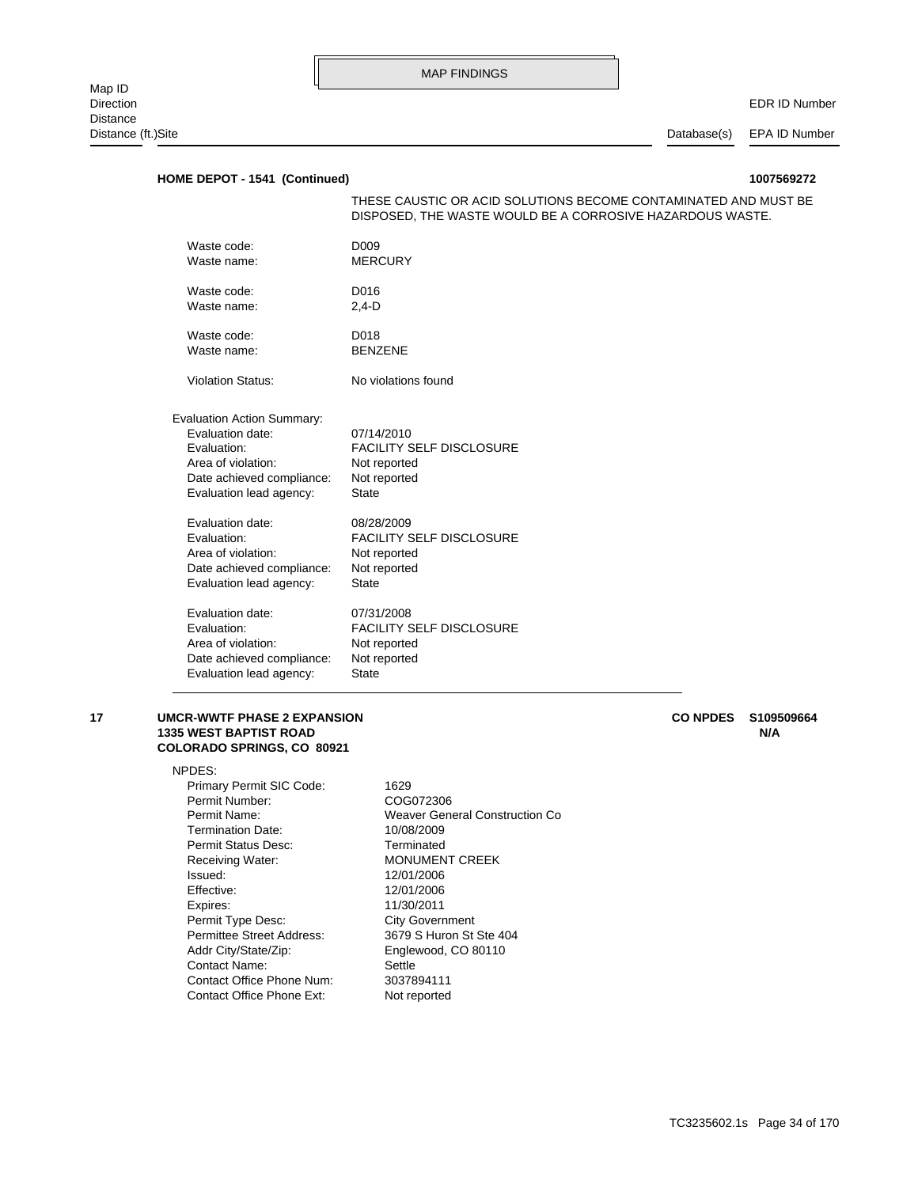MAP FINDINGS

| Map ID<br>Direction<br>Distance<br>Distance (ft.)Site | | Database(s) | EDR ID Number<br>EPA ID Number |
|---|---|---|---|

**HOME DEPOT - 1541 (Continued)** **1007569272**

THESE CAUSTIC OR ACID SOLUTIONS BECOME CONTAMINATED AND MUST BE DISPOSED, THE WASTE WOULD BE A CORROSIVE HAZARDOUS WASTE.

Waste code: D009
Waste name: MERCURY

Waste code: D016
Waste name: 2,4-D

Waste code: D018
Waste name: BENZENE

Violation Status: No violations found

Evaluation Action Summary:

Evaluation date: 07/14/2010
Evaluation: FACILITY SELF DISCLOSURE
Area of violation: Not reported
Date achieved compliance: Not reported
Evaluation lead agency: State

Evaluation date: 08/28/2009
Evaluation: FACILITY SELF DISCLOSURE
Area of violation: Not reported
Date achieved compliance: Not reported
Evaluation lead agency: State

Evaluation date: 07/31/2008
Evaluation: FACILITY SELF DISCLOSURE
Area of violation: Not reported
Date achieved compliance: Not reported
Evaluation lead agency: State

---

**17** **UMCR-WWTF PHASE 2 EXPANSION** **CO NPDES** **S109509664**
**1335 WEST BAPTIST ROAD** **N/A**
**COLORADO SPRINGS, CO 80921**

NPDES:

Primary Permit SIC Code: 1629
Permit Number: COG072306
Permit Name: Weaver General Construction Co
Termination Date: 10/08/2009
Permit Status Desc: Terminated
Receiving Water: MONUMENT CREEK
Issued: 12/01/2006
Effective: 12/01/2006
Expires: 11/30/2011
Permit Type Desc: City Government
Permittee Street Address: 3679 S Huron St Ste 404
Addr City/State/Zip: Englewood, CO 80110
Contact Name: Settle
Contact Office Phone Num: 3037894111
Contact Office Phone Ext: Not reported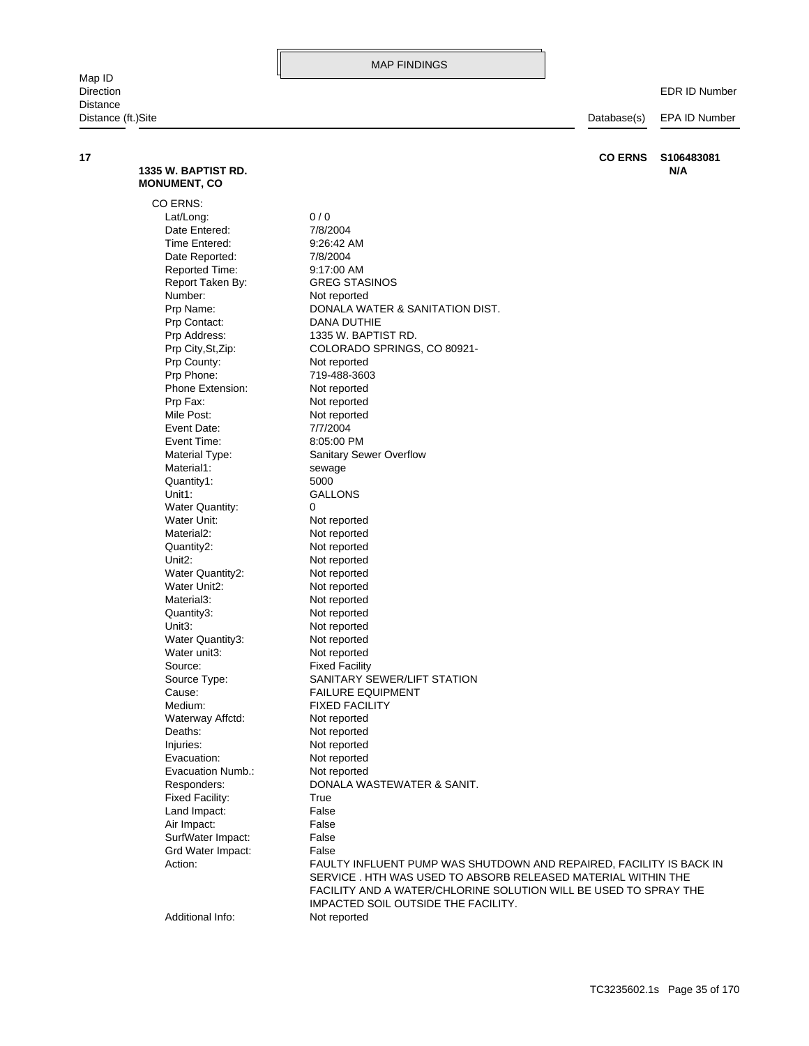## MAP FINDINGS

| Map ID<br>Direction<br>Distance<br>Distance (ft.)Site | | Database(s) | EDR ID Number<br>EPA ID Number |
|---|---|---|---|
| **17** | **1335 W. BAPTIST RD.**<br>**MONUMENT, CO** | **CO ERNS** | **S106483081**<br>**N/A** |

CO ERNS:

| | |
|---|---|
| Lat/Long: | 0 / 0 |
| Date Entered: | 7/8/2004 |
| Time Entered: | 9:26:42 AM |
| Date Reported: | 7/8/2004 |
| Reported Time: | 9:17:00 AM |
| Report Taken By: | GREG STASINOS |
| Number: | Not reported |
| Prp Name: | DONALA WATER & SANITATION DIST. |
| Prp Contact: | DANA DUTHIE |
| Prp Address: | 1335 W. BAPTIST RD. |
| Prp City,St,Zip: | COLORADO SPRINGS, CO 80921- |
| Prp County: | Not reported |
| Prp Phone: | 719-488-3603 |
| Phone Extension: | Not reported |
| Prp Fax: | Not reported |
| Mile Post: | Not reported |
| Event Date: | 7/7/2004 |
| Event Time: | 8:05:00 PM |
| Material Type: | Sanitary Sewer Overflow |
| Material1: | sewage |
| Quantity1: | 5000 |
| Unit1: | GALLONS |
| Water Quantity: | 0 |
| Water Unit: | Not reported |
| Material2: | Not reported |
| Quantity2: | Not reported |
| Unit2: | Not reported |
| Water Quantity2: | Not reported |
| Water Unit2: | Not reported |
| Material3: | Not reported |
| Quantity3: | Not reported |
| Unit3: | Not reported |
| Water Quantity3: | Not reported |
| Water unit3: | Not reported |
| Source: | Fixed Facility |
| Source Type: | SANITARY SEWER/LIFT STATION |
| Cause: | FAILURE EQUIPMENT |
| Medium: | FIXED FACILITY |
| Waterway Affctd: | Not reported |
| Deaths: | Not reported |
| Injuries: | Not reported |
| Evacuation: | Not reported |
| Evacuation Numb.: | Not reported |
| Responders: | DONALA WASTEWATER & SANIT. |
| Fixed Facility: | True |
| Land Impact: | False |
| Air Impact: | False |
| SurfWater Impact: | False |
| Grd Water Impact: | False |
| Action: | FAULTY INFLUENT PUMP WAS SHUTDOWN AND REPAIRED, FACILITY IS BACK IN SERVICE . HTH WAS USED TO ABSORB RELEASED MATERIAL WITHIN THE FACILITY AND A WATER/CHLORINE SOLUTION WILL BE USED TO SPRAY THE IMPACTED SOIL OUTSIDE THE FACILITY. |
| Additional Info: | Not reported |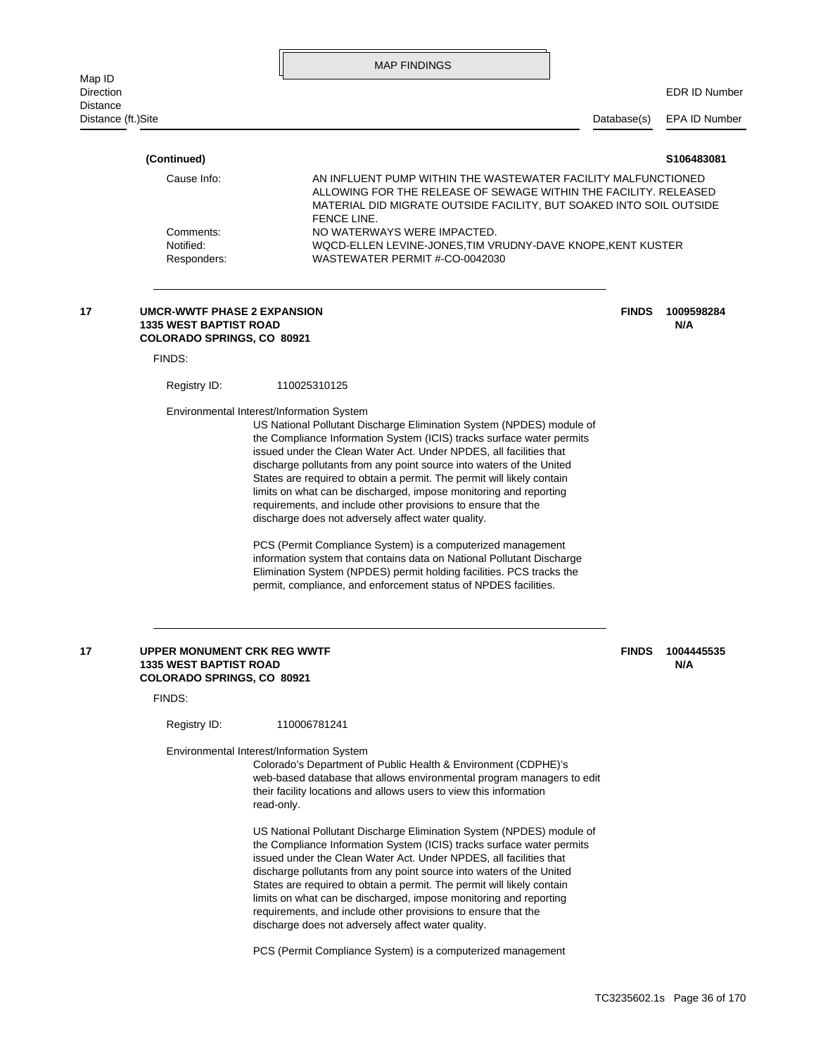## MAP FINDINGS

| Map ID Direction Distance Distance (ft.) | Site | Database(s) | EDR ID Number EPA ID Number |
|---|---|---|---|

**(Continued)** **S106483081**

Cause Info: AN INFLUENT PUMP WITHIN THE WASTEWATER FACILITY MALFUNCTIONED ALLOWING FOR THE RELEASE OF SEWAGE WITHIN THE FACILITY. RELEASED MATERIAL DID MIGRATE OUTSIDE FACILITY, BUT SOAKED INTO SOIL OUTSIDE FENCE LINE.

Comments: NO WATERWAYS WERE IMPACTED.

Notified: WQCD-ELLEN LEVINE-JONES,TIM VRUDNY-DAVE KNOPE,KENT KUSTER

Responders: WASTEWATER PERMIT #-CO-0042030

---

**17** **UMCR-WWTF PHASE 2 EXPANSION** **FINDS** **1009598284**
**1335 WEST BAPTIST ROAD** **N/A**
**COLORADO SPRINGS, CO 80921**

FINDS:

Registry ID: 110025310125

Environmental Interest/Information System

US National Pollutant Discharge Elimination System (NPDES) module of the Compliance Information System (ICIS) tracks surface water permits issued under the Clean Water Act. Under NPDES, all facilities that discharge pollutants from any point source into waters of the United States are required to obtain a permit. The permit will likely contain limits on what can be discharged, impose monitoring and reporting requirements, and include other provisions to ensure that the discharge does not adversely affect water quality.

PCS (Permit Compliance System) is a computerized management information system that contains data on National Pollutant Discharge Elimination System (NPDES) permit holding facilities. PCS tracks the permit, compliance, and enforcement status of NPDES facilities.

---

**17** **UPPER MONUMENT CRK REG WWTF** **FINDS** **1004445535**
**1335 WEST BAPTIST ROAD** **N/A**
**COLORADO SPRINGS, CO 80921**

FINDS:

Registry ID: 110006781241

Environmental Interest/Information System

Colorado's Department of Public Health & Environment (CDPHE)'s web-based database that allows environmental program managers to edit their facility locations and allows users to view this information read-only.

US National Pollutant Discharge Elimination System (NPDES) module of the Compliance Information System (ICIS) tracks surface water permits issued under the Clean Water Act. Under NPDES, all facilities that discharge pollutants from any point source into waters of the United States are required to obtain a permit. The permit will likely contain limits on what can be discharged, impose monitoring and reporting requirements, and include other provisions to ensure that the discharge does not adversely affect water quality.

PCS (Permit Compliance System) is a computerized management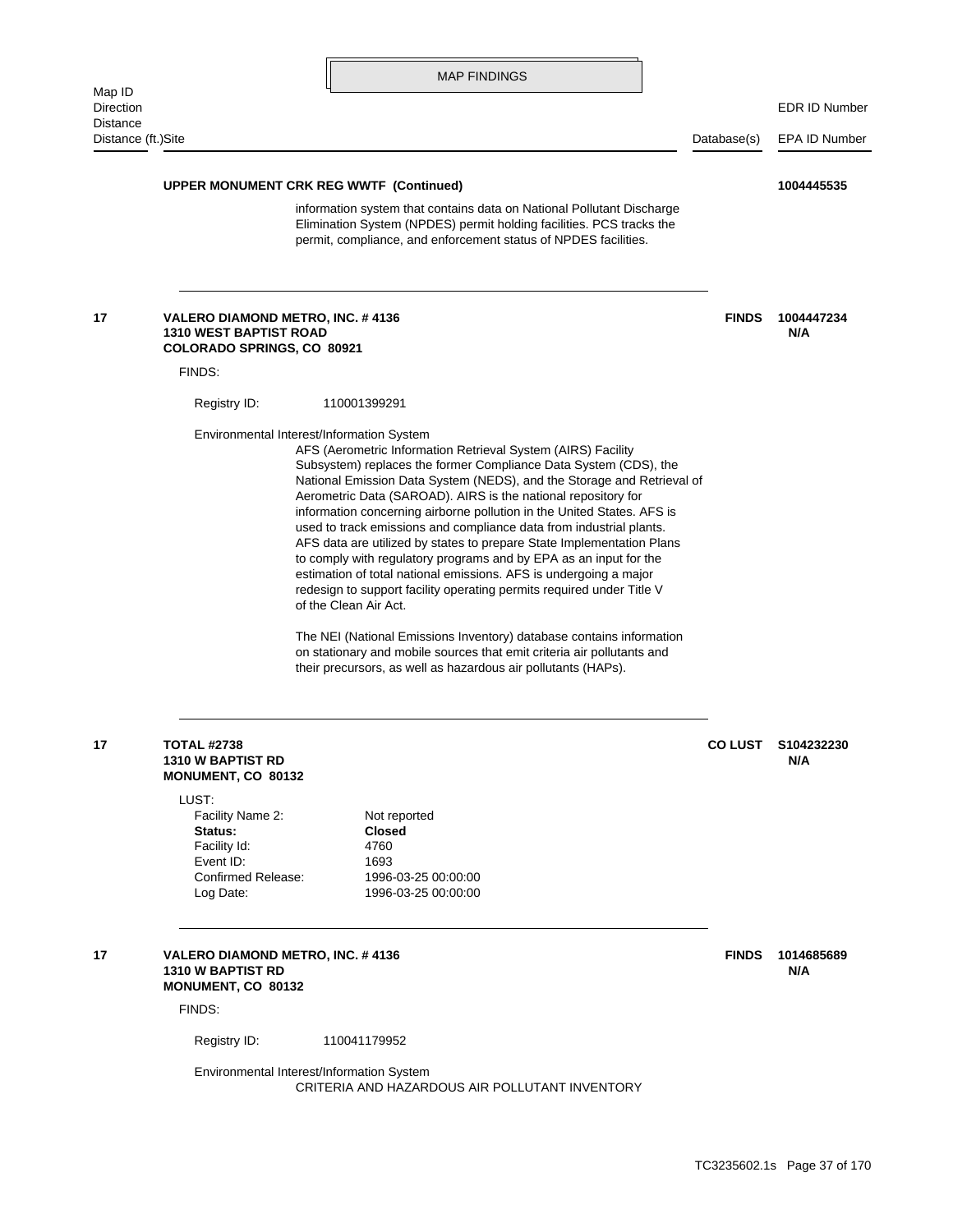MAP FINDINGS

| Map ID / Direction / Distance / Distance (ft.) | Site | Database(s) | EDR ID Number / EPA ID Number |
|---|---|---|---|

**UPPER MONUMENT CRK REG WWTF (Continued)** **1004445535**

information system that contains data on National Pollutant Discharge Elimination System (NPDES) permit holding facilities. PCS tracks the permit, compliance, and enforcement status of NPDES facilities.

---

**17** **VALERO DIAMOND METRO, INC. # 4136**
**1310 WEST BAPTIST ROAD**
**COLORADO SPRINGS, CO 80921**

**FINDS** **1004447234** **N/A**

FINDS:

Registry ID: 110001399291

Environmental Interest/Information System

AFS (Aerometric Information Retrieval System (AIRS) Facility Subsystem) replaces the former Compliance Data System (CDS), the National Emission Data System (NEDS), and the Storage and Retrieval of Aerometric Data (SAROAD). AIRS is the national repository for information concerning airborne pollution in the United States. AFS is used to track emissions and compliance data from industrial plants. AFS data are utilized by states to prepare State Implementation Plans to comply with regulatory programs and by EPA as an input for the estimation of total national emissions. AFS is undergoing a major redesign to support facility operating permits required under Title V of the Clean Air Act.

The NEI (National Emissions Inventory) database contains information on stationary and mobile sources that emit criteria air pollutants and their precursors, as well as hazardous air pollutants (HAPs).

---

**17** **TOTAL #2738**
**1310 W BAPTIST RD**
**MONUMENT, CO 80132**

**CO LUST** **S104232230** **N/A**

LUST:

| | |
|---|---|
| Facility Name 2: | Not reported |
| **Status:** | **Closed** |
| Facility Id: | 4760 |
| Event ID: | 1693 |
| Confirmed Release: | 1996-03-25 00:00:00 |
| Log Date: | 1996-03-25 00:00:00 |

---

**17** **VALERO DIAMOND METRO, INC. # 4136**
**1310 W BAPTIST RD**
**MONUMENT, CO 80132**

**FINDS** **1014685689** **N/A**

FINDS:

Registry ID: 110041179952

Environmental Interest/Information System

CRITERIA AND HAZARDOUS AIR POLLUTANT INVENTORY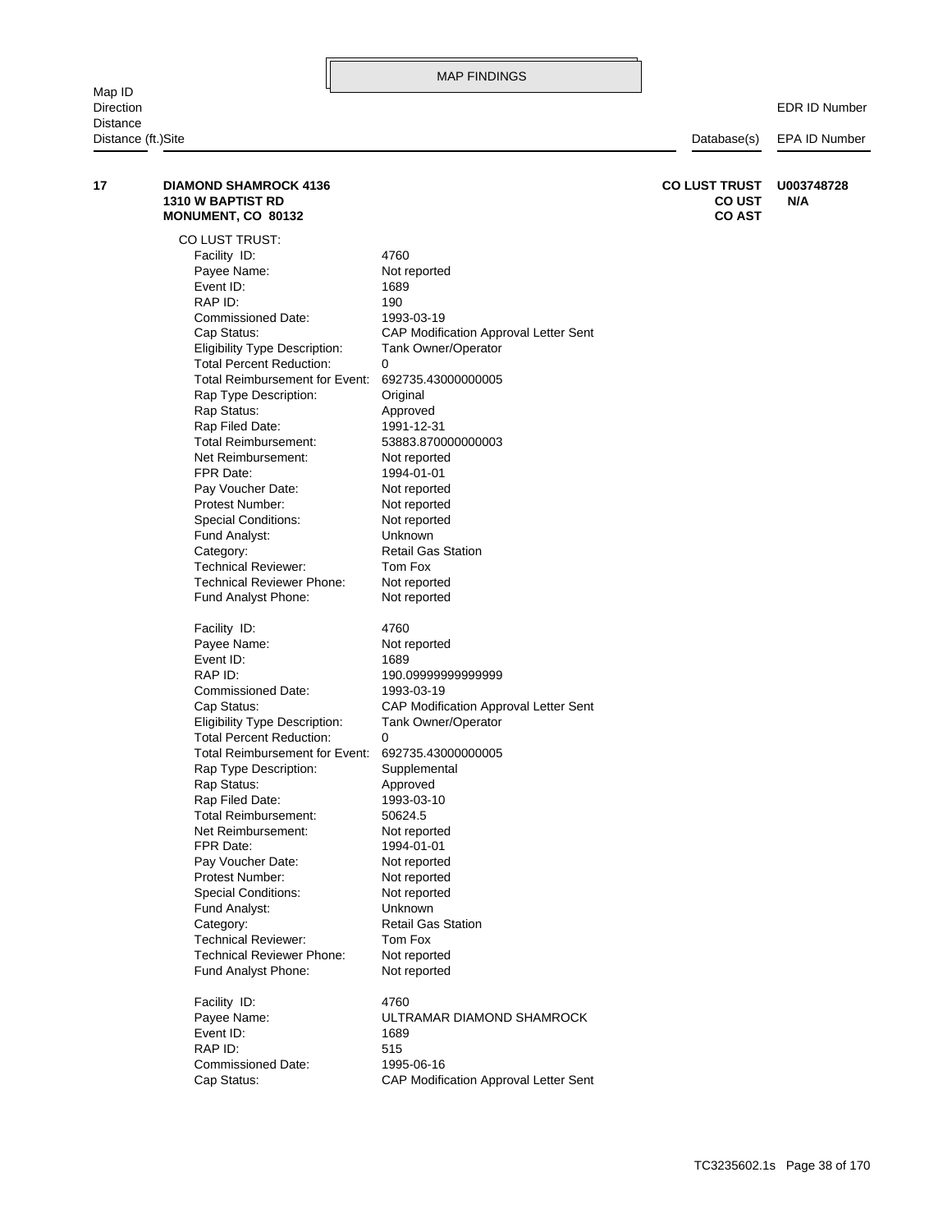MAP FINDINGS

| Map ID<br>Direction<br>Distance<br>Distance (ft.) | Site | Database(s) | EDR ID Number<br>EPA ID Number |
|---|---|---|---|
| 17 | **DIAMOND SHAMROCK 4136**<br>**1310 W BAPTIST RD**<br>**MONUMENT, CO 80132** | **CO LUST TRUST**<br>**CO UST**<br>**CO AST** | **U003748728**<br>**N/A** |

CO LUST TRUST:

| | |
|---|---|
| Facility ID: | 4760 |
| Payee Name: | Not reported |
| Event ID: | 1689 |
| RAP ID: | 190 |
| Commissioned Date: | 1993-03-19 |
| Cap Status: | CAP Modification Approval Letter Sent |
| Eligibility Type Description: | Tank Owner/Operator |
| Total Percent Reduction: | 0 |
| Total Reimbursement for Event: | 692735.43000000005 |
| Rap Type Description: | Original |
| Rap Status: | Approved |
| Rap Filed Date: | 1991-12-31 |
| Total Reimbursement: | 53883.870000000003 |
| Net Reimbursement: | Not reported |
| FPR Date: | 1994-01-01 |
| Pay Voucher Date: | Not reported |
| Protest Number: | Not reported |
| Special Conditions: | Not reported |
| Fund Analyst: | Unknown |
| Category: | Retail Gas Station |
| Technical Reviewer: | Tom Fox |
| Technical Reviewer Phone: | Not reported |
| Fund Analyst Phone: | Not reported |

| | |
|---|---|
| Facility ID: | 4760 |
| Payee Name: | Not reported |
| Event ID: | 1689 |
| RAP ID: | 190.09999999999999 |
| Commissioned Date: | 1993-03-19 |
| Cap Status: | CAP Modification Approval Letter Sent |
| Eligibility Type Description: | Tank Owner/Operator |
| Total Percent Reduction: | 0 |
| Total Reimbursement for Event: | 692735.43000000005 |
| Rap Type Description: | Supplemental |
| Rap Status: | Approved |
| Rap Filed Date: | 1993-03-10 |
| Total Reimbursement: | 50624.5 |
| Net Reimbursement: | Not reported |
| FPR Date: | 1994-01-01 |
| Pay Voucher Date: | Not reported |
| Protest Number: | Not reported |
| Special Conditions: | Not reported |
| Fund Analyst: | Unknown |
| Category: | Retail Gas Station |
| Technical Reviewer: | Tom Fox |
| Technical Reviewer Phone: | Not reported |
| Fund Analyst Phone: | Not reported |

| | |
|---|---|
| Facility ID: | 4760 |
| Payee Name: | ULTRAMAR DIAMOND SHAMROCK |
| Event ID: | 1689 |
| RAP ID: | 515 |
| Commissioned Date: | 1995-06-16 |
| Cap Status: | CAP Modification Approval Letter Sent |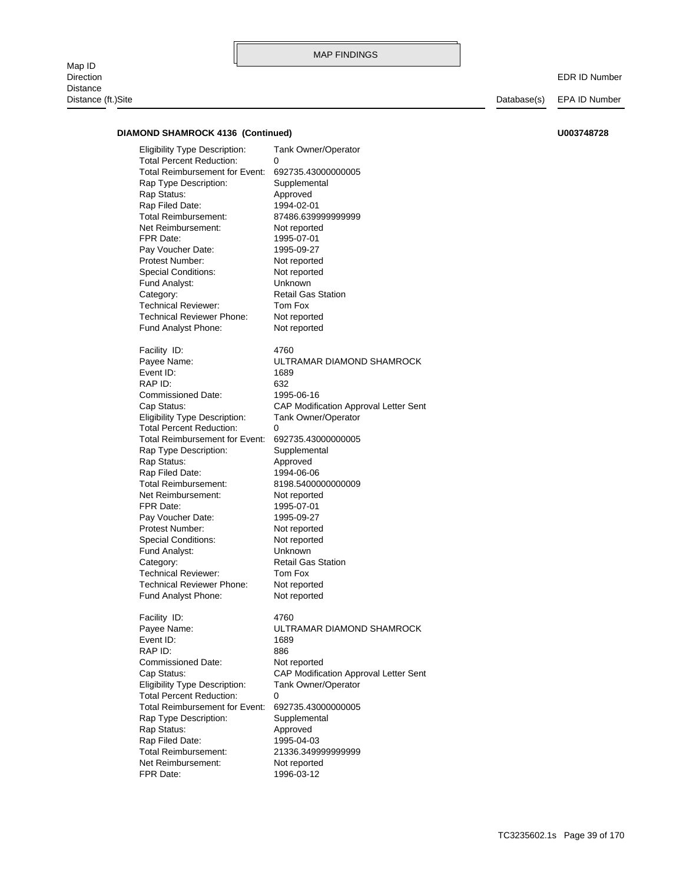MAP FINDINGS

Map ID
Direction
Distance
Distance (ft.)Site | Database(s) | EDR ID Number / EPA ID Number

**DIAMOND SHAMROCK 4136 (Continued)** **U003748728**

Eligibility Type Description: Tank Owner/Operator
Total Percent Reduction: 0
Total Reimbursement for Event: 692735.43000000005
Rap Type Description: Supplemental
Rap Status: Approved
Rap Filed Date: 1994-02-01
Total Reimbursement: 87486.639999999999
Net Reimbursement: Not reported
FPR Date: 1995-07-01
Pay Voucher Date: 1995-09-27
Protest Number: Not reported
Special Conditions: Not reported
Fund Analyst: Unknown
Category: Retail Gas Station
Technical Reviewer: Tom Fox
Technical Reviewer Phone: Not reported
Fund Analyst Phone: Not reported

Facility ID: 4760
Payee Name: ULTRAMAR DIAMOND SHAMROCK
Event ID: 1689
RAP ID: 632
Commissioned Date: 1995-06-16
Cap Status: CAP Modification Approval Letter Sent
Eligibility Type Description: Tank Owner/Operator
Total Percent Reduction: 0
Total Reimbursement for Event: 692735.43000000005
Rap Type Description: Supplemental
Rap Status: Approved
Rap Filed Date: 1994-06-06
Total Reimbursement: 8198.5400000000009
Net Reimbursement: Not reported
FPR Date: 1995-07-01
Pay Voucher Date: 1995-09-27
Protest Number: Not reported
Special Conditions: Not reported
Fund Analyst: Unknown
Category: Retail Gas Station
Technical Reviewer: Tom Fox
Technical Reviewer Phone: Not reported
Fund Analyst Phone: Not reported

Facility ID: 4760
Payee Name: ULTRAMAR DIAMOND SHAMROCK
Event ID: 1689
RAP ID: 886
Commissioned Date: Not reported
Cap Status: CAP Modification Approval Letter Sent
Eligibility Type Description: Tank Owner/Operator
Total Percent Reduction: 0
Total Reimbursement for Event: 692735.43000000005
Rap Type Description: Supplemental
Rap Status: Approved
Rap Filed Date: 1995-04-03
Total Reimbursement: 21336.349999999999
Net Reimbursement: Not reported
FPR Date: 1996-03-12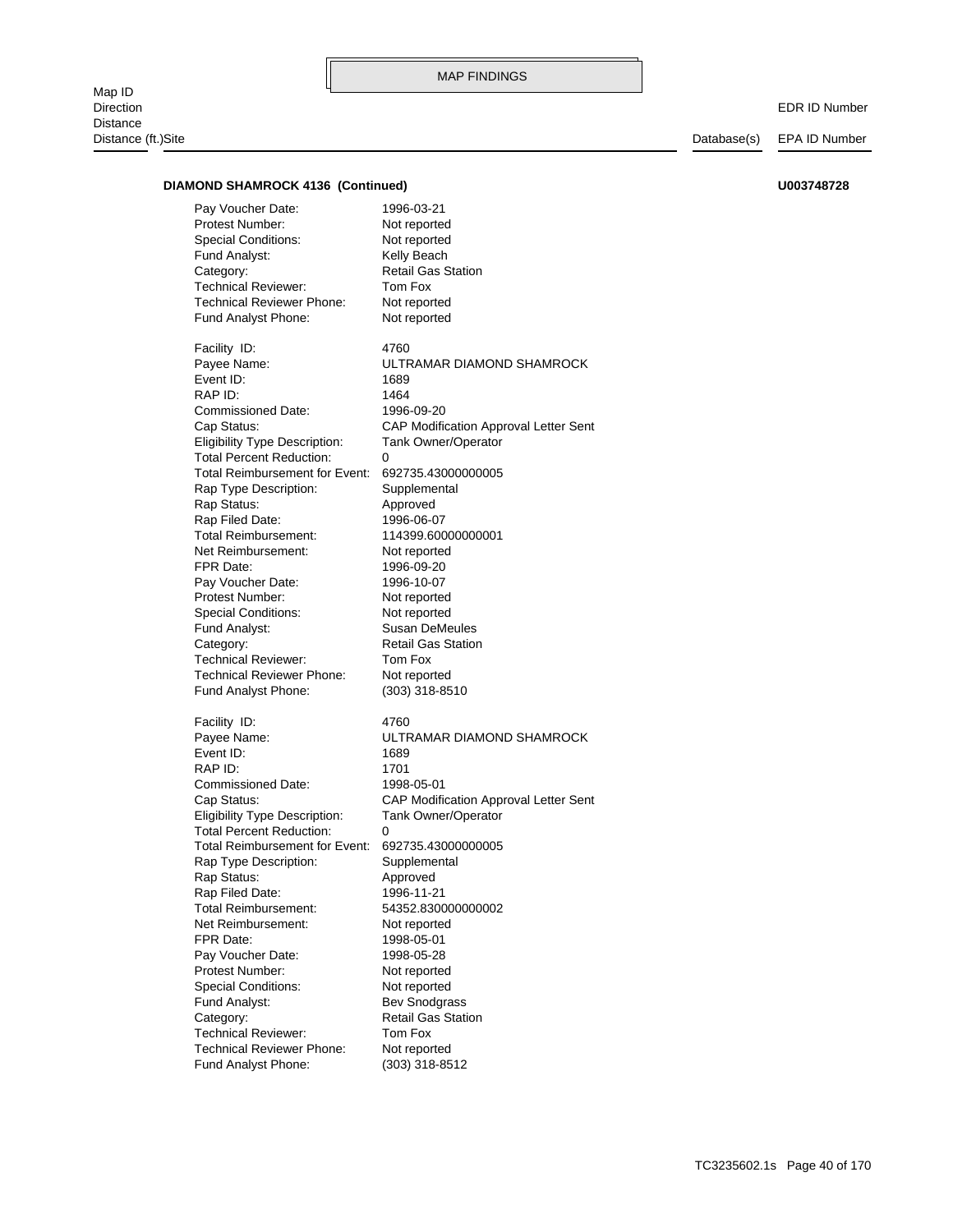MAP FINDINGS

Map ID
Direction
Distance
Distance (ft.)Site | Database(s) | EDR ID Number / EPA ID Number

**DIAMOND SHAMROCK 4136 (Continued)** **U003748728**

Pay Voucher Date: 1996-03-21
Protest Number: Not reported
Special Conditions: Not reported
Fund Analyst: Kelly Beach
Category: Retail Gas Station
Technical Reviewer: Tom Fox
Technical Reviewer Phone: Not reported
Fund Analyst Phone: Not reported

Facility ID: 4760
Payee Name: ULTRAMAR DIAMOND SHAMROCK
Event ID: 1689
RAP ID: 1464
Commissioned Date: 1996-09-20
Cap Status: CAP Modification Approval Letter Sent
Eligibility Type Description: Tank Owner/Operator
Total Percent Reduction: 0
Total Reimbursement for Event: 692735.43000000005
Rap Type Description: Supplemental
Rap Status: Approved
Rap Filed Date: 1996-06-07
Total Reimbursement: 114399.60000000001
Net Reimbursement: Not reported
FPR Date: 1996-09-20
Pay Voucher Date: 1996-10-07
Protest Number: Not reported
Special Conditions: Not reported
Fund Analyst: Susan DeMeules
Category: Retail Gas Station
Technical Reviewer: Tom Fox
Technical Reviewer Phone: Not reported
Fund Analyst Phone: (303) 318-8510

Facility ID: 4760
Payee Name: ULTRAMAR DIAMOND SHAMROCK
Event ID: 1689
RAP ID: 1701
Commissioned Date: 1998-05-01
Cap Status: CAP Modification Approval Letter Sent
Eligibility Type Description: Tank Owner/Operator
Total Percent Reduction: 0
Total Reimbursement for Event: 692735.43000000005
Rap Type Description: Supplemental
Rap Status: Approved
Rap Filed Date: 1996-11-21
Total Reimbursement: 54352.830000000002
Net Reimbursement: Not reported
FPR Date: 1998-05-01
Pay Voucher Date: 1998-05-28
Protest Number: Not reported
Special Conditions: Not reported
Fund Analyst: Bev Snodgrass
Category: Retail Gas Station
Technical Reviewer: Tom Fox
Technical Reviewer Phone: Not reported
Fund Analyst Phone: (303) 318-8512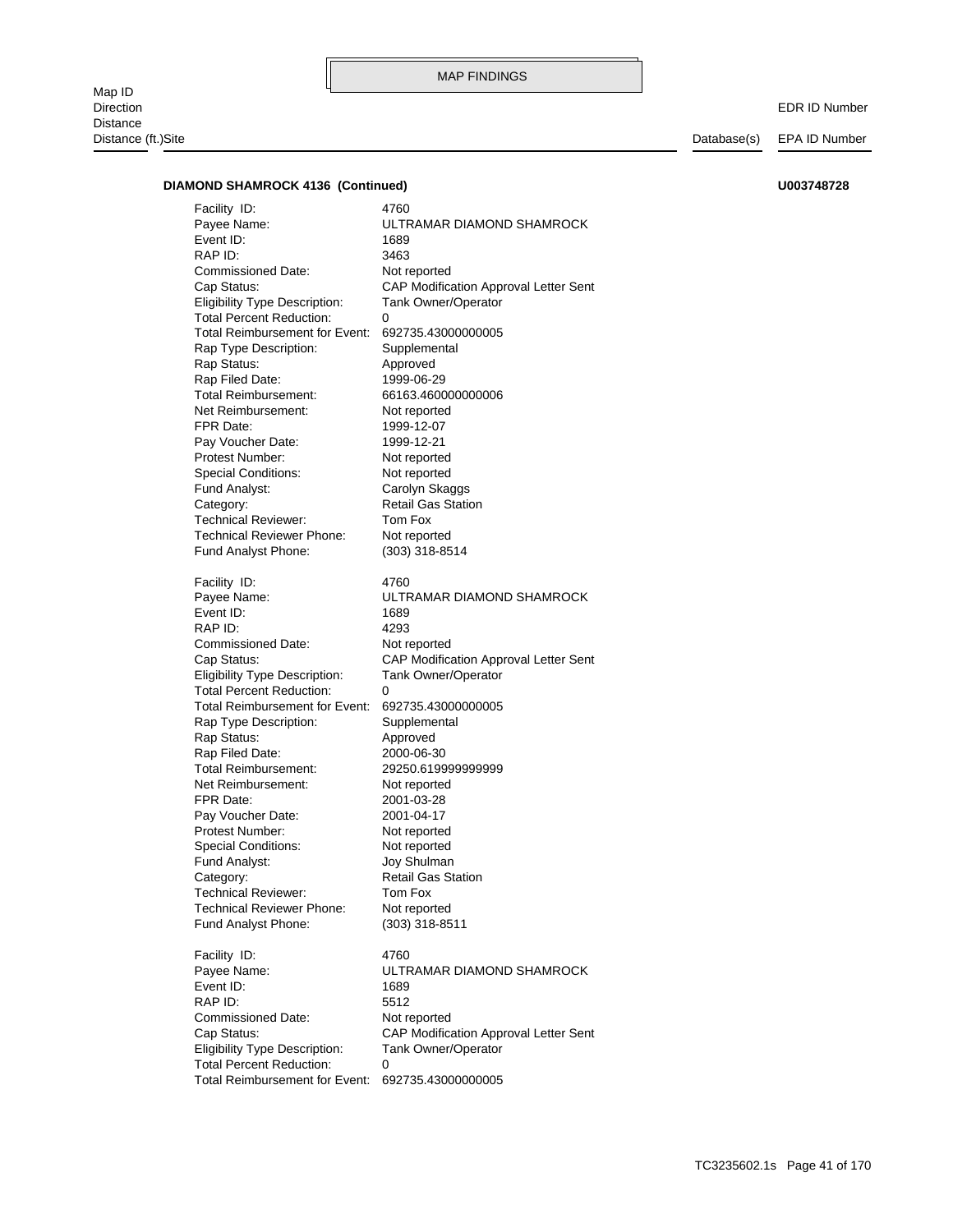MAP FINDINGS

| Map ID<br>Direction<br>Distance<br>Distance (ft.)Site | Database(s) | EDR ID Number<br>EPA ID Number |
|---|---|---|

**DIAMOND SHAMROCK 4136 (Continued)** **U003748728**

Facility ID: 4760
Payee Name: ULTRAMAR DIAMOND SHAMROCK
Event ID: 1689
RAP ID: 3463
Commissioned Date: Not reported
Cap Status: CAP Modification Approval Letter Sent
Eligibility Type Description: Tank Owner/Operator
Total Percent Reduction: 0
Total Reimbursement for Event: 692735.43000000005
Rap Type Description: Supplemental
Rap Status: Approved
Rap Filed Date: 1999-06-29
Total Reimbursement: 66163.460000000006
Net Reimbursement: Not reported
FPR Date: 1999-12-07
Pay Voucher Date: 1999-12-21
Protest Number: Not reported
Special Conditions: Not reported
Fund Analyst: Carolyn Skaggs
Category: Retail Gas Station
Technical Reviewer: Tom Fox
Technical Reviewer Phone: Not reported
Fund Analyst Phone: (303) 318-8514

Facility ID: 4760
Payee Name: ULTRAMAR DIAMOND SHAMROCK
Event ID: 1689
RAP ID: 4293
Commissioned Date: Not reported
Cap Status: CAP Modification Approval Letter Sent
Eligibility Type Description: Tank Owner/Operator
Total Percent Reduction: 0
Total Reimbursement for Event: 692735.43000000005
Rap Type Description: Supplemental
Rap Status: Approved
Rap Filed Date: 2000-06-30
Total Reimbursement: 29250.619999999999
Net Reimbursement: Not reported
FPR Date: 2001-03-28
Pay Voucher Date: 2001-04-17
Protest Number: Not reported
Special Conditions: Not reported
Fund Analyst: Joy Shulman
Category: Retail Gas Station
Technical Reviewer: Tom Fox
Technical Reviewer Phone: Not reported
Fund Analyst Phone: (303) 318-8511

Facility ID: 4760
Payee Name: ULTRAMAR DIAMOND SHAMROCK
Event ID: 1689
RAP ID: 5512
Commissioned Date: Not reported
Cap Status: CAP Modification Approval Letter Sent
Eligibility Type Description: Tank Owner/Operator
Total Percent Reduction: 0
Total Reimbursement for Event: 692735.43000000005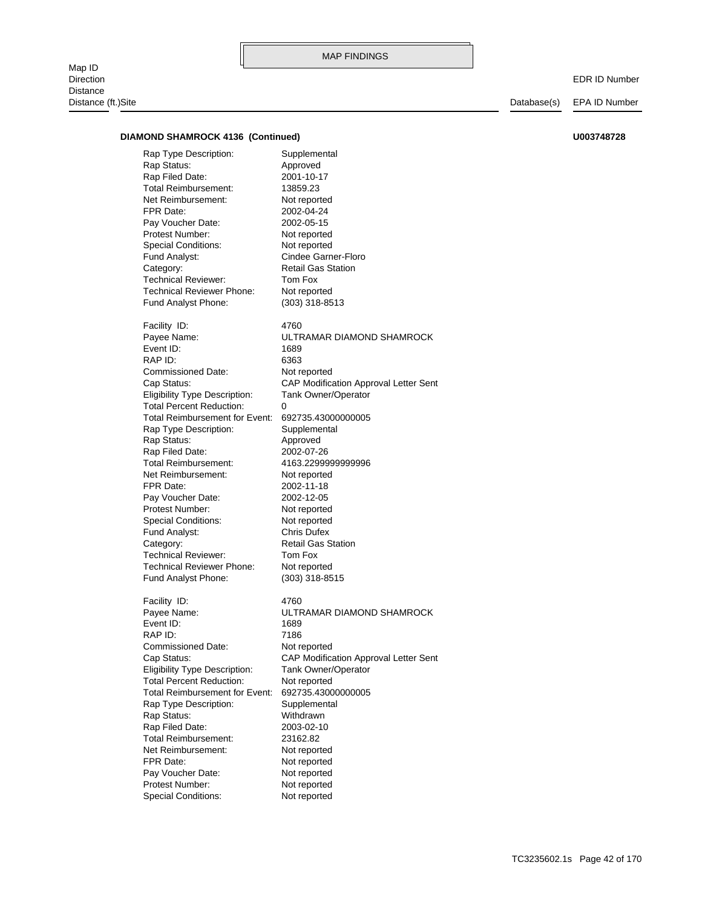MAP FINDINGS

Map ID
Direction
Distance
Distance (ft.)Site

EDR ID Number
Database(s) EPA ID Number

**DIAMOND SHAMROCK 4136 (Continued)** **U003748728**

Rap Type Description: Supplemental
Rap Status: Approved
Rap Filed Date: 2001-10-17
Total Reimbursement: 13859.23
Net Reimbursement: Not reported
FPR Date: 2002-04-24
Pay Voucher Date: 2002-05-15
Protest Number: Not reported
Special Conditions: Not reported
Fund Analyst: Cindee Garner-Floro
Category: Retail Gas Station
Technical Reviewer: Tom Fox
Technical Reviewer Phone: Not reported
Fund Analyst Phone: (303) 318-8513

Facility ID: 4760
Payee Name: ULTRAMAR DIAMOND SHAMROCK
Event ID: 1689
RAP ID: 6363
Commissioned Date: Not reported
Cap Status: CAP Modification Approval Letter Sent
Eligibility Type Description: Tank Owner/Operator
Total Percent Reduction: 0
Total Reimbursement for Event: 692735.43000000005
Rap Type Description: Supplemental
Rap Status: Approved
Rap Filed Date: 2002-07-26
Total Reimbursement: 4163.2299999999996
Net Reimbursement: Not reported
FPR Date: 2002-11-18
Pay Voucher Date: 2002-12-05
Protest Number: Not reported
Special Conditions: Not reported
Fund Analyst: Chris Dufex
Category: Retail Gas Station
Technical Reviewer: Tom Fox
Technical Reviewer Phone: Not reported
Fund Analyst Phone: (303) 318-8515

Facility ID: 4760
Payee Name: ULTRAMAR DIAMOND SHAMROCK
Event ID: 1689
RAP ID: 7186
Commissioned Date: Not reported
Cap Status: CAP Modification Approval Letter Sent
Eligibility Type Description: Tank Owner/Operator
Total Percent Reduction: Not reported
Total Reimbursement for Event: 692735.43000000005
Rap Type Description: Supplemental
Rap Status: Withdrawn
Rap Filed Date: 2003-02-10
Total Reimbursement: 23162.82
Net Reimbursement: Not reported
FPR Date: Not reported
Pay Voucher Date: Not reported
Protest Number: Not reported
Special Conditions: Not reported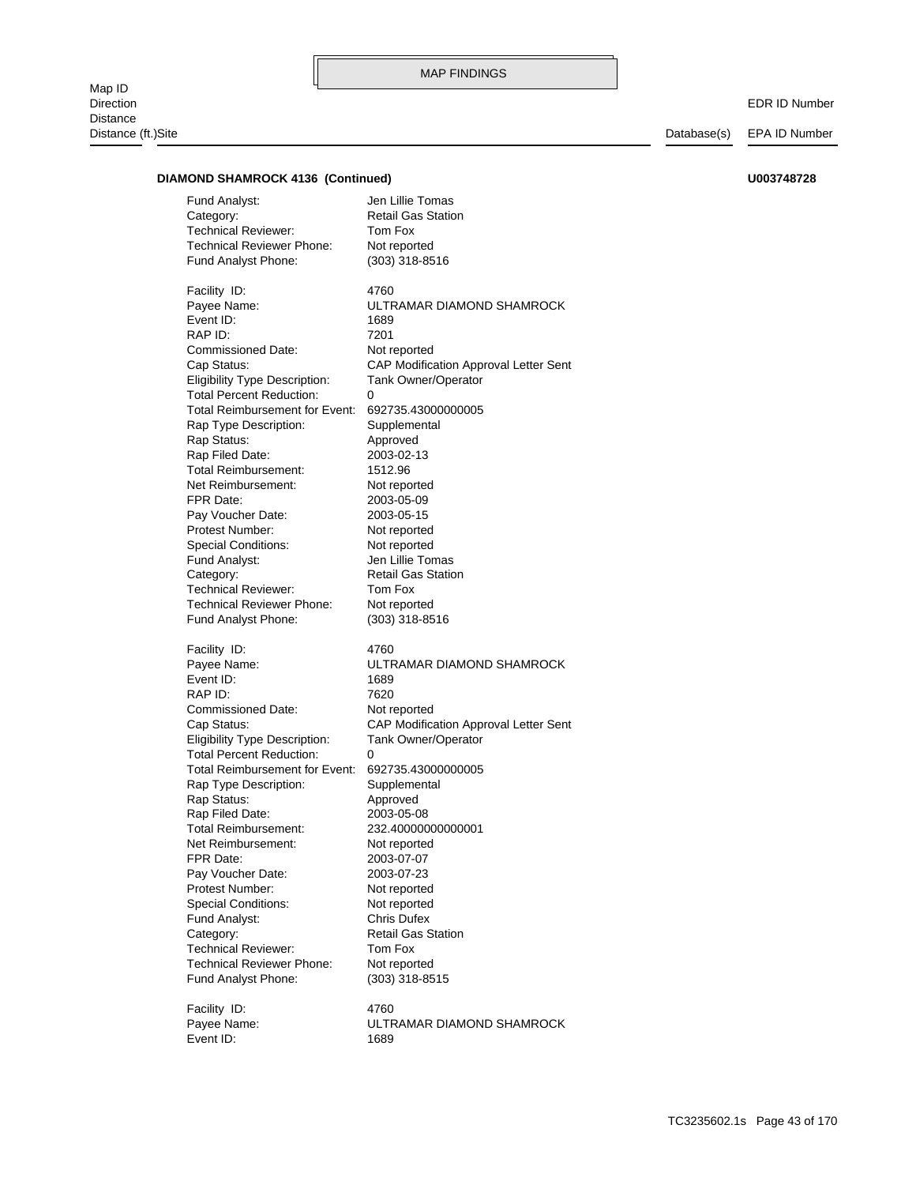MAP FINDINGS

| Map ID<br>Direction<br>Distance<br>Distance (ft.)Site | Database(s) | EDR ID Number<br>EPA ID Number |
|---|---|---|

**DIAMOND SHAMROCK 4136 (Continued)** **U003748728**

| | |
|---|---|
| Fund Analyst: | Jen Lillie Tomas |
| Category: | Retail Gas Station |
| Technical Reviewer: | Tom Fox |
| Technical Reviewer Phone: | Not reported |
| Fund Analyst Phone: | (303) 318-8516 |

| | |
|---|---|
| Facility ID: | 4760 |
| Payee Name: | ULTRAMAR DIAMOND SHAMROCK |
| Event ID: | 1689 |
| RAP ID: | 7201 |
| Commissioned Date: | Not reported |
| Cap Status: | CAP Modification Approval Letter Sent |
| Eligibility Type Description: | Tank Owner/Operator |
| Total Percent Reduction: | 0 |
| Total Reimbursement for Event: | 692735.43000000005 |
| Rap Type Description: | Supplemental |
| Rap Status: | Approved |
| Rap Filed Date: | 2003-02-13 |
| Total Reimbursement: | 1512.96 |
| Net Reimbursement: | Not reported |
| FPR Date: | 2003-05-09 |
| Pay Voucher Date: | 2003-05-15 |
| Protest Number: | Not reported |
| Special Conditions: | Not reported |
| Fund Analyst: | Jen Lillie Tomas |
| Category: | Retail Gas Station |
| Technical Reviewer: | Tom Fox |
| Technical Reviewer Phone: | Not reported |
| Fund Analyst Phone: | (303) 318-8516 |

| | |
|---|---|
| Facility ID: | 4760 |
| Payee Name: | ULTRAMAR DIAMOND SHAMROCK |
| Event ID: | 1689 |
| RAP ID: | 7620 |
| Commissioned Date: | Not reported |
| Cap Status: | CAP Modification Approval Letter Sent |
| Eligibility Type Description: | Tank Owner/Operator |
| Total Percent Reduction: | 0 |
| Total Reimbursement for Event: | 692735.43000000005 |
| Rap Type Description: | Supplemental |
| Rap Status: | Approved |
| Rap Filed Date: | 2003-05-08 |
| Total Reimbursement: | 232.40000000000001 |
| Net Reimbursement: | Not reported |
| FPR Date: | 2003-07-07 |
| Pay Voucher Date: | 2003-07-23 |
| Protest Number: | Not reported |
| Special Conditions: | Not reported |
| Fund Analyst: | Chris Dufex |
| Category: | Retail Gas Station |
| Technical Reviewer: | Tom Fox |
| Technical Reviewer Phone: | Not reported |
| Fund Analyst Phone: | (303) 318-8515 |

| | |
|---|---|
| Facility ID: | 4760 |
| Payee Name: | ULTRAMAR DIAMOND SHAMROCK |
| Event ID: | 1689 |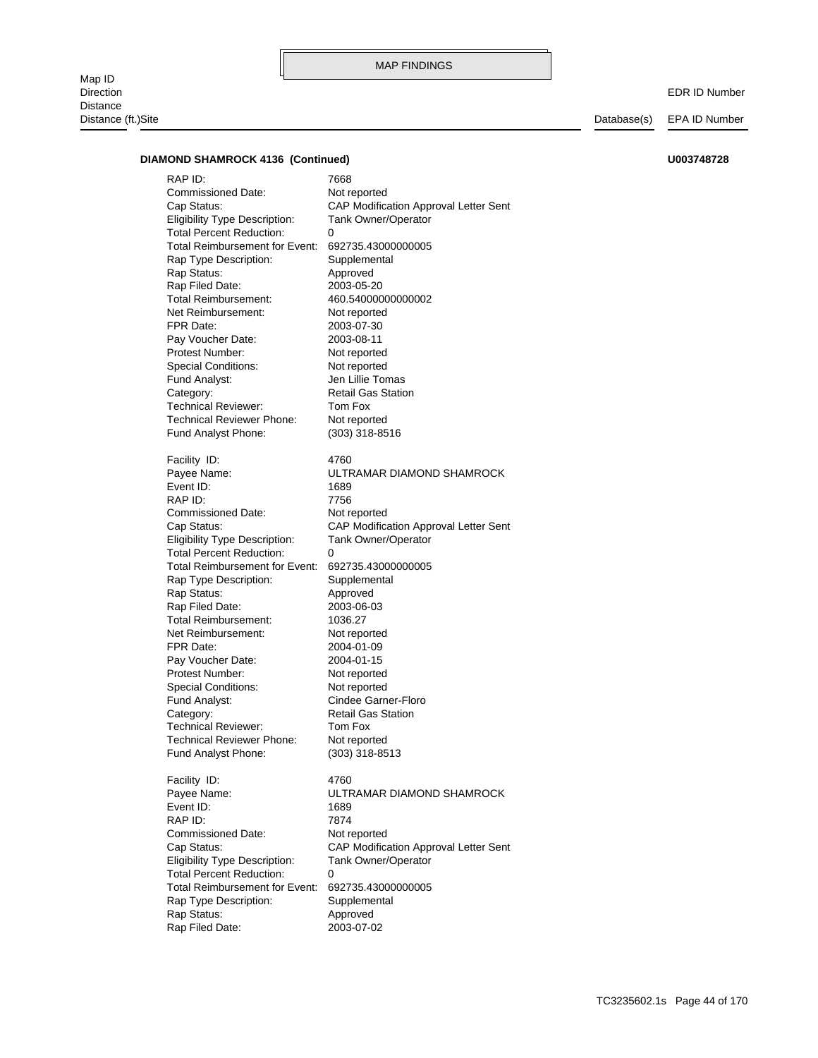MAP FINDINGS

Map ID
Direction
Distance
Distance (ft.)Site | Database(s) | EDR ID Number / EPA ID Number

**DIAMOND SHAMROCK 4136 (Continued)** **U003748728**

| | |
|---|---|
| RAP ID: | 7668 |
| Commissioned Date: | Not reported |
| Cap Status: | CAP Modification Approval Letter Sent |
| Eligibility Type Description: | Tank Owner/Operator |
| Total Percent Reduction: | 0 |
| Total Reimbursement for Event: | 692735.43000000005 |
| Rap Type Description: | Supplemental |
| Rap Status: | Approved |
| Rap Filed Date: | 2003-05-20 |
| Total Reimbursement: | 460.54000000000002 |
| Net Reimbursement: | Not reported |
| FPR Date: | 2003-07-30 |
| Pay Voucher Date: | 2003-08-11 |
| Protest Number: | Not reported |
| Special Conditions: | Not reported |
| Fund Analyst: | Jen Lillie Tomas |
| Category: | Retail Gas Station |
| Technical Reviewer: | Tom Fox |
| Technical Reviewer Phone: | Not reported |
| Fund Analyst Phone: | (303) 318-8516 |

| | |
|---|---|
| Facility ID: | 4760 |
| Payee Name: | ULTRAMAR DIAMOND SHAMROCK |
| Event ID: | 1689 |
| RAP ID: | 7756 |
| Commissioned Date: | Not reported |
| Cap Status: | CAP Modification Approval Letter Sent |
| Eligibility Type Description: | Tank Owner/Operator |
| Total Percent Reduction: | 0 |
| Total Reimbursement for Event: | 692735.43000000005 |
| Rap Type Description: | Supplemental |
| Rap Status: | Approved |
| Rap Filed Date: | 2003-06-03 |
| Total Reimbursement: | 1036.27 |
| Net Reimbursement: | Not reported |
| FPR Date: | 2004-01-09 |
| Pay Voucher Date: | 2004-01-15 |
| Protest Number: | Not reported |
| Special Conditions: | Not reported |
| Fund Analyst: | Cindee Garner-Floro |
| Category: | Retail Gas Station |
| Technical Reviewer: | Tom Fox |
| Technical Reviewer Phone: | Not reported |
| Fund Analyst Phone: | (303) 318-8513 |

| | |
|---|---|
| Facility ID: | 4760 |
| Payee Name: | ULTRAMAR DIAMOND SHAMROCK |
| Event ID: | 1689 |
| RAP ID: | 7874 |
| Commissioned Date: | Not reported |
| Cap Status: | CAP Modification Approval Letter Sent |
| Eligibility Type Description: | Tank Owner/Operator |
| Total Percent Reduction: | 0 |
| Total Reimbursement for Event: | 692735.43000000005 |
| Rap Type Description: | Supplemental |
| Rap Status: | Approved |
| Rap Filed Date: | 2003-07-02 |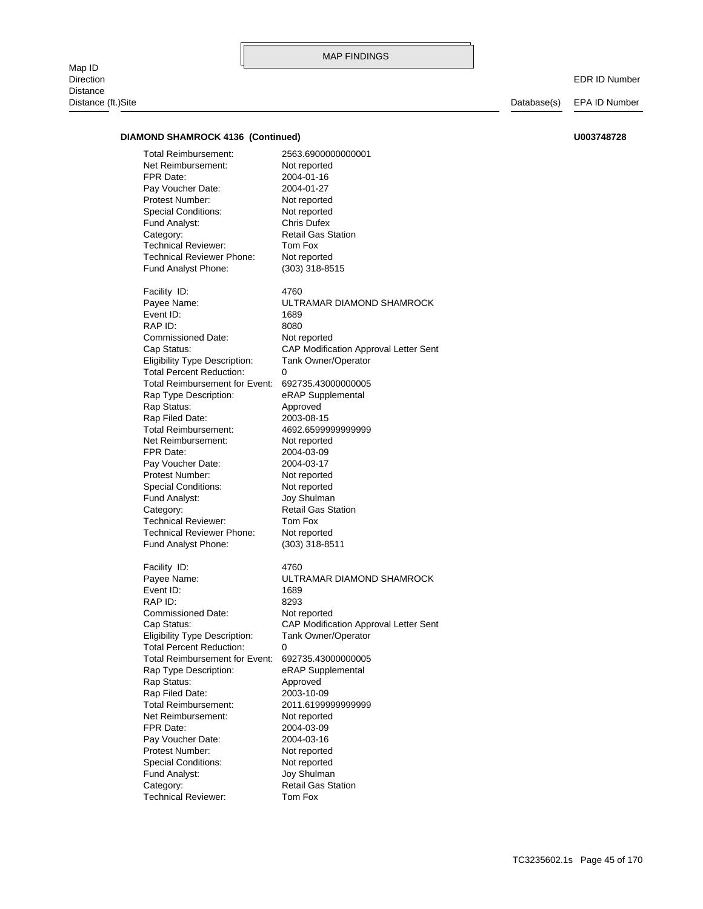MAP FINDINGS

| Map ID<br>Direction<br>Distance<br>Distance (ft.)Site | Database(s) | EDR ID Number<br>EPA ID Number |
|---|---|---|

**DIAMOND SHAMROCK 4136 (Continued)** **U003748728**

Total Reimbursement: 2563.6900000000001
Net Reimbursement: Not reported
FPR Date: 2004-01-16
Pay Voucher Date: 2004-01-27
Protest Number: Not reported
Special Conditions: Not reported
Fund Analyst: Chris Dufex
Category: Retail Gas Station
Technical Reviewer: Tom Fox
Technical Reviewer Phone: Not reported
Fund Analyst Phone: (303) 318-8515

Facility ID: 4760
Payee Name: ULTRAMAR DIAMOND SHAMROCK
Event ID: 1689
RAP ID: 8080
Commissioned Date: Not reported
Cap Status: CAP Modification Approval Letter Sent
Eligibility Type Description: Tank Owner/Operator
Total Percent Reduction: 0
Total Reimbursement for Event: 692735.43000000005
Rap Type Description: eRAP Supplemental
Rap Status: Approved
Rap Filed Date: 2003-08-15
Total Reimbursement: 4692.6599999999999
Net Reimbursement: Not reported
FPR Date: 2004-03-09
Pay Voucher Date: 2004-03-17
Protest Number: Not reported
Special Conditions: Not reported
Fund Analyst: Joy Shulman
Category: Retail Gas Station
Technical Reviewer: Tom Fox
Technical Reviewer Phone: Not reported
Fund Analyst Phone: (303) 318-8511

Facility ID: 4760
Payee Name: ULTRAMAR DIAMOND SHAMROCK
Event ID: 1689
RAP ID: 8293
Commissioned Date: Not reported
Cap Status: CAP Modification Approval Letter Sent
Eligibility Type Description: Tank Owner/Operator
Total Percent Reduction: 0
Total Reimbursement for Event: 692735.43000000005
Rap Type Description: eRAP Supplemental
Rap Status: Approved
Rap Filed Date: 2003-10-09
Total Reimbursement: 2011.6199999999999
Net Reimbursement: Not reported
FPR Date: 2004-03-09
Pay Voucher Date: 2004-03-16
Protest Number: Not reported
Special Conditions: Not reported
Fund Analyst: Joy Shulman
Category: Retail Gas Station
Technical Reviewer: Tom Fox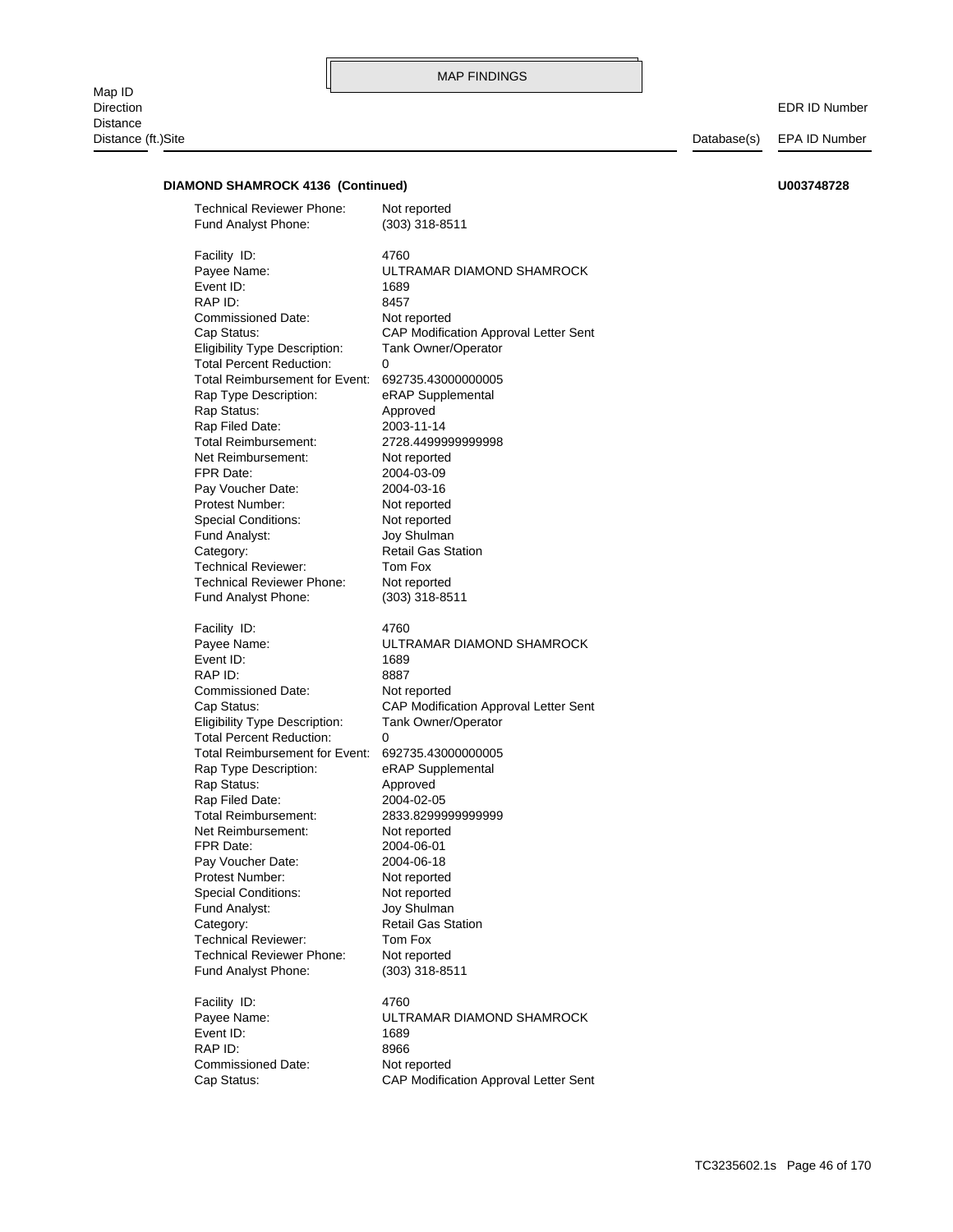**DIAMOND SHAMROCK 4136 (Continued)** **U003748728**

Technical Reviewer Phone: Not reported
Fund Analyst Phone: (303) 318-8511

Facility ID: 4760
Payee Name: ULTRAMAR DIAMOND SHAMROCK
Event ID: 1689
RAP ID: 8457
Commissioned Date: Not reported
Cap Status: CAP Modification Approval Letter Sent
Eligibility Type Description: Tank Owner/Operator
Total Percent Reduction: 0
Total Reimbursement for Event: 692735.43000000005
Rap Type Description: eRAP Supplemental
Rap Status: Approved
Rap Filed Date: 2003-11-14
Total Reimbursement: 2728.4499999999998
Net Reimbursement: Not reported
FPR Date: 2004-03-09
Pay Voucher Date: 2004-03-16
Protest Number: Not reported
Special Conditions: Not reported
Fund Analyst: Joy Shulman
Category: Retail Gas Station
Technical Reviewer: Tom Fox
Technical Reviewer Phone: Not reported
Fund Analyst Phone: (303) 318-8511

Facility ID: 4760
Payee Name: ULTRAMAR DIAMOND SHAMROCK
Event ID: 1689
RAP ID: 8887
Commissioned Date: Not reported
Cap Status: CAP Modification Approval Letter Sent
Eligibility Type Description: Tank Owner/Operator
Total Percent Reduction: 0
Total Reimbursement for Event: 692735.43000000005
Rap Type Description: eRAP Supplemental
Rap Status: Approved
Rap Filed Date: 2004-02-05
Total Reimbursement: 2833.8299999999999
Net Reimbursement: Not reported
FPR Date: 2004-06-01
Pay Voucher Date: 2004-06-18
Protest Number: Not reported
Special Conditions: Not reported
Fund Analyst: Joy Shulman
Category: Retail Gas Station
Technical Reviewer: Tom Fox
Technical Reviewer Phone: Not reported
Fund Analyst Phone: (303) 318-8511

Facility ID: 4760
Payee Name: ULTRAMAR DIAMOND SHAMROCK
Event ID: 1689
RAP ID: 8966
Commissioned Date: Not reported
Cap Status: CAP Modification Approval Letter Sent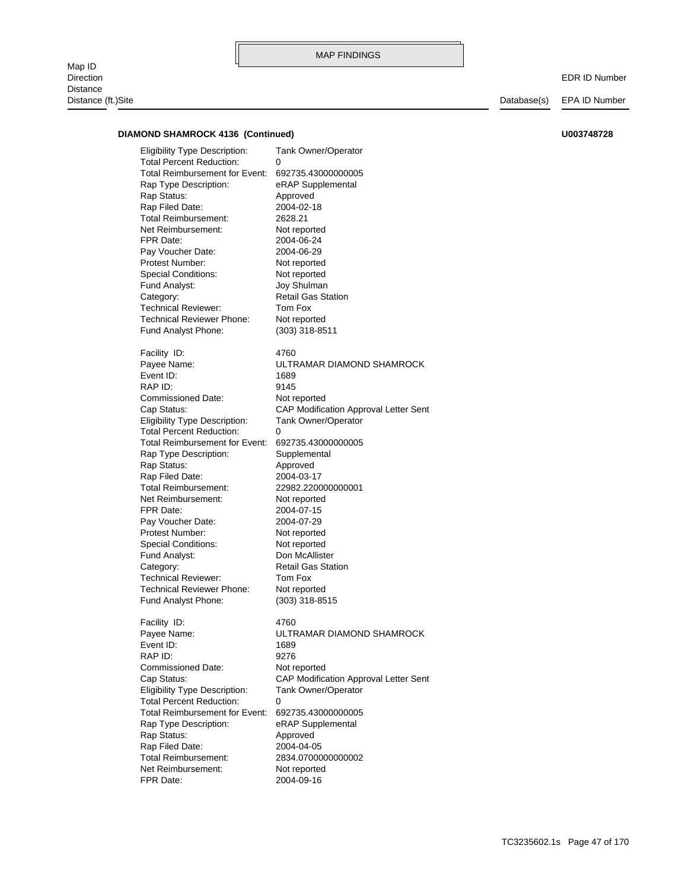MAP FINDINGS

Map ID
Direction
Distance
Distance (ft.)Site | Database(s) | EDR ID Number / EPA ID Number

**DIAMOND SHAMROCK 4136 (Continued)** **U003748728**

Eligibility Type Description: Tank Owner/Operator
Total Percent Reduction: 0
Total Reimbursement for Event: 692735.43000000005
Rap Type Description: eRAP Supplemental
Rap Status: Approved
Rap Filed Date: 2004-02-18
Total Reimbursement: 2628.21
Net Reimbursement: Not reported
FPR Date: 2004-06-24
Pay Voucher Date: 2004-06-29
Protest Number: Not reported
Special Conditions: Not reported
Fund Analyst: Joy Shulman
Category: Retail Gas Station
Technical Reviewer: Tom Fox
Technical Reviewer Phone: Not reported
Fund Analyst Phone: (303) 318-8511

Facility ID: 4760
Payee Name: ULTRAMAR DIAMOND SHAMROCK
Event ID: 1689
RAP ID: 9145
Commissioned Date: Not reported
Cap Status: CAP Modification Approval Letter Sent
Eligibility Type Description: Tank Owner/Operator
Total Percent Reduction: 0
Total Reimbursement for Event: 692735.43000000005
Rap Type Description: Supplemental
Rap Status: Approved
Rap Filed Date: 2004-03-17
Total Reimbursement: 22982.220000000001
Net Reimbursement: Not reported
FPR Date: 2004-07-15
Pay Voucher Date: 2004-07-29
Protest Number: Not reported
Special Conditions: Not reported
Fund Analyst: Don McAllister
Category: Retail Gas Station
Technical Reviewer: Tom Fox
Technical Reviewer Phone: Not reported
Fund Analyst Phone: (303) 318-8515

Facility ID: 4760
Payee Name: ULTRAMAR DIAMOND SHAMROCK
Event ID: 1689
RAP ID: 9276
Commissioned Date: Not reported
Cap Status: CAP Modification Approval Letter Sent
Eligibility Type Description: Tank Owner/Operator
Total Percent Reduction: 0
Total Reimbursement for Event: 692735.43000000005
Rap Type Description: eRAP Supplemental
Rap Status: Approved
Rap Filed Date: 2004-04-05
Total Reimbursement: 2834.0700000000002
Net Reimbursement: Not reported
FPR Date: 2004-09-16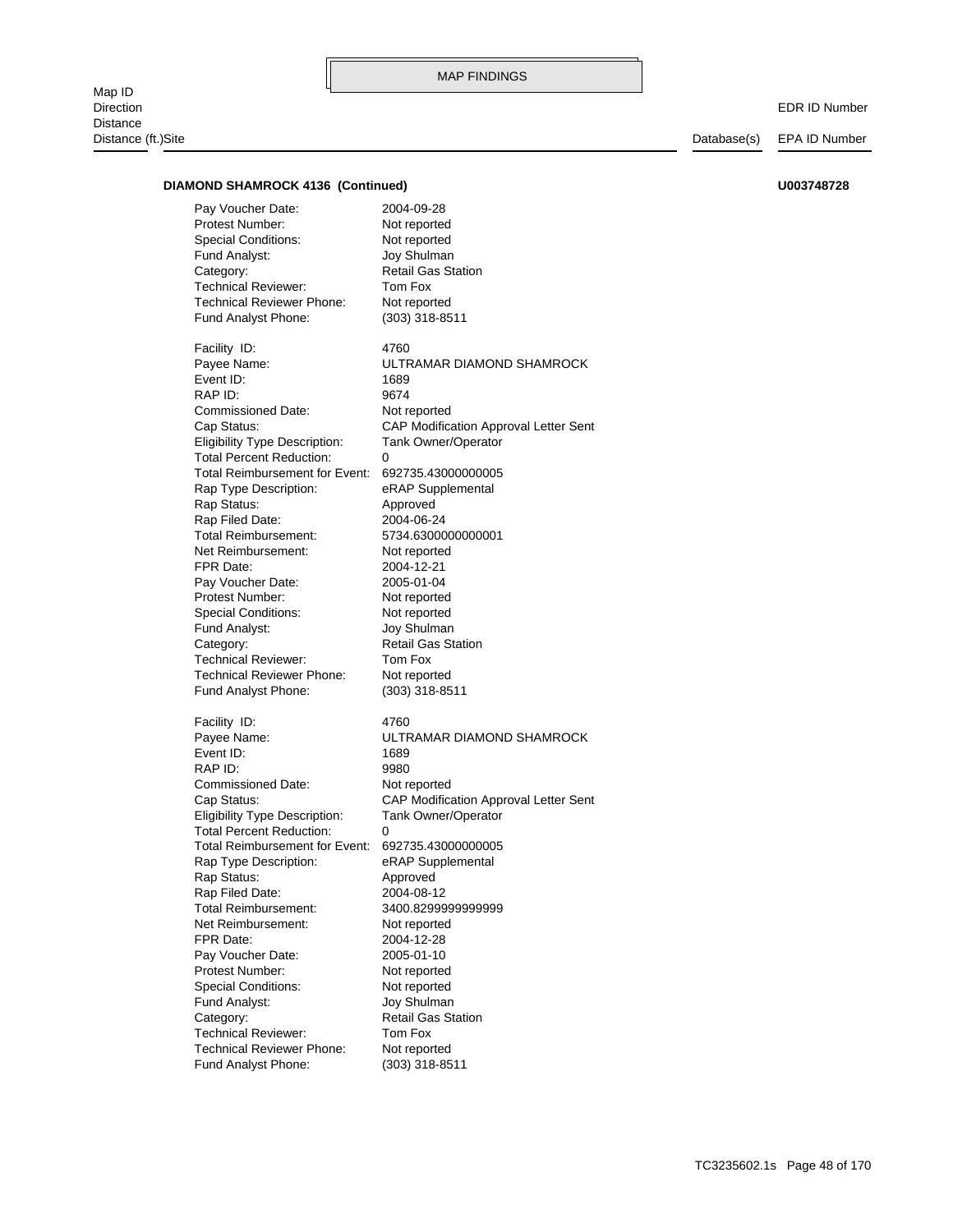MAP FINDINGS

| Map ID<br>Direction<br>Distance<br>Distance (ft.)Site | Database(s) | EDR ID Number<br>EPA ID Number |
|---|---|---|

**DIAMOND SHAMROCK 4136 (Continued)** **U003748728**

| | |
|---|---|
| Pay Voucher Date: | 2004-09-28 |
| Protest Number: | Not reported |
| Special Conditions: | Not reported |
| Fund Analyst: | Joy Shulman |
| Category: | Retail Gas Station |
| Technical Reviewer: | Tom Fox |
| Technical Reviewer Phone: | Not reported |
| Fund Analyst Phone: | (303) 318-8511 |

| | |
|---|---|
| Facility ID: | 4760 |
| Payee Name: | ULTRAMAR DIAMOND SHAMROCK |
| Event ID: | 1689 |
| RAP ID: | 9674 |
| Commissioned Date: | Not reported |
| Cap Status: | CAP Modification Approval Letter Sent |
| Eligibility Type Description: | Tank Owner/Operator |
| Total Percent Reduction: | 0 |
| Total Reimbursement for Event: | 692735.43000000005 |
| Rap Type Description: | eRAP Supplemental |
| Rap Status: | Approved |
| Rap Filed Date: | 2004-06-24 |
| Total Reimbursement: | 5734.6300000000001 |
| Net Reimbursement: | Not reported |
| FPR Date: | 2004-12-21 |
| Pay Voucher Date: | 2005-01-04 |
| Protest Number: | Not reported |
| Special Conditions: | Not reported |
| Fund Analyst: | Joy Shulman |
| Category: | Retail Gas Station |
| Technical Reviewer: | Tom Fox |
| Technical Reviewer Phone: | Not reported |
| Fund Analyst Phone: | (303) 318-8511 |

| | |
|---|---|
| Facility ID: | 4760 |
| Payee Name: | ULTRAMAR DIAMOND SHAMROCK |
| Event ID: | 1689 |
| RAP ID: | 9980 |
| Commissioned Date: | Not reported |
| Cap Status: | CAP Modification Approval Letter Sent |
| Eligibility Type Description: | Tank Owner/Operator |
| Total Percent Reduction: | 0 |
| Total Reimbursement for Event: | 692735.43000000005 |
| Rap Type Description: | eRAP Supplemental |
| Rap Status: | Approved |
| Rap Filed Date: | 2004-08-12 |
| Total Reimbursement: | 3400.8299999999999 |
| Net Reimbursement: | Not reported |
| FPR Date: | 2004-12-28 |
| Pay Voucher Date: | 2005-01-10 |
| Protest Number: | Not reported |
| Special Conditions: | Not reported |
| Fund Analyst: | Joy Shulman |
| Category: | Retail Gas Station |
| Technical Reviewer: | Tom Fox |
| Technical Reviewer Phone: | Not reported |
| Fund Analyst Phone: | (303) 318-8511 |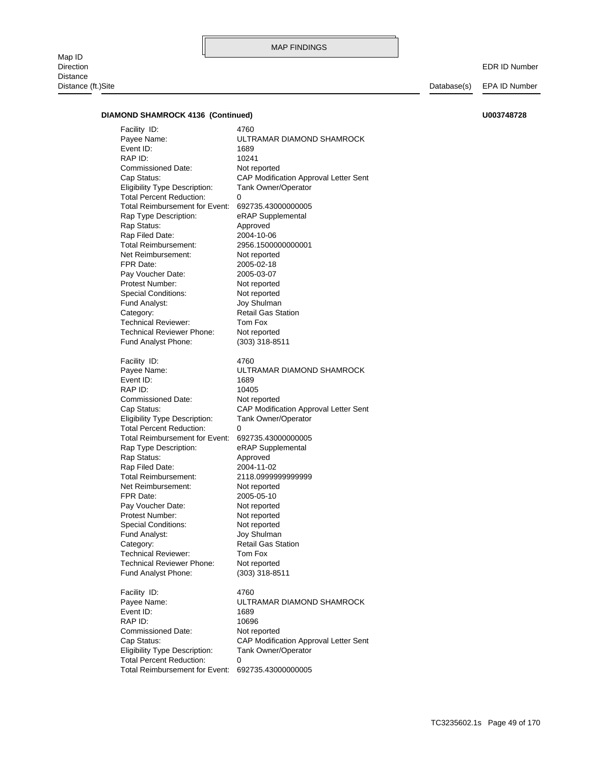MAP FINDINGS

Map ID
Direction
Distance
Distance (ft.)Site | Database(s) | EDR ID Number / EPA ID Number

**DIAMOND SHAMROCK 4136 (Continued)** **U003748728**

Facility ID: 4760
Payee Name: ULTRAMAR DIAMOND SHAMROCK
Event ID: 1689
RAP ID: 10241
Commissioned Date: Not reported
Cap Status: CAP Modification Approval Letter Sent
Eligibility Type Description: Tank Owner/Operator
Total Percent Reduction: 0
Total Reimbursement for Event: 692735.43000000005
Rap Type Description: eRAP Supplemental
Rap Status: Approved
Rap Filed Date: 2004-10-06
Total Reimbursement: 2956.1500000000001
Net Reimbursement: Not reported
FPR Date: 2005-02-18
Pay Voucher Date: 2005-03-07
Protest Number: Not reported
Special Conditions: Not reported
Fund Analyst: Joy Shulman
Category: Retail Gas Station
Technical Reviewer: Tom Fox
Technical Reviewer Phone: Not reported
Fund Analyst Phone: (303) 318-8511

Facility ID: 4760
Payee Name: ULTRAMAR DIAMOND SHAMROCK
Event ID: 1689
RAP ID: 10405
Commissioned Date: Not reported
Cap Status: CAP Modification Approval Letter Sent
Eligibility Type Description: Tank Owner/Operator
Total Percent Reduction: 0
Total Reimbursement for Event: 692735.43000000005
Rap Type Description: eRAP Supplemental
Rap Status: Approved
Rap Filed Date: 2004-11-02
Total Reimbursement: 2118.0999999999999
Net Reimbursement: Not reported
FPR Date: 2005-05-10
Pay Voucher Date: Not reported
Protest Number: Not reported
Special Conditions: Not reported
Fund Analyst: Joy Shulman
Category: Retail Gas Station
Technical Reviewer: Tom Fox
Technical Reviewer Phone: Not reported
Fund Analyst Phone: (303) 318-8511

Facility ID: 4760
Payee Name: ULTRAMAR DIAMOND SHAMROCK
Event ID: 1689
RAP ID: 10696
Commissioned Date: Not reported
Cap Status: CAP Modification Approval Letter Sent
Eligibility Type Description: Tank Owner/Operator
Total Percent Reduction: 0
Total Reimbursement for Event: 692735.43000000005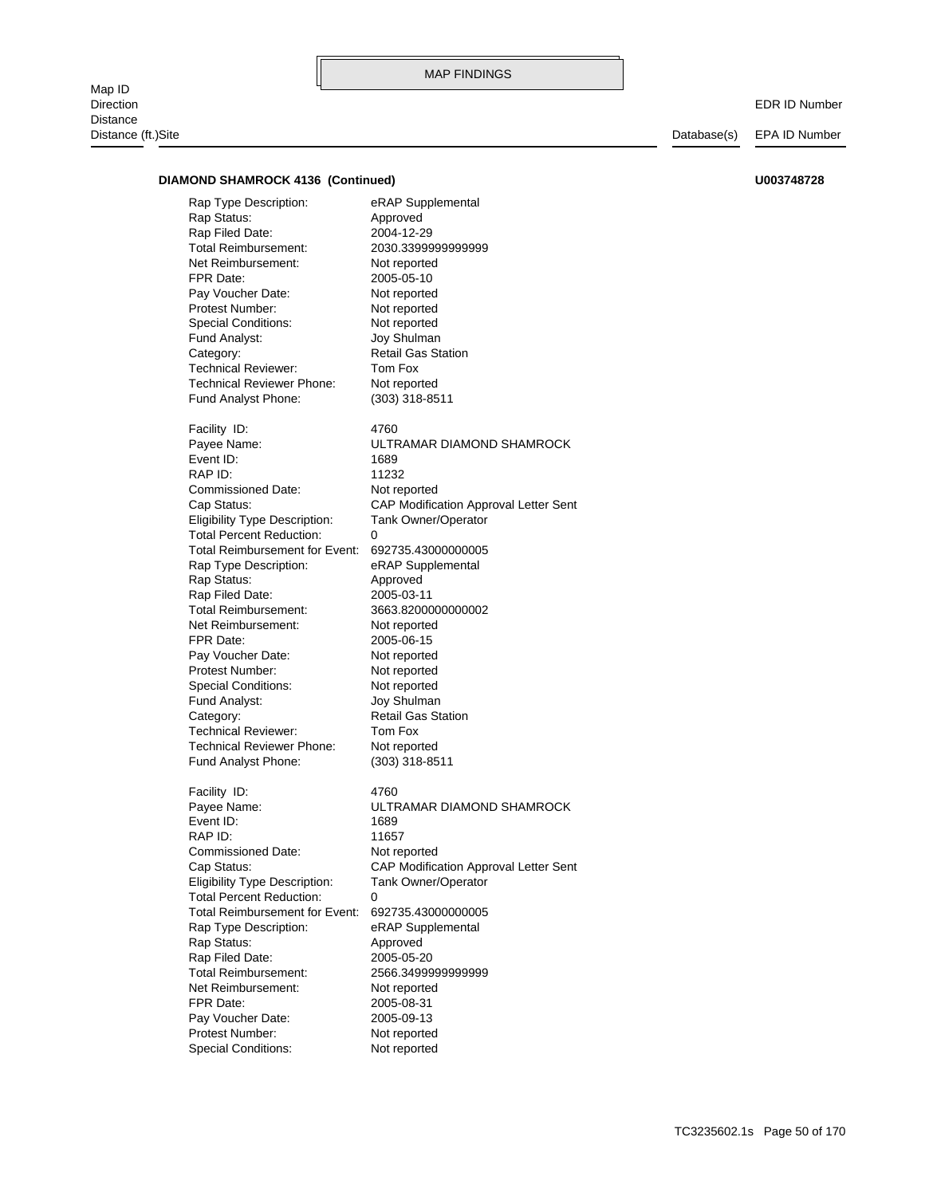MAP FINDINGS

| Map ID<br>Direction<br>Distance<br>Distance (ft.)Site | Database(s) | EDR ID Number<br>EPA ID Number |
|---|---|---|

**DIAMOND SHAMROCK 4136 (Continued)** **U003748728**

| | |
|---|---|
| Rap Type Description: | eRAP Supplemental |
| Rap Status: | Approved |
| Rap Filed Date: | 2004-12-29 |
| Total Reimbursement: | 2030.3399999999999 |
| Net Reimbursement: | Not reported |
| FPR Date: | 2005-05-10 |
| Pay Voucher Date: | Not reported |
| Protest Number: | Not reported |
| Special Conditions: | Not reported |
| Fund Analyst: | Joy Shulman |
| Category: | Retail Gas Station |
| Technical Reviewer: | Tom Fox |
| Technical Reviewer Phone: | Not reported |
| Fund Analyst Phone: | (303) 318-8511 |

| | |
|---|---|
| Facility ID: | 4760 |
| Payee Name: | ULTRAMAR DIAMOND SHAMROCK |
| Event ID: | 1689 |
| RAP ID: | 11232 |
| Commissioned Date: | Not reported |
| Cap Status: | CAP Modification Approval Letter Sent |
| Eligibility Type Description: | Tank Owner/Operator |
| Total Percent Reduction: | 0 |
| Total Reimbursement for Event: | 692735.43000000005 |
| Rap Type Description: | eRAP Supplemental |
| Rap Status: | Approved |
| Rap Filed Date: | 2005-03-11 |
| Total Reimbursement: | 3663.8200000000002 |
| Net Reimbursement: | Not reported |
| FPR Date: | 2005-06-15 |
| Pay Voucher Date: | Not reported |
| Protest Number: | Not reported |
| Special Conditions: | Not reported |
| Fund Analyst: | Joy Shulman |
| Category: | Retail Gas Station |
| Technical Reviewer: | Tom Fox |
| Technical Reviewer Phone: | Not reported |
| Fund Analyst Phone: | (303) 318-8511 |

| | |
|---|---|
| Facility ID: | 4760 |
| Payee Name: | ULTRAMAR DIAMOND SHAMROCK |
| Event ID: | 1689 |
| RAP ID: | 11657 |
| Commissioned Date: | Not reported |
| Cap Status: | CAP Modification Approval Letter Sent |
| Eligibility Type Description: | Tank Owner/Operator |
| Total Percent Reduction: | 0 |
| Total Reimbursement for Event: | 692735.43000000005 |
| Rap Type Description: | eRAP Supplemental |
| Rap Status: | Approved |
| Rap Filed Date: | 2005-05-20 |
| Total Reimbursement: | 2566.3499999999999 |
| Net Reimbursement: | Not reported |
| FPR Date: | 2005-08-31 |
| Pay Voucher Date: | 2005-09-13 |
| Protest Number: | Not reported |
| Special Conditions: | Not reported |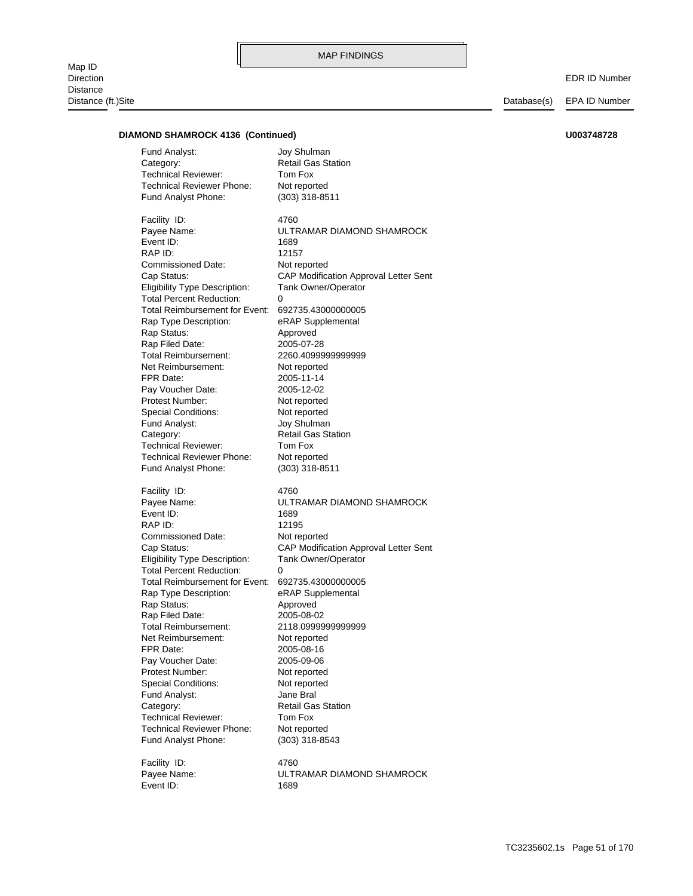**DIAMOND SHAMROCK 4136 (Continued)** **U003748728**

| | |
|---|---|
| Fund Analyst: | Joy Shulman |
| Category: | Retail Gas Station |
| Technical Reviewer: | Tom Fox |
| Technical Reviewer Phone: | Not reported |
| Fund Analyst Phone: | (303) 318-8511 |

| | |
|---|---|
| Facility ID: | 4760 |
| Payee Name: | ULTRAMAR DIAMOND SHAMROCK |
| Event ID: | 1689 |
| RAP ID: | 12157 |
| Commissioned Date: | Not reported |
| Cap Status: | CAP Modification Approval Letter Sent |
| Eligibility Type Description: | Tank Owner/Operator |
| Total Percent Reduction: | 0 |
| Total Reimbursement for Event: | 692735.43000000005 |
| Rap Type Description: | eRAP Supplemental |
| Rap Status: | Approved |
| Rap Filed Date: | 2005-07-28 |
| Total Reimbursement: | 2260.4099999999999 |
| Net Reimbursement: | Not reported |
| FPR Date: | 2005-11-14 |
| Pay Voucher Date: | 2005-12-02 |
| Protest Number: | Not reported |
| Special Conditions: | Not reported |
| Fund Analyst: | Joy Shulman |
| Category: | Retail Gas Station |
| Technical Reviewer: | Tom Fox |
| Technical Reviewer Phone: | Not reported |
| Fund Analyst Phone: | (303) 318-8511 |

| | |
|---|---|
| Facility ID: | 4760 |
| Payee Name: | ULTRAMAR DIAMOND SHAMROCK |
| Event ID: | 1689 |
| RAP ID: | 12195 |
| Commissioned Date: | Not reported |
| Cap Status: | CAP Modification Approval Letter Sent |
| Eligibility Type Description: | Tank Owner/Operator |
| Total Percent Reduction: | 0 |
| Total Reimbursement for Event: | 692735.43000000005 |
| Rap Type Description: | eRAP Supplemental |
| Rap Status: | Approved |
| Rap Filed Date: | 2005-08-02 |
| Total Reimbursement: | 2118.0999999999999 |
| Net Reimbursement: | Not reported |
| FPR Date: | 2005-08-16 |
| Pay Voucher Date: | 2005-09-06 |
| Protest Number: | Not reported |
| Special Conditions: | Not reported |
| Fund Analyst: | Jane Bral |
| Category: | Retail Gas Station |
| Technical Reviewer: | Tom Fox |
| Technical Reviewer Phone: | Not reported |
| Fund Analyst Phone: | (303) 318-8543 |

| | |
|---|---|
| Facility ID: | 4760 |
| Payee Name: | ULTRAMAR DIAMOND SHAMROCK |
| Event ID: | 1689 |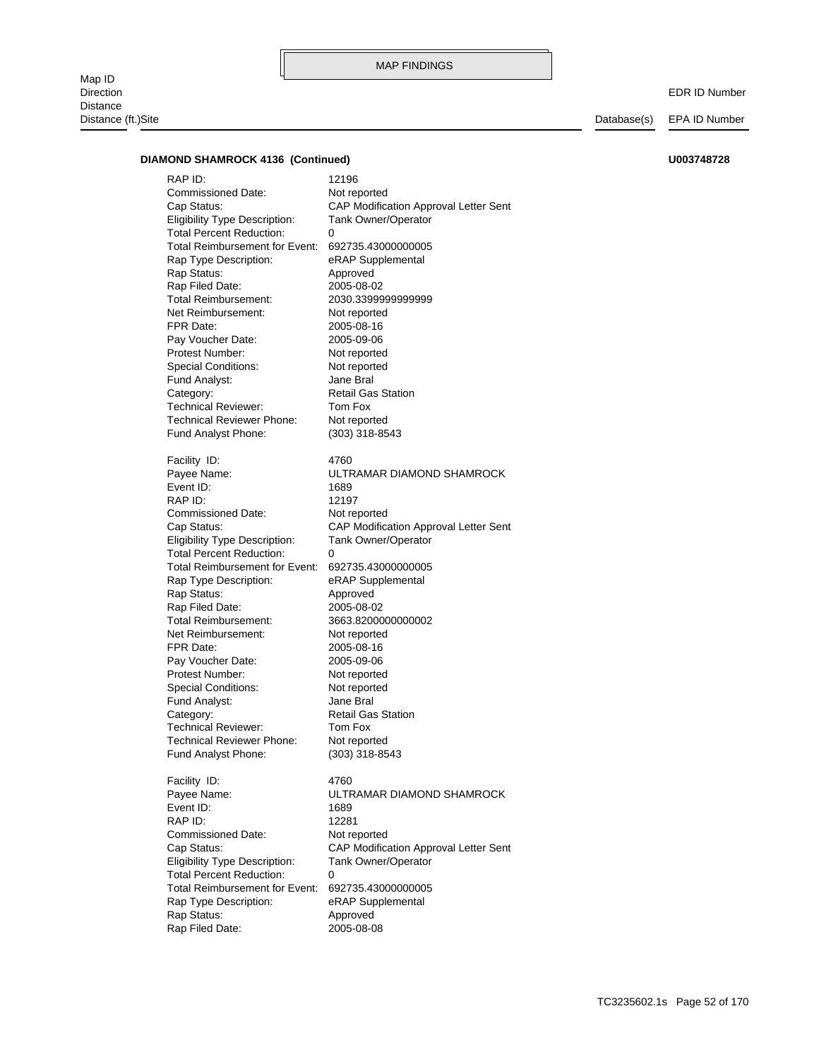**DIAMOND SHAMROCK 4136 (Continued)** **U003748728**

| | |
|---|---|
| RAP ID: | 12196 |
| Commissioned Date: | Not reported |
| Cap Status: | CAP Modification Approval Letter Sent |
| Eligibility Type Description: | Tank Owner/Operator |
| Total Percent Reduction: | 0 |
| Total Reimbursement for Event: | 692735.43000000005 |
| Rap Type Description: | eRAP Supplemental |
| Rap Status: | Approved |
| Rap Filed Date: | 2005-08-02 |
| Total Reimbursement: | 2030.3399999999999 |
| Net Reimbursement: | Not reported |
| FPR Date: | 2005-08-16 |
| Pay Voucher Date: | 2005-09-06 |
| Protest Number: | Not reported |
| Special Conditions: | Not reported |
| Fund Analyst: | Jane Bral |
| Category: | Retail Gas Station |
| Technical Reviewer: | Tom Fox |
| Technical Reviewer Phone: | Not reported |
| Fund Analyst Phone: | (303) 318-8543 |

| | |
|---|---|
| Facility ID: | 4760 |
| Payee Name: | ULTRAMAR DIAMOND SHAMROCK |
| Event ID: | 1689 |
| RAP ID: | 12197 |
| Commissioned Date: | Not reported |
| Cap Status: | CAP Modification Approval Letter Sent |
| Eligibility Type Description: | Tank Owner/Operator |
| Total Percent Reduction: | 0 |
| Total Reimbursement for Event: | 692735.43000000005 |
| Rap Type Description: | eRAP Supplemental |
| Rap Status: | Approved |
| Rap Filed Date: | 2005-08-02 |
| Total Reimbursement: | 3663.8200000000002 |
| Net Reimbursement: | Not reported |
| FPR Date: | 2005-08-16 |
| Pay Voucher Date: | 2005-09-06 |
| Protest Number: | Not reported |
| Special Conditions: | Not reported |
| Fund Analyst: | Jane Bral |
| Category: | Retail Gas Station |
| Technical Reviewer: | Tom Fox |
| Technical Reviewer Phone: | Not reported |
| Fund Analyst Phone: | (303) 318-8543 |

| | |
|---|---|
| Facility ID: | 4760 |
| Payee Name: | ULTRAMAR DIAMOND SHAMROCK |
| Event ID: | 1689 |
| RAP ID: | 12281 |
| Commissioned Date: | Not reported |
| Cap Status: | CAP Modification Approval Letter Sent |
| Eligibility Type Description: | Tank Owner/Operator |
| Total Percent Reduction: | 0 |
| Total Reimbursement for Event: | 692735.43000000005 |
| Rap Type Description: | eRAP Supplemental |
| Rap Status: | Approved |
| Rap Filed Date: | 2005-08-08 |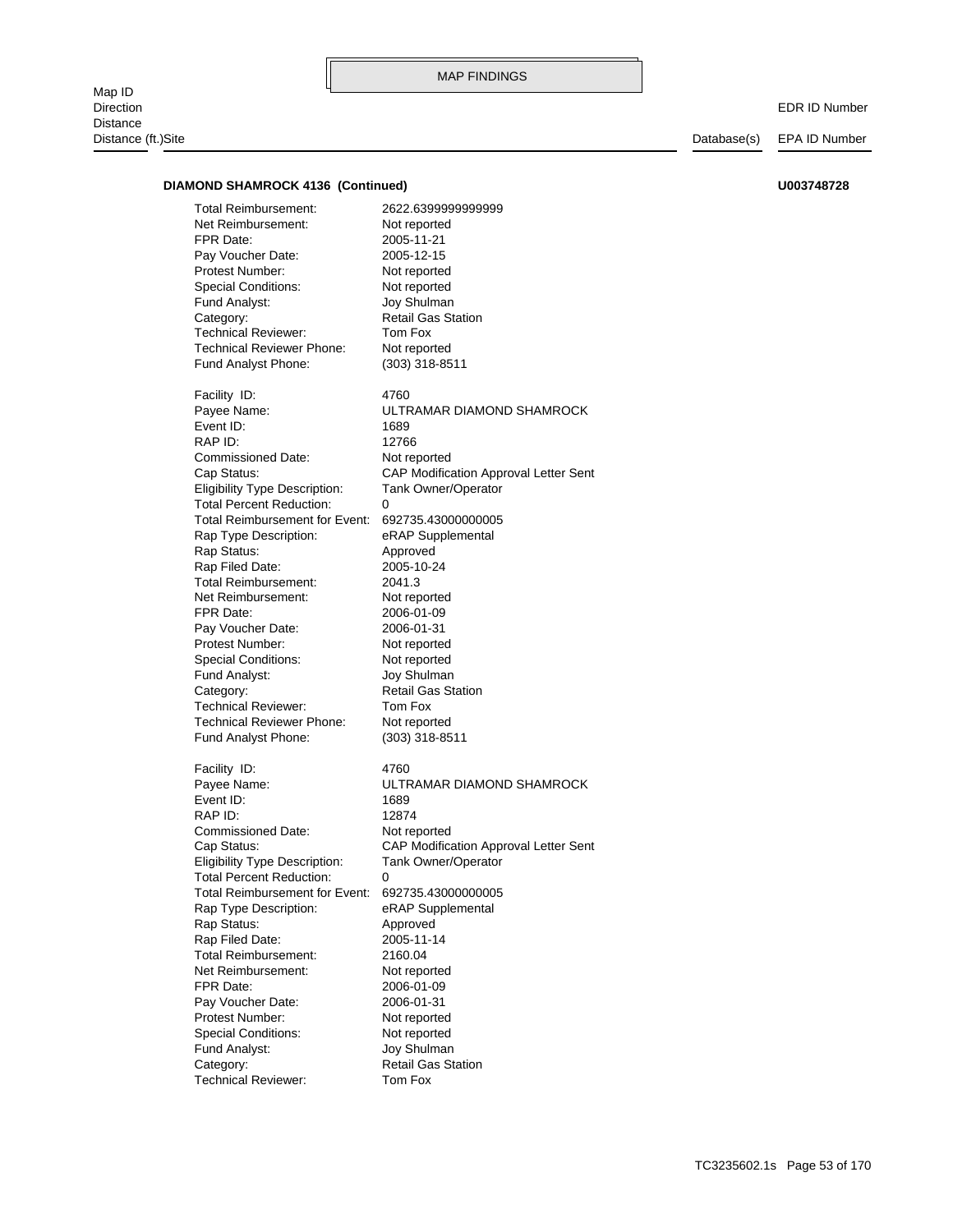MAP FINDINGS

Map ID
Direction
Distance
Distance (ft.)Site | Database(s) | EDR ID Number / EPA ID Number

**DIAMOND SHAMROCK 4136 (Continued)** **U003748728**

Total Reimbursement: 2622.6399999999999
Net Reimbursement: Not reported
FPR Date: 2005-11-21
Pay Voucher Date: 2005-12-15
Protest Number: Not reported
Special Conditions: Not reported
Fund Analyst: Joy Shulman
Category: Retail Gas Station
Technical Reviewer: Tom Fox
Technical Reviewer Phone: Not reported
Fund Analyst Phone: (303) 318-8511

Facility ID: 4760
Payee Name: ULTRAMAR DIAMOND SHAMROCK
Event ID: 1689
RAP ID: 12766
Commissioned Date: Not reported
Cap Status: CAP Modification Approval Letter Sent
Eligibility Type Description: Tank Owner/Operator
Total Percent Reduction: 0
Total Reimbursement for Event: 692735.43000000005
Rap Type Description: eRAP Supplemental
Rap Status: Approved
Rap Filed Date: 2005-10-24
Total Reimbursement: 2041.3
Net Reimbursement: Not reported
FPR Date: 2006-01-09
Pay Voucher Date: 2006-01-31
Protest Number: Not reported
Special Conditions: Not reported
Fund Analyst: Joy Shulman
Category: Retail Gas Station
Technical Reviewer: Tom Fox
Technical Reviewer Phone: Not reported
Fund Analyst Phone: (303) 318-8511

Facility ID: 4760
Payee Name: ULTRAMAR DIAMOND SHAMROCK
Event ID: 1689
RAP ID: 12874
Commissioned Date: Not reported
Cap Status: CAP Modification Approval Letter Sent
Eligibility Type Description: Tank Owner/Operator
Total Percent Reduction: 0
Total Reimbursement for Event: 692735.43000000005
Rap Type Description: eRAP Supplemental
Rap Status: Approved
Rap Filed Date: 2005-11-14
Total Reimbursement: 2160.04
Net Reimbursement: Not reported
FPR Date: 2006-01-09
Pay Voucher Date: 2006-01-31
Protest Number: Not reported
Special Conditions: Not reported
Fund Analyst: Joy Shulman
Category: Retail Gas Station
Technical Reviewer: Tom Fox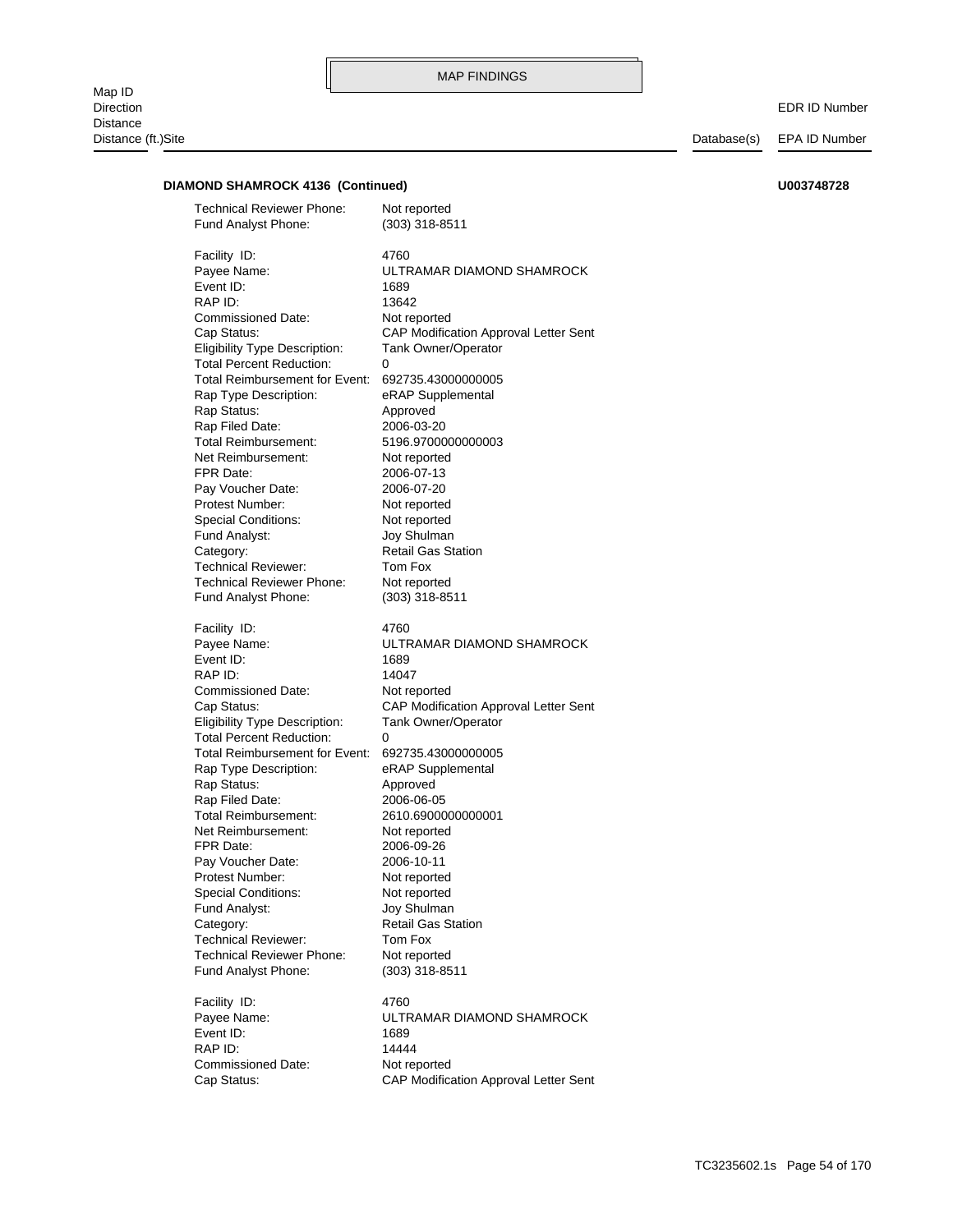**DIAMOND SHAMROCK 4136 (Continued)** **U003748728**

| | |
|---|---|
| Technical Reviewer Phone: | Not reported |
| Fund Analyst Phone: | (303) 318-8511 |

| | |
|---|---|
| Facility ID: | 4760 |
| Payee Name: | ULTRAMAR DIAMOND SHAMROCK |
| Event ID: | 1689 |
| RAP ID: | 13642 |
| Commissioned Date: | Not reported |
| Cap Status: | CAP Modification Approval Letter Sent |
| Eligibility Type Description: | Tank Owner/Operator |
| Total Percent Reduction: | 0 |
| Total Reimbursement for Event: | 692735.43000000005 |
| Rap Type Description: | eRAP Supplemental |
| Rap Status: | Approved |
| Rap Filed Date: | 2006-03-20 |
| Total Reimbursement: | 5196.9700000000003 |
| Net Reimbursement: | Not reported |
| FPR Date: | 2006-07-13 |
| Pay Voucher Date: | 2006-07-20 |
| Protest Number: | Not reported |
| Special Conditions: | Not reported |
| Fund Analyst: | Joy Shulman |
| Category: | Retail Gas Station |
| Technical Reviewer: | Tom Fox |
| Technical Reviewer Phone: | Not reported |
| Fund Analyst Phone: | (303) 318-8511 |

| | |
|---|---|
| Facility ID: | 4760 |
| Payee Name: | ULTRAMAR DIAMOND SHAMROCK |
| Event ID: | 1689 |
| RAP ID: | 14047 |
| Commissioned Date: | Not reported |
| Cap Status: | CAP Modification Approval Letter Sent |
| Eligibility Type Description: | Tank Owner/Operator |
| Total Percent Reduction: | 0 |
| Total Reimbursement for Event: | 692735.43000000005 |
| Rap Type Description: | eRAP Supplemental |
| Rap Status: | Approved |
| Rap Filed Date: | 2006-06-05 |
| Total Reimbursement: | 2610.6900000000001 |
| Net Reimbursement: | Not reported |
| FPR Date: | 2006-09-26 |
| Pay Voucher Date: | 2006-10-11 |
| Protest Number: | Not reported |
| Special Conditions: | Not reported |
| Fund Analyst: | Joy Shulman |
| Category: | Retail Gas Station |
| Technical Reviewer: | Tom Fox |
| Technical Reviewer Phone: | Not reported |
| Fund Analyst Phone: | (303) 318-8511 |

| | |
|---|---|
| Facility ID: | 4760 |
| Payee Name: | ULTRAMAR DIAMOND SHAMROCK |
| Event ID: | 1689 |
| RAP ID: | 14444 |
| Commissioned Date: | Not reported |
| Cap Status: | CAP Modification Approval Letter Sent |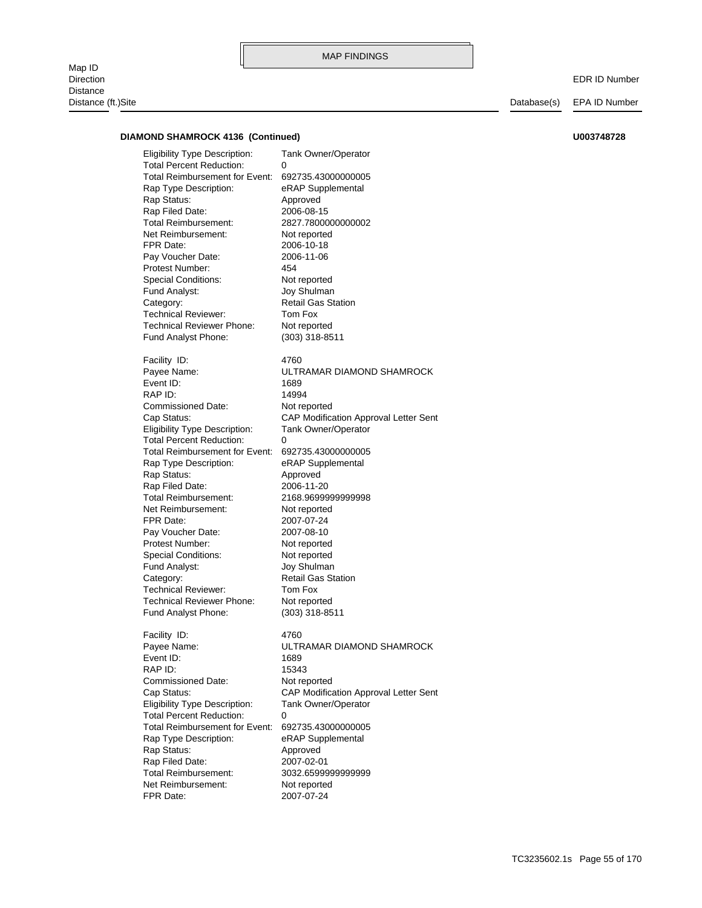**DIAMOND SHAMROCK 4136 (Continued)** **U003748728**

| | |
|---|---|
| Eligibility Type Description: | Tank Owner/Operator |
| Total Percent Reduction: | 0 |
| Total Reimbursement for Event: | 692735.43000000005 |
| Rap Type Description: | eRAP Supplemental |
| Rap Status: | Approved |
| Rap Filed Date: | 2006-08-15 |
| Total Reimbursement: | 2827.7800000000002 |
| Net Reimbursement: | Not reported |
| FPR Date: | 2006-10-18 |
| Pay Voucher Date: | 2006-11-06 |
| Protest Number: | 454 |
| Special Conditions: | Not reported |
| Fund Analyst: | Joy Shulman |
| Category: | Retail Gas Station |
| Technical Reviewer: | Tom Fox |
| Technical Reviewer Phone: | Not reported |
| Fund Analyst Phone: | (303) 318-8511 |

| | |
|---|---|
| Facility ID: | 4760 |
| Payee Name: | ULTRAMAR DIAMOND SHAMROCK |
| Event ID: | 1689 |
| RAP ID: | 14994 |
| Commissioned Date: | Not reported |
| Cap Status: | CAP Modification Approval Letter Sent |
| Eligibility Type Description: | Tank Owner/Operator |
| Total Percent Reduction: | 0 |
| Total Reimbursement for Event: | 692735.43000000005 |
| Rap Type Description: | eRAP Supplemental |
| Rap Status: | Approved |
| Rap Filed Date: | 2006-11-20 |
| Total Reimbursement: | 2168.9699999999998 |
| Net Reimbursement: | Not reported |
| FPR Date: | 2007-07-24 |
| Pay Voucher Date: | 2007-08-10 |
| Protest Number: | Not reported |
| Special Conditions: | Not reported |
| Fund Analyst: | Joy Shulman |
| Category: | Retail Gas Station |
| Technical Reviewer: | Tom Fox |
| Technical Reviewer Phone: | Not reported |
| Fund Analyst Phone: | (303) 318-8511 |

| | |
|---|---|
| Facility ID: | 4760 |
| Payee Name: | ULTRAMAR DIAMOND SHAMROCK |
| Event ID: | 1689 |
| RAP ID: | 15343 |
| Commissioned Date: | Not reported |
| Cap Status: | CAP Modification Approval Letter Sent |
| Eligibility Type Description: | Tank Owner/Operator |
| Total Percent Reduction: | 0 |
| Total Reimbursement for Event: | 692735.43000000005 |
| Rap Type Description: | eRAP Supplemental |
| Rap Status: | Approved |
| Rap Filed Date: | 2007-02-01 |
| Total Reimbursement: | 3032.6599999999999 |
| Net Reimbursement: | Not reported |
| FPR Date: | 2007-07-24 |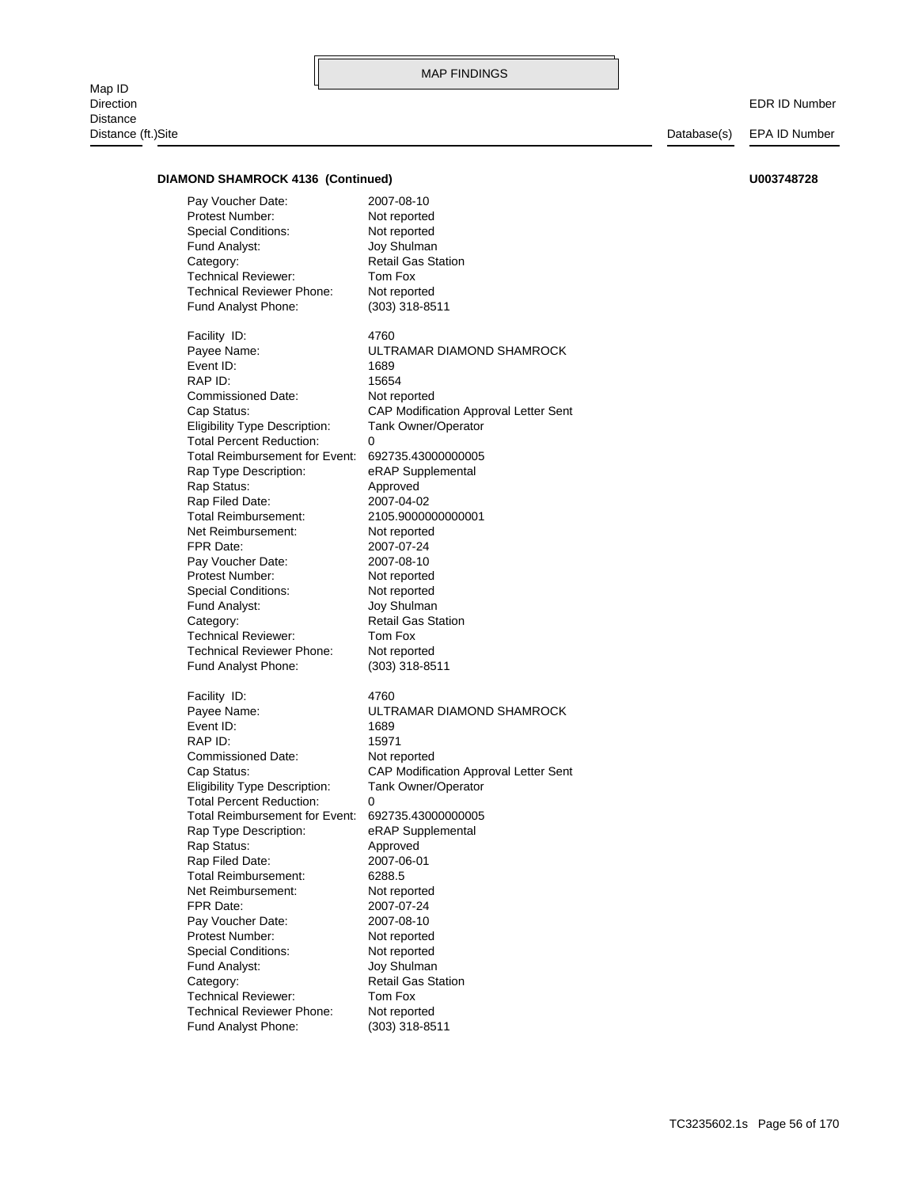MAP FINDINGS

| Map ID<br>Direction<br>Distance<br>Distance (ft.)Site | Database(s) | EDR ID Number<br>EPA ID Number |
|---|---|---|

**DIAMOND SHAMROCK 4136 (Continued)** **U003748728**

| | |
|---|---|
| Pay Voucher Date: | 2007-08-10 |
| Protest Number: | Not reported |
| Special Conditions: | Not reported |
| Fund Analyst: | Joy Shulman |
| Category: | Retail Gas Station |
| Technical Reviewer: | Tom Fox |
| Technical Reviewer Phone: | Not reported |
| Fund Analyst Phone: | (303) 318-8511 |

| | |
|---|---|
| Facility ID: | 4760 |
| Payee Name: | ULTRAMAR DIAMOND SHAMROCK |
| Event ID: | 1689 |
| RAP ID: | 15654 |
| Commissioned Date: | Not reported |
| Cap Status: | CAP Modification Approval Letter Sent |
| Eligibility Type Description: | Tank Owner/Operator |
| Total Percent Reduction: | 0 |
| Total Reimbursement for Event: | 692735.43000000005 |
| Rap Type Description: | eRAP Supplemental |
| Rap Status: | Approved |
| Rap Filed Date: | 2007-04-02 |
| Total Reimbursement: | 2105.9000000000001 |
| Net Reimbursement: | Not reported |
| FPR Date: | 2007-07-24 |
| Pay Voucher Date: | 2007-08-10 |
| Protest Number: | Not reported |
| Special Conditions: | Not reported |
| Fund Analyst: | Joy Shulman |
| Category: | Retail Gas Station |
| Technical Reviewer: | Tom Fox |
| Technical Reviewer Phone: | Not reported |
| Fund Analyst Phone: | (303) 318-8511 |

| | |
|---|---|
| Facility ID: | 4760 |
| Payee Name: | ULTRAMAR DIAMOND SHAMROCK |
| Event ID: | 1689 |
| RAP ID: | 15971 |
| Commissioned Date: | Not reported |
| Cap Status: | CAP Modification Approval Letter Sent |
| Eligibility Type Description: | Tank Owner/Operator |
| Total Percent Reduction: | 0 |
| Total Reimbursement for Event: | 692735.43000000005 |
| Rap Type Description: | eRAP Supplemental |
| Rap Status: | Approved |
| Rap Filed Date: | 2007-06-01 |
| Total Reimbursement: | 6288.5 |
| Net Reimbursement: | Not reported |
| FPR Date: | 2007-07-24 |
| Pay Voucher Date: | 2007-08-10 |
| Protest Number: | Not reported |
| Special Conditions: | Not reported |
| Fund Analyst: | Joy Shulman |
| Category: | Retail Gas Station |
| Technical Reviewer: | Tom Fox |
| Technical Reviewer Phone: | Not reported |
| Fund Analyst Phone: | (303) 318-8511 |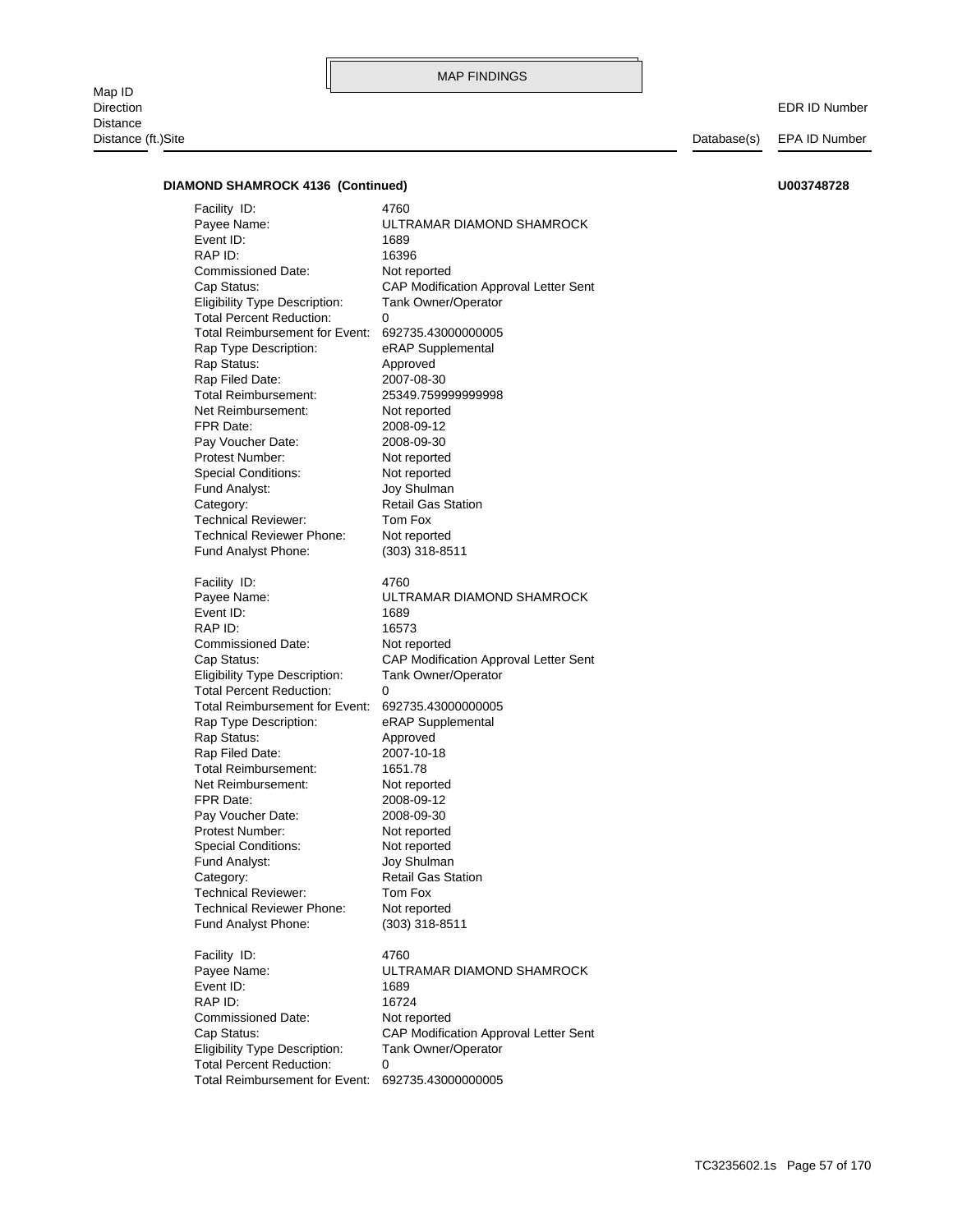MAP FINDINGS

Map ID
Direction
Distance
Distance (ft.)Site

EDR ID Number
Database(s) EPA ID Number

**DIAMOND SHAMROCK 4136 (Continued)** **U003748728**

Facility ID: 4760
Payee Name: ULTRAMAR DIAMOND SHAMROCK
Event ID: 1689
RAP ID: 16396
Commissioned Date: Not reported
Cap Status: CAP Modification Approval Letter Sent
Eligibility Type Description: Tank Owner/Operator
Total Percent Reduction: 0
Total Reimbursement for Event: 692735.43000000005
Rap Type Description: eRAP Supplemental
Rap Status: Approved
Rap Filed Date: 2007-08-30
Total Reimbursement: 25349.759999999998
Net Reimbursement: Not reported
FPR Date: 2008-09-12
Pay Voucher Date: 2008-09-30
Protest Number: Not reported
Special Conditions: Not reported
Fund Analyst: Joy Shulman
Category: Retail Gas Station
Technical Reviewer: Tom Fox
Technical Reviewer Phone: Not reported
Fund Analyst Phone: (303) 318-8511

Facility ID: 4760
Payee Name: ULTRAMAR DIAMOND SHAMROCK
Event ID: 1689
RAP ID: 16573
Commissioned Date: Not reported
Cap Status: CAP Modification Approval Letter Sent
Eligibility Type Description: Tank Owner/Operator
Total Percent Reduction: 0
Total Reimbursement for Event: 692735.43000000005
Rap Type Description: eRAP Supplemental
Rap Status: Approved
Rap Filed Date: 2007-10-18
Total Reimbursement: 1651.78
Net Reimbursement: Not reported
FPR Date: 2008-09-12
Pay Voucher Date: 2008-09-30
Protest Number: Not reported
Special Conditions: Not reported
Fund Analyst: Joy Shulman
Category: Retail Gas Station
Technical Reviewer: Tom Fox
Technical Reviewer Phone: Not reported
Fund Analyst Phone: (303) 318-8511

Facility ID: 4760
Payee Name: ULTRAMAR DIAMOND SHAMROCK
Event ID: 1689
RAP ID: 16724
Commissioned Date: Not reported
Cap Status: CAP Modification Approval Letter Sent
Eligibility Type Description: Tank Owner/Operator
Total Percent Reduction: 0
Total Reimbursement for Event: 692735.43000000005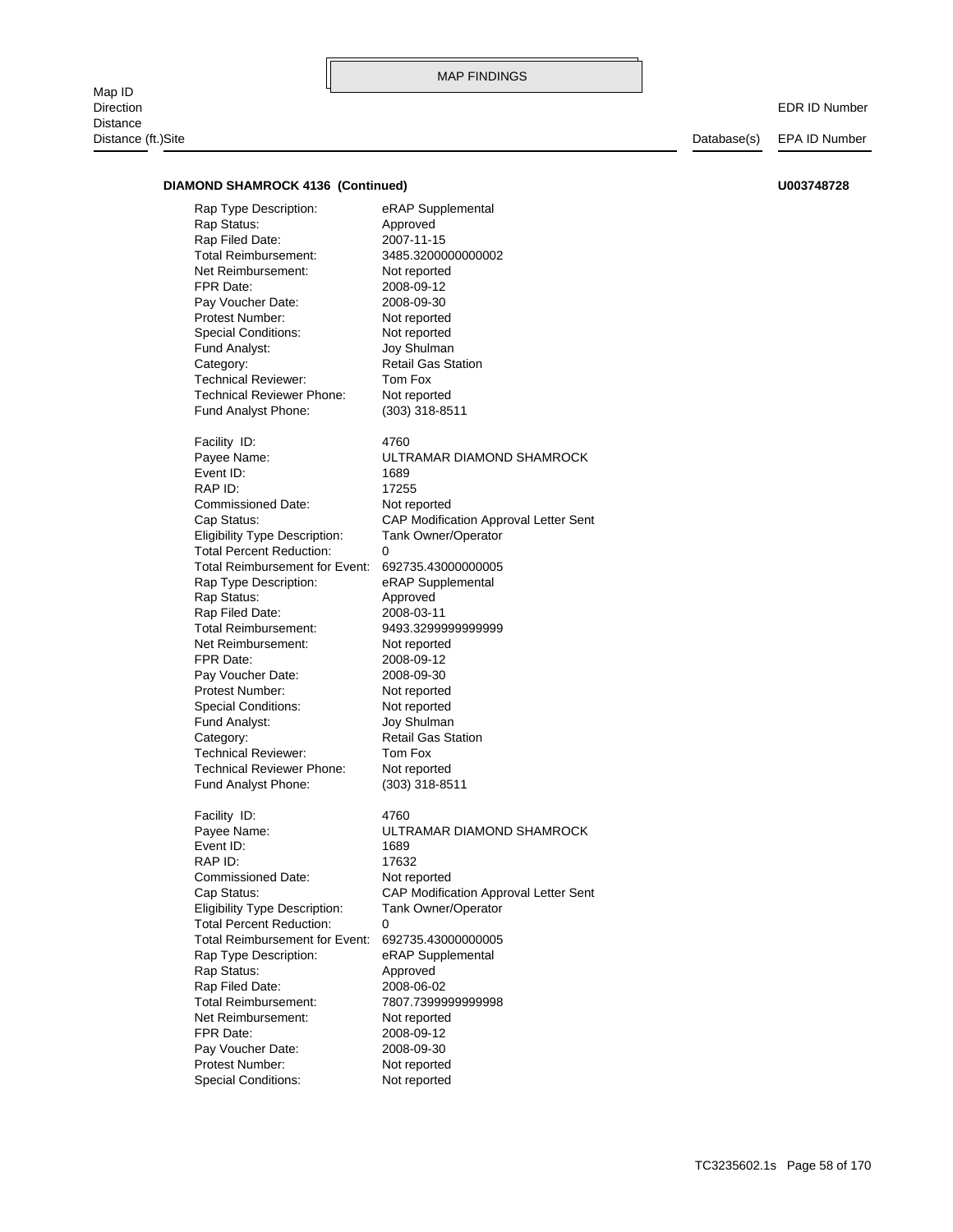**DIAMOND SHAMROCK 4136 (Continued)** **U003748728**

| | |
|---|---|
| Rap Type Description: | eRAP Supplemental |
| Rap Status: | Approved |
| Rap Filed Date: | 2007-11-15 |
| Total Reimbursement: | 3485.3200000000002 |
| Net Reimbursement: | Not reported |
| FPR Date: | 2008-09-12 |
| Pay Voucher Date: | 2008-09-30 |
| Protest Number: | Not reported |
| Special Conditions: | Not reported |
| Fund Analyst: | Joy Shulman |
| Category: | Retail Gas Station |
| Technical Reviewer: | Tom Fox |
| Technical Reviewer Phone: | Not reported |
| Fund Analyst Phone: | (303) 318-8511 |

| | |
|---|---|
| Facility ID: | 4760 |
| Payee Name: | ULTRAMAR DIAMOND SHAMROCK |
| Event ID: | 1689 |
| RAP ID: | 17255 |
| Commissioned Date: | Not reported |
| Cap Status: | CAP Modification Approval Letter Sent |
| Eligibility Type Description: | Tank Owner/Operator |
| Total Percent Reduction: | 0 |
| Total Reimbursement for Event: | 692735.43000000005 |
| Rap Type Description: | eRAP Supplemental |
| Rap Status: | Approved |
| Rap Filed Date: | 2008-03-11 |
| Total Reimbursement: | 9493.3299999999999 |
| Net Reimbursement: | Not reported |
| FPR Date: | 2008-09-12 |
| Pay Voucher Date: | 2008-09-30 |
| Protest Number: | Not reported |
| Special Conditions: | Not reported |
| Fund Analyst: | Joy Shulman |
| Category: | Retail Gas Station |
| Technical Reviewer: | Tom Fox |
| Technical Reviewer Phone: | Not reported |
| Fund Analyst Phone: | (303) 318-8511 |

| | |
|---|---|
| Facility ID: | 4760 |
| Payee Name: | ULTRAMAR DIAMOND SHAMROCK |
| Event ID: | 1689 |
| RAP ID: | 17632 |
| Commissioned Date: | Not reported |
| Cap Status: | CAP Modification Approval Letter Sent |
| Eligibility Type Description: | Tank Owner/Operator |
| Total Percent Reduction: | 0 |
| Total Reimbursement for Event: | 692735.43000000005 |
| Rap Type Description: | eRAP Supplemental |
| Rap Status: | Approved |
| Rap Filed Date: | 2008-06-02 |
| Total Reimbursement: | 7807.7399999999998 |
| Net Reimbursement: | Not reported |
| FPR Date: | 2008-09-12 |
| Pay Voucher Date: | 2008-09-30 |
| Protest Number: | Not reported |
| Special Conditions: | Not reported |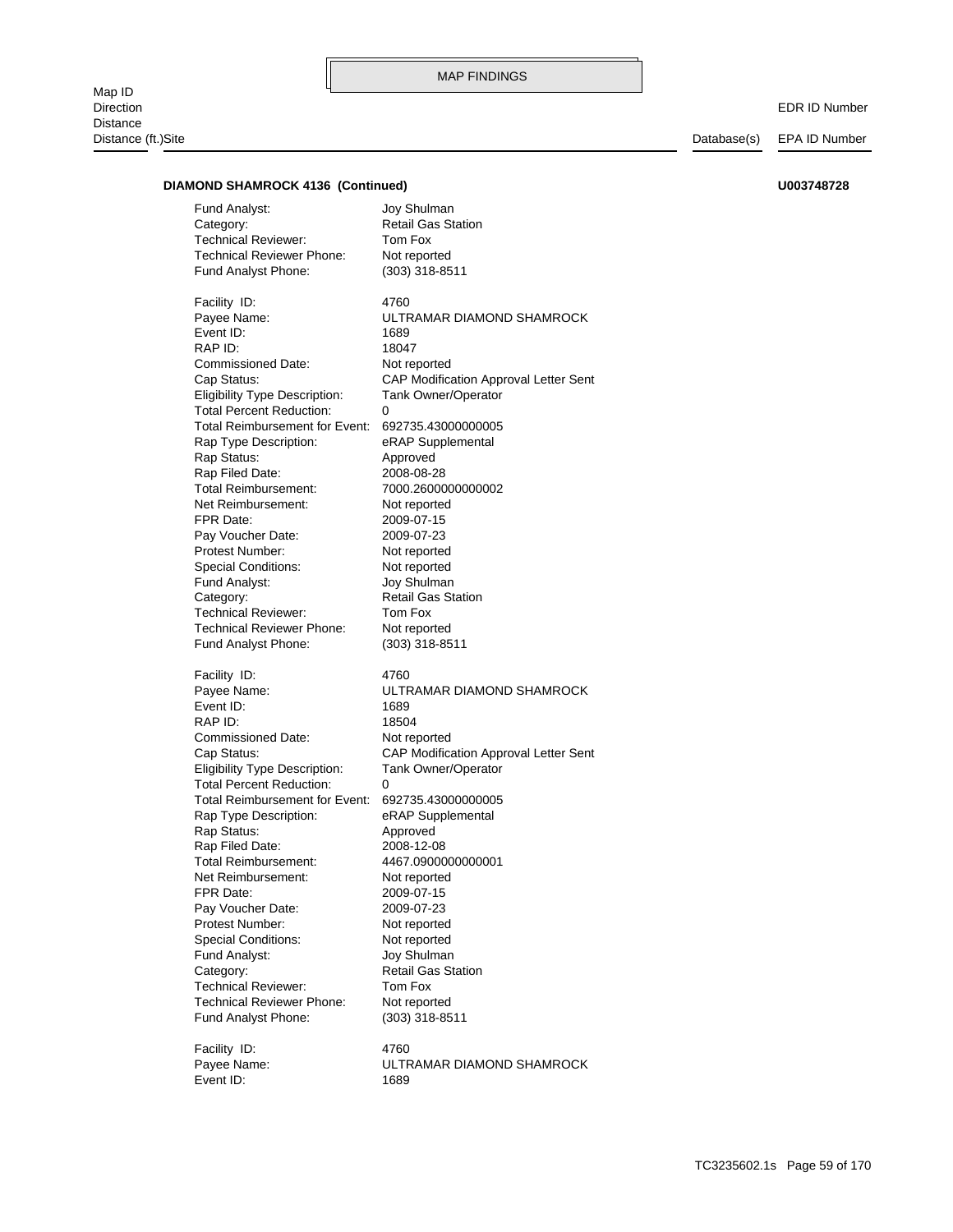MAP FINDINGS

| Map ID<br>Direction<br>Distance<br>Distance (ft.)Site | Database(s) | EDR ID Number<br>EPA ID Number |
|---|---|---|

**DIAMOND SHAMROCK 4136 (Continued)** **U003748728**

Fund Analyst: Joy Shulman
Category: Retail Gas Station
Technical Reviewer: Tom Fox
Technical Reviewer Phone: Not reported
Fund Analyst Phone: (303) 318-8511

Facility ID: 4760
Payee Name: ULTRAMAR DIAMOND SHAMROCK
Event ID: 1689
RAP ID: 18047
Commissioned Date: Not reported
Cap Status: CAP Modification Approval Letter Sent
Eligibility Type Description: Tank Owner/Operator
Total Percent Reduction: 0
Total Reimbursement for Event: 692735.43000000005
Rap Type Description: eRAP Supplemental
Rap Status: Approved
Rap Filed Date: 2008-08-28
Total Reimbursement: 7000.2600000000002
Net Reimbursement: Not reported
FPR Date: 2009-07-15
Pay Voucher Date: 2009-07-23
Protest Number: Not reported
Special Conditions: Not reported
Fund Analyst: Joy Shulman
Category: Retail Gas Station
Technical Reviewer: Tom Fox
Technical Reviewer Phone: Not reported
Fund Analyst Phone: (303) 318-8511

Facility ID: 4760
Payee Name: ULTRAMAR DIAMOND SHAMROCK
Event ID: 1689
RAP ID: 18504
Commissioned Date: Not reported
Cap Status: CAP Modification Approval Letter Sent
Eligibility Type Description: Tank Owner/Operator
Total Percent Reduction: 0
Total Reimbursement for Event: 692735.43000000005
Rap Type Description: eRAP Supplemental
Rap Status: Approved
Rap Filed Date: 2008-12-08
Total Reimbursement: 4467.0900000000001
Net Reimbursement: Not reported
FPR Date: 2009-07-15
Pay Voucher Date: 2009-07-23
Protest Number: Not reported
Special Conditions: Not reported
Fund Analyst: Joy Shulman
Category: Retail Gas Station
Technical Reviewer: Tom Fox
Technical Reviewer Phone: Not reported
Fund Analyst Phone: (303) 318-8511

Facility ID: 4760
Payee Name: ULTRAMAR DIAMOND SHAMROCK
Event ID: 1689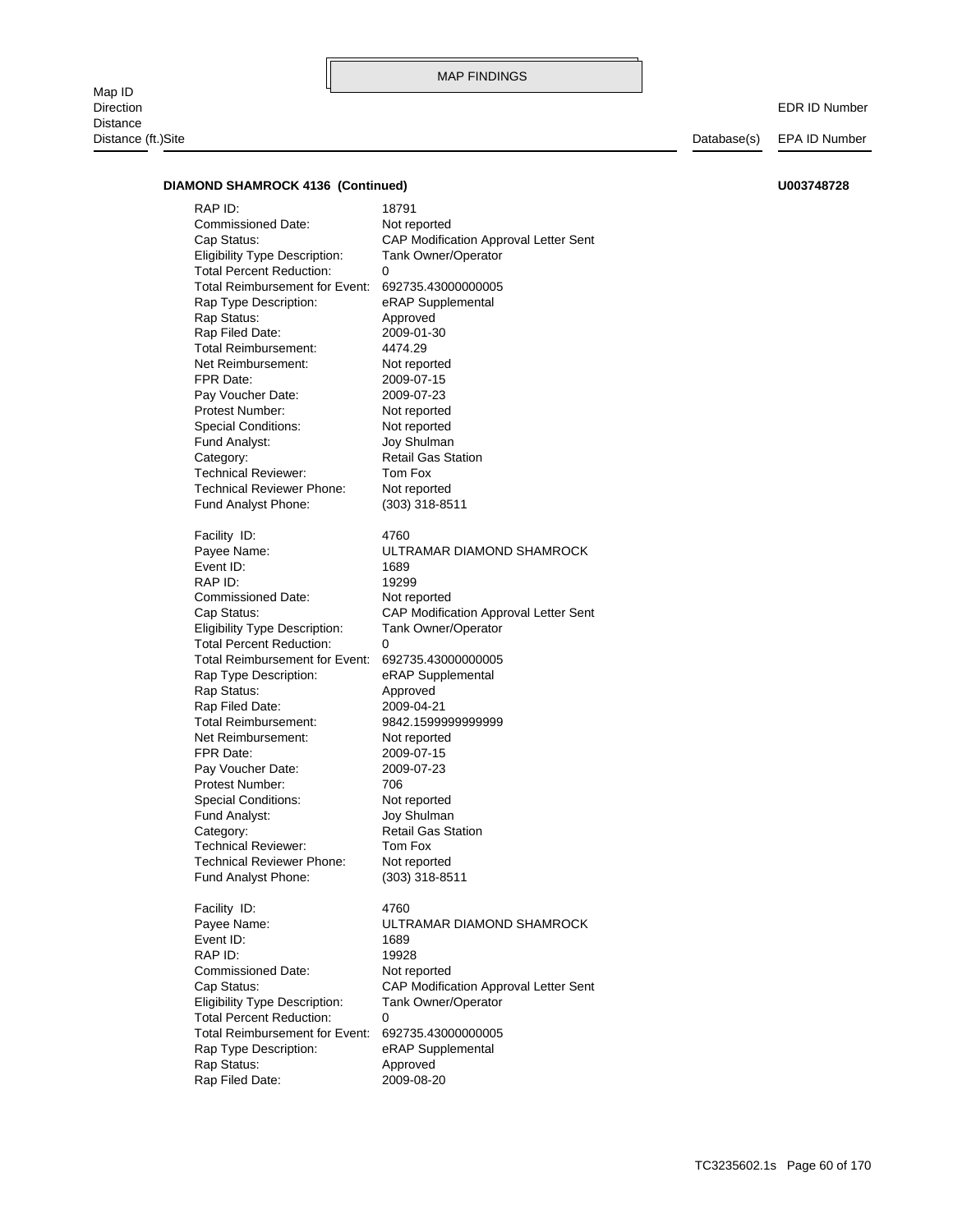MAP FINDINGS

| Map ID<br>Direction<br>Distance<br>Distance (ft.)Site | Database(s) | EDR ID Number<br>EPA ID Number |
|---|---|---|

**DIAMOND SHAMROCK 4136 (Continued)** **U003748728**

| | |
|---|---|
| RAP ID: | 18791 |
| Commissioned Date: | Not reported |
| Cap Status: | CAP Modification Approval Letter Sent |
| Eligibility Type Description: | Tank Owner/Operator |
| Total Percent Reduction: | 0 |
| Total Reimbursement for Event: | 692735.43000000005 |
| Rap Type Description: | eRAP Supplemental |
| Rap Status: | Approved |
| Rap Filed Date: | 2009-01-30 |
| Total Reimbursement: | 4474.29 |
| Net Reimbursement: | Not reported |
| FPR Date: | 2009-07-15 |
| Pay Voucher Date: | 2009-07-23 |
| Protest Number: | Not reported |
| Special Conditions: | Not reported |
| Fund Analyst: | Joy Shulman |
| Category: | Retail Gas Station |
| Technical Reviewer: | Tom Fox |
| Technical Reviewer Phone: | Not reported |
| Fund Analyst Phone: | (303) 318-8511 |

| | |
|---|---|
| Facility ID: | 4760 |
| Payee Name: | ULTRAMAR DIAMOND SHAMROCK |
| Event ID: | 1689 |
| RAP ID: | 19299 |
| Commissioned Date: | Not reported |
| Cap Status: | CAP Modification Approval Letter Sent |
| Eligibility Type Description: | Tank Owner/Operator |
| Total Percent Reduction: | 0 |
| Total Reimbursement for Event: | 692735.43000000005 |
| Rap Type Description: | eRAP Supplemental |
| Rap Status: | Approved |
| Rap Filed Date: | 2009-04-21 |
| Total Reimbursement: | 9842.1599999999999 |
| Net Reimbursement: | Not reported |
| FPR Date: | 2009-07-15 |
| Pay Voucher Date: | 2009-07-23 |
| Protest Number: | 706 |
| Special Conditions: | Not reported |
| Fund Analyst: | Joy Shulman |
| Category: | Retail Gas Station |
| Technical Reviewer: | Tom Fox |
| Technical Reviewer Phone: | Not reported |
| Fund Analyst Phone: | (303) 318-8511 |

| | |
|---|---|
| Facility ID: | 4760 |
| Payee Name: | ULTRAMAR DIAMOND SHAMROCK |
| Event ID: | 1689 |
| RAP ID: | 19928 |
| Commissioned Date: | Not reported |
| Cap Status: | CAP Modification Approval Letter Sent |
| Eligibility Type Description: | Tank Owner/Operator |
| Total Percent Reduction: | 0 |
| Total Reimbursement for Event: | 692735.43000000005 |
| Rap Type Description: | eRAP Supplemental |
| Rap Status: | Approved |
| Rap Filed Date: | 2009-08-20 |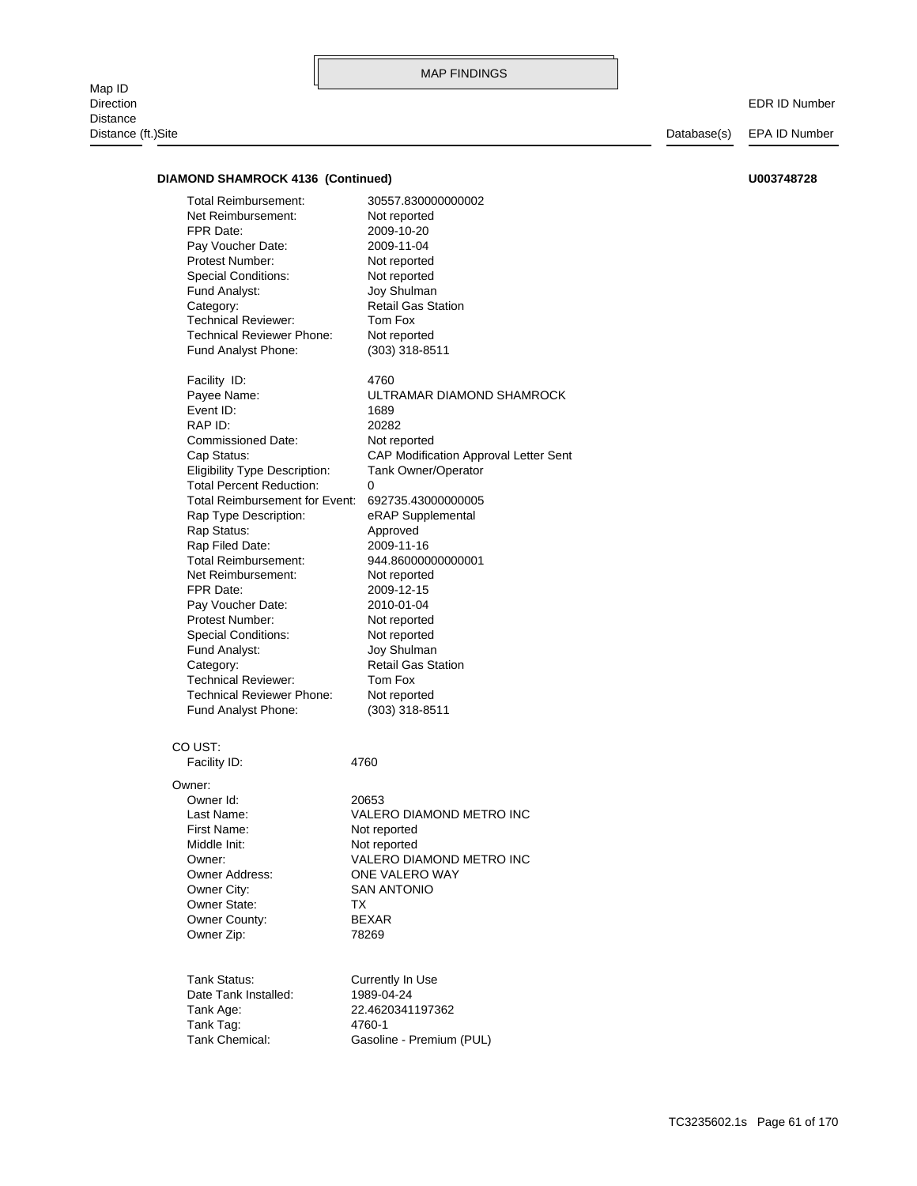MAP FINDINGS

Map ID
Direction
Distance
Distance (ft.)Site | Database(s) | EDR ID Number / EPA ID Number

**DIAMOND SHAMROCK 4136 (Continued)** **U003748728**

| | |
|---|---|
| Total Reimbursement: | 30557.830000000002 |
| Net Reimbursement: | Not reported |
| FPR Date: | 2009-10-20 |
| Pay Voucher Date: | 2009-11-04 |
| Protest Number: | Not reported |
| Special Conditions: | Not reported |
| Fund Analyst: | Joy Shulman |
| Category: | Retail Gas Station |
| Technical Reviewer: | Tom Fox |
| Technical Reviewer Phone: | Not reported |
| Fund Analyst Phone: | (303) 318-8511 |

| | |
|---|---|
| Facility ID: | 4760 |
| Payee Name: | ULTRAMAR DIAMOND SHAMROCK |
| Event ID: | 1689 |
| RAP ID: | 20282 |
| Commissioned Date: | Not reported |
| Cap Status: | CAP Modification Approval Letter Sent |
| Eligibility Type Description: | Tank Owner/Operator |
| Total Percent Reduction: | 0 |
| Total Reimbursement for Event: | 692735.43000000005 |
| Rap Type Description: | eRAP Supplemental |
| Rap Status: | Approved |
| Rap Filed Date: | 2009-11-16 |
| Total Reimbursement: | 944.86000000000001 |
| Net Reimbursement: | Not reported |
| FPR Date: | 2009-12-15 |
| Pay Voucher Date: | 2010-01-04 |
| Protest Number: | Not reported |
| Special Conditions: | Not reported |
| Fund Analyst: | Joy Shulman |
| Category: | Retail Gas Station |
| Technical Reviewer: | Tom Fox |
| Technical Reviewer Phone: | Not reported |
| Fund Analyst Phone: | (303) 318-8511 |

CO UST:

| | |
|---|---|
| Facility ID: | 4760 |

Owner:

| | |
|---|---|
| Owner Id: | 20653 |
| Last Name: | VALERO DIAMOND METRO INC |
| First Name: | Not reported |
| Middle Init: | Not reported |
| Owner: | VALERO DIAMOND METRO INC |
| Owner Address: | ONE VALERO WAY |
| Owner City: | SAN ANTONIO |
| Owner State: | TX |
| Owner County: | BEXAR |
| Owner Zip: | 78269 |

| | |
|---|---|
| Tank Status: | Currently In Use |
| Date Tank Installed: | 1989-04-24 |
| Tank Age: | 22.4620341197362 |
| Tank Tag: | 4760-1 |
| Tank Chemical: | Gasoline - Premium (PUL) |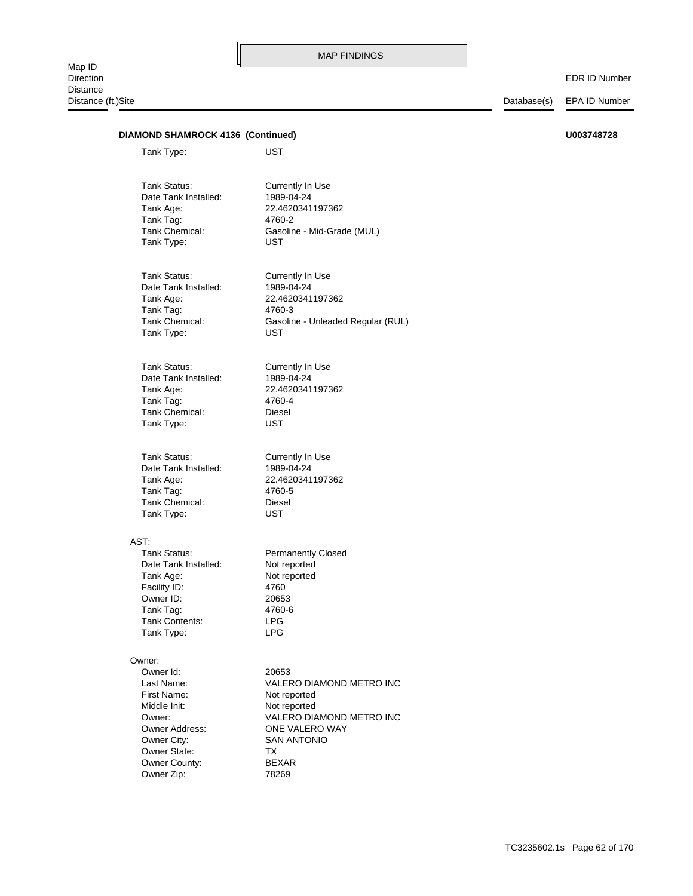MAP FINDINGS

Map ID
Direction
Distance
Distance (ft.)Site | Database(s) | EDR ID Number / EPA ID Number

**DIAMOND SHAMROCK 4136 (Continued)** **U003748728**

Tank Type: UST

Tank Status: Currently In Use
Date Tank Installed: 1989-04-24
Tank Age: 22.4620341197362
Tank Tag: 4760-2
Tank Chemical: Gasoline - Mid-Grade (MUL)
Tank Type: UST

Tank Status: Currently In Use
Date Tank Installed: 1989-04-24
Tank Age: 22.4620341197362
Tank Tag: 4760-3
Tank Chemical: Gasoline - Unleaded Regular (RUL)
Tank Type: UST

Tank Status: Currently In Use
Date Tank Installed: 1989-04-24
Tank Age: 22.4620341197362
Tank Tag: 4760-4
Tank Chemical: Diesel
Tank Type: UST

Tank Status: Currently In Use
Date Tank Installed: 1989-04-24
Tank Age: 22.4620341197362
Tank Tag: 4760-5
Tank Chemical: Diesel
Tank Type: UST

AST:
Tank Status: Permanently Closed
Date Tank Installed: Not reported
Tank Age: Not reported
Facility ID: 4760
Owner ID: 20653
Tank Tag: 4760-6
Tank Contents: LPG
Tank Type: LPG

Owner:
Owner Id: 20653
Last Name: VALERO DIAMOND METRO INC
First Name: Not reported
Middle Init: Not reported
Owner: VALERO DIAMOND METRO INC
Owner Address: ONE VALERO WAY
Owner City: SAN ANTONIO
Owner State: TX
Owner County: BEXAR
Owner Zip: 78269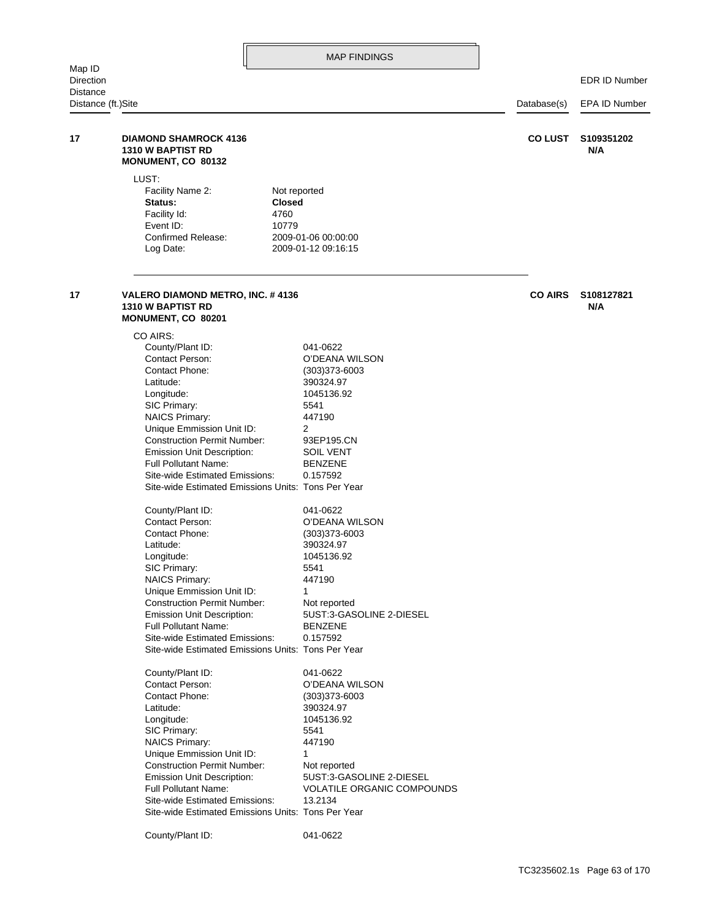MAP FINDINGS

| Map ID<br>Direction<br>Distance<br>Distance (ft.) | Site | Database(s) | EDR ID Number<br>EPA ID Number |
|---|---|---|---|
| 17 | **DIAMOND SHAMROCK 4136**<br>**1310 W BAPTIST RD**<br>**MONUMENT, CO 80132** | **CO LUST** | **S109351202**<br>**N/A** |

LUST:

| | |
|---|---|
| Facility Name 2: | Not reported |
| **Status:** | **Closed** |
| Facility Id: | 4760 |
| Event ID: | 10779 |
| Confirmed Release: | 2009-01-06 00:00:00 |
| Log Date: | 2009-01-12 09:16:15 |

| Map ID | Site | Database(s) | EDR ID Number<br>EPA ID Number |
|---|---|---|---|
| 17 | **VALERO DIAMOND METRO, INC. # 4136**<br>**1310 W BAPTIST RD**<br>**MONUMENT, CO 80201** | **CO AIRS** | **S108127821**<br>**N/A** |

CO AIRS:

| | |
|---|---|
| County/Plant ID: | 041-0622 |
| Contact Person: | O'DEANA WILSON |
| Contact Phone: | (303)373-6003 |
| Latitude: | 390324.97 |
| Longitude: | 1045136.92 |
| SIC Primary: | 5541 |
| NAICS Primary: | 447190 |
| Unique Emmission Unit ID: | 2 |
| Construction Permit Number: | 93EP195.CN |
| Emission Unit Description: | SOIL VENT |
| Full Pollutant Name: | BENZENE |
| Site-wide Estimated Emissions: | 0.157592 |
| Site-wide Estimated Emissions Units: | Tons Per Year |

| | |
|---|---|
| County/Plant ID: | 041-0622 |
| Contact Person: | O'DEANA WILSON |
| Contact Phone: | (303)373-6003 |
| Latitude: | 390324.97 |
| Longitude: | 1045136.92 |
| SIC Primary: | 5541 |
| NAICS Primary: | 447190 |
| Unique Emmission Unit ID: | 1 |
| Construction Permit Number: | Not reported |
| Emission Unit Description: | 5UST:3-GASOLINE 2-DIESEL |
| Full Pollutant Name: | BENZENE |
| Site-wide Estimated Emissions: | 0.157592 |
| Site-wide Estimated Emissions Units: | Tons Per Year |

| | |
|---|---|
| County/Plant ID: | 041-0622 |
| Contact Person: | O'DEANA WILSON |
| Contact Phone: | (303)373-6003 |
| Latitude: | 390324.97 |
| Longitude: | 1045136.92 |
| SIC Primary: | 5541 |
| NAICS Primary: | 447190 |
| Unique Emmission Unit ID: | 1 |
| Construction Permit Number: | Not reported |
| Emission Unit Description: | 5UST:3-GASOLINE 2-DIESEL |
| Full Pollutant Name: | VOLATILE ORGANIC COMPOUNDS |
| Site-wide Estimated Emissions: | 13.2134 |
| Site-wide Estimated Emissions Units: | Tons Per Year |

| | |
|---|---|
| County/Plant ID: | 041-0622 |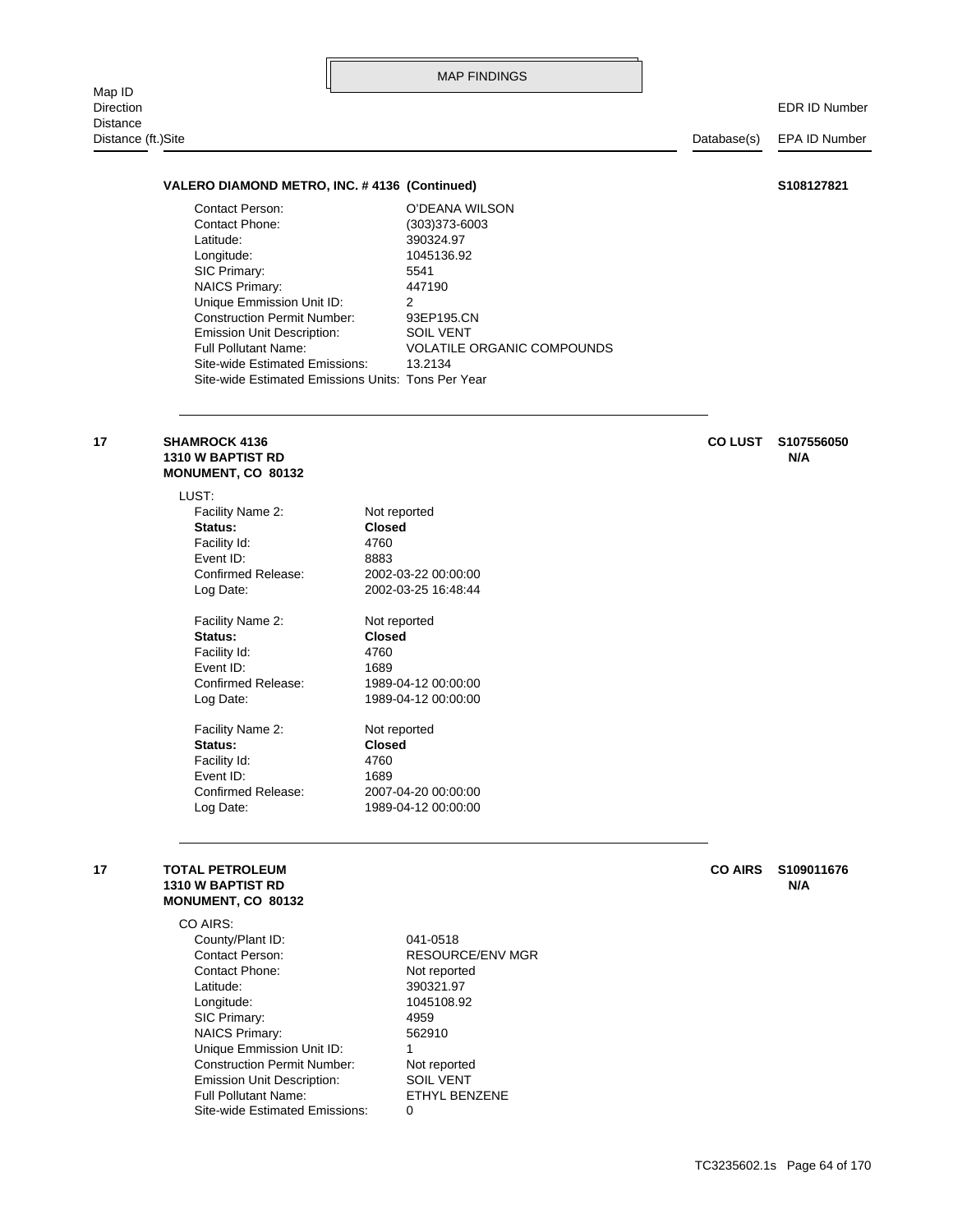MAP FINDINGS

Map ID
Direction
Distance
Distance (ft.)Site | Database(s) | EDR ID Number / EPA ID Number

**VALERO DIAMOND METRO, INC. # 4136 (Continued)** **S108127821**

| | |
|---|---|
| Contact Person: | O'DEANA WILSON |
| Contact Phone: | (303)373-6003 |
| Latitude: | 390324.97 |
| Longitude: | 1045136.92 |
| SIC Primary: | 5541 |
| NAICS Primary: | 447190 |
| Unique Emmission Unit ID: | 2 |
| Construction Permit Number: | 93EP195.CN |
| Emission Unit Description: | SOIL VENT |
| Full Pollutant Name: | VOLATILE ORGANIC COMPOUNDS |
| Site-wide Estimated Emissions: | 13.2134 |
| Site-wide Estimated Emissions Units: | Tons Per Year |

---

**17** **SHAMROCK 4136**
**1310 W BAPTIST RD**
**MONUMENT, CO 80132**

**CO LUST** **S107556050**
**N/A**

LUST:

| | |
|---|---|
| Facility Name 2: | Not reported |
| **Status:** | **Closed** |
| Facility Id: | 4760 |
| Event ID: | 8883 |
| Confirmed Release: | 2002-03-22 00:00:00 |
| Log Date: | 2002-03-25 16:48:44 |

| | |
|---|---|
| Facility Name 2: | Not reported |
| **Status:** | **Closed** |
| Facility Id: | 4760 |
| Event ID: | 1689 |
| Confirmed Release: | 1989-04-12 00:00:00 |
| Log Date: | 1989-04-12 00:00:00 |

| | |
|---|---|
| Facility Name 2: | Not reported |
| **Status:** | **Closed** |
| Facility Id: | 4760 |
| Event ID: | 1689 |
| Confirmed Release: | 2007-04-20 00:00:00 |
| Log Date: | 1989-04-12 00:00:00 |

---

**17** **TOTAL PETROLEUM**
**1310 W BAPTIST RD**
**MONUMENT, CO 80132**

**CO AIRS** **S109011676**
**N/A**

CO AIRS:

| | |
|---|---|
| County/Plant ID: | 041-0518 |
| Contact Person: | RESOURCE/ENV MGR |
| Contact Phone: | Not reported |
| Latitude: | 390321.97 |
| Longitude: | 1045108.92 |
| SIC Primary: | 4959 |
| NAICS Primary: | 562910 |
| Unique Emmission Unit ID: | 1 |
| Construction Permit Number: | Not reported |
| Emission Unit Description: | SOIL VENT |
| Full Pollutant Name: | ETHYL BENZENE |
| Site-wide Estimated Emissions: | 0 |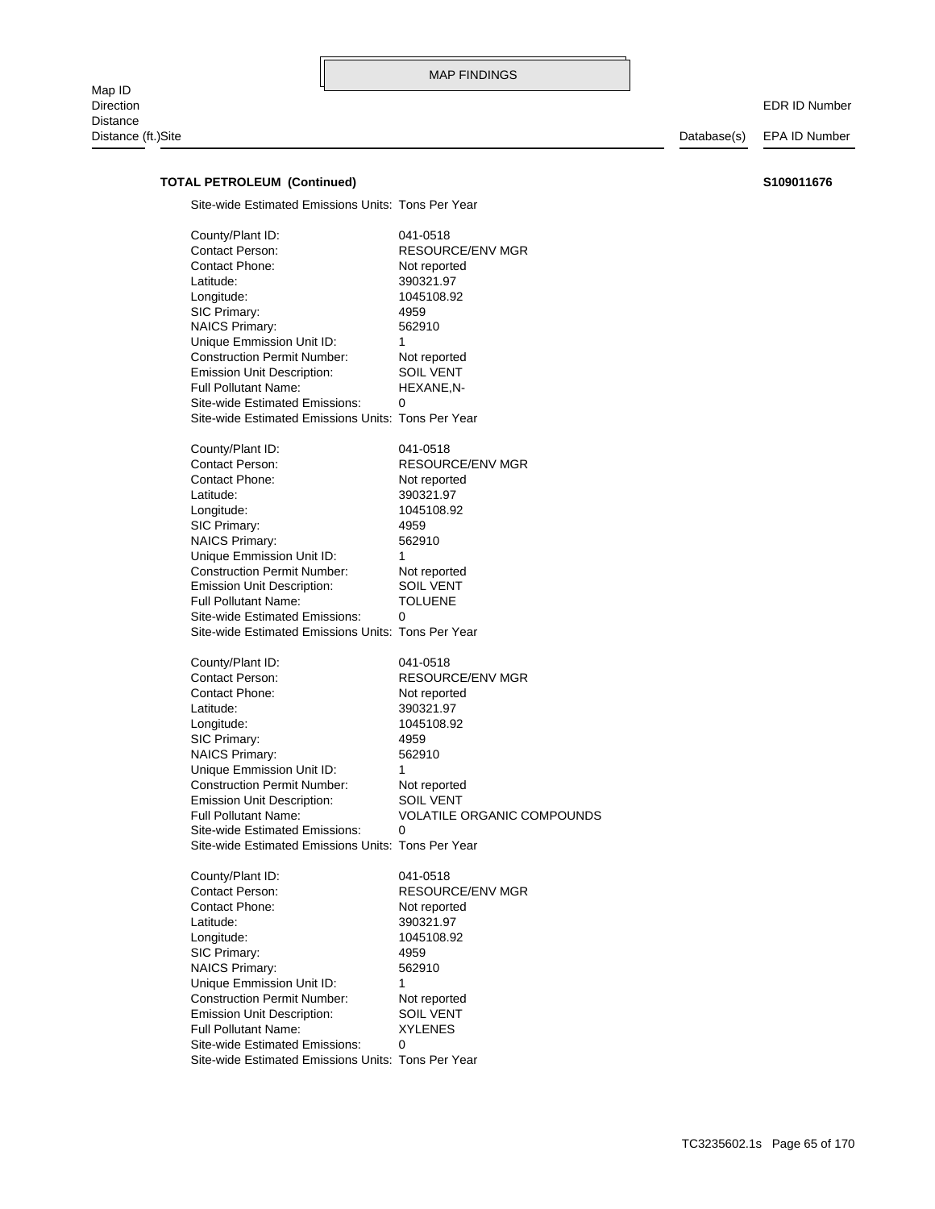MAP FINDINGS

Map ID
Direction
Distance
Distance (ft.)Site

EDR ID Number
Database(s) EPA ID Number

**TOTAL PETROLEUM (Continued)** **S109011676**

Site-wide Estimated Emissions Units: Tons Per Year

County/Plant ID: 041-0518
Contact Person: RESOURCE/ENV MGR
Contact Phone: Not reported
Latitude: 390321.97
Longitude: 1045108.92
SIC Primary: 4959
NAICS Primary: 562910
Unique Emmission Unit ID: 1
Construction Permit Number: Not reported
Emission Unit Description: SOIL VENT
Full Pollutant Name: HEXANE,N-
Site-wide Estimated Emissions: 0
Site-wide Estimated Emissions Units: Tons Per Year

County/Plant ID: 041-0518
Contact Person: RESOURCE/ENV MGR
Contact Phone: Not reported
Latitude: 390321.97
Longitude: 1045108.92
SIC Primary: 4959
NAICS Primary: 562910
Unique Emmission Unit ID: 1
Construction Permit Number: Not reported
Emission Unit Description: SOIL VENT
Full Pollutant Name: TOLUENE
Site-wide Estimated Emissions: 0
Site-wide Estimated Emissions Units: Tons Per Year

County/Plant ID: 041-0518
Contact Person: RESOURCE/ENV MGR
Contact Phone: Not reported
Latitude: 390321.97
Longitude: 1045108.92
SIC Primary: 4959
NAICS Primary: 562910
Unique Emmission Unit ID: 1
Construction Permit Number: Not reported
Emission Unit Description: SOIL VENT
Full Pollutant Name: VOLATILE ORGANIC COMPOUNDS
Site-wide Estimated Emissions: 0
Site-wide Estimated Emissions Units: Tons Per Year

County/Plant ID: 041-0518
Contact Person: RESOURCE/ENV MGR
Contact Phone: Not reported
Latitude: 390321.97
Longitude: 1045108.92
SIC Primary: 4959
NAICS Primary: 562910
Unique Emmission Unit ID: 1
Construction Permit Number: Not reported
Emission Unit Description: SOIL VENT
Full Pollutant Name: XYLENES
Site-wide Estimated Emissions: 0
Site-wide Estimated Emissions Units: Tons Per Year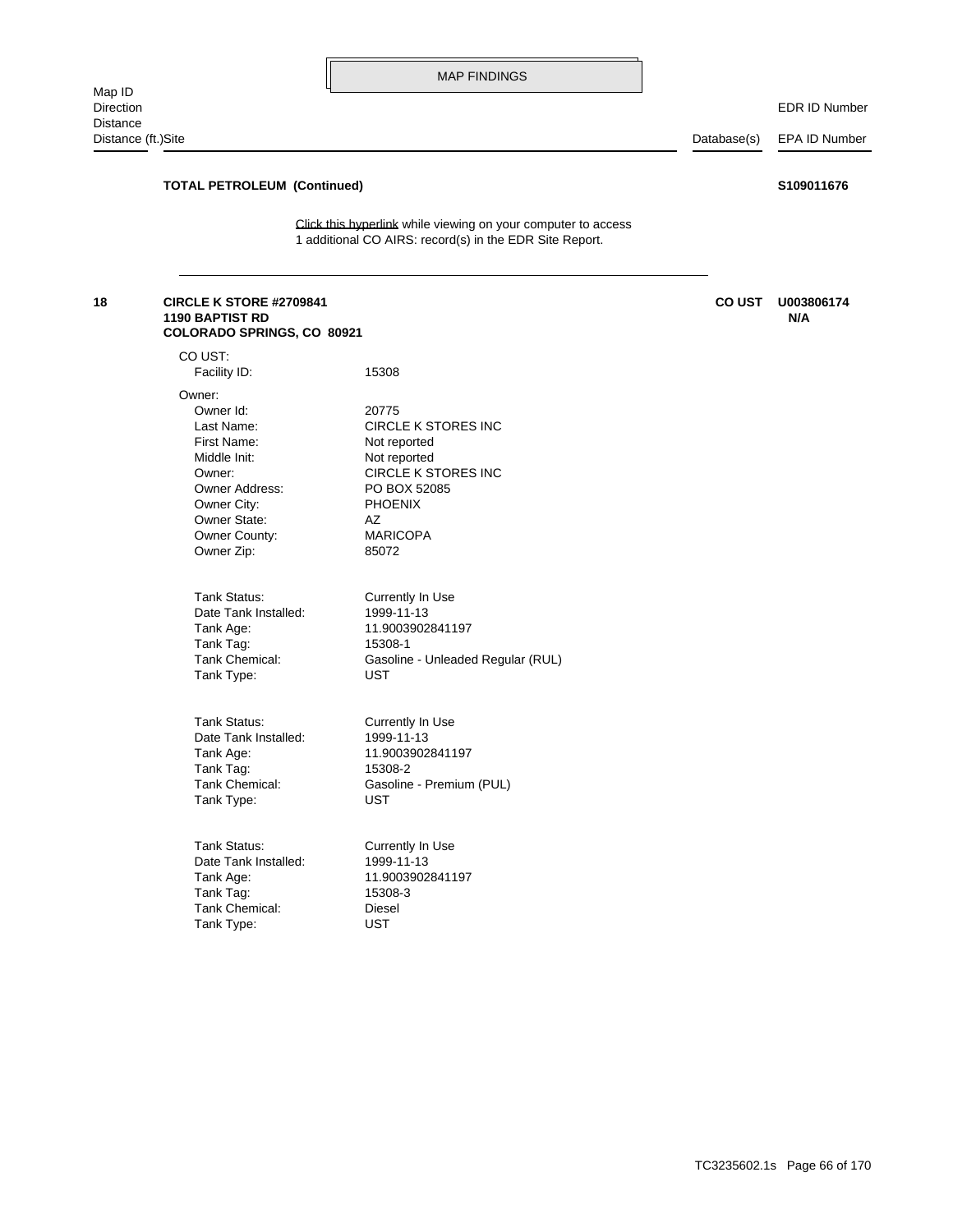## MAP FINDINGS

| Map ID<br>Direction<br>Distance<br>Distance (ft.) | Site | Database(s) | EDR ID Number<br>EPA ID Number |
|---|---|---|---|

**TOTAL PETROLEUM (Continued)** **S109011676**

Click this hyperlink while viewing on your computer to access
1 additional CO AIRS: record(s) in the EDR Site Report.

---

**18** **CIRCLE K STORE #2709841**
**1190 BAPTIST RD**
**COLORADO SPRINGS, CO 80921**

**CO UST** **U003806174**
**N/A**

CO UST:

| | |
|---|---|
| Facility ID: | 15308 |

Owner:

| | |
|---|---|
| Owner Id: | 20775 |
| Last Name: | CIRCLE K STORES INC |
| First Name: | Not reported |
| Middle Init: | Not reported |
| Owner: | CIRCLE K STORES INC |
| Owner Address: | PO BOX 52085 |
| Owner City: | PHOENIX |
| Owner State: | AZ |
| Owner County: | MARICOPA |
| Owner Zip: | 85072 |

| | |
|---|---|
| Tank Status: | Currently In Use |
| Date Tank Installed: | 1999-11-13 |
| Tank Age: | 11.9003902841197 |
| Tank Tag: | 15308-1 |
| Tank Chemical: | Gasoline - Unleaded Regular (RUL) |
| Tank Type: | UST |

| | |
|---|---|
| Tank Status: | Currently In Use |
| Date Tank Installed: | 1999-11-13 |
| Tank Age: | 11.9003902841197 |
| Tank Tag: | 15308-2 |
| Tank Chemical: | Gasoline - Premium (PUL) |
| Tank Type: | UST |

| | |
|---|---|
| Tank Status: | Currently In Use |
| Date Tank Installed: | 1999-11-13 |
| Tank Age: | 11.9003902841197 |
| Tank Tag: | 15308-3 |
| Tank Chemical: | Diesel |
| Tank Type: | UST |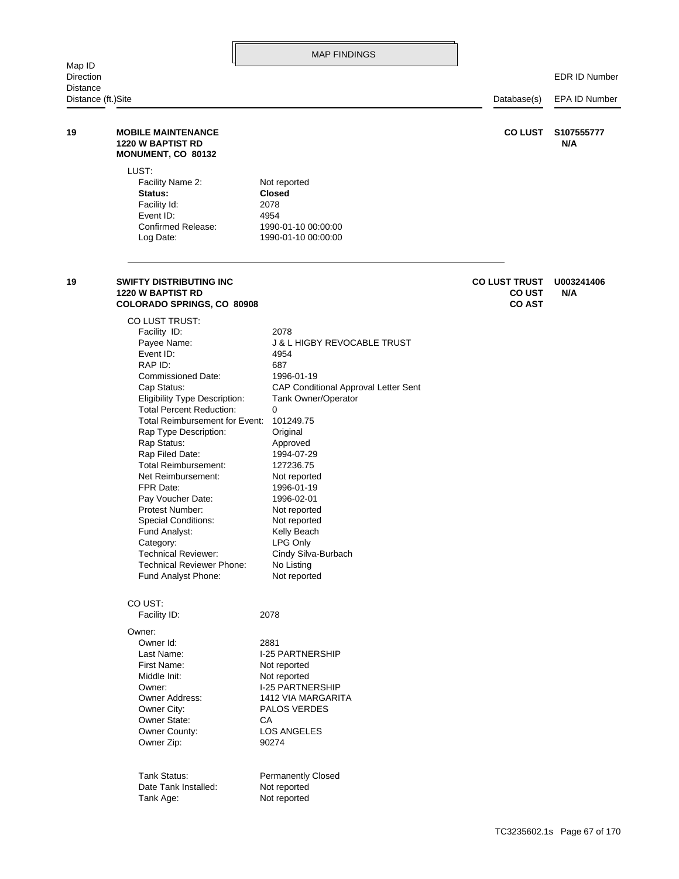MAP FINDINGS

| Map ID / Direction / Distance / Distance (ft.) | Site | Database(s) | EDR ID Number / EPA ID Number |
|---|---|---|---|
| 19 | **MOBILE MAINTENANCE**<br>**1220 W BAPTIST RD**<br>**MONUMENT, CO 80132** | **CO LUST** | **S107555777**<br>**N/A** |

LUST:

| | |
|---|---|
| Facility Name 2: | Not reported |
| **Status:** | **Closed** |
| Facility Id: | 2078 |
| Event ID: | 4954 |
| Confirmed Release: | 1990-01-10 00:00:00 |
| Log Date: | 1990-01-10 00:00:00 |

---

| Map ID / Direction / Distance / Distance (ft.) | Site | Database(s) | EDR ID Number / EPA ID Number |
|---|---|---|---|
| 19 | **SWIFTY DISTRIBUTING INC**<br>**1220 W BAPTIST RD**<br>**COLORADO SPRINGS, CO 80908** | **CO LUST TRUST**<br>**CO UST**<br>**CO AST** | **U003241406**<br>**N/A** |

CO LUST TRUST:

| | |
|---|---|
| Facility ID: | 2078 |
| Payee Name: | J & L HIGBY REVOCABLE TRUST |
| Event ID: | 4954 |
| RAP ID: | 687 |
| Commissioned Date: | 1996-01-19 |
| Cap Status: | CAP Conditional Approval Letter Sent |
| Eligibility Type Description: | Tank Owner/Operator |
| Total Percent Reduction: | 0 |
| Total Reimbursement for Event: | 101249.75 |
| Rap Type Description: | Original |
| Rap Status: | Approved |
| Rap Filed Date: | 1994-07-29 |
| Total Reimbursement: | 127236.75 |
| Net Reimbursement: | Not reported |
| FPR Date: | 1996-01-19 |
| Pay Voucher Date: | 1996-02-01 |
| Protest Number: | Not reported |
| Special Conditions: | Not reported |
| Fund Analyst: | Kelly Beach |
| Category: | LPG Only |
| Technical Reviewer: | Cindy Silva-Burbach |
| Technical Reviewer Phone: | No Listing |
| Fund Analyst Phone: | Not reported |

CO UST:

| | |
|---|---|
| Facility ID: | 2078 |

Owner:

| | |
|---|---|
| Owner Id: | 2881 |
| Last Name: | I-25 PARTNERSHIP |
| First Name: | Not reported |
| Middle Init: | Not reported |
| Owner: | I-25 PARTNERSHIP |
| Owner Address: | 1412 VIA MARGARITA |
| Owner City: | PALOS VERDES |
| Owner State: | CA |
| Owner County: | LOS ANGELES |
| Owner Zip: | 90274 |

| | |
|---|---|
| Tank Status: | Permanently Closed |
| Date Tank Installed: | Not reported |
| Tank Age: | Not reported |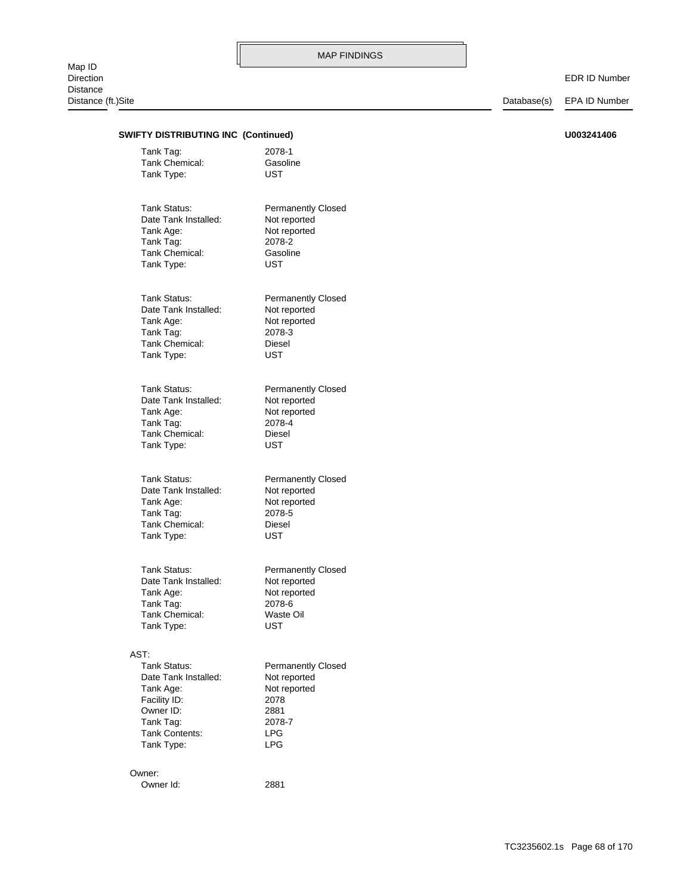**SWIFTY DISTRIBUTING INC (Continued)** **U003241406**

Tank Tag: 2078-1
Tank Chemical: Gasoline
Tank Type: UST

Tank Status: Permanently Closed
Date Tank Installed: Not reported
Tank Age: Not reported
Tank Tag: 2078-2
Tank Chemical: Gasoline
Tank Type: UST

Tank Status: Permanently Closed
Date Tank Installed: Not reported
Tank Age: Not reported
Tank Tag: 2078-3
Tank Chemical: Diesel
Tank Type: UST

Tank Status: Permanently Closed
Date Tank Installed: Not reported
Tank Age: Not reported
Tank Tag: 2078-4
Tank Chemical: Diesel
Tank Type: UST

Tank Status: Permanently Closed
Date Tank Installed: Not reported
Tank Age: Not reported
Tank Tag: 2078-5
Tank Chemical: Diesel
Tank Type: UST

Tank Status: Permanently Closed
Date Tank Installed: Not reported
Tank Age: Not reported
Tank Tag: 2078-6
Tank Chemical: Waste Oil
Tank Type: UST

AST:
Tank Status: Permanently Closed
Date Tank Installed: Not reported
Tank Age: Not reported
Facility ID: 2078
Owner ID: 2881
Tank Tag: 2078-7
Tank Contents: LPG
Tank Type: LPG

Owner:
Owner Id: 2881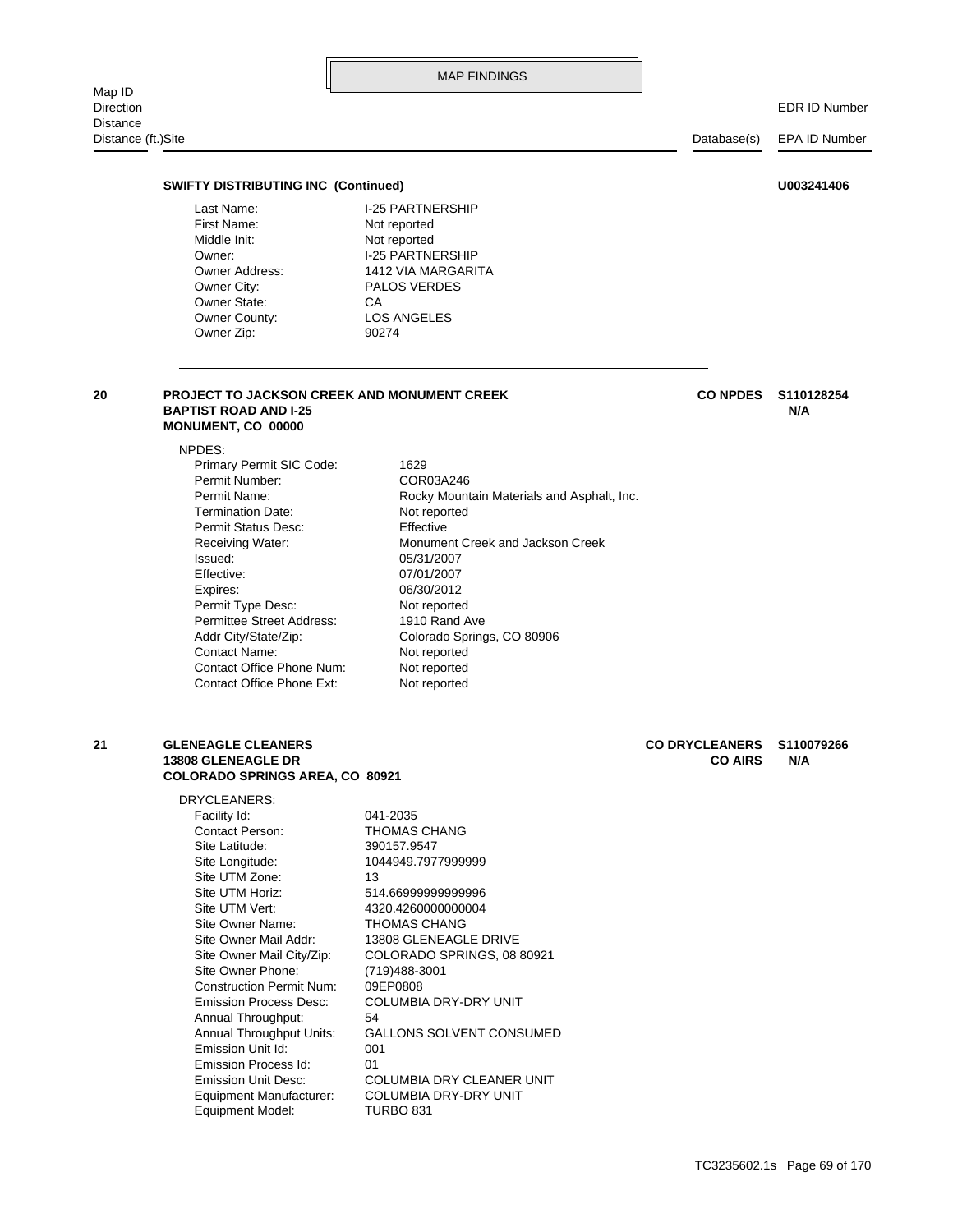MAP FINDINGS

Map ID
Direction
Distance
Distance (ft.)Site | Database(s) | EDR ID Number / EPA ID Number

**SWIFTY DISTRIBUTING INC (Continued)** — **U003241406**

| | |
|---|---|
| Last Name: | I-25 PARTNERSHIP |
| First Name: | Not reported |
| Middle Init: | Not reported |
| Owner: | I-25 PARTNERSHIP |
| Owner Address: | 1412 VIA MARGARITA |
| Owner City: | PALOS VERDES |
| Owner State: | CA |
| Owner County: | LOS ANGELES |
| Owner Zip: | 90274 |

---

**20** — **PROJECT TO JACKSON CREEK AND MONUMENT CREEK**
**BAPTIST ROAD AND I-25**
**MONUMENT, CO 00000**

**CO NPDES** — **S110128254** — **N/A**

NPDES:

| | |
|---|---|
| Primary Permit SIC Code: | 1629 |
| Permit Number: | COR03A246 |
| Permit Name: | Rocky Mountain Materials and Asphalt, Inc. |
| Termination Date: | Not reported |
| Permit Status Desc: | Effective |
| Receiving Water: | Monument Creek and Jackson Creek |
| Issued: | 05/31/2007 |
| Effective: | 07/01/2007 |
| Expires: | 06/30/2012 |
| Permit Type Desc: | Not reported |
| Permittee Street Address: | 1910 Rand Ave |
| Addr City/State/Zip: | Colorado Springs, CO 80906 |
| Contact Name: | Not reported |
| Contact Office Phone Num: | Not reported |
| Contact Office Phone Ext: | Not reported |

---

**21** — **GLENEAGLE CLEANERS**
**13808 GLENEAGLE DR**
**COLORADO SPRINGS AREA, CO 80921**

**CO DRYCLEANERS** — **S110079266**
**CO AIRS** — **N/A**

DRYCLEANERS:

| | |
|---|---|
| Facility Id: | 041-2035 |
| Contact Person: | THOMAS CHANG |
| Site Latitude: | 390157.9547 |
| Site Longitude: | 1044949.7977999999 |
| Site UTM Zone: | 13 |
| Site UTM Horiz: | 514.66999999999996 |
| Site UTM Vert: | 4320.4260000000004 |
| Site Owner Name: | THOMAS CHANG |
| Site Owner Mail Addr: | 13808 GLENEAGLE DRIVE |
| Site Owner Mail City/Zip: | COLORADO SPRINGS, 08 80921 |
| Site Owner Phone: | (719)488-3001 |
| Construction Permit Num: | 09EP0808 |
| Emission Process Desc: | COLUMBIA DRY-DRY UNIT |
| Annual Throughput: | 54 |
| Annual Throughput Units: | GALLONS SOLVENT CONSUMED |
| Emission Unit Id: | 001 |
| Emission Process Id: | 01 |
| Emission Unit Desc: | COLUMBIA DRY CLEANER UNIT |
| Equipment Manufacturer: | COLUMBIA DRY-DRY UNIT |
| Equipment Model: | TURBO 831 |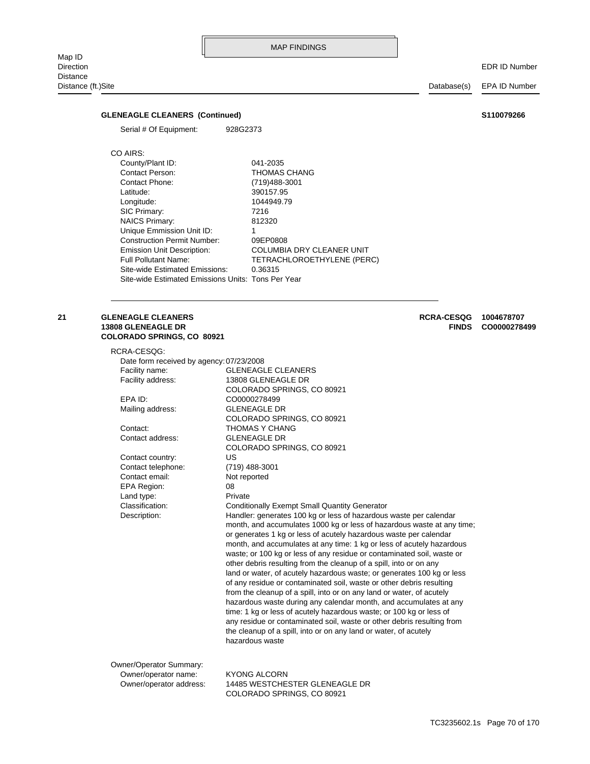MAP FINDINGS

Map ID
Direction
Distance
Distance (ft.)Site | Database(s) | EDR ID Number / EPA ID Number

**GLENEAGLE CLEANERS (Continued)** **S110079266**

Serial # Of Equipment: 928G2373

CO AIRS:

| | |
|---|---|
| County/Plant ID: | 041-2035 |
| Contact Person: | THOMAS CHANG |
| Contact Phone: | (719)488-3001 |
| Latitude: | 390157.95 |
| Longitude: | 1044949.79 |
| SIC Primary: | 7216 |
| NAICS Primary: | 812320 |
| Unique Emmission Unit ID: | 1 |
| Construction Permit Number: | 09EP0808 |
| Emission Unit Description: | COLUMBIA DRY CLEANER UNIT |
| Full Pollutant Name: | TETRACHLOROETHYLENE (PERC) |
| Site-wide Estimated Emissions: | 0.36315 |
| Site-wide Estimated Emissions Units: | Tons Per Year |

---

**21** **GLENEAGLE CLEANERS**
**13808 GLENEAGLE DR**
**COLORADO SPRINGS, CO 80921**

**RCRA-CESQG** **1004678707**
**FINDS** **CO0000278499**

RCRA-CESQG:

| | |
|---|---|
| Date form received by agency: | 07/23/2008 |
| Facility name: | GLENEAGLE CLEANERS |
| Facility address: | 13808 GLENEAGLE DR<br>COLORADO SPRINGS, CO 80921 |
| EPA ID: | CO0000278499 |
| Mailing address: | GLENEAGLE DR<br>COLORADO SPRINGS, CO 80921 |
| Contact: | THOMAS Y CHANG |
| Contact address: | GLENEAGLE DR<br>COLORADO SPRINGS, CO 80921 |
| Contact country: | US |
| Contact telephone: | (719) 488-3001 |
| Contact email: | Not reported |
| EPA Region: | 08 |
| Land type: | Private |
| Classification: | Conditionally Exempt Small Quantity Generator |
| Description: | Handler: generates 100 kg or less of hazardous waste per calendar month, and accumulates 1000 kg or less of hazardous waste at any time; or generates 1 kg or less of acutely hazardous waste per calendar month, and accumulates at any time: 1 kg or less of acutely hazardous waste; or 100 kg or less of any residue or contaminated soil, waste or other debris resulting from the cleanup of a spill, into or on any land or water, of acutely hazardous waste; or generates 100 kg or less of any residue or contaminated soil, waste or other debris resulting from the cleanup of a spill, into or on any land or water, of acutely hazardous waste during any calendar month, and accumulates at any time: 1 kg or less of acutely hazardous waste; or 100 kg or less of any residue or contaminated soil, waste or other debris resulting from the cleanup of a spill, into or on any land or water, of acutely hazardous waste |

Owner/Operator Summary:

| | |
|---|---|
| Owner/operator name: | KYONG ALCORN |
| Owner/operator address: | 14485 WESTCHESTER GLENEAGLE DR<br>COLORADO SPRINGS, CO 80921 |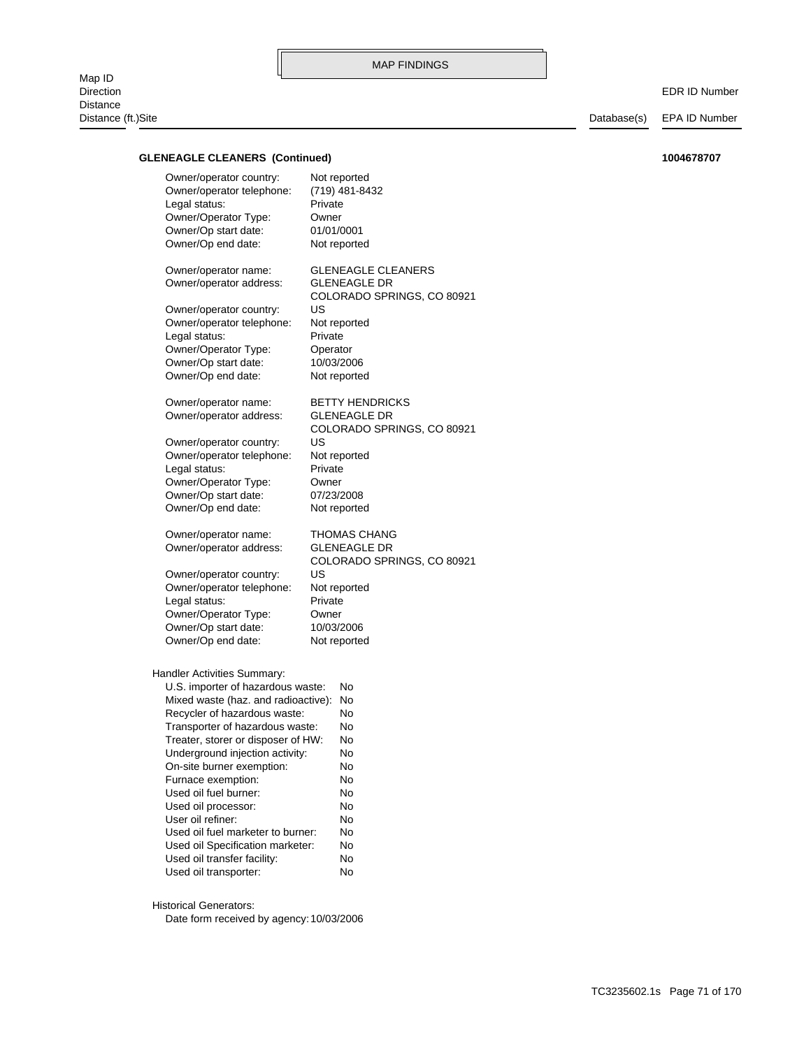MAP FINDINGS

Map ID
Direction
Distance
Distance (ft.)Site | Database(s) | EDR ID Number / EPA ID Number

**GLENEAGLE CLEANERS (Continued)** **1004678707**

Owner/operator country: Not reported
Owner/operator telephone: (719) 481-8432
Legal status: Private
Owner/Operator Type: Owner
Owner/Op start date: 01/01/0001
Owner/Op end date: Not reported

Owner/operator name: GLENEAGLE CLEANERS
Owner/operator address: GLENEAGLE DR
COLORADO SPRINGS, CO 80921
Owner/operator country: US
Owner/operator telephone: Not reported
Legal status: Private
Owner/Operator Type: Operator
Owner/Op start date: 10/03/2006
Owner/Op end date: Not reported

Owner/operator name: BETTY HENDRICKS
Owner/operator address: GLENEAGLE DR
COLORADO SPRINGS, CO 80921
Owner/operator country: US
Owner/operator telephone: Not reported
Legal status: Private
Owner/Operator Type: Owner
Owner/Op start date: 07/23/2008
Owner/Op end date: Not reported

Owner/operator name: THOMAS CHANG
Owner/operator address: GLENEAGLE DR
COLORADO SPRINGS, CO 80921
Owner/operator country: US
Owner/operator telephone: Not reported
Legal status: Private
Owner/Operator Type: Owner
Owner/Op start date: 10/03/2006
Owner/Op end date: Not reported

Handler Activities Summary:
U.S. importer of hazardous waste: No
Mixed waste (haz. and radioactive): No
Recycler of hazardous waste: No
Transporter of hazardous waste: No
Treater, storer or disposer of HW: No
Underground injection activity: No
On-site burner exemption: No
Furnace exemption: No
Used oil fuel burner: No
Used oil processor: No
User oil refiner: No
Used oil fuel marketer to burner: No
Used oil Specification marketer: No
Used oil transfer facility: No
Used oil transporter: No

Historical Generators:
Date form received by agency: 10/03/2006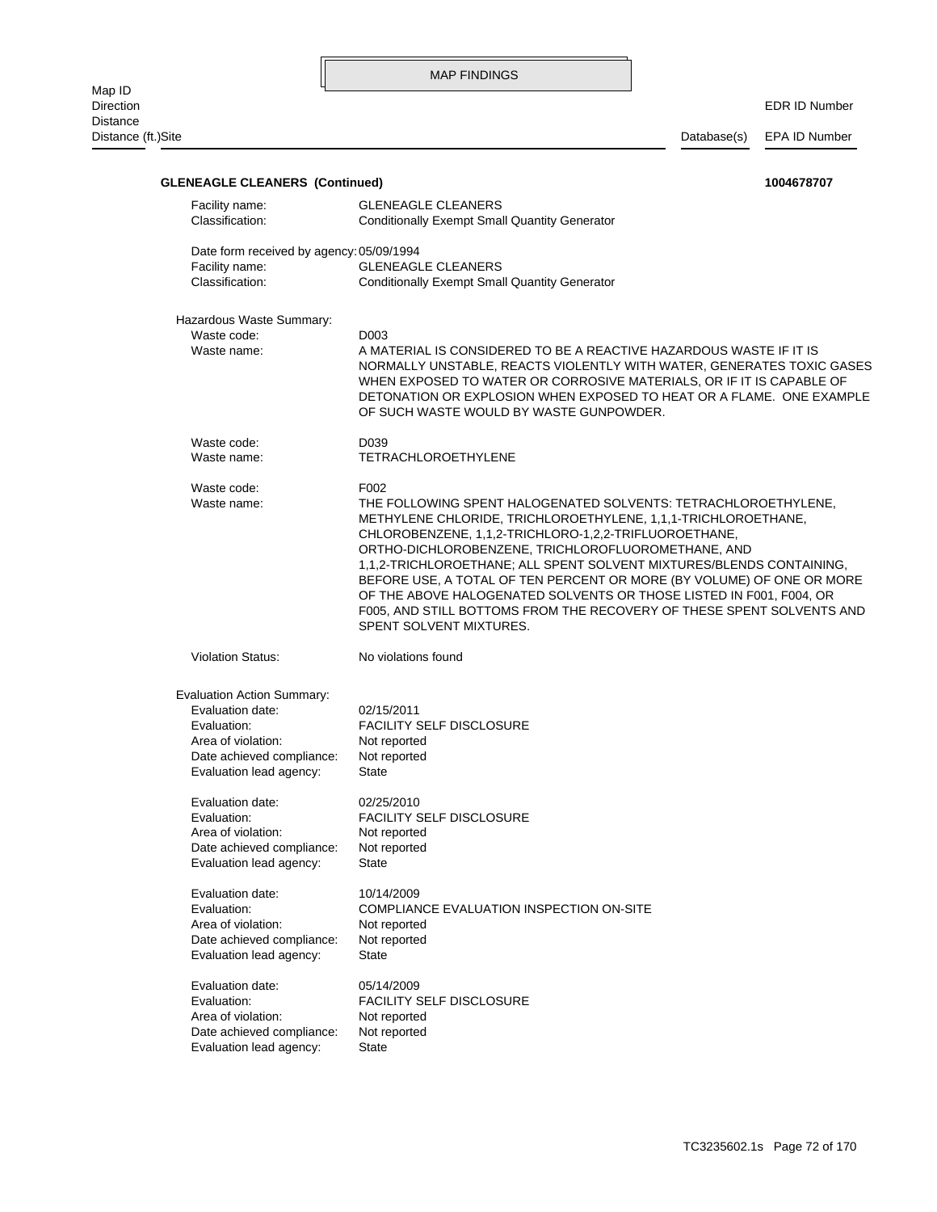MAP FINDINGS

| Map ID<br>Direction<br>Distance<br>Distance (ft.)Site | Database(s) | EDR ID Number<br>EPA ID Number |
|---|---|---|

**GLENEAGLE CLEANERS (Continued)** **1004678707**

Facility name: GLENEAGLE CLEANERS
Classification: Conditionally Exempt Small Quantity Generator

Date form received by agency: 05/09/1994
Facility name: GLENEAGLE CLEANERS
Classification: Conditionally Exempt Small Quantity Generator

Hazardous Waste Summary:

Waste code: D003
Waste name: A MATERIAL IS CONSIDERED TO BE A REACTIVE HAZARDOUS WASTE IF IT IS NORMALLY UNSTABLE, REACTS VIOLENTLY WITH WATER, GENERATES TOXIC GASES WHEN EXPOSED TO WATER OR CORROSIVE MATERIALS, OR IF IT IS CAPABLE OF DETONATION OR EXPLOSION WHEN EXPOSED TO HEAT OR A FLAME. ONE EXAMPLE OF SUCH WASTE WOULD BY WASTE GUNPOWDER.

Waste code: D039
Waste name: TETRACHLOROETHYLENE

Waste code: F002
Waste name: THE FOLLOWING SPENT HALOGENATED SOLVENTS: TETRACHLOROETHYLENE, METHYLENE CHLORIDE, TRICHLOROETHYLENE, 1,1,1-TRICHLOROETHANE, CHLOROBENZENE, 1,1,2-TRICHLORO-1,2,2-TRIFLUOROETHANE, ORTHO-DICHLOROBENZENE, TRICHLOROFLUOROMETHANE, AND 1,1,2-TRICHLOROETHANE; ALL SPENT SOLVENT MIXTURES/BLENDS CONTAINING, BEFORE USE, A TOTAL OF TEN PERCENT OR MORE (BY VOLUME) OF ONE OR MORE OF THE ABOVE HALOGENATED SOLVENTS OR THOSE LISTED IN F001, F004, OR F005, AND STILL BOTTOMS FROM THE RECOVERY OF THESE SPENT SOLVENTS AND SPENT SOLVENT MIXTURES.

Violation Status: No violations found

Evaluation Action Summary:

Evaluation date: 02/15/2011
Evaluation: FACILITY SELF DISCLOSURE
Area of violation: Not reported
Date achieved compliance: Not reported
Evaluation lead agency: State

Evaluation date: 02/25/2010
Evaluation: FACILITY SELF DISCLOSURE
Area of violation: Not reported
Date achieved compliance: Not reported
Evaluation lead agency: State

Evaluation date: 10/14/2009
Evaluation: COMPLIANCE EVALUATION INSPECTION ON-SITE
Area of violation: Not reported
Date achieved compliance: Not reported
Evaluation lead agency: State

Evaluation date: 05/14/2009
Evaluation: FACILITY SELF DISCLOSURE
Area of violation: Not reported
Date achieved compliance: Not reported
Evaluation lead agency: State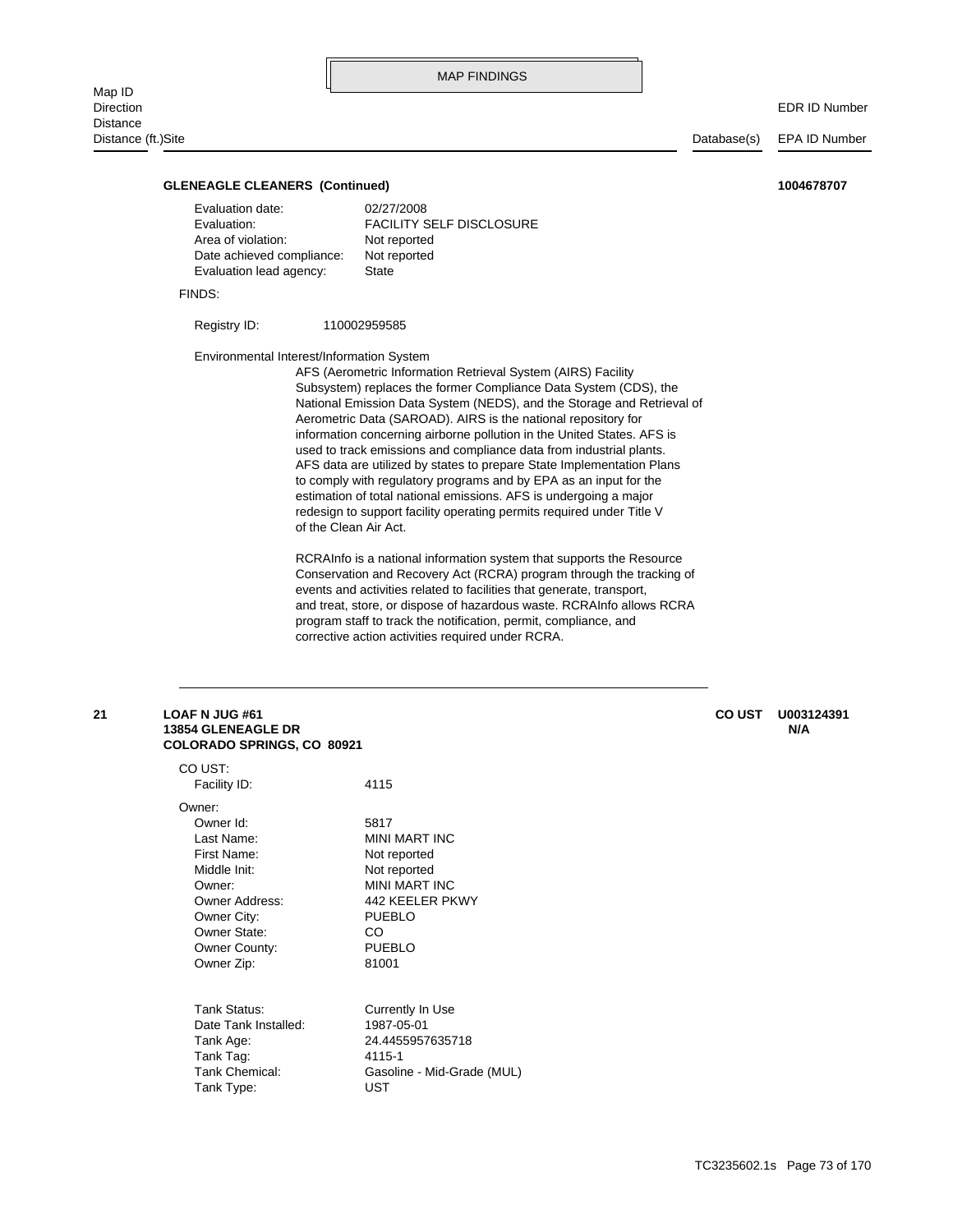# MAP FINDINGS

| Map ID / Direction / Distance / Distance (ft.)Site | | Database(s) | EDR ID Number / EPA ID Number |
|---|---|---|---|

**GLENEAGLE CLEANERS (Continued)** **1004678707**

Evaluation date: 02/27/2008
Evaluation: FACILITY SELF DISCLOSURE
Area of violation: Not reported
Date achieved compliance: Not reported
Evaluation lead agency: State

FINDS:

Registry ID: 110002959585

Environmental Interest/Information System

AFS (Aerometric Information Retrieval System (AIRS) Facility Subsystem) replaces the former Compliance Data System (CDS), the National Emission Data System (NEDS), and the Storage and Retrieval of Aerometric Data (SAROAD). AIRS is the national repository for information concerning airborne pollution in the United States. AFS is used to track emissions and compliance data from industrial plants. AFS data are utilized by states to prepare State Implementation Plans to comply with regulatory programs and by EPA as an input for the estimation of total national emissions. AFS is undergoing a major redesign to support facility operating permits required under Title V of the Clean Air Act.

RCRAInfo is a national information system that supports the Resource Conservation and Recovery Act (RCRA) program through the tracking of events and activities related to facilities that generate, transport, and treat, store, or dispose of hazardous waste. RCRAInfo allows RCRA program staff to track the notification, permit, compliance, and corrective action activities required under RCRA.

---

**21** **LOAF N JUG #61**
**13854 GLENEAGLE DR**
**COLORADO SPRINGS, CO 80921**

**CO UST** **U003124391**
**N/A**

CO UST:
Facility ID: 4115

Owner:
Owner Id: 5817
Last Name: MINI MART INC
First Name: Not reported
Middle Init: Not reported
Owner: MINI MART INC
Owner Address: 442 KEELER PKWY
Owner City: PUEBLO
Owner State: CO
Owner County: PUEBLO
Owner Zip: 81001

Tank Status: Currently In Use
Date Tank Installed: 1987-05-01
Tank Age: 24.4455957635718
Tank Tag: 4115-1
Tank Chemical: Gasoline - Mid-Grade (MUL)
Tank Type: UST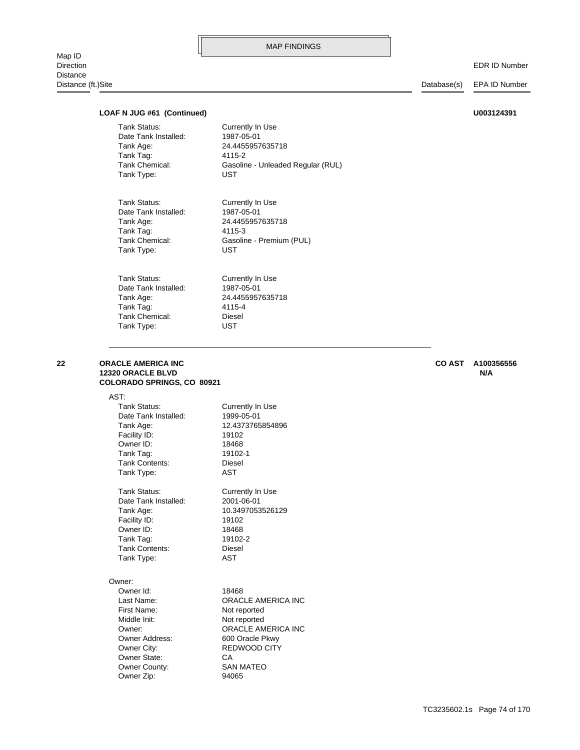MAP FINDINGS

| Map ID<br>Direction<br>Distance<br>Distance (ft.)Site | | Database(s) | EDR ID Number<br>EPA ID Number |
|---|---|---|---|

**LOAF N JUG #61 (Continued)** **U003124391**

| | |
|---|---|
| Tank Status: | Currently In Use |
| Date Tank Installed: | 1987-05-01 |
| Tank Age: | 24.4455957635718 |
| Tank Tag: | 4115-2 |
| Tank Chemical: | Gasoline - Unleaded Regular (RUL) |
| Tank Type: | UST |

| | |
|---|---|
| Tank Status: | Currently In Use |
| Date Tank Installed: | 1987-05-01 |
| Tank Age: | 24.4455957635718 |
| Tank Tag: | 4115-3 |
| Tank Chemical: | Gasoline - Premium (PUL) |
| Tank Type: | UST |

| | |
|---|---|
| Tank Status: | Currently In Use |
| Date Tank Installed: | 1987-05-01 |
| Tank Age: | 24.4455957635718 |
| Tank Tag: | 4115-4 |
| Tank Chemical: | Diesel |
| Tank Type: | UST |

---

**22** **ORACLE AMERICA INC**
**12320 ORACLE BLVD**
**COLORADO SPRINGS, CO 80921**

**CO AST** **A100356556**
**N/A**

AST:

| | |
|---|---|
| Tank Status: | Currently In Use |
| Date Tank Installed: | 1999-05-01 |
| Tank Age: | 12.4373765854896 |
| Facility ID: | 19102 |
| Owner ID: | 18468 |
| Tank Tag: | 19102-1 |
| Tank Contents: | Diesel |
| Tank Type: | AST |

| | |
|---|---|
| Tank Status: | Currently In Use |
| Date Tank Installed: | 2001-06-01 |
| Tank Age: | 10.3497053526129 |
| Facility ID: | 19102 |
| Owner ID: | 18468 |
| Tank Tag: | 19102-2 |
| Tank Contents: | Diesel |
| Tank Type: | AST |

Owner:

| | |
|---|---|
| Owner Id: | 18468 |
| Last Name: | ORACLE AMERICA INC |
| First Name: | Not reported |
| Middle Init: | Not reported |
| Owner: | ORACLE AMERICA INC |
| Owner Address: | 600 Oracle Pkwy |
| Owner City: | REDWOOD CITY |
| Owner State: | CA |
| Owner County: | SAN MATEO |
| Owner Zip: | 94065 |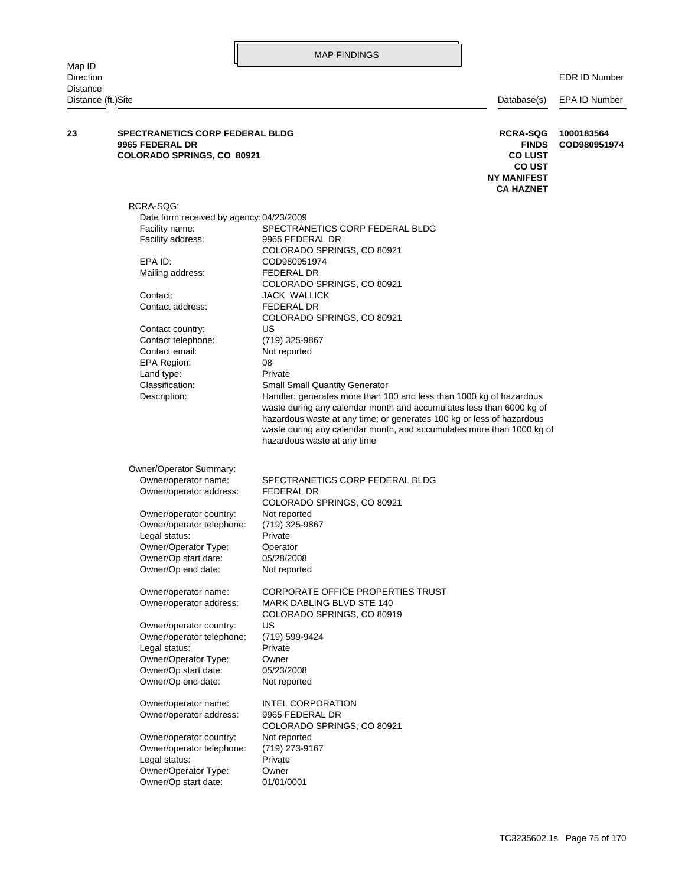MAP FINDINGS

| Map ID<br>Direction<br>Distance<br>Distance (ft.) | Site | Database(s) | EDR ID Number<br>EPA ID Number |
|---|---|---|---|
| 23 | **SPECTRANETICS CORP FEDERAL BLDG**<br>**9965 FEDERAL DR**<br>**COLORADO SPRINGS, CO 80921** | **RCRA-SQG**<br>**FINDS**<br>**CO LUST**<br>**CO UST**<br>**NY MANIFEST**<br>**CA HAZNET** | **1000183564**<br>**COD980951974** |

RCRA-SQG:

| | |
|---|---|
| Date form received by agency: | 04/23/2009 |
| Facility name: | SPECTRANETICS CORP FEDERAL BLDG |
| Facility address: | 9965 FEDERAL DR<br>COLORADO SPRINGS, CO 80921 |
| EPA ID: | COD980951974 |
| Mailing address: | FEDERAL DR<br>COLORADO SPRINGS, CO 80921 |
| Contact: | JACK WALLICK |
| Contact address: | FEDERAL DR<br>COLORADO SPRINGS, CO 80921 |
| Contact country: | US |
| Contact telephone: | (719) 325-9867 |
| Contact email: | Not reported |
| EPA Region: | 08 |
| Land type: | Private |
| Classification: | Small Small Quantity Generator |
| Description: | Handler: generates more than 100 and less than 1000 kg of hazardous waste during any calendar month and accumulates less than 6000 kg of hazardous waste at any time; or generates 100 kg or less of hazardous waste during any calendar month, and accumulates more than 1000 kg of hazardous waste at any time |

Owner/Operator Summary:

| | |
|---|---|
| Owner/operator name: | SPECTRANETICS CORP FEDERAL BLDG |
| Owner/operator address: | FEDERAL DR<br>COLORADO SPRINGS, CO 80921 |
| Owner/operator country: | Not reported |
| Owner/operator telephone: | (719) 325-9867 |
| Legal status: | Private |
| Owner/Operator Type: | Operator |
| Owner/Op start date: | 05/28/2008 |
| Owner/Op end date: | Not reported |
| | |
| Owner/operator name: | CORPORATE OFFICE PROPERTIES TRUST |
| Owner/operator address: | MARK DABLING BLVD STE 140<br>COLORADO SPRINGS, CO 80919 |
| Owner/operator country: | US |
| Owner/operator telephone: | (719) 599-9424 |
| Legal status: | Private |
| Owner/Operator Type: | Owner |
| Owner/Op start date: | 05/23/2008 |
| Owner/Op end date: | Not reported |
| | |
| Owner/operator name: | INTEL CORPORATION |
| Owner/operator address: | 9965 FEDERAL DR<br>COLORADO SPRINGS, CO 80921 |
| Owner/operator country: | Not reported |
| Owner/operator telephone: | (719) 273-9167 |
| Legal status: | Private |
| Owner/Operator Type: | Owner |
| Owner/Op start date: | 01/01/0001 |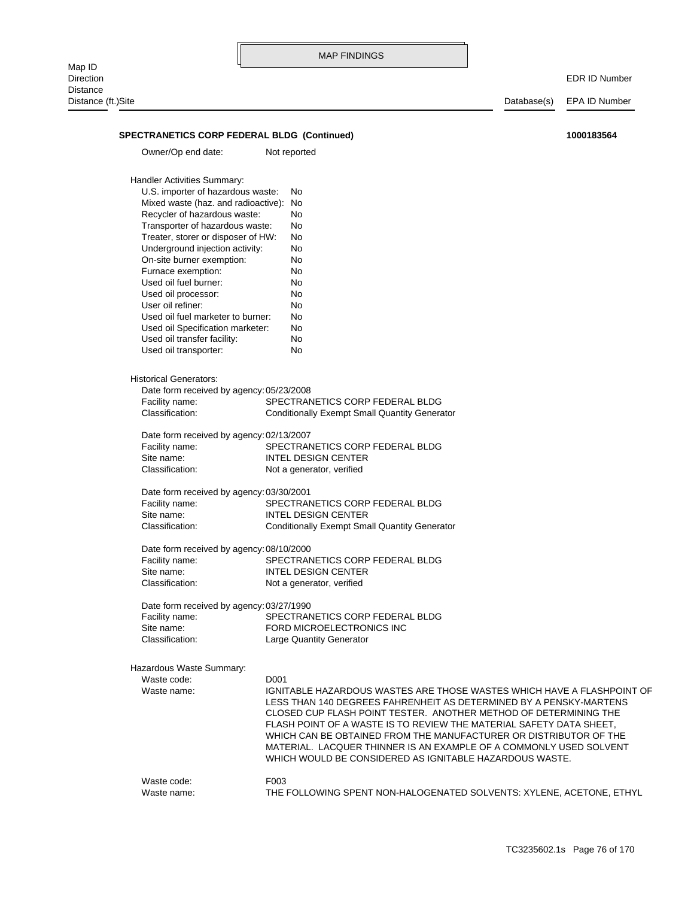MAP FINDINGS

| Map ID Direction Distance Distance (ft.)Site | Database(s) | EDR ID Number EPA ID Number |
|---|---|---|

**SPECTRANETICS CORP FEDERAL BLDG (Continued)** **1000183564**

Owner/Op end date: Not reported

Handler Activities Summary:

| | |
|---|---|
| U.S. importer of hazardous waste: | No |
| Mixed waste (haz. and radioactive): | No |
| Recycler of hazardous waste: | No |
| Transporter of hazardous waste: | No |
| Treater, storer or disposer of HW: | No |
| Underground injection activity: | No |
| On-site burner exemption: | No |
| Furnace exemption: | No |
| Used oil fuel burner: | No |
| Used oil processor: | No |
| User oil refiner: | No |
| Used oil fuel marketer to burner: | No |
| Used oil Specification marketer: | No |
| Used oil transfer facility: | No |
| Used oil transporter: | No |

Historical Generators:

Date form received by agency: 05/23/2008
Facility name: SPECTRANETICS CORP FEDERAL BLDG
Classification: Conditionally Exempt Small Quantity Generator

Date form received by agency: 02/13/2007
Facility name: SPECTRANETICS CORP FEDERAL BLDG
Site name: INTEL DESIGN CENTER
Classification: Not a generator, verified

Date form received by agency: 03/30/2001
Facility name: SPECTRANETICS CORP FEDERAL BLDG
Site name: INTEL DESIGN CENTER
Classification: Conditionally Exempt Small Quantity Generator

Date form received by agency: 08/10/2000
Facility name: SPECTRANETICS CORP FEDERAL BLDG
Site name: INTEL DESIGN CENTER
Classification: Not a generator, verified

Date form received by agency: 03/27/1990
Facility name: SPECTRANETICS CORP FEDERAL BLDG
Site name: FORD MICROELECTRONICS INC
Classification: Large Quantity Generator

Hazardous Waste Summary:

Waste code: D001
Waste name: IGNITABLE HAZARDOUS WASTES ARE THOSE WASTES WHICH HAVE A FLASHPOINT OF LESS THAN 140 DEGREES FAHRENHEIT AS DETERMINED BY A PENSKY-MARTENS CLOSED CUP FLASH POINT TESTER. ANOTHER METHOD OF DETERMINING THE FLASH POINT OF A WASTE IS TO REVIEW THE MATERIAL SAFETY DATA SHEET, WHICH CAN BE OBTAINED FROM THE MANUFACTURER OR DISTRIBUTOR OF THE MATERIAL. LACQUER THINNER IS AN EXAMPLE OF A COMMONLY USED SOLVENT WHICH WOULD BE CONSIDERED AS IGNITABLE HAZARDOUS WASTE.

Waste code: F003
Waste name: THE FOLLOWING SPENT NON-HALOGENATED SOLVENTS: XYLENE, ACETONE, ETHYL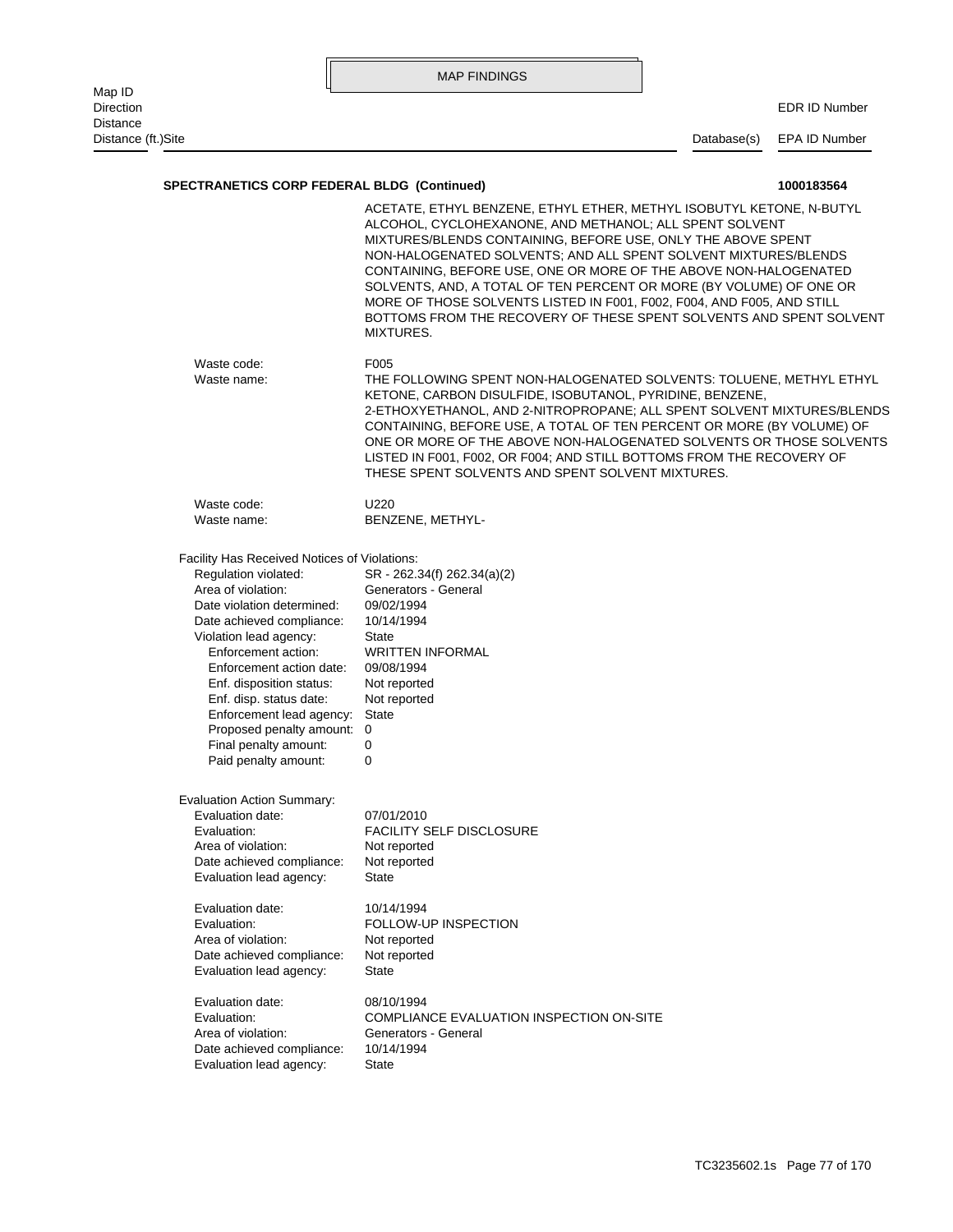**SPECTRANETICS CORP FEDERAL BLDG (Continued)** **1000183564**

ACETATE, ETHYL BENZENE, ETHYL ETHER, METHYL ISOBUTYL KETONE, N-BUTYL ALCOHOL, CYCLOHEXANONE, AND METHANOL; ALL SPENT SOLVENT MIXTURES/BLENDS CONTAINING, BEFORE USE, ONLY THE ABOVE SPENT NON-HALOGENATED SOLVENTS; AND ALL SPENT SOLVENT MIXTURES/BLENDS CONTAINING, BEFORE USE, ONE OR MORE OF THE ABOVE NON-HALOGENATED SOLVENTS, AND, A TOTAL OF TEN PERCENT OR MORE (BY VOLUME) OF ONE OR MORE OF THOSE SOLVENTS LISTED IN F001, F002, F004, AND F005, AND STILL BOTTOMS FROM THE RECOVERY OF THESE SPENT SOLVENTS AND SPENT SOLVENT MIXTURES.

Waste code: F005
Waste name: THE FOLLOWING SPENT NON-HALOGENATED SOLVENTS: TOLUENE, METHYL ETHYL KETONE, CARBON DISULFIDE, ISOBUTANOL, PYRIDINE, BENZENE, 2-ETHOXYETHANOL, AND 2-NITROPROPANE; ALL SPENT SOLVENT MIXTURES/BLENDS CONTAINING, BEFORE USE, A TOTAL OF TEN PERCENT OR MORE (BY VOLUME) OF ONE OR MORE OF THE ABOVE NON-HALOGENATED SOLVENTS OR THOSE SOLVENTS LISTED IN F001, F002, OR F004; AND STILL BOTTOMS FROM THE RECOVERY OF THESE SPENT SOLVENTS AND SPENT SOLVENT MIXTURES.

Waste code: U220
Waste name: BENZENE, METHYL-

Facility Has Received Notices of Violations:

Regulation violated: SR - 262.34(f) 262.34(a)(2)
Area of violation: Generators - General
Date violation determined: 09/02/1994
Date achieved compliance: 10/14/1994
Violation lead agency: State
Enforcement action: WRITTEN INFORMAL
Enforcement action date: 09/08/1994
Enf. disposition status: Not reported
Enf. disp. status date: Not reported
Enforcement lead agency: State
Proposed penalty amount: 0
Final penalty amount: 0
Paid penalty amount: 0

Evaluation Action Summary:

Evaluation date: 07/01/2010
Evaluation: FACILITY SELF DISCLOSURE
Area of violation: Not reported
Date achieved compliance: Not reported
Evaluation lead agency: State

Evaluation date: 10/14/1994
Evaluation: FOLLOW-UP INSPECTION
Area of violation: Not reported
Date achieved compliance: Not reported
Evaluation lead agency: State

Evaluation date: 08/10/1994
Evaluation: COMPLIANCE EVALUATION INSPECTION ON-SITE
Area of violation: Generators - General
Date achieved compliance: 10/14/1994
Evaluation lead agency: State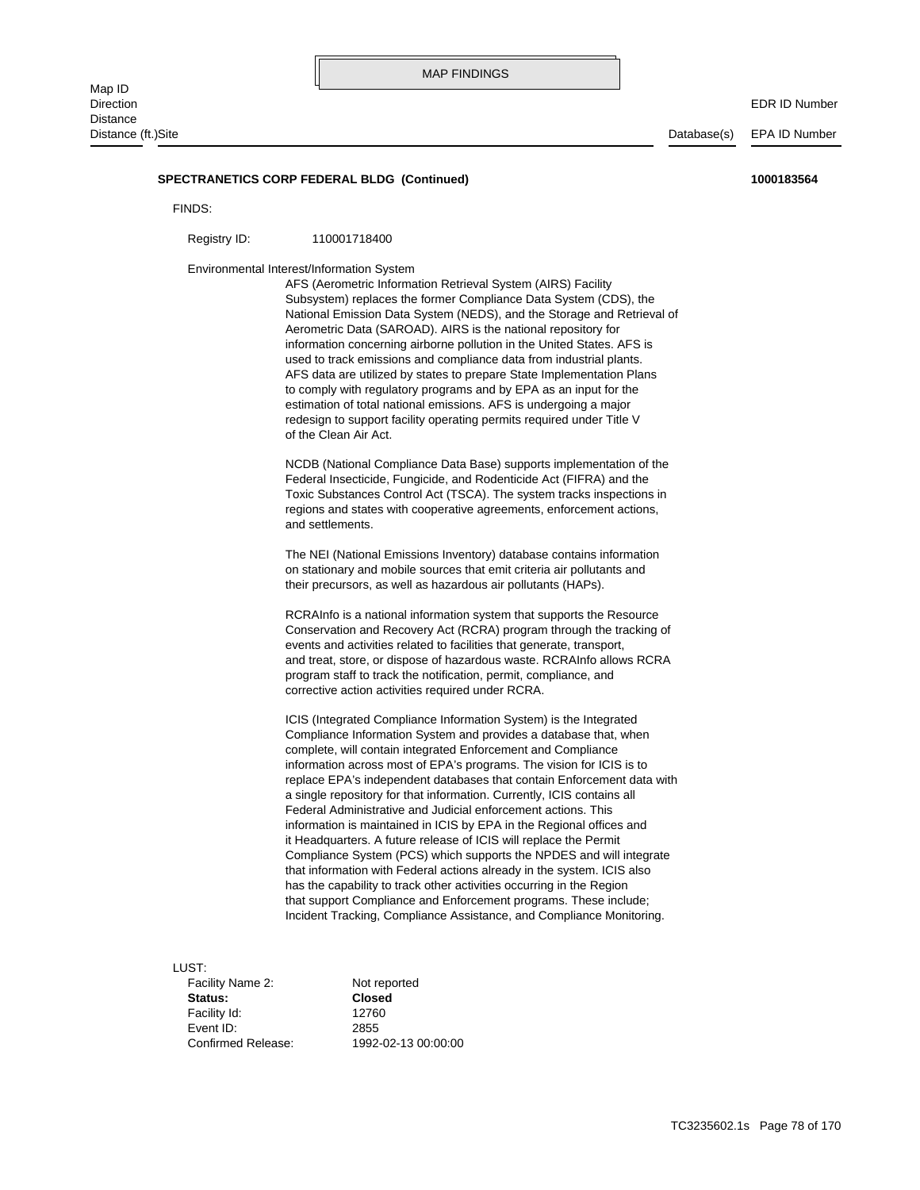MAP FINDINGS

| Map ID<br>Direction<br>Distance<br>Distance (ft.)Site | Database(s) | EDR ID Number<br>EPA ID Number |
|---|---|---|

**SPECTRANETICS CORP FEDERAL BLDG (Continued)** **1000183564**

FINDS:

Registry ID: 110001718400

Environmental Interest/Information System

AFS (Aerometric Information Retrieval System (AIRS) Facility Subsystem) replaces the former Compliance Data System (CDS), the National Emission Data System (NEDS), and the Storage and Retrieval of Aerometric Data (SAROAD). AIRS is the national repository for information concerning airborne pollution in the United States. AFS is used to track emissions and compliance data from industrial plants. AFS data are utilized by states to prepare State Implementation Plans to comply with regulatory programs and by EPA as an input for the estimation of total national emissions. AFS is undergoing a major redesign to support facility operating permits required under Title V of the Clean Air Act.

NCDB (National Compliance Data Base) supports implementation of the Federal Insecticide, Fungicide, and Rodenticide Act (FIFRA) and the Toxic Substances Control Act (TSCA). The system tracks inspections in regions and states with cooperative agreements, enforcement actions, and settlements.

The NEI (National Emissions Inventory) database contains information on stationary and mobile sources that emit criteria air pollutants and their precursors, as well as hazardous air pollutants (HAPs).

RCRAInfo is a national information system that supports the Resource Conservation and Recovery Act (RCRA) program through the tracking of events and activities related to facilities that generate, transport, and treat, store, or dispose of hazardous waste. RCRAInfo allows RCRA program staff to track the notification, permit, compliance, and corrective action activities required under RCRA.

ICIS (Integrated Compliance Information System) is the Integrated Compliance Information System and provides a database that, when complete, will contain integrated Enforcement and Compliance information across most of EPA's programs. The vision for ICIS is to replace EPA's independent databases that contain Enforcement data with a single repository for that information. Currently, ICIS contains all Federal Administrative and Judicial enforcement actions. This information is maintained in ICIS by EPA in the Regional offices and it Headquarters. A future release of ICIS will replace the Permit Compliance System (PCS) which supports the NPDES and will integrate that information with Federal actions already in the system. ICIS also has the capability to track other activities occurring in the Region that support Compliance and Enforcement programs. These include; Incident Tracking, Compliance Assistance, and Compliance Monitoring.

LUST:

| | |
|---|---|
| Facility Name 2: | Not reported |
| **Status:** | **Closed** |
| Facility Id: | 12760 |
| Event ID: | 2855 |
| Confirmed Release: | 1992-02-13 00:00:00 |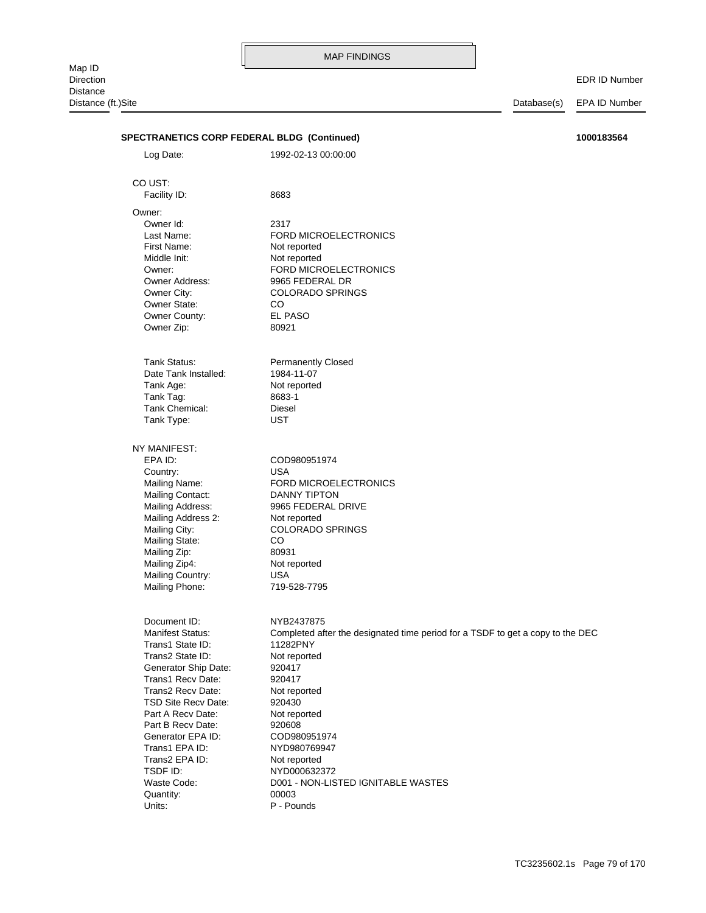MAP FINDINGS

| Map ID<br>Direction<br>Distance<br>Distance (ft.)Site | Database(s) | EDR ID Number<br>EPA ID Number |
|---|---|---|

**SPECTRANETICS CORP FEDERAL BLDG (Continued)** **1000183564**

Log Date: 1992-02-13 00:00:00

CO UST:

Facility ID: 8683

Owner:

| | |
|---|---|
| Owner Id: | 2317 |
| Last Name: | FORD MICROELECTRONICS |
| First Name: | Not reported |
| Middle Init: | Not reported |
| Owner: | FORD MICROELECTRONICS |
| Owner Address: | 9965 FEDERAL DR |
| Owner City: | COLORADO SPRINGS |
| Owner State: | CO |
| Owner County: | EL PASO |
| Owner Zip: | 80921 |

| | |
|---|---|
| Tank Status: | Permanently Closed |
| Date Tank Installed: | 1984-11-07 |
| Tank Age: | Not reported |
| Tank Tag: | 8683-1 |
| Tank Chemical: | Diesel |
| Tank Type: | UST |

NY MANIFEST:

| | |
|---|---|
| EPA ID: | COD980951974 |
| Country: | USA |
| Mailing Name: | FORD MICROELECTRONICS |
| Mailing Contact: | DANNY TIPTON |
| Mailing Address: | 9965 FEDERAL DRIVE |
| Mailing Address 2: | Not reported |
| Mailing City: | COLORADO SPRINGS |
| Mailing State: | CO |
| Mailing Zip: | 80931 |
| Mailing Zip4: | Not reported |
| Mailing Country: | USA |
| Mailing Phone: | 719-528-7795 |

| | |
|---|---|
| Document ID: | NYB2437875 |
| Manifest Status: | Completed after the designated time period for a TSDF to get a copy to the DEC |
| Trans1 State ID: | 11282PNY |
| Trans2 State ID: | Not reported |
| Generator Ship Date: | 920417 |
| Trans1 Recv Date: | 920417 |
| Trans2 Recv Date: | Not reported |
| TSD Site Recv Date: | 920430 |
| Part A Recv Date: | Not reported |
| Part B Recv Date: | 920608 |
| Generator EPA ID: | COD980951974 |
| Trans1 EPA ID: | NYD980769947 |
| Trans2 EPA ID: | Not reported |
| TSDF ID: | NYD000632372 |
| Waste Code: | D001 - NON-LISTED IGNITABLE WASTES |
| Quantity: | 00003 |
| Units: | P - Pounds |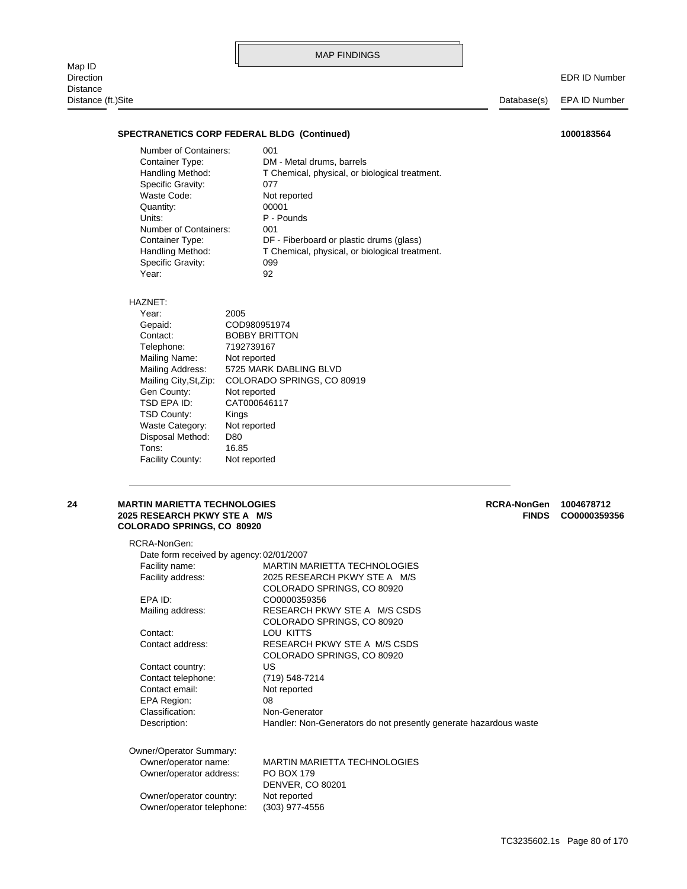MAP FINDINGS

| Map ID<br>Direction<br>Distance<br>Distance (ft.) | Site | Database(s) | EDR ID Number<br>EPA ID Number |
|---|---|---|---|

**SPECTRANETICS CORP FEDERAL BLDG (Continued)** **1000183564**

Number of Containers: 001
Container Type: DM - Metal drums, barrels
Handling Method: T Chemical, physical, or biological treatment.
Specific Gravity: 077
Waste Code: Not reported
Quantity: 00001
Units: P - Pounds
Number of Containers: 001
Container Type: DF - Fiberboard or plastic drums (glass)
Handling Method: T Chemical, physical, or biological treatment.
Specific Gravity: 099
Year: 92

HAZNET:
Year: 2005
Gepaid: COD980951974
Contact: BOBBY BRITTON
Telephone: 7192739167
Mailing Name: Not reported
Mailing Address: 5725 MARK DABLING BLVD
Mailing City,St,Zip: COLORADO SPRINGS, CO 80919
Gen County: Not reported
TSD EPA ID: CAT000646117
TSD County: Kings
Waste Category: Not reported
Disposal Method: D80
Tons: 16.85
Facility County: Not reported

---

**24** **MARTIN MARIETTA TECHNOLOGIES**
**2025 RESEARCH PKWY STE A M/S**
**COLORADO SPRINGS, CO 80920**
**RCRA-NonGen 1004678712**
**FINDS CO0000359356**

RCRA-NonGen:
Date form received by agency: 02/01/2007
Facility name: MARTIN MARIETTA TECHNOLOGIES
Facility address: 2025 RESEARCH PKWY STE A M/S
COLORADO SPRINGS, CO 80920
EPA ID: CO0000359356
Mailing address: RESEARCH PKWY STE A M/S CSDS
COLORADO SPRINGS, CO 80920
Contact: LOU KITTS
Contact address: RESEARCH PKWY STE A M/S CSDS
COLORADO SPRINGS, CO 80920
Contact country: US
Contact telephone: (719) 548-7214
Contact email: Not reported
EPA Region: 08
Classification: Non-Generator
Description: Handler: Non-Generators do not presently generate hazardous waste

Owner/Operator Summary:
Owner/operator name: MARTIN MARIETTA TECHNOLOGIES
Owner/operator address: PO BOX 179
DENVER, CO 80201
Owner/operator country: Not reported
Owner/operator telephone: (303) 977-4556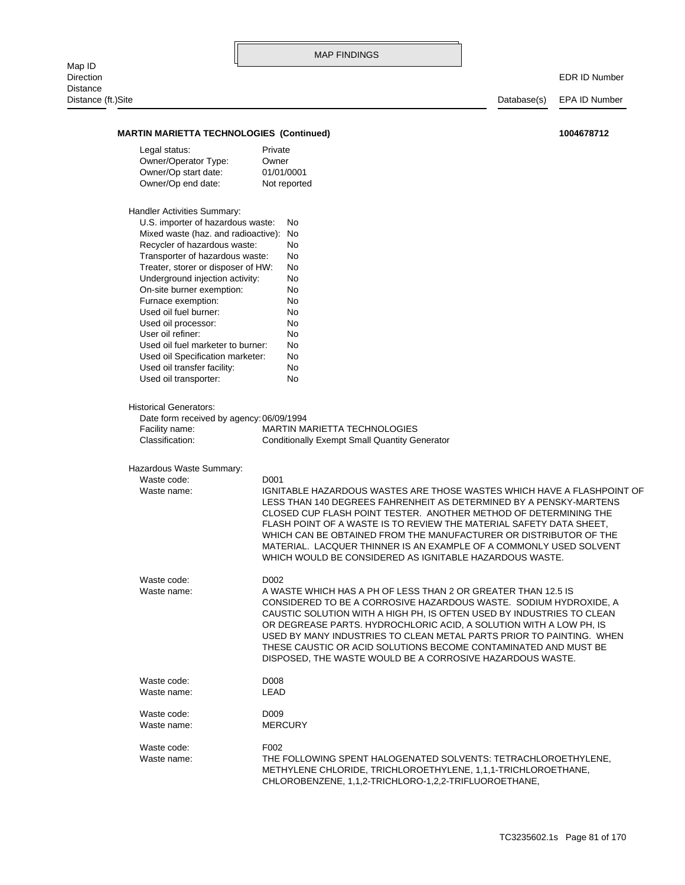MAP FINDINGS

Map ID
Direction
Distance
Distance (ft.)Site | Database(s) | EDR ID Number / EPA ID Number

**MARTIN MARIETTA TECHNOLOGIES (Continued)** **1004678712**

Legal status: Private
Owner/Operator Type: Owner
Owner/Op start date: 01/01/0001
Owner/Op end date: Not reported

Handler Activities Summary:

| | |
|---|---|
| U.S. importer of hazardous waste: | No |
| Mixed waste (haz. and radioactive): | No |
| Recycler of hazardous waste: | No |
| Transporter of hazardous waste: | No |
| Treater, storer or disposer of HW: | No |
| Underground injection activity: | No |
| On-site burner exemption: | No |
| Furnace exemption: | No |
| Used oil fuel burner: | No |
| Used oil processor: | No |
| User oil refiner: | No |
| Used oil fuel marketer to burner: | No |
| Used oil Specification marketer: | No |
| Used oil transfer facility: | No |
| Used oil transporter: | No |

Historical Generators:

Date form received by agency: 06/09/1994
Facility name: MARTIN MARIETTA TECHNOLOGIES
Classification: Conditionally Exempt Small Quantity Generator

Hazardous Waste Summary:

Waste code: D001
Waste name: IGNITABLE HAZARDOUS WASTES ARE THOSE WASTES WHICH HAVE A FLASHPOINT OF LESS THAN 140 DEGREES FAHRENHEIT AS DETERMINED BY A PENSKY-MARTENS CLOSED CUP FLASH POINT TESTER. ANOTHER METHOD OF DETERMINING THE FLASH POINT OF A WASTE IS TO REVIEW THE MATERIAL SAFETY DATA SHEET, WHICH CAN BE OBTAINED FROM THE MANUFACTURER OR DISTRIBUTOR OF THE MATERIAL. LACQUER THINNER IS AN EXAMPLE OF A COMMONLY USED SOLVENT WHICH WOULD BE CONSIDERED AS IGNITABLE HAZARDOUS WASTE.

Waste code: D002
Waste name: A WASTE WHICH HAS A PH OF LESS THAN 2 OR GREATER THAN 12.5 IS CONSIDERED TO BE A CORROSIVE HAZARDOUS WASTE. SODIUM HYDROXIDE, A CAUSTIC SOLUTION WITH A HIGH PH, IS OFTEN USED BY INDUSTRIES TO CLEAN OR DEGREASE PARTS. HYDROCHLORIC ACID, A SOLUTION WITH A LOW PH, IS USED BY MANY INDUSTRIES TO CLEAN METAL PARTS PRIOR TO PAINTING. WHEN THESE CAUSTIC OR ACID SOLUTIONS BECOME CONTAMINATED AND MUST BE DISPOSED, THE WASTE WOULD BE A CORROSIVE HAZARDOUS WASTE.

Waste code: D008
Waste name: LEAD

Waste code: D009
Waste name: MERCURY

Waste code: F002
Waste name: THE FOLLOWING SPENT HALOGENATED SOLVENTS: TETRACHLOROETHYLENE, METHYLENE CHLORIDE, TRICHLOROETHYLENE, 1,1,1-TRICHLOROETHANE, CHLOROBENZENE, 1,1,2-TRICHLORO-1,2,2-TRIFLUOROETHANE,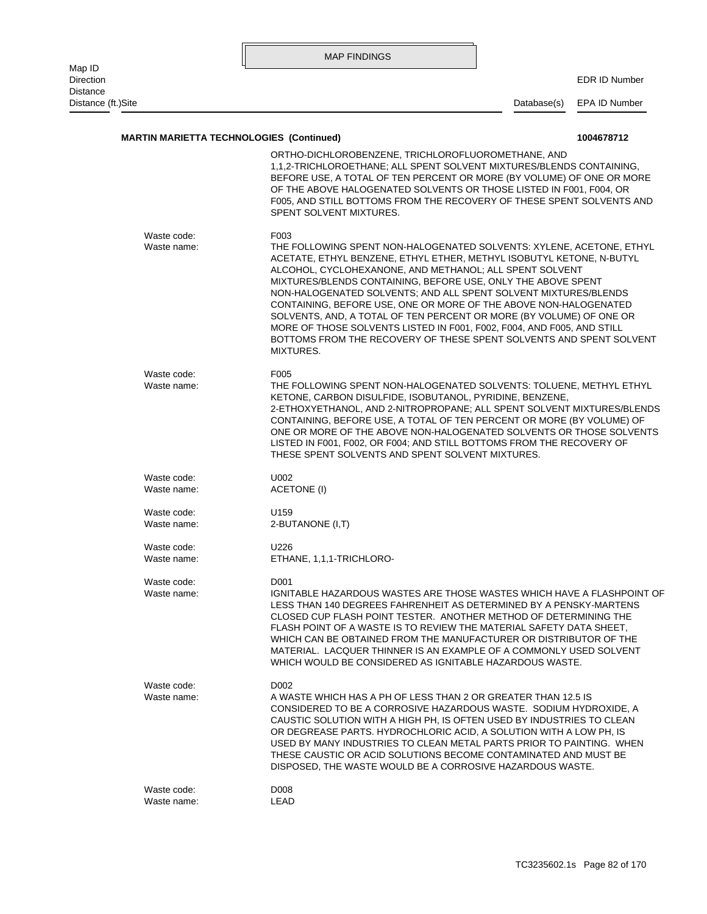**MARTIN MARIETTA TECHNOLOGIES (Continued)** **1004678712**

ORTHO-DICHLOROBENZENE, TRICHLOROFLUOROMETHANE, AND 1,1,2-TRICHLOROETHANE; ALL SPENT SOLVENT MIXTURES/BLENDS CONTAINING, BEFORE USE, A TOTAL OF TEN PERCENT OR MORE (BY VOLUME) OF ONE OR MORE OF THE ABOVE HALOGENATED SOLVENTS OR THOSE LISTED IN F001, F004, OR F005, AND STILL BOTTOMS FROM THE RECOVERY OF THESE SPENT SOLVENTS AND SPENT SOLVENT MIXTURES.

Waste code: F003
Waste name: THE FOLLOWING SPENT NON-HALOGENATED SOLVENTS: XYLENE, ACETONE, ETHYL ACETATE, ETHYL BENZENE, ETHYL ETHER, METHYL ISOBUTYL KETONE, N-BUTYL ALCOHOL, CYCLOHEXANONE, AND METHANOL; ALL SPENT SOLVENT MIXTURES/BLENDS CONTAINING, BEFORE USE, ONLY THE ABOVE SPENT NON-HALOGENATED SOLVENTS; AND ALL SPENT SOLVENT MIXTURES/BLENDS CONTAINING, BEFORE USE, ONE OR MORE OF THE ABOVE NON-HALOGENATED SOLVENTS, AND, A TOTAL OF TEN PERCENT OR MORE (BY VOLUME) OF ONE OR MORE OF THOSE SOLVENTS LISTED IN F001, F002, F004, AND F005, AND STILL BOTTOMS FROM THE RECOVERY OF THESE SPENT SOLVENTS AND SPENT SOLVENT MIXTURES.

Waste code: F005
Waste name: THE FOLLOWING SPENT NON-HALOGENATED SOLVENTS: TOLUENE, METHYL ETHYL KETONE, CARBON DISULFIDE, ISOBUTANOL, PYRIDINE, BENZENE, 2-ETHOXYETHANOL, AND 2-NITROPROPANE; ALL SPENT SOLVENT MIXTURES/BLENDS CONTAINING, BEFORE USE, A TOTAL OF TEN PERCENT OR MORE (BY VOLUME) OF ONE OR MORE OF THE ABOVE NON-HALOGENATED SOLVENTS OR THOSE SOLVENTS LISTED IN F001, F002, OR F004; AND STILL BOTTOMS FROM THE RECOVERY OF THESE SPENT SOLVENTS AND SPENT SOLVENT MIXTURES.

Waste code: U002
Waste name: ACETONE (I)

Waste code: U159
Waste name: 2-BUTANONE (I,T)

Waste code: U226
Waste name: ETHANE, 1,1,1-TRICHLORO-

Waste code: D001
Waste name: IGNITABLE HAZARDOUS WASTES ARE THOSE WASTES WHICH HAVE A FLASHPOINT OF LESS THAN 140 DEGREES FAHRENHEIT AS DETERMINED BY A PENSKY-MARTENS CLOSED CUP FLASH POINT TESTER. ANOTHER METHOD OF DETERMINING THE FLASH POINT OF A WASTE IS TO REVIEW THE MATERIAL SAFETY DATA SHEET, WHICH CAN BE OBTAINED FROM THE MANUFACTURER OR DISTRIBUTOR OF THE MATERIAL. LACQUER THINNER IS AN EXAMPLE OF A COMMONLY USED SOLVENT WHICH WOULD BE CONSIDERED AS IGNITABLE HAZARDOUS WASTE.

Waste code: D002
Waste name: A WASTE WHICH HAS A PH OF LESS THAN 2 OR GREATER THAN 12.5 IS CONSIDERED TO BE A CORROSIVE HAZARDOUS WASTE. SODIUM HYDROXIDE, A CAUSTIC SOLUTION WITH A HIGH PH, IS OFTEN USED BY INDUSTRIES TO CLEAN OR DEGREASE PARTS. HYDROCHLORIC ACID, A SOLUTION WITH A LOW PH, IS USED BY MANY INDUSTRIES TO CLEAN METAL PARTS PRIOR TO PAINTING. WHEN THESE CAUSTIC OR ACID SOLUTIONS BECOME CONTAMINATED AND MUST BE DISPOSED, THE WASTE WOULD BE A CORROSIVE HAZARDOUS WASTE.

Waste code: D008
Waste name: LEAD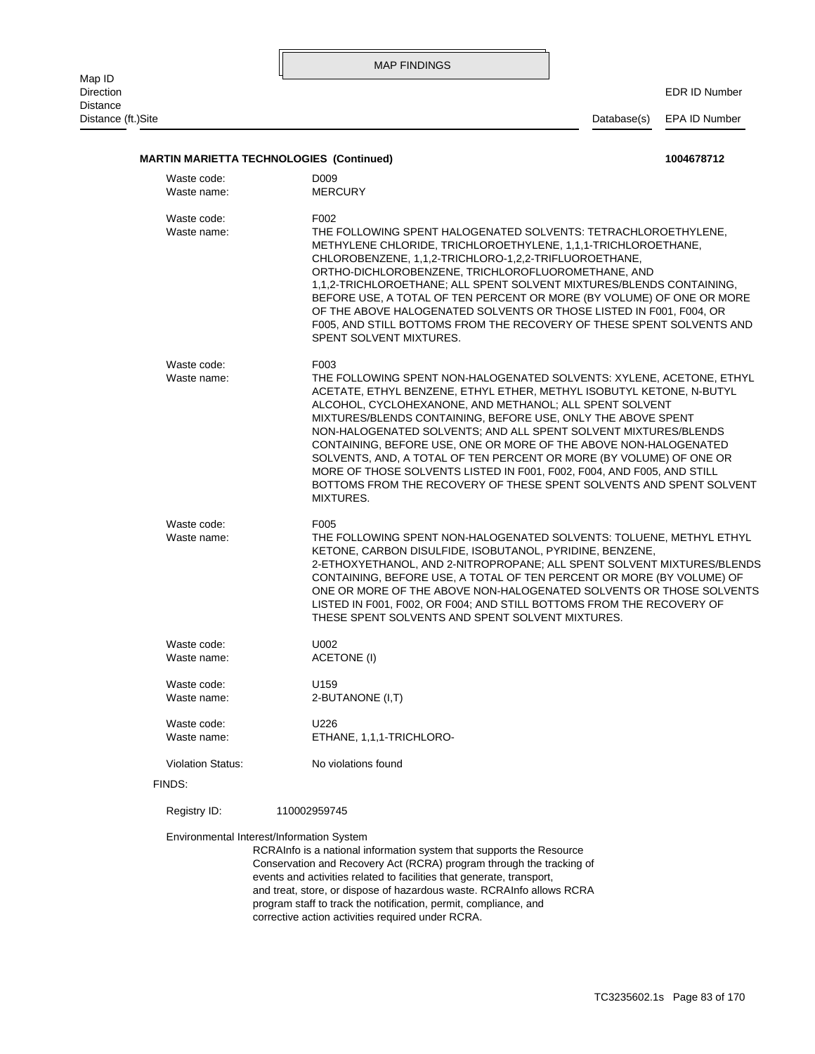**MARTIN MARIETTA TECHNOLOGIES (Continued)** **1004678712**

Waste code: D009
Waste name: MERCURY

Waste code: F002
Waste name: THE FOLLOWING SPENT HALOGENATED SOLVENTS: TETRACHLOROETHYLENE, METHYLENE CHLORIDE, TRICHLOROETHYLENE, 1,1,1-TRICHLOROETHANE, CHLOROBENZENE, 1,1,2-TRICHLORO-1,2,2-TRIFLUOROETHANE, ORTHO-DICHLOROBENZENE, TRICHLOROFLUOROMETHANE, AND 1,1,2-TRICHLOROETHANE; ALL SPENT SOLVENT MIXTURES/BLENDS CONTAINING, BEFORE USE, A TOTAL OF TEN PERCENT OR MORE (BY VOLUME) OF ONE OR MORE OF THE ABOVE HALOGENATED SOLVENTS OR THOSE LISTED IN F001, F004, OR F005, AND STILL BOTTOMS FROM THE RECOVERY OF THESE SPENT SOLVENTS AND SPENT SOLVENT MIXTURES.

Waste code: F003
Waste name: THE FOLLOWING SPENT NON-HALOGENATED SOLVENTS: XYLENE, ACETONE, ETHYL ACETATE, ETHYL BENZENE, ETHYL ETHER, METHYL ISOBUTYL KETONE, N-BUTYL ALCOHOL, CYCLOHEXANONE, AND METHANOL; ALL SPENT SOLVENT MIXTURES/BLENDS CONTAINING, BEFORE USE, ONLY THE ABOVE SPENT NON-HALOGENATED SOLVENTS; AND ALL SPENT SOLVENT MIXTURES/BLENDS CONTAINING, BEFORE USE, ONE OR MORE OF THE ABOVE NON-HALOGENATED SOLVENTS, AND, A TOTAL OF TEN PERCENT OR MORE (BY VOLUME) OF ONE OR MORE OF THOSE SOLVENTS LISTED IN F001, F002, F004, AND F005, AND STILL BOTTOMS FROM THE RECOVERY OF THESE SPENT SOLVENTS AND SPENT SOLVENT MIXTURES.

Waste code: F005
Waste name: THE FOLLOWING SPENT NON-HALOGENATED SOLVENTS: TOLUENE, METHYL ETHYL KETONE, CARBON DISULFIDE, ISOBUTANOL, PYRIDINE, BENZENE, 2-ETHOXYETHANOL, AND 2-NITROPROPANE; ALL SPENT SOLVENT MIXTURES/BLENDS CONTAINING, BEFORE USE, A TOTAL OF TEN PERCENT OR MORE (BY VOLUME) OF ONE OR MORE OF THE ABOVE NON-HALOGENATED SOLVENTS OR THOSE SOLVENTS LISTED IN F001, F002, OR F004; AND STILL BOTTOMS FROM THE RECOVERY OF THESE SPENT SOLVENTS AND SPENT SOLVENT MIXTURES.

Waste code: U002
Waste name: ACETONE (I)

Waste code: U159
Waste name: 2-BUTANONE (I,T)

Waste code: U226
Waste name: ETHANE, 1,1,1-TRICHLORO-

Violation Status: No violations found

FINDS:

Registry ID: 110002959745

Environmental Interest/Information System
RCRAInfo is a national information system that supports the Resource Conservation and Recovery Act (RCRA) program through the tracking of events and activities related to facilities that generate, transport, and treat, store, or dispose of hazardous waste. RCRAInfo allows RCRA program staff to track the notification, permit, compliance, and corrective action activities required under RCRA.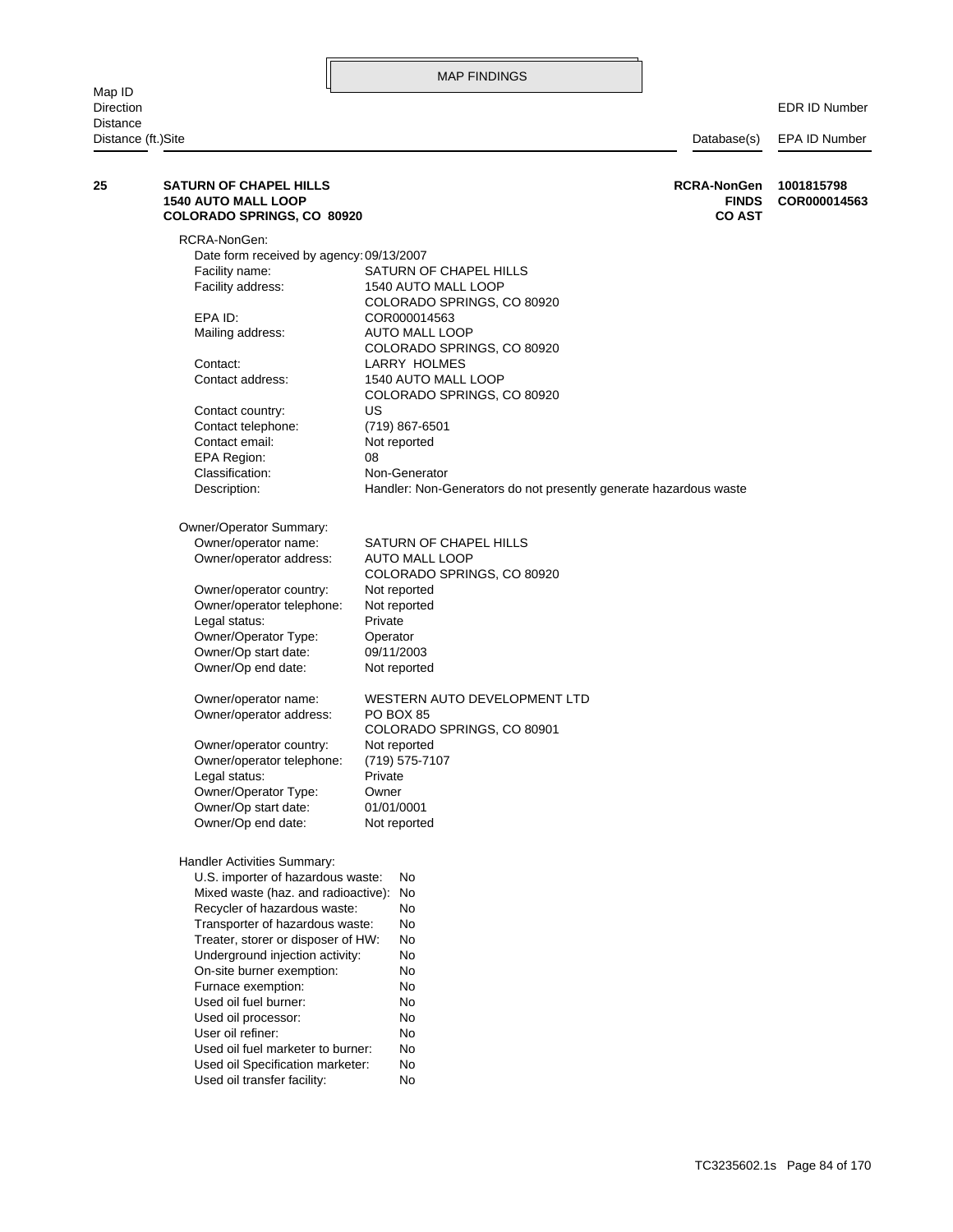## MAP FINDINGS

| Map ID / Direction / Distance / Distance (ft.) | Site | Database(s) | EDR ID Number / EPA ID Number |
|---|---|---|---|
| **25** | **SATURN OF CHAPEL HILLS**<br>**1540 AUTO MALL LOOP**<br>**COLORADO SPRINGS, CO 80920** | **RCRA-NonGen**<br>**FINDS**<br>**CO AST** | **1001815798**<br>**COR000014563** |

RCRA-NonGen:

| | |
|---|---|
| Date form received by agency: | 09/13/2007 |
| Facility name: | SATURN OF CHAPEL HILLS |
| Facility address: | 1540 AUTO MALL LOOP<br>COLORADO SPRINGS, CO 80920 |
| EPA ID: | COR000014563 |
| Mailing address: | AUTO MALL LOOP<br>COLORADO SPRINGS, CO 80920 |
| Contact: | LARRY HOLMES |
| Contact address: | 1540 AUTO MALL LOOP<br>COLORADO SPRINGS, CO 80920 |
| Contact country: | US |
| Contact telephone: | (719) 867-6501 |
| Contact email: | Not reported |
| EPA Region: | 08 |
| Classification: | Non-Generator |
| Description: | Handler: Non-Generators do not presently generate hazardous waste |

Owner/Operator Summary:

| | |
|---|---|
| Owner/operator name: | SATURN OF CHAPEL HILLS |
| Owner/operator address: | AUTO MALL LOOP<br>COLORADO SPRINGS, CO 80920 |
| Owner/operator country: | Not reported |
| Owner/operator telephone: | Not reported |
| Legal status: | Private |
| Owner/Operator Type: | Operator |
| Owner/Op start date: | 09/11/2003 |
| Owner/Op end date: | Not reported |
| | |
| Owner/operator name: | WESTERN AUTO DEVELOPMENT LTD |
| Owner/operator address: | PO BOX 85<br>COLORADO SPRINGS, CO 80901 |
| Owner/operator country: | Not reported |
| Owner/operator telephone: | (719) 575-7107 |
| Legal status: | Private |
| Owner/Operator Type: | Owner |
| Owner/Op start date: | 01/01/0001 |
| Owner/Op end date: | Not reported |

Handler Activities Summary:

| | |
|---|---|
| U.S. importer of hazardous waste: | No |
| Mixed waste (haz. and radioactive): | No |
| Recycler of hazardous waste: | No |
| Transporter of hazardous waste: | No |
| Treater, storer or disposer of HW: | No |
| Underground injection activity: | No |
| On-site burner exemption: | No |
| Furnace exemption: | No |
| Used oil fuel burner: | No |
| Used oil processor: | No |
| User oil refiner: | No |
| Used oil fuel marketer to burner: | No |
| Used oil Specification marketer: | No |
| Used oil transfer facility: | No |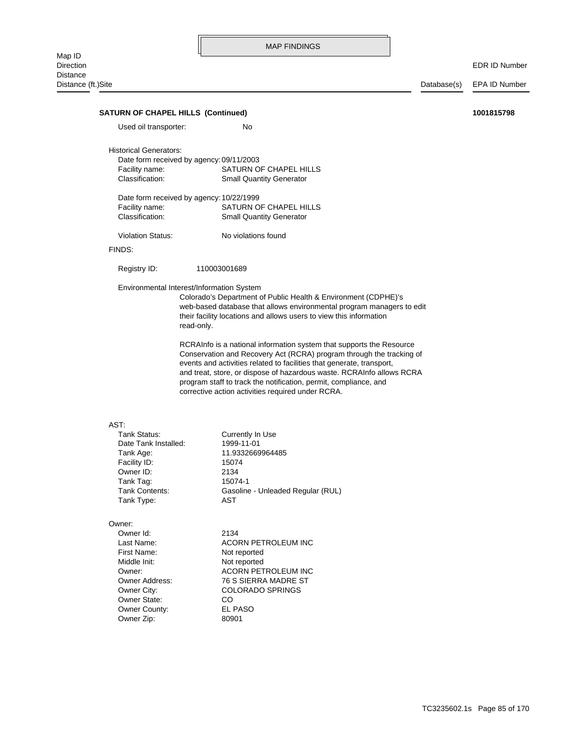MAP FINDINGS

Map ID
Direction
Distance
Distance (ft.)Site | Database(s) | EDR ID Number / EPA ID Number

**SATURN OF CHAPEL HILLS (Continued)** **1001815798**

Used oil transporter: No

Historical Generators:
- Date form received by agency: 09/11/2003
- Facility name: SATURN OF CHAPEL HILLS
- Classification: Small Quantity Generator

- Date form received by agency: 10/22/1999
- Facility name: SATURN OF CHAPEL HILLS
- Classification: Small Quantity Generator

Violation Status: No violations found

FINDS:

Registry ID: 110003001689

Environmental Interest/Information System

Colorado's Department of Public Health & Environment (CDPHE)'s web-based database that allows environmental program managers to edit their facility locations and allows users to view this information read-only.

RCRAInfo is a national information system that supports the Resource Conservation and Recovery Act (RCRA) program through the tracking of events and activities related to facilities that generate, transport, and treat, store, or dispose of hazardous waste. RCRAInfo allows RCRA program staff to track the notification, permit, compliance, and corrective action activities required under RCRA.

AST:
- Tank Status: Currently In Use
- Date Tank Installed: 1999-11-01
- Tank Age: 11.9332669964485
- Facility ID: 15074
- Owner ID: 2134
- Tank Tag: 15074-1
- Tank Contents: Gasoline - Unleaded Regular (RUL)
- Tank Type: AST

Owner:
- Owner Id: 2134
- Last Name: ACORN PETROLEUM INC
- First Name: Not reported
- Middle Init: Not reported
- Owner: ACORN PETROLEUM INC
- Owner Address: 76 S SIERRA MADRE ST
- Owner City: COLORADO SPRINGS
- Owner State: CO
- Owner County: EL PASO
- Owner Zip: 80901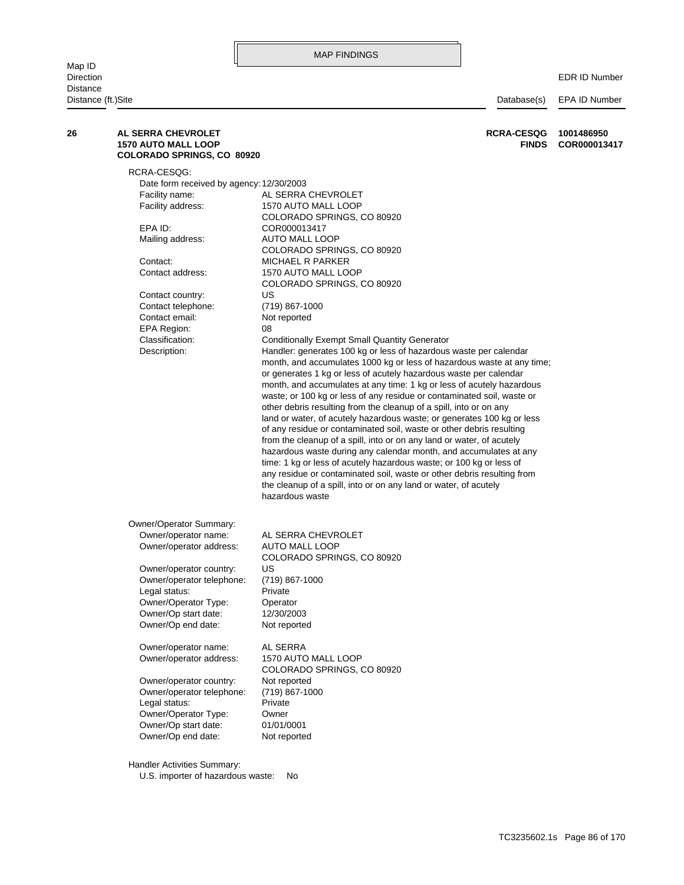## MAP FINDINGS

| Map ID / Direction / Distance / Distance (ft.) | Site | Database(s) | EDR ID Number / EPA ID Number |
|---|---|---|---|
| **26** | **AL SERRA CHEVROLET**<br>**1570 AUTO MALL LOOP**<br>**COLORADO SPRINGS, CO 80920** | **RCRA-CESQG**<br>**FINDS** | **1001486950**<br>**COR000013417** |

RCRA-CESQG:

Date form received by agency: 12/30/2003
Facility name: AL SERRA CHEVROLET
Facility address: 1570 AUTO MALL LOOP
COLORADO SPRINGS, CO 80920
EPA ID: COR000013417
Mailing address: AUTO MALL LOOP
COLORADO SPRINGS, CO 80920
Contact: MICHAEL R PARKER
Contact address: 1570 AUTO MALL LOOP
COLORADO SPRINGS, CO 80920
Contact country: US
Contact telephone: (719) 867-1000
Contact email: Not reported
EPA Region: 08
Classification: Conditionally Exempt Small Quantity Generator
Description: Handler: generates 100 kg or less of hazardous waste per calendar month, and accumulates 1000 kg or less of hazardous waste at any time; or generates 1 kg or less of acutely hazardous waste per calendar month, and accumulates at any time: 1 kg or less of acutely hazardous waste; or 100 kg or less of any residue or contaminated soil, waste or other debris resulting from the cleanup of a spill, into or on any land or water, of acutely hazardous waste; or generates 100 kg or less of any residue or contaminated soil, waste or other debris resulting from the cleanup of a spill, into or on any land or water, of acutely hazardous waste during any calendar month, and accumulates at any time: 1 kg or less of acutely hazardous waste; or 100 kg or less of any residue or contaminated soil, waste or other debris resulting from the cleanup of a spill, into or on any land or water, of acutely hazardous waste

Owner/Operator Summary:

Owner/operator name: AL SERRA CHEVROLET
Owner/operator address: AUTO MALL LOOP
COLORADO SPRINGS, CO 80920
Owner/operator country: US
Owner/operator telephone: (719) 867-1000
Legal status: Private
Owner/Operator Type: Operator
Owner/Op start date: 12/30/2003
Owner/Op end date: Not reported

Owner/operator name: AL SERRA
Owner/operator address: 1570 AUTO MALL LOOP
COLORADO SPRINGS, CO 80920
Owner/operator country: Not reported
Owner/operator telephone: (719) 867-1000
Legal status: Private
Owner/Operator Type: Owner
Owner/Op start date: 01/01/0001
Owner/Op end date: Not reported

Handler Activities Summary:

U.S. importer of hazardous waste: No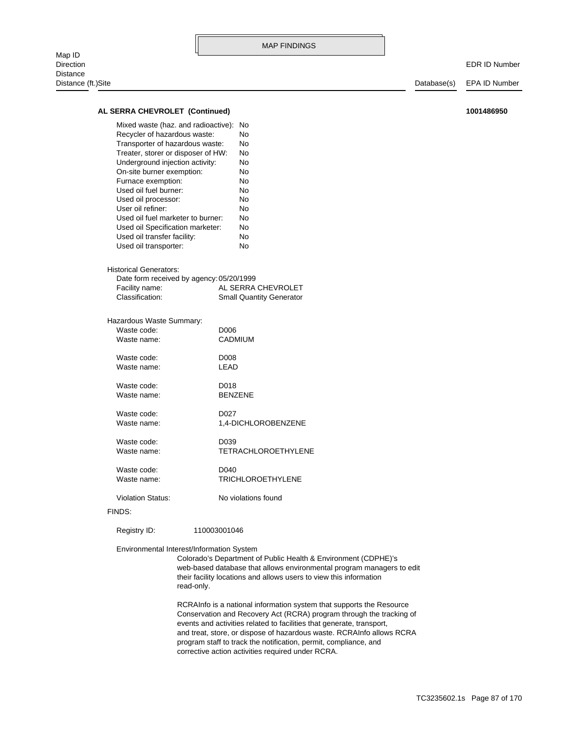MAP FINDINGS

| Map ID<br>Direction<br>Distance<br>Distance (ft.)Site | Database(s) | EDR ID Number<br>EPA ID Number |
|---|---|---|

**AL SERRA CHEVROLET (Continued)** **1001486950**

Mixed waste (haz. and radioactive): No
Recycler of hazardous waste: No
Transporter of hazardous waste: No
Treater, storer or disposer of HW: No
Underground injection activity: No
On-site burner exemption: No
Furnace exemption: No
Used oil fuel burner: No
Used oil processor: No
User oil refiner: No
Used oil fuel marketer to burner: No
Used oil Specification marketer: No
Used oil transfer facility: No
Used oil transporter: No

Historical Generators:
Date form received by agency: 05/20/1999
Facility name: AL SERRA CHEVROLET
Classification: Small Quantity Generator

Hazardous Waste Summary:
Waste code: D006
Waste name: CADMIUM

Waste code: D008
Waste name: LEAD

Waste code: D018
Waste name: BENZENE

Waste code: D027
Waste name: 1,4-DICHLOROBENZENE

Waste code: D039
Waste name: TETRACHLOROETHYLENE

Waste code: D040
Waste name: TRICHLOROETHYLENE

Violation Status: No violations found

FINDS:

Registry ID: 110003001046

Environmental Interest/Information System
Colorado's Department of Public Health & Environment (CDPHE)'s web-based database that allows environmental program managers to edit their facility locations and allows users to view this information read-only.

RCRAInfo is a national information system that supports the Resource Conservation and Recovery Act (RCRA) program through the tracking of events and activities related to facilities that generate, transport, and treat, store, or dispose of hazardous waste. RCRAInfo allows RCRA program staff to track the notification, permit, compliance, and corrective action activities required under RCRA.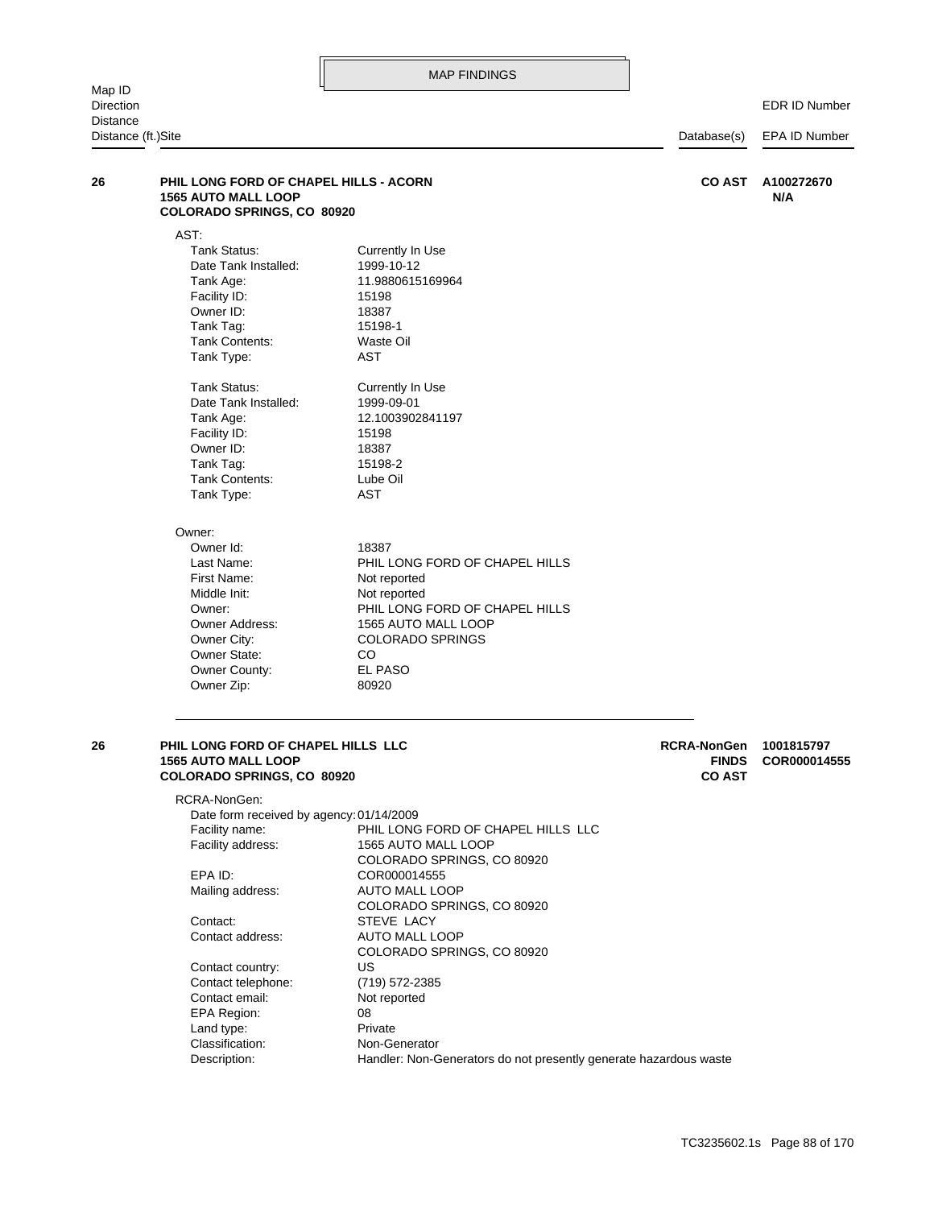# MAP FINDINGS

| Map ID<br>Direction<br>Distance<br>Distance (ft.)Site | | Database(s) | EDR ID Number<br>EPA ID Number |
|---|---|---|---|

**26** **PHIL LONG FORD OF CHAPEL HILLS - ACORN**
**1565 AUTO MALL LOOP**
**COLORADO SPRINGS, CO 80920**

**CO AST** — **A100272670** / **N/A**

AST:

| | |
|---|---|
| Tank Status: | Currently In Use |
| Date Tank Installed: | 1999-10-12 |
| Tank Age: | 11.9880615169964 |
| Facility ID: | 15198 |
| Owner ID: | 18387 |
| Tank Tag: | 15198-1 |
| Tank Contents: | Waste Oil |
| Tank Type: | AST |

| | |
|---|---|
| Tank Status: | Currently In Use |
| Date Tank Installed: | 1999-09-01 |
| Tank Age: | 12.1003902841197 |
| Facility ID: | 15198 |
| Owner ID: | 18387 |
| Tank Tag: | 15198-2 |
| Tank Contents: | Lube Oil |
| Tank Type: | AST |

Owner:

| | |
|---|---|
| Owner Id: | 18387 |
| Last Name: | PHIL LONG FORD OF CHAPEL HILLS |
| First Name: | Not reported |
| Middle Init: | Not reported |
| Owner: | PHIL LONG FORD OF CHAPEL HILLS |
| Owner Address: | 1565 AUTO MALL LOOP |
| Owner City: | COLORADO SPRINGS |
| Owner State: | CO |
| Owner County: | EL PASO |
| Owner Zip: | 80920 |

---

**26** **PHIL LONG FORD OF CHAPEL HILLS LLC**
**1565 AUTO MALL LOOP**
**COLORADO SPRINGS, CO 80920**

**RCRA-NonGen** **FINDS** **CO AST** — **1001815797** / **COR000014555**

RCRA-NonGen:

| | |
|---|---|
| Date form received by agency: | 01/14/2009 |
| Facility name: | PHIL LONG FORD OF CHAPEL HILLS LLC |
| Facility address: | 1565 AUTO MALL LOOP<br>COLORADO SPRINGS, CO 80920 |
| EPA ID: | COR000014555 |
| Mailing address: | AUTO MALL LOOP<br>COLORADO SPRINGS, CO 80920 |
| Contact: | STEVE LACY |
| Contact address: | AUTO MALL LOOP<br>COLORADO SPRINGS, CO 80920 |
| Contact country: | US |
| Contact telephone: | (719) 572-2385 |
| Contact email: | Not reported |
| EPA Region: | 08 |
| Land type: | Private |
| Classification: | Non-Generator |
| Description: | Handler: Non-Generators do not presently generate hazardous waste |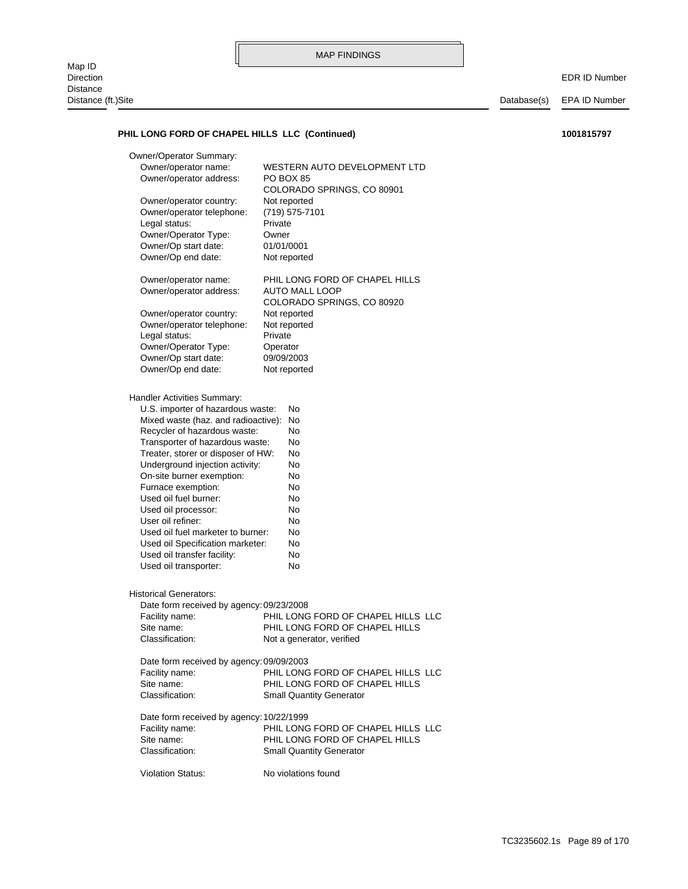MAP FINDINGS

Map ID
Direction
Distance
Distance (ft.)Site | Database(s) | EDR ID Number / EPA ID Number

**PHIL LONG FORD OF CHAPEL HILLS LLC (Continued)** **1001815797**

Owner/Operator Summary:

| | |
|---|---|
| Owner/operator name: | WESTERN AUTO DEVELOPMENT LTD |
| Owner/operator address: | PO BOX 85 |
| | COLORADO SPRINGS, CO 80901 |
| Owner/operator country: | Not reported |
| Owner/operator telephone: | (719) 575-7101 |
| Legal status: | Private |
| Owner/Operator Type: | Owner |
| Owner/Op start date: | 01/01/0001 |
| Owner/Op end date: | Not reported |

| | |
|---|---|
| Owner/operator name: | PHIL LONG FORD OF CHAPEL HILLS |
| Owner/operator address: | AUTO MALL LOOP |
| | COLORADO SPRINGS, CO 80920 |
| Owner/operator country: | Not reported |
| Owner/operator telephone: | Not reported |
| Legal status: | Private |
| Owner/Operator Type: | Operator |
| Owner/Op start date: | 09/09/2003 |
| Owner/Op end date: | Not reported |

Handler Activities Summary:

| | |
|---|---|
| U.S. importer of hazardous waste: | No |
| Mixed waste (haz. and radioactive): | No |
| Recycler of hazardous waste: | No |
| Transporter of hazardous waste: | No |
| Treater, storer or disposer of HW: | No |
| Underground injection activity: | No |
| On-site burner exemption: | No |
| Furnace exemption: | No |
| Used oil fuel burner: | No |
| Used oil processor: | No |
| User oil refiner: | No |
| Used oil fuel marketer to burner: | No |
| Used oil Specification marketer: | No |
| Used oil transfer facility: | No |
| Used oil transporter: | No |

Historical Generators:

| | |
|---|---|
| Date form received by agency: | 09/23/2008 |
| Facility name: | PHIL LONG FORD OF CHAPEL HILLS LLC |
| Site name: | PHIL LONG FORD OF CHAPEL HILLS |
| Classification: | Not a generator, verified |

| | |
|---|---|
| Date form received by agency: | 09/09/2003 |
| Facility name: | PHIL LONG FORD OF CHAPEL HILLS LLC |
| Site name: | PHIL LONG FORD OF CHAPEL HILLS |
| Classification: | Small Quantity Generator |

| | |
|---|---|
| Date form received by agency: | 10/22/1999 |
| Facility name: | PHIL LONG FORD OF CHAPEL HILLS LLC |
| Site name: | PHIL LONG FORD OF CHAPEL HILLS |
| Classification: | Small Quantity Generator |

Violation Status: No violations found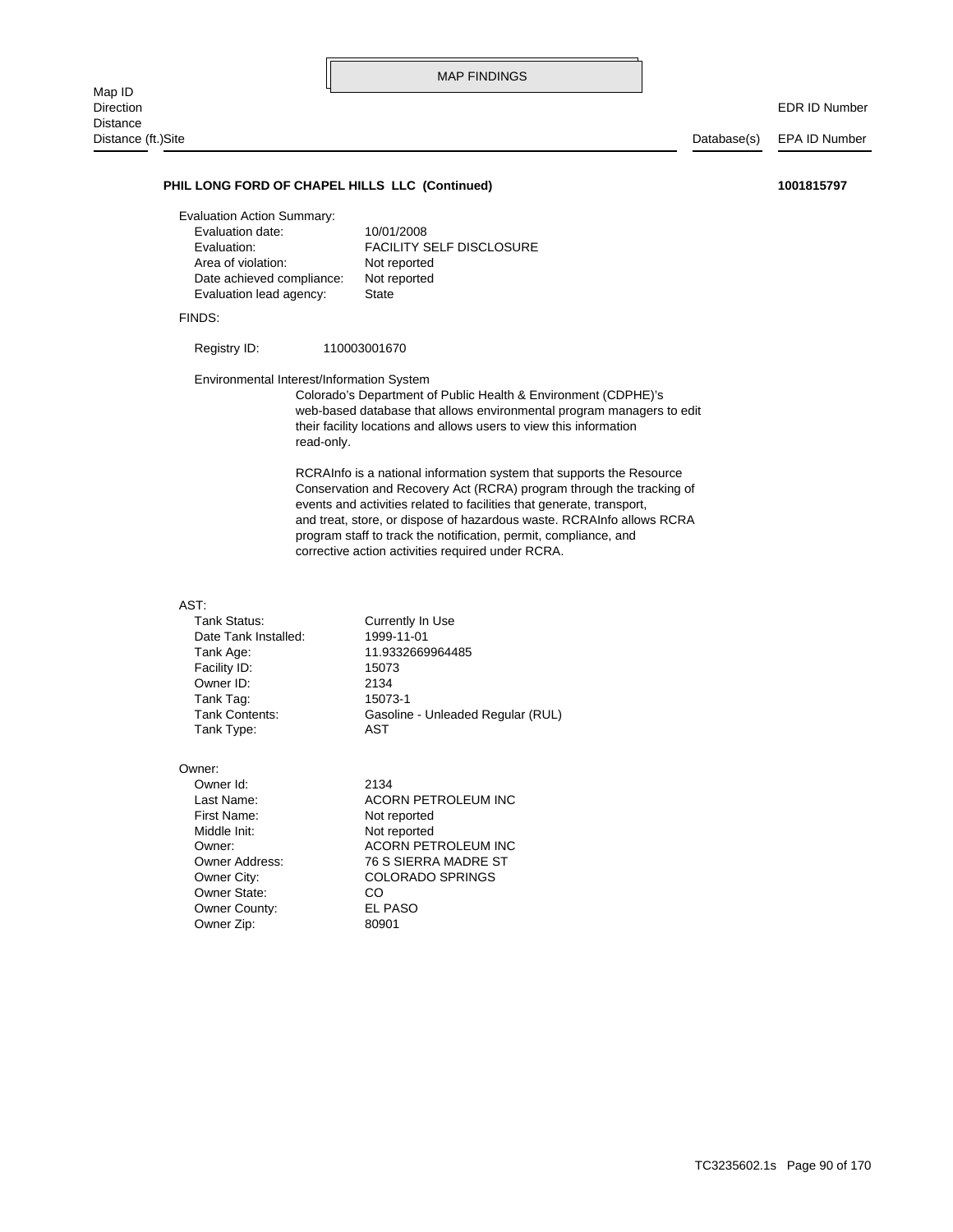MAP FINDINGS

| Map ID<br>Direction<br>Distance<br>Distance (ft.)Site | Database(s) | EDR ID Number<br>EPA ID Number |
|---|---|---|

**PHIL LONG FORD OF CHAPEL HILLS LLC (Continued)** **1001815797**

Evaluation Action Summary:

| | |
|---|---|
| Evaluation date: | 10/01/2008 |
| Evaluation: | FACILITY SELF DISCLOSURE |
| Area of violation: | Not reported |
| Date achieved compliance: | Not reported |
| Evaluation lead agency: | State |

FINDS:

Registry ID: 110003001670

Environmental Interest/Information System

Colorado's Department of Public Health & Environment (CDPHE)'s web-based database that allows environmental program managers to edit their facility locations and allows users to view this information read-only.

RCRAInfo is a national information system that supports the Resource Conservation and Recovery Act (RCRA) program through the tracking of events and activities related to facilities that generate, transport, and treat, store, or dispose of hazardous waste. RCRAInfo allows RCRA program staff to track the notification, permit, compliance, and corrective action activities required under RCRA.

AST:

| | |
|---|---|
| Tank Status: | Currently In Use |
| Date Tank Installed: | 1999-11-01 |
| Tank Age: | 11.9332669964485 |
| Facility ID: | 15073 |
| Owner ID: | 2134 |
| Tank Tag: | 15073-1 |
| Tank Contents: | Gasoline - Unleaded Regular (RUL) |
| Tank Type: | AST |

Owner:

| | |
|---|---|
| Owner Id: | 2134 |
| Last Name: | ACORN PETROLEUM INC |
| First Name: | Not reported |
| Middle Init: | Not reported |
| Owner: | ACORN PETROLEUM INC |
| Owner Address: | 76 S SIERRA MADRE ST |
| Owner City: | COLORADO SPRINGS |
| Owner State: | CO |
| Owner County: | EL PASO |
| Owner Zip: | 80901 |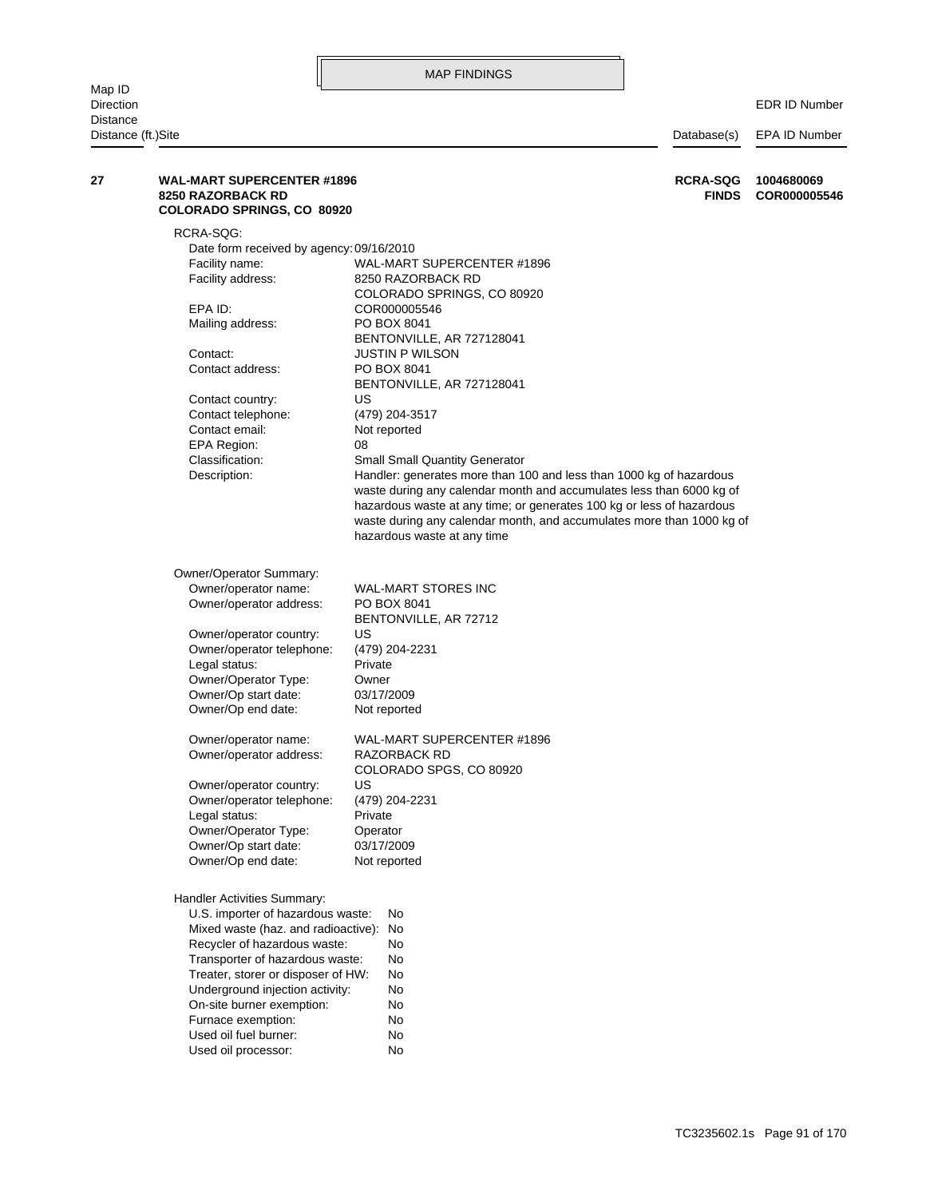MAP FINDINGS

| Map ID / Direction / Distance / Distance (ft.) | Site | Database(s) | EDR ID Number / EPA ID Number |
|---|---|---|---|
| 27 | **WAL-MART SUPERCENTER #1896**<br>**8250 RAZORBACK RD**<br>**COLORADO SPRINGS, CO 80920** | **RCRA-SQG**<br>**FINDS** | **1004680069**<br>**COR000005546** |

RCRA-SQG:

| | |
|---|---|
| Date form received by agency: | 09/16/2010 |
| Facility name: | WAL-MART SUPERCENTER #1896 |
| Facility address: | 8250 RAZORBACK RD<br>COLORADO SPRINGS, CO 80920 |
| EPA ID: | COR000005546 |
| Mailing address: | PO BOX 8041<br>BENTONVILLE, AR 727128041 |
| Contact: | JUSTIN P WILSON |
| Contact address: | PO BOX 8041<br>BENTONVILLE, AR 727128041 |
| Contact country: | US |
| Contact telephone: | (479) 204-3517 |
| Contact email: | Not reported |
| EPA Region: | 08 |
| Classification: | Small Small Quantity Generator |
| Description: | Handler: generates more than 100 and less than 1000 kg of hazardous waste during any calendar month and accumulates less than 6000 kg of hazardous waste at any time; or generates 100 kg or less of hazardous waste during any calendar month, and accumulates more than 1000 kg of hazardous waste at any time |

Owner/Operator Summary:

| | |
|---|---|
| Owner/operator name: | WAL-MART STORES INC |
| Owner/operator address: | PO BOX 8041<br>BENTONVILLE, AR 72712 |
| Owner/operator country: | US |
| Owner/operator telephone: | (479) 204-2231 |
| Legal status: | Private |
| Owner/Operator Type: | Owner |
| Owner/Op start date: | 03/17/2009 |
| Owner/Op end date: | Not reported |

| | |
|---|---|
| Owner/operator name: | WAL-MART SUPERCENTER #1896 |
| Owner/operator address: | RAZORBACK RD<br>COLORADO SPGS, CO 80920 |
| Owner/operator country: | US |
| Owner/operator telephone: | (479) 204-2231 |
| Legal status: | Private |
| Owner/Operator Type: | Operator |
| Owner/Op start date: | 03/17/2009 |
| Owner/Op end date: | Not reported |

Handler Activities Summary:

| | |
|---|---|
| U.S. importer of hazardous waste: | No |
| Mixed waste (haz. and radioactive): | No |
| Recycler of hazardous waste: | No |
| Transporter of hazardous waste: | No |
| Treater, storer or disposer of HW: | No |
| Underground injection activity: | No |
| On-site burner exemption: | No |
| Furnace exemption: | No |
| Used oil fuel burner: | No |
| Used oil processor: | No |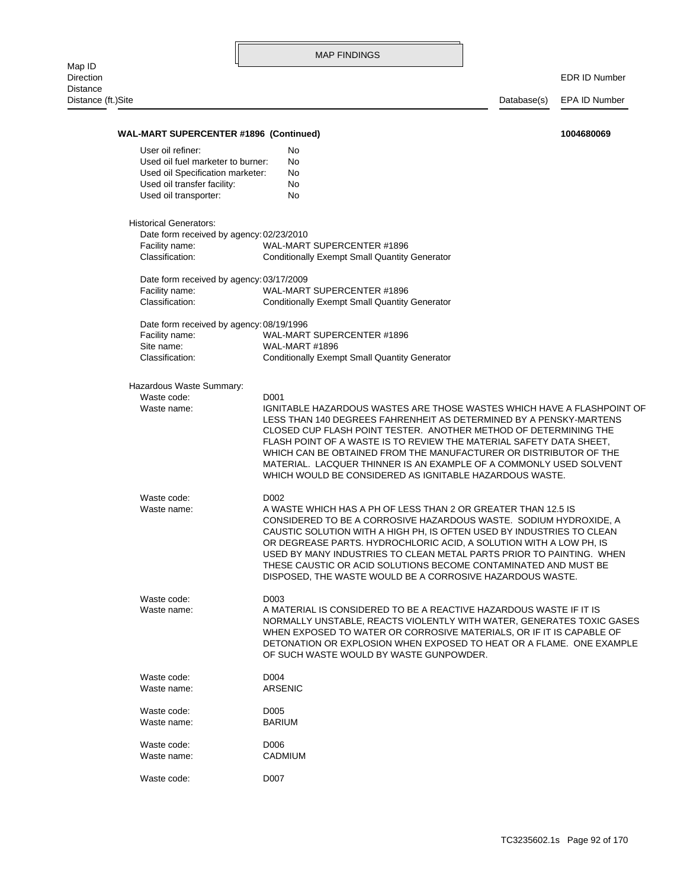MAP FINDINGS

Map ID
Direction
Distance
Distance (ft.)Site | Database(s) | EDR ID Number / EPA ID Number

**WAL-MART SUPERCENTER #1896 (Continued)** **1004680069**

User oil refiner: No
Used oil fuel marketer to burner: No
Used oil Specification marketer: No
Used oil transfer facility: No
Used oil transporter: No

Historical Generators:
Date form received by agency: 02/23/2010
Facility name: WAL-MART SUPERCENTER #1896
Classification: Conditionally Exempt Small Quantity Generator

Date form received by agency: 03/17/2009
Facility name: WAL-MART SUPERCENTER #1896
Classification: Conditionally Exempt Small Quantity Generator

Date form received by agency: 08/19/1996
Facility name: WAL-MART SUPERCENTER #1896
Site name: WAL-MART #1896
Classification: Conditionally Exempt Small Quantity Generator

Hazardous Waste Summary:
Waste code: D001
Waste name: IGNITABLE HAZARDOUS WASTES ARE THOSE WASTES WHICH HAVE A FLASHPOINT OF LESS THAN 140 DEGREES FAHRENHEIT AS DETERMINED BY A PENSKY-MARTENS CLOSED CUP FLASH POINT TESTER. ANOTHER METHOD OF DETERMINING THE FLASH POINT OF A WASTE IS TO REVIEW THE MATERIAL SAFETY DATA SHEET, WHICH CAN BE OBTAINED FROM THE MANUFACTURER OR DISTRIBUTOR OF THE MATERIAL. LACQUER THINNER IS AN EXAMPLE OF A COMMONLY USED SOLVENT WHICH WOULD BE CONSIDERED AS IGNITABLE HAZARDOUS WASTE.

Waste code: D002
Waste name: A WASTE WHICH HAS A PH OF LESS THAN 2 OR GREATER THAN 12.5 IS CONSIDERED TO BE A CORROSIVE HAZARDOUS WASTE. SODIUM HYDROXIDE, A CAUSTIC SOLUTION WITH A HIGH PH, IS OFTEN USED BY INDUSTRIES TO CLEAN OR DEGREASE PARTS. HYDROCHLORIC ACID, A SOLUTION WITH A LOW PH, IS USED BY MANY INDUSTRIES TO CLEAN METAL PARTS PRIOR TO PAINTING. WHEN THESE CAUSTIC OR ACID SOLUTIONS BECOME CONTAMINATED AND MUST BE DISPOSED, THE WASTE WOULD BE A CORROSIVE HAZARDOUS WASTE.

Waste code: D003
Waste name: A MATERIAL IS CONSIDERED TO BE A REACTIVE HAZARDOUS WASTE IF IT IS NORMALLY UNSTABLE, REACTS VIOLENTLY WITH WATER, GENERATES TOXIC GASES WHEN EXPOSED TO WATER OR CORROSIVE MATERIALS, OR IF IT IS CAPABLE OF DETONATION OR EXPLOSION WHEN EXPOSED TO HEAT OR A FLAME. ONE EXAMPLE OF SUCH WASTE WOULD BY WASTE GUNPOWDER.

Waste code: D004
Waste name: ARSENIC

Waste code: D005
Waste name: BARIUM

Waste code: D006
Waste name: CADMIUM

Waste code: D007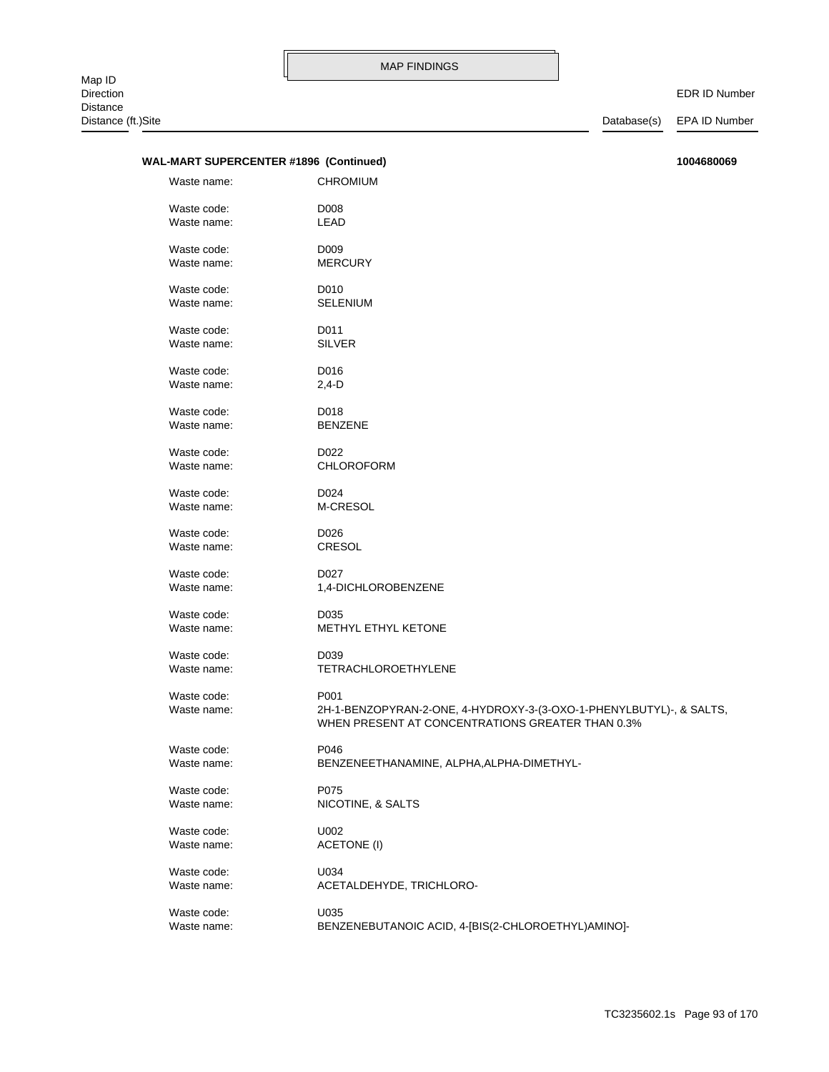**WAL-MART SUPERCENTER #1896 (Continued)** **1004680069**

| | |
|---|---|
| Waste name: | CHROMIUM |
| | |
| Waste code: | D008 |
| Waste name: | LEAD |
| | |
| Waste code: | D009 |
| Waste name: | MERCURY |
| | |
| Waste code: | D010 |
| Waste name: | SELENIUM |
| | |
| Waste code: | D011 |
| Waste name: | SILVER |
| | |
| Waste code: | D016 |
| Waste name: | 2,4-D |
| | |
| Waste code: | D018 |
| Waste name: | BENZENE |
| | |
| Waste code: | D022 |
| Waste name: | CHLOROFORM |
| | |
| Waste code: | D024 |
| Waste name: | M-CRESOL |
| | |
| Waste code: | D026 |
| Waste name: | CRESOL |
| | |
| Waste code: | D027 |
| Waste name: | 1,4-DICHLOROBENZENE |
| | |
| Waste code: | D035 |
| Waste name: | METHYL ETHYL KETONE |
| | |
| Waste code: | D039 |
| Waste name: | TETRACHLOROETHYLENE |
| | |
| Waste code: | P001 |
| Waste name: | 2H-1-BENZOPYRAN-2-ONE, 4-HYDROXY-3-(3-OXO-1-PHENYLBUTYL)-, & SALTS, WHEN PRESENT AT CONCENTRATIONS GREATER THAN 0.3% |
| | |
| Waste code: | P046 |
| Waste name: | BENZENEETHANAMINE, ALPHA,ALPHA-DIMETHYL- |
| | |
| Waste code: | P075 |
| Waste name: | NICOTINE, & SALTS |
| | |
| Waste code: | U002 |
| Waste name: | ACETONE (I) |
| | |
| Waste code: | U034 |
| Waste name: | ACETALDEHYDE, TRICHLORO- |
| | |
| Waste code: | U035 |
| Waste name: | BENZENEBUTANOIC ACID, 4-[BIS(2-CHLOROETHYL)AMINO]- |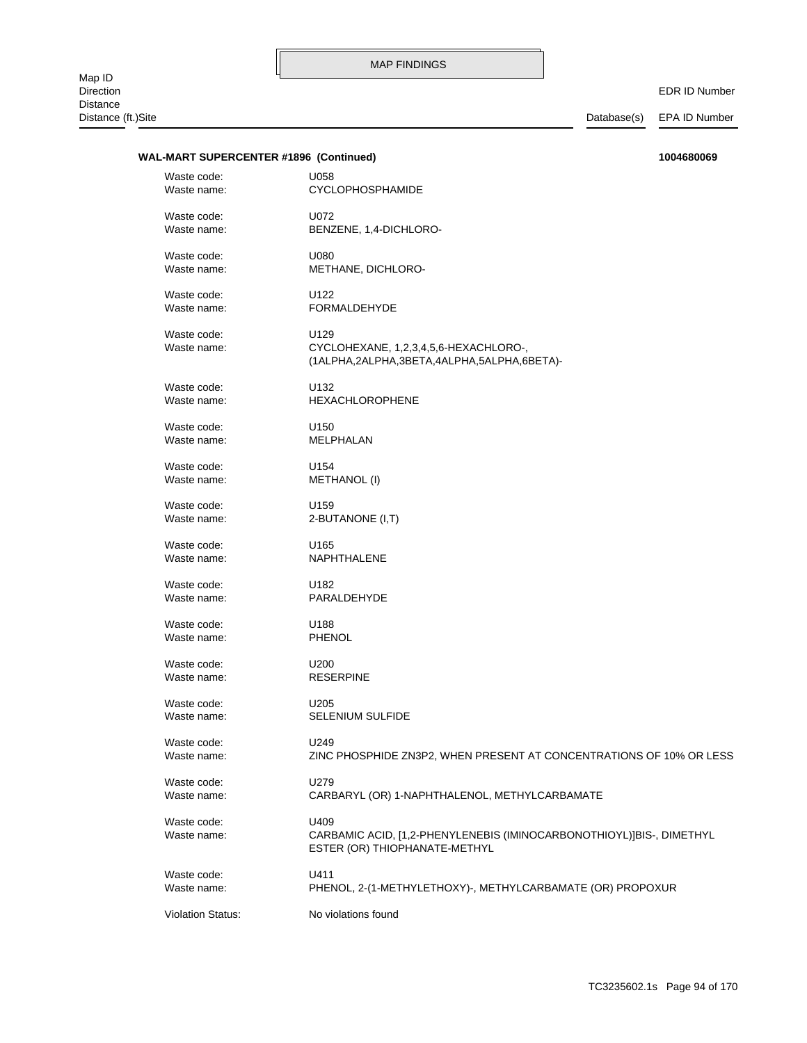MAP FINDINGS

| Map ID<br>Direction<br>Distance<br>Distance (ft.)Site | Database(s) | EDR ID Number<br>EPA ID Number |
|---|---|---|

**WAL-MART SUPERCENTER #1896 (Continued)** **1004680069**

| | |
|---|---|
| Waste code: | U058 |
| Waste name: | CYCLOPHOSPHAMIDE |
| | |
| Waste code: | U072 |
| Waste name: | BENZENE, 1,4-DICHLORO- |
| | |
| Waste code: | U080 |
| Waste name: | METHANE, DICHLORO- |
| | |
| Waste code: | U122 |
| Waste name: | FORMALDEHYDE |
| | |
| Waste code: | U129 |
| Waste name: | CYCLOHEXANE, 1,2,3,4,5,6-HEXACHLORO-, (1ALPHA,2ALPHA,3BETA,4ALPHA,5ALPHA,6BETA)- |
| | |
| Waste code: | U132 |
| Waste name: | HEXACHLOROPHENE |
| | |
| Waste code: | U150 |
| Waste name: | MELPHALAN |
| | |
| Waste code: | U154 |
| Waste name: | METHANOL (I) |
| | |
| Waste code: | U159 |
| Waste name: | 2-BUTANONE (I,T) |
| | |
| Waste code: | U165 |
| Waste name: | NAPHTHALENE |
| | |
| Waste code: | U182 |
| Waste name: | PARALDEHYDE |
| | |
| Waste code: | U188 |
| Waste name: | PHENOL |
| | |
| Waste code: | U200 |
| Waste name: | RESERPINE |
| | |
| Waste code: | U205 |
| Waste name: | SELENIUM SULFIDE |
| | |
| Waste code: | U249 |
| Waste name: | ZINC PHOSPHIDE ZN3P2, WHEN PRESENT AT CONCENTRATIONS OF 10% OR LESS |
| | |
| Waste code: | U279 |
| Waste name: | CARBARYL (OR) 1-NAPHTHALENOL, METHYLCARBAMATE |
| | |
| Waste code: | U409 |
| Waste name: | CARBAMIC ACID, [1,2-PHENYLENEBIS (IMINOCARBONOTHIOYL)]BIS-, DIMETHYL ESTER (OR) THIOPHANATE-METHYL |
| | |
| Waste code: | U411 |
| Waste name: | PHENOL, 2-(1-METHYLETHOXY)-, METHYLCARBAMATE (OR) PROPOXUR |
| | |
| Violation Status: | No violations found |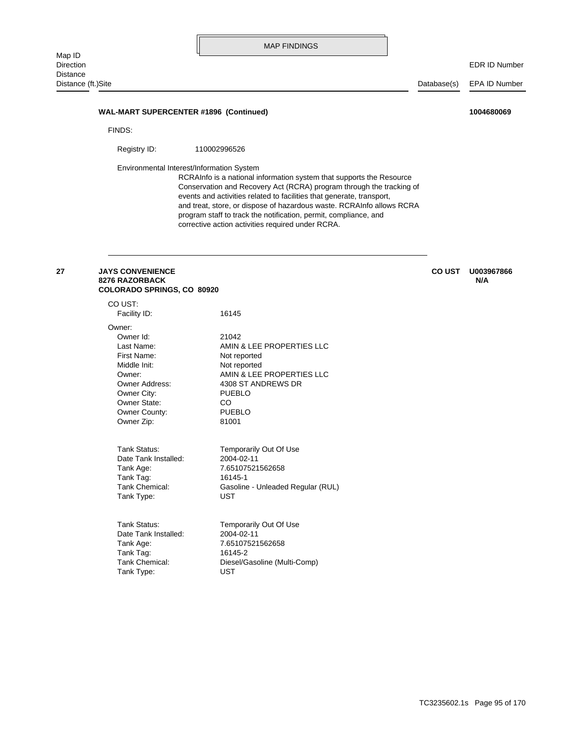## MAP FINDINGS

| Map ID<br>Direction<br>Distance<br>Distance (ft.)Site | | Database(s) | EDR ID Number<br>EPA ID Number |
|---|---|---|---|

**WAL-MART SUPERCENTER #1896 (Continued)** **1004680069**

FINDS:

Registry ID: 110002996526

Environmental Interest/Information System

RCRAInfo is a national information system that supports the Resource Conservation and Recovery Act (RCRA) program through the tracking of events and activities related to facilities that generate, transport, and treat, store, or dispose of hazardous waste. RCRAInfo allows RCRA program staff to track the notification, permit, compliance, and corrective action activities required under RCRA.

---

**27** **JAYS CONVENIENCE**
**8276 RAZORBACK**
**COLORADO SPRINGS, CO 80920**

**CO UST** **U003967866**
**N/A**

CO UST:

| | |
|---|---|
| Facility ID: | 16145 |

Owner:

| | |
|---|---|
| Owner Id: | 21042 |
| Last Name: | AMIN & LEE PROPERTIES LLC |
| First Name: | Not reported |
| Middle Init: | Not reported |
| Owner: | AMIN & LEE PROPERTIES LLC |
| Owner Address: | 4308 ST ANDREWS DR |
| Owner City: | PUEBLO |
| Owner State: | CO |
| Owner County: | PUEBLO |
| Owner Zip: | 81001 |

| | |
|---|---|
| Tank Status: | Temporarily Out Of Use |
| Date Tank Installed: | 2004-02-11 |
| Tank Age: | 7.65107521562658 |
| Tank Tag: | 16145-1 |
| Tank Chemical: | Gasoline - Unleaded Regular (RUL) |
| Tank Type: | UST |

| | |
|---|---|
| Tank Status: | Temporarily Out Of Use |
| Date Tank Installed: | 2004-02-11 |
| Tank Age: | 7.65107521562658 |
| Tank Tag: | 16145-2 |
| Tank Chemical: | Diesel/Gasoline (Multi-Comp) |
| Tank Type: | UST |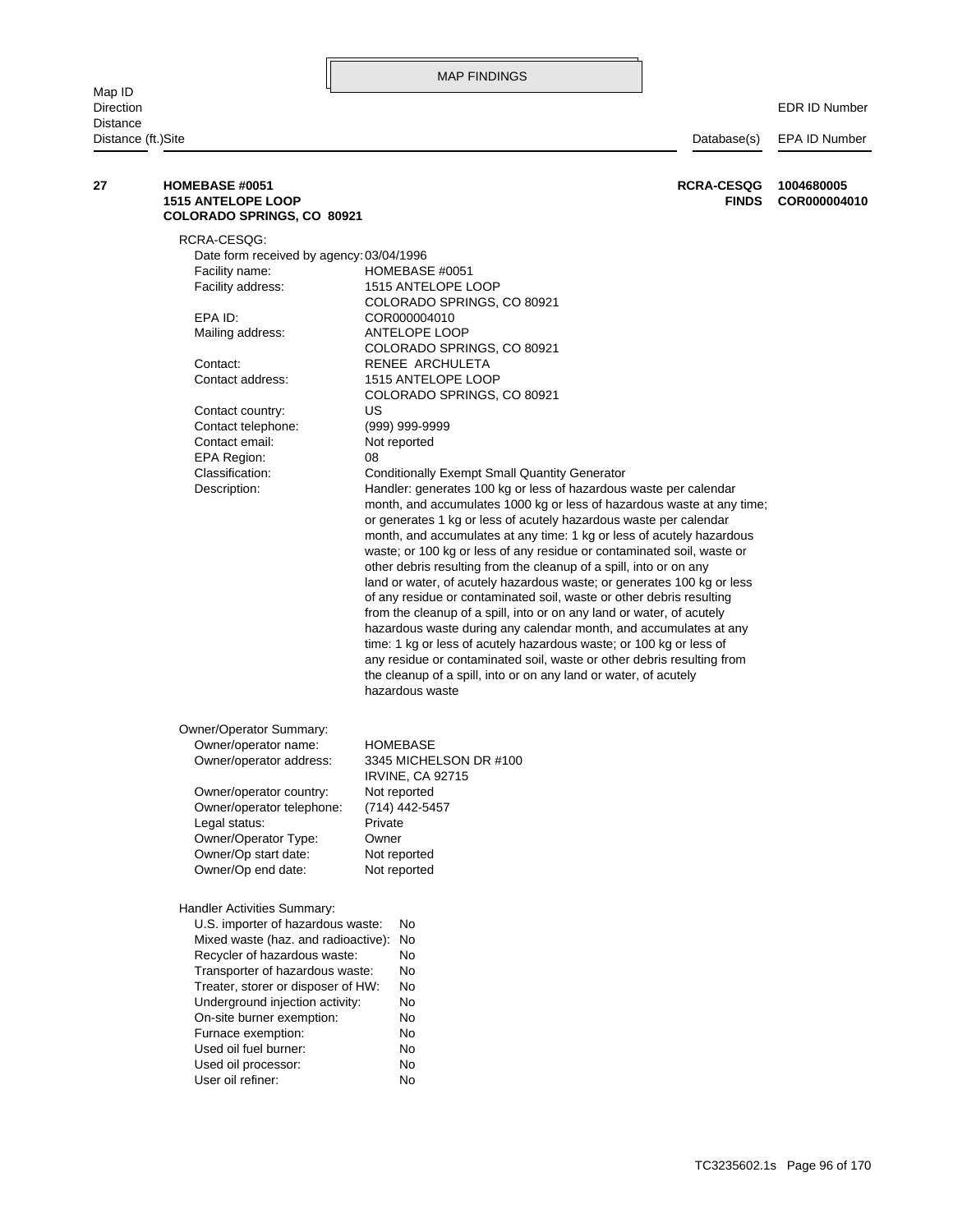# MAP FINDINGS

| Map ID Direction Distance Distance (ft.) | Site | Database(s) | EDR ID Number EPA ID Number |
|---|---|---|---|
| **27** | **HOMEBASE #0051 1515 ANTELOPE LOOP COLORADO SPRINGS, CO 80921** | **RCRA-CESQG FINDS** | **1004680005 COR000004010** |

RCRA-CESQG:

Date form received by agency: 03/04/1996
Facility name: HOMEBASE #0051
Facility address: 1515 ANTELOPE LOOP
COLORADO SPRINGS, CO 80921
EPA ID: COR000004010
Mailing address: ANTELOPE LOOP
COLORADO SPRINGS, CO 80921
Contact: RENEE ARCHULETA
Contact address: 1515 ANTELOPE LOOP
COLORADO SPRINGS, CO 80921
Contact country: US
Contact telephone: (999) 999-9999
Contact email: Not reported
EPA Region: 08
Classification: Conditionally Exempt Small Quantity Generator
Description: Handler: generates 100 kg or less of hazardous waste per calendar month, and accumulates 1000 kg or less of hazardous waste at any time; or generates 1 kg or less of acutely hazardous waste per calendar month, and accumulates at any time: 1 kg or less of acutely hazardous waste; or 100 kg or less of any residue or contaminated soil, waste or other debris resulting from the cleanup of a spill, into or on any land or water, of acutely hazardous waste; or generates 100 kg or less of any residue or contaminated soil, waste or other debris resulting from the cleanup of a spill, into or on any land or water, of acutely hazardous waste during any calendar month, and accumulates at any time: 1 kg or less of acutely hazardous waste; or 100 kg or less of any residue or contaminated soil, waste or other debris resulting from the cleanup of a spill, into or on any land or water, of acutely hazardous waste

Owner/Operator Summary:

Owner/operator name: HOMEBASE
Owner/operator address: 3345 MICHELSON DR #100
IRVINE, CA 92715
Owner/operator country: Not reported
Owner/operator telephone: (714) 442-5457
Legal status: Private
Owner/Operator Type: Owner
Owner/Op start date: Not reported
Owner/Op end date: Not reported

Handler Activities Summary:

U.S. importer of hazardous waste: No
Mixed waste (haz. and radioactive): No
Recycler of hazardous waste: No
Transporter of hazardous waste: No
Treater, storer or disposer of HW: No
Underground injection activity: No
On-site burner exemption: No
Furnace exemption: No
Used oil fuel burner: No
Used oil processor: No
User oil refiner: No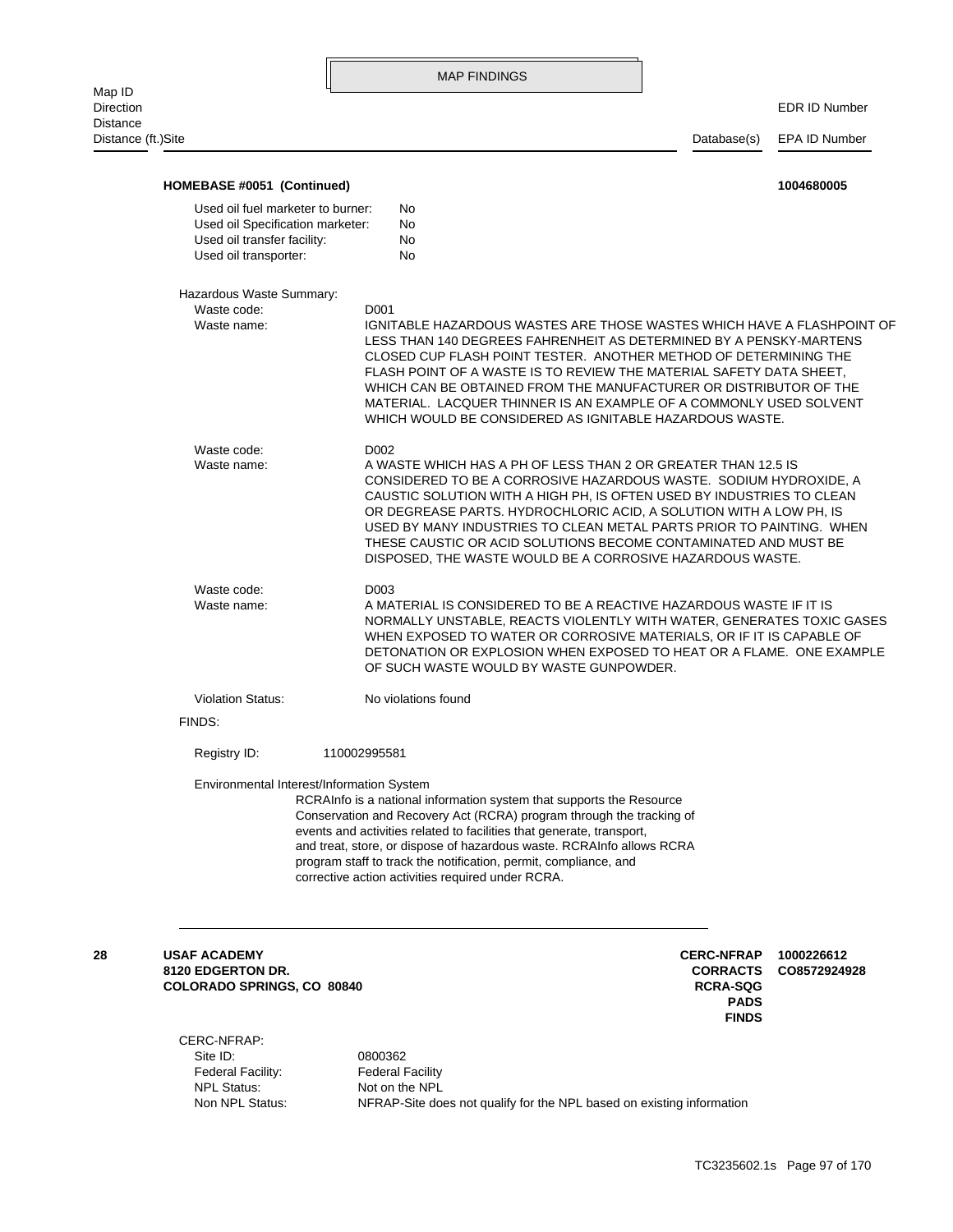MAP FINDINGS

| Map ID / Direction / Distance / Distance (ft.) | Site | Database(s) | EDR ID Number / EPA ID Number |
|---|---|---|---|

**HOMEBASE #0051 (Continued)** **1004680005**

Used oil fuel marketer to burner: No
Used oil Specification marketer: No
Used oil transfer facility: No
Used oil transporter: No

Hazardous Waste Summary:

Waste code: D001
Waste name: IGNITABLE HAZARDOUS WASTES ARE THOSE WASTES WHICH HAVE A FLASHPOINT OF LESS THAN 140 DEGREES FAHRENHEIT AS DETERMINED BY A PENSKY-MARTENS CLOSED CUP FLASH POINT TESTER. ANOTHER METHOD OF DETERMINING THE FLASH POINT OF A WASTE IS TO REVIEW THE MATERIAL SAFETY DATA SHEET, WHICH CAN BE OBTAINED FROM THE MANUFACTURER OR DISTRIBUTOR OF THE MATERIAL. LACQUER THINNER IS AN EXAMPLE OF A COMMONLY USED SOLVENT WHICH WOULD BE CONSIDERED AS IGNITABLE HAZARDOUS WASTE.

Waste code: D002
Waste name: A WASTE WHICH HAS A PH OF LESS THAN 2 OR GREATER THAN 12.5 IS CONSIDERED TO BE A CORROSIVE HAZARDOUS WASTE. SODIUM HYDROXIDE, A CAUSTIC SOLUTION WITH A HIGH PH, IS OFTEN USED BY INDUSTRIES TO CLEAN OR DEGREASE PARTS. HYDROCHLORIC ACID, A SOLUTION WITH A LOW PH, IS USED BY MANY INDUSTRIES TO CLEAN METAL PARTS PRIOR TO PAINTING. WHEN THESE CAUSTIC OR ACID SOLUTIONS BECOME CONTAMINATED AND MUST BE DISPOSED, THE WASTE WOULD BE A CORROSIVE HAZARDOUS WASTE.

Waste code: D003
Waste name: A MATERIAL IS CONSIDERED TO BE A REACTIVE HAZARDOUS WASTE IF IT IS NORMALLY UNSTABLE, REACTS VIOLENTLY WITH WATER, GENERATES TOXIC GASES WHEN EXPOSED TO WATER OR CORROSIVE MATERIALS, OR IF IT IS CAPABLE OF DETONATION OR EXPLOSION WHEN EXPOSED TO HEAT OR A FLAME. ONE EXAMPLE OF SUCH WASTE WOULD BY WASTE GUNPOWDER.

Violation Status: No violations found

FINDS:

Registry ID: 110002995581

Environmental Interest/Information System
RCRAInfo is a national information system that supports the Resource Conservation and Recovery Act (RCRA) program through the tracking of events and activities related to facilities that generate, transport, and treat, store, or dispose of hazardous waste. RCRAInfo allows RCRA program staff to track the notification, permit, compliance, and corrective action activities required under RCRA.

---

**28** **USAF ACADEMY**
**8120 EDGERTON DR.**
**COLORADO SPRINGS, CO 80840**

**CERC-NFRAP** **1000226612**
**CORRACTS** **CO8572924928**
**RCRA-SQG**
**PADS**
**FINDS**

CERC-NFRAP:
Site ID: 0800362
Federal Facility: Federal Facility
NPL Status: Not on the NPL
Non NPL Status: NFRAP-Site does not qualify for the NPL based on existing information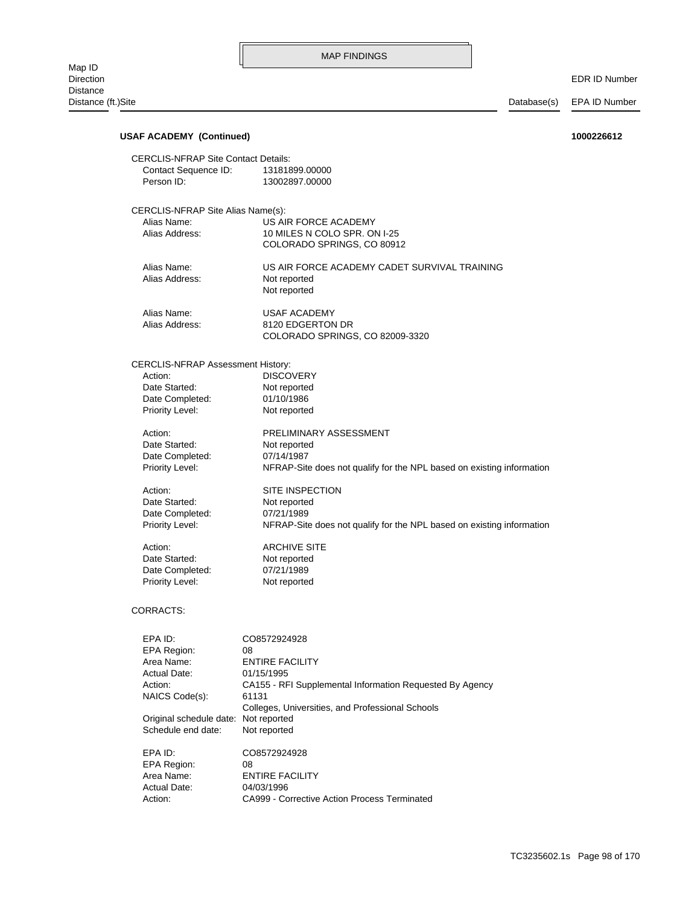**USAF ACADEMY (Continued)** **1000226612**

CERCLIS-NFRAP Site Contact Details:

Contact Sequence ID: 13181899.00000
Person ID: 13002897.00000

CERCLIS-NFRAP Site Alias Name(s):

Alias Name: US AIR FORCE ACADEMY
Alias Address: 10 MILES N COLO SPR. ON I-25
COLORADO SPRINGS, CO 80912

Alias Name: US AIR FORCE ACADEMY CADET SURVIVAL TRAINING
Alias Address: Not reported
Not reported

Alias Name: USAF ACADEMY
Alias Address: 8120 EDGERTON DR
COLORADO SPRINGS, CO 82009-3320

CERCLIS-NFRAP Assessment History:

Action: DISCOVERY
Date Started: Not reported
Date Completed: 01/10/1986
Priority Level: Not reported

Action: PRELIMINARY ASSESSMENT
Date Started: Not reported
Date Completed: 07/14/1987
Priority Level: NFRAP-Site does not qualify for the NPL based on existing information

Action: SITE INSPECTION
Date Started: Not reported
Date Completed: 07/21/1989
Priority Level: NFRAP-Site does not qualify for the NPL based on existing information

Action: ARCHIVE SITE
Date Started: Not reported
Date Completed: 07/21/1989
Priority Level: Not reported

CORRACTS:

EPA ID: CO8572924928
EPA Region: 08
Area Name: ENTIRE FACILITY
Actual Date: 01/15/1995
Action: CA155 - RFI Supplemental Information Requested By Agency
NAICS Code(s): 61131
Colleges, Universities, and Professional Schools
Original schedule date: Not reported
Schedule end date: Not reported

EPA ID: CO8572924928
EPA Region: 08
Area Name: ENTIRE FACILITY
Actual Date: 04/03/1996
Action: CA999 - Corrective Action Process Terminated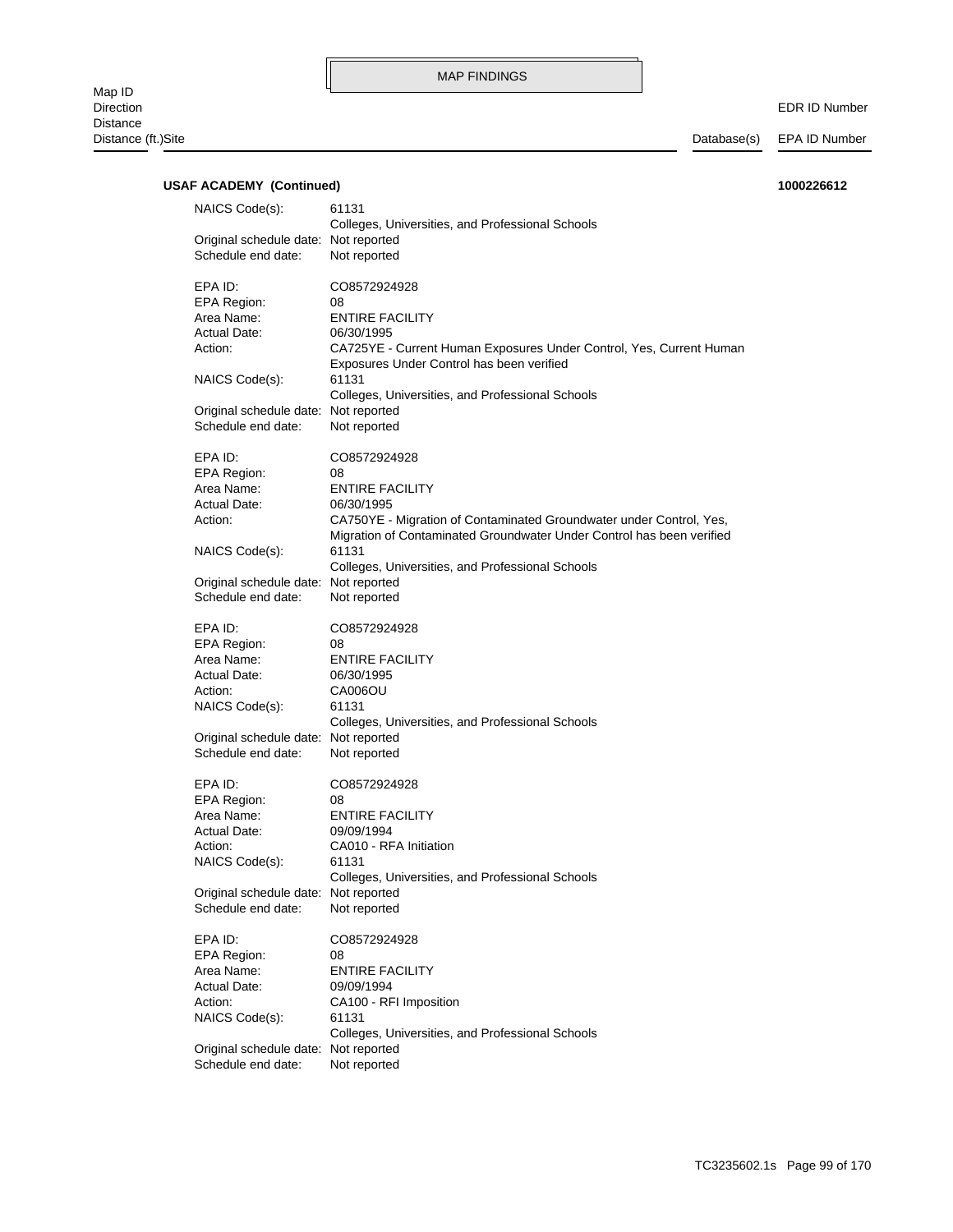MAP FINDINGS

Map ID
Direction
Distance
Distance (ft.)Site — Database(s) — EDR ID Number / EPA ID Number

**USAF ACADEMY (Continued)** **1000226612**

NAICS Code(s): 61131
Colleges, Universities, and Professional Schools
Original schedule date: Not reported
Schedule end date: Not reported

EPA ID: CO8572924928
EPA Region: 08
Area Name: ENTIRE FACILITY
Actual Date: 06/30/1995
Action: CA725YE - Current Human Exposures Under Control, Yes, Current Human Exposures Under Control has been verified
NAICS Code(s): 61131
Colleges, Universities, and Professional Schools
Original schedule date: Not reported
Schedule end date: Not reported

EPA ID: CO8572924928
EPA Region: 08
Area Name: ENTIRE FACILITY
Actual Date: 06/30/1995
Action: CA750YE - Migration of Contaminated Groundwater under Control, Yes, Migration of Contaminated Groundwater Under Control has been verified
NAICS Code(s): 61131
Colleges, Universities, and Professional Schools
Original schedule date: Not reported
Schedule end date: Not reported

EPA ID: CO8572924928
EPA Region: 08
Area Name: ENTIRE FACILITY
Actual Date: 06/30/1995
Action: CA006OU
NAICS Code(s): 61131
Colleges, Universities, and Professional Schools
Original schedule date: Not reported
Schedule end date: Not reported

EPA ID: CO8572924928
EPA Region: 08
Area Name: ENTIRE FACILITY
Actual Date: 09/09/1994
Action: CA010 - RFA Initiation
NAICS Code(s): 61131
Colleges, Universities, and Professional Schools
Original schedule date: Not reported
Schedule end date: Not reported

EPA ID: CO8572924928
EPA Region: 08
Area Name: ENTIRE FACILITY
Actual Date: 09/09/1994
Action: CA100 - RFI Imposition
NAICS Code(s): 61131
Colleges, Universities, and Professional Schools
Original schedule date: Not reported
Schedule end date: Not reported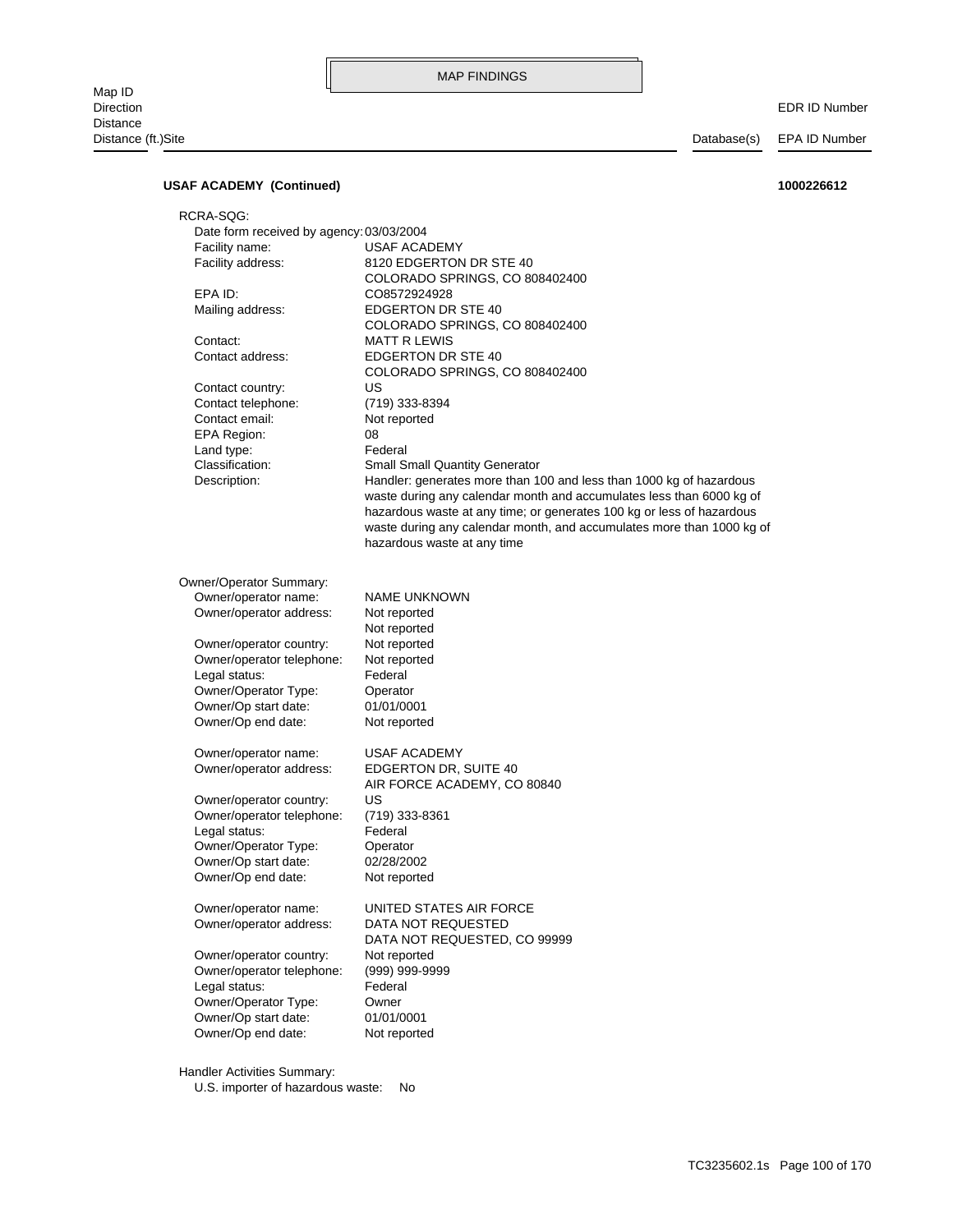## MAP FINDINGS

Map ID
Direction
Distance
Distance (ft.)Site | Database(s) | EDR ID Number / EPA ID Number

**USAF ACADEMY (Continued)** **1000226612**

RCRA-SQG:

| | |
|---|---|
| Date form received by agency: | 03/03/2004 |
| Facility name: | USAF ACADEMY |
| Facility address: | 8120 EDGERTON DR STE 40<br>COLORADO SPRINGS, CO 808402400 |
| EPA ID: | CO8572924928 |
| Mailing address: | EDGERTON DR STE 40<br>COLORADO SPRINGS, CO 808402400 |
| Contact: | MATT R LEWIS |
| Contact address: | EDGERTON DR STE 40<br>COLORADO SPRINGS, CO 808402400 |
| Contact country: | US |
| Contact telephone: | (719) 333-8394 |
| Contact email: | Not reported |
| EPA Region: | 08 |
| Land type: | Federal |
| Classification: | Small Small Quantity Generator |
| Description: | Handler: generates more than 100 and less than 1000 kg of hazardous waste during any calendar month and accumulates less than 6000 kg of hazardous waste at any time; or generates 100 kg or less of hazardous waste during any calendar month, and accumulates more than 1000 kg of hazardous waste at any time |

Owner/Operator Summary:

| | |
|---|---|
| Owner/operator name: | NAME UNKNOWN |
| Owner/operator address: | Not reported<br>Not reported |
| Owner/operator country: | Not reported |
| Owner/operator telephone: | Not reported |
| Legal status: | Federal |
| Owner/Operator Type: | Operator |
| Owner/Op start date: | 01/01/0001 |
| Owner/Op end date: | Not reported |

| | |
|---|---|
| Owner/operator name: | USAF ACADEMY |
| Owner/operator address: | EDGERTON DR, SUITE 40<br>AIR FORCE ACADEMY, CO 80840 |
| Owner/operator country: | US |
| Owner/operator telephone: | (719) 333-8361 |
| Legal status: | Federal |
| Owner/Operator Type: | Operator |
| Owner/Op start date: | 02/28/2002 |
| Owner/Op end date: | Not reported |

| | |
|---|---|
| Owner/operator name: | UNITED STATES AIR FORCE |
| Owner/operator address: | DATA NOT REQUESTED<br>DATA NOT REQUESTED, CO 99999 |
| Owner/operator country: | Not reported |
| Owner/operator telephone: | (999) 999-9999 |
| Legal status: | Federal |
| Owner/Operator Type: | Owner |
| Owner/Op start date: | 01/01/0001 |
| Owner/Op end date: | Not reported |

Handler Activities Summary:

U.S. importer of hazardous waste: No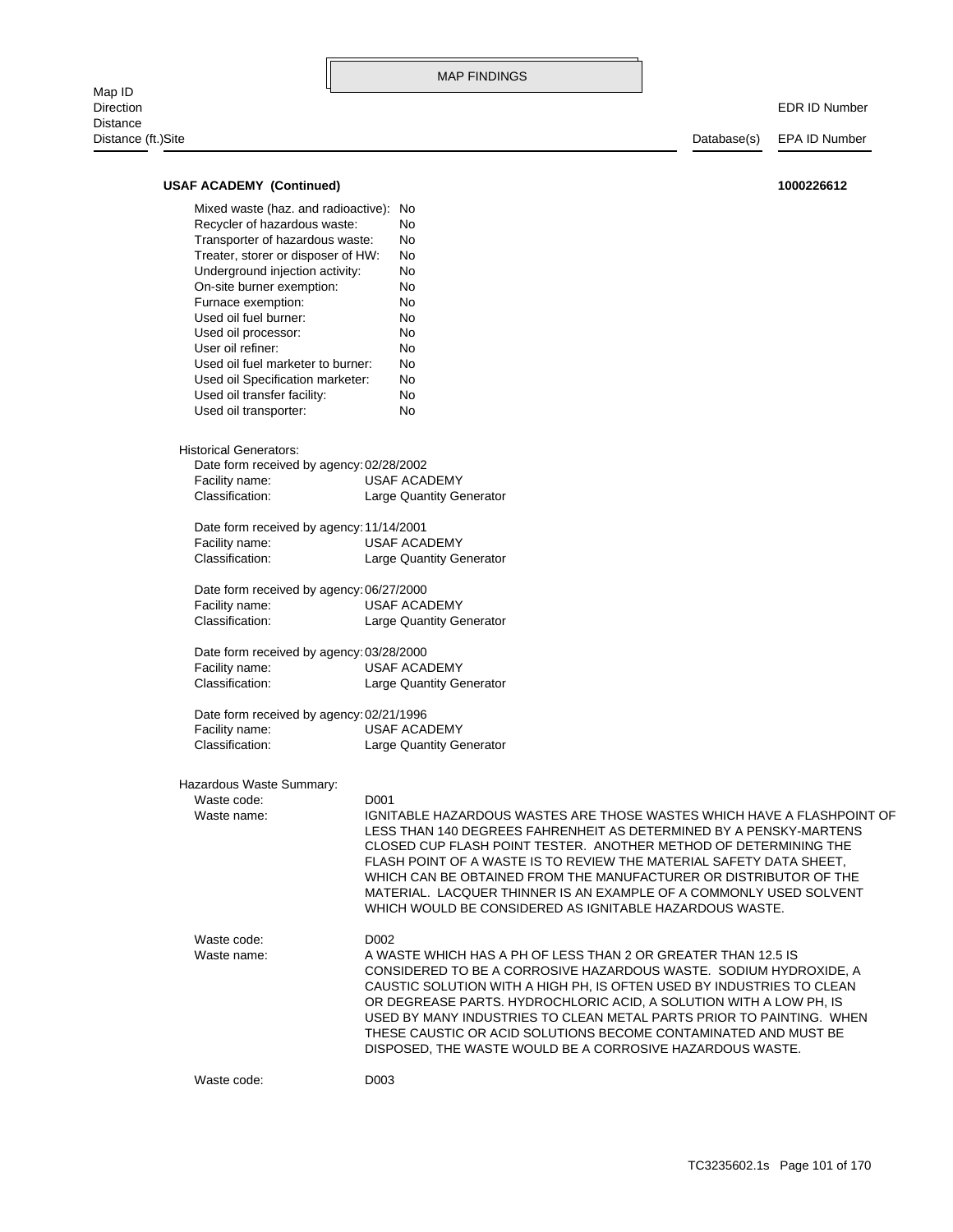MAP FINDINGS

| Map ID<br>Direction<br>Distance<br>Distance (ft.)Site | Database(s) | EDR ID Number<br>EPA ID Number |
|---|---|---|

**USAF ACADEMY (Continued)** **1000226612**

Mixed waste (haz. and radioactive): No
Recycler of hazardous waste: No
Transporter of hazardous waste: No
Treater, storer or disposer of HW: No
Underground injection activity: No
On-site burner exemption: No
Furnace exemption: No
Used oil fuel burner: No
Used oil processor: No
User oil refiner: No
Used oil fuel marketer to burner: No
Used oil Specification marketer: No
Used oil transfer facility: No
Used oil transporter: No

Historical Generators:

Date form received by agency: 02/28/2002
Facility name: USAF ACADEMY
Classification: Large Quantity Generator

Date form received by agency: 11/14/2001
Facility name: USAF ACADEMY
Classification: Large Quantity Generator

Date form received by agency: 06/27/2000
Facility name: USAF ACADEMY
Classification: Large Quantity Generator

Date form received by agency: 03/28/2000
Facility name: USAF ACADEMY
Classification: Large Quantity Generator

Date form received by agency: 02/21/1996
Facility name: USAF ACADEMY
Classification: Large Quantity Generator

Hazardous Waste Summary:

Waste code: D001
Waste name: IGNITABLE HAZARDOUS WASTES ARE THOSE WASTES WHICH HAVE A FLASHPOINT OF LESS THAN 140 DEGREES FAHRENHEIT AS DETERMINED BY A PENSKY-MARTENS CLOSED CUP FLASH POINT TESTER. ANOTHER METHOD OF DETERMINING THE FLASH POINT OF A WASTE IS TO REVIEW THE MATERIAL SAFETY DATA SHEET, WHICH CAN BE OBTAINED FROM THE MANUFACTURER OR DISTRIBUTOR OF THE MATERIAL. LACQUER THINNER IS AN EXAMPLE OF A COMMONLY USED SOLVENT WHICH WOULD BE CONSIDERED AS IGNITABLE HAZARDOUS WASTE.

Waste code: D002
Waste name: A WASTE WHICH HAS A PH OF LESS THAN 2 OR GREATER THAN 12.5 IS CONSIDERED TO BE A CORROSIVE HAZARDOUS WASTE. SODIUM HYDROXIDE, A CAUSTIC SOLUTION WITH A HIGH PH, IS OFTEN USED BY INDUSTRIES TO CLEAN OR DEGREASE PARTS. HYDROCHLORIC ACID, A SOLUTION WITH A LOW PH, IS USED BY MANY INDUSTRIES TO CLEAN METAL PARTS PRIOR TO PAINTING. WHEN THESE CAUSTIC OR ACID SOLUTIONS BECOME CONTAMINATED AND MUST BE DISPOSED, THE WASTE WOULD BE A CORROSIVE HAZARDOUS WASTE.

Waste code: D003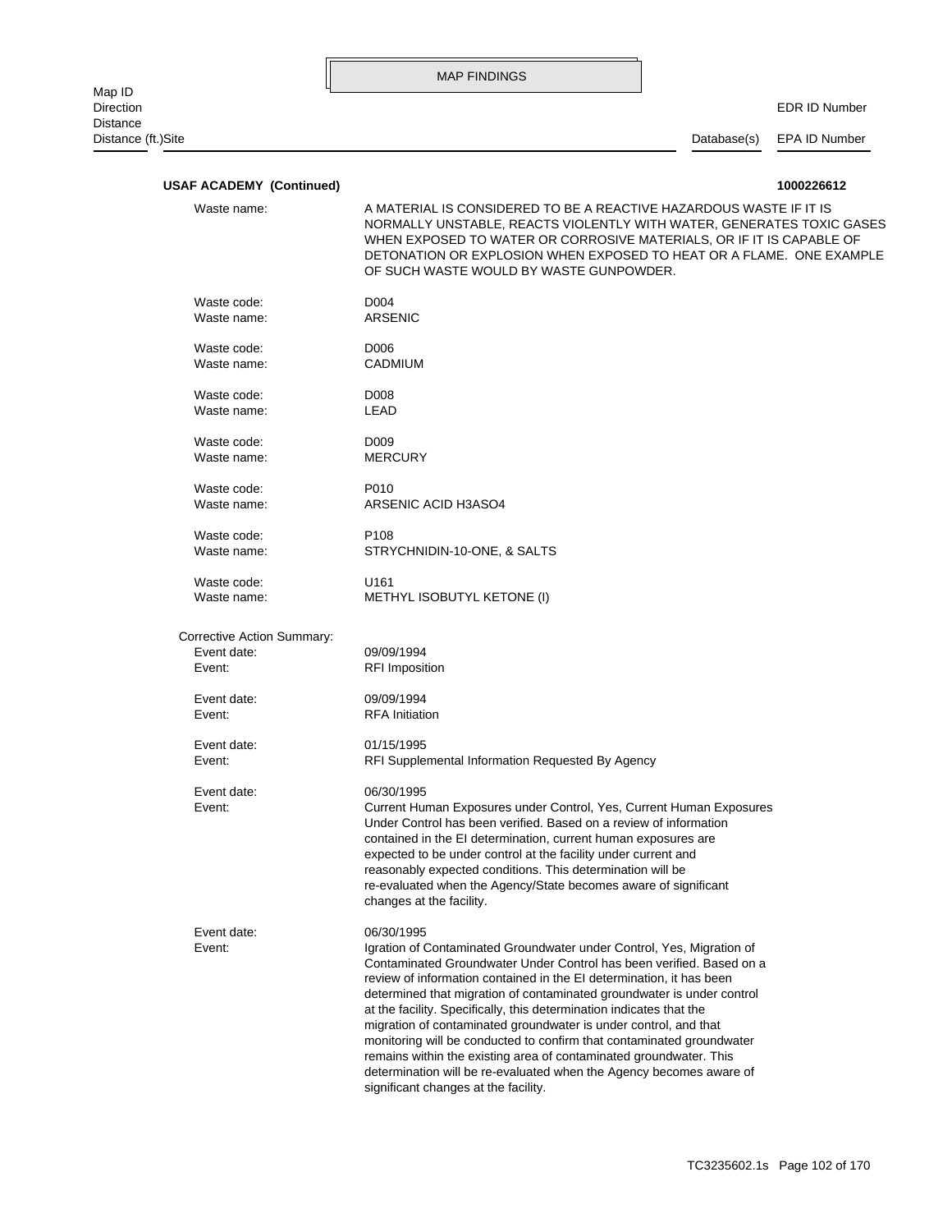**USAF ACADEMY (Continued)** **1000226612**

| | |
|---|---|
| Waste name: | A MATERIAL IS CONSIDERED TO BE A REACTIVE HAZARDOUS WASTE IF IT IS NORMALLY UNSTABLE, REACTS VIOLENTLY WITH WATER, GENERATES TOXIC GASES WHEN EXPOSED TO WATER OR CORROSIVE MATERIALS, OR IF IT IS CAPABLE OF DETONATION OR EXPLOSION WHEN EXPOSED TO HEAT OR A FLAME. ONE EXAMPLE OF SUCH WASTE WOULD BY WASTE GUNPOWDER. |
| Waste code: | D004 |
| Waste name: | ARSENIC |
| Waste code: | D006 |
| Waste name: | CADMIUM |
| Waste code: | D008 |
| Waste name: | LEAD |
| Waste code: | D009 |
| Waste name: | MERCURY |
| Waste code: | P010 |
| Waste name: | ARSENIC ACID H3ASO4 |
| Waste code: | P108 |
| Waste name: | STRYCHNIDIN-10-ONE, & SALTS |
| Waste code: | U161 |
| Waste name: | METHYL ISOBUTYL KETONE (I) |

Corrective Action Summary:

| | |
|---|---|
| Event date: | 09/09/1994 |
| Event: | RFI Imposition |
| Event date: | 09/09/1994 |
| Event: | RFA Initiation |
| Event date: | 01/15/1995 |
| Event: | RFI Supplemental Information Requested By Agency |
| Event date: | 06/30/1995 |
| Event: | Current Human Exposures under Control, Yes, Current Human Exposures Under Control has been verified. Based on a review of information contained in the EI determination, current human exposures are expected to be under control at the facility under current and reasonably expected conditions. This determination will be re-evaluated when the Agency/State becomes aware of significant changes at the facility. |
| Event date: | 06/30/1995 |
| Event: | Igration of Contaminated Groundwater under Control, Yes, Migration of Contaminated Groundwater Under Control has been verified. Based on a review of information contained in the EI determination, it has been determined that migration of contaminated groundwater is under control at the facility. Specifically, this determination indicates that the migration of contaminated groundwater is under control, and that monitoring will be conducted to confirm that contaminated groundwater remains within the existing area of contaminated groundwater. This determination will be re-evaluated when the Agency becomes aware of significant changes at the facility. |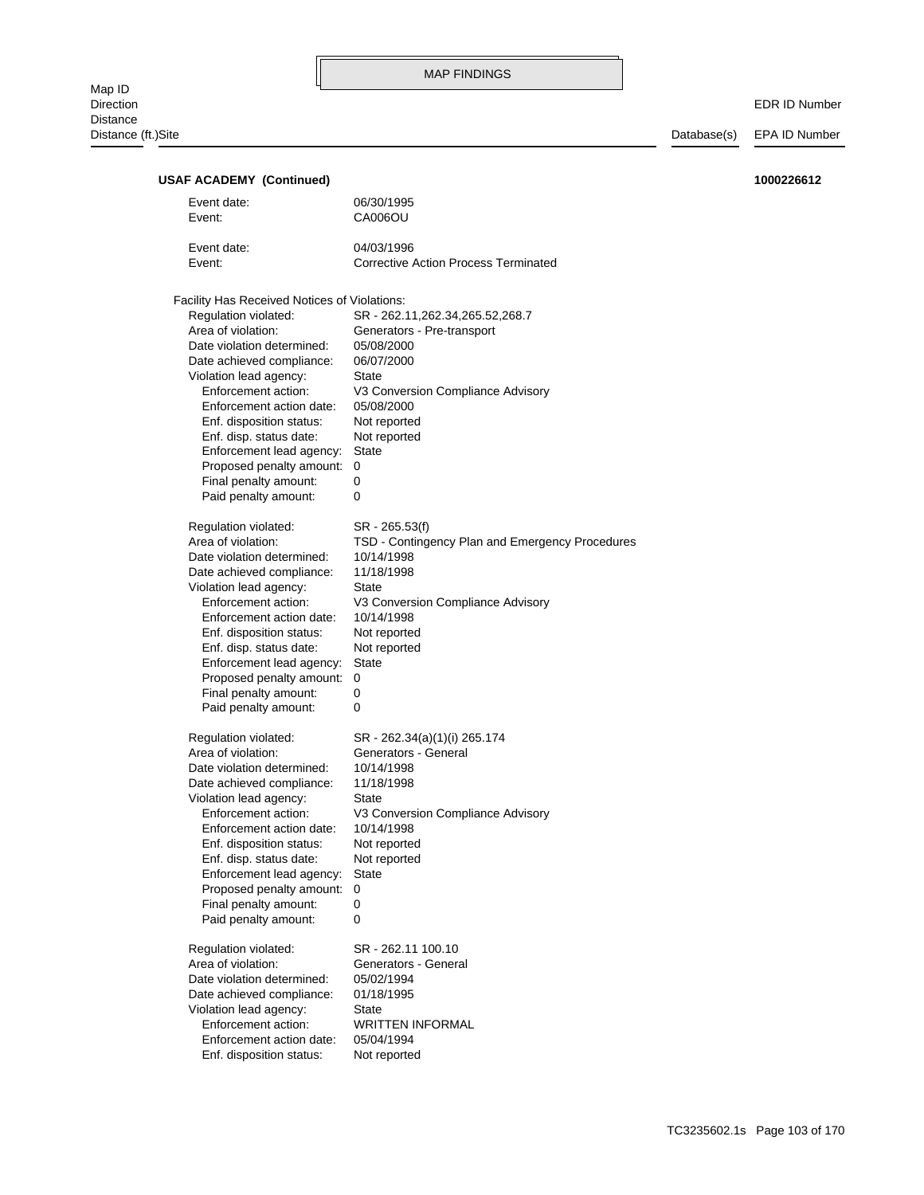**USAF ACADEMY (Continued)** **1000226612**

Event date: 06/30/1995
Event: CA006OU

Event date: 04/03/1996
Event: Corrective Action Process Terminated

Facility Has Received Notices of Violations:

Regulation violated: SR - 262.11,262.34,265.52,268.7
Area of violation: Generators - Pre-transport
Date violation determined: 05/08/2000
Date achieved compliance: 06/07/2000
Violation lead agency: State
Enforcement action: V3 Conversion Compliance Advisory
Enforcement action date: 05/08/2000
Enf. disposition status: Not reported
Enf. disp. status date: Not reported
Enforcement lead agency: State
Proposed penalty amount: 0
Final penalty amount: 0
Paid penalty amount: 0

Regulation violated: SR - 265.53(f)
Area of violation: TSD - Contingency Plan and Emergency Procedures
Date violation determined: 10/14/1998
Date achieved compliance: 11/18/1998
Violation lead agency: State
Enforcement action: V3 Conversion Compliance Advisory
Enforcement action date: 10/14/1998
Enf. disposition status: Not reported
Enf. disp. status date: Not reported
Enforcement lead agency: State
Proposed penalty amount: 0
Final penalty amount: 0
Paid penalty amount: 0

Regulation violated: SR - 262.34(a)(1)(i) 265.174
Area of violation: Generators - General
Date violation determined: 10/14/1998
Date achieved compliance: 11/18/1998
Violation lead agency: State
Enforcement action: V3 Conversion Compliance Advisory
Enforcement action date: 10/14/1998
Enf. disposition status: Not reported
Enf. disp. status date: Not reported
Enforcement lead agency: State
Proposed penalty amount: 0
Final penalty amount: 0
Paid penalty amount: 0

Regulation violated: SR - 262.11 100.10
Area of violation: Generators - General
Date violation determined: 05/02/1994
Date achieved compliance: 01/18/1995
Violation lead agency: State
Enforcement action: WRITTEN INFORMAL
Enforcement action date: 05/04/1994
Enf. disposition status: Not reported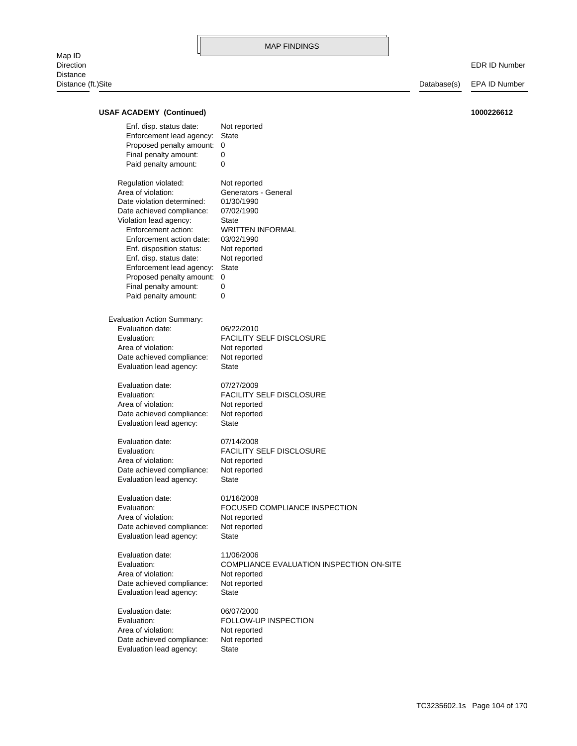MAP FINDINGS

Map ID
Direction
Distance
Distance (ft.)Site | Database(s) | EDR ID Number / EPA ID Number

**USAF ACADEMY (Continued)** **1000226612**

Enf. disp. status date: Not reported
Enforcement lead agency: State
Proposed penalty amount: 0
Final penalty amount: 0
Paid penalty amount: 0

Regulation violated: Not reported
Area of violation: Generators - General
Date violation determined: 01/30/1990
Date achieved compliance: 07/02/1990
Violation lead agency: State
Enforcement action: WRITTEN INFORMAL
Enforcement action date: 03/02/1990
Enf. disposition status: Not reported
Enf. disp. status date: Not reported
Enforcement lead agency: State
Proposed penalty amount: 0
Final penalty amount: 0
Paid penalty amount: 0

Evaluation Action Summary:

Evaluation date: 06/22/2010
Evaluation: FACILITY SELF DISCLOSURE
Area of violation: Not reported
Date achieved compliance: Not reported
Evaluation lead agency: State

Evaluation date: 07/27/2009
Evaluation: FACILITY SELF DISCLOSURE
Area of violation: Not reported
Date achieved compliance: Not reported
Evaluation lead agency: State

Evaluation date: 07/14/2008
Evaluation: FACILITY SELF DISCLOSURE
Area of violation: Not reported
Date achieved compliance: Not reported
Evaluation lead agency: State

Evaluation date: 01/16/2008
Evaluation: FOCUSED COMPLIANCE INSPECTION
Area of violation: Not reported
Date achieved compliance: Not reported
Evaluation lead agency: State

Evaluation date: 11/06/2006
Evaluation: COMPLIANCE EVALUATION INSPECTION ON-SITE
Area of violation: Not reported
Date achieved compliance: Not reported
Evaluation lead agency: State

Evaluation date: 06/07/2000
Evaluation: FOLLOW-UP INSPECTION
Area of violation: Not reported
Date achieved compliance: Not reported
Evaluation lead agency: State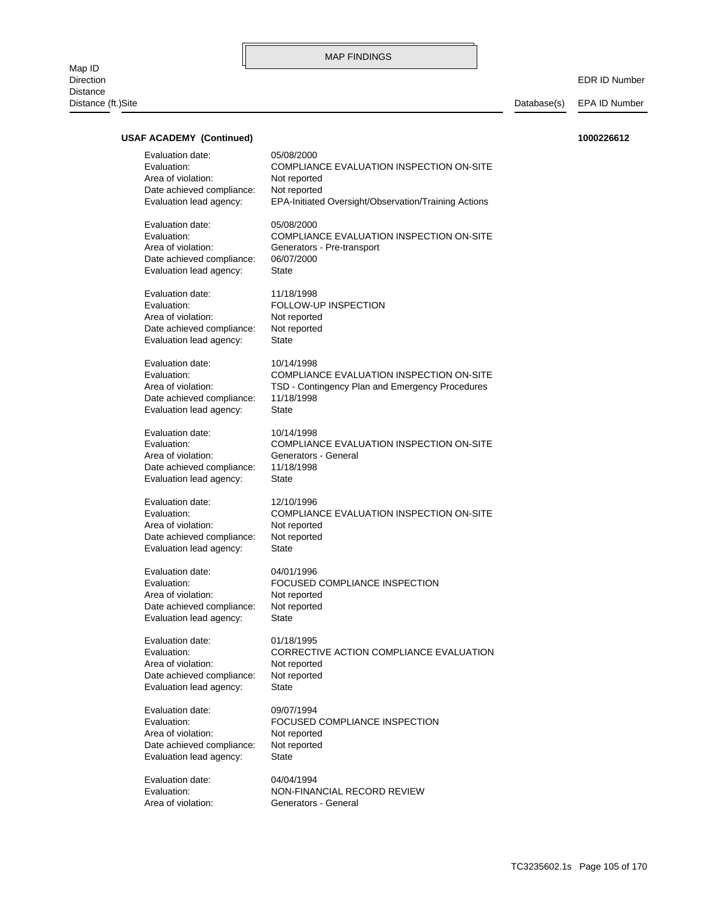**USAF ACADEMY (Continued)** **1000226612**

Evaluation date: 05/08/2000
Evaluation: COMPLIANCE EVALUATION INSPECTION ON-SITE
Area of violation: Not reported
Date achieved compliance: Not reported
Evaluation lead agency: EPA-Initiated Oversight/Observation/Training Actions

Evaluation date: 05/08/2000
Evaluation: COMPLIANCE EVALUATION INSPECTION ON-SITE
Area of violation: Generators - Pre-transport
Date achieved compliance: 06/07/2000
Evaluation lead agency: State

Evaluation date: 11/18/1998
Evaluation: FOLLOW-UP INSPECTION
Area of violation: Not reported
Date achieved compliance: Not reported
Evaluation lead agency: State

Evaluation date: 10/14/1998
Evaluation: COMPLIANCE EVALUATION INSPECTION ON-SITE
Area of violation: TSD - Contingency Plan and Emergency Procedures
Date achieved compliance: 11/18/1998
Evaluation lead agency: State

Evaluation date: 10/14/1998
Evaluation: COMPLIANCE EVALUATION INSPECTION ON-SITE
Area of violation: Generators - General
Date achieved compliance: 11/18/1998
Evaluation lead agency: State

Evaluation date: 12/10/1996
Evaluation: COMPLIANCE EVALUATION INSPECTION ON-SITE
Area of violation: Not reported
Date achieved compliance: Not reported
Evaluation lead agency: State

Evaluation date: 04/01/1996
Evaluation: FOCUSED COMPLIANCE INSPECTION
Area of violation: Not reported
Date achieved compliance: Not reported
Evaluation lead agency: State

Evaluation date: 01/18/1995
Evaluation: CORRECTIVE ACTION COMPLIANCE EVALUATION
Area of violation: Not reported
Date achieved compliance: Not reported
Evaluation lead agency: State

Evaluation date: 09/07/1994
Evaluation: FOCUSED COMPLIANCE INSPECTION
Area of violation: Not reported
Date achieved compliance: Not reported
Evaluation lead agency: State

Evaluation date: 04/04/1994
Evaluation: NON-FINANCIAL RECORD REVIEW
Area of violation: Generators - General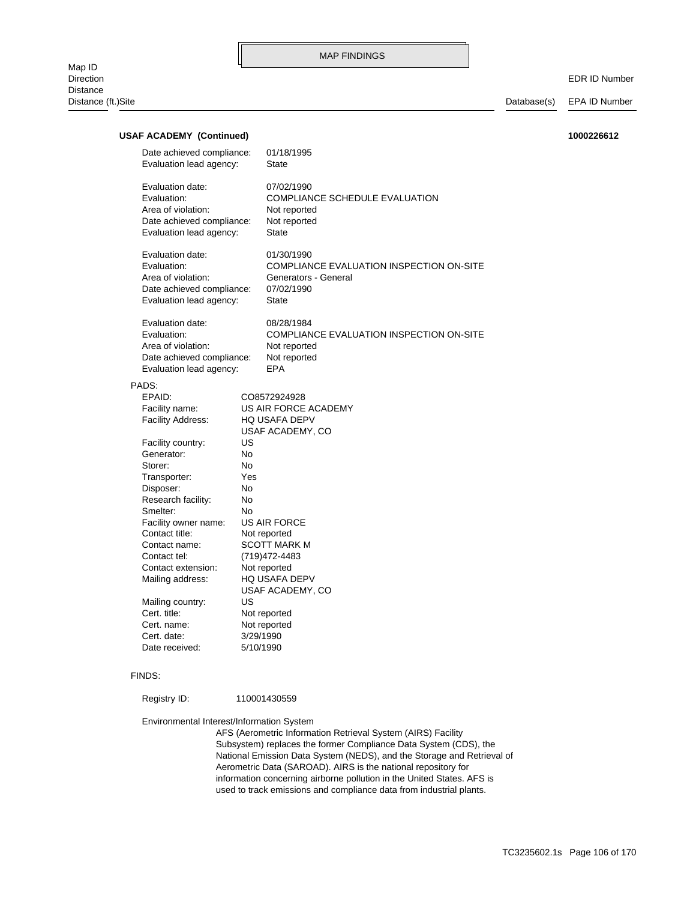**USAF ACADEMY (Continued)** **1000226612**

Date achieved compliance: 01/18/1995
Evaluation lead agency: State

Evaluation date: 07/02/1990
Evaluation: COMPLIANCE SCHEDULE EVALUATION
Area of violation: Not reported
Date achieved compliance: Not reported
Evaluation lead agency: State

Evaluation date: 01/30/1990
Evaluation: COMPLIANCE EVALUATION INSPECTION ON-SITE
Area of violation: Generators - General
Date achieved compliance: 07/02/1990
Evaluation lead agency: State

Evaluation date: 08/28/1984
Evaluation: COMPLIANCE EVALUATION INSPECTION ON-SITE
Area of violation: Not reported
Date achieved compliance: Not reported
Evaluation lead agency: EPA

PADS:

EPAID: CO8572924928
Facility name: US AIR FORCE ACADEMY
Facility Address: HQ USAFA DEPV
USAF ACADEMY, CO
Facility country: US
Generator: No
Storer: No
Transporter: Yes
Disposer: No
Research facility: No
Smelter: No
Facility owner name: US AIR FORCE
Contact title: Not reported
Contact name: SCOTT MARK M
Contact tel: (719)472-4483
Contact extension: Not reported
Mailing address: HQ USAFA DEPV
USAF ACADEMY, CO
Mailing country: US
Cert. title: Not reported
Cert. name: Not reported
Cert. date: 3/29/1990
Date received: 5/10/1990

FINDS:

Registry ID: 110001430559

Environmental Interest/Information System
AFS (Aerometric Information Retrieval System (AIRS) Facility Subsystem) replaces the former Compliance Data System (CDS), the National Emission Data System (NEDS), and the Storage and Retrieval of Aerometric Data (SAROAD). AIRS is the national repository for information concerning airborne pollution in the United States. AFS is used to track emissions and compliance data from industrial plants.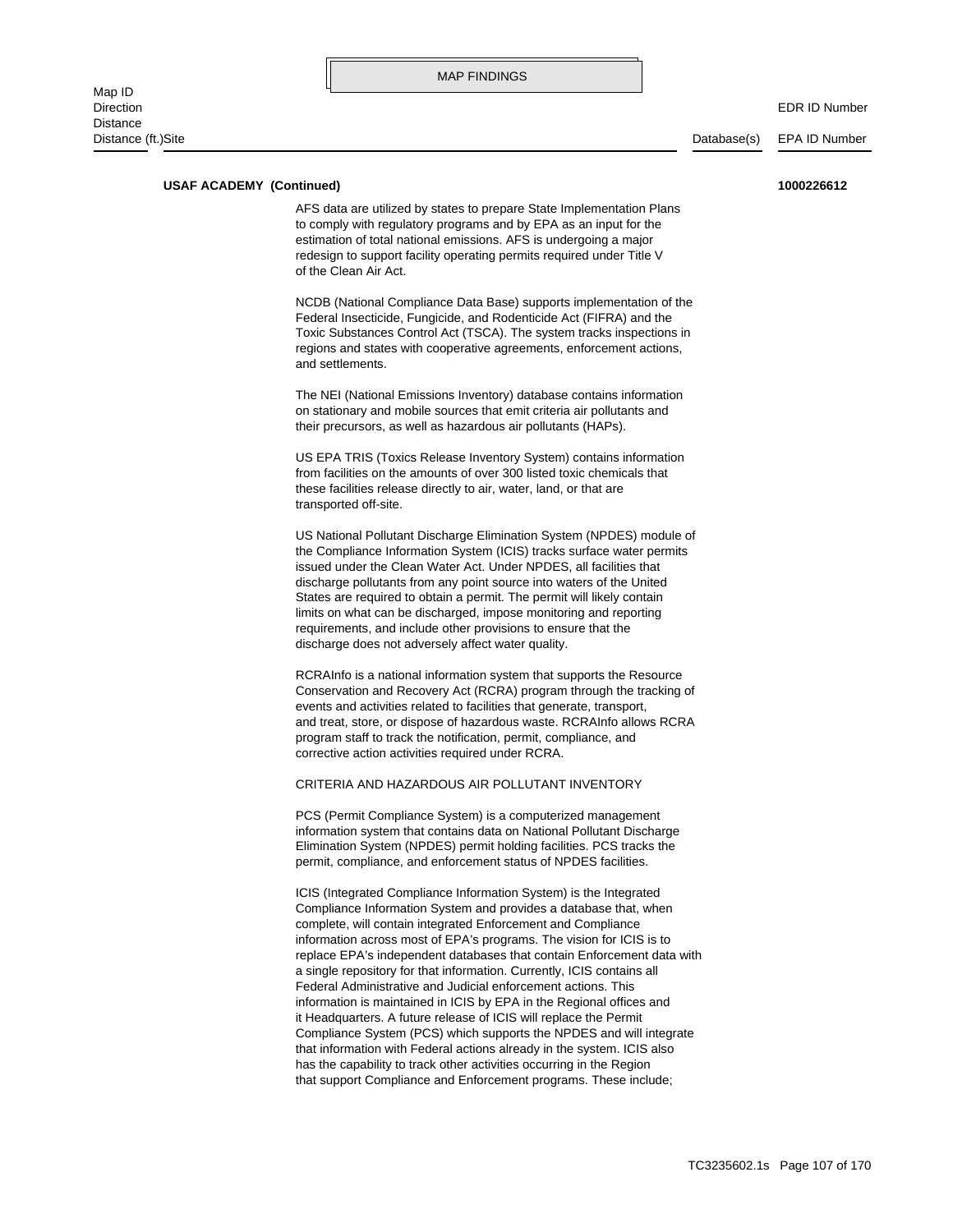MAP FINDINGS

| Map ID<br>Direction<br>Distance<br>Distance (ft.)Site | Database(s) | EDR ID Number<br>EPA ID Number |
|---|---|---|

**USAF ACADEMY (Continued)** **1000226612**

AFS data are utilized by states to prepare State Implementation Plans to comply with regulatory programs and by EPA as an input for the estimation of total national emissions. AFS is undergoing a major redesign to support facility operating permits required under Title V of the Clean Air Act.

NCDB (National Compliance Data Base) supports implementation of the Federal Insecticide, Fungicide, and Rodenticide Act (FIFRA) and the Toxic Substances Control Act (TSCA). The system tracks inspections in regions and states with cooperative agreements, enforcement actions, and settlements.

The NEI (National Emissions Inventory) database contains information on stationary and mobile sources that emit criteria air pollutants and their precursors, as well as hazardous air pollutants (HAPs).

US EPA TRIS (Toxics Release Inventory System) contains information from facilities on the amounts of over 300 listed toxic chemicals that these facilities release directly to air, water, land, or that are transported off-site.

US National Pollutant Discharge Elimination System (NPDES) module of the Compliance Information System (ICIS) tracks surface water permits issued under the Clean Water Act. Under NPDES, all facilities that discharge pollutants from any point source into waters of the United States are required to obtain a permit. The permit will likely contain limits on what can be discharged, impose monitoring and reporting requirements, and include other provisions to ensure that the discharge does not adversely affect water quality.

RCRAInfo is a national information system that supports the Resource Conservation and Recovery Act (RCRA) program through the tracking of events and activities related to facilities that generate, transport, and treat, store, or dispose of hazardous waste. RCRAInfo allows RCRA program staff to track the notification, permit, compliance, and corrective action activities required under RCRA.

CRITERIA AND HAZARDOUS AIR POLLUTANT INVENTORY

PCS (Permit Compliance System) is a computerized management information system that contains data on National Pollutant Discharge Elimination System (NPDES) permit holding facilities. PCS tracks the permit, compliance, and enforcement status of NPDES facilities.

ICIS (Integrated Compliance Information System) is the Integrated Compliance Information System and provides a database that, when complete, will contain integrated Enforcement and Compliance information across most of EPA's programs. The vision for ICIS is to replace EPA's independent databases that contain Enforcement data with a single repository for that information. Currently, ICIS contains all Federal Administrative and Judicial enforcement actions. This information is maintained in ICIS by EPA in the Regional offices and it Headquarters. A future release of ICIS will replace the Permit Compliance System (PCS) which supports the NPDES and will integrate that information with Federal actions already in the system. ICIS also has the capability to track other activities occurring in the Region that support Compliance and Enforcement programs. These include;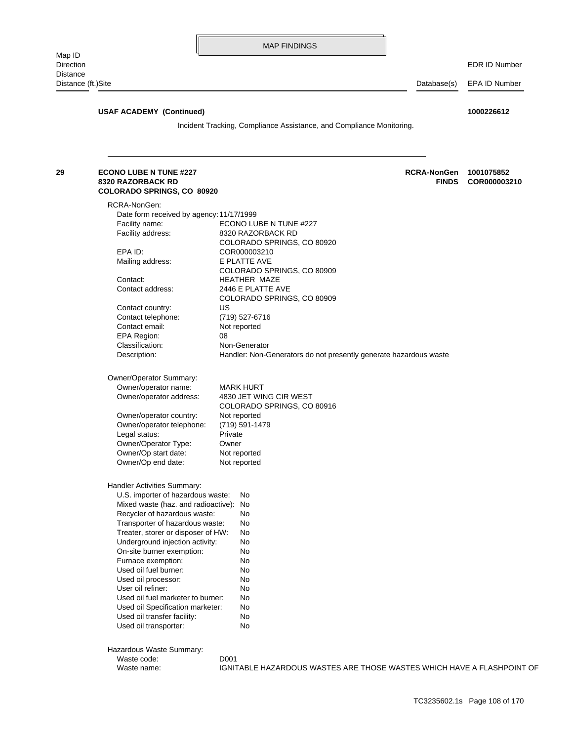**USAF ACADEMY (Continued)** **1000226612**

Incident Tracking, Compliance Assistance, and Compliance Monitoring.

---

**29** **ECONO LUBE N TUNE #227** **RCRA-NonGen** **1001075852**
**8320 RAZORBACK RD** **FINDS** **COR000003210**
**COLORADO SPRINGS, CO 80920**

RCRA-NonGen:

| | |
|---|---|
| Date form received by agency: | 11/17/1999 |
| Facility name: | ECONO LUBE N TUNE #227 |
| Facility address: | 8320 RAZORBACK RD<br>COLORADO SPRINGS, CO 80920 |
| EPA ID: | COR000003210 |
| Mailing address: | E PLATTE AVE<br>COLORADO SPRINGS, CO 80909 |
| Contact: | HEATHER MAZE |
| Contact address: | 2446 E PLATTE AVE<br>COLORADO SPRINGS, CO 80909 |
| Contact country: | US |
| Contact telephone: | (719) 527-6716 |
| Contact email: | Not reported |
| EPA Region: | 08 |
| Classification: | Non-Generator |
| Description: | Handler: Non-Generators do not presently generate hazardous waste |

Owner/Operator Summary:

| | |
|---|---|
| Owner/operator name: | MARK HURT |
| Owner/operator address: | 4830 JET WING CIR WEST<br>COLORADO SPRINGS, CO 80916 |
| Owner/operator country: | Not reported |
| Owner/operator telephone: | (719) 591-1479 |
| Legal status: | Private |
| Owner/Operator Type: | Owner |
| Owner/Op start date: | Not reported |
| Owner/Op end date: | Not reported |

Handler Activities Summary:

| | |
|---|---|
| U.S. importer of hazardous waste: | No |
| Mixed waste (haz. and radioactive): | No |
| Recycler of hazardous waste: | No |
| Transporter of hazardous waste: | No |
| Treater, storer or disposer of HW: | No |
| Underground injection activity: | No |
| On-site burner exemption: | No |
| Furnace exemption: | No |
| Used oil fuel burner: | No |
| Used oil processor: | No |
| User oil refiner: | No |
| Used oil fuel marketer to burner: | No |
| Used oil Specification marketer: | No |
| Used oil transfer facility: | No |
| Used oil transporter: | No |

Hazardous Waste Summary:

| | |
|---|---|
| Waste code: | D001 |
| Waste name: | IGNITABLE HAZARDOUS WASTES ARE THOSE WASTES WHICH HAVE A FLASHPOINT OF |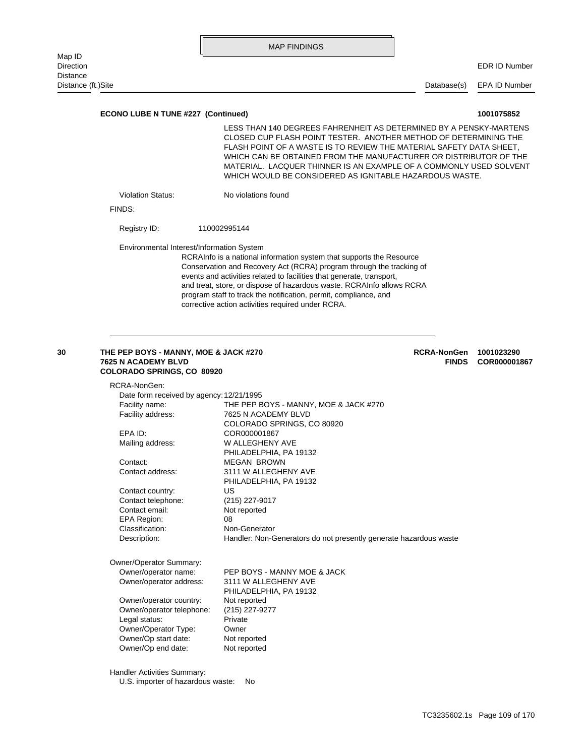MAP FINDINGS

| Map ID / Direction / Distance / Distance (ft.) | Site | Database(s) | EDR ID Number / EPA ID Number |
|---|---|---|---|

**ECONO LUBE N TUNE #227 (Continued)** **1001075852**

LESS THAN 140 DEGREES FAHRENHEIT AS DETERMINED BY A PENSKY-MARTENS CLOSED CUP FLASH POINT TESTER. ANOTHER METHOD OF DETERMINING THE FLASH POINT OF A WASTE IS TO REVIEW THE MATERIAL SAFETY DATA SHEET, WHICH CAN BE OBTAINED FROM THE MANUFACTURER OR DISTRIBUTOR OF THE MATERIAL. LACQUER THINNER IS AN EXAMPLE OF A COMMONLY USED SOLVENT WHICH WOULD BE CONSIDERED AS IGNITABLE HAZARDOUS WASTE.

Violation Status: No violations found

FINDS:

Registry ID: 110002995144

Environmental Interest/Information System
RCRAInfo is a national information system that supports the Resource Conservation and Recovery Act (RCRA) program through the tracking of events and activities related to facilities that generate, transport, and treat, store, or dispose of hazardous waste. RCRAInfo allows RCRA program staff to track the notification, permit, compliance, and corrective action activities required under RCRA.

---

**30** **THE PEP BOYS - MANNY, MOE & JACK #270**
**7625 N ACADEMY BLVD**
**COLORADO SPRINGS, CO 80920**

**RCRA-NonGen** **1001023290**
**FINDS** **COR000001867**

RCRA-NonGen:

| | |
|---|---|
| Date form received by agency: | 12/21/1995 |
| Facility name: | THE PEP BOYS - MANNY, MOE & JACK #270 |
| Facility address: | 7625 N ACADEMY BLVD<br>COLORADO SPRINGS, CO 80920 |
| EPA ID: | COR000001867 |
| Mailing address: | W ALLEGHENY AVE<br>PHILADELPHIA, PA 19132 |
| Contact: | MEGAN BROWN |
| Contact address: | 3111 W ALLEGHENY AVE<br>PHILADELPHIA, PA 19132 |
| Contact country: | US |
| Contact telephone: | (215) 227-9017 |
| Contact email: | Not reported |
| EPA Region: | 08 |
| Classification: | Non-Generator |
| Description: | Handler: Non-Generators do not presently generate hazardous waste |

Owner/Operator Summary:

| | |
|---|---|
| Owner/operator name: | PEP BOYS - MANNY MOE & JACK |
| Owner/operator address: | 3111 W ALLEGHENY AVE<br>PHILADELPHIA, PA 19132 |
| Owner/operator country: | Not reported |
| Owner/operator telephone: | (215) 227-9277 |
| Legal status: | Private |
| Owner/Operator Type: | Owner |
| Owner/Op start date: | Not reported |
| Owner/Op end date: | Not reported |

Handler Activities Summary:
U.S. importer of hazardous waste: No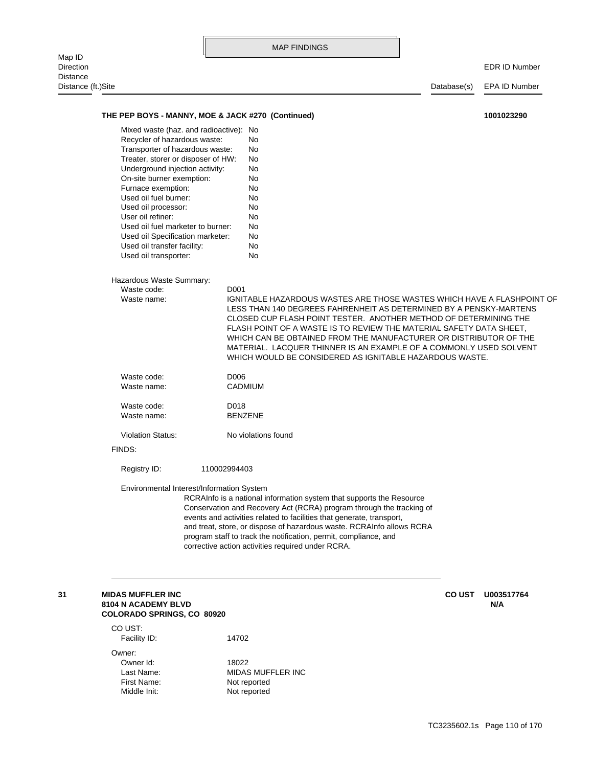MAP FINDINGS

| Map ID / Direction / Distance / Distance (ft.)Site | Database(s) | EDR ID Number / EPA ID Number |
|---|---|---|

**THE PEP BOYS - MANNY, MOE & JACK #270 (Continued)** **1001023290**

Mixed waste (haz. and radioactive): No
Recycler of hazardous waste: No
Transporter of hazardous waste: No
Treater, storer or disposer of HW: No
Underground injection activity: No
On-site burner exemption: No
Furnace exemption: No
Used oil fuel burner: No
Used oil processor: No
User oil refiner: No
Used oil fuel marketer to burner: No
Used oil Specification marketer: No
Used oil transfer facility: No
Used oil transporter: No

Hazardous Waste Summary:
Waste code: D001
Waste name: IGNITABLE HAZARDOUS WASTES ARE THOSE WASTES WHICH HAVE A FLASHPOINT OF LESS THAN 140 DEGREES FAHRENHEIT AS DETERMINED BY A PENSKY-MARTENS CLOSED CUP FLASH POINT TESTER. ANOTHER METHOD OF DETERMINING THE FLASH POINT OF A WASTE IS TO REVIEW THE MATERIAL SAFETY DATA SHEET, WHICH CAN BE OBTAINED FROM THE MANUFACTURER OR DISTRIBUTOR OF THE MATERIAL. LACQUER THINNER IS AN EXAMPLE OF A COMMONLY USED SOLVENT WHICH WOULD BE CONSIDERED AS IGNITABLE HAZARDOUS WASTE.

Waste code: D006
Waste name: CADMIUM

Waste code: D018
Waste name: BENZENE

Violation Status: No violations found

FINDS:

Registry ID: 110002994403

Environmental Interest/Information System
RCRAInfo is a national information system that supports the Resource Conservation and Recovery Act (RCRA) program through the tracking of events and activities related to facilities that generate, transport, and treat, store, or dispose of hazardous waste. RCRAInfo allows RCRA program staff to track the notification, permit, compliance, and corrective action activities required under RCRA.

---

**31** **MIDAS MUFFLER INC** **CO UST** **U003517764**
**8104 N ACADEMY BLVD** **N/A**
**COLORADO SPRINGS, CO 80920**

CO UST:
Facility ID: 14702

Owner:
Owner Id: 18022
Last Name: MIDAS MUFFLER INC
First Name: Not reported
Middle Init: Not reported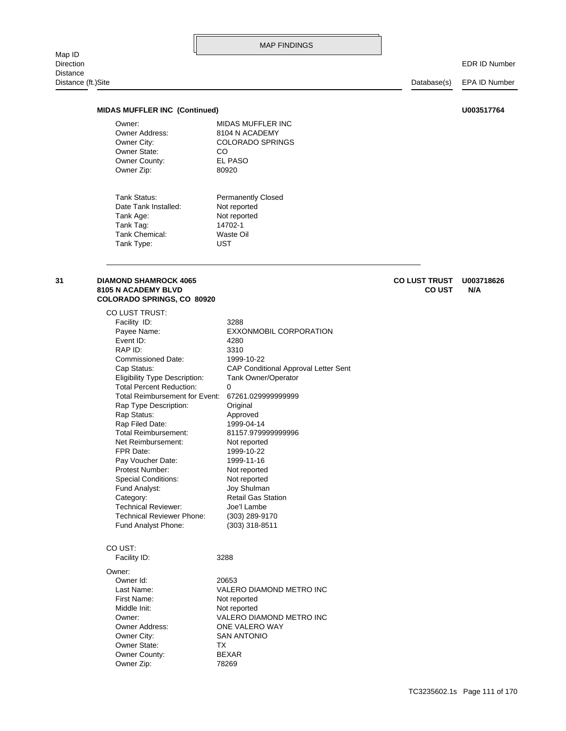## MAP FINDINGS

| Map ID<br>Direction<br>Distance<br>Distance (ft.) | Site | Database(s) | EDR ID Number<br>EPA ID Number |
|---|---|---|---|

**MIDAS MUFFLER INC (Continued)** **U003517764**

| | |
|---|---|
| Owner: | MIDAS MUFFLER INC |
| Owner Address: | 8104 N ACADEMY |
| Owner City: | COLORADO SPRINGS |
| Owner State: | CO |
| Owner County: | EL PASO |
| Owner Zip: | 80920 |

| | |
|---|---|
| Tank Status: | Permanently Closed |
| Date Tank Installed: | Not reported |
| Tank Age: | Not reported |
| Tank Tag: | 14702-1 |
| Tank Chemical: | Waste Oil |
| Tank Type: | UST |

---

**31** **DIAMOND SHAMROCK 4065**
**8105 N ACADEMY BLVD**
**COLORADO SPRINGS, CO 80920**

**CO LUST TRUST** **U003718626**
**CO UST** **N/A**

CO LUST TRUST:

| | |
|---|---|
| Facility ID: | 3288 |
| Payee Name: | EXXONMOBIL CORPORATION |
| Event ID: | 4280 |
| RAP ID: | 3310 |
| Commissioned Date: | 1999-10-22 |
| Cap Status: | CAP Conditional Approval Letter Sent |
| Eligibility Type Description: | Tank Owner/Operator |
| Total Percent Reduction: | 0 |
| Total Reimbursement for Event: | 67261.029999999999 |
| Rap Type Description: | Original |
| Rap Status: | Approved |
| Rap Filed Date: | 1999-04-14 |
| Total Reimbursement: | 81157.979999999996 |
| Net Reimbursement: | Not reported |
| FPR Date: | 1999-10-22 |
| Pay Voucher Date: | 1999-11-16 |
| Protest Number: | Not reported |
| Special Conditions: | Not reported |
| Fund Analyst: | Joy Shulman |
| Category: | Retail Gas Station |
| Technical Reviewer: | Joe'l Lambe |
| Technical Reviewer Phone: | (303) 289-9170 |
| Fund Analyst Phone: | (303) 318-8511 |

CO UST:

| | |
|---|---|
| Facility ID: | 3288 |

Owner:

| | |
|---|---|
| Owner Id: | 20653 |
| Last Name: | VALERO DIAMOND METRO INC |
| First Name: | Not reported |
| Middle Init: | Not reported |
| Owner: | VALERO DIAMOND METRO INC |
| Owner Address: | ONE VALERO WAY |
| Owner City: | SAN ANTONIO |
| Owner State: | TX |
| Owner County: | BEXAR |
| Owner Zip: | 78269 |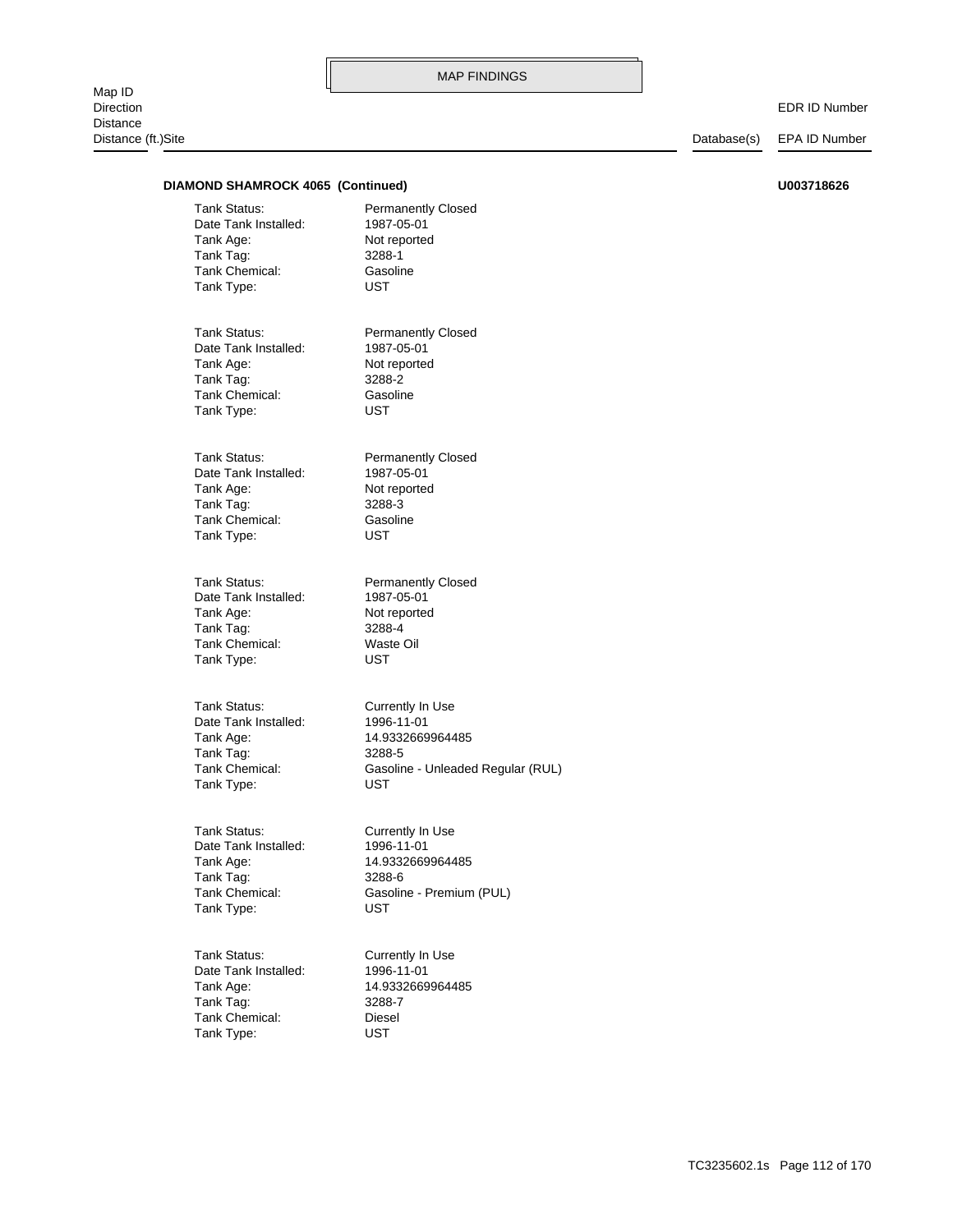**DIAMOND SHAMROCK 4065 (Continued)** **U003718626**

Tank Status: Permanently Closed
Date Tank Installed: 1987-05-01
Tank Age: Not reported
Tank Tag: 3288-1
Tank Chemical: Gasoline
Tank Type: UST

Tank Status: Permanently Closed
Date Tank Installed: 1987-05-01
Tank Age: Not reported
Tank Tag: 3288-2
Tank Chemical: Gasoline
Tank Type: UST

Tank Status: Permanently Closed
Date Tank Installed: 1987-05-01
Tank Age: Not reported
Tank Tag: 3288-3
Tank Chemical: Gasoline
Tank Type: UST

Tank Status: Permanently Closed
Date Tank Installed: 1987-05-01
Tank Age: Not reported
Tank Tag: 3288-4
Tank Chemical: Waste Oil
Tank Type: UST

Tank Status: Currently In Use
Date Tank Installed: 1996-11-01
Tank Age: 14.9332669964485
Tank Tag: 3288-5
Tank Chemical: Gasoline - Unleaded Regular (RUL)
Tank Type: UST

Tank Status: Currently In Use
Date Tank Installed: 1996-11-01
Tank Age: 14.9332669964485
Tank Tag: 3288-6
Tank Chemical: Gasoline - Premium (PUL)
Tank Type: UST

Tank Status: Currently In Use
Date Tank Installed: 1996-11-01
Tank Age: 14.9332669964485
Tank Tag: 3288-7
Tank Chemical: Diesel
Tank Type: UST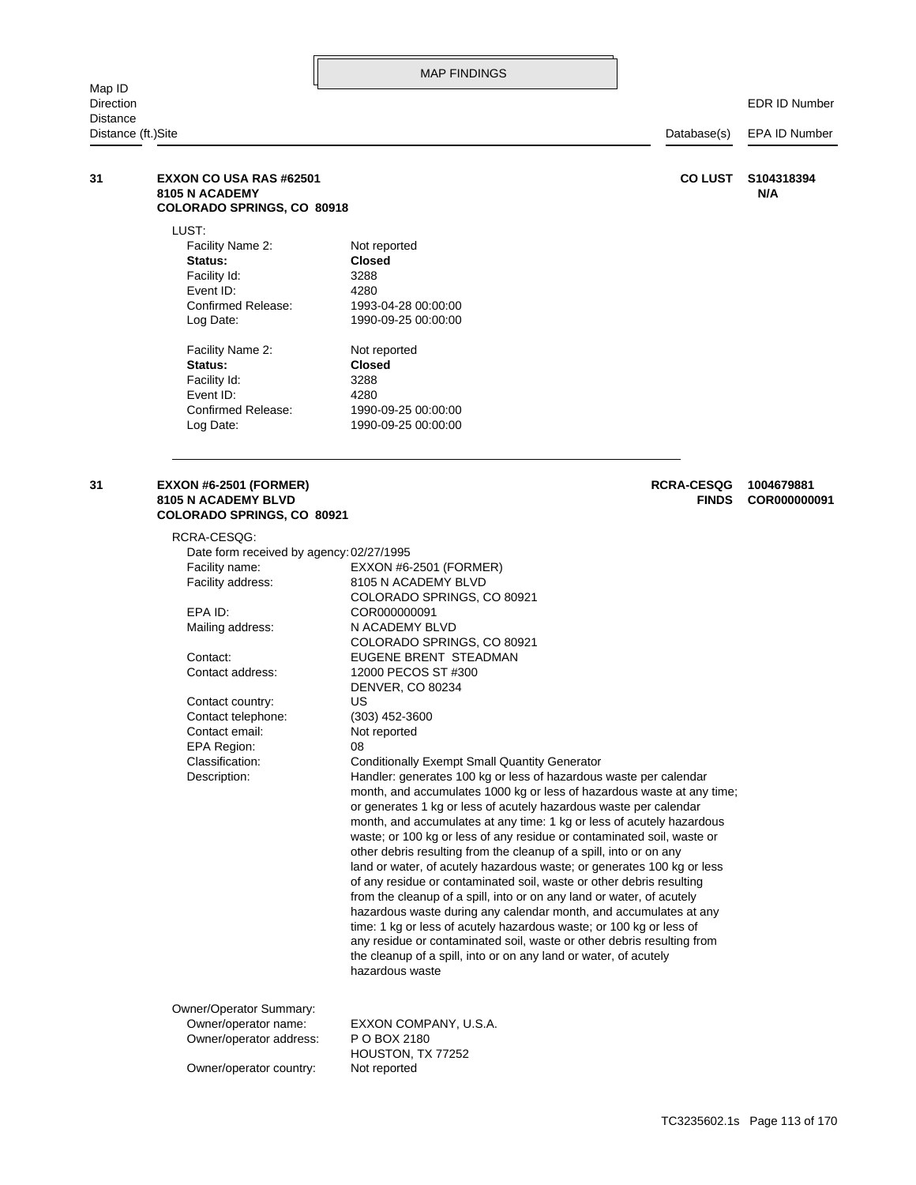## MAP FINDINGS

| Map ID<br>Direction<br>Distance<br>Distance (ft.) | Site | Database(s) | EDR ID Number<br>EPA ID Number |
|---|---|---|---|

**31** **EXXON CO USA RAS #62501**
**8105 N ACADEMY**
**COLORADO SPRINGS, CO 80918**

**CO LUST** **S104318394**
**N/A**

LUST:

| | |
|---|---|
| Facility Name 2: | Not reported |
| **Status:** | **Closed** |
| Facility Id: | 3288 |
| Event ID: | 4280 |
| Confirmed Release: | 1993-04-28 00:00:00 |
| Log Date: | 1990-09-25 00:00:00 |

| | |
|---|---|
| Facility Name 2: | Not reported |
| **Status:** | **Closed** |
| Facility Id: | 3288 |
| Event ID: | 4280 |
| Confirmed Release: | 1990-09-25 00:00:00 |
| Log Date: | 1990-09-25 00:00:00 |

---

**31** **EXXON #6-2501 (FORMER)**
**8105 N ACADEMY BLVD**
**COLORADO SPRINGS, CO 80921**

**RCRA-CESQG** **1004679881**
**FINDS** **COR000000091**

RCRA-CESQG:

| | |
|---|---|
| Date form received by agency: | 02/27/1995 |
| Facility name: | EXXON #6-2501 (FORMER) |
| Facility address: | 8105 N ACADEMY BLVD<br>COLORADO SPRINGS, CO 80921 |
| EPA ID: | COR000000091 |
| Mailing address: | N ACADEMY BLVD<br>COLORADO SPRINGS, CO 80921 |
| Contact: | EUGENE BRENT STEADMAN |
| Contact address: | 12000 PECOS ST #300<br>DENVER, CO 80234 |
| Contact country: | US |
| Contact telephone: | (303) 452-3600 |
| Contact email: | Not reported |
| EPA Region: | 08 |
| Classification: | Conditionally Exempt Small Quantity Generator |
| Description: | Handler: generates 100 kg or less of hazardous waste per calendar month, and accumulates 1000 kg or less of hazardous waste at any time; or generates 1 kg or less of acutely hazardous waste per calendar month, and accumulates at any time: 1 kg or less of acutely hazardous waste; or 100 kg or less of any residue or contaminated soil, waste or other debris resulting from the cleanup of a spill, into or on any land or water, of acutely hazardous waste; or generates 100 kg or less of any residue or contaminated soil, waste or other debris resulting from the cleanup of a spill, into or on any land or water, of acutely hazardous waste during any calendar month, and accumulates at any time: 1 kg or less of acutely hazardous waste; or 100 kg or less of any residue or contaminated soil, waste or other debris resulting from the cleanup of a spill, into or on any land or water, of acutely hazardous waste |

Owner/Operator Summary:

| | |
|---|---|
| Owner/operator name: | EXXON COMPANY, U.S.A. |
| Owner/operator address: | P O BOX 2180<br>HOUSTON, TX 77252 |
| Owner/operator country: | Not reported |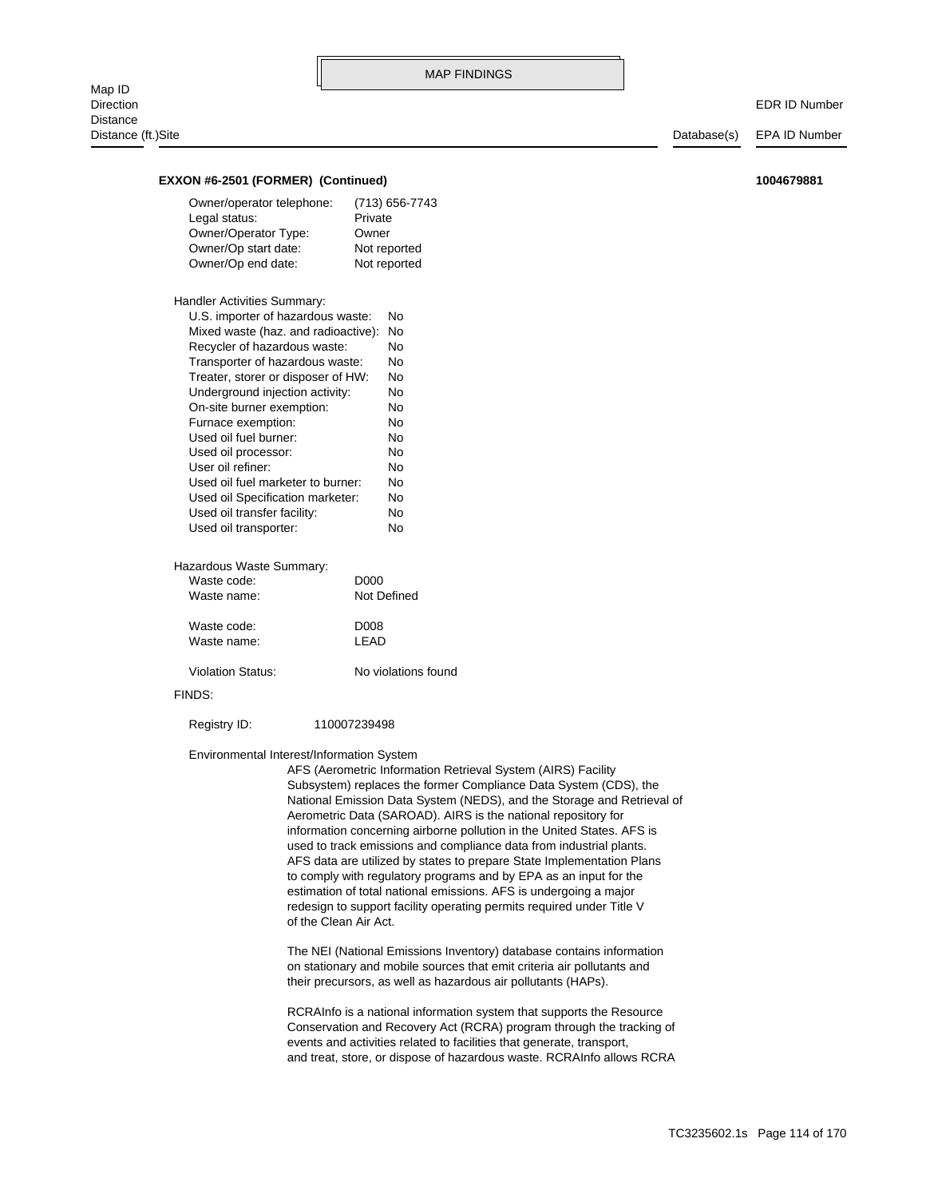MAP FINDINGS

| Map ID<br>Direction<br>Distance<br>Distance (ft.)Site | Database(s) | EDR ID Number<br>EPA ID Number |
|---|---|---|

**EXXON #6-2501 (FORMER) (Continued)** **1004679881**

| | |
|---|---|
| Owner/operator telephone: | (713) 656-7743 |
| Legal status: | Private |
| Owner/Operator Type: | Owner |
| Owner/Op start date: | Not reported |
| Owner/Op end date: | Not reported |

Handler Activities Summary:

| | |
|---|---|
| U.S. importer of hazardous waste: | No |
| Mixed waste (haz. and radioactive): | No |
| Recycler of hazardous waste: | No |
| Transporter of hazardous waste: | No |
| Treater, storer or disposer of HW: | No |
| Underground injection activity: | No |
| On-site burner exemption: | No |
| Furnace exemption: | No |
| Used oil fuel burner: | No |
| Used oil processor: | No |
| User oil refiner: | No |
| Used oil fuel marketer to burner: | No |
| Used oil Specification marketer: | No |
| Used oil transfer facility: | No |
| Used oil transporter: | No |

Hazardous Waste Summary:

| | |
|---|---|
| Waste code: | D000 |
| Waste name: | Not Defined |
| | |
| Waste code: | D008 |
| Waste name: | LEAD |

Violation Status: No violations found

FINDS:

Registry ID: 110007239498

Environmental Interest/Information System

AFS (Aerometric Information Retrieval System (AIRS) Facility Subsystem) replaces the former Compliance Data System (CDS), the National Emission Data System (NEDS), and the Storage and Retrieval of Aerometric Data (SAROAD). AIRS is the national repository for information concerning airborne pollution in the United States. AFS is used to track emissions and compliance data from industrial plants. AFS data are utilized by states to prepare State Implementation Plans to comply with regulatory programs and by EPA as an input for the estimation of total national emissions. AFS is undergoing a major redesign to support facility operating permits required under Title V of the Clean Air Act.

The NEI (National Emissions Inventory) database contains information on stationary and mobile sources that emit criteria air pollutants and their precursors, as well as hazardous air pollutants (HAPs).

RCRAInfo is a national information system that supports the Resource Conservation and Recovery Act (RCRA) program through the tracking of events and activities related to facilities that generate, transport, and treat, store, or dispose of hazardous waste. RCRAInfo allows RCRA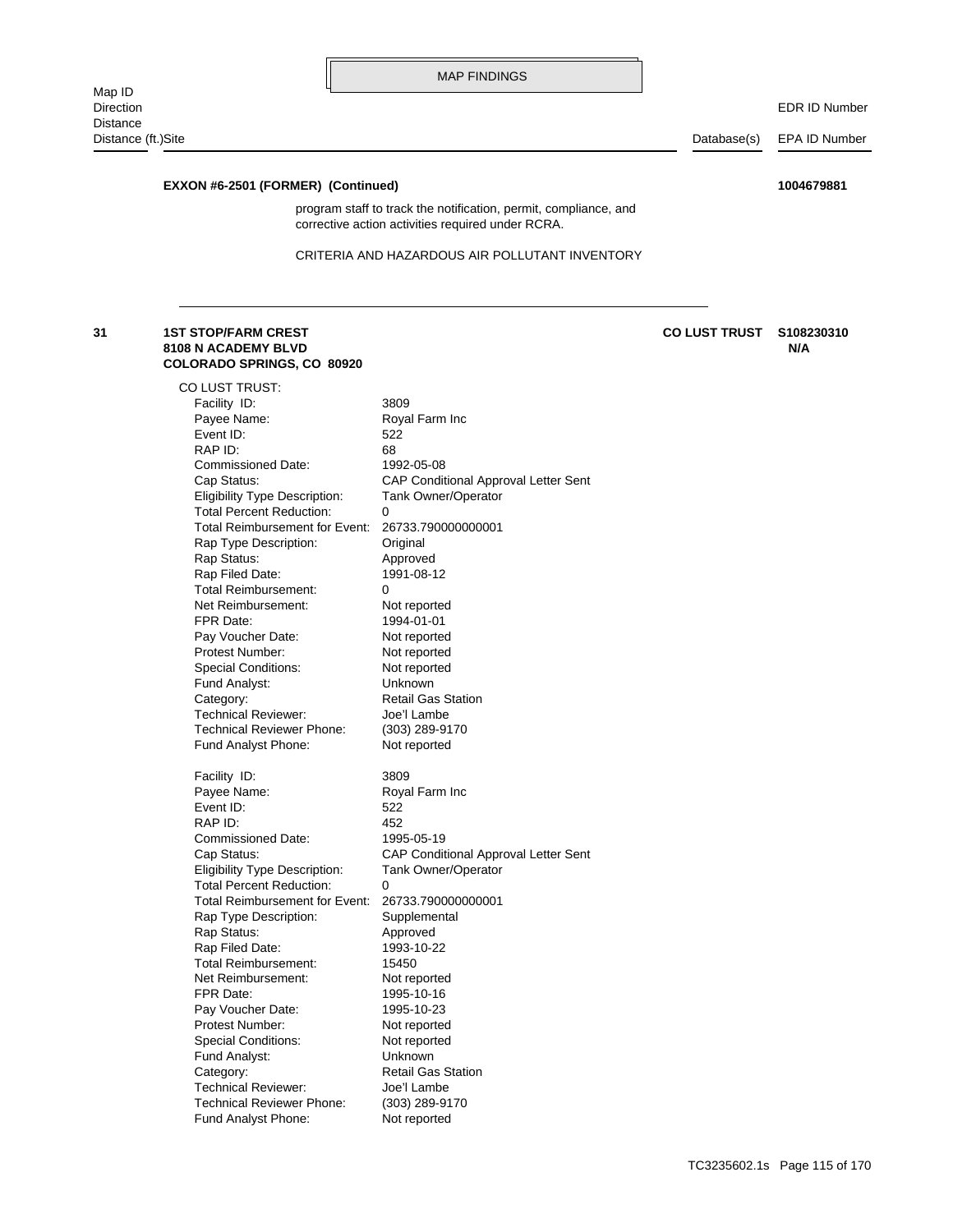MAP FINDINGS

| Map ID / Direction / Distance / Distance (ft.) | Site | Database(s) | EDR ID Number / EPA ID Number |
|---|---|---|---|

**EXXON #6-2501 (FORMER) (Continued)** **1004679881**

program staff to track the notification, permit, compliance, and corrective action activities required under RCRA.

CRITERIA AND HAZARDOUS AIR POLLUTANT INVENTORY

---

**31** **1ST STOP/FARM CREST**
**8108 N ACADEMY BLVD**
**COLORADO SPRINGS, CO 80920**

**CO LUST TRUST** **S108230310**
**N/A**

CO LUST TRUST:

| | |
|---|---|
| Facility ID: | 3809 |
| Payee Name: | Royal Farm Inc |
| Event ID: | 522 |
| RAP ID: | 68 |
| Commissioned Date: | 1992-05-08 |
| Cap Status: | CAP Conditional Approval Letter Sent |
| Eligibility Type Description: | Tank Owner/Operator |
| Total Percent Reduction: | 0 |
| Total Reimbursement for Event: | 26733.790000000001 |
| Rap Type Description: | Original |
| Rap Status: | Approved |
| Rap Filed Date: | 1991-08-12 |
| Total Reimbursement: | 0 |
| Net Reimbursement: | Not reported |
| FPR Date: | 1994-01-01 |
| Pay Voucher Date: | Not reported |
| Protest Number: | Not reported |
| Special Conditions: | Not reported |
| Fund Analyst: | Unknown |
| Category: | Retail Gas Station |
| Technical Reviewer: | Joe'l Lambe |
| Technical Reviewer Phone: | (303) 289-9170 |
| Fund Analyst Phone: | Not reported |

| | |
|---|---|
| Facility ID: | 3809 |
| Payee Name: | Royal Farm Inc |
| Event ID: | 522 |
| RAP ID: | 452 |
| Commissioned Date: | 1995-05-19 |
| Cap Status: | CAP Conditional Approval Letter Sent |
| Eligibility Type Description: | Tank Owner/Operator |
| Total Percent Reduction: | 0 |
| Total Reimbursement for Event: | 26733.790000000001 |
| Rap Type Description: | Supplemental |
| Rap Status: | Approved |
| Rap Filed Date: | 1993-10-22 |
| Total Reimbursement: | 15450 |
| Net Reimbursement: | Not reported |
| FPR Date: | 1995-10-16 |
| Pay Voucher Date: | 1995-10-23 |
| Protest Number: | Not reported |
| Special Conditions: | Not reported |
| Fund Analyst: | Unknown |
| Category: | Retail Gas Station |
| Technical Reviewer: | Joe'l Lambe |
| Technical Reviewer Phone: | (303) 289-9170 |
| Fund Analyst Phone: | Not reported |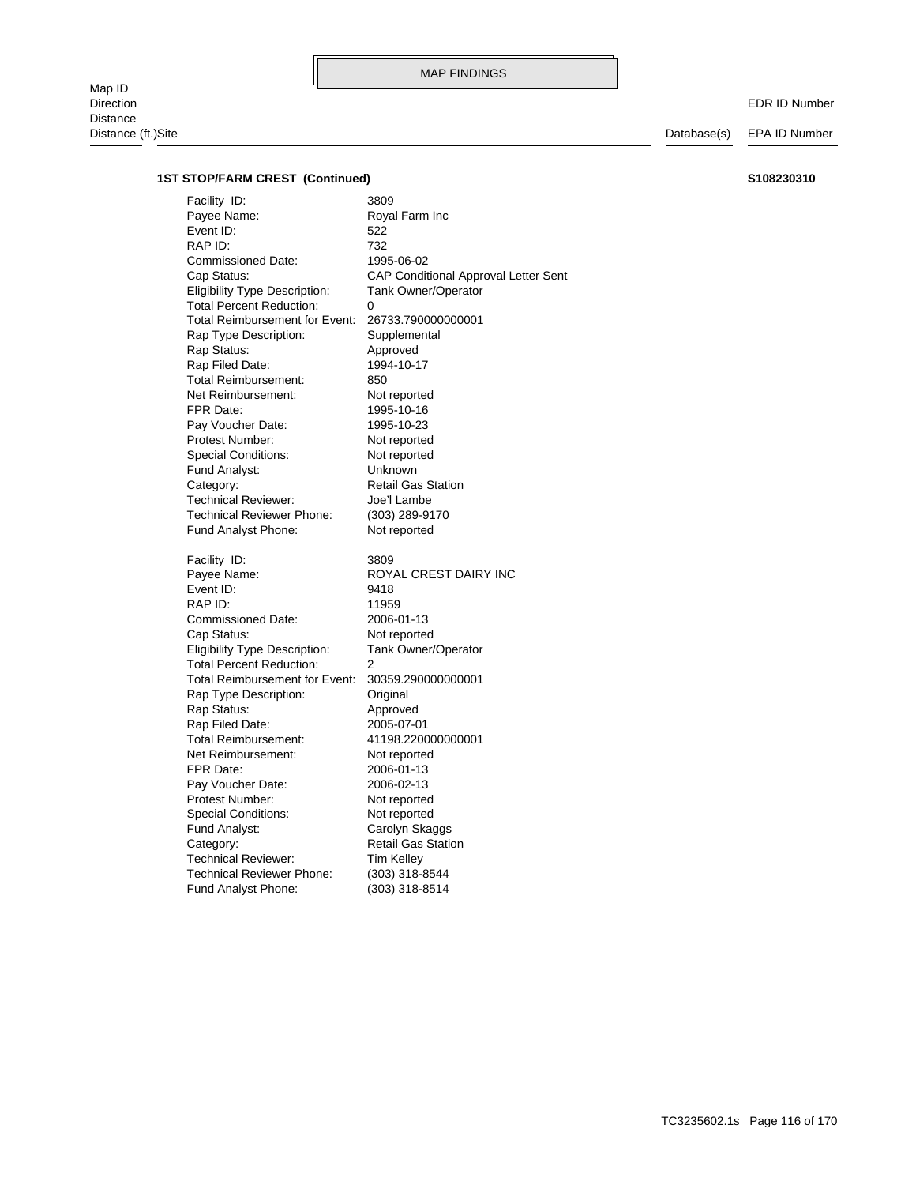MAP FINDINGS

| Map ID<br>Direction<br>Distance<br>Distance (ft.)Site | Database(s) | EDR ID Number<br>EPA ID Number |
|---|---|---|

**1ST STOP/FARM CREST (Continued)** **S108230310**

| | |
|---|---|
| Facility ID: | 3809 |
| Payee Name: | Royal Farm Inc |
| Event ID: | 522 |
| RAP ID: | 732 |
| Commissioned Date: | 1995-06-02 |
| Cap Status: | CAP Conditional Approval Letter Sent |
| Eligibility Type Description: | Tank Owner/Operator |
| Total Percent Reduction: | 0 |
| Total Reimbursement for Event: | 26733.790000000001 |
| Rap Type Description: | Supplemental |
| Rap Status: | Approved |
| Rap Filed Date: | 1994-10-17 |
| Total Reimbursement: | 850 |
| Net Reimbursement: | Not reported |
| FPR Date: | 1995-10-16 |
| Pay Voucher Date: | 1995-10-23 |
| Protest Number: | Not reported |
| Special Conditions: | Not reported |
| Fund Analyst: | Unknown |
| Category: | Retail Gas Station |
| Technical Reviewer: | Joe'l Lambe |
| Technical Reviewer Phone: | (303) 289-9170 |
| Fund Analyst Phone: | Not reported |

| | |
|---|---|
| Facility ID: | 3809 |
| Payee Name: | ROYAL CREST DAIRY INC |
| Event ID: | 9418 |
| RAP ID: | 11959 |
| Commissioned Date: | 2006-01-13 |
| Cap Status: | Not reported |
| Eligibility Type Description: | Tank Owner/Operator |
| Total Percent Reduction: | 2 |
| Total Reimbursement for Event: | 30359.290000000001 |
| Rap Type Description: | Original |
| Rap Status: | Approved |
| Rap Filed Date: | 2005-07-01 |
| Total Reimbursement: | 41198.220000000001 |
| Net Reimbursement: | Not reported |
| FPR Date: | 2006-01-13 |
| Pay Voucher Date: | 2006-02-13 |
| Protest Number: | Not reported |
| Special Conditions: | Not reported |
| Fund Analyst: | Carolyn Skaggs |
| Category: | Retail Gas Station |
| Technical Reviewer: | Tim Kelley |
| Technical Reviewer Phone: | (303) 318-8544 |
| Fund Analyst Phone: | (303) 318-8514 |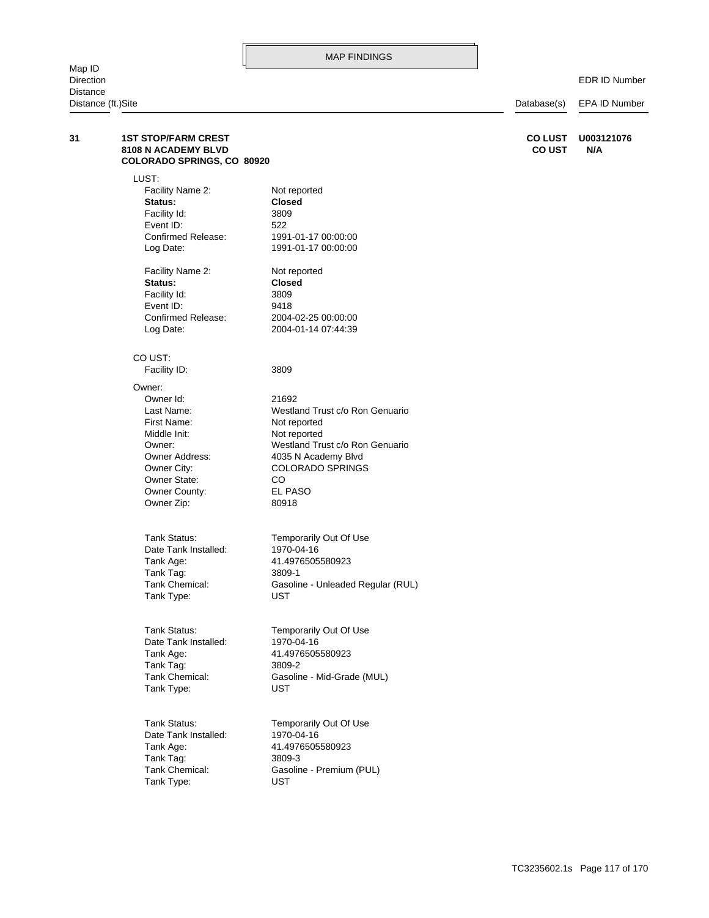MAP FINDINGS

| Map ID / Direction / Distance / Distance (ft.) | Site | Database(s) | EDR ID Number / EPA ID Number |
|---|---|---|---|
| **31** | **1ST STOP/FARM CREST**<br>**8108 N ACADEMY BLVD**<br>**COLORADO SPRINGS, CO 80920** | **CO LUST**<br>**CO UST** | **U003121076**<br>**N/A** |

LUST:

| | |
|---|---|
| Facility Name 2: | Not reported |
| **Status:** | **Closed** |
| Facility Id: | 3809 |
| Event ID: | 522 |
| Confirmed Release: | 1991-01-17 00:00:00 |
| Log Date: | 1991-01-17 00:00:00 |

| | |
|---|---|
| Facility Name 2: | Not reported |
| **Status:** | **Closed** |
| Facility Id: | 3809 |
| Event ID: | 9418 |
| Confirmed Release: | 2004-02-25 00:00:00 |
| Log Date: | 2004-01-14 07:44:39 |

CO UST:

| | |
|---|---|
| Facility ID: | 3809 |

Owner:

| | |
|---|---|
| Owner Id: | 21692 |
| Last Name: | Westland Trust c/o Ron Genuario |
| First Name: | Not reported |
| Middle Init: | Not reported |
| Owner: | Westland Trust c/o Ron Genuario |
| Owner Address: | 4035 N Academy Blvd |
| Owner City: | COLORADO SPRINGS |
| Owner State: | CO |
| Owner County: | EL PASO |
| Owner Zip: | 80918 |

| | |
|---|---|
| Tank Status: | Temporarily Out Of Use |
| Date Tank Installed: | 1970-04-16 |
| Tank Age: | 41.4976505580923 |
| Tank Tag: | 3809-1 |
| Tank Chemical: | Gasoline - Unleaded Regular (RUL) |
| Tank Type: | UST |

| | |
|---|---|
| Tank Status: | Temporarily Out Of Use |
| Date Tank Installed: | 1970-04-16 |
| Tank Age: | 41.4976505580923 |
| Tank Tag: | 3809-2 |
| Tank Chemical: | Gasoline - Mid-Grade (MUL) |
| Tank Type: | UST |

| | |
|---|---|
| Tank Status: | Temporarily Out Of Use |
| Date Tank Installed: | 1970-04-16 |
| Tank Age: | 41.4976505580923 |
| Tank Tag: | 3809-3 |
| Tank Chemical: | Gasoline - Premium (PUL) |
| Tank Type: | UST |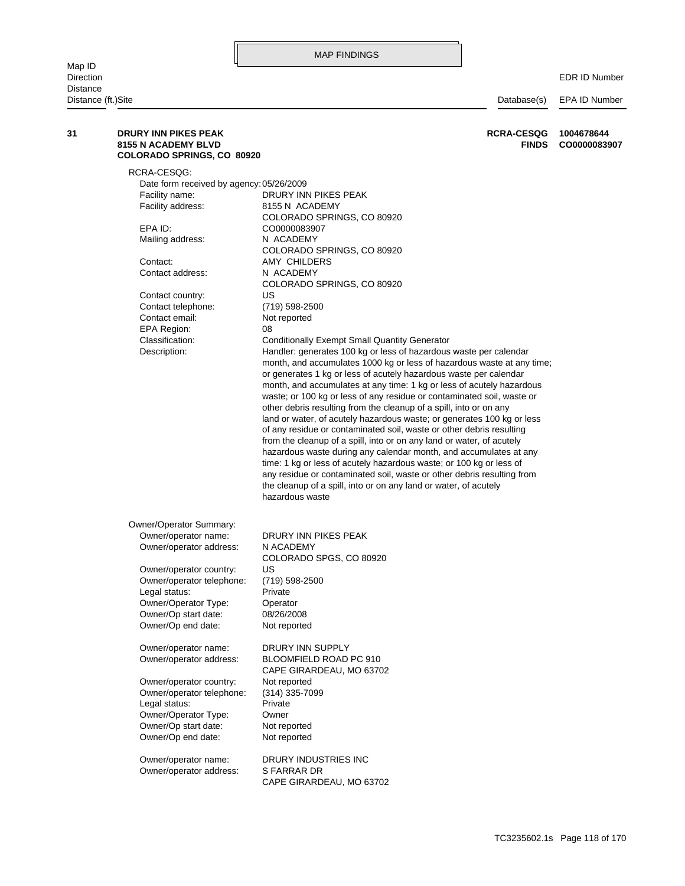MAP FINDINGS

| Map ID<br>Direction<br>Distance<br>Distance (ft.) | Site | Database(s) | EDR ID Number<br>EPA ID Number |
|---|---|---|---|
| 31 | **DRURY INN PIKES PEAK**<br>**8155 N ACADEMY BLVD**<br>**COLORADO SPRINGS, CO 80920** | **RCRA-CESQG**<br>**FINDS** | **1004678644**<br>**CO0000083907** |

RCRA-CESQG:

Date form received by agency: 05/26/2009
Facility name: DRURY INN PIKES PEAK
Facility address: 8155 N ACADEMY
COLORADO SPRINGS, CO 80920
EPA ID: CO0000083907
Mailing address: N ACADEMY
COLORADO SPRINGS, CO 80920
Contact: AMY CHILDERS
Contact address: N ACADEMY
COLORADO SPRINGS, CO 80920
Contact country: US
Contact telephone: (719) 598-2500
Contact email: Not reported
EPA Region: 08
Classification: Conditionally Exempt Small Quantity Generator
Description: Handler: generates 100 kg or less of hazardous waste per calendar month, and accumulates 1000 kg or less of hazardous waste at any time; or generates 1 kg or less of acutely hazardous waste per calendar month, and accumulates at any time: 1 kg or less of acutely hazardous waste; or 100 kg or less of any residue or contaminated soil, waste or other debris resulting from the cleanup of a spill, into or on any land or water, of acutely hazardous waste; or generates 100 kg or less of any residue or contaminated soil, waste or other debris resulting from the cleanup of a spill, into or on any land or water, of acutely hazardous waste during any calendar month, and accumulates at any time: 1 kg or less of acutely hazardous waste; or 100 kg or less of any residue or contaminated soil, waste or other debris resulting from the cleanup of a spill, into or on any land or water, of acutely hazardous waste

Owner/Operator Summary:

Owner/operator name: DRURY INN PIKES PEAK
Owner/operator address: N ACADEMY
COLORADO SPGS, CO 80920
Owner/operator country: US
Owner/operator telephone: (719) 598-2500
Legal status: Private
Owner/Operator Type: Operator
Owner/Op start date: 08/26/2008
Owner/Op end date: Not reported

Owner/operator name: DRURY INN SUPPLY
Owner/operator address: BLOOMFIELD ROAD PC 910
CAPE GIRARDEAU, MO 63702
Owner/operator country: Not reported
Owner/operator telephone: (314) 335-7099
Legal status: Private
Owner/Operator Type: Owner
Owner/Op start date: Not reported
Owner/Op end date: Not reported

Owner/operator name: DRURY INDUSTRIES INC
Owner/operator address: S FARRAR DR
CAPE GIRARDEAU, MO 63702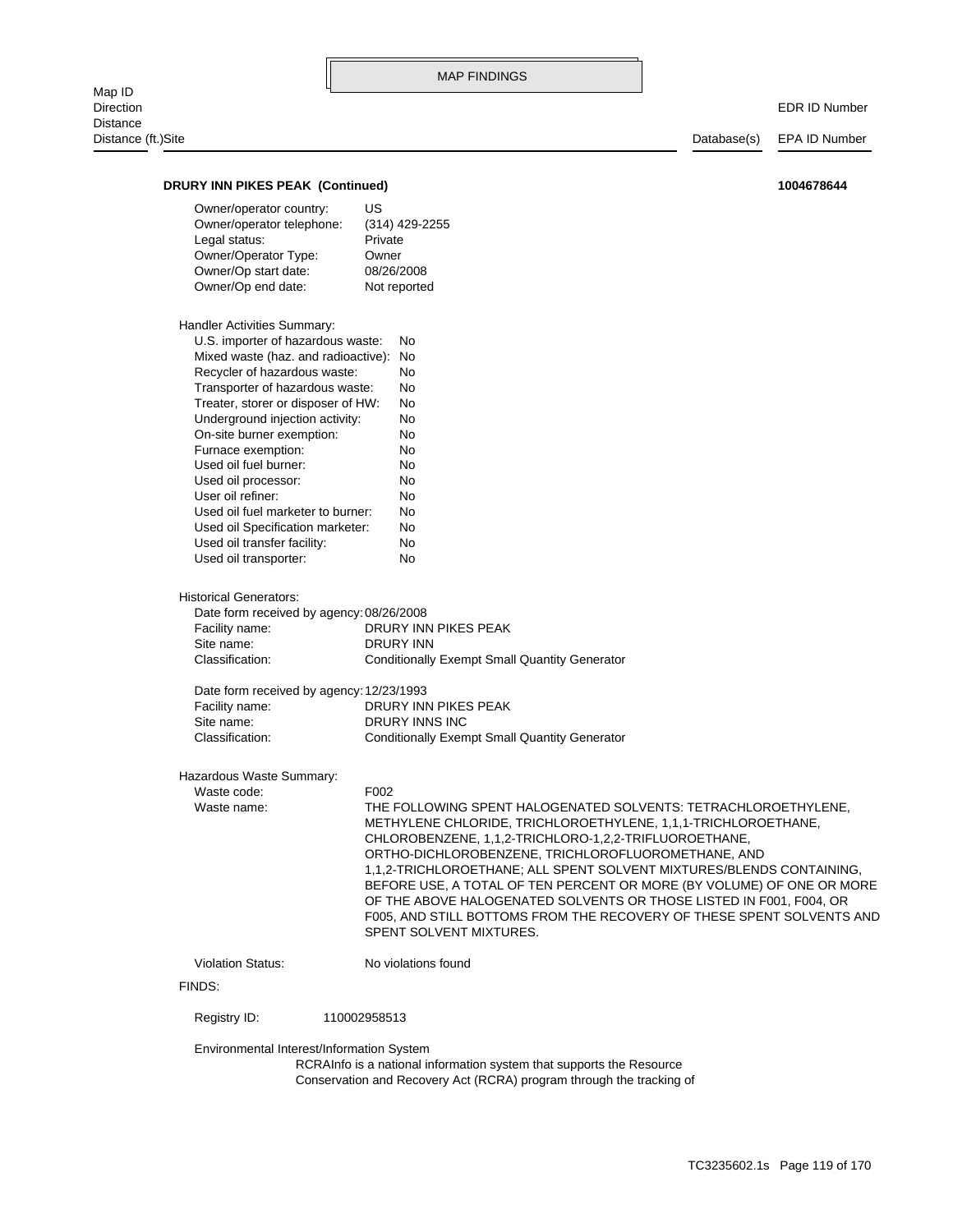**DRURY INN PIKES PEAK (Continued)** **1004678644**

Owner/operator country: US
Owner/operator telephone: (314) 429-2255
Legal status: Private
Owner/Operator Type: Owner
Owner/Op start date: 08/26/2008
Owner/Op end date: Not reported

Handler Activities Summary:

| | |
|---|---|
| U.S. importer of hazardous waste: | No |
| Mixed waste (haz. and radioactive): | No |
| Recycler of hazardous waste: | No |
| Transporter of hazardous waste: | No |
| Treater, storer or disposer of HW: | No |
| Underground injection activity: | No |
| On-site burner exemption: | No |
| Furnace exemption: | No |
| Used oil fuel burner: | No |
| Used oil processor: | No |
| User oil refiner: | No |
| Used oil fuel marketer to burner: | No |
| Used oil Specification marketer: | No |
| Used oil transfer facility: | No |
| Used oil transporter: | No |

Historical Generators:

Date form received by agency: 08/26/2008
Facility name: DRURY INN PIKES PEAK
Site name: DRURY INN
Classification: Conditionally Exempt Small Quantity Generator

Date form received by agency: 12/23/1993
Facility name: DRURY INN PIKES PEAK
Site name: DRURY INNS INC
Classification: Conditionally Exempt Small Quantity Generator

Hazardous Waste Summary:

Waste code: F002
Waste name: THE FOLLOWING SPENT HALOGENATED SOLVENTS: TETRACHLOROETHYLENE, METHYLENE CHLORIDE, TRICHLOROETHYLENE, 1,1,1-TRICHLOROETHANE, CHLOROBENZENE, 1,1,2-TRICHLORO-1,2,2-TRIFLUOROETHANE, ORTHO-DICHLOROBENZENE, TRICHLOROFLUOROMETHANE, AND 1,1,2-TRICHLOROETHANE; ALL SPENT SOLVENT MIXTURES/BLENDS CONTAINING, BEFORE USE, A TOTAL OF TEN PERCENT OR MORE (BY VOLUME) OF ONE OR MORE OF THE ABOVE HALOGENATED SOLVENTS OR THOSE LISTED IN F001, F004, OR F005, AND STILL BOTTOMS FROM THE RECOVERY OF THESE SPENT SOLVENTS AND SPENT SOLVENT MIXTURES.

Violation Status: No violations found

FINDS:

Registry ID: 110002958513

Environmental Interest/Information System
RCRAInfo is a national information system that supports the Resource Conservation and Recovery Act (RCRA) program through the tracking of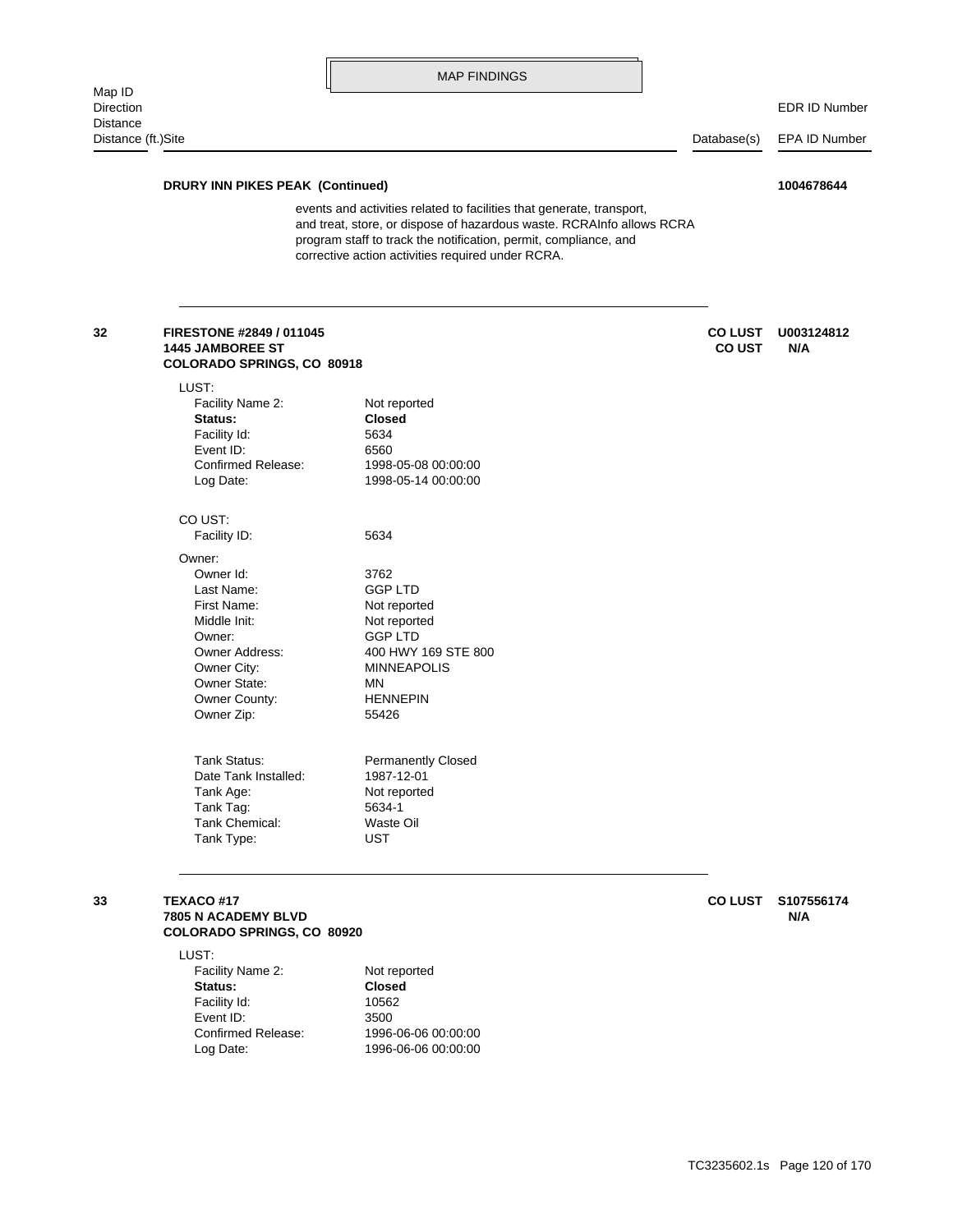MAP FINDINGS

| Map ID / Direction / Distance / Distance (ft.) | Site | Database(s) | EDR ID Number / EPA ID Number |
|---|---|---|---|

**DRURY INN PIKES PEAK (Continued)** **1004678644**

events and activities related to facilities that generate, transport, and treat, store, or dispose of hazardous waste. RCRAInfo allows RCRA program staff to track the notification, permit, compliance, and corrective action activities required under RCRA.

---

**32** **FIRESTONE #2849 / 011045**
**1445 JAMBOREE ST**
**COLORADO SPRINGS, CO 80918**

**CO LUST** **U003124812**
**CO UST** **N/A**

LUST:

| | |
|---|---|
| Facility Name 2: | Not reported |
| **Status:** | **Closed** |
| Facility Id: | 5634 |
| Event ID: | 6560 |
| Confirmed Release: | 1998-05-08 00:00:00 |
| Log Date: | 1998-05-14 00:00:00 |

CO UST:

| | |
|---|---|
| Facility ID: | 5634 |

Owner:

| | |
|---|---|
| Owner Id: | 3762 |
| Last Name: | GGP LTD |
| First Name: | Not reported |
| Middle Init: | Not reported |
| Owner: | GGP LTD |
| Owner Address: | 400 HWY 169 STE 800 |
| Owner City: | MINNEAPOLIS |
| Owner State: | MN |
| Owner County: | HENNEPIN |
| Owner Zip: | 55426 |

| | |
|---|---|
| Tank Status: | Permanently Closed |
| Date Tank Installed: | 1987-12-01 |
| Tank Age: | Not reported |
| Tank Tag: | 5634-1 |
| Tank Chemical: | Waste Oil |
| Tank Type: | UST |

---

**33** **TEXACO #17**
**7805 N ACADEMY BLVD**
**COLORADO SPRINGS, CO 80920**

**CO LUST** **S107556174**
**N/A**

LUST:

| | |
|---|---|
| Facility Name 2: | Not reported |
| **Status:** | **Closed** |
| Facility Id: | 10562 |
| Event ID: | 3500 |
| Confirmed Release: | 1996-06-06 00:00:00 |
| Log Date: | 1996-06-06 00:00:00 |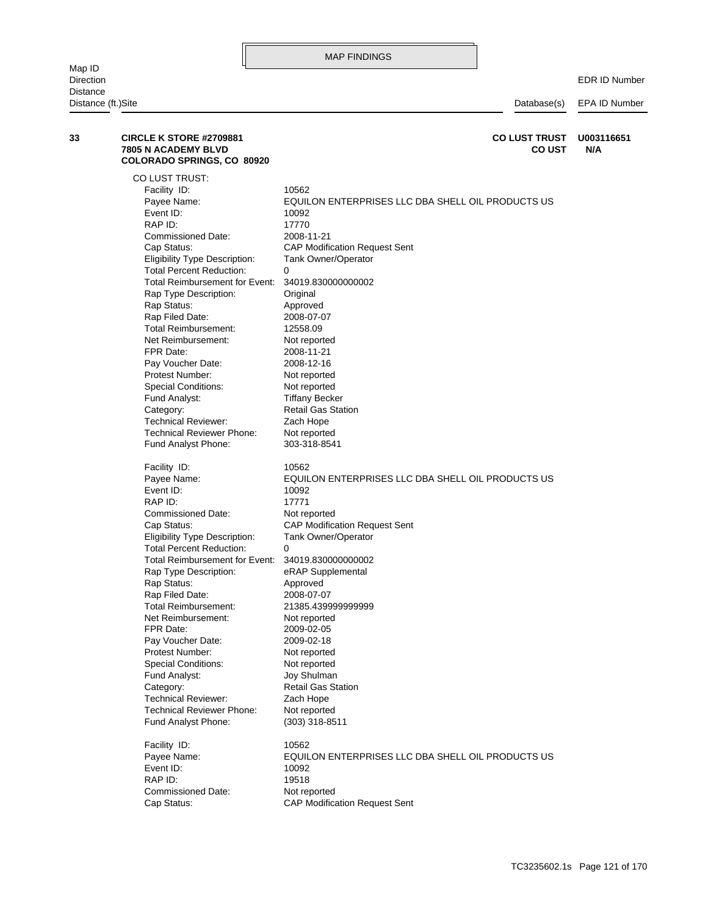## MAP FINDINGS

| Map ID / Direction / Distance / Distance (ft.) | Site | Database(s) | EDR ID Number / EPA ID Number |
|---|---|---|---|
| **33** | **CIRCLE K STORE #2709881**<br>**7805 N ACADEMY BLVD**<br>**COLORADO SPRINGS, CO 80920** | **CO LUST TRUST**<br>**CO UST** | **U003116651**<br>**N/A** |

CO LUST TRUST:

| | |
|---|---|
| Facility ID: | 10562 |
| Payee Name: | EQUILON ENTERPRISES LLC DBA SHELL OIL PRODUCTS US |
| Event ID: | 10092 |
| RAP ID: | 17770 |
| Commissioned Date: | 2008-11-21 |
| Cap Status: | CAP Modification Request Sent |
| Eligibility Type Description: | Tank Owner/Operator |
| Total Percent Reduction: | 0 |
| Total Reimbursement for Event: | 34019.830000000002 |
| Rap Type Description: | Original |
| Rap Status: | Approved |
| Rap Filed Date: | 2008-07-07 |
| Total Reimbursement: | 12558.09 |
| Net Reimbursement: | Not reported |
| FPR Date: | 2008-11-21 |
| Pay Voucher Date: | 2008-12-16 |
| Protest Number: | Not reported |
| Special Conditions: | Not reported |
| Fund Analyst: | Tiffany Becker |
| Category: | Retail Gas Station |
| Technical Reviewer: | Zach Hope |
| Technical Reviewer Phone: | Not reported |
| Fund Analyst Phone: | 303-318-8541 |

| | |
|---|---|
| Facility ID: | 10562 |
| Payee Name: | EQUILON ENTERPRISES LLC DBA SHELL OIL PRODUCTS US |
| Event ID: | 10092 |
| RAP ID: | 17771 |
| Commissioned Date: | Not reported |
| Cap Status: | CAP Modification Request Sent |
| Eligibility Type Description: | Tank Owner/Operator |
| Total Percent Reduction: | 0 |
| Total Reimbursement for Event: | 34019.830000000002 |
| Rap Type Description: | eRAP Supplemental |
| Rap Status: | Approved |
| Rap Filed Date: | 2008-07-07 |
| Total Reimbursement: | 21385.439999999999 |
| Net Reimbursement: | Not reported |
| FPR Date: | 2009-02-05 |
| Pay Voucher Date: | 2009-02-18 |
| Protest Number: | Not reported |
| Special Conditions: | Not reported |
| Fund Analyst: | Joy Shulman |
| Category: | Retail Gas Station |
| Technical Reviewer: | Zach Hope |
| Technical Reviewer Phone: | Not reported |
| Fund Analyst Phone: | (303) 318-8511 |

| | |
|---|---|
| Facility ID: | 10562 |
| Payee Name: | EQUILON ENTERPRISES LLC DBA SHELL OIL PRODUCTS US |
| Event ID: | 10092 |
| RAP ID: | 19518 |
| Commissioned Date: | Not reported |
| Cap Status: | CAP Modification Request Sent |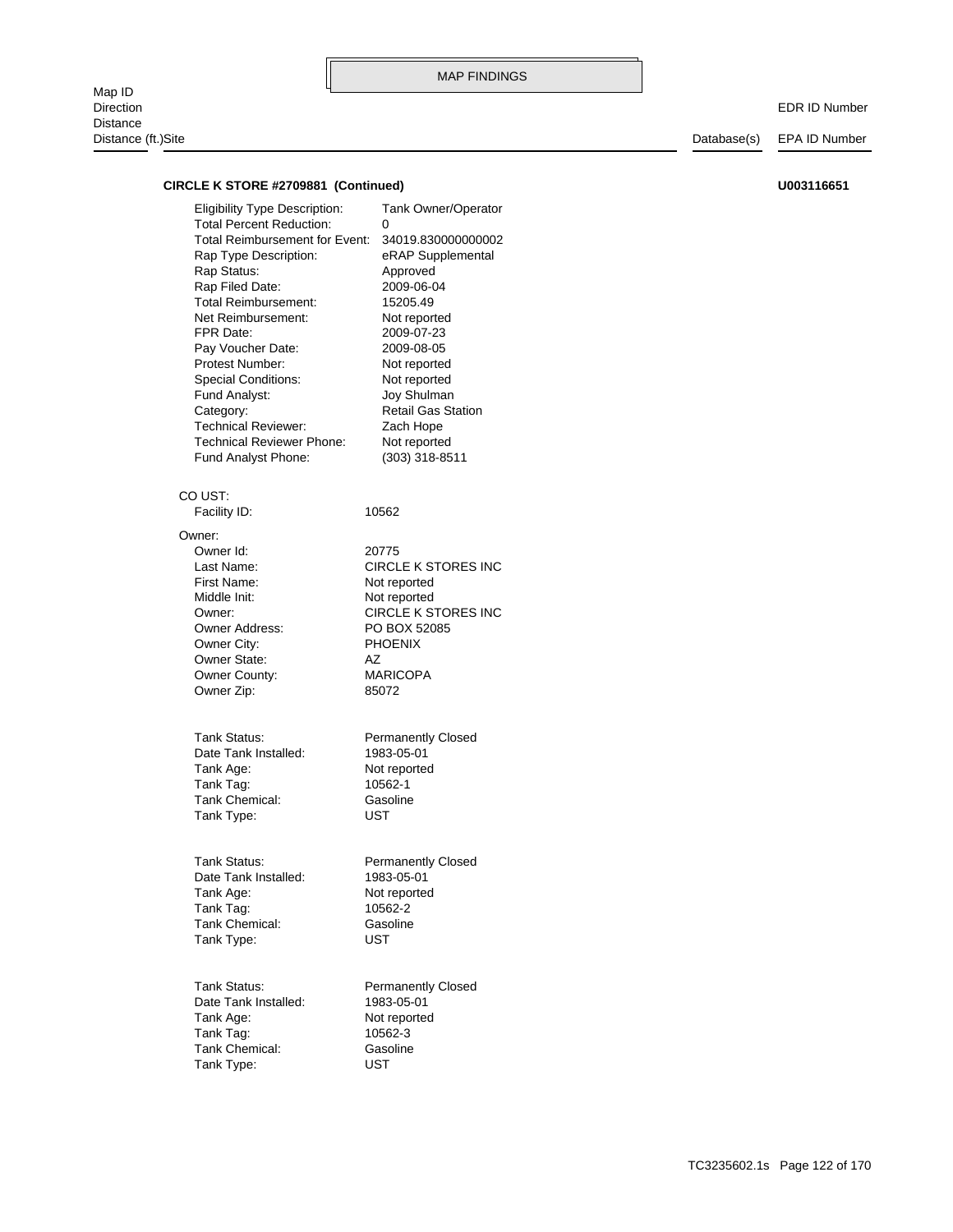MAP FINDINGS

| Map ID<br>Direction<br>Distance<br>Distance (ft.)Site | Database(s) | EDR ID Number<br>EPA ID Number |
|---|---|---|

**CIRCLE K STORE #2709881 (Continued)** **U003116651**

| | |
|---|---|
| Eligibility Type Description: | Tank Owner/Operator |
| Total Percent Reduction: | 0 |
| Total Reimbursement for Event: | 34019.830000000002 |
| Rap Type Description: | eRAP Supplemental |
| Rap Status: | Approved |
| Rap Filed Date: | 2009-06-04 |
| Total Reimbursement: | 15205.49 |
| Net Reimbursement: | Not reported |
| FPR Date: | 2009-07-23 |
| Pay Voucher Date: | 2009-08-05 |
| Protest Number: | Not reported |
| Special Conditions: | Not reported |
| Fund Analyst: | Joy Shulman |
| Category: | Retail Gas Station |
| Technical Reviewer: | Zach Hope |
| Technical Reviewer Phone: | Not reported |
| Fund Analyst Phone: | (303) 318-8511 |

CO UST:

| | |
|---|---|
| Facility ID: | 10562 |

Owner:

| | |
|---|---|
| Owner Id: | 20775 |
| Last Name: | CIRCLE K STORES INC |
| First Name: | Not reported |
| Middle Init: | Not reported |
| Owner: | CIRCLE K STORES INC |
| Owner Address: | PO BOX 52085 |
| Owner City: | PHOENIX |
| Owner State: | AZ |
| Owner County: | MARICOPA |
| Owner Zip: | 85072 |

| | |
|---|---|
| Tank Status: | Permanently Closed |
| Date Tank Installed: | 1983-05-01 |
| Tank Age: | Not reported |
| Tank Tag: | 10562-1 |
| Tank Chemical: | Gasoline |
| Tank Type: | UST |

| | |
|---|---|
| Tank Status: | Permanently Closed |
| Date Tank Installed: | 1983-05-01 |
| Tank Age: | Not reported |
| Tank Tag: | 10562-2 |
| Tank Chemical: | Gasoline |
| Tank Type: | UST |

| | |
|---|---|
| Tank Status: | Permanently Closed |
| Date Tank Installed: | 1983-05-01 |
| Tank Age: | Not reported |
| Tank Tag: | 10562-3 |
| Tank Chemical: | Gasoline |
| Tank Type: | UST |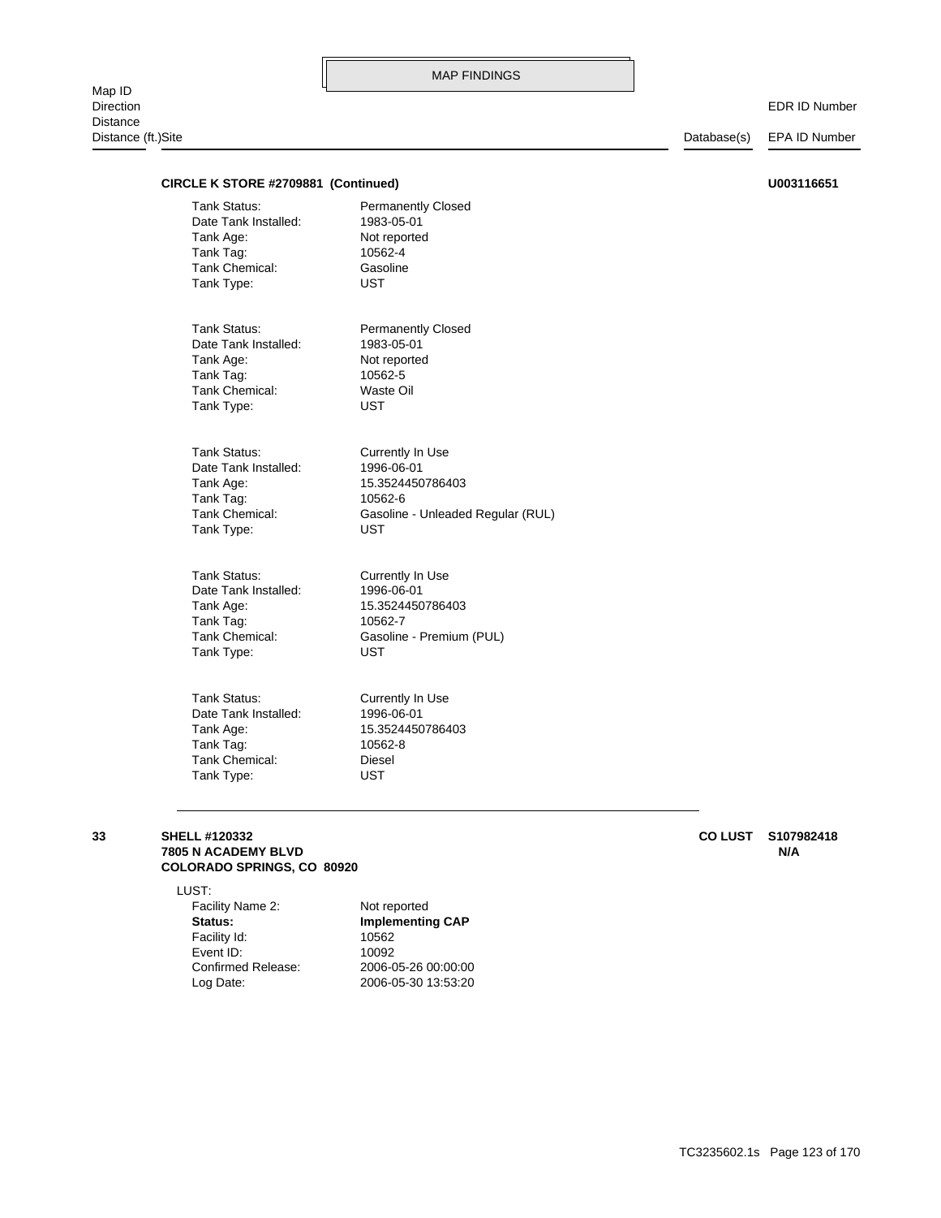MAP FINDINGS

| Map ID / Direction / Distance / Distance (ft.) | Site | Database(s) | EDR ID Number / EPA ID Number |
|---|---|---|---|

**CIRCLE K STORE #2709881 (Continued)** **U003116651**

Tank Status: Permanently Closed
Date Tank Installed: 1983-05-01
Tank Age: Not reported
Tank Tag: 10562-4
Tank Chemical: Gasoline
Tank Type: UST

Tank Status: Permanently Closed
Date Tank Installed: 1983-05-01
Tank Age: Not reported
Tank Tag: 10562-5
Tank Chemical: Waste Oil
Tank Type: UST

Tank Status: Currently In Use
Date Tank Installed: 1996-06-01
Tank Age: 15.3524450786403
Tank Tag: 10562-6
Tank Chemical: Gasoline - Unleaded Regular (RUL)
Tank Type: UST

Tank Status: Currently In Use
Date Tank Installed: 1996-06-01
Tank Age: 15.3524450786403
Tank Tag: 10562-7
Tank Chemical: Gasoline - Premium (PUL)
Tank Type: UST

Tank Status: Currently In Use
Date Tank Installed: 1996-06-01
Tank Age: 15.3524450786403
Tank Tag: 10562-8
Tank Chemical: Diesel
Tank Type: UST

---

**33** **SHELL #120332** — **CO LUST** — **S107982418**
**7805 N ACADEMY BLVD** — **N/A**
**COLORADO SPRINGS, CO 80920**

LUST:
Facility Name 2: Not reported
**Status:** **Implementing CAP**
Facility Id: 10562
Event ID: 10092
Confirmed Release: 2006-05-26 00:00:00
Log Date: 2006-05-30 13:53:20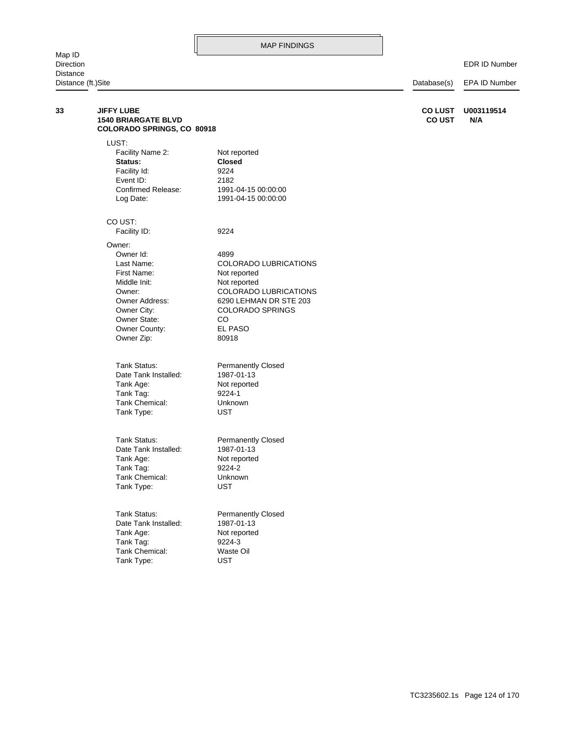MAP FINDINGS

| Map ID<br>Direction<br>Distance<br>Distance (ft.) | Site | Database(s) | EDR ID Number<br>EPA ID Number |
|---|---|---|---|
| **33** | **JIFFY LUBE**<br>**1540 BRIARGATE BLVD**<br>**COLORADO SPRINGS, CO 80918** | **CO LUST**<br>**CO UST** | **U003119514**<br>**N/A** |

LUST:

| | |
|---|---|
| Facility Name 2: | Not reported |
| **Status:** | **Closed** |
| Facility Id: | 9224 |
| Event ID: | 2182 |
| Confirmed Release: | 1991-04-15 00:00:00 |
| Log Date: | 1991-04-15 00:00:00 |

CO UST:

| | |
|---|---|
| Facility ID: | 9224 |

Owner:

| | |
|---|---|
| Owner Id: | 4899 |
| Last Name: | COLORADO LUBRICATIONS |
| First Name: | Not reported |
| Middle Init: | Not reported |
| Owner: | COLORADO LUBRICATIONS |
| Owner Address: | 6290 LEHMAN DR STE 203 |
| Owner City: | COLORADO SPRINGS |
| Owner State: | CO |
| Owner County: | EL PASO |
| Owner Zip: | 80918 |

| | |
|---|---|
| Tank Status: | Permanently Closed |
| Date Tank Installed: | 1987-01-13 |
| Tank Age: | Not reported |
| Tank Tag: | 9224-1 |
| Tank Chemical: | Unknown |
| Tank Type: | UST |

| | |
|---|---|
| Tank Status: | Permanently Closed |
| Date Tank Installed: | 1987-01-13 |
| Tank Age: | Not reported |
| Tank Tag: | 9224-2 |
| Tank Chemical: | Unknown |
| Tank Type: | UST |

| | |
|---|---|
| Tank Status: | Permanently Closed |
| Date Tank Installed: | 1987-01-13 |
| Tank Age: | Not reported |
| Tank Tag: | 9224-3 |
| Tank Chemical: | Waste Oil |
| Tank Type: | UST |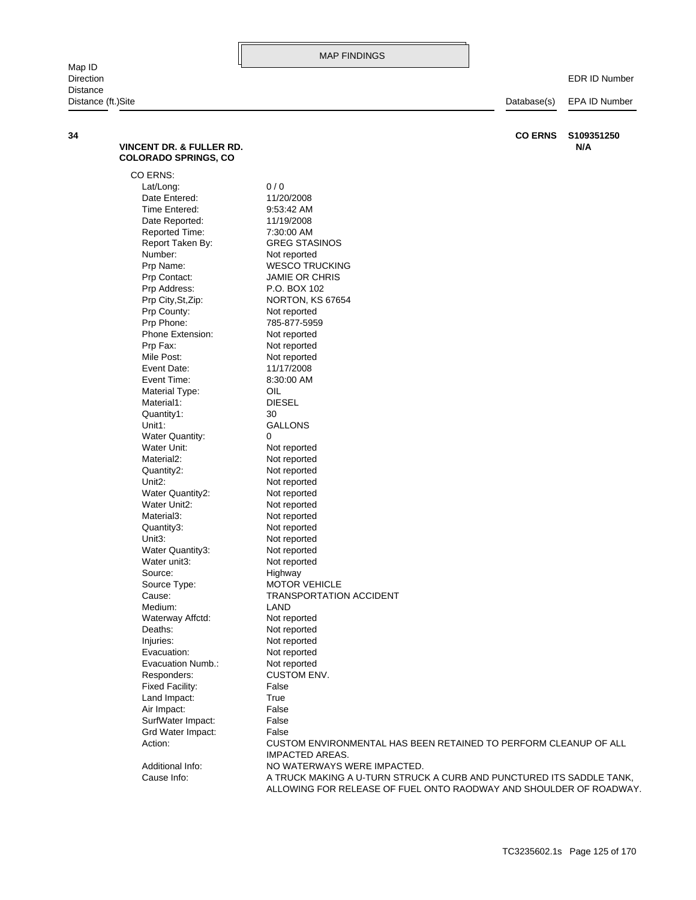MAP FINDINGS

| Map ID<br>Direction<br>Distance<br>Distance (ft.)Site | | Database(s) | EDR ID Number<br>EPA ID Number |
|---|---|---|---|
| **34** | **VINCENT DR. & FULLER RD.**<br>**COLORADO SPRINGS, CO** | **CO ERNS** | **S109351250**<br>**N/A** |

CO ERNS:

| | |
|---|---|
| Lat/Long: | 0 / 0 |
| Date Entered: | 11/20/2008 |
| Time Entered: | 9:53:42 AM |
| Date Reported: | 11/19/2008 |
| Reported Time: | 7:30:00 AM |
| Report Taken By: | GREG STASINOS |
| Number: | Not reported |
| Prp Name: | WESCO TRUCKING |
| Prp Contact: | JAMIE OR CHRIS |
| Prp Address: | P.O. BOX 102 |
| Prp City,St,Zip: | NORTON, KS 67654 |
| Prp County: | Not reported |
| Prp Phone: | 785-877-5959 |
| Phone Extension: | Not reported |
| Prp Fax: | Not reported |
| Mile Post: | Not reported |
| Event Date: | 11/17/2008 |
| Event Time: | 8:30:00 AM |
| Material Type: | OIL |
| Material1: | DIESEL |
| Quantity1: | 30 |
| Unit1: | GALLONS |
| Water Quantity: | 0 |
| Water Unit: | Not reported |
| Material2: | Not reported |
| Quantity2: | Not reported |
| Unit2: | Not reported |
| Water Quantity2: | Not reported |
| Water Unit2: | Not reported |
| Material3: | Not reported |
| Quantity3: | Not reported |
| Unit3: | Not reported |
| Water Quantity3: | Not reported |
| Water unit3: | Not reported |
| Source: | Highway |
| Source Type: | MOTOR VEHICLE |
| Cause: | TRANSPORTATION ACCIDENT |
| Medium: | LAND |
| Waterway Affctd: | Not reported |
| Deaths: | Not reported |
| Injuries: | Not reported |
| Evacuation: | Not reported |
| Evacuation Numb.: | Not reported |
| Responders: | CUSTOM ENV. |
| Fixed Facility: | False |
| Land Impact: | True |
| Air Impact: | False |
| SurfWater Impact: | False |
| Grd Water Impact: | False |
| Action: | CUSTOM ENVIRONMENTAL HAS BEEN RETAINED TO PERFORM CLEANUP OF ALL IMPACTED AREAS. |
| Additional Info: | NO WATERWAYS WERE IMPACTED. |
| Cause Info: | A TRUCK MAKING A U-TURN STRUCK A CURB AND PUNCTURED ITS SADDLE TANK, ALLOWING FOR RELEASE OF FUEL ONTO RAODWAY AND SHOULDER OF ROADWAY. |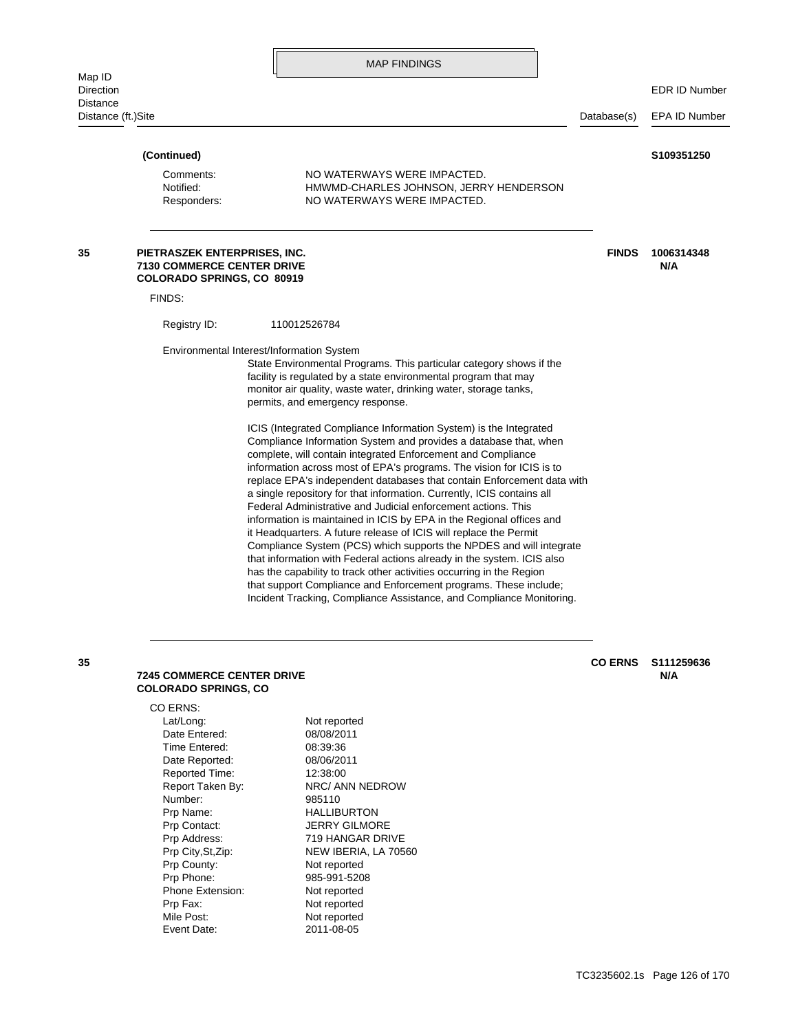## MAP FINDINGS

| Map ID / Direction / Distance / Distance (ft.) | Site | Database(s) | EDR ID Number / EPA ID Number |
|---|---|---|---|

**(Continued)** **S109351250**

Comments: NO WATERWAYS WERE IMPACTED.
Notified: HMWMD-CHARLES JOHNSON, JERRY HENDERSON
Responders: NO WATERWAYS WERE IMPACTED.

---

**35** **PIETRASZEK ENTERPRISES, INC.**
**7130 COMMERCE CENTER DRIVE**
**COLORADO SPRINGS, CO 80919**

**FINDS** **1006314348**
**N/A**

FINDS:

Registry ID: 110012526784

Environmental Interest/Information System

State Environmental Programs. This particular category shows if the facility is regulated by a state environmental program that may monitor air quality, waste water, drinking water, storage tanks, permits, and emergency response.

ICIS (Integrated Compliance Information System) is the Integrated Compliance Information System and provides a database that, when complete, will contain integrated Enforcement and Compliance information across most of EPA's programs. The vision for ICIS is to replace EPA's independent databases that contain Enforcement data with a single repository for that information. Currently, ICIS contains all Federal Administrative and Judicial enforcement actions. This information is maintained in ICIS by EPA in the Regional offices and it Headquarters. A future release of ICIS will replace the Permit Compliance System (PCS) which supports the NPDES and will integrate that information with Federal actions already in the system. ICIS also has the capability to track other activities occurring in the Region that support Compliance and Enforcement programs. These include; Incident Tracking, Compliance Assistance, and Compliance Monitoring.

---

**35**
**7245 COMMERCE CENTER DRIVE**
**COLORADO SPRINGS, CO**

**CO ERNS** **S111259636**
**N/A**

CO ERNS:

| | |
|---|---|
| Lat/Long: | Not reported |
| Date Entered: | 08/08/2011 |
| Time Entered: | 08:39:36 |
| Date Reported: | 08/06/2011 |
| Reported Time: | 12:38:00 |
| Report Taken By: | NRC/ ANN NEDROW |
| Number: | 985110 |
| Prp Name: | HALLIBURTON |
| Prp Contact: | JERRY GILMORE |
| Prp Address: | 719 HANGAR DRIVE |
| Prp City,St,Zip: | NEW IBERIA, LA 70560 |
| Prp County: | Not reported |
| Prp Phone: | 985-991-5208 |
| Phone Extension: | Not reported |
| Prp Fax: | Not reported |
| Mile Post: | Not reported |
| Event Date: | 2011-08-05 |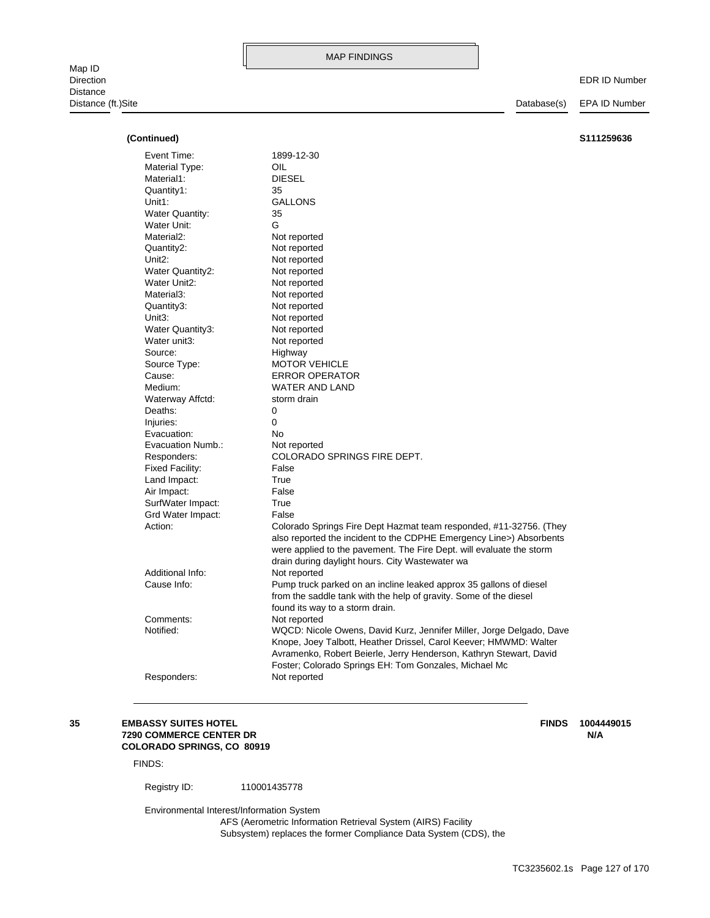MAP FINDINGS

| Map ID / Direction / Distance / Distance (ft.) | Site | Database(s) | EDR ID Number / EPA ID Number |
|---|---|---|---|

**(Continued)** **S111259636**

| | |
|---|---|
| Event Time: | 1899-12-30 |
| Material Type: | OIL |
| Material1: | DIESEL |
| Quantity1: | 35 |
| Unit1: | GALLONS |
| Water Quantity: | 35 |
| Water Unit: | G |
| Material2: | Not reported |
| Quantity2: | Not reported |
| Unit2: | Not reported |
| Water Quantity2: | Not reported |
| Water Unit2: | Not reported |
| Material3: | Not reported |
| Quantity3: | Not reported |
| Unit3: | Not reported |
| Water Quantity3: | Not reported |
| Water unit3: | Not reported |
| Source: | Highway |
| Source Type: | MOTOR VEHICLE |
| Cause: | ERROR OPERATOR |
| Medium: | WATER AND LAND |
| Waterway Affctd: | storm drain |
| Deaths: | 0 |
| Injuries: | 0 |
| Evacuation: | No |
| Evacuation Numb.: | Not reported |
| Responders: | COLORADO SPRINGS FIRE DEPT. |
| Fixed Facility: | False |
| Land Impact: | True |
| Air Impact: | False |
| SurfWater Impact: | True |
| Grd Water Impact: | False |
| Action: | Colorado Springs Fire Dept Hazmat team responded, #11-32756. (They also reported the incident to the CDPHE Emergency Line>) Absorbents were applied to the pavement. The Fire Dept. will evaluate the storm drain during daylight hours. City Wastewater wa |
| Additional Info: | Not reported |
| Cause Info: | Pump truck parked on an incline leaked approx 35 gallons of diesel from the saddle tank with the help of gravity. Some of the diesel found its way to a storm drain. |
| Comments: | Not reported |
| Notified: | WQCD: Nicole Owens, David Kurz, Jennifer Miller, Jorge Delgado, Dave Knope, Joey Talbott, Heather Drissel, Carol Keever; HMWMD: Walter Avramenko, Robert Beierle, Jerry Henderson, Kathryn Stewart, David Foster; Colorado Springs EH: Tom Gonzales, Michael Mc |
| Responders: | Not reported |

---

**35** **EMBASSY SUITES HOTEL** **FINDS** **1004449015**
**7290 COMMERCE CENTER DR** **N/A**
**COLORADO SPRINGS, CO 80919**

FINDS:

Registry ID: 110001435778

Environmental Interest/Information System
AFS (Aerometric Information Retrieval System (AIRS) Facility Subsystem) replaces the former Compliance Data System (CDS), the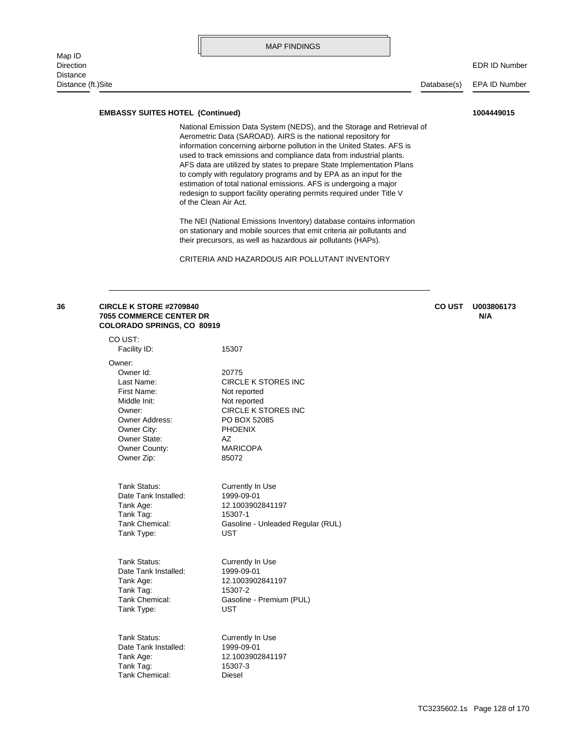MAP FINDINGS

| Map ID Direction Distance Distance (ft.)Site | | Database(s) | EDR ID Number EPA ID Number |
|---|---|---|---|

**EMBASSY SUITES HOTEL (Continued)** **1004449015**

National Emission Data System (NEDS), and the Storage and Retrieval of Aerometric Data (SAROAD). AIRS is the national repository for information concerning airborne pollution in the United States. AFS is used to track emissions and compliance data from industrial plants. AFS data are utilized by states to prepare State Implementation Plans to comply with regulatory programs and by EPA as an input for the estimation of total national emissions. AFS is undergoing a major redesign to support facility operating permits required under Title V of the Clean Air Act.

The NEI (National Emissions Inventory) database contains information on stationary and mobile sources that emit criteria air pollutants and their precursors, as well as hazardous air pollutants (HAPs).

CRITERIA AND HAZARDOUS AIR POLLUTANT INVENTORY

---

**36** **CIRCLE K STORE #2709840**
**7055 COMMERCE CENTER DR**
**COLORADO SPRINGS, CO 80919**

**CO UST** **U003806173**
**N/A**

CO UST:

| | |
|---|---|
| Facility ID: | 15307 |

Owner:

| | |
|---|---|
| Owner Id: | 20775 |
| Last Name: | CIRCLE K STORES INC |
| First Name: | Not reported |
| Middle Init: | Not reported |
| Owner: | CIRCLE K STORES INC |
| Owner Address: | PO BOX 52085 |
| Owner City: | PHOENIX |
| Owner State: | AZ |
| Owner County: | MARICOPA |
| Owner Zip: | 85072 |

| | |
|---|---|
| Tank Status: | Currently In Use |
| Date Tank Installed: | 1999-09-01 |
| Tank Age: | 12.1003902841197 |
| Tank Tag: | 15307-1 |
| Tank Chemical: | Gasoline - Unleaded Regular (RUL) |
| Tank Type: | UST |

| | |
|---|---|
| Tank Status: | Currently In Use |
| Date Tank Installed: | 1999-09-01 |
| Tank Age: | 12.1003902841197 |
| Tank Tag: | 15307-2 |
| Tank Chemical: | Gasoline - Premium (PUL) |
| Tank Type: | UST |

| | |
|---|---|
| Tank Status: | Currently In Use |
| Date Tank Installed: | 1999-09-01 |
| Tank Age: | 12.1003902841197 |
| Tank Tag: | 15307-3 |
| Tank Chemical: | Diesel |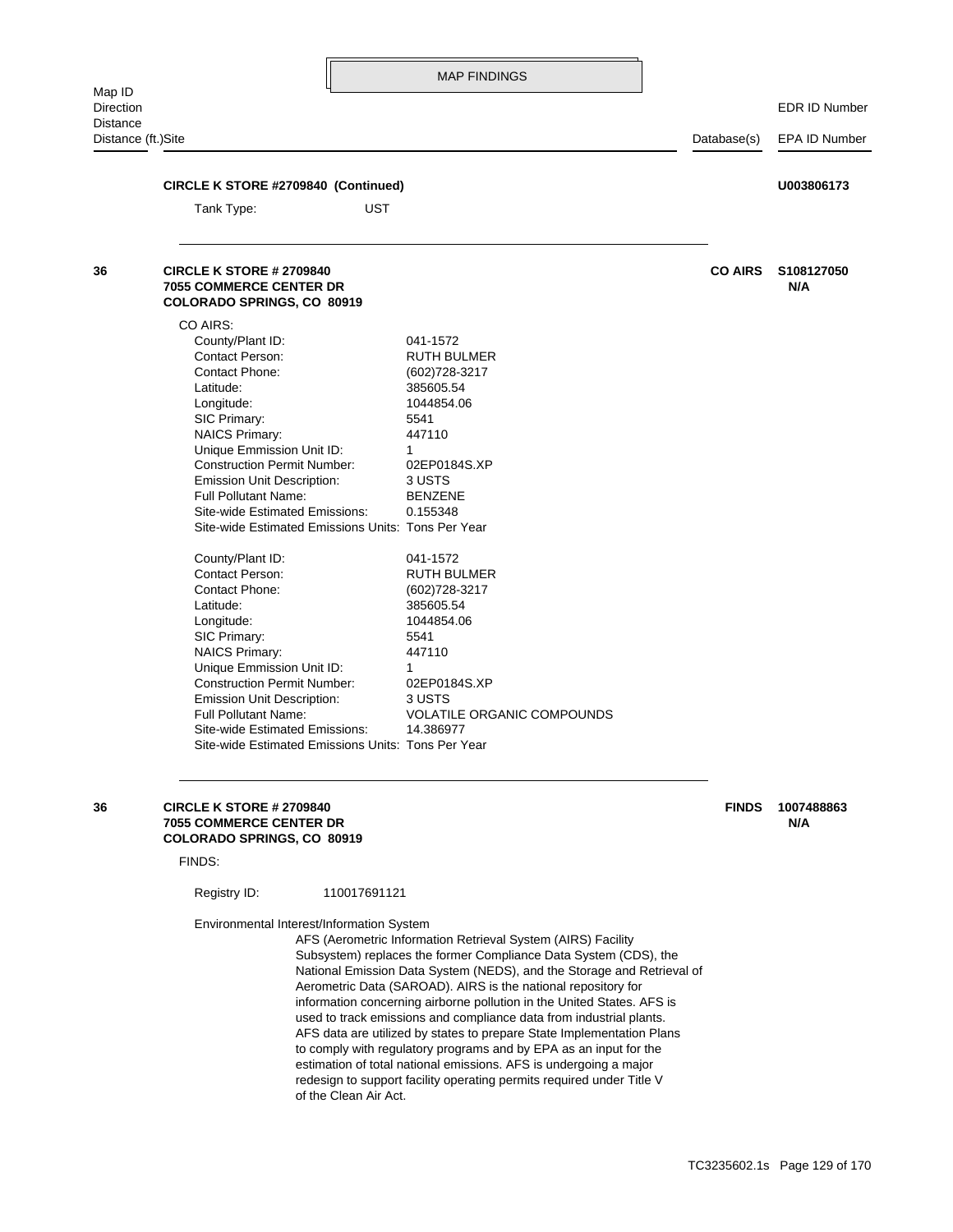MAP FINDINGS

| Map ID / Direction / Distance / Distance (ft.) | Site | Database(s) | EDR ID Number / EPA ID Number |
|---|---|---|---|

**CIRCLE K STORE #2709840 (Continued)** — **U003806173**

Tank Type: UST

---

**36** — **CIRCLE K STORE # 2709840**
**7055 COMMERCE CENTER DR**
**COLORADO SPRINGS, CO 80919**

**CO AIRS** — **S108127050** / **N/A**

CO AIRS:

| | |
|---|---|
| County/Plant ID: | 041-1572 |
| Contact Person: | RUTH BULMER |
| Contact Phone: | (602)728-3217 |
| Latitude: | 385605.54 |
| Longitude: | 1044854.06 |
| SIC Primary: | 5541 |
| NAICS Primary: | 447110 |
| Unique Emmission Unit ID: | 1 |
| Construction Permit Number: | 02EP0184S.XP |
| Emission Unit Description: | 3 USTS |
| Full Pollutant Name: | BENZENE |
| Site-wide Estimated Emissions: | 0.155348 |
| Site-wide Estimated Emissions Units: | Tons Per Year |

| | |
|---|---|
| County/Plant ID: | 041-1572 |
| Contact Person: | RUTH BULMER |
| Contact Phone: | (602)728-3217 |
| Latitude: | 385605.54 |
| Longitude: | 1044854.06 |
| SIC Primary: | 5541 |
| NAICS Primary: | 447110 |
| Unique Emmission Unit ID: | 1 |
| Construction Permit Number: | 02EP0184S.XP |
| Emission Unit Description: | 3 USTS |
| Full Pollutant Name: | VOLATILE ORGANIC COMPOUNDS |
| Site-wide Estimated Emissions: | 14.386977 |
| Site-wide Estimated Emissions Units: | Tons Per Year |

---

**36** — **CIRCLE K STORE # 2709840**
**7055 COMMERCE CENTER DR**
**COLORADO SPRINGS, CO 80919**

**FINDS** — **1007488863** / **N/A**

FINDS:

Registry ID: 110017691121

Environmental Interest/Information System

AFS (Aerometric Information Retrieval System (AIRS) Facility Subsystem) replaces the former Compliance Data System (CDS), the National Emission Data System (NEDS), and the Storage and Retrieval of Aerometric Data (SAROAD). AIRS is the national repository for information concerning airborne pollution in the United States. AFS is used to track emissions and compliance data from industrial plants. AFS data are utilized by states to prepare State Implementation Plans to comply with regulatory programs and by EPA as an input for the estimation of total national emissions. AFS is undergoing a major redesign to support facility operating permits required under Title V of the Clean Air Act.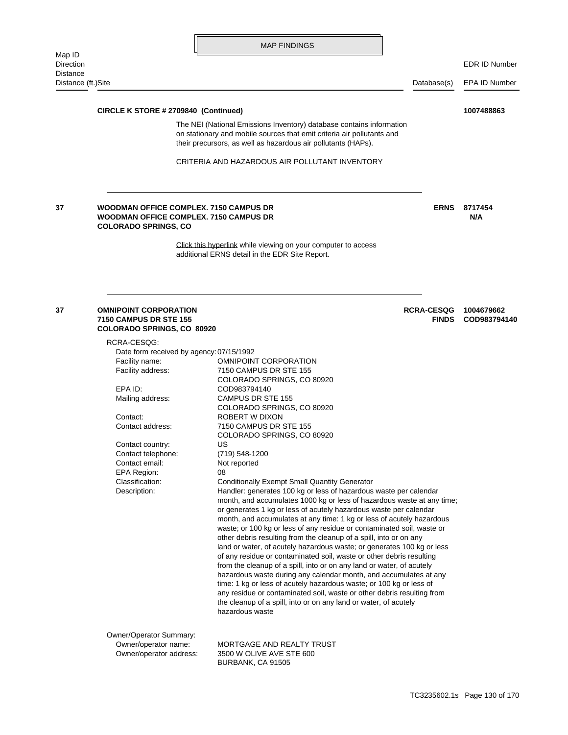## MAP FINDINGS

| Map ID<br>Direction<br>Distance<br>Distance (ft.) | Site | Database(s) | EDR ID Number<br>EPA ID Number |
|---|---|---|---|

**CIRCLE K STORE # 2709840 (Continued)** **1007488863**

The NEI (National Emissions Inventory) database contains information on stationary and mobile sources that emit criteria air pollutants and their precursors, as well as hazardous air pollutants (HAPs).

CRITERIA AND HAZARDOUS AIR POLLUTANT INVENTORY

---

| 37 | **WOODMAN OFFICE COMPLEX. 7150 CAMPUS DR**<br>**WOODMAN OFFICE COMPLEX. 7150 CAMPUS DR**<br>**COLORADO SPRINGS, CO** | **ERNS** | **8717454**<br>**N/A** |
|---|---|---|---|

Click this hyperlink while viewing on your computer to access additional ERNS detail in the EDR Site Report.

---

| 37 | **OMNIPOINT CORPORATION**<br>**7150 CAMPUS DR STE 155**<br>**COLORADO SPRINGS, CO 80920** | **RCRA-CESQG**<br>**FINDS** | **1004679662**<br>**COD983794140** |
|---|---|---|---|

RCRA-CESQG:

| | |
|---|---|
| Date form received by agency: | 07/15/1992 |
| Facility name: | OMNIPOINT CORPORATION |
| Facility address: | 7150 CAMPUS DR STE 155<br>COLORADO SPRINGS, CO 80920 |
| EPA ID: | COD983794140 |
| Mailing address: | CAMPUS DR STE 155<br>COLORADO SPRINGS, CO 80920 |
| Contact: | ROBERT W DIXON |
| Contact address: | 7150 CAMPUS DR STE 155<br>COLORADO SPRINGS, CO 80920 |
| Contact country: | US |
| Contact telephone: | (719) 548-1200 |
| Contact email: | Not reported |
| EPA Region: | 08 |
| Classification: | Conditionally Exempt Small Quantity Generator |
| Description: | Handler: generates 100 kg or less of hazardous waste per calendar month, and accumulates 1000 kg or less of hazardous waste at any time; or generates 1 kg or less of acutely hazardous waste per calendar month, and accumulates at any time: 1 kg or less of acutely hazardous waste; or 100 kg or less of any residue or contaminated soil, waste or other debris resulting from the cleanup of a spill, into or on any land or water, of acutely hazardous waste; or generates 100 kg or less of any residue or contaminated soil, waste or other debris resulting from the cleanup of a spill, into or on any land or water, of acutely hazardous waste during any calendar month, and accumulates at any time: 1 kg or less of acutely hazardous waste; or 100 kg or less of any residue or contaminated soil, waste or other debris resulting from the cleanup of a spill, into or on any land or water, of acutely hazardous waste |

Owner/Operator Summary:

| | |
|---|---|
| Owner/operator name: | MORTGAGE AND REALTY TRUST |
| Owner/operator address: | 3500 W OLIVE AVE STE 600<br>BURBANK, CA 91505 |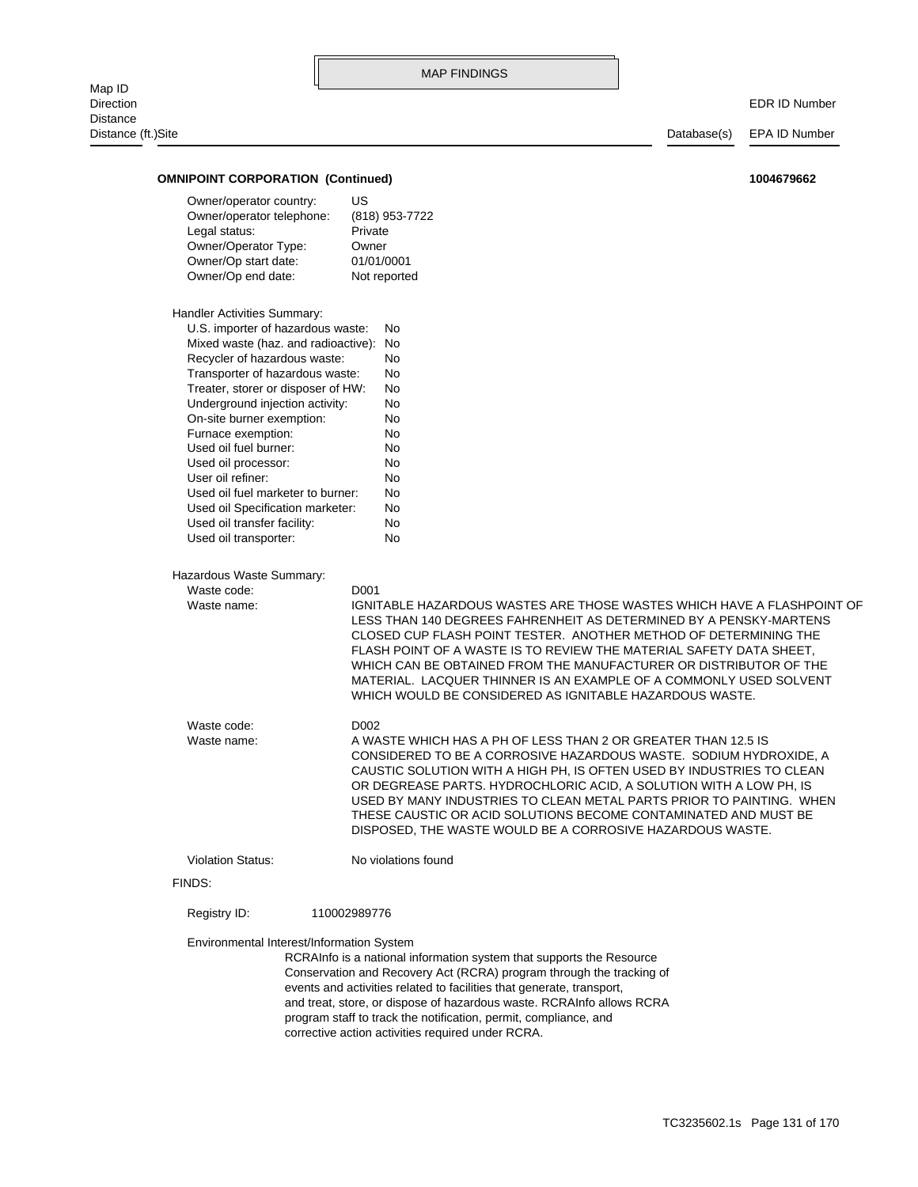MAP FINDINGS

| Map ID<br>Direction<br>Distance<br>Distance (ft.)Site | Database(s) | EDR ID Number<br>EPA ID Number |
|---|---|---|

**OMNIPOINT CORPORATION (Continued)** **1004679662**

| | |
|---|---|
| Owner/operator country: | US |
| Owner/operator telephone: | (818) 953-7722 |
| Legal status: | Private |
| Owner/Operator Type: | Owner |
| Owner/Op start date: | 01/01/0001 |
| Owner/Op end date: | Not reported |

Handler Activities Summary:

| | |
|---|---|
| U.S. importer of hazardous waste: | No |
| Mixed waste (haz. and radioactive): | No |
| Recycler of hazardous waste: | No |
| Transporter of hazardous waste: | No |
| Treater, storer or disposer of HW: | No |
| Underground injection activity: | No |
| On-site burner exemption: | No |
| Furnace exemption: | No |
| Used oil fuel burner: | No |
| Used oil processor: | No |
| User oil refiner: | No |
| Used oil fuel marketer to burner: | No |
| Used oil Specification marketer: | No |
| Used oil transfer facility: | No |
| Used oil transporter: | No |

Hazardous Waste Summary:

| | |
|---|---|
| Waste code: | D001 |
| Waste name: | IGNITABLE HAZARDOUS WASTES ARE THOSE WASTES WHICH HAVE A FLASHPOINT OF LESS THAN 140 DEGREES FAHRENHEIT AS DETERMINED BY A PENSKY-MARTENS CLOSED CUP FLASH POINT TESTER. ANOTHER METHOD OF DETERMINING THE FLASH POINT OF A WASTE IS TO REVIEW THE MATERIAL SAFETY DATA SHEET, WHICH CAN BE OBTAINED FROM THE MANUFACTURER OR DISTRIBUTOR OF THE MATERIAL. LACQUER THINNER IS AN EXAMPLE OF A COMMONLY USED SOLVENT WHICH WOULD BE CONSIDERED AS IGNITABLE HAZARDOUS WASTE. |
| Waste code: | D002 |
| Waste name: | A WASTE WHICH HAS A PH OF LESS THAN 2 OR GREATER THAN 12.5 IS CONSIDERED TO BE A CORROSIVE HAZARDOUS WASTE. SODIUM HYDROXIDE, A CAUSTIC SOLUTION WITH A HIGH PH, IS OFTEN USED BY INDUSTRIES TO CLEAN OR DEGREASE PARTS. HYDROCHLORIC ACID, A SOLUTION WITH A LOW PH, IS USED BY MANY INDUSTRIES TO CLEAN METAL PARTS PRIOR TO PAINTING. WHEN THESE CAUSTIC OR ACID SOLUTIONS BECOME CONTAMINATED AND MUST BE DISPOSED, THE WASTE WOULD BE A CORROSIVE HAZARDOUS WASTE. |
| Violation Status: | No violations found |

FINDS:

Registry ID: 110002989776

Environmental Interest/Information System

RCRAInfo is a national information system that supports the Resource Conservation and Recovery Act (RCRA) program through the tracking of events and activities related to facilities that generate, transport, and treat, store, or dispose of hazardous waste. RCRAInfo allows RCRA program staff to track the notification, permit, compliance, and corrective action activities required under RCRA.

TC3235602.1s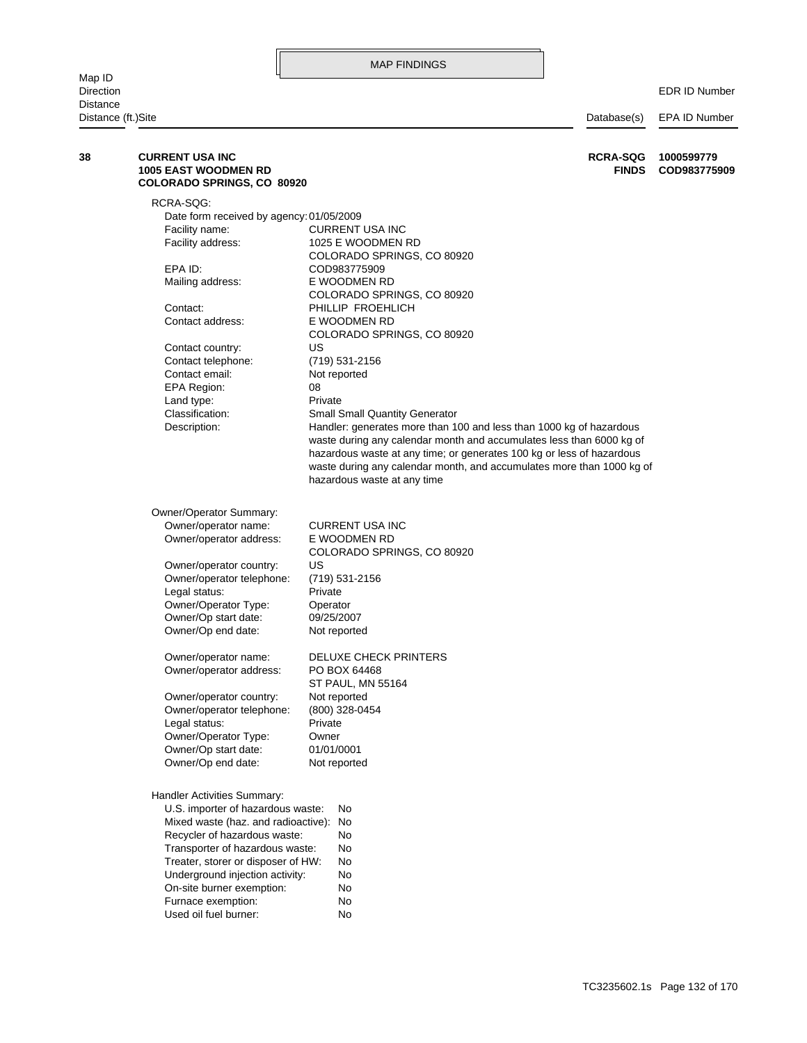## MAP FINDINGS

| Map ID<br>Direction<br>Distance<br>Distance (ft.) | Site | Database(s) | EDR ID Number<br>EPA ID Number |
|---|---|---|---|
| **38** | **CURRENT USA INC**<br>**1005 EAST WOODMEN RD**<br>**COLORADO SPRINGS, CO 80920** | **RCRA-SQG**<br>**FINDS** | **1000599779**<br>**COD983775909** |

RCRA-SQG:

| | |
|---|---|
| Date form received by agency: | 01/05/2009 |
| Facility name: | CURRENT USA INC |
| Facility address: | 1025 E WOODMEN RD<br>COLORADO SPRINGS, CO 80920 |
| EPA ID: | COD983775909 |
| Mailing address: | E WOODMEN RD<br>COLORADO SPRINGS, CO 80920 |
| Contact: | PHILLIP FROEHLICH |
| Contact address: | E WOODMEN RD<br>COLORADO SPRINGS, CO 80920 |
| Contact country: | US |
| Contact telephone: | (719) 531-2156 |
| Contact email: | Not reported |
| EPA Region: | 08 |
| Land type: | Private |
| Classification: | Small Small Quantity Generator |
| Description: | Handler: generates more than 100 and less than 1000 kg of hazardous waste during any calendar month and accumulates less than 6000 kg of hazardous waste at any time; or generates 100 kg or less of hazardous waste during any calendar month, and accumulates more than 1000 kg of hazardous waste at any time |

Owner/Operator Summary:

| | |
|---|---|
| Owner/operator name: | CURRENT USA INC |
| Owner/operator address: | E WOODMEN RD<br>COLORADO SPRINGS, CO 80920 |
| Owner/operator country: | US |
| Owner/operator telephone: | (719) 531-2156 |
| Legal status: | Private |
| Owner/Operator Type: | Operator |
| Owner/Op start date: | 09/25/2007 |
| Owner/Op end date: | Not reported |
| | |
| Owner/operator name: | DELUXE CHECK PRINTERS |
| Owner/operator address: | PO BOX 64468<br>ST PAUL, MN 55164 |
| Owner/operator country: | Not reported |
| Owner/operator telephone: | (800) 328-0454 |
| Legal status: | Private |
| Owner/Operator Type: | Owner |
| Owner/Op start date: | 01/01/0001 |
| Owner/Op end date: | Not reported |

Handler Activities Summary:

| | |
|---|---|
| U.S. importer of hazardous waste: | No |
| Mixed waste (haz. and radioactive): | No |
| Recycler of hazardous waste: | No |
| Transporter of hazardous waste: | No |
| Treater, storer or disposer of HW: | No |
| Underground injection activity: | No |
| On-site burner exemption: | No |
| Furnace exemption: | No |
| Used oil fuel burner: | No |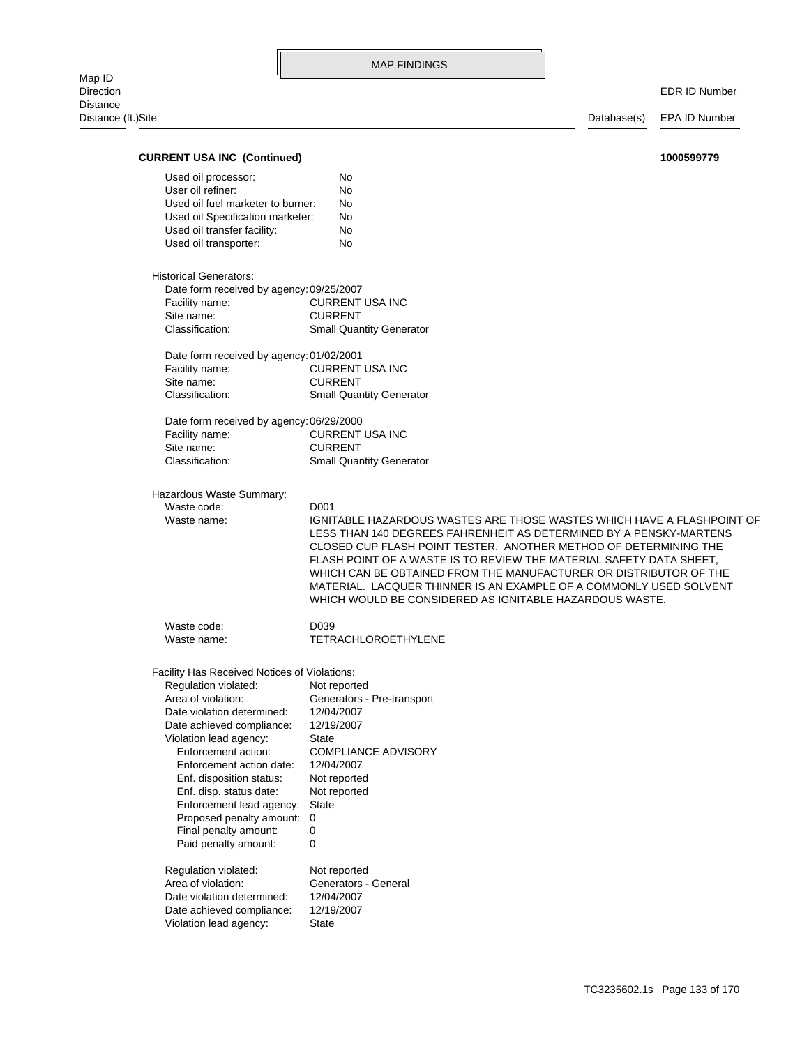**CURRENT USA INC (Continued)** **1000599779**

| | |
|---|---|
| Used oil processor: | No |
| User oil refiner: | No |
| Used oil fuel marketer to burner: | No |
| Used oil Specification marketer: | No |
| Used oil transfer facility: | No |
| Used oil transporter: | No |

Historical Generators:

| | |
|---|---|
| Date form received by agency: | 09/25/2007 |
| Facility name: | CURRENT USA INC |
| Site name: | CURRENT |
| Classification: | Small Quantity Generator |

| | |
|---|---|
| Date form received by agency: | 01/02/2001 |
| Facility name: | CURRENT USA INC |
| Site name: | CURRENT |
| Classification: | Small Quantity Generator |

| | |
|---|---|
| Date form received by agency: | 06/29/2000 |
| Facility name: | CURRENT USA INC |
| Site name: | CURRENT |
| Classification: | Small Quantity Generator |

Hazardous Waste Summary:

| | |
|---|---|
| Waste code: | D001 |
| Waste name: | IGNITABLE HAZARDOUS WASTES ARE THOSE WASTES WHICH HAVE A FLASHPOINT OF LESS THAN 140 DEGREES FAHRENHEIT AS DETERMINED BY A PENSKY-MARTENS CLOSED CUP FLASH POINT TESTER. ANOTHER METHOD OF DETERMINING THE FLASH POINT OF A WASTE IS TO REVIEW THE MATERIAL SAFETY DATA SHEET, WHICH CAN BE OBTAINED FROM THE MANUFACTURER OR DISTRIBUTOR OF THE MATERIAL. LACQUER THINNER IS AN EXAMPLE OF A COMMONLY USED SOLVENT WHICH WOULD BE CONSIDERED AS IGNITABLE HAZARDOUS WASTE. |

| | |
|---|---|
| Waste code: | D039 |
| Waste name: | TETRACHLOROETHYLENE |

Facility Has Received Notices of Violations:

| | |
|---|---|
| Regulation violated: | Not reported |
| Area of violation: | Generators - Pre-transport |
| Date violation determined: | 12/04/2007 |
| Date achieved compliance: | 12/19/2007 |
| Violation lead agency: | State |
| Enforcement action: | COMPLIANCE ADVISORY |
| Enforcement action date: | 12/04/2007 |
| Enf. disposition status: | Not reported |
| Enf. disp. status date: | Not reported |
| Enforcement lead agency: | State |
| Proposed penalty amount: | 0 |
| Final penalty amount: | 0 |
| Paid penalty amount: | 0 |

| | |
|---|---|
| Regulation violated: | Not reported |
| Area of violation: | Generators - General |
| Date violation determined: | 12/04/2007 |
| Date achieved compliance: | 12/19/2007 |
| Violation lead agency: | State |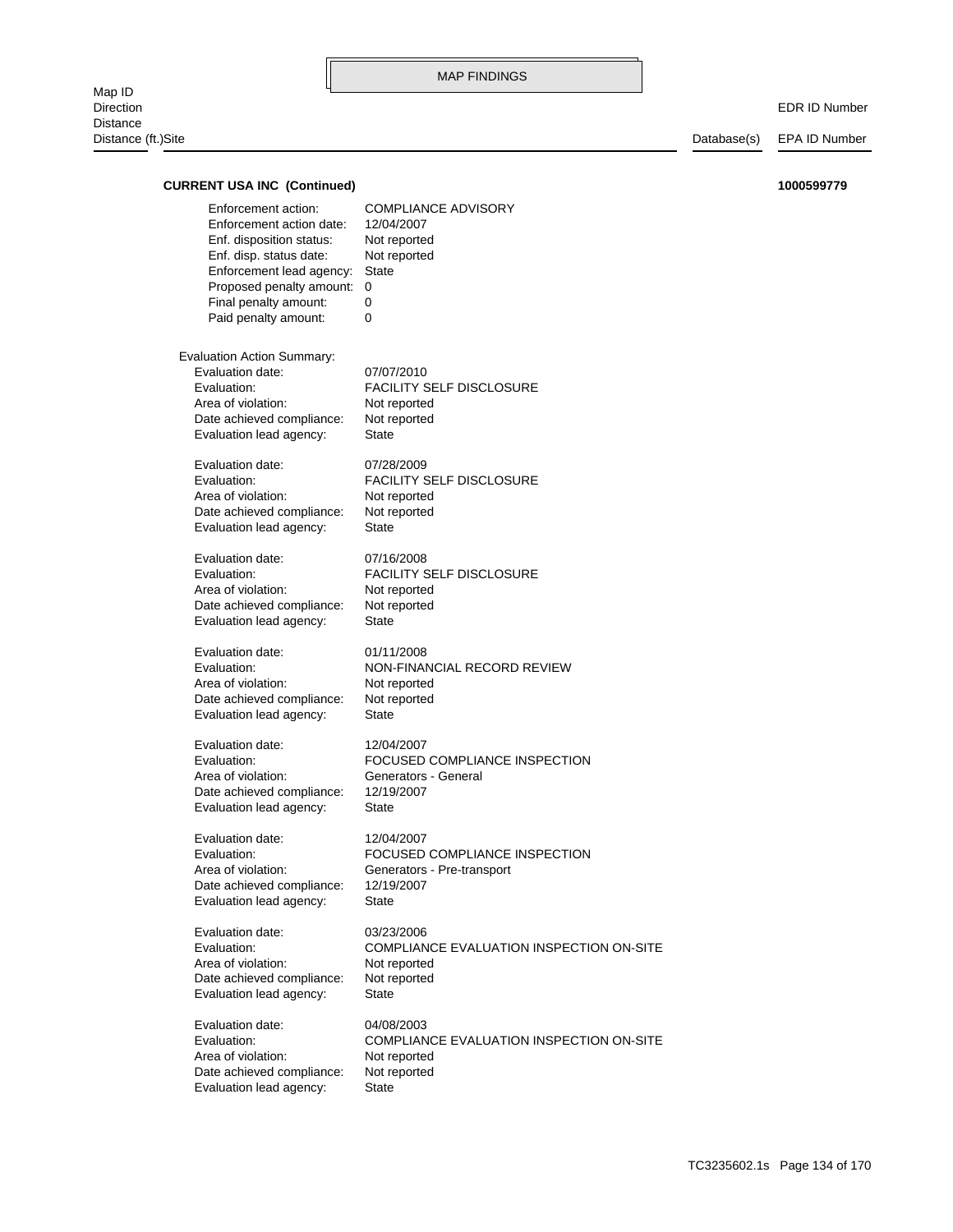**CURRENT USA INC (Continued)** **1000599779**

Enforcement action: COMPLIANCE ADVISORY
Enforcement action date: 12/04/2007
Enf. disposition status: Not reported
Enf. disp. status date: Not reported
Enforcement lead agency: State
Proposed penalty amount: 0
Final penalty amount: 0
Paid penalty amount: 0

Evaluation Action Summary:

Evaluation date: 07/07/2010
Evaluation: FACILITY SELF DISCLOSURE
Area of violation: Not reported
Date achieved compliance: Not reported
Evaluation lead agency: State

Evaluation date: 07/28/2009
Evaluation: FACILITY SELF DISCLOSURE
Area of violation: Not reported
Date achieved compliance: Not reported
Evaluation lead agency: State

Evaluation date: 07/16/2008
Evaluation: FACILITY SELF DISCLOSURE
Area of violation: Not reported
Date achieved compliance: Not reported
Evaluation lead agency: State

Evaluation date: 01/11/2008
Evaluation: NON-FINANCIAL RECORD REVIEW
Area of violation: Not reported
Date achieved compliance: Not reported
Evaluation lead agency: State

Evaluation date: 12/04/2007
Evaluation: FOCUSED COMPLIANCE INSPECTION
Area of violation: Generators - General
Date achieved compliance: 12/19/2007
Evaluation lead agency: State

Evaluation date: 12/04/2007
Evaluation: FOCUSED COMPLIANCE INSPECTION
Area of violation: Generators - Pre-transport
Date achieved compliance: 12/19/2007
Evaluation lead agency: State

Evaluation date: 03/23/2006
Evaluation: COMPLIANCE EVALUATION INSPECTION ON-SITE
Area of violation: Not reported
Date achieved compliance: Not reported
Evaluation lead agency: State

Evaluation date: 04/08/2003
Evaluation: COMPLIANCE EVALUATION INSPECTION ON-SITE
Area of violation: Not reported
Date achieved compliance: Not reported
Evaluation lead agency: State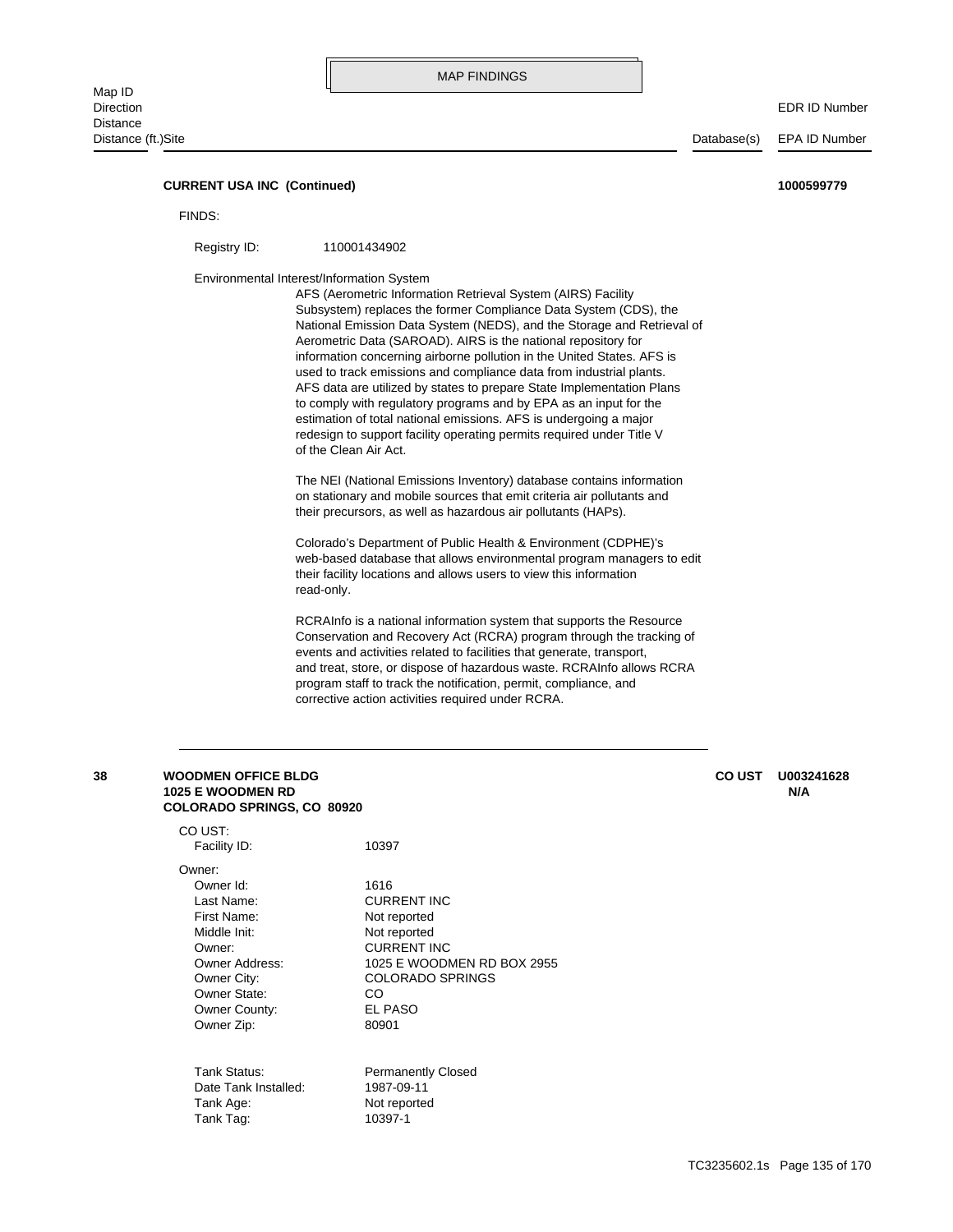MAP FINDINGS

| Map ID / Direction / Distance / Distance (ft.)Site | Database(s) | EDR ID Number / EPA ID Number |
|---|---|---|

**CURRENT USA INC (Continued)** **1000599779**

FINDS:

Registry ID: 110001434902

Environmental Interest/Information System

AFS (Aerometric Information Retrieval System (AIRS) Facility Subsystem) replaces the former Compliance Data System (CDS), the National Emission Data System (NEDS), and the Storage and Retrieval of Aerometric Data (SAROAD). AIRS is the national repository for information concerning airborne pollution in the United States. AFS is used to track emissions and compliance data from industrial plants. AFS data are utilized by states to prepare State Implementation Plans to comply with regulatory programs and by EPA as an input for the estimation of total national emissions. AFS is undergoing a major redesign to support facility operating permits required under Title V of the Clean Air Act.

The NEI (National Emissions Inventory) database contains information on stationary and mobile sources that emit criteria air pollutants and their precursors, as well as hazardous air pollutants (HAPs).

Colorado's Department of Public Health & Environment (CDPHE)'s web-based database that allows environmental program managers to edit their facility locations and allows users to view this information read-only.

RCRAInfo is a national information system that supports the Resource Conservation and Recovery Act (RCRA) program through the tracking of events and activities related to facilities that generate, transport, and treat, store, or dispose of hazardous waste. RCRAInfo allows RCRA program staff to track the notification, permit, compliance, and corrective action activities required under RCRA.

---

**38** **WOODMEN OFFICE BLDG** **CO UST** **U003241628**
**1025 E WOODMEN RD** **N/A**
**COLORADO SPRINGS, CO 80920**

CO UST:

| | |
|---|---|
| Facility ID: | 10397 |

Owner:

| | |
|---|---|
| Owner Id: | 1616 |
| Last Name: | CURRENT INC |
| First Name: | Not reported |
| Middle Init: | Not reported |
| Owner: | CURRENT INC |
| Owner Address: | 1025 E WOODMEN RD BOX 2955 |
| Owner City: | COLORADO SPRINGS |
| Owner State: | CO |
| Owner County: | EL PASO |
| Owner Zip: | 80901 |

| | |
|---|---|
| Tank Status: | Permanently Closed |
| Date Tank Installed: | 1987-09-11 |
| Tank Age: | Not reported |
| Tank Tag: | 10397-1 |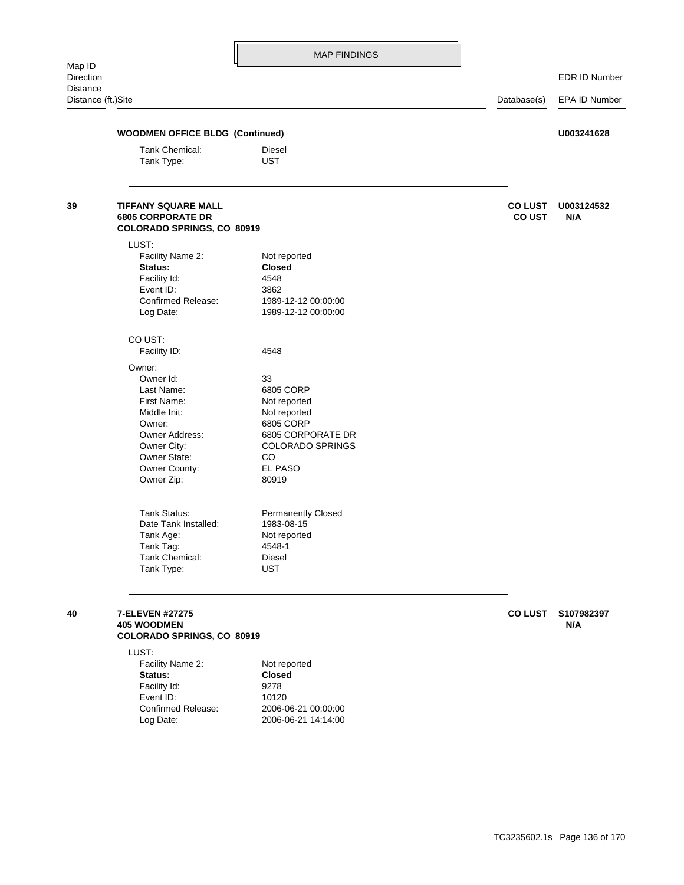## MAP FINDINGS

| Map ID<br>Direction<br>Distance<br>Distance (ft.) | Site | Database(s) | EDR ID Number<br>EPA ID Number |
|---|---|---|---|

**WOODMEN OFFICE BLDG (Continued)** — **U003241628**

Tank Chemical: Diesel
Tank Type: UST

---

**39** — **TIFFANY SQUARE MALL**
**6805 CORPORATE DR**
**COLORADO SPRINGS, CO 80919**

Database(s): **CO LUST**, **CO UST**
EDR ID Number: **U003124532**
EPA ID Number: **N/A**

LUST:
Facility Name 2: Not reported
**Status:** **Closed**
Facility Id: 4548
Event ID: 3862
Confirmed Release: 1989-12-12 00:00:00
Log Date: 1989-12-12 00:00:00

CO UST:
Facility ID: 4548

Owner:
Owner Id: 33
Last Name: 6805 CORP
First Name: Not reported
Middle Init: Not reported
Owner: 6805 CORP
Owner Address: 6805 CORPORATE DR
Owner City: COLORADO SPRINGS
Owner State: CO
Owner County: EL PASO
Owner Zip: 80919

Tank Status: Permanently Closed
Date Tank Installed: 1983-08-15
Tank Age: Not reported
Tank Tag: 4548-1
Tank Chemical: Diesel
Tank Type: UST

---

**40** — **7-ELEVEN #27275**
**405 WOODMEN**
**COLORADO SPRINGS, CO 80919**

Database(s): **CO LUST**
EDR ID Number: **S107982397**
EPA ID Number: **N/A**

LUST:
Facility Name 2: Not reported
**Status:** **Closed**
Facility Id: 9278
Event ID: 10120
Confirmed Release: 2006-06-21 00:00:00
Log Date: 2006-06-21 14:14:00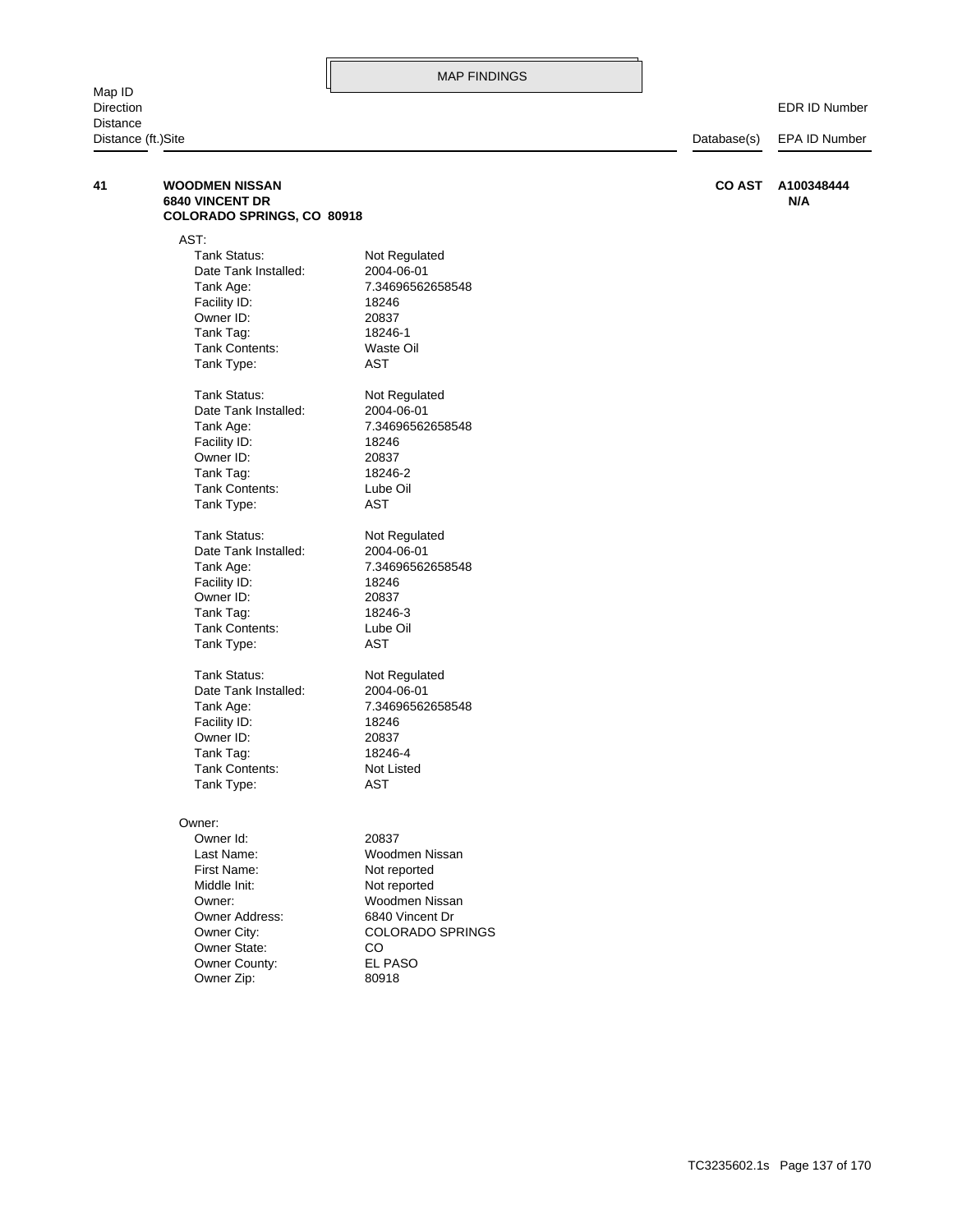# MAP FINDINGS

| Map ID<br>Direction<br>Distance<br>Distance (ft.) | Site | Database(s) | EDR ID Number<br>EPA ID Number |
|---|---|---|---|
| **41** | **WOODMEN NISSAN**<br>**6840 VINCENT DR**<br>**COLORADO SPRINGS, CO 80918** | **CO AST** | **A100348444**<br>**N/A** |

AST:

| | |
|---|---|
| Tank Status: | Not Regulated |
| Date Tank Installed: | 2004-06-01 |
| Tank Age: | 7.34696562658548 |
| Facility ID: | 18246 |
| Owner ID: | 20837 |
| Tank Tag: | 18246-1 |
| Tank Contents: | Waste Oil |
| Tank Type: | AST |

| | |
|---|---|
| Tank Status: | Not Regulated |
| Date Tank Installed: | 2004-06-01 |
| Tank Age: | 7.34696562658548 |
| Facility ID: | 18246 |
| Owner ID: | 20837 |
| Tank Tag: | 18246-2 |
| Tank Contents: | Lube Oil |
| Tank Type: | AST |

| | |
|---|---|
| Tank Status: | Not Regulated |
| Date Tank Installed: | 2004-06-01 |
| Tank Age: | 7.34696562658548 |
| Facility ID: | 18246 |
| Owner ID: | 20837 |
| Tank Tag: | 18246-3 |
| Tank Contents: | Lube Oil |
| Tank Type: | AST |

| | |
|---|---|
| Tank Status: | Not Regulated |
| Date Tank Installed: | 2004-06-01 |
| Tank Age: | 7.34696562658548 |
| Facility ID: | 18246 |
| Owner ID: | 20837 |
| Tank Tag: | 18246-4 |
| Tank Contents: | Not Listed |
| Tank Type: | AST |

Owner:

| | |
|---|---|
| Owner Id: | 20837 |
| Last Name: | Woodmen Nissan |
| First Name: | Not reported |
| Middle Init: | Not reported |
| Owner: | Woodmen Nissan |
| Owner Address: | 6840 Vincent Dr |
| Owner City: | COLORADO SPRINGS |
| Owner State: | CO |
| Owner County: | EL PASO |
| Owner Zip: | 80918 |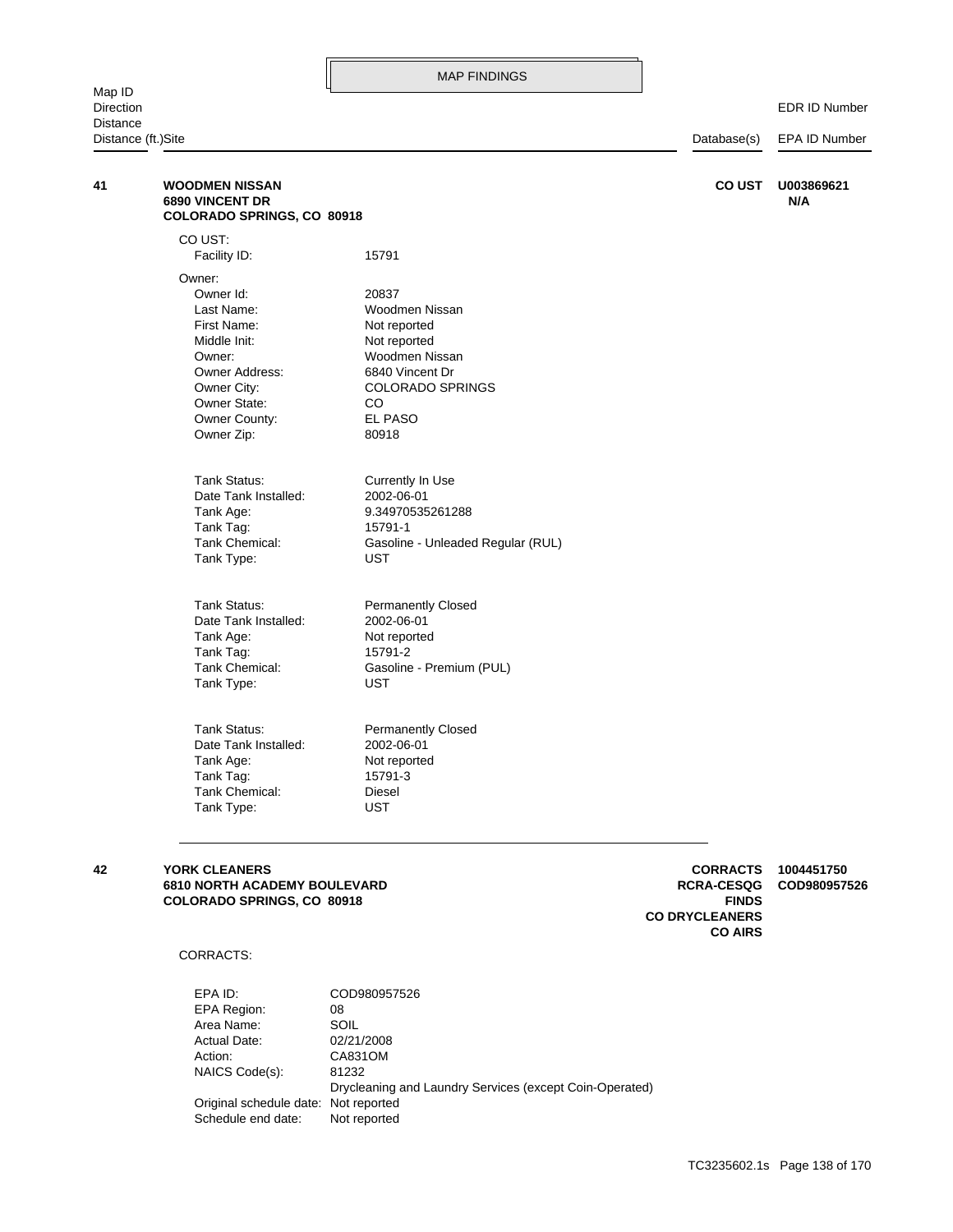## MAP FINDINGS

| Map ID / Direction / Distance / Distance (ft.) | Site | Database(s) | EDR ID Number / EPA ID Number |
|---|---|---|---|

**41** **WOODMEN NISSAN**
**6890 VINCENT DR**
**COLORADO SPRINGS, CO 80918**

**CO UST** | **U003869621** | **N/A**

CO UST:

Facility ID: 15791

Owner:

| | |
|---|---|
| Owner Id: | 20837 |
| Last Name: | Woodmen Nissan |
| First Name: | Not reported |
| Middle Init: | Not reported |
| Owner: | Woodmen Nissan |
| Owner Address: | 6840 Vincent Dr |
| Owner City: | COLORADO SPRINGS |
| Owner State: | CO |
| Owner County: | EL PASO |
| Owner Zip: | 80918 |

| | |
|---|---|
| Tank Status: | Currently In Use |
| Date Tank Installed: | 2002-06-01 |
| Tank Age: | 9.34970535261288 |
| Tank Tag: | 15791-1 |
| Tank Chemical: | Gasoline - Unleaded Regular (RUL) |
| Tank Type: | UST |

| | |
|---|---|
| Tank Status: | Permanently Closed |
| Date Tank Installed: | 2002-06-01 |
| Tank Age: | Not reported |
| Tank Tag: | 15791-2 |
| Tank Chemical: | Gasoline - Premium (PUL) |
| Tank Type: | UST |

| | |
|---|---|
| Tank Status: | Permanently Closed |
| Date Tank Installed: | 2002-06-01 |
| Tank Age: | Not reported |
| Tank Tag: | 15791-3 |
| Tank Chemical: | Diesel |
| Tank Type: | UST |

---

**42** **YORK CLEANERS**
**6810 NORTH ACADEMY BOULEVARD**
**COLORADO SPRINGS, CO 80918**

**CORRACTS, RCRA-CESQG, FINDS, CO DRYCLEANERS, CO AIRS** | **1004451750** | **COD980957526**

CORRACTS:

| | |
|---|---|
| EPA ID: | COD980957526 |
| EPA Region: | 08 |
| Area Name: | SOIL |
| Actual Date: | 02/21/2008 |
| Action: | CA831OM |
| NAICS Code(s): | 81232 |
| | Drycleaning and Laundry Services (except Coin-Operated) |
| Original schedule date: | Not reported |
| Schedule end date: | Not reported |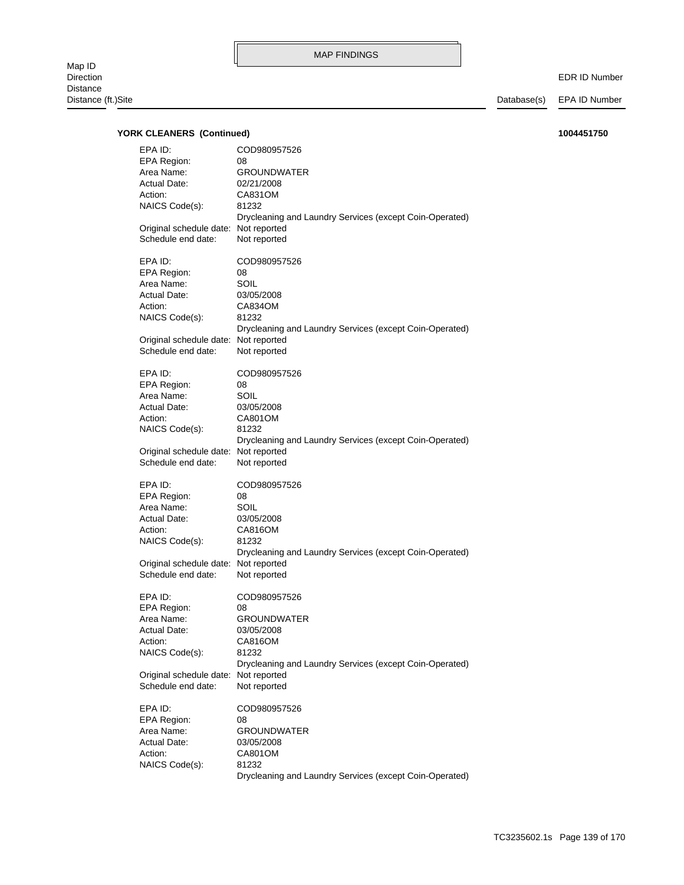MAP FINDINGS

Map ID
Direction
Distance
Distance (ft.)Site | Database(s) | EDR ID Number / EPA ID Number

**YORK CLEANERS (Continued)** **1004451750**

EPA ID: COD980957526
EPA Region: 08
Area Name: GROUNDWATER
Actual Date: 02/21/2008
Action: CA831OM
NAICS Code(s): 81232
Drycleaning and Laundry Services (except Coin-Operated)
Original schedule date: Not reported
Schedule end date: Not reported

EPA ID: COD980957526
EPA Region: 08
Area Name: SOIL
Actual Date: 03/05/2008
Action: CA834OM
NAICS Code(s): 81232
Drycleaning and Laundry Services (except Coin-Operated)
Original schedule date: Not reported
Schedule end date: Not reported

EPA ID: COD980957526
EPA Region: 08
Area Name: SOIL
Actual Date: 03/05/2008
Action: CA801OM
NAICS Code(s): 81232
Drycleaning and Laundry Services (except Coin-Operated)
Original schedule date: Not reported
Schedule end date: Not reported

EPA ID: COD980957526
EPA Region: 08
Area Name: SOIL
Actual Date: 03/05/2008
Action: CA816OM
NAICS Code(s): 81232
Drycleaning and Laundry Services (except Coin-Operated)
Original schedule date: Not reported
Schedule end date: Not reported

EPA ID: COD980957526
EPA Region: 08
Area Name: GROUNDWATER
Actual Date: 03/05/2008
Action: CA816OM
NAICS Code(s): 81232
Drycleaning and Laundry Services (except Coin-Operated)
Original schedule date: Not reported
Schedule end date: Not reported

EPA ID: COD980957526
EPA Region: 08
Area Name: GROUNDWATER
Actual Date: 03/05/2008
Action: CA801OM
NAICS Code(s): 81232
Drycleaning and Laundry Services (except Coin-Operated)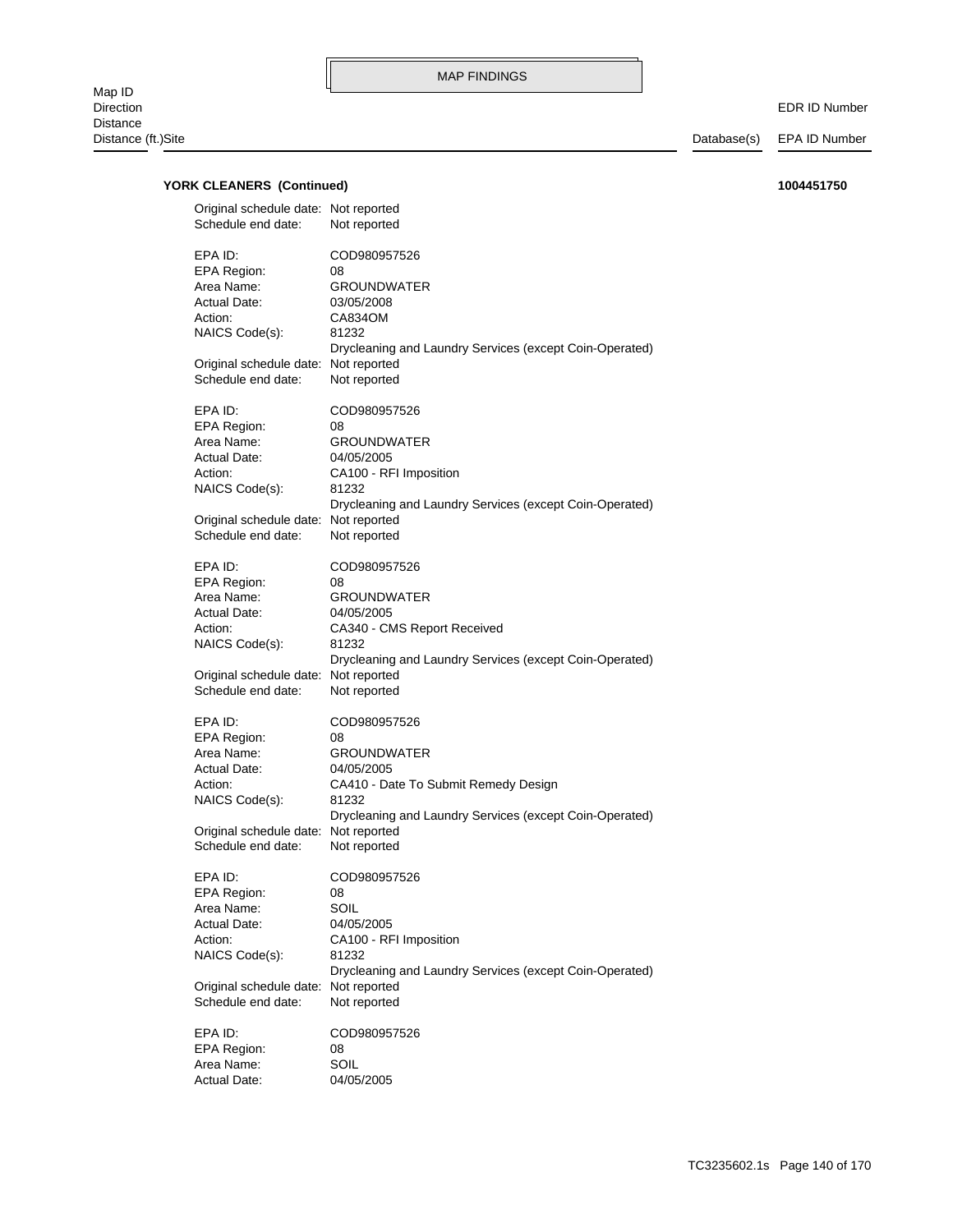**YORK CLEANERS (Continued)** **1004451750**

Original schedule date: Not reported
Schedule end date: Not reported

EPA ID: COD980957526
EPA Region: 08
Area Name: GROUNDWATER
Actual Date: 03/05/2008
Action: CA834OM
NAICS Code(s): 81232
Drycleaning and Laundry Services (except Coin-Operated)
Original schedule date: Not reported
Schedule end date: Not reported

EPA ID: COD980957526
EPA Region: 08
Area Name: GROUNDWATER
Actual Date: 04/05/2005
Action: CA100 - RFI Imposition
NAICS Code(s): 81232
Drycleaning and Laundry Services (except Coin-Operated)
Original schedule date: Not reported
Schedule end date: Not reported

EPA ID: COD980957526
EPA Region: 08
Area Name: GROUNDWATER
Actual Date: 04/05/2005
Action: CA340 - CMS Report Received
NAICS Code(s): 81232
Drycleaning and Laundry Services (except Coin-Operated)
Original schedule date: Not reported
Schedule end date: Not reported

EPA ID: COD980957526
EPA Region: 08
Area Name: GROUNDWATER
Actual Date: 04/05/2005
Action: CA410 - Date To Submit Remedy Design
NAICS Code(s): 81232
Drycleaning and Laundry Services (except Coin-Operated)
Original schedule date: Not reported
Schedule end date: Not reported

EPA ID: COD980957526
EPA Region: 08
Area Name: SOIL
Actual Date: 04/05/2005
Action: CA100 - RFI Imposition
NAICS Code(s): 81232
Drycleaning and Laundry Services (except Coin-Operated)
Original schedule date: Not reported
Schedule end date: Not reported

EPA ID: COD980957526
EPA Region: 08
Area Name: SOIL
Actual Date: 04/05/2005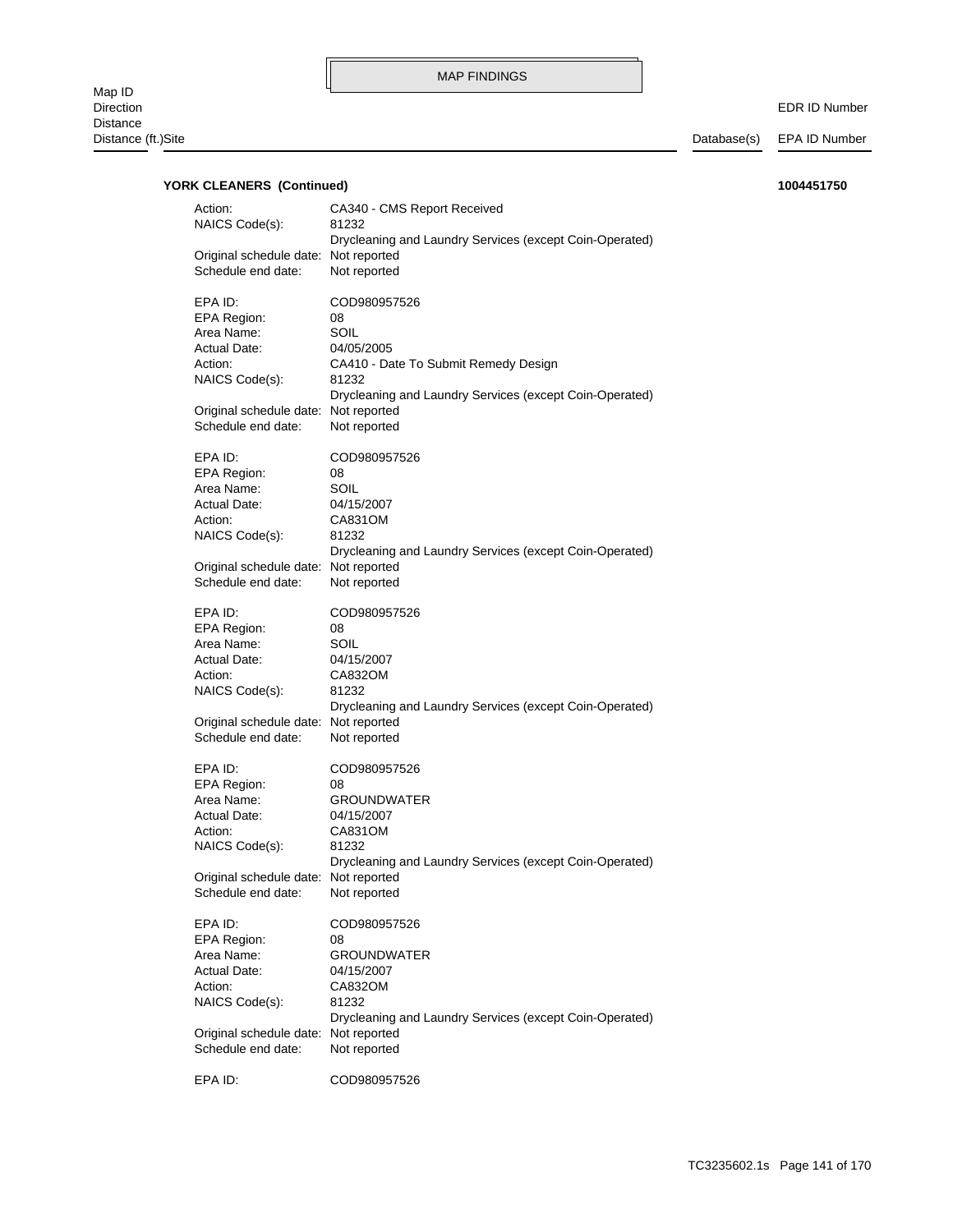**YORK CLEANERS (Continued)** **1004451750**

Action: CA340 - CMS Report Received
NAICS Code(s): 81232
Drycleaning and Laundry Services (except Coin-Operated)
Original schedule date: Not reported
Schedule end date: Not reported

EPA ID: COD980957526
EPA Region: 08
Area Name: SOIL
Actual Date: 04/05/2005
Action: CA410 - Date To Submit Remedy Design
NAICS Code(s): 81232
Drycleaning and Laundry Services (except Coin-Operated)
Original schedule date: Not reported
Schedule end date: Not reported

EPA ID: COD980957526
EPA Region: 08
Area Name: SOIL
Actual Date: 04/15/2007
Action: CA831OM
NAICS Code(s): 81232
Drycleaning and Laundry Services (except Coin-Operated)
Original schedule date: Not reported
Schedule end date: Not reported

EPA ID: COD980957526
EPA Region: 08
Area Name: SOIL
Actual Date: 04/15/2007
Action: CA832OM
NAICS Code(s): 81232
Drycleaning and Laundry Services (except Coin-Operated)
Original schedule date: Not reported
Schedule end date: Not reported

EPA ID: COD980957526
EPA Region: 08
Area Name: GROUNDWATER
Actual Date: 04/15/2007
Action: CA831OM
NAICS Code(s): 81232
Drycleaning and Laundry Services (except Coin-Operated)
Original schedule date: Not reported
Schedule end date: Not reported

EPA ID: COD980957526
EPA Region: 08
Area Name: GROUNDWATER
Actual Date: 04/15/2007
Action: CA832OM
NAICS Code(s): 81232
Drycleaning and Laundry Services (except Coin-Operated)
Original schedule date: Not reported
Schedule end date: Not reported

EPA ID: COD980957526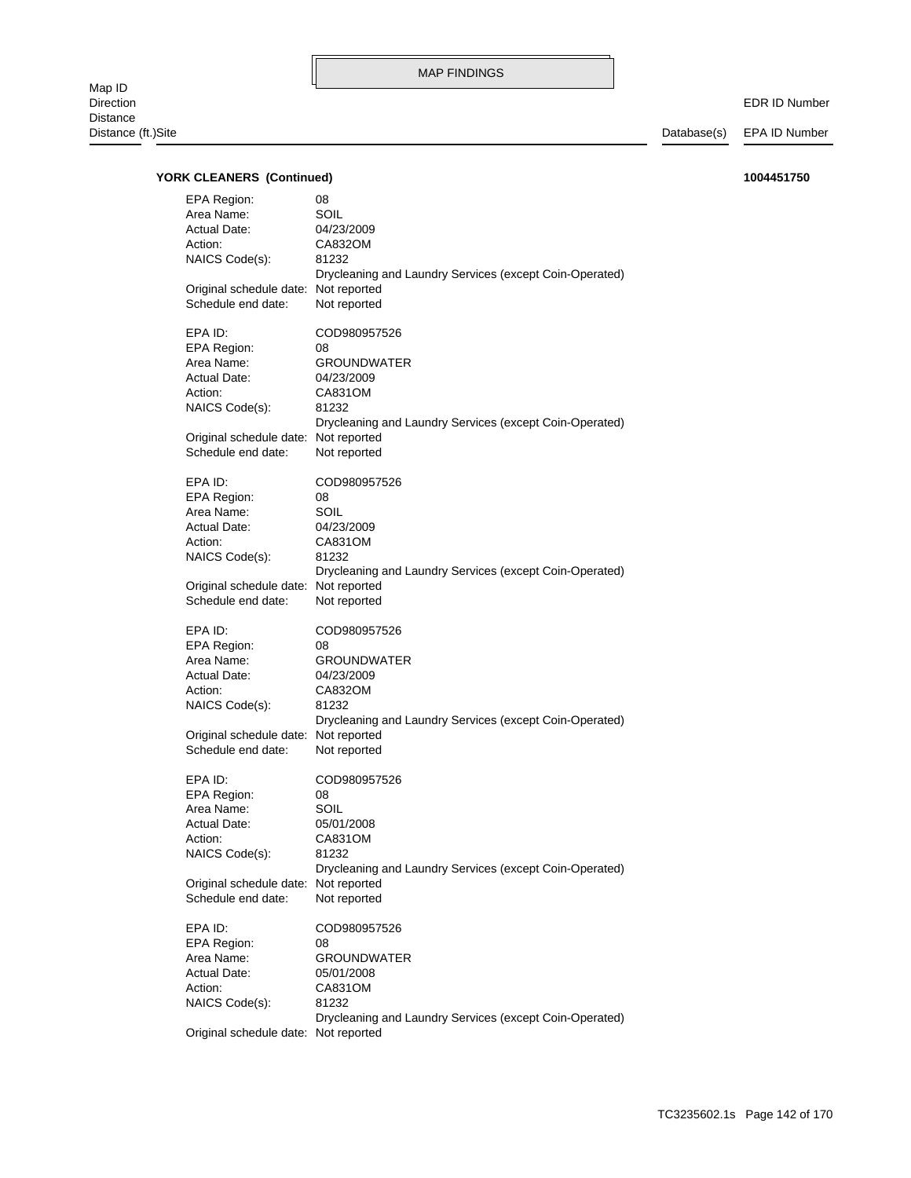MAP FINDINGS

| Map ID<br>Direction<br>Distance<br>Distance (ft.)Site | Database(s) | EDR ID Number<br>EPA ID Number |
|---|---|---|

**YORK CLEANERS (Continued)** **1004451750**

EPA Region: 08
Area Name: SOIL
Actual Date: 04/23/2009
Action: CA832OM
NAICS Code(s): 81232
Drycleaning and Laundry Services (except Coin-Operated)
Original schedule date: Not reported
Schedule end date: Not reported

EPA ID: COD980957526
EPA Region: 08
Area Name: GROUNDWATER
Actual Date: 04/23/2009
Action: CA831OM
NAICS Code(s): 81232
Drycleaning and Laundry Services (except Coin-Operated)
Original schedule date: Not reported
Schedule end date: Not reported

EPA ID: COD980957526
EPA Region: 08
Area Name: SOIL
Actual Date: 04/23/2009
Action: CA831OM
NAICS Code(s): 81232
Drycleaning and Laundry Services (except Coin-Operated)
Original schedule date: Not reported
Schedule end date: Not reported

EPA ID: COD980957526
EPA Region: 08
Area Name: GROUNDWATER
Actual Date: 04/23/2009
Action: CA832OM
NAICS Code(s): 81232
Drycleaning and Laundry Services (except Coin-Operated)
Original schedule date: Not reported
Schedule end date: Not reported

EPA ID: COD980957526
EPA Region: 08
Area Name: SOIL
Actual Date: 05/01/2008
Action: CA831OM
NAICS Code(s): 81232
Drycleaning and Laundry Services (except Coin-Operated)
Original schedule date: Not reported
Schedule end date: Not reported

EPA ID: COD980957526
EPA Region: 08
Area Name: GROUNDWATER
Actual Date: 05/01/2008
Action: CA831OM
NAICS Code(s): 81232
Drycleaning and Laundry Services (except Coin-Operated)
Original schedule date: Not reported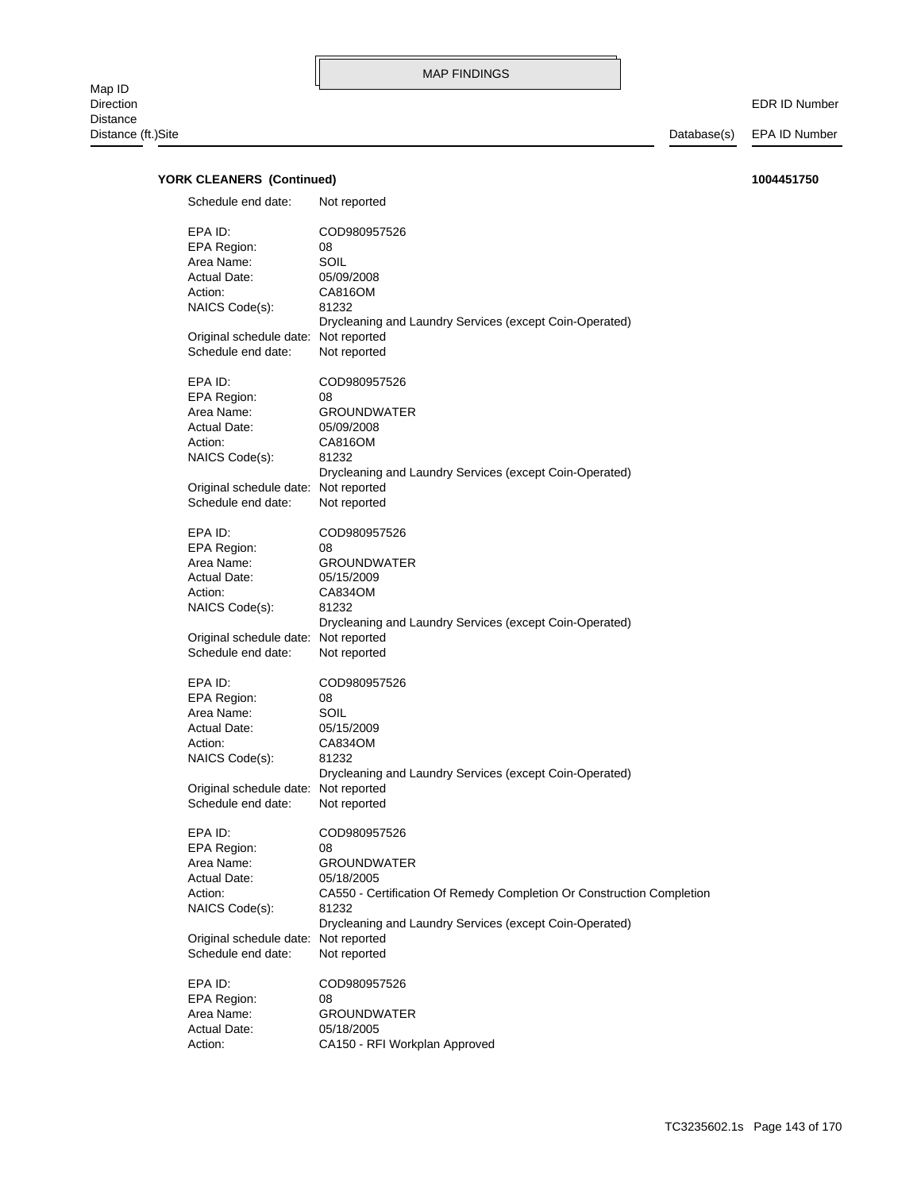MAP FINDINGS

Map ID
Direction
Distance
Distance (ft.)Site | Database(s) | EDR ID Number / EPA ID Number

**YORK CLEANERS (Continued)** **1004451750**

Schedule end date: Not reported

EPA ID: COD980957526
EPA Region: 08
Area Name: SOIL
Actual Date: 05/09/2008
Action: CA816OM
NAICS Code(s): 81232
Drycleaning and Laundry Services (except Coin-Operated)
Original schedule date: Not reported
Schedule end date: Not reported

EPA ID: COD980957526
EPA Region: 08
Area Name: GROUNDWATER
Actual Date: 05/09/2008
Action: CA816OM
NAICS Code(s): 81232
Drycleaning and Laundry Services (except Coin-Operated)
Original schedule date: Not reported
Schedule end date: Not reported

EPA ID: COD980957526
EPA Region: 08
Area Name: GROUNDWATER
Actual Date: 05/15/2009
Action: CA834OM
NAICS Code(s): 81232
Drycleaning and Laundry Services (except Coin-Operated)
Original schedule date: Not reported
Schedule end date: Not reported

EPA ID: COD980957526
EPA Region: 08
Area Name: SOIL
Actual Date: 05/15/2009
Action: CA834OM
NAICS Code(s): 81232
Drycleaning and Laundry Services (except Coin-Operated)
Original schedule date: Not reported
Schedule end date: Not reported

EPA ID: COD980957526
EPA Region: 08
Area Name: GROUNDWATER
Actual Date: 05/18/2005
Action: CA550 - Certification Of Remedy Completion Or Construction Completion
NAICS Code(s): 81232
Drycleaning and Laundry Services (except Coin-Operated)
Original schedule date: Not reported
Schedule end date: Not reported

EPA ID: COD980957526
EPA Region: 08
Area Name: GROUNDWATER
Actual Date: 05/18/2005
Action: CA150 - RFI Workplan Approved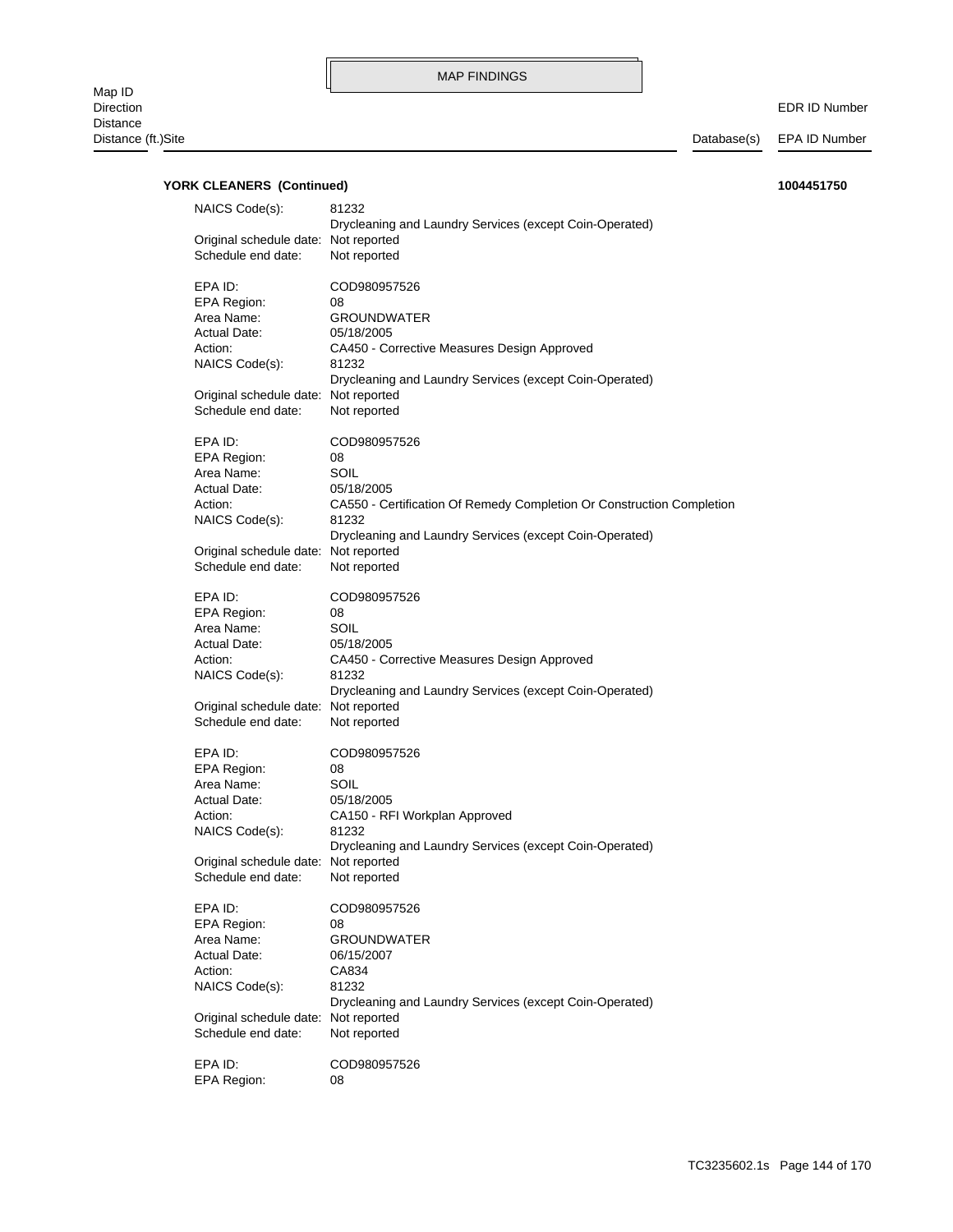MAP FINDINGS

Map ID
Direction
Distance
Distance (ft.)Site | Database(s) | EDR ID Number / EPA ID Number

**YORK CLEANERS (Continued)** **1004451750**

NAICS Code(s): 81232
Drycleaning and Laundry Services (except Coin-Operated)
Original schedule date: Not reported
Schedule end date: Not reported

EPA ID: COD980957526
EPA Region: 08
Area Name: GROUNDWATER
Actual Date: 05/18/2005
Action: CA450 - Corrective Measures Design Approved
NAICS Code(s): 81232
Drycleaning and Laundry Services (except Coin-Operated)
Original schedule date: Not reported
Schedule end date: Not reported

EPA ID: COD980957526
EPA Region: 08
Area Name: SOIL
Actual Date: 05/18/2005
Action: CA550 - Certification Of Remedy Completion Or Construction Completion
NAICS Code(s): 81232
Drycleaning and Laundry Services (except Coin-Operated)
Original schedule date: Not reported
Schedule end date: Not reported

EPA ID: COD980957526
EPA Region: 08
Area Name: SOIL
Actual Date: 05/18/2005
Action: CA450 - Corrective Measures Design Approved
NAICS Code(s): 81232
Drycleaning and Laundry Services (except Coin-Operated)
Original schedule date: Not reported
Schedule end date: Not reported

EPA ID: COD980957526
EPA Region: 08
Area Name: SOIL
Actual Date: 05/18/2005
Action: CA150 - RFI Workplan Approved
NAICS Code(s): 81232
Drycleaning and Laundry Services (except Coin-Operated)
Original schedule date: Not reported
Schedule end date: Not reported

EPA ID: COD980957526
EPA Region: 08
Area Name: GROUNDWATER
Actual Date: 06/15/2007
Action: CA834
NAICS Code(s): 81232
Drycleaning and Laundry Services (except Coin-Operated)
Original schedule date: Not reported
Schedule end date: Not reported

EPA ID: COD980957526
EPA Region: 08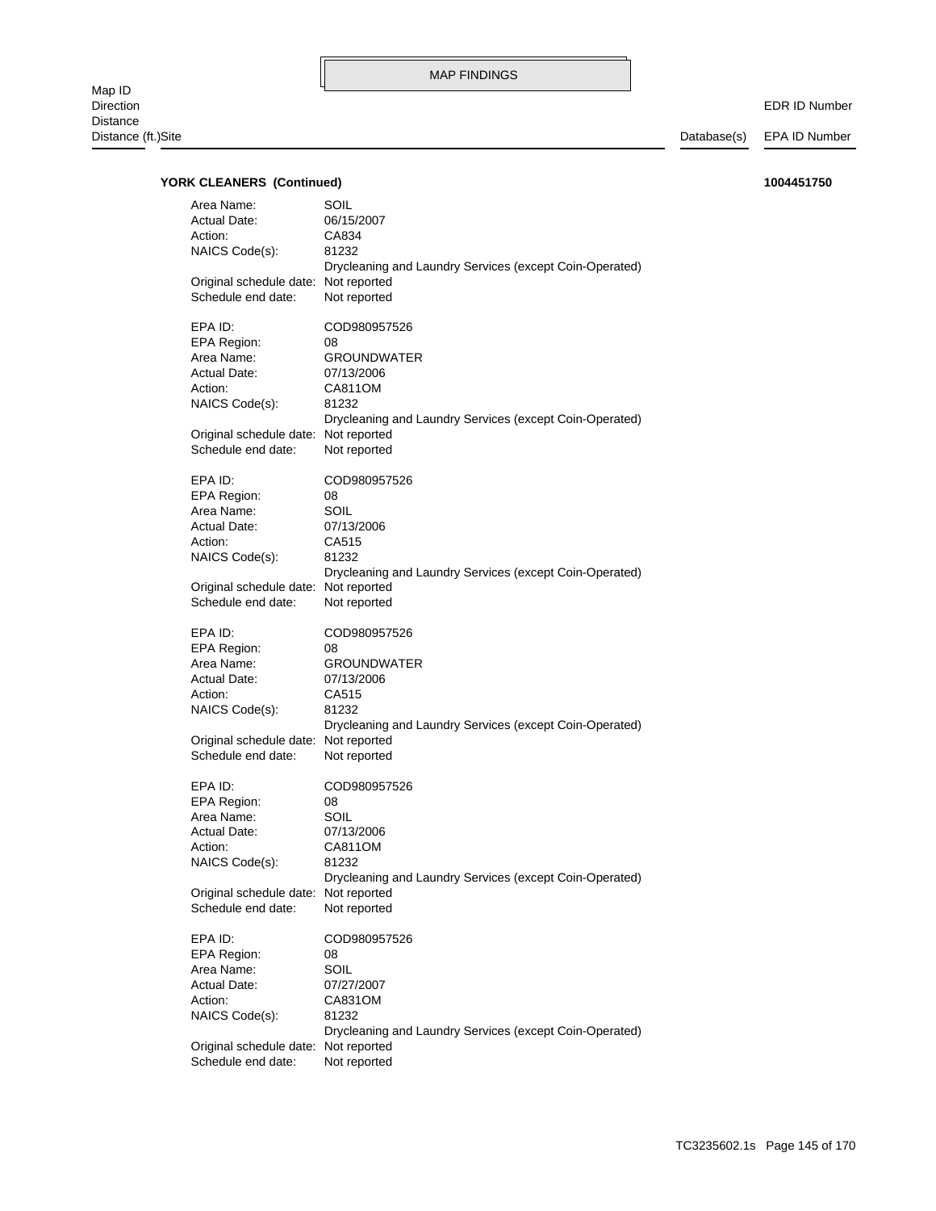MAP FINDINGS

Map ID
Direction
Distance
Distance (ft.)Site | Database(s) | EDR ID Number / EPA ID Number

**YORK CLEANERS (Continued)** **1004451750**

Area Name: SOIL
Actual Date: 06/15/2007
Action: CA834
NAICS Code(s): 81232
Drycleaning and Laundry Services (except Coin-Operated)
Original schedule date: Not reported
Schedule end date: Not reported

EPA ID: COD980957526
EPA Region: 08
Area Name: GROUNDWATER
Actual Date: 07/13/2006
Action: CA811OM
NAICS Code(s): 81232
Drycleaning and Laundry Services (except Coin-Operated)
Original schedule date: Not reported
Schedule end date: Not reported

EPA ID: COD980957526
EPA Region: 08
Area Name: SOIL
Actual Date: 07/13/2006
Action: CA515
NAICS Code(s): 81232
Drycleaning and Laundry Services (except Coin-Operated)
Original schedule date: Not reported
Schedule end date: Not reported

EPA ID: COD980957526
EPA Region: 08
Area Name: GROUNDWATER
Actual Date: 07/13/2006
Action: CA515
NAICS Code(s): 81232
Drycleaning and Laundry Services (except Coin-Operated)
Original schedule date: Not reported
Schedule end date: Not reported

EPA ID: COD980957526
EPA Region: 08
Area Name: SOIL
Actual Date: 07/13/2006
Action: CA811OM
NAICS Code(s): 81232
Drycleaning and Laundry Services (except Coin-Operated)
Original schedule date: Not reported
Schedule end date: Not reported

EPA ID: COD980957526
EPA Region: 08
Area Name: SOIL
Actual Date: 07/27/2007
Action: CA831OM
NAICS Code(s): 81232
Drycleaning and Laundry Services (except Coin-Operated)
Original schedule date: Not reported
Schedule end date: Not reported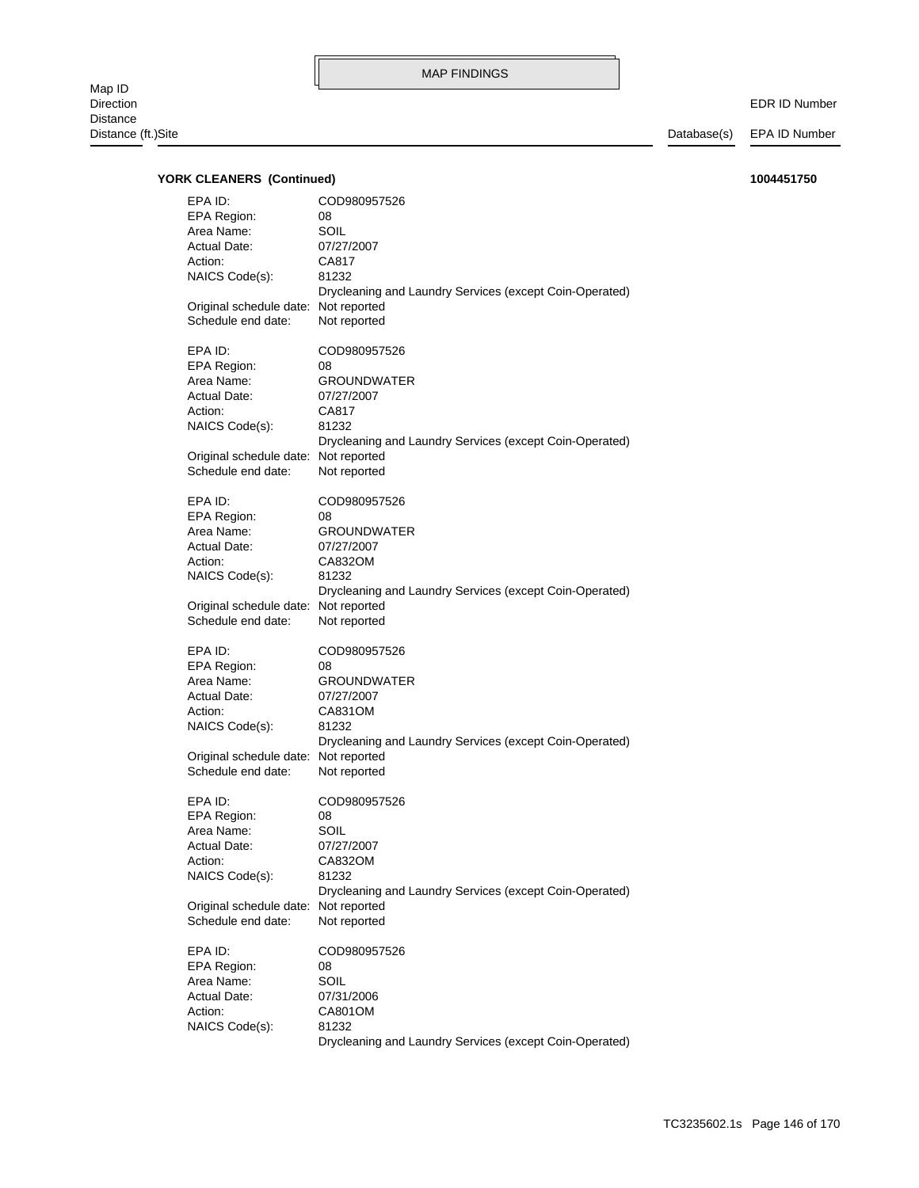MAP FINDINGS

Map ID
Direction
Distance
Distance (ft.)Site | Database(s) | EDR ID Number / EPA ID Number

**YORK CLEANERS (Continued)** **1004451750**

EPA ID: COD980957526
EPA Region: 08
Area Name: SOIL
Actual Date: 07/27/2007
Action: CA817
NAICS Code(s): 81232
Drycleaning and Laundry Services (except Coin-Operated)
Original schedule date: Not reported
Schedule end date: Not reported

EPA ID: COD980957526
EPA Region: 08
Area Name: GROUNDWATER
Actual Date: 07/27/2007
Action: CA817
NAICS Code(s): 81232
Drycleaning and Laundry Services (except Coin-Operated)
Original schedule date: Not reported
Schedule end date: Not reported

EPA ID: COD980957526
EPA Region: 08
Area Name: GROUNDWATER
Actual Date: 07/27/2007
Action: CA832OM
NAICS Code(s): 81232
Drycleaning and Laundry Services (except Coin-Operated)
Original schedule date: Not reported
Schedule end date: Not reported

EPA ID: COD980957526
EPA Region: 08
Area Name: GROUNDWATER
Actual Date: 07/27/2007
Action: CA831OM
NAICS Code(s): 81232
Drycleaning and Laundry Services (except Coin-Operated)
Original schedule date: Not reported
Schedule end date: Not reported

EPA ID: COD980957526
EPA Region: 08
Area Name: SOIL
Actual Date: 07/27/2007
Action: CA832OM
NAICS Code(s): 81232
Drycleaning and Laundry Services (except Coin-Operated)
Original schedule date: Not reported
Schedule end date: Not reported

EPA ID: COD980957526
EPA Region: 08
Area Name: SOIL
Actual Date: 07/31/2006
Action: CA801OM
NAICS Code(s): 81232
Drycleaning and Laundry Services (except Coin-Operated)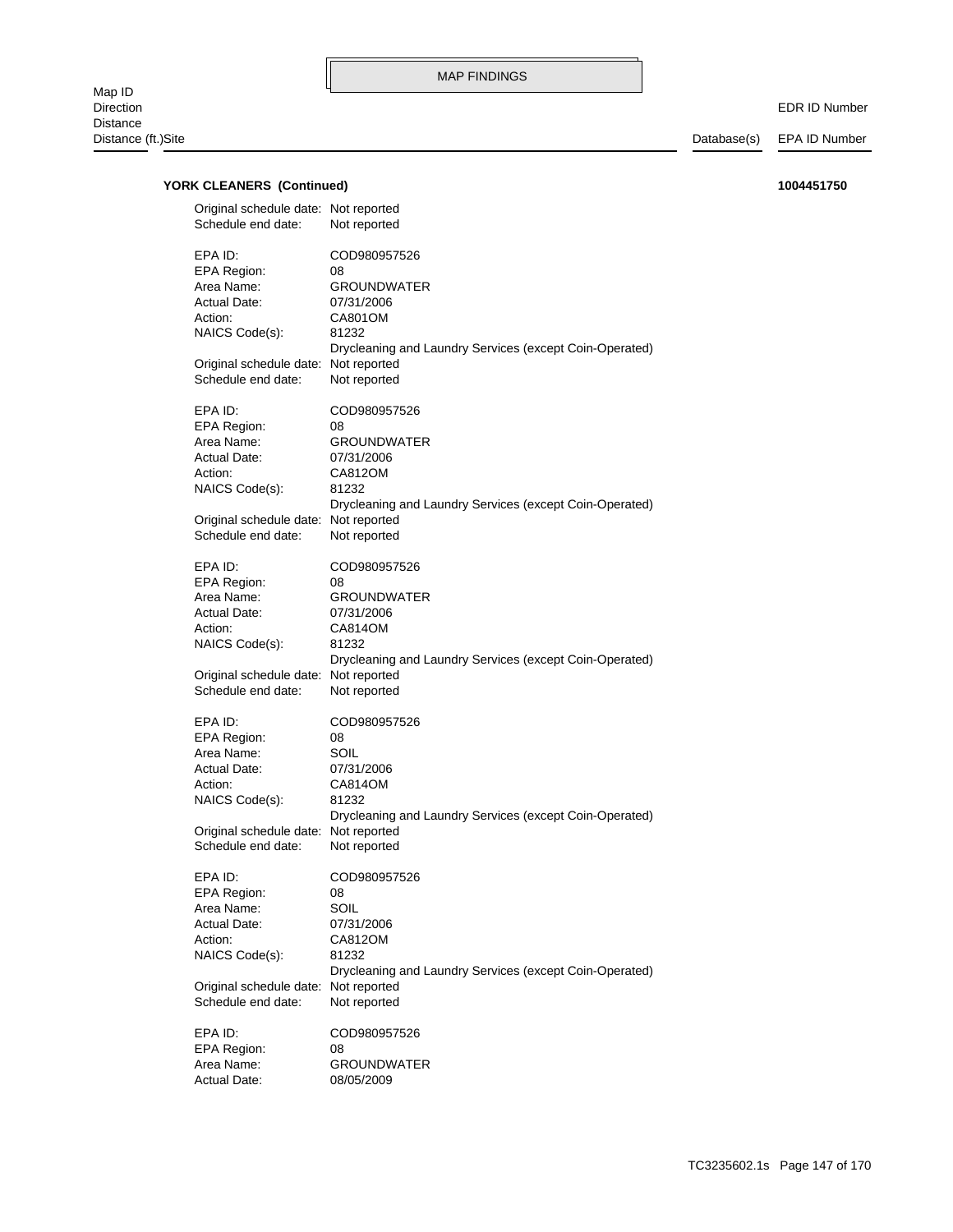**YORK CLEANERS (Continued)** **1004451750**

Original schedule date: Not reported
Schedule end date: Not reported

EPA ID: COD980957526
EPA Region: 08
Area Name: GROUNDWATER
Actual Date: 07/31/2006
Action: CA801OM
NAICS Code(s): 81232
Drycleaning and Laundry Services (except Coin-Operated)
Original schedule date: Not reported
Schedule end date: Not reported

EPA ID: COD980957526
EPA Region: 08
Area Name: GROUNDWATER
Actual Date: 07/31/2006
Action: CA812OM
NAICS Code(s): 81232
Drycleaning and Laundry Services (except Coin-Operated)
Original schedule date: Not reported
Schedule end date: Not reported

EPA ID: COD980957526
EPA Region: 08
Area Name: GROUNDWATER
Actual Date: 07/31/2006
Action: CA814OM
NAICS Code(s): 81232
Drycleaning and Laundry Services (except Coin-Operated)
Original schedule date: Not reported
Schedule end date: Not reported

EPA ID: COD980957526
EPA Region: 08
Area Name: SOIL
Actual Date: 07/31/2006
Action: CA814OM
NAICS Code(s): 81232
Drycleaning and Laundry Services (except Coin-Operated)
Original schedule date: Not reported
Schedule end date: Not reported

EPA ID: COD980957526
EPA Region: 08
Area Name: SOIL
Actual Date: 07/31/2006
Action: CA812OM
NAICS Code(s): 81232
Drycleaning and Laundry Services (except Coin-Operated)
Original schedule date: Not reported
Schedule end date: Not reported

EPA ID: COD980957526
EPA Region: 08
Area Name: GROUNDWATER
Actual Date: 08/05/2009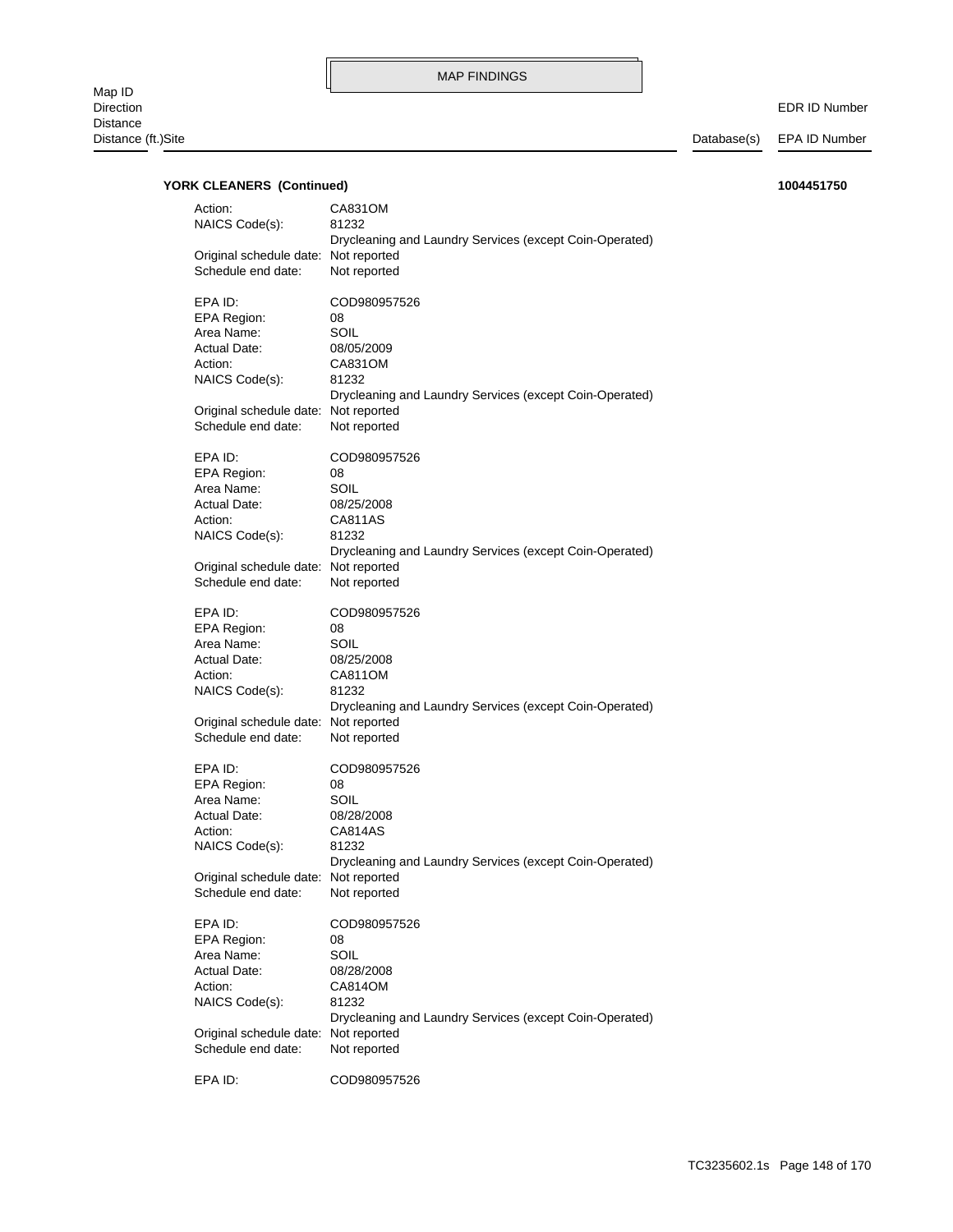MAP FINDINGS

Map ID
Direction
Distance
Distance (ft.)Site | Database(s) | EDR ID Number / EPA ID Number

**YORK CLEANERS (Continued)** **1004451750**

Action: CA831OM
NAICS Code(s): 81232
Drycleaning and Laundry Services (except Coin-Operated)
Original schedule date: Not reported
Schedule end date: Not reported

EPA ID: COD980957526
EPA Region: 08
Area Name: SOIL
Actual Date: 08/05/2009
Action: CA831OM
NAICS Code(s): 81232
Drycleaning and Laundry Services (except Coin-Operated)
Original schedule date: Not reported
Schedule end date: Not reported

EPA ID: COD980957526
EPA Region: 08
Area Name: SOIL
Actual Date: 08/25/2008
Action: CA811AS
NAICS Code(s): 81232
Drycleaning and Laundry Services (except Coin-Operated)
Original schedule date: Not reported
Schedule end date: Not reported

EPA ID: COD980957526
EPA Region: 08
Area Name: SOIL
Actual Date: 08/25/2008
Action: CA811OM
NAICS Code(s): 81232
Drycleaning and Laundry Services (except Coin-Operated)
Original schedule date: Not reported
Schedule end date: Not reported

EPA ID: COD980957526
EPA Region: 08
Area Name: SOIL
Actual Date: 08/28/2008
Action: CA814AS
NAICS Code(s): 81232
Drycleaning and Laundry Services (except Coin-Operated)
Original schedule date: Not reported
Schedule end date: Not reported

EPA ID: COD980957526
EPA Region: 08
Area Name: SOIL
Actual Date: 08/28/2008
Action: CA814OM
NAICS Code(s): 81232
Drycleaning and Laundry Services (except Coin-Operated)
Original schedule date: Not reported
Schedule end date: Not reported

EPA ID: COD980957526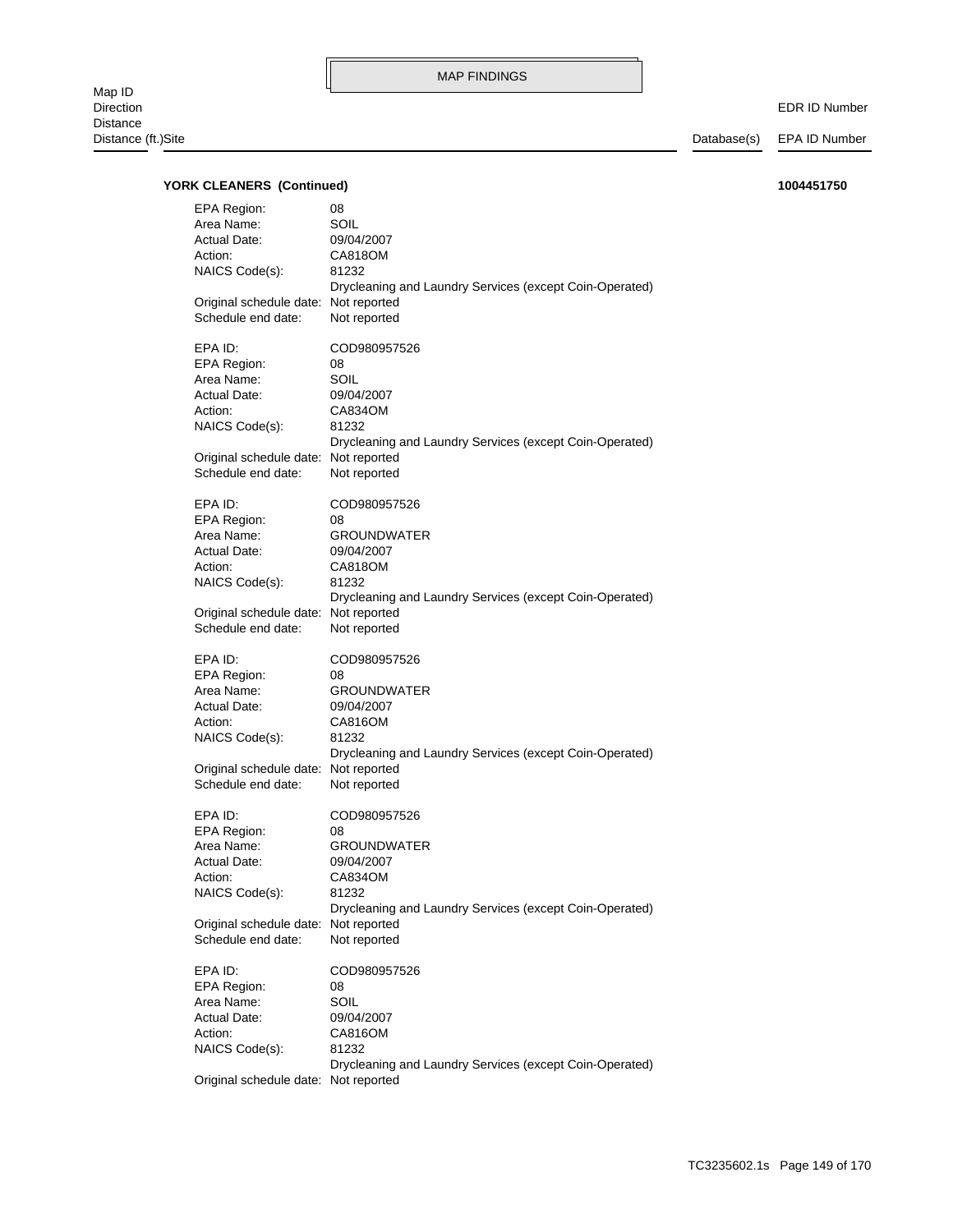MAP FINDINGS

Map ID
Direction
Distance
Distance (ft.)Site | Database(s) | EDR ID Number / EPA ID Number

**YORK CLEANERS (Continued)** **1004451750**

EPA Region: 08
Area Name: SOIL
Actual Date: 09/04/2007
Action: CA818OM
NAICS Code(s): 81232
Drycleaning and Laundry Services (except Coin-Operated)
Original schedule date: Not reported
Schedule end date: Not reported

EPA ID: COD980957526
EPA Region: 08
Area Name: SOIL
Actual Date: 09/04/2007
Action: CA834OM
NAICS Code(s): 81232
Drycleaning and Laundry Services (except Coin-Operated)
Original schedule date: Not reported
Schedule end date: Not reported

EPA ID: COD980957526
EPA Region: 08
Area Name: GROUNDWATER
Actual Date: 09/04/2007
Action: CA818OM
NAICS Code(s): 81232
Drycleaning and Laundry Services (except Coin-Operated)
Original schedule date: Not reported
Schedule end date: Not reported

EPA ID: COD980957526
EPA Region: 08
Area Name: GROUNDWATER
Actual Date: 09/04/2007
Action: CA816OM
NAICS Code(s): 81232
Drycleaning and Laundry Services (except Coin-Operated)
Original schedule date: Not reported
Schedule end date: Not reported

EPA ID: COD980957526
EPA Region: 08
Area Name: GROUNDWATER
Actual Date: 09/04/2007
Action: CA834OM
NAICS Code(s): 81232
Drycleaning and Laundry Services (except Coin-Operated)
Original schedule date: Not reported
Schedule end date: Not reported

EPA ID: COD980957526
EPA Region: 08
Area Name: SOIL
Actual Date: 09/04/2007
Action: CA816OM
NAICS Code(s): 81232
Drycleaning and Laundry Services (except Coin-Operated)
Original schedule date: Not reported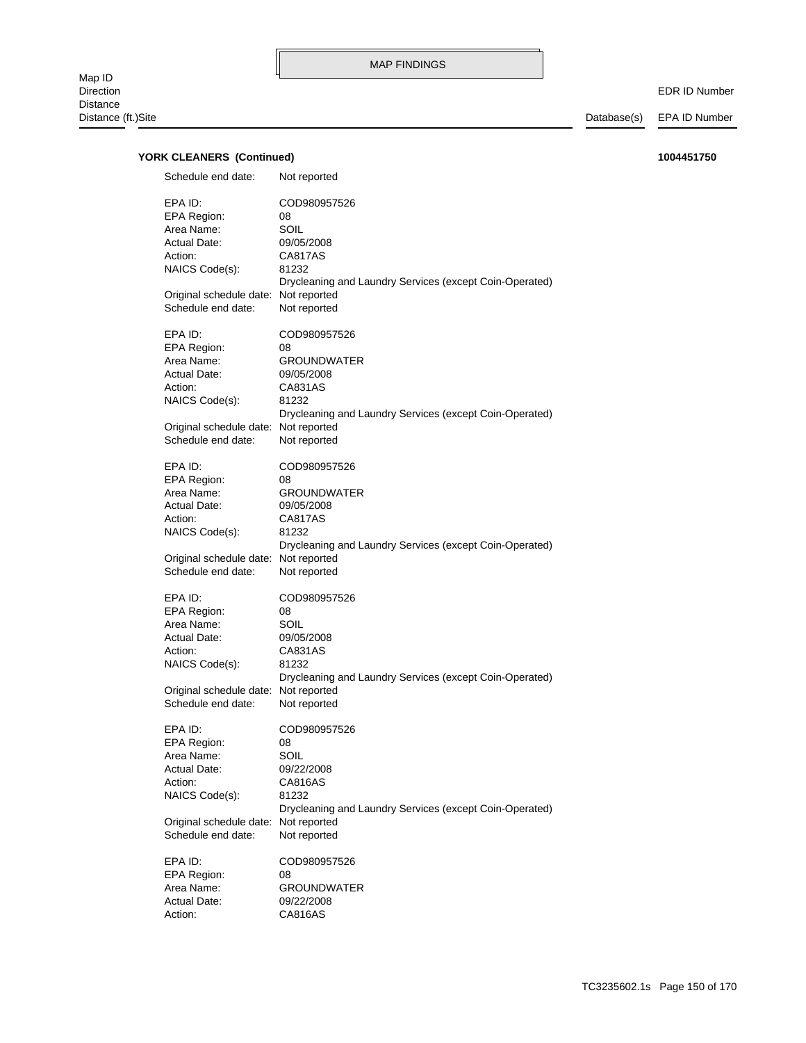**YORK CLEANERS (Continued)** **1004451750**

Schedule end date: Not reported

EPA ID: COD980957526
EPA Region: 08
Area Name: SOIL
Actual Date: 09/05/2008
Action: CA817AS
NAICS Code(s): 81232
Drycleaning and Laundry Services (except Coin-Operated)
Original schedule date: Not reported
Schedule end date: Not reported

EPA ID: COD980957526
EPA Region: 08
Area Name: GROUNDWATER
Actual Date: 09/05/2008
Action: CA831AS
NAICS Code(s): 81232
Drycleaning and Laundry Services (except Coin-Operated)
Original schedule date: Not reported
Schedule end date: Not reported

EPA ID: COD980957526
EPA Region: 08
Area Name: GROUNDWATER
Actual Date: 09/05/2008
Action: CA817AS
NAICS Code(s): 81232
Drycleaning and Laundry Services (except Coin-Operated)
Original schedule date: Not reported
Schedule end date: Not reported

EPA ID: COD980957526
EPA Region: 08
Area Name: SOIL
Actual Date: 09/05/2008
Action: CA831AS
NAICS Code(s): 81232
Drycleaning and Laundry Services (except Coin-Operated)
Original schedule date: Not reported
Schedule end date: Not reported

EPA ID: COD980957526
EPA Region: 08
Area Name: SOIL
Actual Date: 09/22/2008
Action: CA816AS
NAICS Code(s): 81232
Drycleaning and Laundry Services (except Coin-Operated)
Original schedule date: Not reported
Schedule end date: Not reported

EPA ID: COD980957526
EPA Region: 08
Area Name: GROUNDWATER
Actual Date: 09/22/2008
Action: CA816AS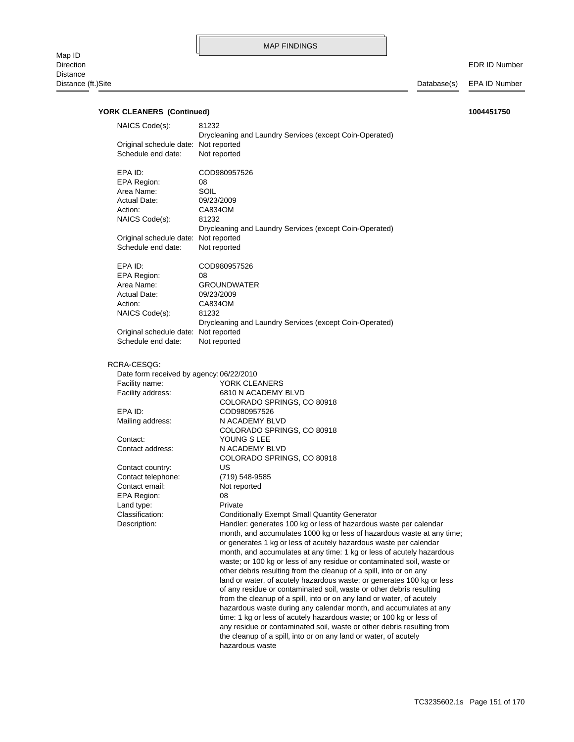MAP FINDINGS

| Map ID<br>Direction<br>Distance<br>Distance (ft.)Site | Database(s) | EDR ID Number<br>EPA ID Number |
|---|---|---|

**YORK CLEANERS (Continued)** **1004451750**

NAICS Code(s): 81232
Drycleaning and Laundry Services (except Coin-Operated)
Original schedule date: Not reported
Schedule end date: Not reported

EPA ID: COD980957526
EPA Region: 08
Area Name: SOIL
Actual Date: 09/23/2009
Action: CA834OM
NAICS Code(s): 81232
Drycleaning and Laundry Services (except Coin-Operated)
Original schedule date: Not reported
Schedule end date: Not reported

EPA ID: COD980957526
EPA Region: 08
Area Name: GROUNDWATER
Actual Date: 09/23/2009
Action: CA834OM
NAICS Code(s): 81232
Drycleaning and Laundry Services (except Coin-Operated)
Original schedule date: Not reported
Schedule end date: Not reported

RCRA-CESQG:
Date form received by agency: 06/22/2010
Facility name: YORK CLEANERS
Facility address: 6810 N ACADEMY BLVD
COLORADO SPRINGS, CO 80918
EPA ID: COD980957526
Mailing address: N ACADEMY BLVD
COLORADO SPRINGS, CO 80918
Contact: YOUNG S LEE
Contact address: N ACADEMY BLVD
COLORADO SPRINGS, CO 80918
Contact country: US
Contact telephone: (719) 548-9585
Contact email: Not reported
EPA Region: 08
Land type: Private
Classification: Conditionally Exempt Small Quantity Generator
Description: Handler: generates 100 kg or less of hazardous waste per calendar month, and accumulates 1000 kg or less of hazardous waste at any time; or generates 1 kg or less of acutely hazardous waste per calendar month, and accumulates at any time: 1 kg or less of acutely hazardous waste; or 100 kg or less of any residue or contaminated soil, waste or other debris resulting from the cleanup of a spill, into or on any land or water, of acutely hazardous waste; or generates 100 kg or less of any residue or contaminated soil, waste or other debris resulting from the cleanup of a spill, into or on any land or water, of acutely hazardous waste during any calendar month, and accumulates at any time: 1 kg or less of acutely hazardous waste; or 100 kg or less of any residue or contaminated soil, waste or other debris resulting from the cleanup of a spill, into or on any land or water, of acutely hazardous waste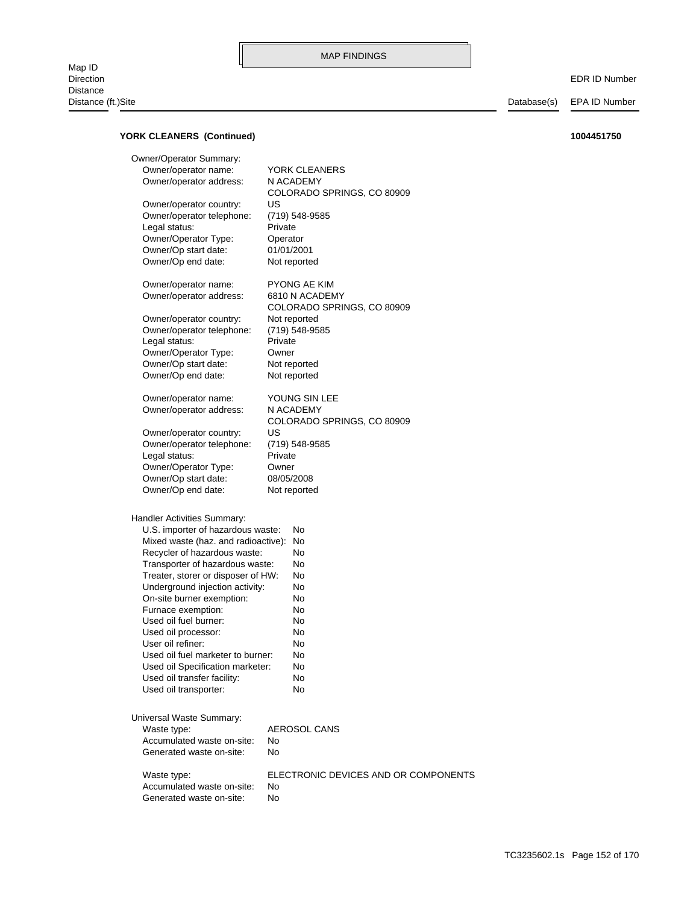MAP FINDINGS

Map ID
Direction
Distance
Distance (ft.)Site | Database(s) | EDR ID Number / EPA ID Number

**YORK CLEANERS (Continued)** **1004451750**

Owner/Operator Summary:

| | |
|---|---|
| Owner/operator name: | YORK CLEANERS |
| Owner/operator address: | N ACADEMY<br>COLORADO SPRINGS, CO 80909 |
| Owner/operator country: | US |
| Owner/operator telephone: | (719) 548-9585 |
| Legal status: | Private |
| Owner/Operator Type: | Operator |
| Owner/Op start date: | 01/01/2001 |
| Owner/Op end date: | Not reported |

| | |
|---|---|
| Owner/operator name: | PYONG AE KIM |
| Owner/operator address: | 6810 N ACADEMY<br>COLORADO SPRINGS, CO 80909 |
| Owner/operator country: | Not reported |
| Owner/operator telephone: | (719) 548-9585 |
| Legal status: | Private |
| Owner/Operator Type: | Owner |
| Owner/Op start date: | Not reported |
| Owner/Op end date: | Not reported |

| | |
|---|---|
| Owner/operator name: | YOUNG SIN LEE |
| Owner/operator address: | N ACADEMY<br>COLORADO SPRINGS, CO 80909 |
| Owner/operator country: | US |
| Owner/operator telephone: | (719) 548-9585 |
| Legal status: | Private |
| Owner/Operator Type: | Owner |
| Owner/Op start date: | 08/05/2008 |
| Owner/Op end date: | Not reported |

Handler Activities Summary:

| | |
|---|---|
| U.S. importer of hazardous waste: | No |
| Mixed waste (haz. and radioactive): | No |
| Recycler of hazardous waste: | No |
| Transporter of hazardous waste: | No |
| Treater, storer or disposer of HW: | No |
| Underground injection activity: | No |
| On-site burner exemption: | No |
| Furnace exemption: | No |
| Used oil fuel burner: | No |
| Used oil processor: | No |
| User oil refiner: | No |
| Used oil fuel marketer to burner: | No |
| Used oil Specification marketer: | No |
| Used oil transfer facility: | No |
| Used oil transporter: | No |

Universal Waste Summary:

| | |
|---|---|
| Waste type: | AEROSOL CANS |
| Accumulated waste on-site: | No |
| Generated waste on-site: | No |

| | |
|---|---|
| Waste type: | ELECTRONIC DEVICES AND OR COMPONENTS |
| Accumulated waste on-site: | No |
| Generated waste on-site: | No |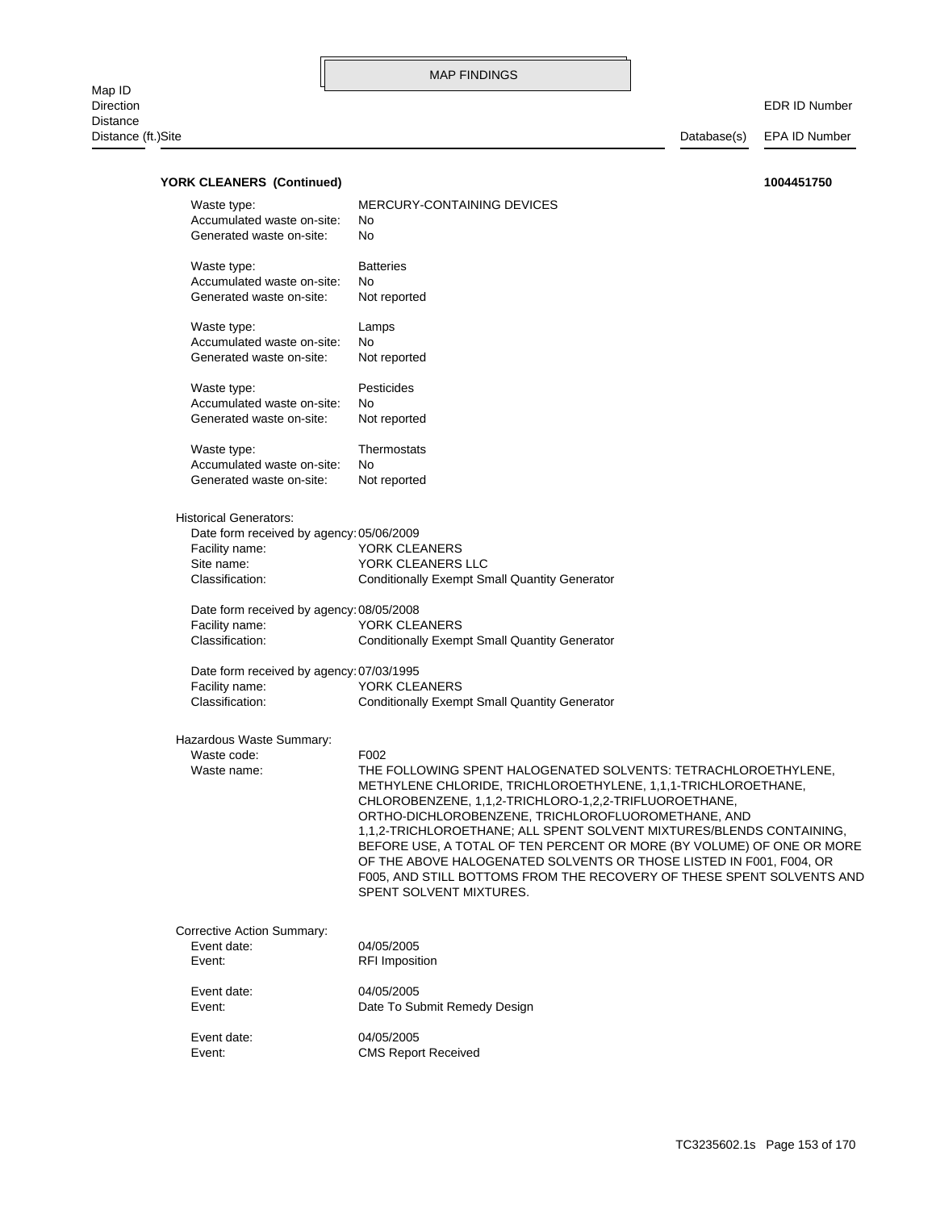MAP FINDINGS

Map ID
Direction
Distance
Distance (ft.)Site | Database(s) | EDR ID Number
EPA ID Number

**YORK CLEANERS (Continued)** **1004451750**

Waste type: MERCURY-CONTAINING DEVICES
Accumulated waste on-site: No
Generated waste on-site: No

Waste type: Batteries
Accumulated waste on-site: No
Generated waste on-site: Not reported

Waste type: Lamps
Accumulated waste on-site: No
Generated waste on-site: Not reported

Waste type: Pesticides
Accumulated waste on-site: No
Generated waste on-site: Not reported

Waste type: Thermostats
Accumulated waste on-site: No
Generated waste on-site: Not reported

Historical Generators:
Date form received by agency: 05/06/2009
Facility name: YORK CLEANERS
Site name: YORK CLEANERS LLC
Classification: Conditionally Exempt Small Quantity Generator

Date form received by agency: 08/05/2008
Facility name: YORK CLEANERS
Classification: Conditionally Exempt Small Quantity Generator

Date form received by agency: 07/03/1995
Facility name: YORK CLEANERS
Classification: Conditionally Exempt Small Quantity Generator

Hazardous Waste Summary:
Waste code: F002
Waste name: THE FOLLOWING SPENT HALOGENATED SOLVENTS: TETRACHLOROETHYLENE, METHYLENE CHLORIDE, TRICHLOROETHYLENE, 1,1,1-TRICHLOROETHANE, CHLOROBENZENE, 1,1,2-TRICHLORO-1,2,2-TRIFLUOROETHANE, ORTHO-DICHLOROBENZENE, TRICHLOROFLUOROMETHANE, AND 1,1,2-TRICHLOROETHANE; ALL SPENT SOLVENT MIXTURES/BLENDS CONTAINING, BEFORE USE, A TOTAL OF TEN PERCENT OR MORE (BY VOLUME) OF ONE OR MORE OF THE ABOVE HALOGENATED SOLVENTS OR THOSE LISTED IN F001, F004, OR F005, AND STILL BOTTOMS FROM THE RECOVERY OF THESE SPENT SOLVENTS AND SPENT SOLVENT MIXTURES.

Corrective Action Summary:
Event date: 04/05/2005
Event: RFI Imposition

Event date: 04/05/2005
Event: Date To Submit Remedy Design

Event date: 04/05/2005
Event: CMS Report Received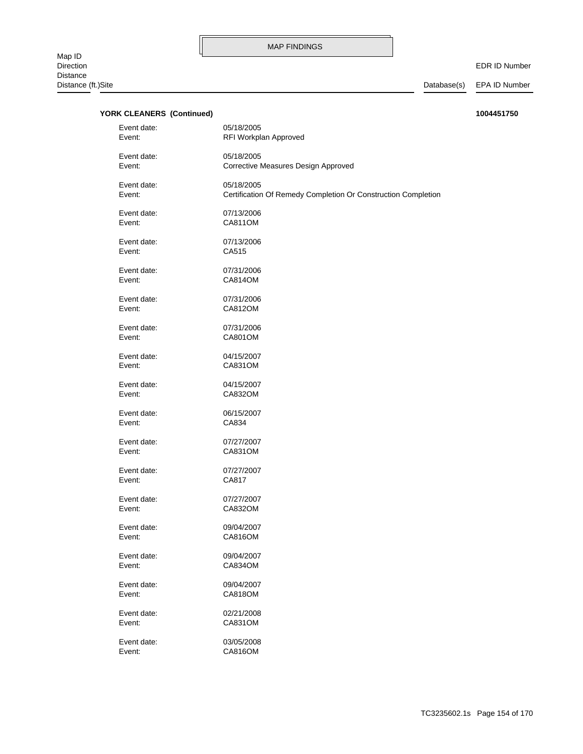MAP FINDINGS

| Map ID<br>Direction<br>Distance<br>Distance (ft.)Site | Database(s) | EDR ID Number<br>EPA ID Number |
|---|---|---|

**YORK CLEANERS (Continued)** **1004451750**

Event date: 05/18/2005
Event: RFI Workplan Approved

Event date: 05/18/2005
Event: Corrective Measures Design Approved

Event date: 05/18/2005
Event: Certification Of Remedy Completion Or Construction Completion

Event date: 07/13/2006
Event: CA811OM

Event date: 07/13/2006
Event: CA515

Event date: 07/31/2006
Event: CA814OM

Event date: 07/31/2006
Event: CA812OM

Event date: 07/31/2006
Event: CA801OM

Event date: 04/15/2007
Event: CA831OM

Event date: 04/15/2007
Event: CA832OM

Event date: 06/15/2007
Event: CA834

Event date: 07/27/2007
Event: CA831OM

Event date: 07/27/2007
Event: CA817

Event date: 07/27/2007
Event: CA832OM

Event date: 09/04/2007
Event: CA816OM

Event date: 09/04/2007
Event: CA834OM

Event date: 09/04/2007
Event: CA818OM

Event date: 02/21/2008
Event: CA831OM

Event date: 03/05/2008
Event: CA816OM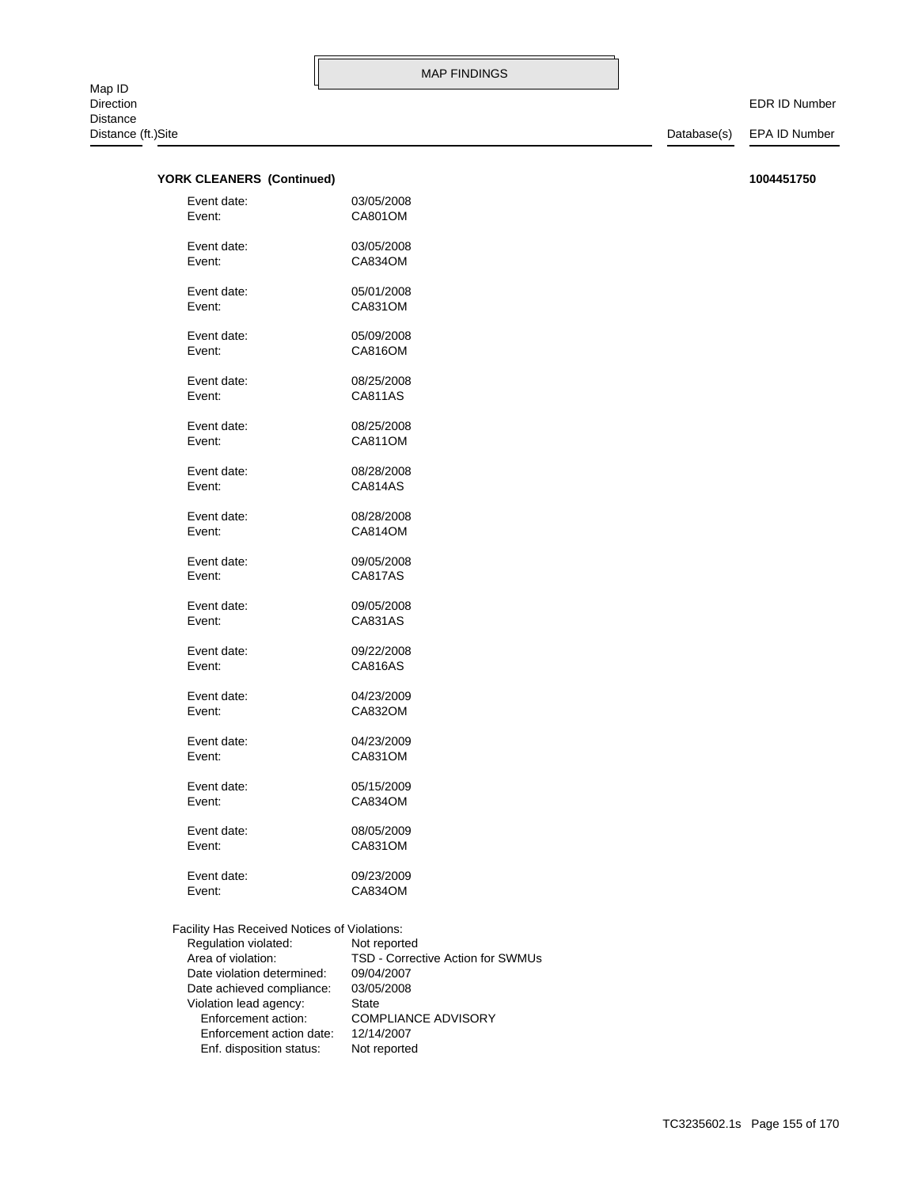**YORK CLEANERS (Continued)** **1004451750**

Event date: 03/05/2008
Event: CA801OM

Event date: 03/05/2008
Event: CA834OM

Event date: 05/01/2008
Event: CA831OM

Event date: 05/09/2008
Event: CA816OM

Event date: 08/25/2008
Event: CA811AS

Event date: 08/25/2008
Event: CA811OM

Event date: 08/28/2008
Event: CA814AS

Event date: 08/28/2008
Event: CA814OM

Event date: 09/05/2008
Event: CA817AS

Event date: 09/05/2008
Event: CA831AS

Event date: 09/22/2008
Event: CA816AS

Event date: 04/23/2009
Event: CA832OM

Event date: 04/23/2009
Event: CA831OM

Event date: 05/15/2009
Event: CA834OM

Event date: 08/05/2009
Event: CA831OM

Event date: 09/23/2009
Event: CA834OM

Facility Has Received Notices of Violations:
Regulation violated: Not reported
Area of violation: TSD - Corrective Action for SWMUs
Date violation determined: 09/04/2007
Date achieved compliance: 03/05/2008
Violation lead agency: State
Enforcement action: COMPLIANCE ADVISORY
Enforcement action date: 12/14/2007
Enf. disposition status: Not reported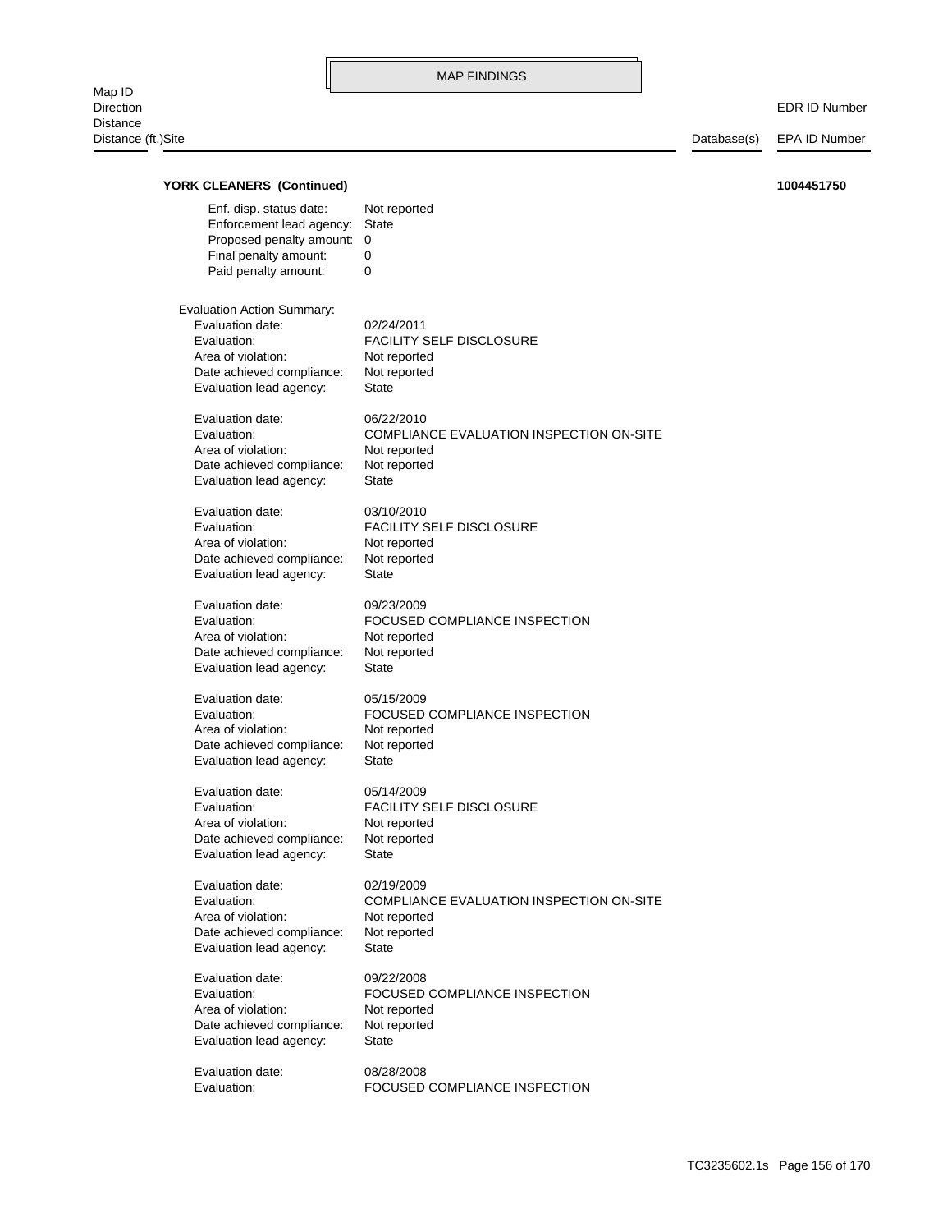MAP FINDINGS

| Map ID<br>Direction<br>Distance<br>Distance (ft.)Site | Database(s) | EDR ID Number<br>EPA ID Number |
|---|---|---|

**YORK CLEANERS (Continued)** **1004451750**

Enf. disp. status date: Not reported
Enforcement lead agency: State
Proposed penalty amount: 0
Final penalty amount: 0
Paid penalty amount: 0

Evaluation Action Summary:

Evaluation date: 02/24/2011
Evaluation: FACILITY SELF DISCLOSURE
Area of violation: Not reported
Date achieved compliance: Not reported
Evaluation lead agency: State

Evaluation date: 06/22/2010
Evaluation: COMPLIANCE EVALUATION INSPECTION ON-SITE
Area of violation: Not reported
Date achieved compliance: Not reported
Evaluation lead agency: State

Evaluation date: 03/10/2010
Evaluation: FACILITY SELF DISCLOSURE
Area of violation: Not reported
Date achieved compliance: Not reported
Evaluation lead agency: State

Evaluation date: 09/23/2009
Evaluation: FOCUSED COMPLIANCE INSPECTION
Area of violation: Not reported
Date achieved compliance: Not reported
Evaluation lead agency: State

Evaluation date: 05/15/2009
Evaluation: FOCUSED COMPLIANCE INSPECTION
Area of violation: Not reported
Date achieved compliance: Not reported
Evaluation lead agency: State

Evaluation date: 05/14/2009
Evaluation: FACILITY SELF DISCLOSURE
Area of violation: Not reported
Date achieved compliance: Not reported
Evaluation lead agency: State

Evaluation date: 02/19/2009
Evaluation: COMPLIANCE EVALUATION INSPECTION ON-SITE
Area of violation: Not reported
Date achieved compliance: Not reported
Evaluation lead agency: State

Evaluation date: 09/22/2008
Evaluation: FOCUSED COMPLIANCE INSPECTION
Area of violation: Not reported
Date achieved compliance: Not reported
Evaluation lead agency: State

Evaluation date: 08/28/2008
Evaluation: FOCUSED COMPLIANCE INSPECTION

TC3235602.1s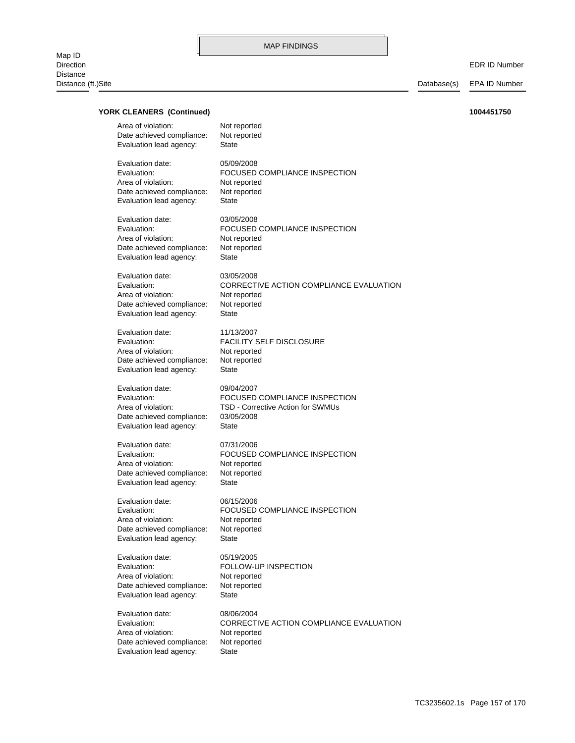**YORK CLEANERS (Continued)** **1004451750**

Area of violation: Not reported
Date achieved compliance: Not reported
Evaluation lead agency: State

Evaluation date: 05/09/2008
Evaluation: FOCUSED COMPLIANCE INSPECTION
Area of violation: Not reported
Date achieved compliance: Not reported
Evaluation lead agency: State

Evaluation date: 03/05/2008
Evaluation: FOCUSED COMPLIANCE INSPECTION
Area of violation: Not reported
Date achieved compliance: Not reported
Evaluation lead agency: State

Evaluation date: 03/05/2008
Evaluation: CORRECTIVE ACTION COMPLIANCE EVALUATION
Area of violation: Not reported
Date achieved compliance: Not reported
Evaluation lead agency: State

Evaluation date: 11/13/2007
Evaluation: FACILITY SELF DISCLOSURE
Area of violation: Not reported
Date achieved compliance: Not reported
Evaluation lead agency: State

Evaluation date: 09/04/2007
Evaluation: FOCUSED COMPLIANCE INSPECTION
Area of violation: TSD - Corrective Action for SWMUs
Date achieved compliance: 03/05/2008
Evaluation lead agency: State

Evaluation date: 07/31/2006
Evaluation: FOCUSED COMPLIANCE INSPECTION
Area of violation: Not reported
Date achieved compliance: Not reported
Evaluation lead agency: State

Evaluation date: 06/15/2006
Evaluation: FOCUSED COMPLIANCE INSPECTION
Area of violation: Not reported
Date achieved compliance: Not reported
Evaluation lead agency: State

Evaluation date: 05/19/2005
Evaluation: FOLLOW-UP INSPECTION
Area of violation: Not reported
Date achieved compliance: Not reported
Evaluation lead agency: State

Evaluation date: 08/06/2004
Evaluation: CORRECTIVE ACTION COMPLIANCE EVALUATION
Area of violation: Not reported
Date achieved compliance: Not reported
Evaluation lead agency: State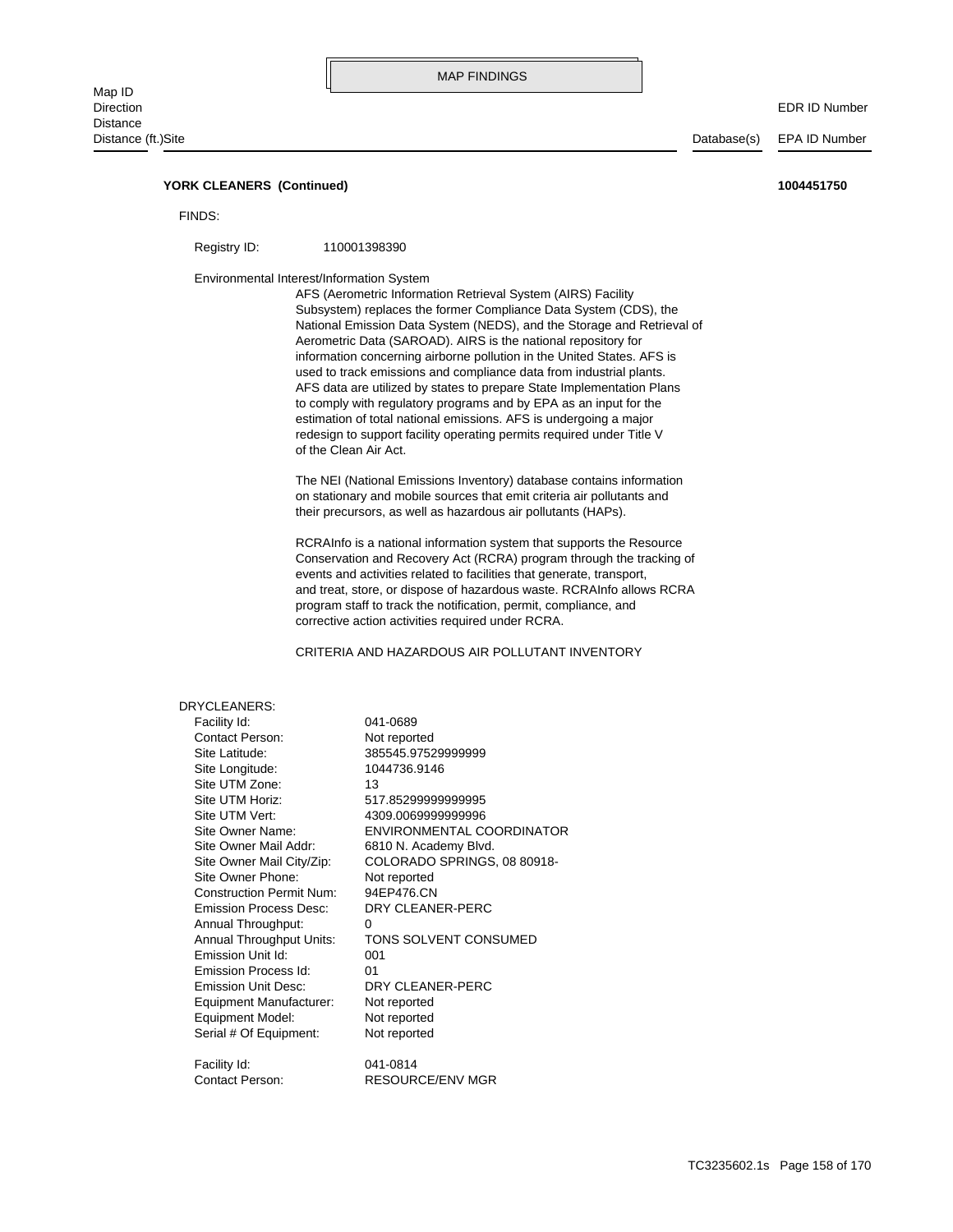**YORK CLEANERS (Continued)** **1004451750**

FINDS:

Registry ID: 110001398390

Environmental Interest/Information System

AFS (Aerometric Information Retrieval System (AIRS) Facility Subsystem) replaces the former Compliance Data System (CDS), the National Emission Data System (NEDS), and the Storage and Retrieval of Aerometric Data (SAROAD). AIRS is the national repository for information concerning airborne pollution in the United States. AFS is used to track emissions and compliance data from industrial plants. AFS data are utilized by states to prepare State Implementation Plans to comply with regulatory programs and by EPA as an input for the estimation of total national emissions. AFS is undergoing a major redesign to support facility operating permits required under Title V of the Clean Air Act.

The NEI (National Emissions Inventory) database contains information on stationary and mobile sources that emit criteria air pollutants and their precursors, as well as hazardous air pollutants (HAPs).

RCRAInfo is a national information system that supports the Resource Conservation and Recovery Act (RCRA) program through the tracking of events and activities related to facilities that generate, transport, and treat, store, or dispose of hazardous waste. RCRAInfo allows RCRA program staff to track the notification, permit, compliance, and corrective action activities required under RCRA.

CRITERIA AND HAZARDOUS AIR POLLUTANT INVENTORY

DRYCLEANERS:

| | |
|---|---|
| Facility Id: | 041-0689 |
| Contact Person: | Not reported |
| Site Latitude: | 385545.97529999999 |
| Site Longitude: | 1044736.9146 |
| Site UTM Zone: | 13 |
| Site UTM Horiz: | 517.85299999999995 |
| Site UTM Vert: | 4309.0069999999996 |
| Site Owner Name: | ENVIRONMENTAL COORDINATOR |
| Site Owner Mail Addr: | 6810 N. Academy Blvd. |
| Site Owner Mail City/Zip: | COLORADO SPRINGS, 08 80918- |
| Site Owner Phone: | Not reported |
| Construction Permit Num: | 94EP476.CN |
| Emission Process Desc: | DRY CLEANER-PERC |
| Annual Throughput: | 0 |
| Annual Throughput Units: | TONS SOLVENT CONSUMED |
| Emission Unit Id: | 001 |
| Emission Process Id: | 01 |
| Emission Unit Desc: | DRY CLEANER-PERC |
| Equipment Manufacturer: | Not reported |
| Equipment Model: | Not reported |
| Serial # Of Equipment: | Not reported |

| | |
|---|---|
| Facility Id: | 041-0814 |
| Contact Person: | RESOURCE/ENV MGR |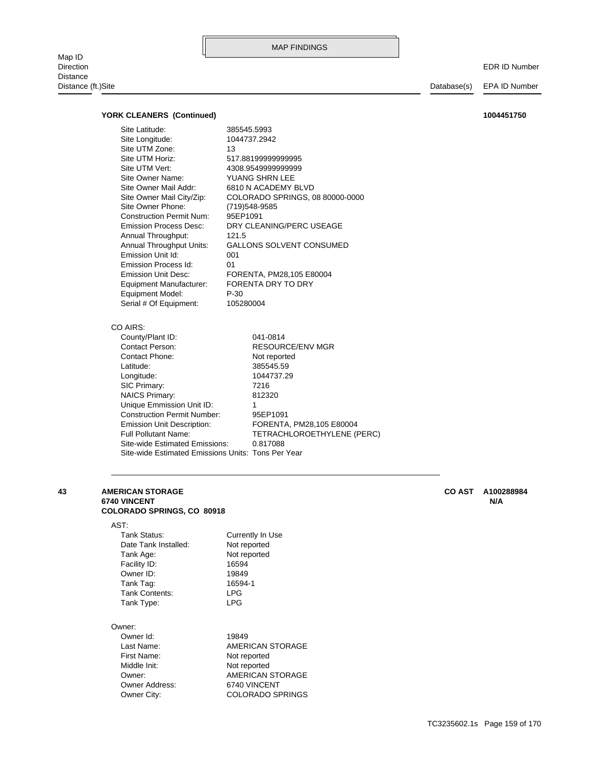MAP FINDINGS

| Map ID<br>Direction<br>Distance<br>Distance (ft.)Site | | Database(s) | EDR ID Number<br>EPA ID Number |
|---|---|---|---|

**YORK CLEANERS (Continued)** **1004451750**

| | |
|---|---|
| Site Latitude: | 385545.5993 |
| Site Longitude: | 1044737.2942 |
| Site UTM Zone: | 13 |
| Site UTM Horiz: | 517.88199999999995 |
| Site UTM Vert: | 4308.9549999999999 |
| Site Owner Name: | YUANG SHRN LEE |
| Site Owner Mail Addr: | 6810 N ACADEMY BLVD |
| Site Owner Mail City/Zip: | COLORADO SPRINGS, 08 80000-0000 |
| Site Owner Phone: | (719)548-9585 |
| Construction Permit Num: | 95EP1091 |
| Emission Process Desc: | DRY CLEANING/PERC USEAGE |
| Annual Throughput: | 121.5 |
| Annual Throughput Units: | GALLONS SOLVENT CONSUMED |
| Emission Unit Id: | 001 |
| Emission Process Id: | 01 |
| Emission Unit Desc: | FORENTA, PM28,105 E80004 |
| Equipment Manufacturer: | FORENTA DRY TO DRY |
| Equipment Model: | P-30 |
| Serial # Of Equipment: | 105280004 |

CO AIRS:

| | |
|---|---|
| County/Plant ID: | 041-0814 |
| Contact Person: | RESOURCE/ENV MGR |
| Contact Phone: | Not reported |
| Latitude: | 385545.59 |
| Longitude: | 1044737.29 |
| SIC Primary: | 7216 |
| NAICS Primary: | 812320 |
| Unique Emmission Unit ID: | 1 |
| Construction Permit Number: | 95EP1091 |
| Emission Unit Description: | FORENTA, PM28,105 E80004 |
| Full Pollutant Name: | TETRACHLOROETHYLENE (PERC) |
| Site-wide Estimated Emissions: | 0.817088 |
| Site-wide Estimated Emissions Units: | Tons Per Year |

---

**43** **AMERICAN STORAGE** **CO AST** **A100288984**
**6740 VINCENT** **N/A**
**COLORADO SPRINGS, CO 80918**

AST:

| | |
|---|---|
| Tank Status: | Currently In Use |
| Date Tank Installed: | Not reported |
| Tank Age: | Not reported |
| Facility ID: | 16594 |
| Owner ID: | 19849 |
| Tank Tag: | 16594-1 |
| Tank Contents: | LPG |
| Tank Type: | LPG |

Owner:

| | |
|---|---|
| Owner Id: | 19849 |
| Last Name: | AMERICAN STORAGE |
| First Name: | Not reported |
| Middle Init: | Not reported |
| Owner: | AMERICAN STORAGE |
| Owner Address: | 6740 VINCENT |
| Owner City: | COLORADO SPRINGS |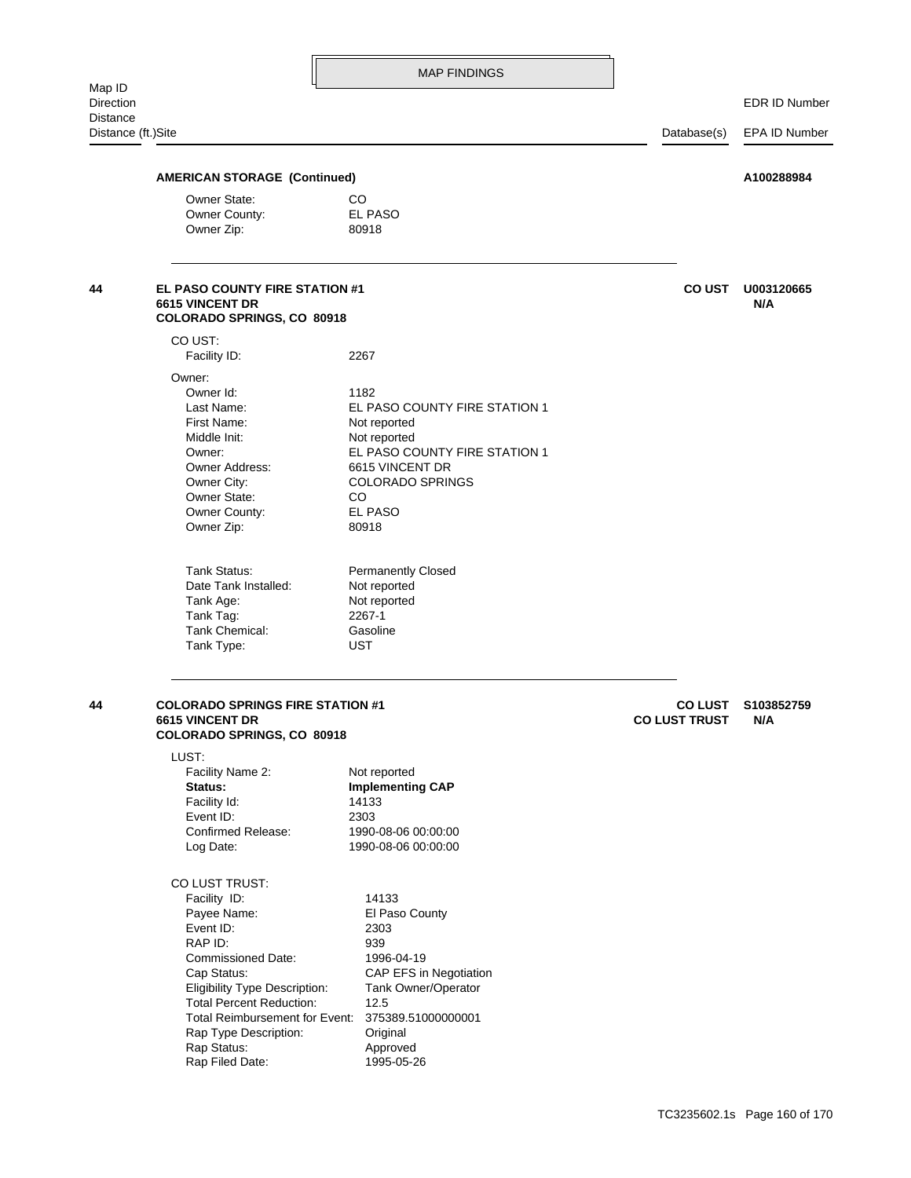## MAP FINDINGS

| Map ID / Direction / Distance / Distance (ft.) | Site | Database(s) | EDR ID Number / EPA ID Number |
|---|---|---|---|

**AMERICAN STORAGE (Continued)** — **A100288984**

Owner State: CO
Owner County: EL PASO
Owner Zip: 80918

---

**44** — **EL PASO COUNTY FIRE STATION #1**
**6615 VINCENT DR**
**COLORADO SPRINGS, CO 80918**

**CO UST** — **U003120665** / **N/A**

CO UST:
- Facility ID: 2267

Owner:
- Owner Id: 1182
- Last Name: EL PASO COUNTY FIRE STATION 1
- First Name: Not reported
- Middle Init: Not reported
- Owner: EL PASO COUNTY FIRE STATION 1
- Owner Address: 6615 VINCENT DR
- Owner City: COLORADO SPRINGS
- Owner State: CO
- Owner County: EL PASO
- Owner Zip: 80918

- Tank Status: Permanently Closed
- Date Tank Installed: Not reported
- Tank Age: Not reported
- Tank Tag: 2267-1
- Tank Chemical: Gasoline
- Tank Type: UST

---

**44** — **COLORADO SPRINGS FIRE STATION #1**
**6615 VINCENT DR**
**COLORADO SPRINGS, CO 80918**

**CO LUST** / **CO LUST TRUST** — **S103852759** / **N/A**

LUST:
- Facility Name 2: Not reported
- **Status:** **Implementing CAP**
- Facility Id: 14133
- Event ID: 2303
- Confirmed Release: 1990-08-06 00:00:00
- Log Date: 1990-08-06 00:00:00

CO LUST TRUST:
- Facility ID: 14133
- Payee Name: El Paso County
- Event ID: 2303
- RAP ID: 939
- Commissioned Date: 1996-04-19
- Cap Status: CAP EFS in Negotiation
- Eligibility Type Description: Tank Owner/Operator
- Total Percent Reduction: 12.5
- Total Reimbursement for Event: 375389.51000000001
- Rap Type Description: Original
- Rap Status: Approved
- Rap Filed Date: 1995-05-26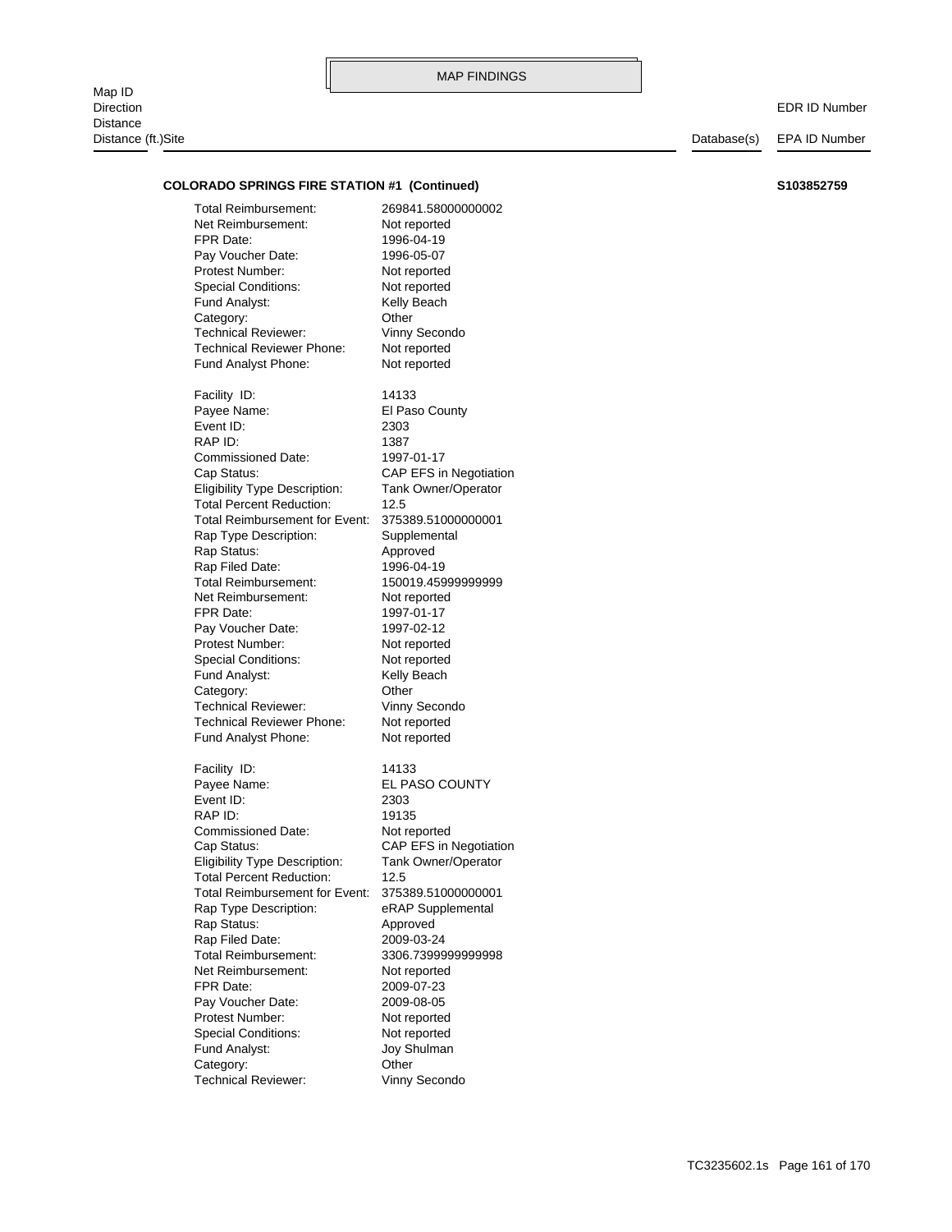**COLORADO SPRINGS FIRE STATION #1 (Continued)** **S103852759**

| | |
|---|---|
| Total Reimbursement: | 269841.58000000002 |
| Net Reimbursement: | Not reported |
| FPR Date: | 1996-04-19 |
| Pay Voucher Date: | 1996-05-07 |
| Protest Number: | Not reported |
| Special Conditions: | Not reported |
| Fund Analyst: | Kelly Beach |
| Category: | Other |
| Technical Reviewer: | Vinny Secondo |
| Technical Reviewer Phone: | Not reported |
| Fund Analyst Phone: | Not reported |

| | |
|---|---|
| Facility ID: | 14133 |
| Payee Name: | El Paso County |
| Event ID: | 2303 |
| RAP ID: | 1387 |
| Commissioned Date: | 1997-01-17 |
| Cap Status: | CAP EFS in Negotiation |
| Eligibility Type Description: | Tank Owner/Operator |
| Total Percent Reduction: | 12.5 |
| Total Reimbursement for Event: | 375389.51000000001 |
| Rap Type Description: | Supplemental |
| Rap Status: | Approved |
| Rap Filed Date: | 1996-04-19 |
| Total Reimbursement: | 150019.45999999999 |
| Net Reimbursement: | Not reported |
| FPR Date: | 1997-01-17 |
| Pay Voucher Date: | 1997-02-12 |
| Protest Number: | Not reported |
| Special Conditions: | Not reported |
| Fund Analyst: | Kelly Beach |
| Category: | Other |
| Technical Reviewer: | Vinny Secondo |
| Technical Reviewer Phone: | Not reported |
| Fund Analyst Phone: | Not reported |

| | |
|---|---|
| Facility ID: | 14133 |
| Payee Name: | EL PASO COUNTY |
| Event ID: | 2303 |
| RAP ID: | 19135 |
| Commissioned Date: | Not reported |
| Cap Status: | CAP EFS in Negotiation |
| Eligibility Type Description: | Tank Owner/Operator |
| Total Percent Reduction: | 12.5 |
| Total Reimbursement for Event: | 375389.51000000001 |
| Rap Type Description: | eRAP Supplemental |
| Rap Status: | Approved |
| Rap Filed Date: | 2009-03-24 |
| Total Reimbursement: | 3306.7399999999998 |
| Net Reimbursement: | Not reported |
| FPR Date: | 2009-07-23 |
| Pay Voucher Date: | 2009-08-05 |
| Protest Number: | Not reported |
| Special Conditions: | Not reported |
| Fund Analyst: | Joy Shulman |
| Category: | Other |
| Technical Reviewer: | Vinny Secondo |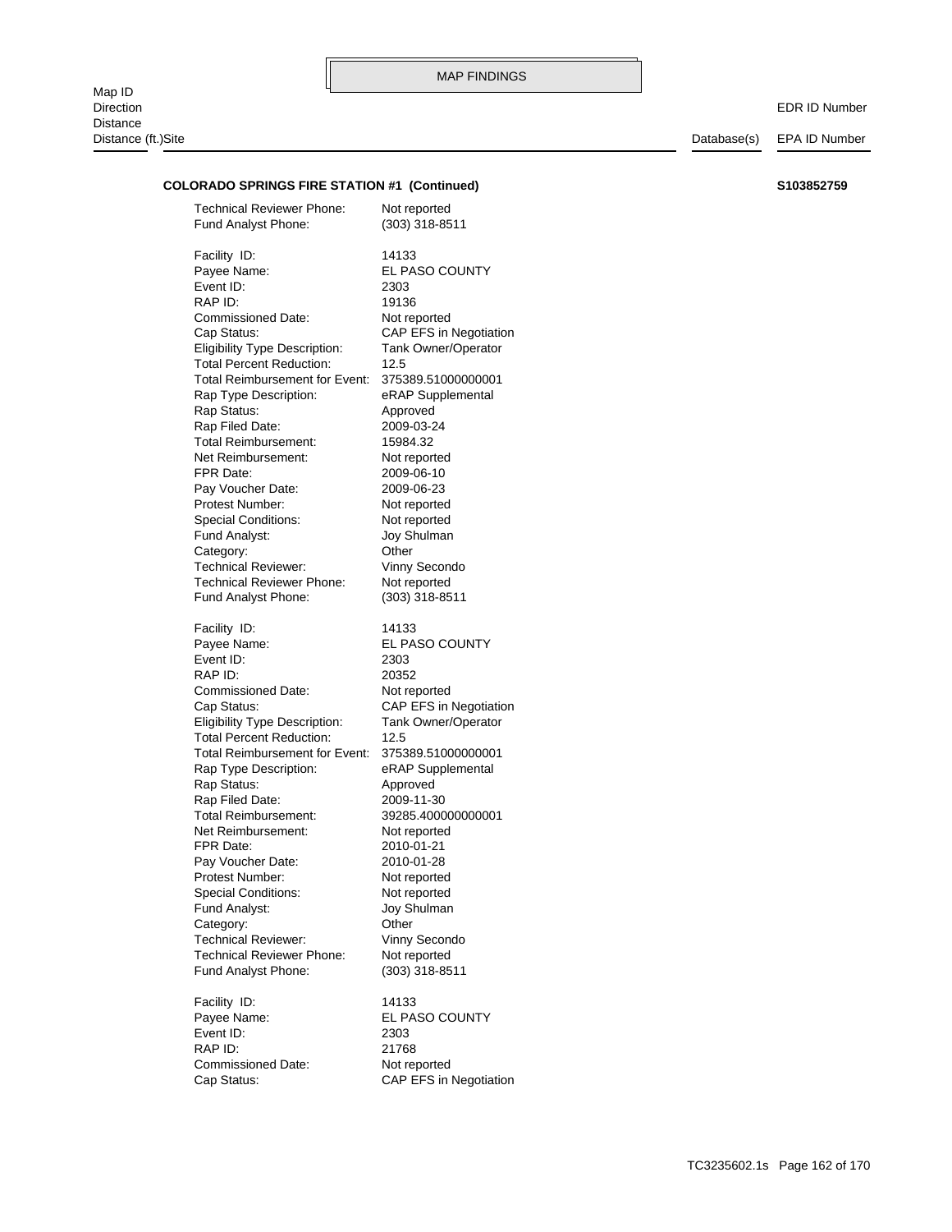## MAP FINDINGS

| Map ID<br>Direction<br>Distance<br>Distance (ft.)Site | Database(s) | EDR ID Number<br>EPA ID Number |
|---|---|---|

**COLORADO SPRINGS FIRE STATION #1 (Continued)** **S103852759**

Technical Reviewer Phone: Not reported
Fund Analyst Phone: (303) 318-8511

Facility ID: 14133
Payee Name: EL PASO COUNTY
Event ID: 2303
RAP ID: 19136
Commissioned Date: Not reported
Cap Status: CAP EFS in Negotiation
Eligibility Type Description: Tank Owner/Operator
Total Percent Reduction: 12.5
Total Reimbursement for Event: 375389.51000000001
Rap Type Description: eRAP Supplemental
Rap Status: Approved
Rap Filed Date: 2009-03-24
Total Reimbursement: 15984.32
Net Reimbursement: Not reported
FPR Date: 2009-06-10
Pay Voucher Date: 2009-06-23
Protest Number: Not reported
Special Conditions: Not reported
Fund Analyst: Joy Shulman
Category: Other
Technical Reviewer: Vinny Secondo
Technical Reviewer Phone: Not reported
Fund Analyst Phone: (303) 318-8511

Facility ID: 14133
Payee Name: EL PASO COUNTY
Event ID: 2303
RAP ID: 20352
Commissioned Date: Not reported
Cap Status: CAP EFS in Negotiation
Eligibility Type Description: Tank Owner/Operator
Total Percent Reduction: 12.5
Total Reimbursement for Event: 375389.51000000001
Rap Type Description: eRAP Supplemental
Rap Status: Approved
Rap Filed Date: 2009-11-30
Total Reimbursement: 39285.400000000001
Net Reimbursement: Not reported
FPR Date: 2010-01-21
Pay Voucher Date: 2010-01-28
Protest Number: Not reported
Special Conditions: Not reported
Fund Analyst: Joy Shulman
Category: Other
Technical Reviewer: Vinny Secondo
Technical Reviewer Phone: Not reported
Fund Analyst Phone: (303) 318-8511

Facility ID: 14133
Payee Name: EL PASO COUNTY
Event ID: 2303
RAP ID: 21768
Commissioned Date: Not reported
Cap Status: CAP EFS in Negotiation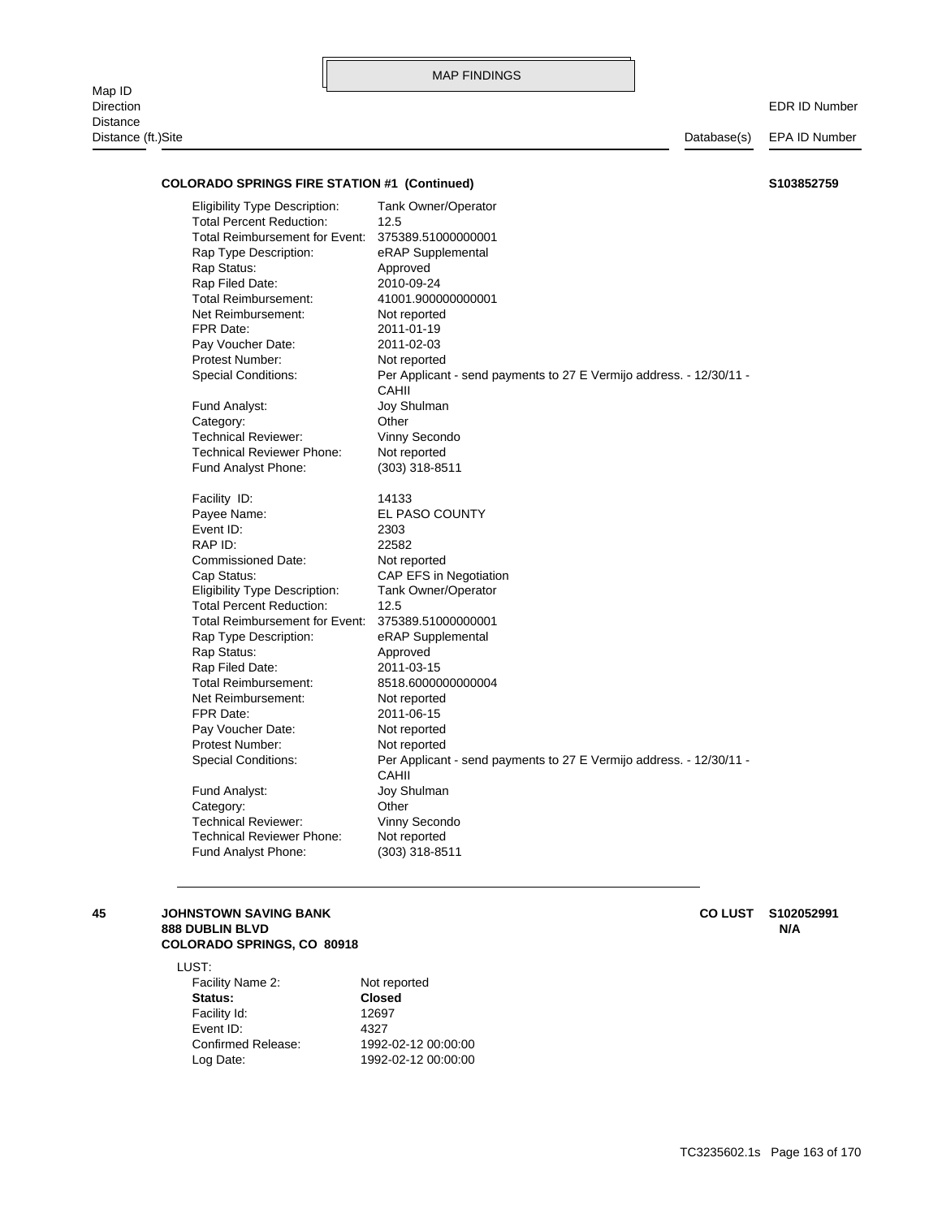**COLORADO SPRINGS FIRE STATION #1 (Continued)** **S103852759**

| | |
|---|---|
| Eligibility Type Description: | Tank Owner/Operator |
| Total Percent Reduction: | 12.5 |
| Total Reimbursement for Event: | 375389.51000000001 |
| Rap Type Description: | eRAP Supplemental |
| Rap Status: | Approved |
| Rap Filed Date: | 2010-09-24 |
| Total Reimbursement: | 41001.900000000001 |
| Net Reimbursement: | Not reported |
| FPR Date: | 2011-01-19 |
| Pay Voucher Date: | 2011-02-03 |
| Protest Number: | Not reported |
| Special Conditions: | Per Applicant - send payments to 27 E Vermijo address. - 12/30/11 - CAHII |
| Fund Analyst: | Joy Shulman |
| Category: | Other |
| Technical Reviewer: | Vinny Secondo |
| Technical Reviewer Phone: | Not reported |
| Fund Analyst Phone: | (303) 318-8511 |

| | |
|---|---|
| Facility ID: | 14133 |
| Payee Name: | EL PASO COUNTY |
| Event ID: | 2303 |
| RAP ID: | 22582 |
| Commissioned Date: | Not reported |
| Cap Status: | CAP EFS in Negotiation |
| Eligibility Type Description: | Tank Owner/Operator |
| Total Percent Reduction: | 12.5 |
| Total Reimbursement for Event: | 375389.51000000001 |
| Rap Type Description: | eRAP Supplemental |
| Rap Status: | Approved |
| Rap Filed Date: | 2011-03-15 |
| Total Reimbursement: | 8518.6000000000004 |
| Net Reimbursement: | Not reported |
| FPR Date: | 2011-06-15 |
| Pay Voucher Date: | Not reported |
| Protest Number: | Not reported |
| Special Conditions: | Per Applicant - send payments to 27 E Vermijo address. - 12/30/11 - CAHII |
| Fund Analyst: | Joy Shulman |
| Category: | Other |
| Technical Reviewer: | Vinny Secondo |
| Technical Reviewer Phone: | Not reported |
| Fund Analyst Phone: | (303) 318-8511 |

---

**45** **JOHNSTOWN SAVING BANK** **CO LUST** **S102052991**
**888 DUBLIN BLVD** **N/A**
**COLORADO SPRINGS, CO 80918**

LUST:

| | |
|---|---|
| Facility Name 2: | Not reported |
| **Status:** | **Closed** |
| Facility Id: | 12697 |
| Event ID: | 4327 |
| Confirmed Release: | 1992-02-12 00:00:00 |
| Log Date: | 1992-02-12 00:00:00 |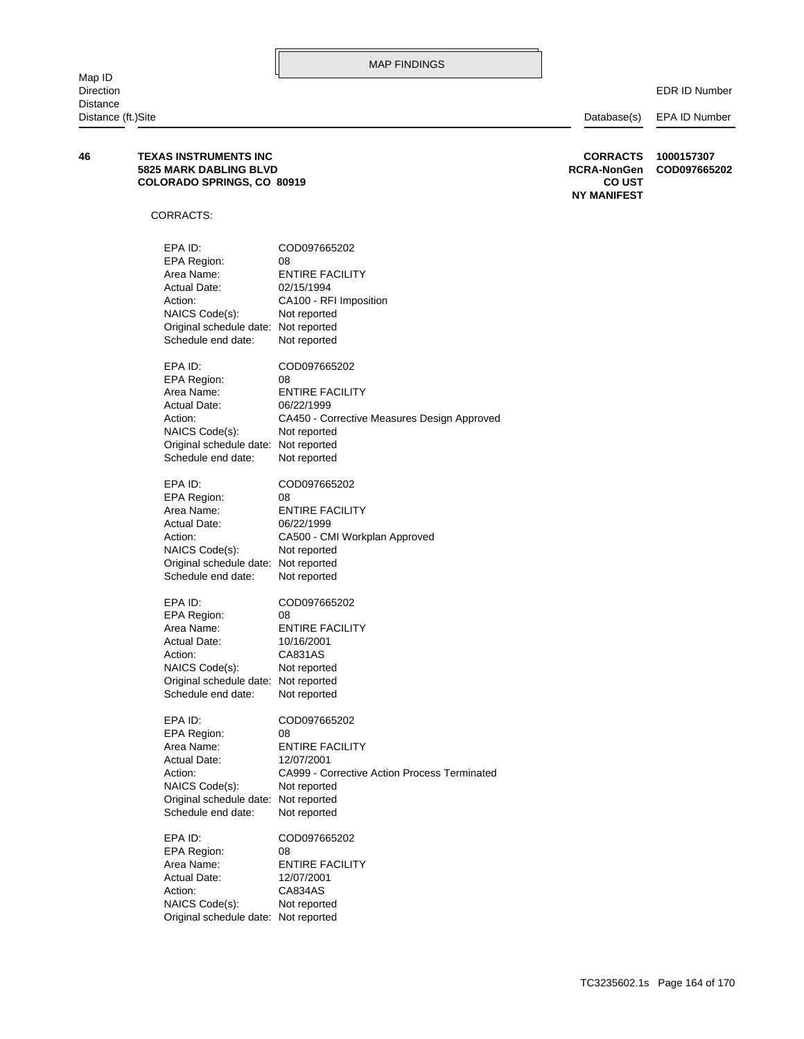## MAP FINDINGS

| Map ID<br>Direction<br>Distance<br>Distance (ft.)Site | | Database(s) | EDR ID Number<br>EPA ID Number |
|---|---|---|---|
| **46** | **TEXAS INSTRUMENTS INC**<br>**5825 MARK DABLING BLVD**<br>**COLORADO SPRINGS, CO 80919** | **CORRACTS**<br>**RCRA-NonGen**<br>**CO UST**<br>**NY MANIFEST** | **1000157307**<br>**COD097665202** |

CORRACTS:

EPA ID: COD097665202
EPA Region: 08
Area Name: ENTIRE FACILITY
Actual Date: 02/15/1994
Action: CA100 - RFI Imposition
NAICS Code(s): Not reported
Original schedule date: Not reported
Schedule end date: Not reported

EPA ID: COD097665202
EPA Region: 08
Area Name: ENTIRE FACILITY
Actual Date: 06/22/1999
Action: CA450 - Corrective Measures Design Approved
NAICS Code(s): Not reported
Original schedule date: Not reported
Schedule end date: Not reported

EPA ID: COD097665202
EPA Region: 08
Area Name: ENTIRE FACILITY
Actual Date: 06/22/1999
Action: CA500 - CMI Workplan Approved
NAICS Code(s): Not reported
Original schedule date: Not reported
Schedule end date: Not reported

EPA ID: COD097665202
EPA Region: 08
Area Name: ENTIRE FACILITY
Actual Date: 10/16/2001
Action: CA831AS
NAICS Code(s): Not reported
Original schedule date: Not reported
Schedule end date: Not reported

EPA ID: COD097665202
EPA Region: 08
Area Name: ENTIRE FACILITY
Actual Date: 12/07/2001
Action: CA999 - Corrective Action Process Terminated
NAICS Code(s): Not reported
Original schedule date: Not reported
Schedule end date: Not reported

EPA ID: COD097665202
EPA Region: 08
Area Name: ENTIRE FACILITY
Actual Date: 12/07/2001
Action: CA834AS
NAICS Code(s): Not reported
Original schedule date: Not reported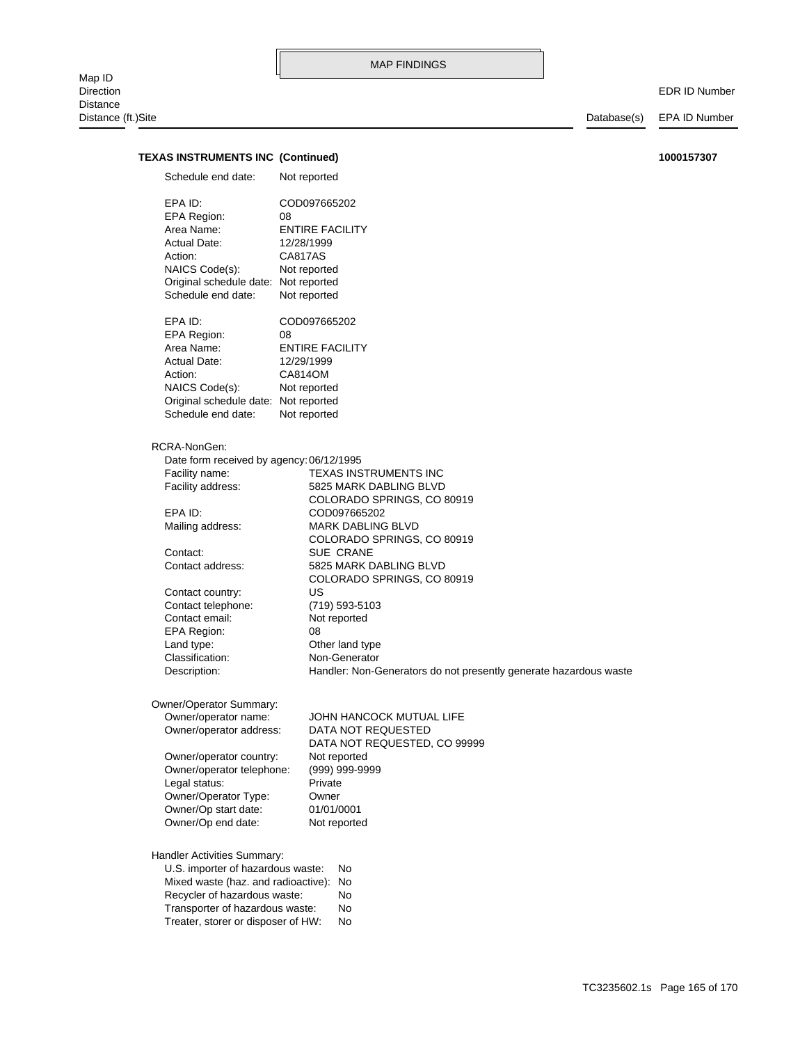**TEXAS INSTRUMENTS INC (Continued)** **1000157307**

Schedule end date: Not reported

EPA ID: COD097665202
EPA Region: 08
Area Name: ENTIRE FACILITY
Actual Date: 12/28/1999
Action: CA817AS
NAICS Code(s): Not reported
Original schedule date: Not reported
Schedule end date: Not reported

EPA ID: COD097665202
EPA Region: 08
Area Name: ENTIRE FACILITY
Actual Date: 12/29/1999
Action: CA814OM
NAICS Code(s): Not reported
Original schedule date: Not reported
Schedule end date: Not reported

RCRA-NonGen:
Date form received by agency: 06/12/1995
Facility name: TEXAS INSTRUMENTS INC
Facility address: 5825 MARK DABLING BLVD
COLORADO SPRINGS, CO 80919
EPA ID: COD097665202
Mailing address: MARK DABLING BLVD
COLORADO SPRINGS, CO 80919
Contact: SUE CRANE
Contact address: 5825 MARK DABLING BLVD
COLORADO SPRINGS, CO 80919
Contact country: US
Contact telephone: (719) 593-5103
Contact email: Not reported
EPA Region: 08
Land type: Other land type
Classification: Non-Generator
Description: Handler: Non-Generators do not presently generate hazardous waste

Owner/Operator Summary:
Owner/operator name: JOHN HANCOCK MUTUAL LIFE
Owner/operator address: DATA NOT REQUESTED
DATA NOT REQUESTED, CO 99999
Owner/operator country: Not reported
Owner/operator telephone: (999) 999-9999
Legal status: Private
Owner/Operator Type: Owner
Owner/Op start date: 01/01/0001
Owner/Op end date: Not reported

Handler Activities Summary:
U.S. importer of hazardous waste: No
Mixed waste (haz. and radioactive): No
Recycler of hazardous waste: No
Transporter of hazardous waste: No
Treater, storer or disposer of HW: No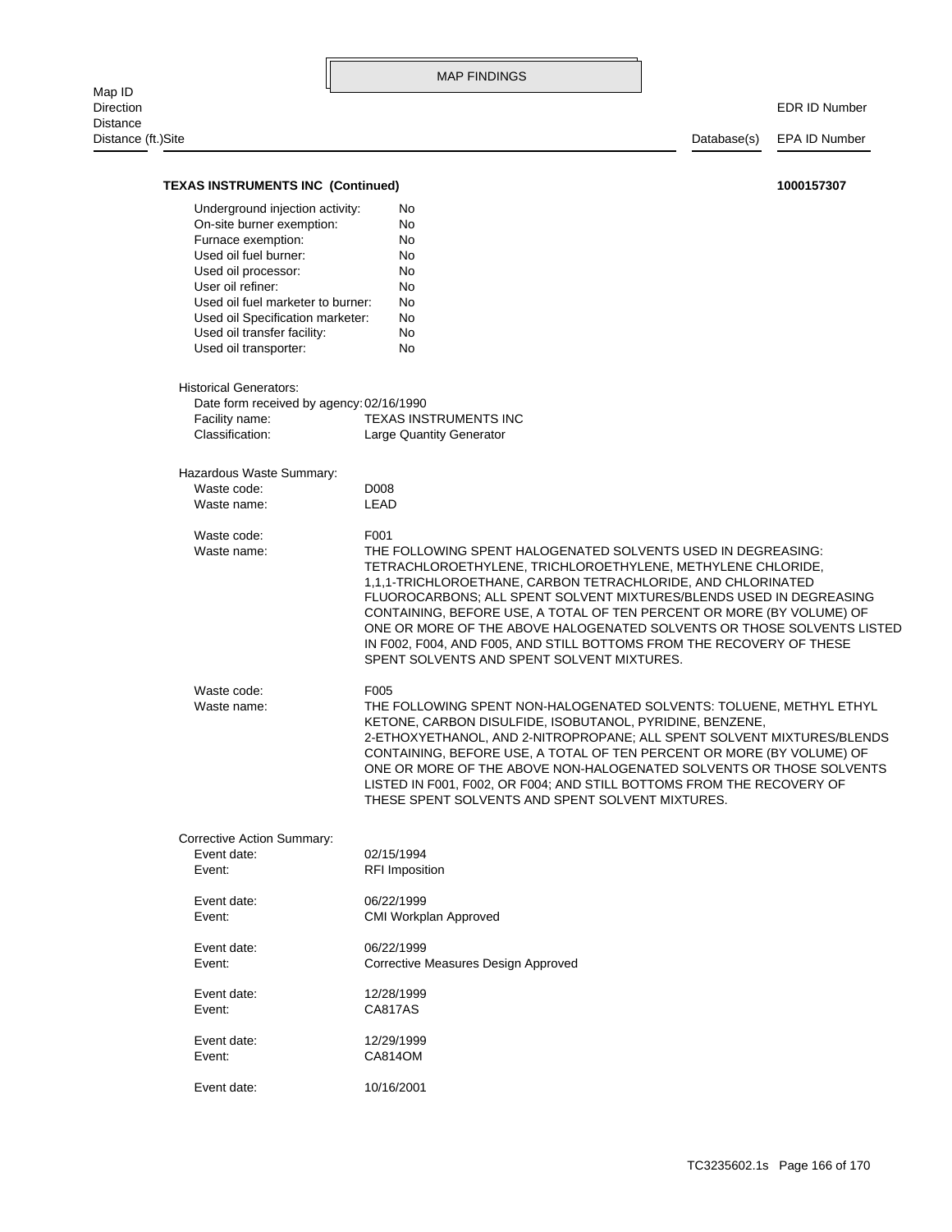MAP FINDINGS

| Map ID | | | |
|---|---|---|---|
| Direction | | | EDR ID Number |
| Distance | | | |
| Distance (ft.)Site | | Database(s) | EPA ID Number |

**TEXAS INSTRUMENTS INC (Continued)** **1000157307**

| | |
|---|---|
| Underground injection activity: | No |
| On-site burner exemption: | No |
| Furnace exemption: | No |
| Used oil fuel burner: | No |
| Used oil processor: | No |
| User oil refiner: | No |
| Used oil fuel marketer to burner: | No |
| Used oil Specification marketer: | No |
| Used oil transfer facility: | No |
| Used oil transporter: | No |

Historical Generators:

| | |
|---|---|
| Date form received by agency: | 02/16/1990 |
| Facility name: | TEXAS INSTRUMENTS INC |
| Classification: | Large Quantity Generator |

Hazardous Waste Summary:

| | |
|---|---|
| Waste code: | D008 |
| Waste name: | LEAD |
| | |
| Waste code: | F001 |
| Waste name: | THE FOLLOWING SPENT HALOGENATED SOLVENTS USED IN DEGREASING: TETRACHLOROETHYLENE, TRICHLOROETHYLENE, METHYLENE CHLORIDE, 1,1,1-TRICHLOROETHANE, CARBON TETRACHLORIDE, AND CHLORINATED FLUOROCARBONS; ALL SPENT SOLVENT MIXTURES/BLENDS USED IN DEGREASING CONTAINING, BEFORE USE, A TOTAL OF TEN PERCENT OR MORE (BY VOLUME) OF ONE OR MORE OF THE ABOVE HALOGENATED SOLVENTS OR THOSE SOLVENTS LISTED IN F002, F004, AND F005, AND STILL BOTTOMS FROM THE RECOVERY OF THESE SPENT SOLVENTS AND SPENT SOLVENT MIXTURES. |
| | |
| Waste code: | F005 |
| Waste name: | THE FOLLOWING SPENT NON-HALOGENATED SOLVENTS: TOLUENE, METHYL ETHYL KETONE, CARBON DISULFIDE, ISOBUTANOL, PYRIDINE, BENZENE, 2-ETHOXYETHANOL, AND 2-NITROPROPANE; ALL SPENT SOLVENT MIXTURES/BLENDS CONTAINING, BEFORE USE, A TOTAL OF TEN PERCENT OR MORE (BY VOLUME) OF ONE OR MORE OF THE ABOVE NON-HALOGENATED SOLVENTS OR THOSE SOLVENTS LISTED IN F001, F002, OR F004; AND STILL BOTTOMS FROM THE RECOVERY OF THESE SPENT SOLVENTS AND SPENT SOLVENT MIXTURES. |

Corrective Action Summary:

| | |
|---|---|
| Event date: | 02/15/1994 |
| Event: | RFI Imposition |
| | |
| Event date: | 06/22/1999 |
| Event: | CMI Workplan Approved |
| | |
| Event date: | 06/22/1999 |
| Event: | Corrective Measures Design Approved |
| | |
| Event date: | 12/28/1999 |
| Event: | CA817AS |
| | |
| Event date: | 12/29/1999 |
| Event: | CA814OM |
| | |
| Event date: | 10/16/2001 |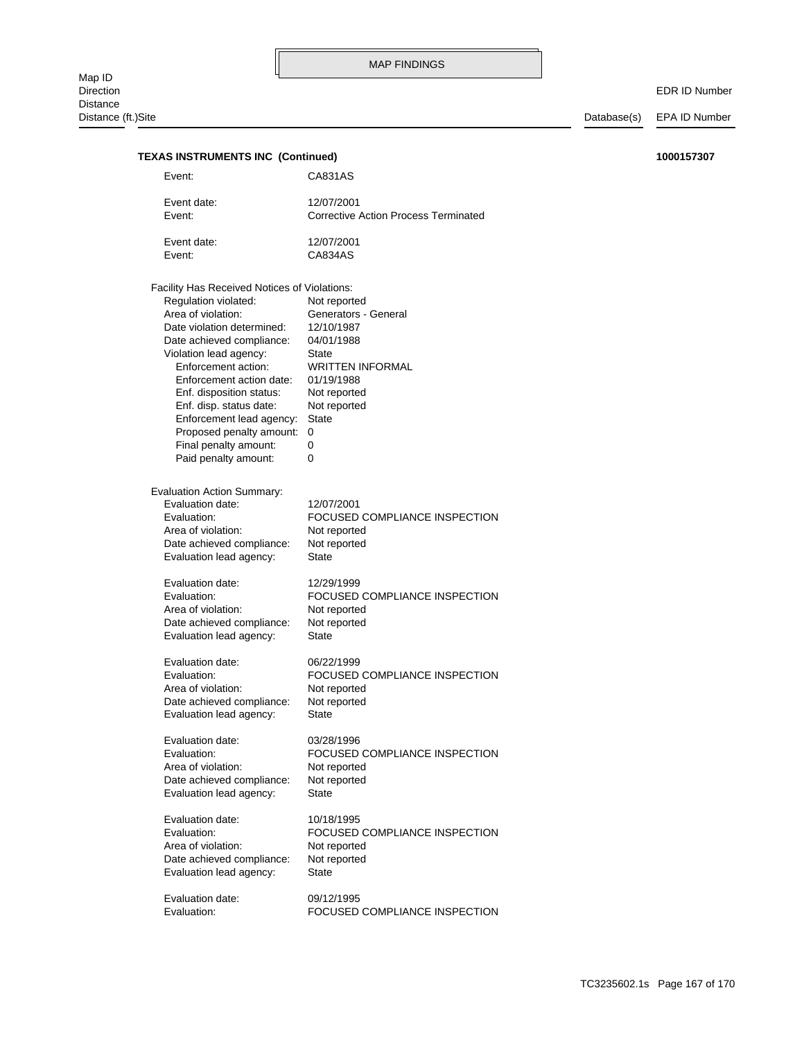MAP FINDINGS

Map ID
Direction
Distance
Distance (ft.)Site | Database(s) | EDR ID Number / EPA ID Number

**TEXAS INSTRUMENTS INC (Continued)** **1000157307**

Event: CA831AS

Event date: 12/07/2001
Event: Corrective Action Process Terminated

Event date: 12/07/2001
Event: CA834AS

Facility Has Received Notices of Violations:
Regulation violated: Not reported
Area of violation: Generators - General
Date violation determined: 12/10/1987
Date achieved compliance: 04/01/1988
Violation lead agency: State
Enforcement action: WRITTEN INFORMAL
Enforcement action date: 01/19/1988
Enf. disposition status: Not reported
Enf. disp. status date: Not reported
Enforcement lead agency: State
Proposed penalty amount: 0
Final penalty amount: 0
Paid penalty amount: 0

Evaluation Action Summary:
Evaluation date: 12/07/2001
Evaluation: FOCUSED COMPLIANCE INSPECTION
Area of violation: Not reported
Date achieved compliance: Not reported
Evaluation lead agency: State

Evaluation date: 12/29/1999
Evaluation: FOCUSED COMPLIANCE INSPECTION
Area of violation: Not reported
Date achieved compliance: Not reported
Evaluation lead agency: State

Evaluation date: 06/22/1999
Evaluation: FOCUSED COMPLIANCE INSPECTION
Area of violation: Not reported
Date achieved compliance: Not reported
Evaluation lead agency: State

Evaluation date: 03/28/1996
Evaluation: FOCUSED COMPLIANCE INSPECTION
Area of violation: Not reported
Date achieved compliance: Not reported
Evaluation lead agency: State

Evaluation date: 10/18/1995
Evaluation: FOCUSED COMPLIANCE INSPECTION
Area of violation: Not reported
Date achieved compliance: Not reported
Evaluation lead agency: State

Evaluation date: 09/12/1995
Evaluation: FOCUSED COMPLIANCE INSPECTION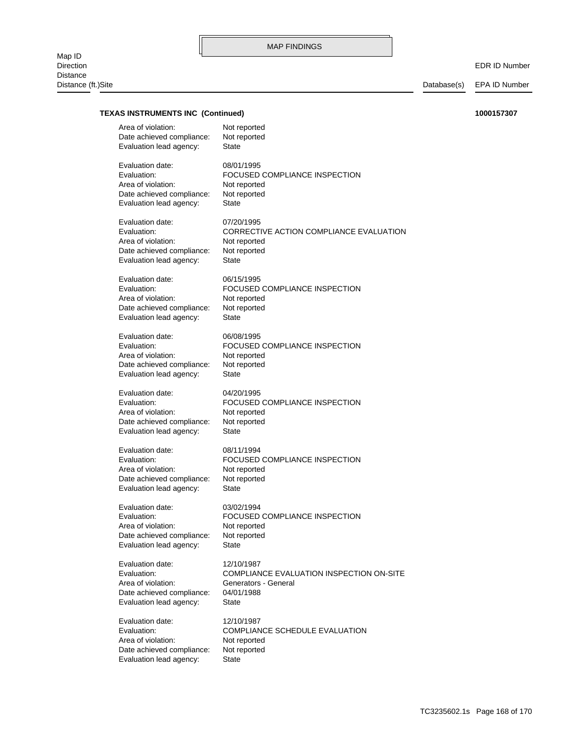MAP FINDINGS

| Map ID / Direction / Distance / Distance (ft.)Site | Database(s) | EDR ID Number / EPA ID Number |
|---|---|---|

**TEXAS INSTRUMENTS INC (Continued)** **1000157307**

Area of violation: Not reported
Date achieved compliance: Not reported
Evaluation lead agency: State

Evaluation date: 08/01/1995
Evaluation: FOCUSED COMPLIANCE INSPECTION
Area of violation: Not reported
Date achieved compliance: Not reported
Evaluation lead agency: State

Evaluation date: 07/20/1995
Evaluation: CORRECTIVE ACTION COMPLIANCE EVALUATION
Area of violation: Not reported
Date achieved compliance: Not reported
Evaluation lead agency: State

Evaluation date: 06/15/1995
Evaluation: FOCUSED COMPLIANCE INSPECTION
Area of violation: Not reported
Date achieved compliance: Not reported
Evaluation lead agency: State

Evaluation date: 06/08/1995
Evaluation: FOCUSED COMPLIANCE INSPECTION
Area of violation: Not reported
Date achieved compliance: Not reported
Evaluation lead agency: State

Evaluation date: 04/20/1995
Evaluation: FOCUSED COMPLIANCE INSPECTION
Area of violation: Not reported
Date achieved compliance: Not reported
Evaluation lead agency: State

Evaluation date: 08/11/1994
Evaluation: FOCUSED COMPLIANCE INSPECTION
Area of violation: Not reported
Date achieved compliance: Not reported
Evaluation lead agency: State

Evaluation date: 03/02/1994
Evaluation: FOCUSED COMPLIANCE INSPECTION
Area of violation: Not reported
Date achieved compliance: Not reported
Evaluation lead agency: State

Evaluation date: 12/10/1987
Evaluation: COMPLIANCE EVALUATION INSPECTION ON-SITE
Area of violation: Generators - General
Date achieved compliance: 04/01/1988
Evaluation lead agency: State

Evaluation date: 12/10/1987
Evaluation: COMPLIANCE SCHEDULE EVALUATION
Area of violation: Not reported
Date achieved compliance: Not reported
Evaluation lead agency: State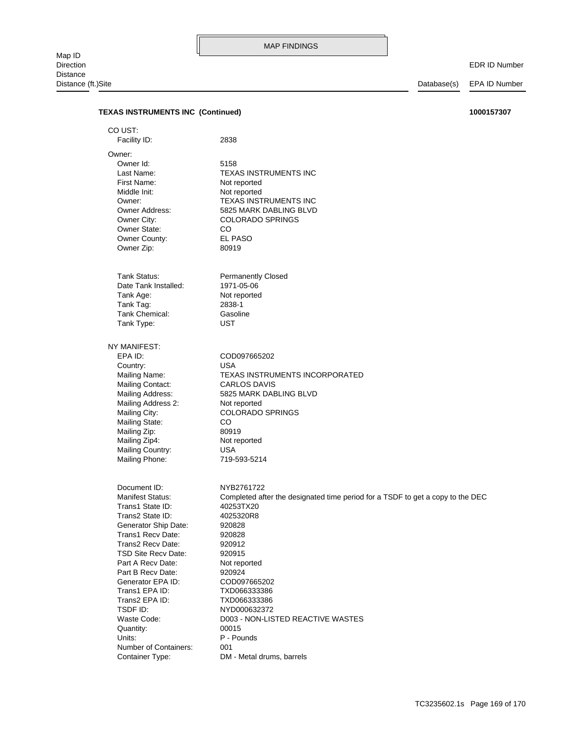MAP FINDINGS

Map ID
Direction
Distance
Distance (ft.)Site | Database(s) | EDR ID Number / EPA ID Number

**TEXAS INSTRUMENTS INC (Continued)** **1000157307**

CO UST:

| | |
|---|---|
| Facility ID: | 2838 |

Owner:

| | |
|---|---|
| Owner Id: | 5158 |
| Last Name: | TEXAS INSTRUMENTS INC |
| First Name: | Not reported |
| Middle Init: | Not reported |
| Owner: | TEXAS INSTRUMENTS INC |
| Owner Address: | 5825 MARK DABLING BLVD |
| Owner City: | COLORADO SPRINGS |
| Owner State: | CO |
| Owner County: | EL PASO |
| Owner Zip: | 80919 |

| | |
|---|---|
| Tank Status: | Permanently Closed |
| Date Tank Installed: | 1971-05-06 |
| Tank Age: | Not reported |
| Tank Tag: | 2838-1 |
| Tank Chemical: | Gasoline |
| Tank Type: | UST |

NY MANIFEST:

| | |
|---|---|
| EPA ID: | COD097665202 |
| Country: | USA |
| Mailing Name: | TEXAS INSTRUMENTS INCORPORATED |
| Mailing Contact: | CARLOS DAVIS |
| Mailing Address: | 5825 MARK DABLING BLVD |
| Mailing Address 2: | Not reported |
| Mailing City: | COLORADO SPRINGS |
| Mailing State: | CO |
| Mailing Zip: | 80919 |
| Mailing Zip4: | Not reported |
| Mailing Country: | USA |
| Mailing Phone: | 719-593-5214 |

| | |
|---|---|
| Document ID: | NYB2761722 |
| Manifest Status: | Completed after the designated time period for a TSDF to get a copy to the DEC |
| Trans1 State ID: | 40253TX20 |
| Trans2 State ID: | 4025320R8 |
| Generator Ship Date: | 920828 |
| Trans1 Recv Date: | 920828 |
| Trans2 Recv Date: | 920912 |
| TSD Site Recv Date: | 920915 |
| Part A Recv Date: | Not reported |
| Part B Recv Date: | 920924 |
| Generator EPA ID: | COD097665202 |
| Trans1 EPA ID: | TXD066333386 |
| Trans2 EPA ID: | TXD066333386 |
| TSDF ID: | NYD000632372 |
| Waste Code: | D003 - NON-LISTED REACTIVE WASTES |
| Quantity: | 00015 |
| Units: | P - Pounds |
| Number of Containers: | 001 |
| Container Type: | DM - Metal drums, barrels |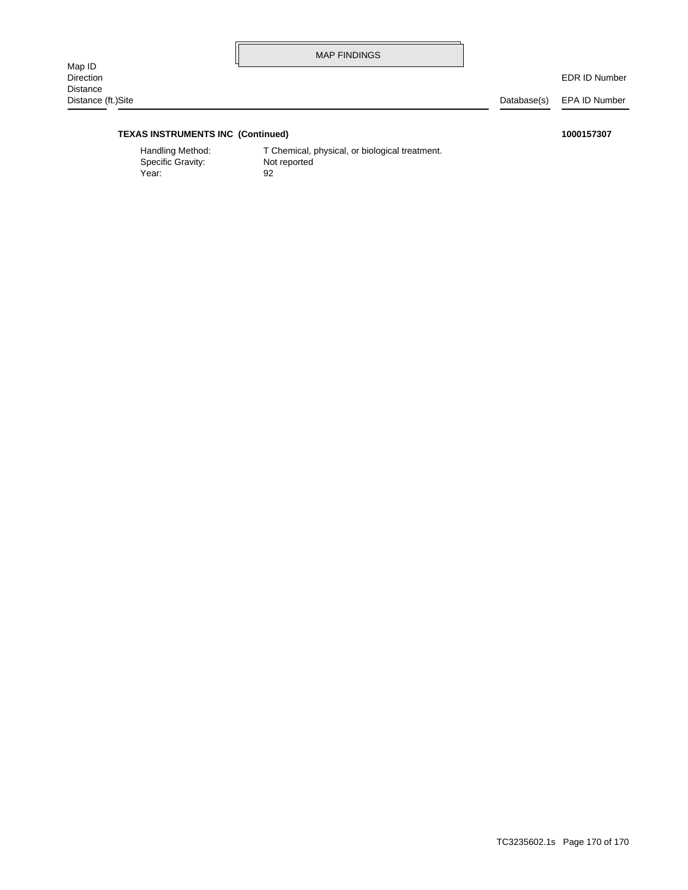**TEXAS INSTRUMENTS INC (Continued)** **1000157307**

Handling Method: T Chemical, physical, or biological treatment.
Specific Gravity: Not reported
Year: 92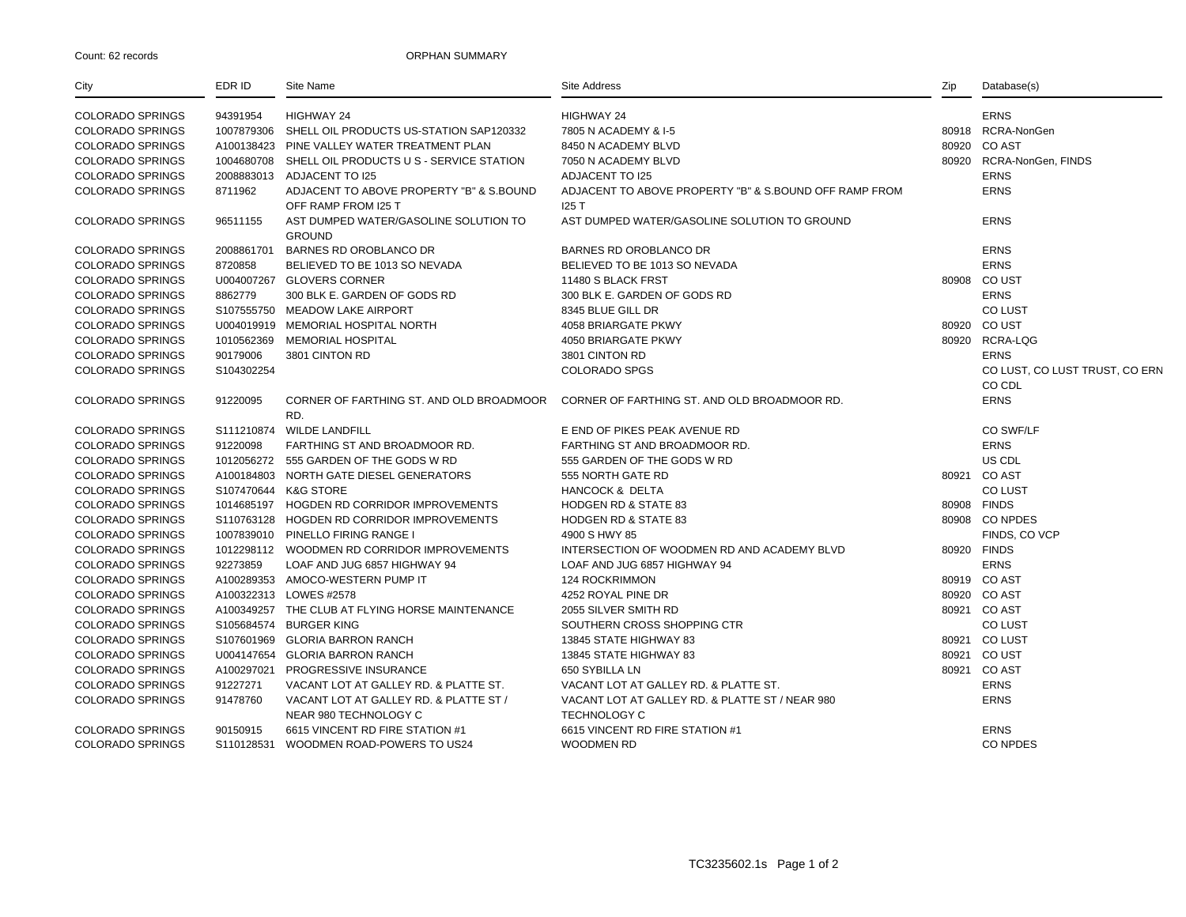Count: 62 records

ORPHAN SUMMARY

| City | EDR ID | Site Name | Site Address | Zip | Database(s) |
|---|---|---|---|---|---|
| COLORADO SPRINGS | 94391954 | HIGHWAY 24 | HIGHWAY 24 | | ERNS |
| COLORADO SPRINGS | 1007879306 | SHELL OIL PRODUCTS US-STATION SAP120332 | 7805 N ACADEMY & I-5 | 80918 | RCRA-NonGen |
| COLORADO SPRINGS | A100138423 | PINE VALLEY WATER TREATMENT PLAN | 8450 N ACADEMY BLVD | 80920 | CO AST |
| COLORADO SPRINGS | 1004680708 | SHELL OIL PRODUCTS U S - SERVICE STATION | 7050 N ACADEMY BLVD | 80920 | RCRA-NonGen, FINDS |
| COLORADO SPRINGS | 2008883013 | ADJACENT TO I25 | ADJACENT TO I25 | | ERNS |
| COLORADO SPRINGS | 8711962 | ADJACENT TO ABOVE PROPERTY "B" & S.BOUND OFF RAMP FROM I25 T | ADJACENT TO ABOVE PROPERTY "B" & S.BOUND OFF RAMP FROM I25 T | | ERNS |
| COLORADO SPRINGS | 96511155 | AST DUMPED WATER/GASOLINE SOLUTION TO GROUND | AST DUMPED WATER/GASOLINE SOLUTION TO GROUND | | ERNS |
| COLORADO SPRINGS | 2008861701 | BARNES RD OROBLANCO DR | BARNES RD OROBLANCO DR | | ERNS |
| COLORADO SPRINGS | 8720858 | BELIEVED TO BE 1013 SO NEVADA | BELIEVED TO BE 1013 SO NEVADA | | ERNS |
| COLORADO SPRINGS | U004007267 | GLOVERS CORNER | 11480 S BLACK FRST | 80908 | CO UST |
| COLORADO SPRINGS | 8862779 | 300 BLK E. GARDEN OF GODS RD | 300 BLK E. GARDEN OF GODS RD | | ERNS |
| COLORADO SPRINGS | S107555750 | MEADOW LAKE AIRPORT | 8345 BLUE GILL DR | | CO LUST |
| COLORADO SPRINGS | U004019919 | MEMORIAL HOSPITAL NORTH | 4058 BRIARGATE PKWY | 80920 | CO UST |
| COLORADO SPRINGS | 1010562369 | MEMORIAL HOSPITAL | 4050 BRIARGATE PKWY | 80920 | RCRA-LQG |
| COLORADO SPRINGS | 90179006 | 3801 CINTON RD | 3801 CINTON RD | | ERNS |
| COLORADO SPRINGS | S104302254 | | COLORADO SPGS | | CO LUST, CO LUST TRUST, CO ERN CO CDL |
| COLORADO SPRINGS | 91220095 | CORNER OF FARTHING ST. AND OLD BROADMOOR RD. | CORNER OF FARTHING ST. AND OLD BROADMOOR RD. | | ERNS |
| COLORADO SPRINGS | S111210874 | WILDE LANDFILL | E END OF PIKES PEAK AVENUE RD | | CO SWF/LF |
| COLORADO SPRINGS | 91220098 | FARTHING ST AND BROADMOOR RD. | FARTHING ST AND BROADMOOR RD. | | ERNS |
| COLORADO SPRINGS | 1012056272 | 555 GARDEN OF THE GODS W RD | 555 GARDEN OF THE GODS W RD | | US CDL |
| COLORADO SPRINGS | A100184803 | NORTH GATE DIESEL GENERATORS | 555 NORTH GATE RD | 80921 | CO AST |
| COLORADO SPRINGS | S107470644 | K&G STORE | HANCOCK & DELTA | | CO LUST |
| COLORADO SPRINGS | 1014685197 | HOGDEN RD CORRIDOR IMPROVEMENTS | HODGEN RD & STATE 83 | 80908 | FINDS |
| COLORADO SPRINGS | S110763128 | HOGDEN RD CORRIDOR IMPROVEMENTS | HODGEN RD & STATE 83 | 80908 | CO NPDES |
| COLORADO SPRINGS | 1007839010 | PINELLO FIRING RANGE I | 4900 S HWY 85 | | FINDS, CO VCP |
| COLORADO SPRINGS | 1012298112 | WOODMEN RD CORRIDOR IMPROVEMENTS | INTERSECTION OF WOODMEN RD AND ACADEMY BLVD | 80920 | FINDS |
| COLORADO SPRINGS | 92273859 | LOAF AND JUG 6857 HIGHWAY 94 | LOAF AND JUG 6857 HIGHWAY 94 | | ERNS |
| COLORADO SPRINGS | A100289353 | AMOCO-WESTERN PUMP IT | 124 ROCKRIMMON | 80919 | CO AST |
| COLORADO SPRINGS | A100322313 | LOWES #2578 | 4252 ROYAL PINE DR | 80920 | CO AST |
| COLORADO SPRINGS | A100349257 | THE CLUB AT FLYING HORSE MAINTENANCE | 2055 SILVER SMITH RD | 80921 | CO AST |
| COLORADO SPRINGS | S105684574 | BURGER KING | SOUTHERN CROSS SHOPPING CTR | | CO LUST |
| COLORADO SPRINGS | S107601969 | GLORIA BARRON RANCH | 13845 STATE HIGHWAY 83 | 80921 | CO LUST |
| COLORADO SPRINGS | U004147654 | GLORIA BARRON RANCH | 13845 STATE HIGHWAY 83 | 80921 | CO UST |
| COLORADO SPRINGS | A100297021 | PROGRESSIVE INSURANCE | 650 SYBILLA LN | 80921 | CO AST |
| COLORADO SPRINGS | 91227271 | VACANT LOT AT GALLEY RD. & PLATTE ST. | VACANT LOT AT GALLEY RD. & PLATTE ST. | | ERNS |
| COLORADO SPRINGS | 91478760 | VACANT LOT AT GALLEY RD. & PLATTE ST / NEAR 980 TECHNOLOGY C | VACANT LOT AT GALLEY RD. & PLATTE ST / NEAR 980 TECHNOLOGY C | | ERNS |
| COLORADO SPRINGS | 90150915 | 6615 VINCENT RD FIRE STATION #1 | 6615 VINCENT RD FIRE STATION #1 | | ERNS |
| COLORADO SPRINGS | S110128531 | WOODMEN ROAD-POWERS TO US24 | WOODMEN RD | | CO NPDES |

TC3235602.1s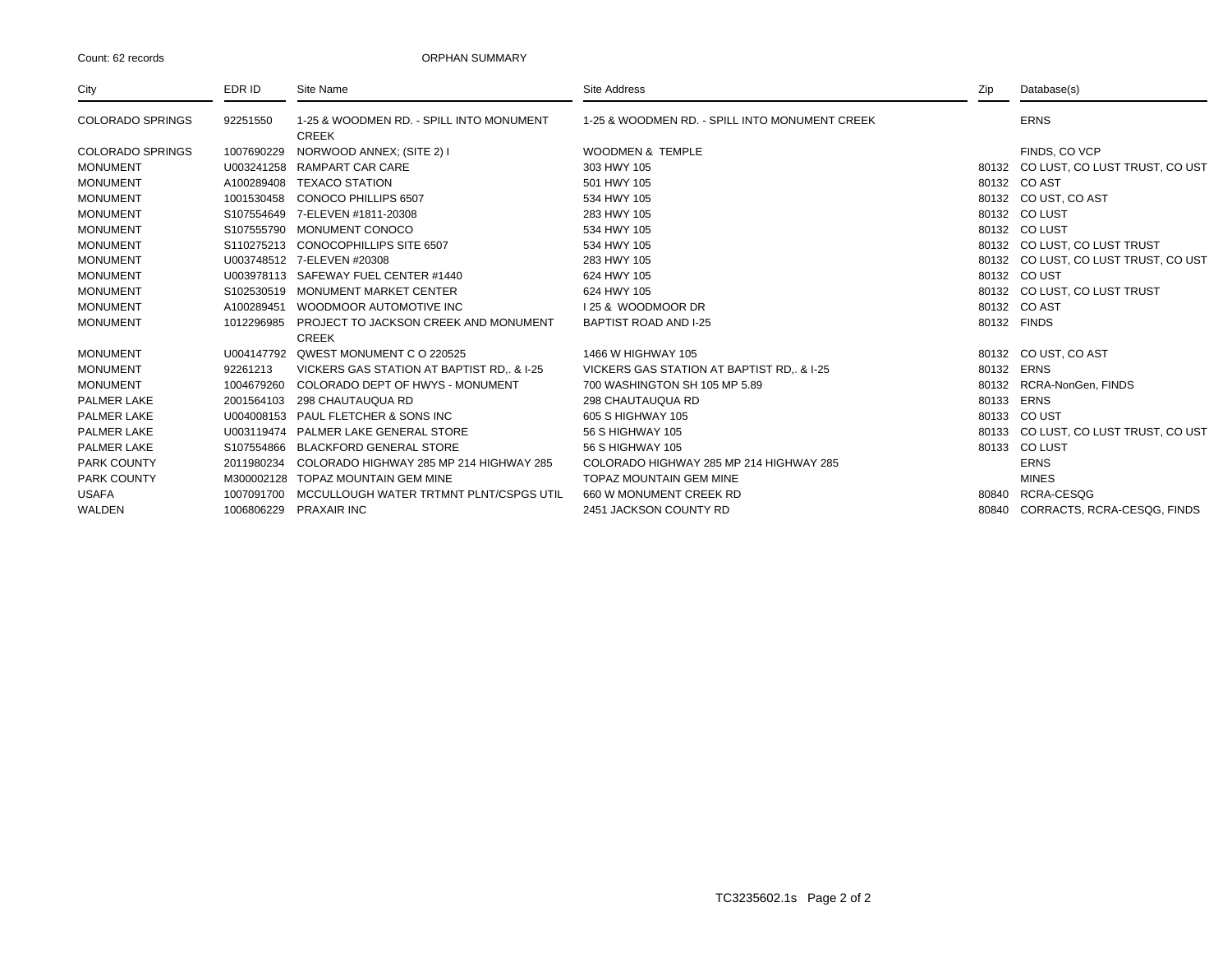Count: 62 records

ORPHAN SUMMARY

| City | EDR ID | Site Name | Site Address | Zip | Database(s) |
|---|---|---|---|---|---|
| COLORADO SPRINGS | 92251550 | 1-25 & WOODMEN RD. - SPILL INTO MONUMENT CREEK | 1-25 & WOODMEN RD. - SPILL INTO MONUMENT CREEK | | ERNS |
| COLORADO SPRINGS | 1007690229 | NORWOOD ANNEX; (SITE 2) I | WOODMEN & TEMPLE | | FINDS, CO VCP |
| MONUMENT | U003241258 | RAMPART CAR CARE | 303 HWY 105 | 80132 | CO LUST, CO LUST TRUST, CO UST |
| MONUMENT | A100289408 | TEXACO STATION | 501 HWY 105 | 80132 | CO AST |
| MONUMENT | 1001530458 | CONOCO PHILLIPS 6507 | 534 HWY 105 | 80132 | CO UST, CO AST |
| MONUMENT | S107554649 | 7-ELEVEN #1811-20308 | 283 HWY 105 | 80132 | CO LUST |
| MONUMENT | S107555790 | MONUMENT CONOCO | 534 HWY 105 | 80132 | CO LUST |
| MONUMENT | S110275213 | CONOCOPHILLIPS SITE 6507 | 534 HWY 105 | 80132 | CO LUST, CO LUST TRUST |
| MONUMENT | U003748512 | 7-ELEVEN #20308 | 283 HWY 105 | 80132 | CO LUST, CO LUST TRUST, CO UST |
| MONUMENT | U003978113 | SAFEWAY FUEL CENTER #1440 | 624 HWY 105 | 80132 | CO UST |
| MONUMENT | S102530519 | MONUMENT MARKET CENTER | 624 HWY 105 | 80132 | CO LUST, CO LUST TRUST |
| MONUMENT | A100289451 | WOODMOOR AUTOMOTIVE INC | I 25 & WOODMOOR DR | 80132 | CO AST |
| MONUMENT | 1012296985 | PROJECT TO JACKSON CREEK AND MONUMENT CREEK | BAPTIST ROAD AND I-25 | 80132 | FINDS |
| MONUMENT | U004147792 | QWEST MONUMENT C O 220525 | 1466 W HIGHWAY 105 | 80132 | CO UST, CO AST |
| MONUMENT | 92261213 | VICKERS GAS STATION AT BAPTIST RD,. & I-25 | VICKERS GAS STATION AT BAPTIST RD,. & I-25 | 80132 | ERNS |
| MONUMENT | 1004679260 | COLORADO DEPT OF HWYS - MONUMENT | 700 WASHINGTON SH 105 MP 5.89 | 80132 | RCRA-NonGen, FINDS |
| PALMER LAKE | 2001564103 | 298 CHAUTAUQUA RD | 298 CHAUTAUQUA RD | 80133 | ERNS |
| PALMER LAKE | U004008153 | PAUL FLETCHER & SONS INC | 605 S HIGHWAY 105 | 80133 | CO UST |
| PALMER LAKE | U003119474 | PALMER LAKE GENERAL STORE | 56 S HIGHWAY 105 | 80133 | CO LUST, CO LUST TRUST, CO UST |
| PALMER LAKE | S107554866 | BLACKFORD GENERAL STORE | 56 S HIGHWAY 105 | 80133 | CO LUST |
| PARK COUNTY | 2011980234 | COLORADO HIGHWAY 285 MP 214 HIGHWAY 285 | COLORADO HIGHWAY 285 MP 214 HIGHWAY 285 | | ERNS |
| PARK COUNTY | M300002128 | TOPAZ MOUNTAIN GEM MINE | TOPAZ MOUNTAIN GEM MINE | | MINES |
| USAFA | 1007091700 | MCCULLOUGH WATER TRTMNT PLNT/CSPGS UTIL | 660 W MONUMENT CREEK RD | 80840 | RCRA-CESQG |
| WALDEN | 1006806229 | PRAXAIR INC | 2451 JACKSON COUNTY RD | 80840 | CORRACTS, RCRA-CESQG, FINDS |

TC3235602.1s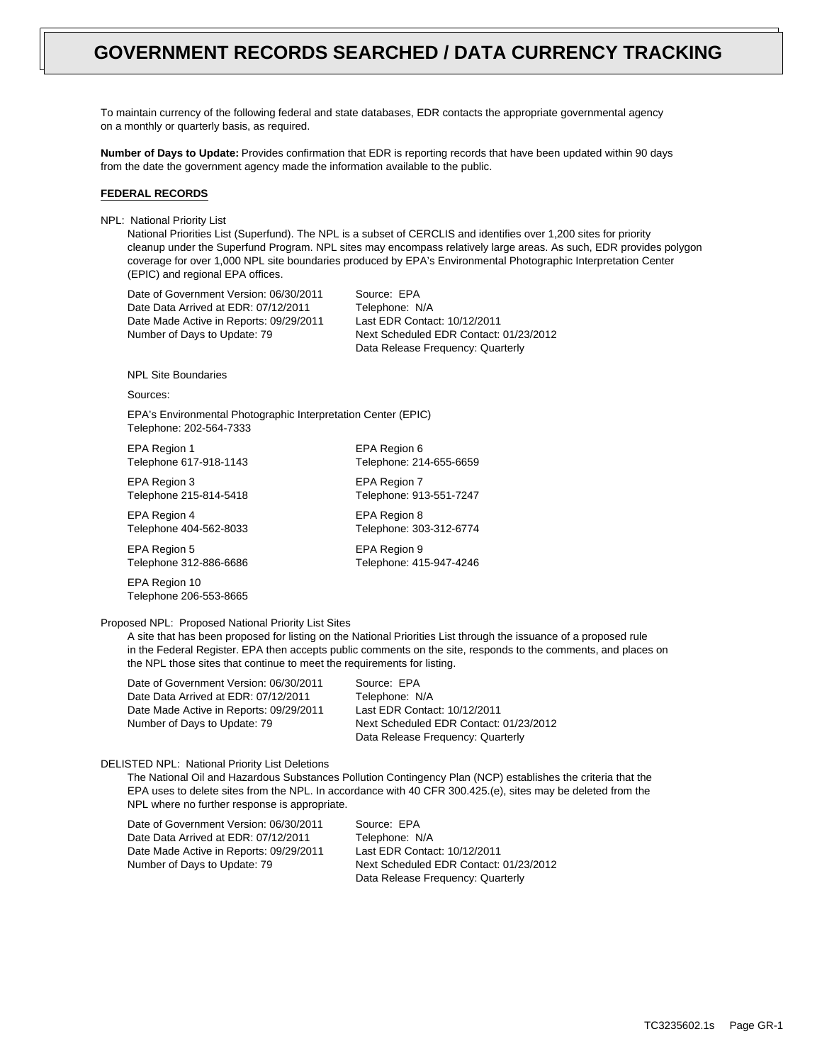# GOVERNMENT RECORDS SEARCHED / DATA CURRENCY TRACKING

To maintain currency of the following federal and state databases, EDR contacts the appropriate governmental agency on a monthly or quarterly basis, as required.

**Number of Days to Update:** Provides confirmation that EDR is reporting records that have been updated within 90 days from the date the government agency made the information available to the public.

**FEDERAL RECORDS**

NPL: National Priority List

National Priorities List (Superfund). The NPL is a subset of CERCLIS and identifies over 1,200 sites for priority cleanup under the Superfund Program. NPL sites may encompass relatively large areas. As such, EDR provides polygon coverage for over 1,000 NPL site boundaries produced by EPA's Environmental Photographic Interpretation Center (EPIC) and regional EPA offices.

Date of Government Version: 06/30/2011
Date Data Arrived at EDR: 07/12/2011
Date Made Active in Reports: 09/29/2011
Number of Days to Update: 79

Source: EPA
Telephone: N/A
Last EDR Contact: 10/12/2011
Next Scheduled EDR Contact: 01/23/2012
Data Release Frequency: Quarterly

NPL Site Boundaries

Sources:

EPA's Environmental Photographic Interpretation Center (EPIC)
Telephone: 202-564-7333

EPA Region 1
Telephone 617-918-1143

EPA Region 3
Telephone 215-814-5418

EPA Region 4
Telephone 404-562-8033

EPA Region 5
Telephone 312-886-6686

EPA Region 10
Telephone 206-553-8665

EPA Region 6
Telephone: 214-655-6659

EPA Region 7
Telephone: 913-551-7247

EPA Region 8
Telephone: 303-312-6774

EPA Region 9
Telephone: 415-947-4246

Proposed NPL: Proposed National Priority List Sites

A site that has been proposed for listing on the National Priorities List through the issuance of a proposed rule in the Federal Register. EPA then accepts public comments on the site, responds to the comments, and places on the NPL those sites that continue to meet the requirements for listing.

Date of Government Version: 06/30/2011
Date Data Arrived at EDR: 07/12/2011
Date Made Active in Reports: 09/29/2011
Number of Days to Update: 79

Source: EPA
Telephone: N/A
Last EDR Contact: 10/12/2011
Next Scheduled EDR Contact: 01/23/2012
Data Release Frequency: Quarterly

DELISTED NPL: National Priority List Deletions

The National Oil and Hazardous Substances Pollution Contingency Plan (NCP) establishes the criteria that the EPA uses to delete sites from the NPL. In accordance with 40 CFR 300.425.(e), sites may be deleted from the NPL where no further response is appropriate.

Date of Government Version: 06/30/2011
Date Data Arrived at EDR: 07/12/2011
Date Made Active in Reports: 09/29/2011
Number of Days to Update: 79

Source: EPA
Telephone: N/A
Last EDR Contact: 10/12/2011
Next Scheduled EDR Contact: 01/23/2012
Data Release Frequency: Quarterly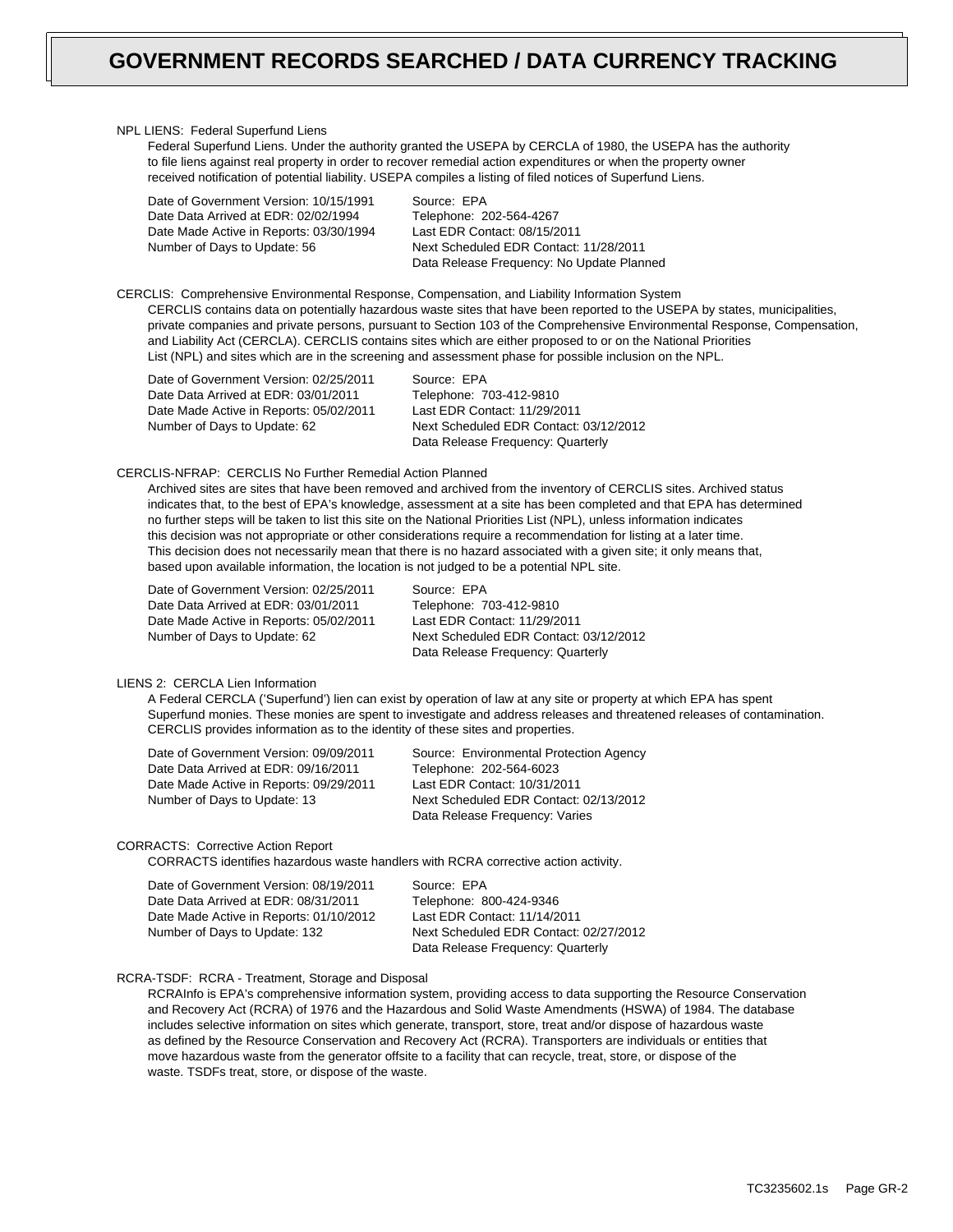# GOVERNMENT RECORDS SEARCHED / DATA CURRENCY TRACKING

NPL LIENS: Federal Superfund Liens

Federal Superfund Liens. Under the authority granted the USEPA by CERCLA of 1980, the USEPA has the authority to file liens against real property in order to recover remedial action expenditures or when the property owner received notification of potential liability. USEPA compiles a listing of filed notices of Superfund Liens.

| | |
|---|---|
| Date of Government Version: 10/15/1991 | Source: EPA |
| Date Data Arrived at EDR: 02/02/1994 | Telephone: 202-564-4267 |
| Date Made Active in Reports: 03/30/1994 | Last EDR Contact: 08/15/2011 |
| Number of Days to Update: 56 | Next Scheduled EDR Contact: 11/28/2011 |
| | Data Release Frequency: No Update Planned |

CERCLIS: Comprehensive Environmental Response, Compensation, and Liability Information System

CERCLIS contains data on potentially hazardous waste sites that have been reported to the USEPA by states, municipalities, private companies and private persons, pursuant to Section 103 of the Comprehensive Environmental Response, Compensation, and Liability Act (CERCLA). CERCLIS contains sites which are either proposed to or on the National Priorities List (NPL) and sites which are in the screening and assessment phase for possible inclusion on the NPL.

| | |
|---|---|
| Date of Government Version: 02/25/2011 | Source: EPA |
| Date Data Arrived at EDR: 03/01/2011 | Telephone: 703-412-9810 |
| Date Made Active in Reports: 05/02/2011 | Last EDR Contact: 11/29/2011 |
| Number of Days to Update: 62 | Next Scheduled EDR Contact: 03/12/2012 |
| | Data Release Frequency: Quarterly |

CERCLIS-NFRAP: CERCLIS No Further Remedial Action Planned

Archived sites are sites that have been removed and archived from the inventory of CERCLIS sites. Archived status indicates that, to the best of EPA's knowledge, assessment at a site has been completed and that EPA has determined no further steps will be taken to list this site on the National Priorities List (NPL), unless information indicates this decision was not appropriate or other considerations require a recommendation for listing at a later time. This decision does not necessarily mean that there is no hazard associated with a given site; it only means that, based upon available information, the location is not judged to be a potential NPL site.

| | |
|---|---|
| Date of Government Version: 02/25/2011 | Source: EPA |
| Date Data Arrived at EDR: 03/01/2011 | Telephone: 703-412-9810 |
| Date Made Active in Reports: 05/02/2011 | Last EDR Contact: 11/29/2011 |
| Number of Days to Update: 62 | Next Scheduled EDR Contact: 03/12/2012 |
| | Data Release Frequency: Quarterly |

LIENS 2: CERCLA Lien Information

A Federal CERCLA ('Superfund') lien can exist by operation of law at any site or property at which EPA has spent Superfund monies. These monies are spent to investigate and address releases and threatened releases of contamination. CERCLIS provides information as to the identity of these sites and properties.

| | |
|---|---|
| Date of Government Version: 09/09/2011 | Source: Environmental Protection Agency |
| Date Data Arrived at EDR: 09/16/2011 | Telephone: 202-564-6023 |
| Date Made Active in Reports: 09/29/2011 | Last EDR Contact: 10/31/2011 |
| Number of Days to Update: 13 | Next Scheduled EDR Contact: 02/13/2012 |
| | Data Release Frequency: Varies |

CORRACTS: Corrective Action Report

CORRACTS identifies hazardous waste handlers with RCRA corrective action activity.

| | |
|---|---|
| Date of Government Version: 08/19/2011 | Source: EPA |
| Date Data Arrived at EDR: 08/31/2011 | Telephone: 800-424-9346 |
| Date Made Active in Reports: 01/10/2012 | Last EDR Contact: 11/14/2011 |
| Number of Days to Update: 132 | Next Scheduled EDR Contact: 02/27/2012 |
| | Data Release Frequency: Quarterly |

RCRA-TSDF: RCRA - Treatment, Storage and Disposal

RCRAInfo is EPA's comprehensive information system, providing access to data supporting the Resource Conservation and Recovery Act (RCRA) of 1976 and the Hazardous and Solid Waste Amendments (HSWA) of 1984. The database includes selective information on sites which generate, transport, store, treat and/or dispose of hazardous waste as defined by the Resource Conservation and Recovery Act (RCRA). Transporters are individuals or entities that move hazardous waste from the generator offsite to a facility that can recycle, treat, store, or dispose of the waste. TSDFs treat, store, or dispose of the waste.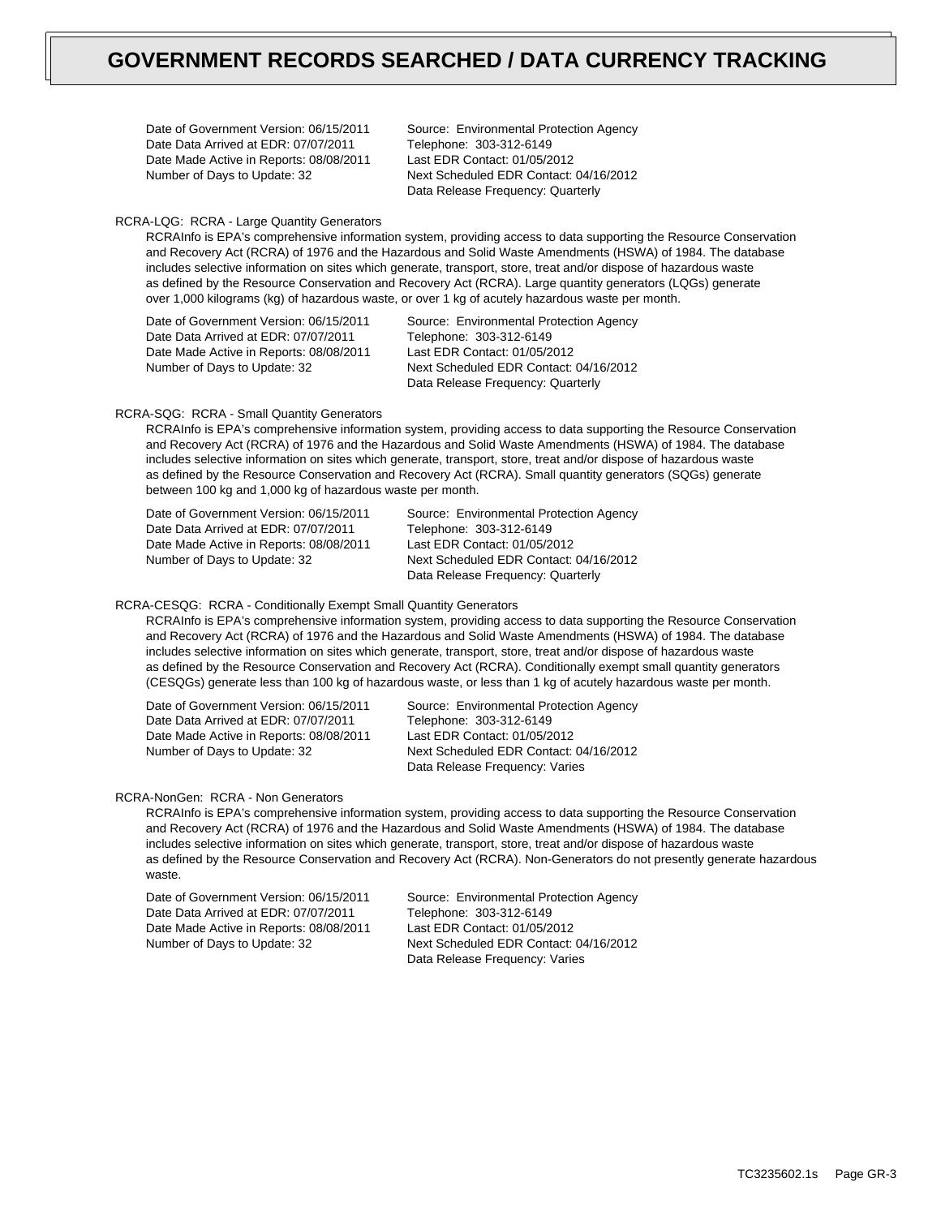# GOVERNMENT RECORDS SEARCHED / DATA CURRENCY TRACKING

Date of Government Version: 06/15/2011
Date Data Arrived at EDR: 07/07/2011
Date Made Active in Reports: 08/08/2011
Number of Days to Update: 32

Source: Environmental Protection Agency
Telephone: 303-312-6149
Last EDR Contact: 01/05/2012
Next Scheduled EDR Contact: 04/16/2012
Data Release Frequency: Quarterly

RCRA-LQG: RCRA - Large Quantity Generators

RCRAInfo is EPA's comprehensive information system, providing access to data supporting the Resource Conservation and Recovery Act (RCRA) of 1976 and the Hazardous and Solid Waste Amendments (HSWA) of 1984. The database includes selective information on sites which generate, transport, store, treat and/or dispose of hazardous waste as defined by the Resource Conservation and Recovery Act (RCRA). Large quantity generators (LQGs) generate over 1,000 kilograms (kg) of hazardous waste, or over 1 kg of acutely hazardous waste per month.

Date of Government Version: 06/15/2011
Date Data Arrived at EDR: 07/07/2011
Date Made Active in Reports: 08/08/2011
Number of Days to Update: 32

Source: Environmental Protection Agency
Telephone: 303-312-6149
Last EDR Contact: 01/05/2012
Next Scheduled EDR Contact: 04/16/2012
Data Release Frequency: Quarterly

RCRA-SQG: RCRA - Small Quantity Generators

RCRAInfo is EPA's comprehensive information system, providing access to data supporting the Resource Conservation and Recovery Act (RCRA) of 1976 and the Hazardous and Solid Waste Amendments (HSWA) of 1984. The database includes selective information on sites which generate, transport, store, treat and/or dispose of hazardous waste as defined by the Resource Conservation and Recovery Act (RCRA). Small quantity generators (SQGs) generate between 100 kg and 1,000 kg of hazardous waste per month.

Date of Government Version: 06/15/2011
Date Data Arrived at EDR: 07/07/2011
Date Made Active in Reports: 08/08/2011
Number of Days to Update: 32

Source: Environmental Protection Agency
Telephone: 303-312-6149
Last EDR Contact: 01/05/2012
Next Scheduled EDR Contact: 04/16/2012
Data Release Frequency: Quarterly

RCRA-CESQG: RCRA - Conditionally Exempt Small Quantity Generators

RCRAInfo is EPA's comprehensive information system, providing access to data supporting the Resource Conservation and Recovery Act (RCRA) of 1976 and the Hazardous and Solid Waste Amendments (HSWA) of 1984. The database includes selective information on sites which generate, transport, store, treat and/or dispose of hazardous waste as defined by the Resource Conservation and Recovery Act (RCRA). Conditionally exempt small quantity generators (CESQGs) generate less than 100 kg of hazardous waste, or less than 1 kg of acutely hazardous waste per month.

Date of Government Version: 06/15/2011
Date Data Arrived at EDR: 07/07/2011
Date Made Active in Reports: 08/08/2011
Number of Days to Update: 32

Source: Environmental Protection Agency
Telephone: 303-312-6149
Last EDR Contact: 01/05/2012
Next Scheduled EDR Contact: 04/16/2012
Data Release Frequency: Varies

RCRA-NonGen: RCRA - Non Generators

RCRAInfo is EPA's comprehensive information system, providing access to data supporting the Resource Conservation and Recovery Act (RCRA) of 1976 and the Hazardous and Solid Waste Amendments (HSWA) of 1984. The database includes selective information on sites which generate, transport, store, treat and/or dispose of hazardous waste as defined by the Resource Conservation and Recovery Act (RCRA). Non-Generators do not presently generate hazardous waste.

Date of Government Version: 06/15/2011
Date Data Arrived at EDR: 07/07/2011
Date Made Active in Reports: 08/08/2011
Number of Days to Update: 32

Source: Environmental Protection Agency
Telephone: 303-312-6149
Last EDR Contact: 01/05/2012
Next Scheduled EDR Contact: 04/16/2012
Data Release Frequency: Varies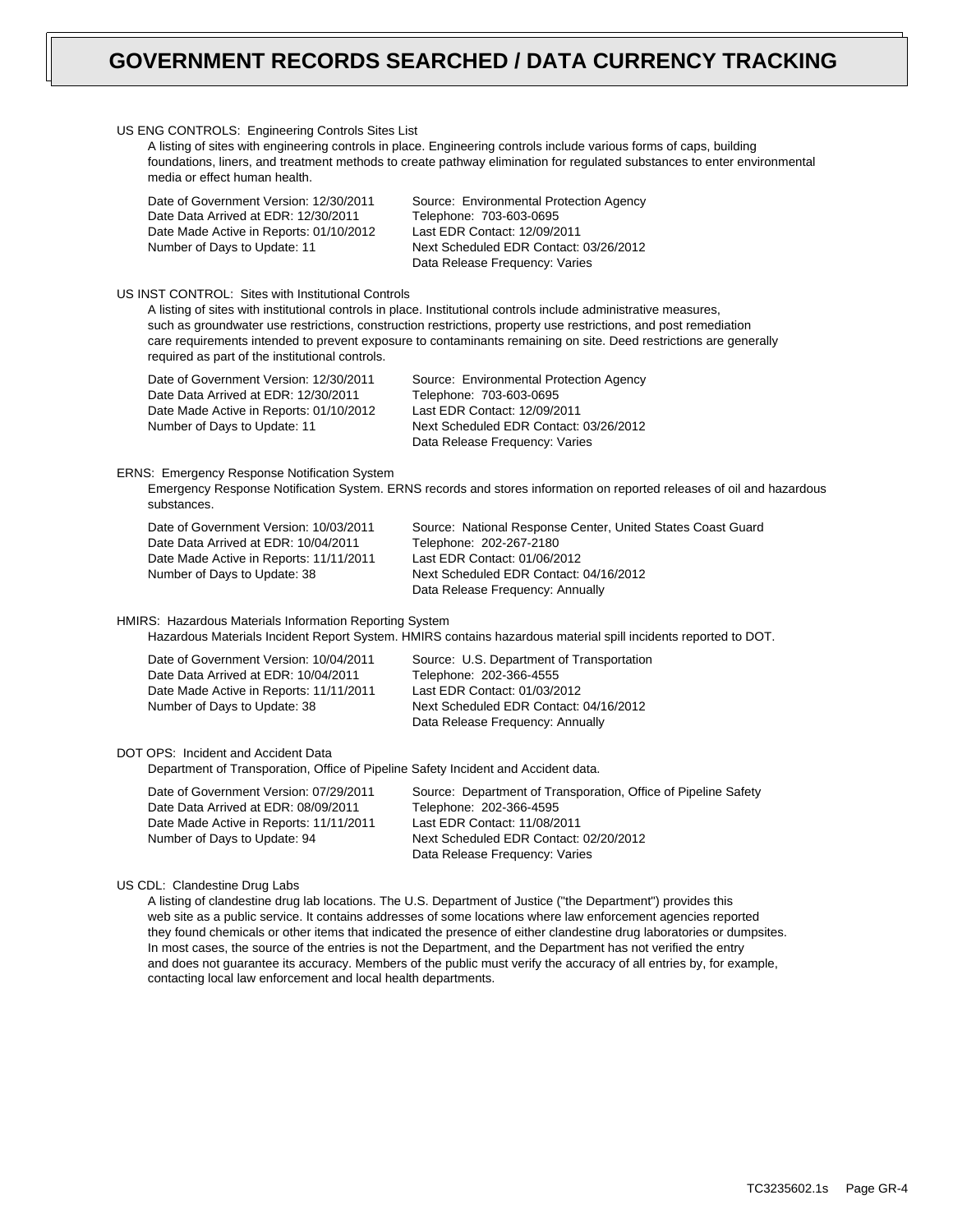# GOVERNMENT RECORDS SEARCHED / DATA CURRENCY TRACKING

US ENG CONTROLS: Engineering Controls Sites List

A listing of sites with engineering controls in place. Engineering controls include various forms of caps, building foundations, liners, and treatment methods to create pathway elimination for regulated substances to enter environmental media or effect human health.

Date of Government Version: 12/30/2011
Date Data Arrived at EDR: 12/30/2011
Date Made Active in Reports: 01/10/2012
Number of Days to Update: 11

Source: Environmental Protection Agency
Telephone: 703-603-0695
Last EDR Contact: 12/09/2011
Next Scheduled EDR Contact: 03/26/2012
Data Release Frequency: Varies

US INST CONTROL: Sites with Institutional Controls

A listing of sites with institutional controls in place. Institutional controls include administrative measures, such as groundwater use restrictions, construction restrictions, property use restrictions, and post remediation care requirements intended to prevent exposure to contaminants remaining on site. Deed restrictions are generally required as part of the institutional controls.

Date of Government Version: 12/30/2011
Date Data Arrived at EDR: 12/30/2011
Date Made Active in Reports: 01/10/2012
Number of Days to Update: 11

Source: Environmental Protection Agency
Telephone: 703-603-0695
Last EDR Contact: 12/09/2011
Next Scheduled EDR Contact: 03/26/2012
Data Release Frequency: Varies

ERNS: Emergency Response Notification System

Emergency Response Notification System. ERNS records and stores information on reported releases of oil and hazardous substances.

Date of Government Version: 10/03/2011
Date Data Arrived at EDR: 10/04/2011
Date Made Active in Reports: 11/11/2011
Number of Days to Update: 38

Source: National Response Center, United States Coast Guard
Telephone: 202-267-2180
Last EDR Contact: 01/06/2012
Next Scheduled EDR Contact: 04/16/2012
Data Release Frequency: Annually

HMIRS: Hazardous Materials Information Reporting System

Hazardous Materials Incident Report System. HMIRS contains hazardous material spill incidents reported to DOT.

Date of Government Version: 10/04/2011
Date Data Arrived at EDR: 10/04/2011
Date Made Active in Reports: 11/11/2011
Number of Days to Update: 38

Source: U.S. Department of Transportation
Telephone: 202-366-4555
Last EDR Contact: 01/03/2012
Next Scheduled EDR Contact: 04/16/2012
Data Release Frequency: Annually

DOT OPS: Incident and Accident Data

Department of Transporation, Office of Pipeline Safety Incident and Accident data.

Date of Government Version: 07/29/2011
Date Data Arrived at EDR: 08/09/2011
Date Made Active in Reports: 11/11/2011
Number of Days to Update: 94

Source: Department of Transporation, Office of Pipeline Safety
Telephone: 202-366-4595
Last EDR Contact: 11/08/2011
Next Scheduled EDR Contact: 02/20/2012
Data Release Frequency: Varies

US CDL: Clandestine Drug Labs

A listing of clandestine drug lab locations. The U.S. Department of Justice ("the Department") provides this web site as a public service. It contains addresses of some locations where law enforcement agencies reported they found chemicals or other items that indicated the presence of either clandestine drug laboratories or dumpsites. In most cases, the source of the entries is not the Department, and the Department has not verified the entry and does not guarantee its accuracy. Members of the public must verify the accuracy of all entries by, for example, contacting local law enforcement and local health departments.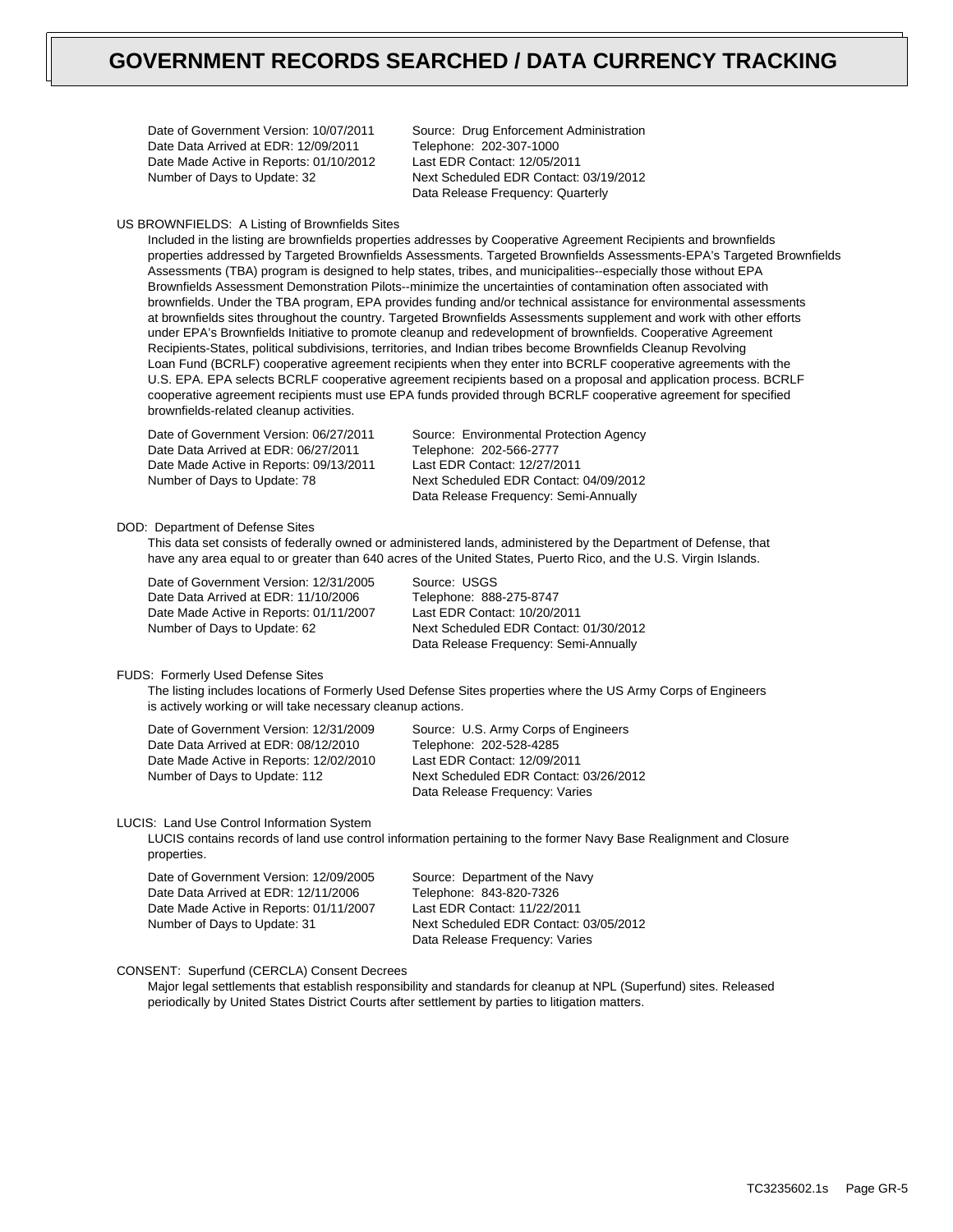# GOVERNMENT RECORDS SEARCHED / DATA CURRENCY TRACKING

Date of Government Version: 10/07/2011
Date Data Arrived at EDR: 12/09/2011
Date Made Active in Reports: 01/10/2012
Number of Days to Update: 32

Source: Drug Enforcement Administration
Telephone: 202-307-1000
Last EDR Contact: 12/05/2011
Next Scheduled EDR Contact: 03/19/2012
Data Release Frequency: Quarterly

US BROWNFIELDS: A Listing of Brownfields Sites

Included in the listing are brownfields properties addresses by Cooperative Agreement Recipients and brownfields properties addressed by Targeted Brownfields Assessments. Targeted Brownfields Assessments-EPA's Targeted Brownfields Assessments (TBA) program is designed to help states, tribes, and municipalities--especially those without EPA Brownfields Assessment Demonstration Pilots--minimize the uncertainties of contamination often associated with brownfields. Under the TBA program, EPA provides funding and/or technical assistance for environmental assessments at brownfields sites throughout the country. Targeted Brownfields Assessments supplement and work with other efforts under EPA's Brownfields Initiative to promote cleanup and redevelopment of brownfields. Cooperative Agreement Recipients-States, political subdivisions, territories, and Indian tribes become Brownfields Cleanup Revolving Loan Fund (BCRLF) cooperative agreement recipients when they enter into BCRLF cooperative agreements with the U.S. EPA. EPA selects BCRLF cooperative agreement recipients based on a proposal and application process. BCRLF cooperative agreement recipients must use EPA funds provided through BCRLF cooperative agreement for specified brownfields-related cleanup activities.

Date of Government Version: 06/27/2011
Date Data Arrived at EDR: 06/27/2011
Date Made Active in Reports: 09/13/2011
Number of Days to Update: 78

Source: Environmental Protection Agency
Telephone: 202-566-2777
Last EDR Contact: 12/27/2011
Next Scheduled EDR Contact: 04/09/2012
Data Release Frequency: Semi-Annually

DOD: Department of Defense Sites

This data set consists of federally owned or administered lands, administered by the Department of Defense, that have any area equal to or greater than 640 acres of the United States, Puerto Rico, and the U.S. Virgin Islands.

Date of Government Version: 12/31/2005
Date Data Arrived at EDR: 11/10/2006
Date Made Active in Reports: 01/11/2007
Number of Days to Update: 62

Source: USGS
Telephone: 888-275-8747
Last EDR Contact: 10/20/2011
Next Scheduled EDR Contact: 01/30/2012
Data Release Frequency: Semi-Annually

FUDS: Formerly Used Defense Sites

The listing includes locations of Formerly Used Defense Sites properties where the US Army Corps of Engineers is actively working or will take necessary cleanup actions.

Date of Government Version: 12/31/2009
Date Data Arrived at EDR: 08/12/2010
Date Made Active in Reports: 12/02/2010
Number of Days to Update: 112

Source: U.S. Army Corps of Engineers
Telephone: 202-528-4285
Last EDR Contact: 12/09/2011
Next Scheduled EDR Contact: 03/26/2012
Data Release Frequency: Varies

LUCIS: Land Use Control Information System

LUCIS contains records of land use control information pertaining to the former Navy Base Realignment and Closure properties.

Date of Government Version: 12/09/2005
Date Data Arrived at EDR: 12/11/2006
Date Made Active in Reports: 01/11/2007
Number of Days to Update: 31

Source: Department of the Navy
Telephone: 843-820-7326
Last EDR Contact: 11/22/2011
Next Scheduled EDR Contact: 03/05/2012
Data Release Frequency: Varies

CONSENT: Superfund (CERCLA) Consent Decrees

Major legal settlements that establish responsibility and standards for cleanup at NPL (Superfund) sites. Released periodically by United States District Courts after settlement by parties to litigation matters.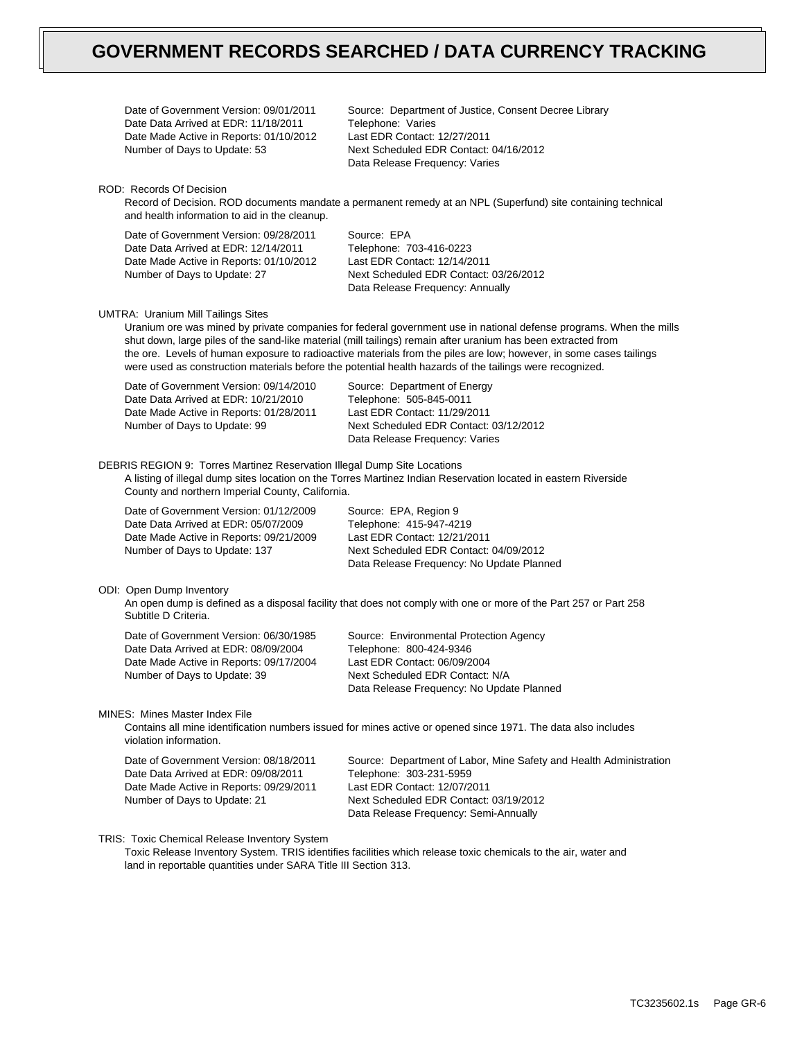# GOVERNMENT RECORDS SEARCHED / DATA CURRENCY TRACKING

Date of Government Version: 09/01/2011
Date Data Arrived at EDR: 11/18/2011
Date Made Active in Reports: 01/10/2012
Number of Days to Update: 53

Source: Department of Justice, Consent Decree Library
Telephone: Varies
Last EDR Contact: 12/27/2011
Next Scheduled EDR Contact: 04/16/2012
Data Release Frequency: Varies

ROD: Records Of Decision

Record of Decision. ROD documents mandate a permanent remedy at an NPL (Superfund) site containing technical and health information to aid in the cleanup.

Date of Government Version: 09/28/2011
Date Data Arrived at EDR: 12/14/2011
Date Made Active in Reports: 01/10/2012
Number of Days to Update: 27

Source: EPA
Telephone: 703-416-0223
Last EDR Contact: 12/14/2011
Next Scheduled EDR Contact: 03/26/2012
Data Release Frequency: Annually

UMTRA: Uranium Mill Tailings Sites

Uranium ore was mined by private companies for federal government use in national defense programs. When the mills shut down, large piles of the sand-like material (mill tailings) remain after uranium has been extracted from the ore. Levels of human exposure to radioactive materials from the piles are low; however, in some cases tailings were used as construction materials before the potential health hazards of the tailings were recognized.

Date of Government Version: 09/14/2010
Date Data Arrived at EDR: 10/21/2010
Date Made Active in Reports: 01/28/2011
Number of Days to Update: 99

Source: Department of Energy
Telephone: 505-845-0011
Last EDR Contact: 11/29/2011
Next Scheduled EDR Contact: 03/12/2012
Data Release Frequency: Varies

DEBRIS REGION 9: Torres Martinez Reservation Illegal Dump Site Locations

A listing of illegal dump sites location on the Torres Martinez Indian Reservation located in eastern Riverside County and northern Imperial County, California.

Date of Government Version: 01/12/2009
Date Data Arrived at EDR: 05/07/2009
Date Made Active in Reports: 09/21/2009
Number of Days to Update: 137

Source: EPA, Region 9
Telephone: 415-947-4219
Last EDR Contact: 12/21/2011
Next Scheduled EDR Contact: 04/09/2012
Data Release Frequency: No Update Planned

ODI: Open Dump Inventory

An open dump is defined as a disposal facility that does not comply with one or more of the Part 257 or Part 258 Subtitle D Criteria.

Date of Government Version: 06/30/1985
Date Data Arrived at EDR: 08/09/2004
Date Made Active in Reports: 09/17/2004
Number of Days to Update: 39

Source: Environmental Protection Agency
Telephone: 800-424-9346
Last EDR Contact: 06/09/2004
Next Scheduled EDR Contact: N/A
Data Release Frequency: No Update Planned

MINES: Mines Master Index File

Contains all mine identification numbers issued for mines active or opened since 1971. The data also includes violation information.

Date of Government Version: 08/18/2011
Date Data Arrived at EDR: 09/08/2011
Date Made Active in Reports: 09/29/2011
Number of Days to Update: 21

Source: Department of Labor, Mine Safety and Health Administration
Telephone: 303-231-5959
Last EDR Contact: 12/07/2011
Next Scheduled EDR Contact: 03/19/2012
Data Release Frequency: Semi-Annually

TRIS: Toxic Chemical Release Inventory System

Toxic Release Inventory System. TRIS identifies facilities which release toxic chemicals to the air, water and land in reportable quantities under SARA Title III Section 313.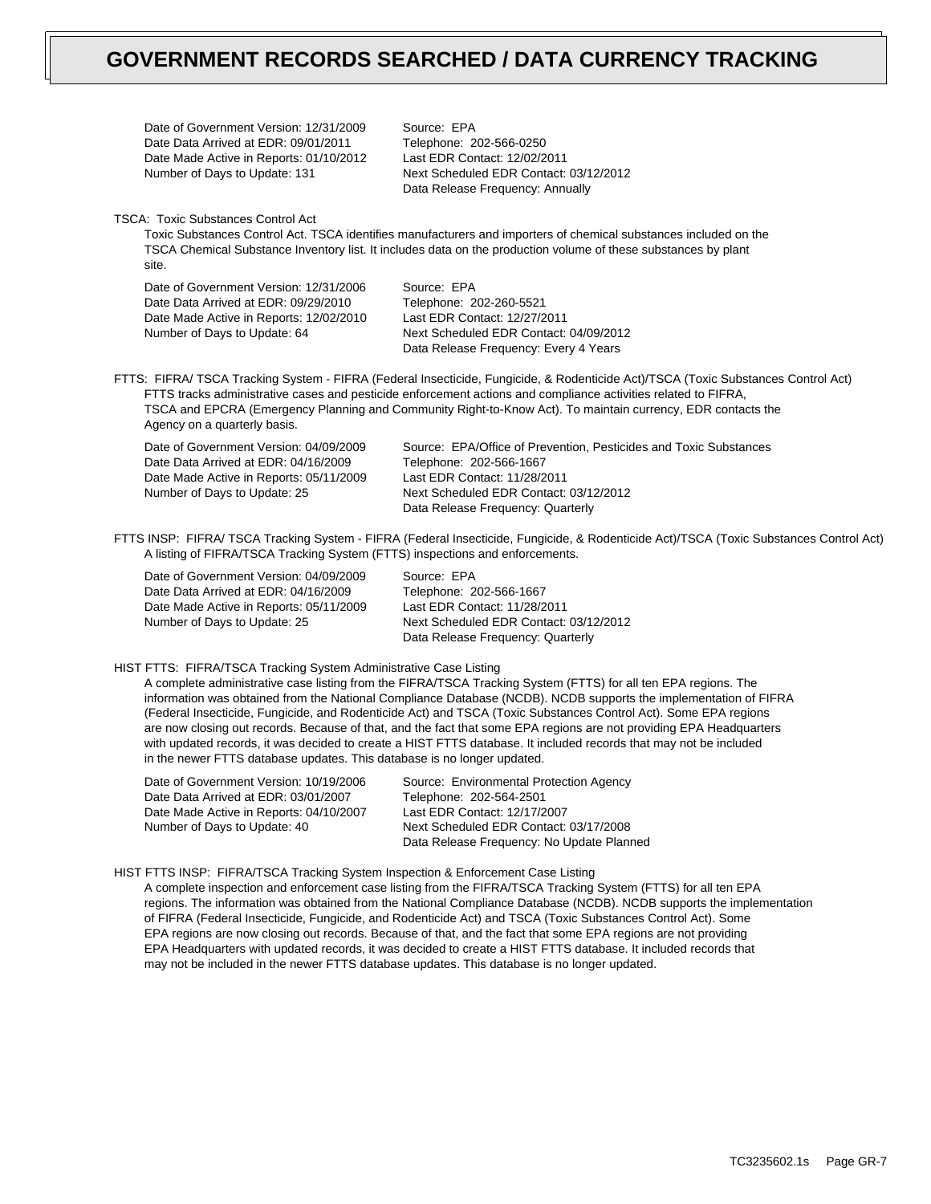# GOVERNMENT RECORDS SEARCHED / DATA CURRENCY TRACKING

Date of Government Version: 12/31/2009
Date Data Arrived at EDR: 09/01/2011
Date Made Active in Reports: 01/10/2012
Number of Days to Update: 131

Source: EPA
Telephone: 202-566-0250
Last EDR Contact: 12/02/2011
Next Scheduled EDR Contact: 03/12/2012
Data Release Frequency: Annually

TSCA: Toxic Substances Control Act

Toxic Substances Control Act. TSCA identifies manufacturers and importers of chemical substances included on the TSCA Chemical Substance Inventory list. It includes data on the production volume of these substances by plant site.

Date of Government Version: 12/31/2006
Date Data Arrived at EDR: 09/29/2010
Date Made Active in Reports: 12/02/2010
Number of Days to Update: 64

Source: EPA
Telephone: 202-260-5521
Last EDR Contact: 12/27/2011
Next Scheduled EDR Contact: 04/09/2012
Data Release Frequency: Every 4 Years

FTTS: FIFRA/ TSCA Tracking System - FIFRA (Federal Insecticide, Fungicide, & Rodenticide Act)/TSCA (Toxic Substances Control Act)

FTTS tracks administrative cases and pesticide enforcement actions and compliance activities related to FIFRA, TSCA and EPCRA (Emergency Planning and Community Right-to-Know Act). To maintain currency, EDR contacts the Agency on a quarterly basis.

Date of Government Version: 04/09/2009
Date Data Arrived at EDR: 04/16/2009
Date Made Active in Reports: 05/11/2009
Number of Days to Update: 25

Source: EPA/Office of Prevention, Pesticides and Toxic Substances
Telephone: 202-566-1667
Last EDR Contact: 11/28/2011
Next Scheduled EDR Contact: 03/12/2012
Data Release Frequency: Quarterly

FTTS INSP: FIFRA/ TSCA Tracking System - FIFRA (Federal Insecticide, Fungicide, & Rodenticide Act)/TSCA (Toxic Substances Control Act)

A listing of FIFRA/TSCA Tracking System (FTTS) inspections and enforcements.

Date of Government Version: 04/09/2009
Date Data Arrived at EDR: 04/16/2009
Date Made Active in Reports: 05/11/2009
Number of Days to Update: 25

Source: EPA
Telephone: 202-566-1667
Last EDR Contact: 11/28/2011
Next Scheduled EDR Contact: 03/12/2012
Data Release Frequency: Quarterly

HIST FTTS: FIFRA/TSCA Tracking System Administrative Case Listing

A complete administrative case listing from the FIFRA/TSCA Tracking System (FTTS) for all ten EPA regions. The information was obtained from the National Compliance Database (NCDB). NCDB supports the implementation of FIFRA (Federal Insecticide, Fungicide, and Rodenticide Act) and TSCA (Toxic Substances Control Act). Some EPA regions are now closing out records. Because of that, and the fact that some EPA regions are not providing EPA Headquarters with updated records, it was decided to create a HIST FTTS database. It included records that may not be included in the newer FTTS database updates. This database is no longer updated.

Date of Government Version: 10/19/2006
Date Data Arrived at EDR: 03/01/2007
Date Made Active in Reports: 04/10/2007
Number of Days to Update: 40

Source: Environmental Protection Agency
Telephone: 202-564-2501
Last EDR Contact: 12/17/2007
Next Scheduled EDR Contact: 03/17/2008
Data Release Frequency: No Update Planned

HIST FTTS INSP: FIFRA/TSCA Tracking System Inspection & Enforcement Case Listing

A complete inspection and enforcement case listing from the FIFRA/TSCA Tracking System (FTTS) for all ten EPA regions. The information was obtained from the National Compliance Database (NCDB). NCDB supports the implementation of FIFRA (Federal Insecticide, Fungicide, and Rodenticide Act) and TSCA (Toxic Substances Control Act). Some EPA regions are now closing out records. Because of that, and the fact that some EPA regions are not providing EPA Headquarters with updated records, it was decided to create a HIST FTTS database. It included records that may not be included in the newer FTTS database updates. This database is no longer updated.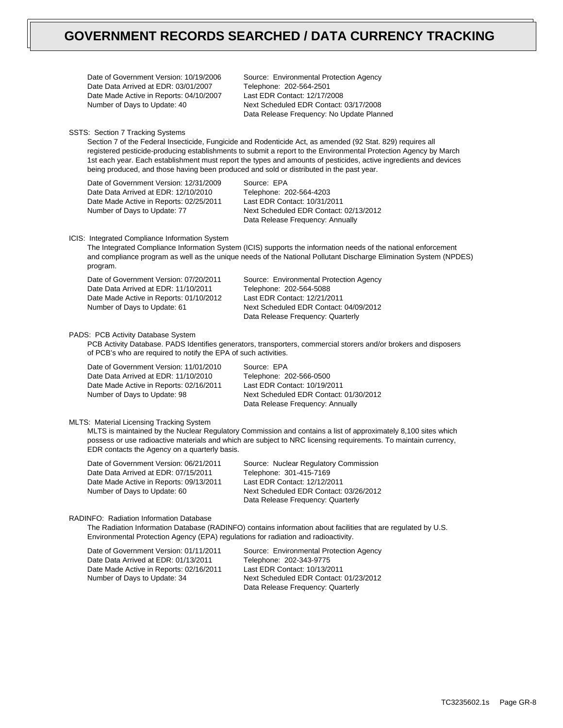# GOVERNMENT RECORDS SEARCHED / DATA CURRENCY TRACKING

Date of Government Version: 10/19/2006
Date Data Arrived at EDR: 03/01/2007
Date Made Active in Reports: 04/10/2007
Number of Days to Update: 40

Source: Environmental Protection Agency
Telephone: 202-564-2501
Last EDR Contact: 12/17/2008
Next Scheduled EDR Contact: 03/17/2008
Data Release Frequency: No Update Planned

SSTS: Section 7 Tracking Systems

Section 7 of the Federal Insecticide, Fungicide and Rodenticide Act, as amended (92 Stat. 829) requires all registered pesticide-producing establishments to submit a report to the Environmental Protection Agency by March 1st each year. Each establishment must report the types and amounts of pesticides, active ingredients and devices being produced, and those having been produced and sold or distributed in the past year.

Date of Government Version: 12/31/2009
Date Data Arrived at EDR: 12/10/2010
Date Made Active in Reports: 02/25/2011
Number of Days to Update: 77

Source: EPA
Telephone: 202-564-4203
Last EDR Contact: 10/31/2011
Next Scheduled EDR Contact: 02/13/2012
Data Release Frequency: Annually

ICIS: Integrated Compliance Information System

The Integrated Compliance Information System (ICIS) supports the information needs of the national enforcement and compliance program as well as the unique needs of the National Pollutant Discharge Elimination System (NPDES) program.

Date of Government Version: 07/20/2011
Date Data Arrived at EDR: 11/10/2011
Date Made Active in Reports: 01/10/2012
Number of Days to Update: 61

Source: Environmental Protection Agency
Telephone: 202-564-5088
Last EDR Contact: 12/21/2011
Next Scheduled EDR Contact: 04/09/2012
Data Release Frequency: Quarterly

PADS: PCB Activity Database System

PCB Activity Database. PADS Identifies generators, transporters, commercial storers and/or brokers and disposers of PCB's who are required to notify the EPA of such activities.

Date of Government Version: 11/01/2010
Date Data Arrived at EDR: 11/10/2010
Date Made Active in Reports: 02/16/2011
Number of Days to Update: 98

Source: EPA
Telephone: 202-566-0500
Last EDR Contact: 10/19/2011
Next Scheduled EDR Contact: 01/30/2012
Data Release Frequency: Annually

MLTS: Material Licensing Tracking System

MLTS is maintained by the Nuclear Regulatory Commission and contains a list of approximately 8,100 sites which possess or use radioactive materials and which are subject to NRC licensing requirements. To maintain currency, EDR contacts the Agency on a quarterly basis.

Date of Government Version: 06/21/2011
Date Data Arrived at EDR: 07/15/2011
Date Made Active in Reports: 09/13/2011
Number of Days to Update: 60

Source: Nuclear Regulatory Commission
Telephone: 301-415-7169
Last EDR Contact: 12/12/2011
Next Scheduled EDR Contact: 03/26/2012
Data Release Frequency: Quarterly

RADINFO: Radiation Information Database

The Radiation Information Database (RADINFO) contains information about facilities that are regulated by U.S. Environmental Protection Agency (EPA) regulations for radiation and radioactivity.

Date of Government Version: 01/11/2011
Date Data Arrived at EDR: 01/13/2011
Date Made Active in Reports: 02/16/2011
Number of Days to Update: 34

Source: Environmental Protection Agency
Telephone: 202-343-9775
Last EDR Contact: 10/13/2011
Next Scheduled EDR Contact: 01/23/2012
Data Release Frequency: Quarterly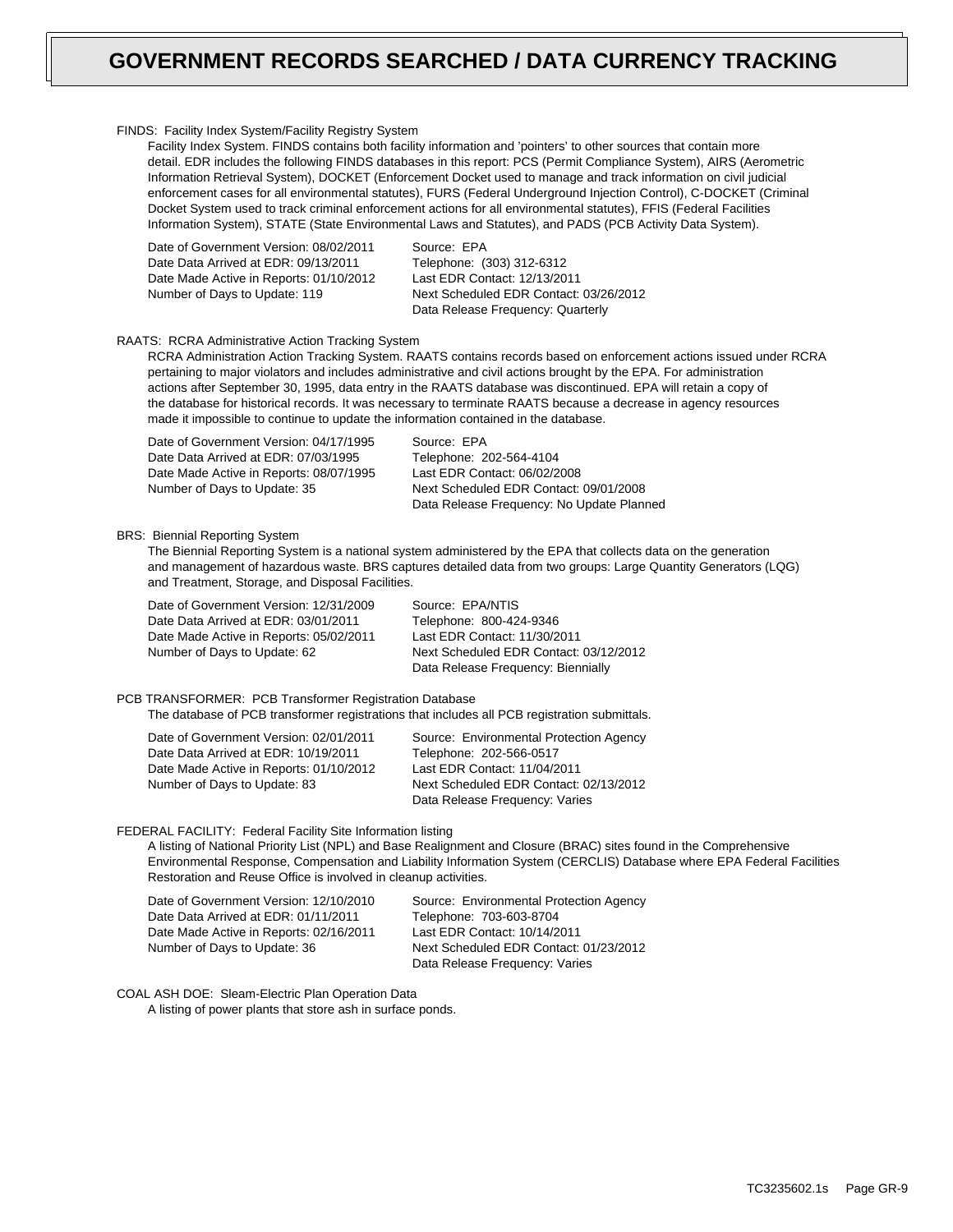# GOVERNMENT RECORDS SEARCHED / DATA CURRENCY TRACKING

FINDS: Facility Index System/Facility Registry System

Facility Index System. FINDS contains both facility information and 'pointers' to other sources that contain more detail. EDR includes the following FINDS databases in this report: PCS (Permit Compliance System), AIRS (Aerometric Information Retrieval System), DOCKET (Enforcement Docket used to manage and track information on civil judicial enforcement cases for all environmental statutes), FURS (Federal Underground Injection Control), C-DOCKET (Criminal Docket System used to track criminal enforcement actions for all environmental statutes), FFIS (Federal Facilities Information System), STATE (State Environmental Laws and Statutes), and PADS (PCB Activity Data System).

Date of Government Version: 08/02/2011
Date Data Arrived at EDR: 09/13/2011
Date Made Active in Reports: 01/10/2012
Number of Days to Update: 119

Source: EPA
Telephone: (303) 312-6312
Last EDR Contact: 12/13/2011
Next Scheduled EDR Contact: 03/26/2012
Data Release Frequency: Quarterly

RAATS: RCRA Administrative Action Tracking System

RCRA Administration Action Tracking System. RAATS contains records based on enforcement actions issued under RCRA pertaining to major violators and includes administrative and civil actions brought by the EPA. For administration actions after September 30, 1995, data entry in the RAATS database was discontinued. EPA will retain a copy of the database for historical records. It was necessary to terminate RAATS because a decrease in agency resources made it impossible to continue to update the information contained in the database.

Date of Government Version: 04/17/1995
Date Data Arrived at EDR: 07/03/1995
Date Made Active in Reports: 08/07/1995
Number of Days to Update: 35

Source: EPA
Telephone: 202-564-4104
Last EDR Contact: 06/02/2008
Next Scheduled EDR Contact: 09/01/2008
Data Release Frequency: No Update Planned

BRS: Biennial Reporting System

The Biennial Reporting System is a national system administered by the EPA that collects data on the generation and management of hazardous waste. BRS captures detailed data from two groups: Large Quantity Generators (LQG) and Treatment, Storage, and Disposal Facilities.

Date of Government Version: 12/31/2009
Date Data Arrived at EDR: 03/01/2011
Date Made Active in Reports: 05/02/2011
Number of Days to Update: 62

Source: EPA/NTIS
Telephone: 800-424-9346
Last EDR Contact: 11/30/2011
Next Scheduled EDR Contact: 03/12/2012
Data Release Frequency: Biennially

PCB TRANSFORMER: PCB Transformer Registration Database

The database of PCB transformer registrations that includes all PCB registration submittals.

Date of Government Version: 02/01/2011
Date Data Arrived at EDR: 10/19/2011
Date Made Active in Reports: 01/10/2012
Number of Days to Update: 83

Source: Environmental Protection Agency
Telephone: 202-566-0517
Last EDR Contact: 11/04/2011
Next Scheduled EDR Contact: 02/13/2012
Data Release Frequency: Varies

FEDERAL FACILITY: Federal Facility Site Information listing

A listing of National Priority List (NPL) and Base Realignment and Closure (BRAC) sites found in the Comprehensive Environmental Response, Compensation and Liability Information System (CERCLIS) Database where EPA Federal Facilities Restoration and Reuse Office is involved in cleanup activities.

Date of Government Version: 12/10/2010
Date Data Arrived at EDR: 01/11/2011
Date Made Active in Reports: 02/16/2011
Number of Days to Update: 36

Source: Environmental Protection Agency
Telephone: 703-603-8704
Last EDR Contact: 10/14/2011
Next Scheduled EDR Contact: 01/23/2012
Data Release Frequency: Varies

COAL ASH DOE: Sleam-Electric Plan Operation Data

A listing of power plants that store ash in surface ponds.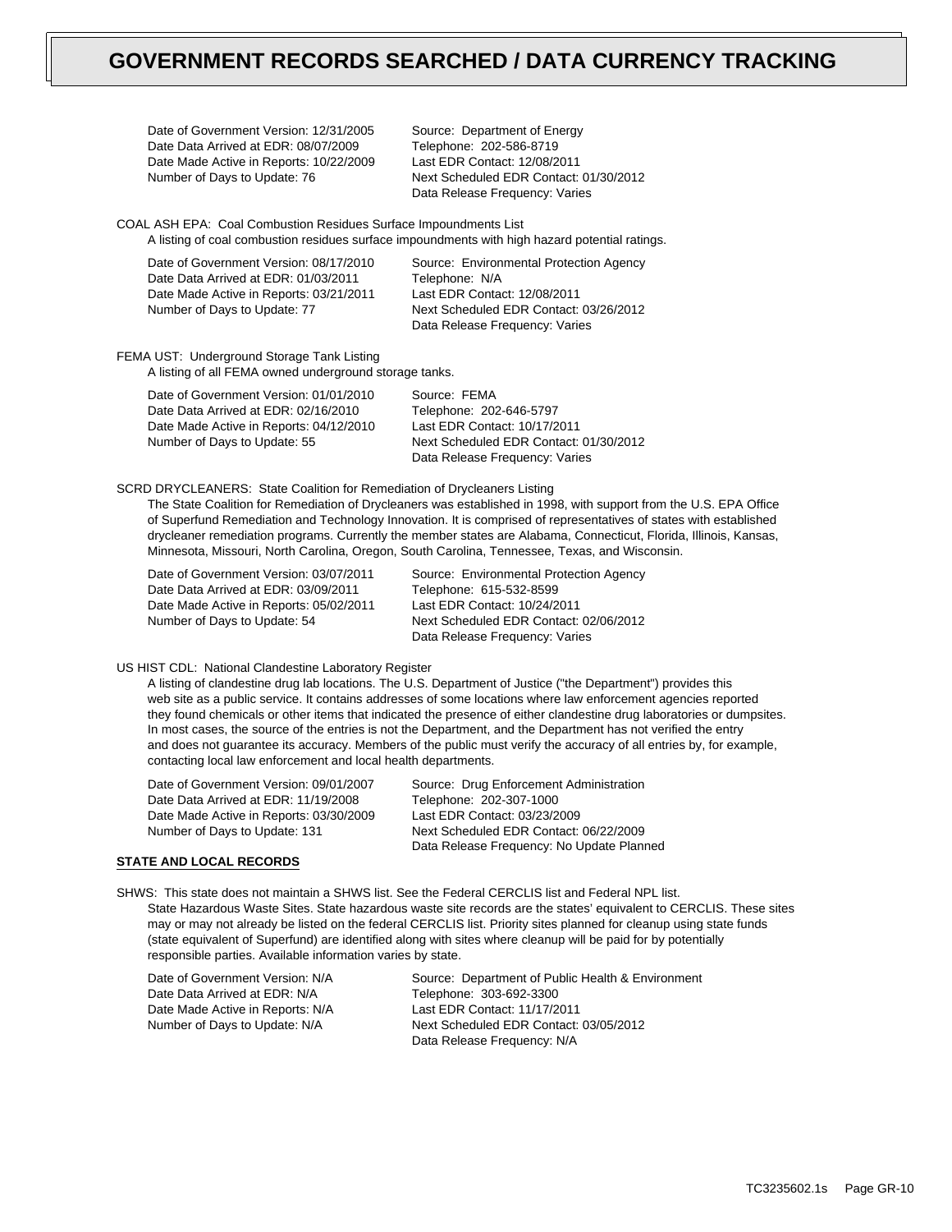# GOVERNMENT RECORDS SEARCHED / DATA CURRENCY TRACKING

Date of Government Version: 12/31/2005
Date Data Arrived at EDR: 08/07/2009
Date Made Active in Reports: 10/22/2009
Number of Days to Update: 76

Source: Department of Energy
Telephone: 202-586-8719
Last EDR Contact: 12/08/2011
Next Scheduled EDR Contact: 01/30/2012
Data Release Frequency: Varies

COAL ASH EPA: Coal Combustion Residues Surface Impoundments List
A listing of coal combustion residues surface impoundments with high hazard potential ratings.

Date of Government Version: 08/17/2010
Date Data Arrived at EDR: 01/03/2011
Date Made Active in Reports: 03/21/2011
Number of Days to Update: 77

Source: Environmental Protection Agency
Telephone: N/A
Last EDR Contact: 12/08/2011
Next Scheduled EDR Contact: 03/26/2012
Data Release Frequency: Varies

FEMA UST: Underground Storage Tank Listing
A listing of all FEMA owned underground storage tanks.

Date of Government Version: 01/01/2010
Date Data Arrived at EDR: 02/16/2010
Date Made Active in Reports: 04/12/2010
Number of Days to Update: 55

Source: FEMA
Telephone: 202-646-5797
Last EDR Contact: 10/17/2011
Next Scheduled EDR Contact: 01/30/2012
Data Release Frequency: Varies

SCRD DRYCLEANERS: State Coalition for Remediation of Drycleaners Listing
The State Coalition for Remediation of Drycleaners was established in 1998, with support from the U.S. EPA Office of Superfund Remediation and Technology Innovation. It is comprised of representatives of states with established drycleaner remediation programs. Currently the member states are Alabama, Connecticut, Florida, Illinois, Kansas, Minnesota, Missouri, North Carolina, Oregon, South Carolina, Tennessee, Texas, and Wisconsin.

Date of Government Version: 03/07/2011
Date Data Arrived at EDR: 03/09/2011
Date Made Active in Reports: 05/02/2011
Number of Days to Update: 54

Source: Environmental Protection Agency
Telephone: 615-532-8599
Last EDR Contact: 10/24/2011
Next Scheduled EDR Contact: 02/06/2012
Data Release Frequency: Varies

US HIST CDL: National Clandestine Laboratory Register
A listing of clandestine drug lab locations. The U.S. Department of Justice ("the Department") provides this web site as a public service. It contains addresses of some locations where law enforcement agencies reported they found chemicals or other items that indicated the presence of either clandestine drug laboratories or dumpsites. In most cases, the source of the entries is not the Department, and the Department has not verified the entry and does not guarantee its accuracy. Members of the public must verify the accuracy of all entries by, for example, contacting local law enforcement and local health departments.

Date of Government Version: 09/01/2007
Date Data Arrived at EDR: 11/19/2008
Date Made Active in Reports: 03/30/2009
Number of Days to Update: 131

Source: Drug Enforcement Administration
Telephone: 202-307-1000
Last EDR Contact: 03/23/2009
Next Scheduled EDR Contact: 06/22/2009
Data Release Frequency: No Update Planned

**STATE AND LOCAL RECORDS**

SHWS: This state does not maintain a SHWS list. See the Federal CERCLIS list and Federal NPL list.
State Hazardous Waste Sites. State hazardous waste site records are the states' equivalent to CERCLIS. These sites may or may not already be listed on the federal CERCLIS list. Priority sites planned for cleanup using state funds (state equivalent of Superfund) are identified along with sites where cleanup will be paid for by potentially responsible parties. Available information varies by state.

Date of Government Version: N/A
Date Data Arrived at EDR: N/A
Date Made Active in Reports: N/A
Number of Days to Update: N/A

Source: Department of Public Health & Environment
Telephone: 303-692-3300
Last EDR Contact: 11/17/2011
Next Scheduled EDR Contact: 03/05/2012
Data Release Frequency: N/A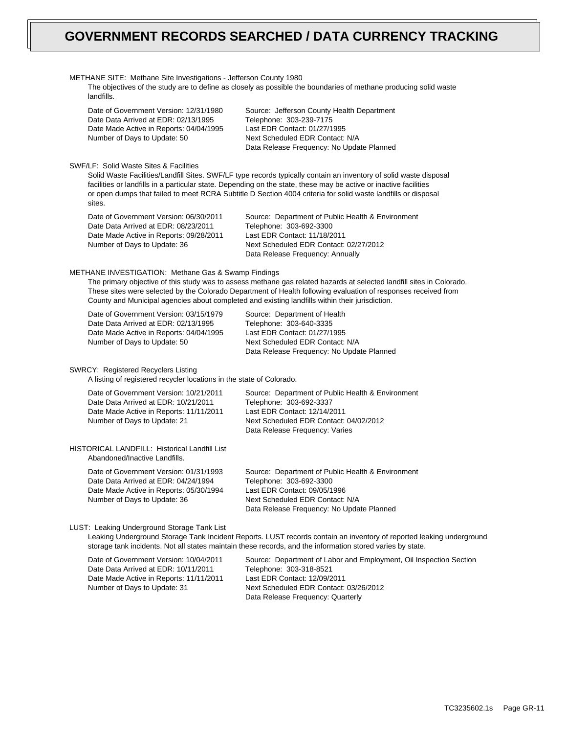# GOVERNMENT RECORDS SEARCHED / DATA CURRENCY TRACKING

METHANE SITE: Methane Site Investigations - Jefferson County 1980

The objectives of the study are to define as closely as possible the boundaries of methane producing solid waste landfills.

Date of Government Version: 12/31/1980
Date Data Arrived at EDR: 02/13/1995
Date Made Active in Reports: 04/04/1995
Number of Days to Update: 50

Source: Jefferson County Health Department
Telephone: 303-239-7175
Last EDR Contact: 01/27/1995
Next Scheduled EDR Contact: N/A
Data Release Frequency: No Update Planned

SWF/LF: Solid Waste Sites & Facilities

Solid Waste Facilities/Landfill Sites. SWF/LF type records typically contain an inventory of solid waste disposal facilities or landfills in a particular state. Depending on the state, these may be active or inactive facilities or open dumps that failed to meet RCRA Subtitle D Section 4004 criteria for solid waste landfills or disposal sites.

Date of Government Version: 06/30/2011
Date Data Arrived at EDR: 08/23/2011
Date Made Active in Reports: 09/28/2011
Number of Days to Update: 36

Source: Department of Public Health & Environment
Telephone: 303-692-3300
Last EDR Contact: 11/18/2011
Next Scheduled EDR Contact: 02/27/2012
Data Release Frequency: Annually

METHANE INVESTIGATION: Methane Gas & Swamp Findings

The primary objective of this study was to assess methane gas related hazards at selected landfill sites in Colorado. These sites were selected by the Colorado Department of Health following evaluation of responses received from County and Municipal agencies about completed and existing landfills within their jurisdiction.

Date of Government Version: 03/15/1979
Date Data Arrived at EDR: 02/13/1995
Date Made Active in Reports: 04/04/1995
Number of Days to Update: 50

Source: Department of Health
Telephone: 303-640-3335
Last EDR Contact: 01/27/1995
Next Scheduled EDR Contact: N/A
Data Release Frequency: No Update Planned

SWRCY: Registered Recyclers Listing

A listing of registered recycler locations in the state of Colorado.

Date of Government Version: 10/21/2011
Date Data Arrived at EDR: 10/21/2011
Date Made Active in Reports: 11/11/2011
Number of Days to Update: 21

Source: Department of Public Health & Environment
Telephone: 303-692-3337
Last EDR Contact: 12/14/2011
Next Scheduled EDR Contact: 04/02/2012
Data Release Frequency: Varies

HISTORICAL LANDFILL: Historical Landfill List

Abandoned/Inactive Landfills.

Date of Government Version: 01/31/1993
Date Data Arrived at EDR: 04/24/1994
Date Made Active in Reports: 05/30/1994
Number of Days to Update: 36

Source: Department of Public Health & Environment
Telephone: 303-692-3300
Last EDR Contact: 09/05/1996
Next Scheduled EDR Contact: N/A
Data Release Frequency: No Update Planned

LUST: Leaking Underground Storage Tank List

Leaking Underground Storage Tank Incident Reports. LUST records contain an inventory of reported leaking underground storage tank incidents. Not all states maintain these records, and the information stored varies by state.

Date of Government Version: 10/04/2011
Date Data Arrived at EDR: 10/11/2011
Date Made Active in Reports: 11/11/2011
Number of Days to Update: 31

Source: Department of Labor and Employment, Oil Inspection Section
Telephone: 303-318-8521
Last EDR Contact: 12/09/2011
Next Scheduled EDR Contact: 03/26/2012
Data Release Frequency: Quarterly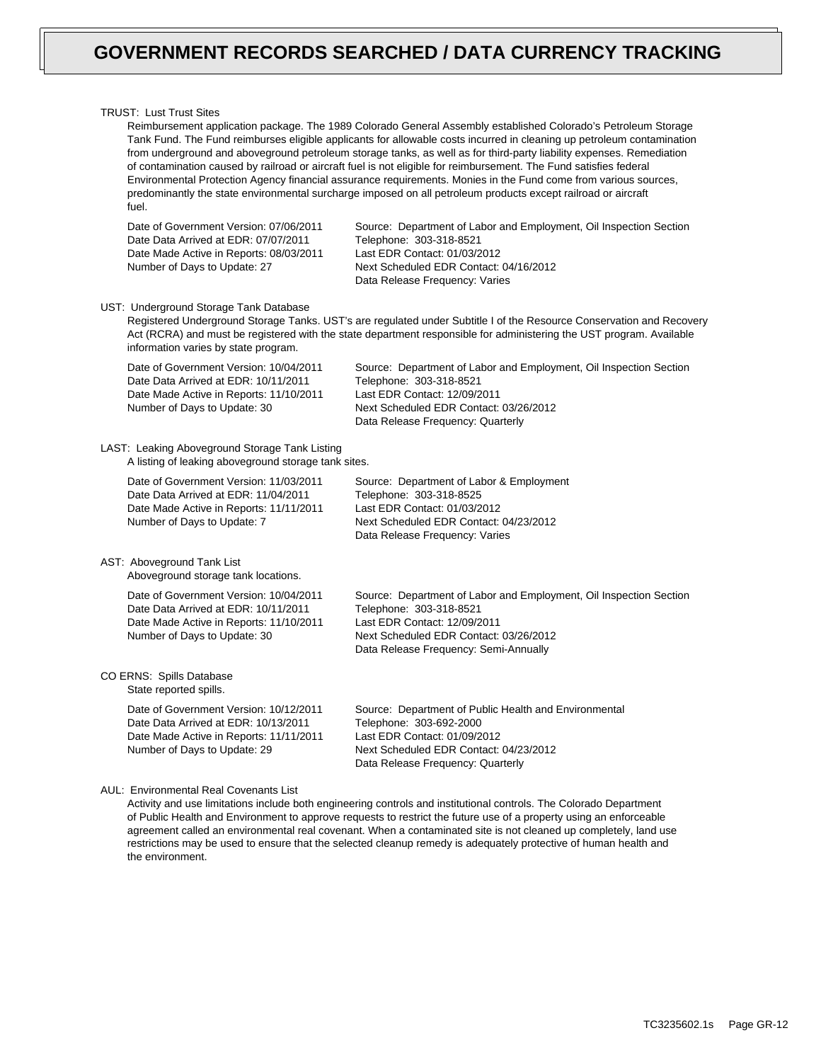# GOVERNMENT RECORDS SEARCHED / DATA CURRENCY TRACKING

TRUST: Lust Trust Sites

Reimbursement application package. The 1989 Colorado General Assembly established Colorado's Petroleum Storage Tank Fund. The Fund reimburses eligible applicants for allowable costs incurred in cleaning up petroleum contamination from underground and aboveground petroleum storage tanks, as well as for third-party liability expenses. Remediation of contamination caused by railroad or aircraft fuel is not eligible for reimbursement. The Fund satisfies federal Environmental Protection Agency financial assurance requirements. Monies in the Fund come from various sources, predominantly the state environmental surcharge imposed on all petroleum products except railroad or aircraft fuel.

Date of Government Version: 07/06/2011
Date Data Arrived at EDR: 07/07/2011
Date Made Active in Reports: 08/03/2011
Number of Days to Update: 27

Source: Department of Labor and Employment, Oil Inspection Section
Telephone: 303-318-8521
Last EDR Contact: 01/03/2012
Next Scheduled EDR Contact: 04/16/2012
Data Release Frequency: Varies

UST: Underground Storage Tank Database

Registered Underground Storage Tanks. UST's are regulated under Subtitle I of the Resource Conservation and Recovery Act (RCRA) and must be registered with the state department responsible for administering the UST program. Available information varies by state program.

Date of Government Version: 10/04/2011
Date Data Arrived at EDR: 10/11/2011
Date Made Active in Reports: 11/10/2011
Number of Days to Update: 30

Source: Department of Labor and Employment, Oil Inspection Section
Telephone: 303-318-8521
Last EDR Contact: 12/09/2011
Next Scheduled EDR Contact: 03/26/2012
Data Release Frequency: Quarterly

LAST: Leaking Aboveground Storage Tank Listing

A listing of leaking aboveground storage tank sites.

Date of Government Version: 11/03/2011
Date Data Arrived at EDR: 11/04/2011
Date Made Active in Reports: 11/11/2011
Number of Days to Update: 7

Source: Department of Labor & Employment
Telephone: 303-318-8525
Last EDR Contact: 01/03/2012
Next Scheduled EDR Contact: 04/23/2012
Data Release Frequency: Varies

AST: Aboveground Tank List

Aboveground storage tank locations.

Date of Government Version: 10/04/2011
Date Data Arrived at EDR: 10/11/2011
Date Made Active in Reports: 11/10/2011
Number of Days to Update: 30

Source: Department of Labor and Employment, Oil Inspection Section
Telephone: 303-318-8521
Last EDR Contact: 12/09/2011
Next Scheduled EDR Contact: 03/26/2012
Data Release Frequency: Semi-Annually

CO ERNS: Spills Database

State reported spills.

Date of Government Version: 10/12/2011
Date Data Arrived at EDR: 10/13/2011
Date Made Active in Reports: 11/11/2011
Number of Days to Update: 29

Source: Department of Public Health and Environmental
Telephone: 303-692-2000
Last EDR Contact: 01/09/2012
Next Scheduled EDR Contact: 04/23/2012
Data Release Frequency: Quarterly

AUL: Environmental Real Covenants List

Activity and use limitations include both engineering controls and institutional controls. The Colorado Department of Public Health and Environment to approve requests to restrict the future use of a property using an enforceable agreement called an environmental real covenant. When a contaminated site is not cleaned up completely, land use restrictions may be used to ensure that the selected cleanup remedy is adequately protective of human health and the environment.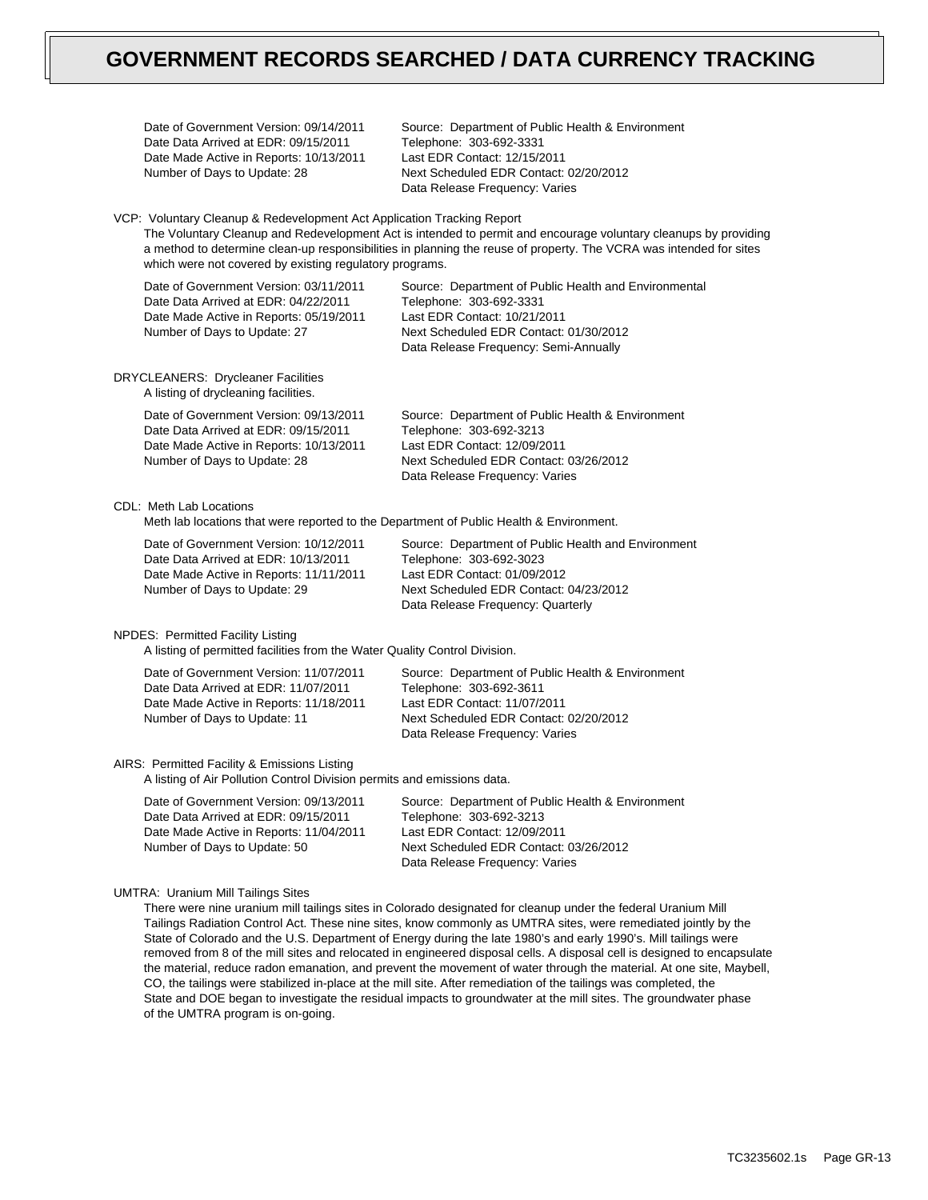# GOVERNMENT RECORDS SEARCHED / DATA CURRENCY TRACKING

Date of Government Version: 09/14/2011
Date Data Arrived at EDR: 09/15/2011
Date Made Active in Reports: 10/13/2011
Number of Days to Update: 28

Source: Department of Public Health & Environment
Telephone: 303-692-3331
Last EDR Contact: 12/15/2011
Next Scheduled EDR Contact: 02/20/2012
Data Release Frequency: Varies

VCP: Voluntary Cleanup & Redevelopment Act Application Tracking Report

The Voluntary Cleanup and Redevelopment Act is intended to permit and encourage voluntary cleanups by providing a method to determine clean-up responsibilities in planning the reuse of property. The VCRA was intended for sites which were not covered by existing regulatory programs.

Date of Government Version: 03/11/2011
Date Data Arrived at EDR: 04/22/2011
Date Made Active in Reports: 05/19/2011
Number of Days to Update: 27

Source: Department of Public Health and Environmental
Telephone: 303-692-3331
Last EDR Contact: 10/21/2011
Next Scheduled EDR Contact: 01/30/2012
Data Release Frequency: Semi-Annually

DRYCLEANERS: Drycleaner Facilities

A listing of drycleaning facilities.

Date of Government Version: 09/13/2011
Date Data Arrived at EDR: 09/15/2011
Date Made Active in Reports: 10/13/2011
Number of Days to Update: 28

Source: Department of Public Health & Environment
Telephone: 303-692-3213
Last EDR Contact: 12/09/2011
Next Scheduled EDR Contact: 03/26/2012
Data Release Frequency: Varies

CDL: Meth Lab Locations

Meth lab locations that were reported to the Department of Public Health & Environment.

Date of Government Version: 10/12/2011
Date Data Arrived at EDR: 10/13/2011
Date Made Active in Reports: 11/11/2011
Number of Days to Update: 29

Source: Department of Public Health and Environment
Telephone: 303-692-3023
Last EDR Contact: 01/09/2012
Next Scheduled EDR Contact: 04/23/2012
Data Release Frequency: Quarterly

NPDES: Permitted Facility Listing

A listing of permitted facilities from the Water Quality Control Division.

Date of Government Version: 11/07/2011
Date Data Arrived at EDR: 11/07/2011
Date Made Active in Reports: 11/18/2011
Number of Days to Update: 11

Source: Department of Public Health & Environment
Telephone: 303-692-3611
Last EDR Contact: 11/07/2011
Next Scheduled EDR Contact: 02/20/2012
Data Release Frequency: Varies

AIRS: Permitted Facility & Emissions Listing

A listing of Air Pollution Control Division permits and emissions data.

Date of Government Version: 09/13/2011
Date Data Arrived at EDR: 09/15/2011
Date Made Active in Reports: 11/04/2011
Number of Days to Update: 50

Source: Department of Public Health & Environment
Telephone: 303-692-3213
Last EDR Contact: 12/09/2011
Next Scheduled EDR Contact: 03/26/2012
Data Release Frequency: Varies

UMTRA: Uranium Mill Tailings Sites

There were nine uranium mill tailings sites in Colorado designated for cleanup under the federal Uranium Mill Tailings Radiation Control Act. These nine sites, know commonly as UMTRA sites, were remediated jointly by the State of Colorado and the U.S. Department of Energy during the late 1980's and early 1990's. Mill tailings were removed from 8 of the mill sites and relocated in engineered disposal cells. A disposal cell is designed to encapsulate the material, reduce radon emanation, and prevent the movement of water through the material. At one site, Maybell, CO, the tailings were stabilized in-place at the mill site. After remediation of the tailings was completed, the State and DOE began to investigate the residual impacts to groundwater at the mill sites. The groundwater phase of the UMTRA program is on-going.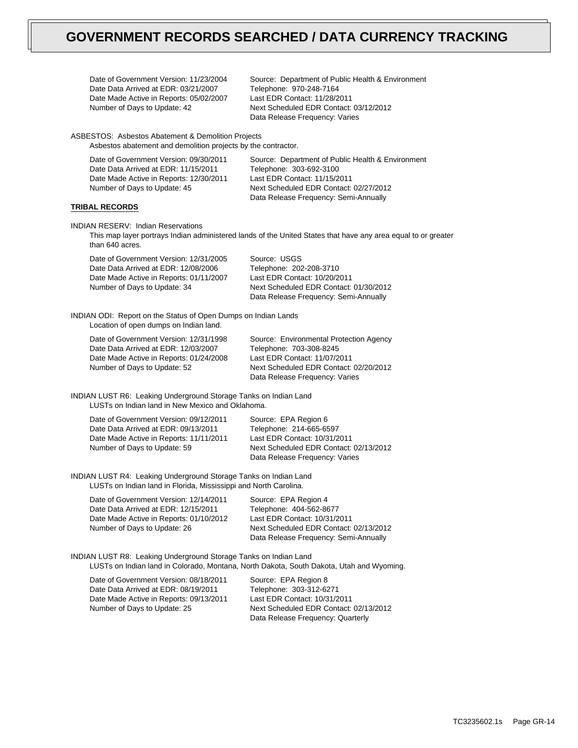# GOVERNMENT RECORDS SEARCHED / DATA CURRENCY TRACKING

Date of Government Version: 11/23/2004
Date Data Arrived at EDR: 03/21/2007
Date Made Active in Reports: 05/02/2007
Number of Days to Update: 42

Source: Department of Public Health & Environment
Telephone: 970-248-7164
Last EDR Contact: 11/28/2011
Next Scheduled EDR Contact: 03/12/2012
Data Release Frequency: Varies

ASBESTOS: Asbestos Abatement & Demolition Projects
Asbestos abatement and demolition projects by the contractor.

Date of Government Version: 09/30/2011
Date Data Arrived at EDR: 11/15/2011
Date Made Active in Reports: 12/30/2011
Number of Days to Update: 45

Source: Department of Public Health & Environment
Telephone: 303-692-3100
Last EDR Contact: 11/15/2011
Next Scheduled EDR Contact: 02/27/2012
Data Release Frequency: Semi-Annually

**TRIBAL RECORDS**

INDIAN RESERV: Indian Reservations
This map layer portrays Indian administered lands of the United States that have any area equal to or greater than 640 acres.

Date of Government Version: 12/31/2005
Date Data Arrived at EDR: 12/08/2006
Date Made Active in Reports: 01/11/2007
Number of Days to Update: 34

Source: USGS
Telephone: 202-208-3710
Last EDR Contact: 10/20/2011
Next Scheduled EDR Contact: 01/30/2012
Data Release Frequency: Semi-Annually

INDIAN ODI: Report on the Status of Open Dumps on Indian Lands
Location of open dumps on Indian land.

Date of Government Version: 12/31/1998
Date Data Arrived at EDR: 12/03/2007
Date Made Active in Reports: 01/24/2008
Number of Days to Update: 52

Source: Environmental Protection Agency
Telephone: 703-308-8245
Last EDR Contact: 11/07/2011
Next Scheduled EDR Contact: 02/20/2012
Data Release Frequency: Varies

INDIAN LUST R6: Leaking Underground Storage Tanks on Indian Land
LUSTs on Indian land in New Mexico and Oklahoma.

Date of Government Version: 09/12/2011
Date Data Arrived at EDR: 09/13/2011
Date Made Active in Reports: 11/11/2011
Number of Days to Update: 59

Source: EPA Region 6
Telephone: 214-665-6597
Last EDR Contact: 10/31/2011
Next Scheduled EDR Contact: 02/13/2012
Data Release Frequency: Varies

INDIAN LUST R4: Leaking Underground Storage Tanks on Indian Land
LUSTs on Indian land in Florida, Mississippi and North Carolina.

Date of Government Version: 12/14/2011
Date Data Arrived at EDR: 12/15/2011
Date Made Active in Reports: 01/10/2012
Number of Days to Update: 26

Source: EPA Region 4
Telephone: 404-562-8677
Last EDR Contact: 10/31/2011
Next Scheduled EDR Contact: 02/13/2012
Data Release Frequency: Semi-Annually

INDIAN LUST R8: Leaking Underground Storage Tanks on Indian Land
LUSTs on Indian land in Colorado, Montana, North Dakota, South Dakota, Utah and Wyoming.

Date of Government Version: 08/18/2011
Date Data Arrived at EDR: 08/19/2011
Date Made Active in Reports: 09/13/2011
Number of Days to Update: 25

Source: EPA Region 8
Telephone: 303-312-6271
Last EDR Contact: 10/31/2011
Next Scheduled EDR Contact: 02/13/2012
Data Release Frequency: Quarterly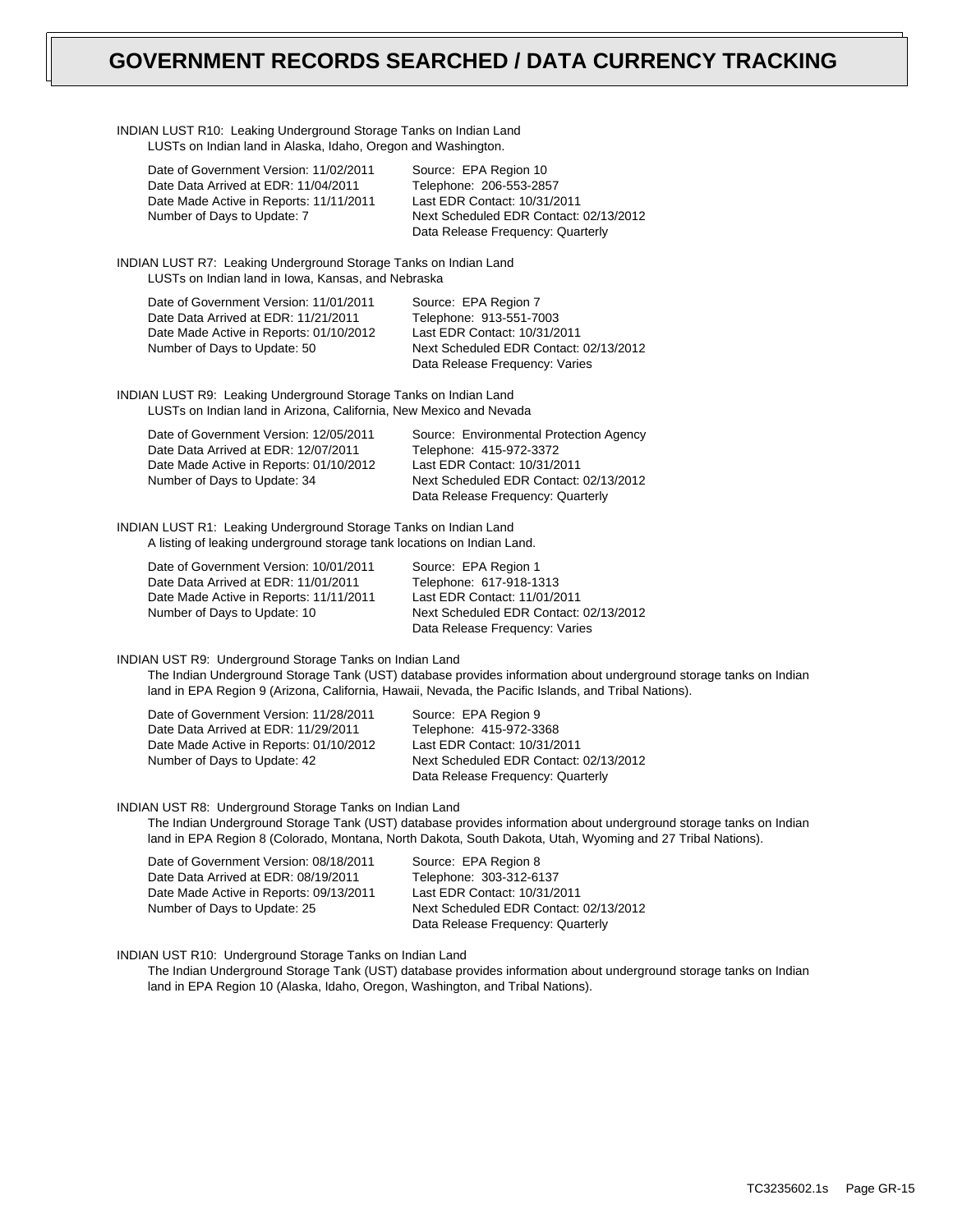# GOVERNMENT RECORDS SEARCHED / DATA CURRENCY TRACKING

INDIAN LUST R10: Leaking Underground Storage Tanks on Indian Land
LUSTs on Indian land in Alaska, Idaho, Oregon and Washington.

Date of Government Version: 11/02/2011
Date Data Arrived at EDR: 11/04/2011
Date Made Active in Reports: 11/11/2011
Number of Days to Update: 7

Source: EPA Region 10
Telephone: 206-553-2857
Last EDR Contact: 10/31/2011
Next Scheduled EDR Contact: 02/13/2012
Data Release Frequency: Quarterly

INDIAN LUST R7: Leaking Underground Storage Tanks on Indian Land
LUSTs on Indian land in Iowa, Kansas, and Nebraska

Date of Government Version: 11/01/2011
Date Data Arrived at EDR: 11/21/2011
Date Made Active in Reports: 01/10/2012
Number of Days to Update: 50

Source: EPA Region 7
Telephone: 913-551-7003
Last EDR Contact: 10/31/2011
Next Scheduled EDR Contact: 02/13/2012
Data Release Frequency: Varies

INDIAN LUST R9: Leaking Underground Storage Tanks on Indian Land
LUSTs on Indian land in Arizona, California, New Mexico and Nevada

Date of Government Version: 12/05/2011
Date Data Arrived at EDR: 12/07/2011
Date Made Active in Reports: 01/10/2012
Number of Days to Update: 34

Source: Environmental Protection Agency
Telephone: 415-972-3372
Last EDR Contact: 10/31/2011
Next Scheduled EDR Contact: 02/13/2012
Data Release Frequency: Quarterly

INDIAN LUST R1: Leaking Underground Storage Tanks on Indian Land
A listing of leaking underground storage tank locations on Indian Land.

Date of Government Version: 10/01/2011
Date Data Arrived at EDR: 11/01/2011
Date Made Active in Reports: 11/11/2011
Number of Days to Update: 10

Source: EPA Region 1
Telephone: 617-918-1313
Last EDR Contact: 11/01/2011
Next Scheduled EDR Contact: 02/13/2012
Data Release Frequency: Varies

INDIAN UST R9: Underground Storage Tanks on Indian Land
The Indian Underground Storage Tank (UST) database provides information about underground storage tanks on Indian land in EPA Region 9 (Arizona, California, Hawaii, Nevada, the Pacific Islands, and Tribal Nations).

Date of Government Version: 11/28/2011
Date Data Arrived at EDR: 11/29/2011
Date Made Active in Reports: 01/10/2012
Number of Days to Update: 42

Source: EPA Region 9
Telephone: 415-972-3368
Last EDR Contact: 10/31/2011
Next Scheduled EDR Contact: 02/13/2012
Data Release Frequency: Quarterly

INDIAN UST R8: Underground Storage Tanks on Indian Land
The Indian Underground Storage Tank (UST) database provides information about underground storage tanks on Indian land in EPA Region 8 (Colorado, Montana, North Dakota, South Dakota, Utah, Wyoming and 27 Tribal Nations).

Date of Government Version: 08/18/2011
Date Data Arrived at EDR: 08/19/2011
Date Made Active in Reports: 09/13/2011
Number of Days to Update: 25

Source: EPA Region 8
Telephone: 303-312-6137
Last EDR Contact: 10/31/2011
Next Scheduled EDR Contact: 02/13/2012
Data Release Frequency: Quarterly

INDIAN UST R10: Underground Storage Tanks on Indian Land
The Indian Underground Storage Tank (UST) database provides information about underground storage tanks on Indian land in EPA Region 10 (Alaska, Idaho, Oregon, Washington, and Tribal Nations).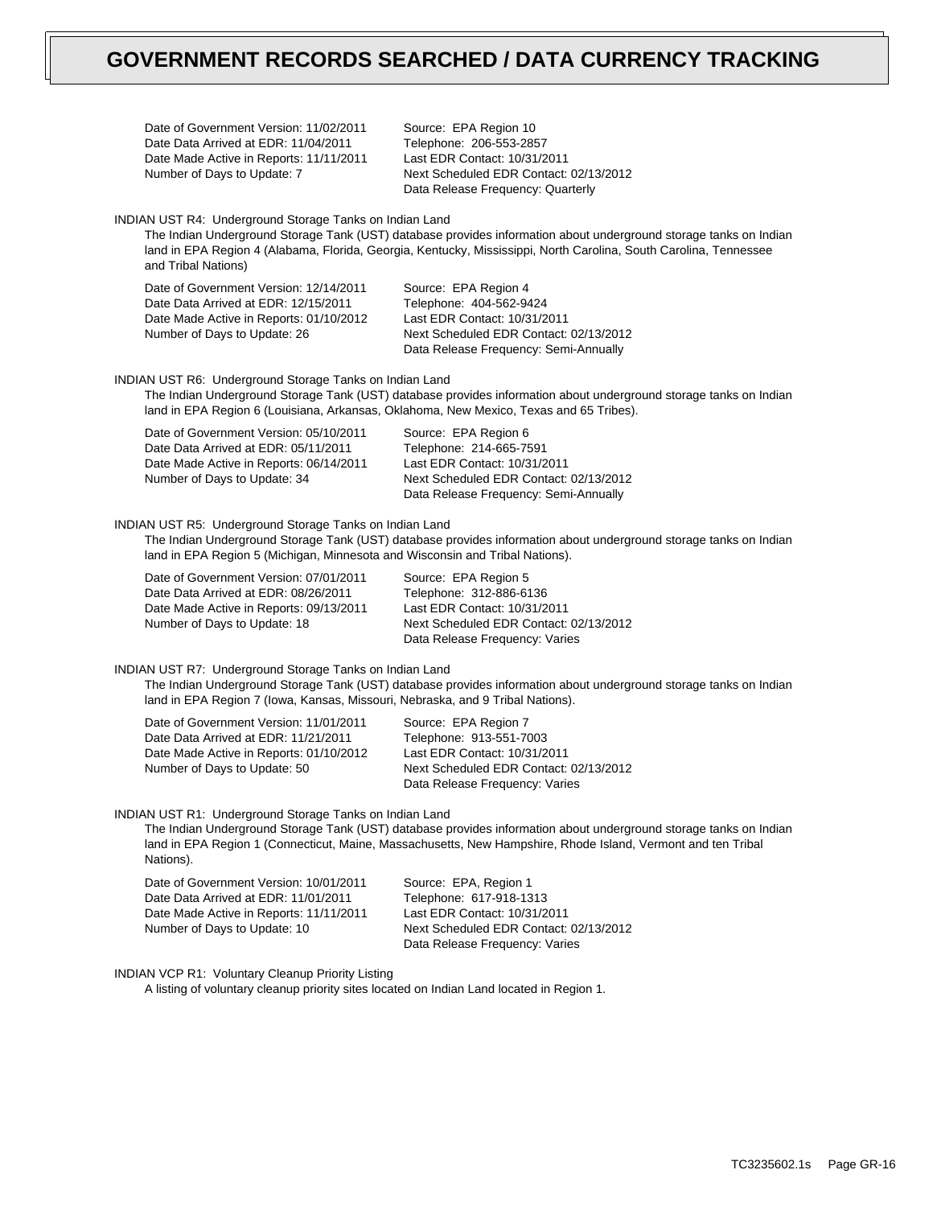# GOVERNMENT RECORDS SEARCHED / DATA CURRENCY TRACKING

Date of Government Version: 11/02/2011
Date Data Arrived at EDR: 11/04/2011
Date Made Active in Reports: 11/11/2011
Number of Days to Update: 7

Source: EPA Region 10
Telephone: 206-553-2857
Last EDR Contact: 10/31/2011
Next Scheduled EDR Contact: 02/13/2012
Data Release Frequency: Quarterly

INDIAN UST R4: Underground Storage Tanks on Indian Land

The Indian Underground Storage Tank (UST) database provides information about underground storage tanks on Indian land in EPA Region 4 (Alabama, Florida, Georgia, Kentucky, Mississippi, North Carolina, South Carolina, Tennessee and Tribal Nations)

Date of Government Version: 12/14/2011
Date Data Arrived at EDR: 12/15/2011
Date Made Active in Reports: 01/10/2012
Number of Days to Update: 26

Source: EPA Region 4
Telephone: 404-562-9424
Last EDR Contact: 10/31/2011
Next Scheduled EDR Contact: 02/13/2012
Data Release Frequency: Semi-Annually

INDIAN UST R6: Underground Storage Tanks on Indian Land

The Indian Underground Storage Tank (UST) database provides information about underground storage tanks on Indian land in EPA Region 6 (Louisiana, Arkansas, Oklahoma, New Mexico, Texas and 65 Tribes).

Date of Government Version: 05/10/2011
Date Data Arrived at EDR: 05/11/2011
Date Made Active in Reports: 06/14/2011
Number of Days to Update: 34

Source: EPA Region 6
Telephone: 214-665-7591
Last EDR Contact: 10/31/2011
Next Scheduled EDR Contact: 02/13/2012
Data Release Frequency: Semi-Annually

INDIAN UST R5: Underground Storage Tanks on Indian Land

The Indian Underground Storage Tank (UST) database provides information about underground storage tanks on Indian land in EPA Region 5 (Michigan, Minnesota and Wisconsin and Tribal Nations).

Date of Government Version: 07/01/2011
Date Data Arrived at EDR: 08/26/2011
Date Made Active in Reports: 09/13/2011
Number of Days to Update: 18

Source: EPA Region 5
Telephone: 312-886-6136
Last EDR Contact: 10/31/2011
Next Scheduled EDR Contact: 02/13/2012
Data Release Frequency: Varies

INDIAN UST R7: Underground Storage Tanks on Indian Land

The Indian Underground Storage Tank (UST) database provides information about underground storage tanks on Indian land in EPA Region 7 (Iowa, Kansas, Missouri, Nebraska, and 9 Tribal Nations).

Date of Government Version: 11/01/2011
Date Data Arrived at EDR: 11/21/2011
Date Made Active in Reports: 01/10/2012
Number of Days to Update: 50

Source: EPA Region 7
Telephone: 913-551-7003
Last EDR Contact: 10/31/2011
Next Scheduled EDR Contact: 02/13/2012
Data Release Frequency: Varies

INDIAN UST R1: Underground Storage Tanks on Indian Land

The Indian Underground Storage Tank (UST) database provides information about underground storage tanks on Indian land in EPA Region 1 (Connecticut, Maine, Massachusetts, New Hampshire, Rhode Island, Vermont and ten Tribal Nations).

Date of Government Version: 10/01/2011
Date Data Arrived at EDR: 11/01/2011
Date Made Active in Reports: 11/11/2011
Number of Days to Update: 10

Source: EPA, Region 1
Telephone: 617-918-1313
Last EDR Contact: 10/31/2011
Next Scheduled EDR Contact: 02/13/2012
Data Release Frequency: Varies

INDIAN VCP R1: Voluntary Cleanup Priority Listing

A listing of voluntary cleanup priority sites located on Indian Land located in Region 1.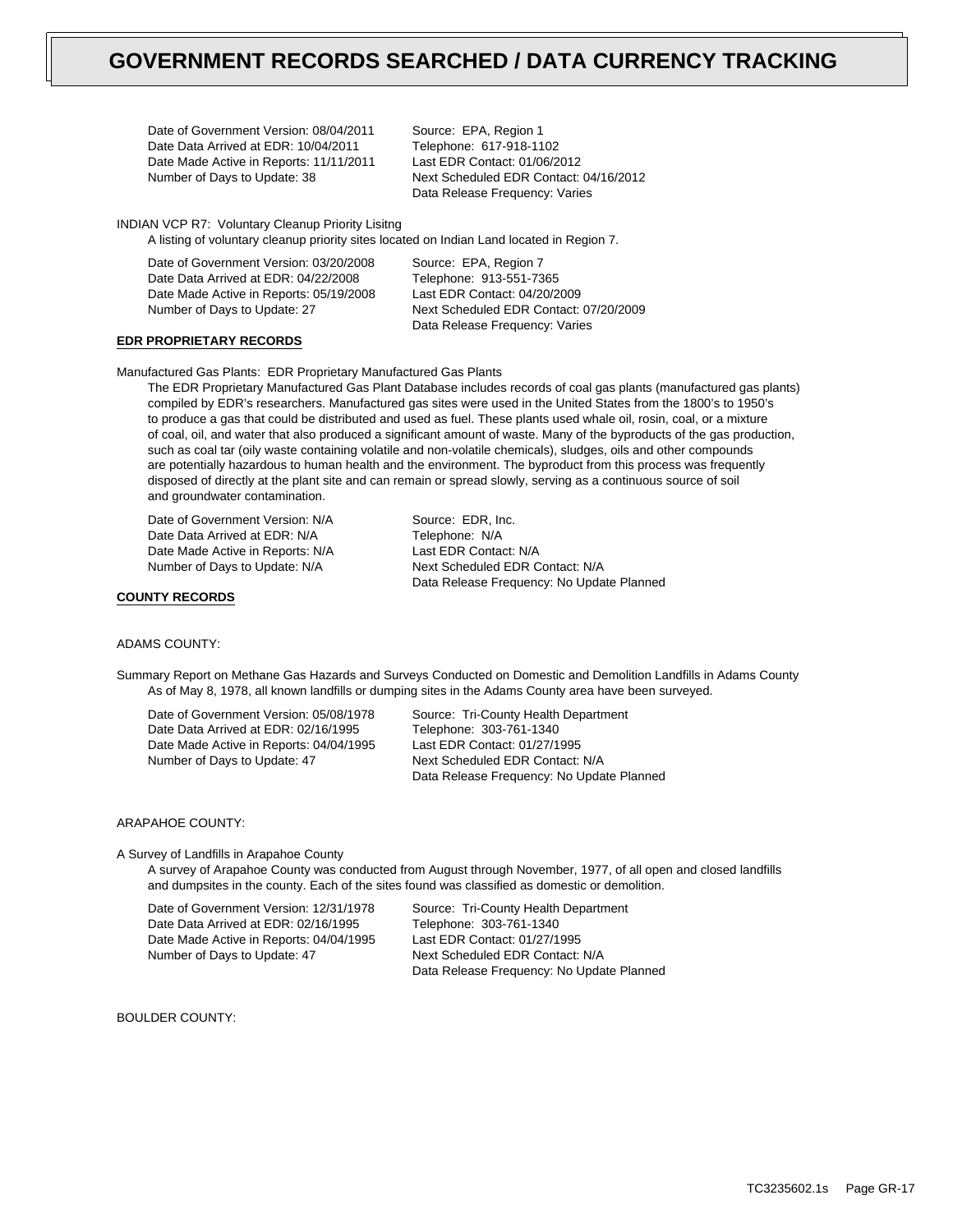# GOVERNMENT RECORDS SEARCHED / DATA CURRENCY TRACKING

| | |
|---|---|
| Date of Government Version: 08/04/2011 | Source: EPA, Region 1 |
| Date Data Arrived at EDR: 10/04/2011 | Telephone: 617-918-1102 |
| Date Made Active in Reports: 11/11/2011 | Last EDR Contact: 01/06/2012 |
| Number of Days to Update: 38 | Next Scheduled EDR Contact: 04/16/2012 |
| | Data Release Frequency: Varies |

INDIAN VCP R7: Voluntary Cleanup Priority Lisitng

A listing of voluntary cleanup priority sites located on Indian Land located in Region 7.

| | |
|---|---|
| Date of Government Version: 03/20/2008 | Source: EPA, Region 7 |
| Date Data Arrived at EDR: 04/22/2008 | Telephone: 913-551-7365 |
| Date Made Active in Reports: 05/19/2008 | Last EDR Contact: 04/20/2009 |
| Number of Days to Update: 27 | Next Scheduled EDR Contact: 07/20/2009 |
| | Data Release Frequency: Varies |

**EDR PROPRIETARY RECORDS**

Manufactured Gas Plants: EDR Proprietary Manufactured Gas Plants

The EDR Proprietary Manufactured Gas Plant Database includes records of coal gas plants (manufactured gas plants) compiled by EDR's researchers. Manufactured gas sites were used in the United States from the 1800's to 1950's to produce a gas that could be distributed and used as fuel. These plants used whale oil, rosin, coal, or a mixture of coal, oil, and water that also produced a significant amount of waste. Many of the byproducts of the gas production, such as coal tar (oily waste containing volatile and non-volatile chemicals), sludges, oils and other compounds are potentially hazardous to human health and the environment. The byproduct from this process was frequently disposed of directly at the plant site and can remain or spread slowly, serving as a continuous source of soil and groundwater contamination.

| | |
|---|---|
| Date of Government Version: N/A | Source: EDR, Inc. |
| Date Data Arrived at EDR: N/A | Telephone: N/A |
| Date Made Active in Reports: N/A | Last EDR Contact: N/A |
| Number of Days to Update: N/A | Next Scheduled EDR Contact: N/A |
| | Data Release Frequency: No Update Planned |

**COUNTY RECORDS**

ADAMS COUNTY:

Summary Report on Methane Gas Hazards and Surveys Conducted on Domestic and Demolition Landfills in Adams County

As of May 8, 1978, all known landfills or dumping sites in the Adams County area have been surveyed.

| | |
|---|---|
| Date of Government Version: 05/08/1978 | Source: Tri-County Health Department |
| Date Data Arrived at EDR: 02/16/1995 | Telephone: 303-761-1340 |
| Date Made Active in Reports: 04/04/1995 | Last EDR Contact: 01/27/1995 |
| Number of Days to Update: 47 | Next Scheduled EDR Contact: N/A |
| | Data Release Frequency: No Update Planned |

ARAPAHOE COUNTY:

A Survey of Landfills in Arapahoe County

A survey of Arapahoe County was conducted from August through November, 1977, of all open and closed landfills and dumpsites in the county. Each of the sites found was classified as domestic or demolition.

| | |
|---|---|
| Date of Government Version: 12/31/1978 | Source: Tri-County Health Department |
| Date Data Arrived at EDR: 02/16/1995 | Telephone: 303-761-1340 |
| Date Made Active in Reports: 04/04/1995 | Last EDR Contact: 01/27/1995 |
| Number of Days to Update: 47 | Next Scheduled EDR Contact: N/A |
| | Data Release Frequency: No Update Planned |

BOULDER COUNTY: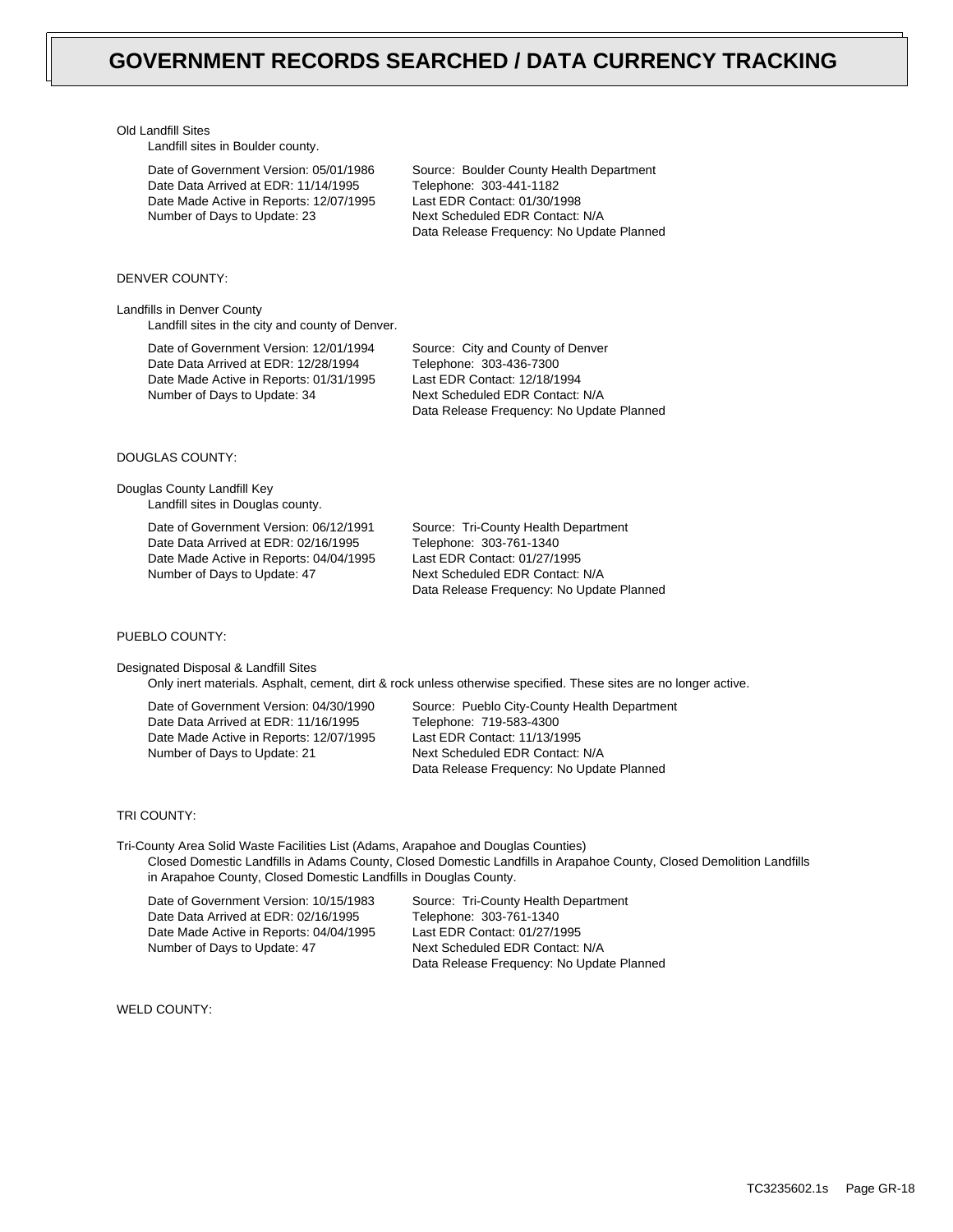# GOVERNMENT RECORDS SEARCHED / DATA CURRENCY TRACKING

Old Landfill Sites

Landfill sites in Boulder county.

Date of Government Version: 05/01/1986
Date Data Arrived at EDR: 11/14/1995
Date Made Active in Reports: 12/07/1995
Number of Days to Update: 23

Source: Boulder County Health Department
Telephone: 303-441-1182
Last EDR Contact: 01/30/1998
Next Scheduled EDR Contact: N/A
Data Release Frequency: No Update Planned

DENVER COUNTY:

Landfills in Denver County

Landfill sites in the city and county of Denver.

Date of Government Version: 12/01/1994
Date Data Arrived at EDR: 12/28/1994
Date Made Active in Reports: 01/31/1995
Number of Days to Update: 34

Source: City and County of Denver
Telephone: 303-436-7300
Last EDR Contact: 12/18/1994
Next Scheduled EDR Contact: N/A
Data Release Frequency: No Update Planned

DOUGLAS COUNTY:

Douglas County Landfill Key

Landfill sites in Douglas county.

Date of Government Version: 06/12/1991
Date Data Arrived at EDR: 02/16/1995
Date Made Active in Reports: 04/04/1995
Number of Days to Update: 47

Source: Tri-County Health Department
Telephone: 303-761-1340
Last EDR Contact: 01/27/1995
Next Scheduled EDR Contact: N/A
Data Release Frequency: No Update Planned

PUEBLO COUNTY:

Designated Disposal & Landfill Sites

Only inert materials. Asphalt, cement, dirt & rock unless otherwise specified. These sites are no longer active.

Date of Government Version: 04/30/1990
Date Data Arrived at EDR: 11/16/1995
Date Made Active in Reports: 12/07/1995
Number of Days to Update: 21

Source: Pueblo City-County Health Department
Telephone: 719-583-4300
Last EDR Contact: 11/13/1995
Next Scheduled EDR Contact: N/A
Data Release Frequency: No Update Planned

TRI COUNTY:

Tri-County Area Solid Waste Facilities List (Adams, Arapahoe and Douglas Counties)

Closed Domestic Landfills in Adams County, Closed Domestic Landfills in Arapahoe County, Closed Demolition Landfills in Arapahoe County, Closed Domestic Landfills in Douglas County.

Date of Government Version: 10/15/1983
Date Data Arrived at EDR: 02/16/1995
Date Made Active in Reports: 04/04/1995
Number of Days to Update: 47

Source: Tri-County Health Department
Telephone: 303-761-1340
Last EDR Contact: 01/27/1995
Next Scheduled EDR Contact: N/A
Data Release Frequency: No Update Planned

WELD COUNTY: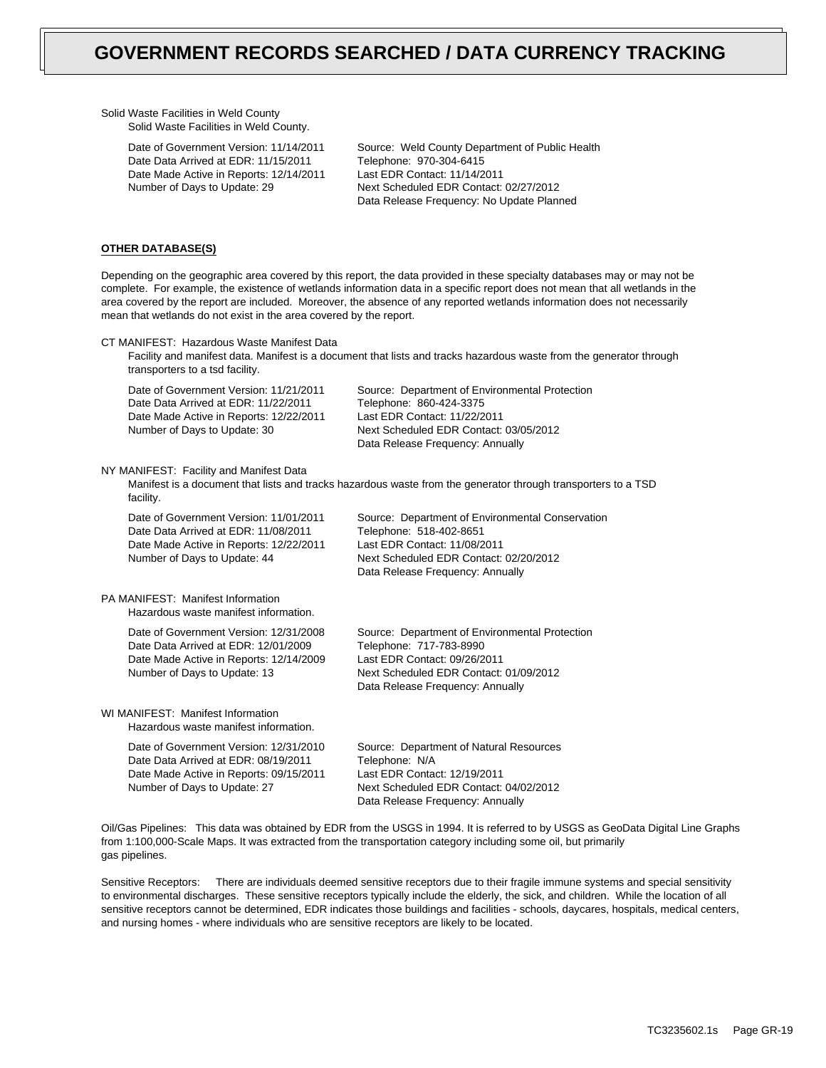# GOVERNMENT RECORDS SEARCHED / DATA CURRENCY TRACKING

Solid Waste Facilities in Weld County
Solid Waste Facilities in Weld County.

Date of Government Version: 11/14/2011
Date Data Arrived at EDR: 11/15/2011
Date Made Active in Reports: 12/14/2011
Number of Days to Update: 29

Source: Weld County Department of Public Health
Telephone: 970-304-6415
Last EDR Contact: 11/14/2011
Next Scheduled EDR Contact: 02/27/2012
Data Release Frequency: No Update Planned

**OTHER DATABASE(S)**

Depending on the geographic area covered by this report, the data provided in these specialty databases may or may not be complete. For example, the existence of wetlands information data in a specific report does not mean that all wetlands in the area covered by the report are included. Moreover, the absence of any reported wetlands information does not necessarily mean that wetlands do not exist in the area covered by the report.

CT MANIFEST: Hazardous Waste Manifest Data
Facility and manifest data. Manifest is a document that lists and tracks hazardous waste from the generator through transporters to a tsd facility.

Date of Government Version: 11/21/2011
Date Data Arrived at EDR: 11/22/2011
Date Made Active in Reports: 12/22/2011
Number of Days to Update: 30

Source: Department of Environmental Protection
Telephone: 860-424-3375
Last EDR Contact: 11/22/2011
Next Scheduled EDR Contact: 03/05/2012
Data Release Frequency: Annually

NY MANIFEST: Facility and Manifest Data
Manifest is a document that lists and tracks hazardous waste from the generator through transporters to a TSD facility.

Date of Government Version: 11/01/2011
Date Data Arrived at EDR: 11/08/2011
Date Made Active in Reports: 12/22/2011
Number of Days to Update: 44

Source: Department of Environmental Conservation
Telephone: 518-402-8651
Last EDR Contact: 11/08/2011
Next Scheduled EDR Contact: 02/20/2012
Data Release Frequency: Annually

PA MANIFEST: Manifest Information
Hazardous waste manifest information.

Date of Government Version: 12/31/2008
Date Data Arrived at EDR: 12/01/2009
Date Made Active in Reports: 12/14/2009
Number of Days to Update: 13

Source: Department of Environmental Protection
Telephone: 717-783-8990
Last EDR Contact: 09/26/2011
Next Scheduled EDR Contact: 01/09/2012
Data Release Frequency: Annually

WI MANIFEST: Manifest Information
Hazardous waste manifest information.

Date of Government Version: 12/31/2010
Date Data Arrived at EDR: 08/19/2011
Date Made Active in Reports: 09/15/2011
Number of Days to Update: 27

Source: Department of Natural Resources
Telephone: N/A
Last EDR Contact: 12/19/2011
Next Scheduled EDR Contact: 04/02/2012
Data Release Frequency: Annually

Oil/Gas Pipelines: This data was obtained by EDR from the USGS in 1994. It is referred to by USGS as GeoData Digital Line Graphs from 1:100,000-Scale Maps. It was extracted from the transportation category including some oil, but primarily gas pipelines.

Sensitive Receptors: There are individuals deemed sensitive receptors due to their fragile immune systems and special sensitivity to environmental discharges. These sensitive receptors typically include the elderly, the sick, and children. While the location of all sensitive receptors cannot be determined, EDR indicates those buildings and facilities - schools, daycares, hospitals, medical centers, and nursing homes - where individuals who are sensitive receptors are likely to be located.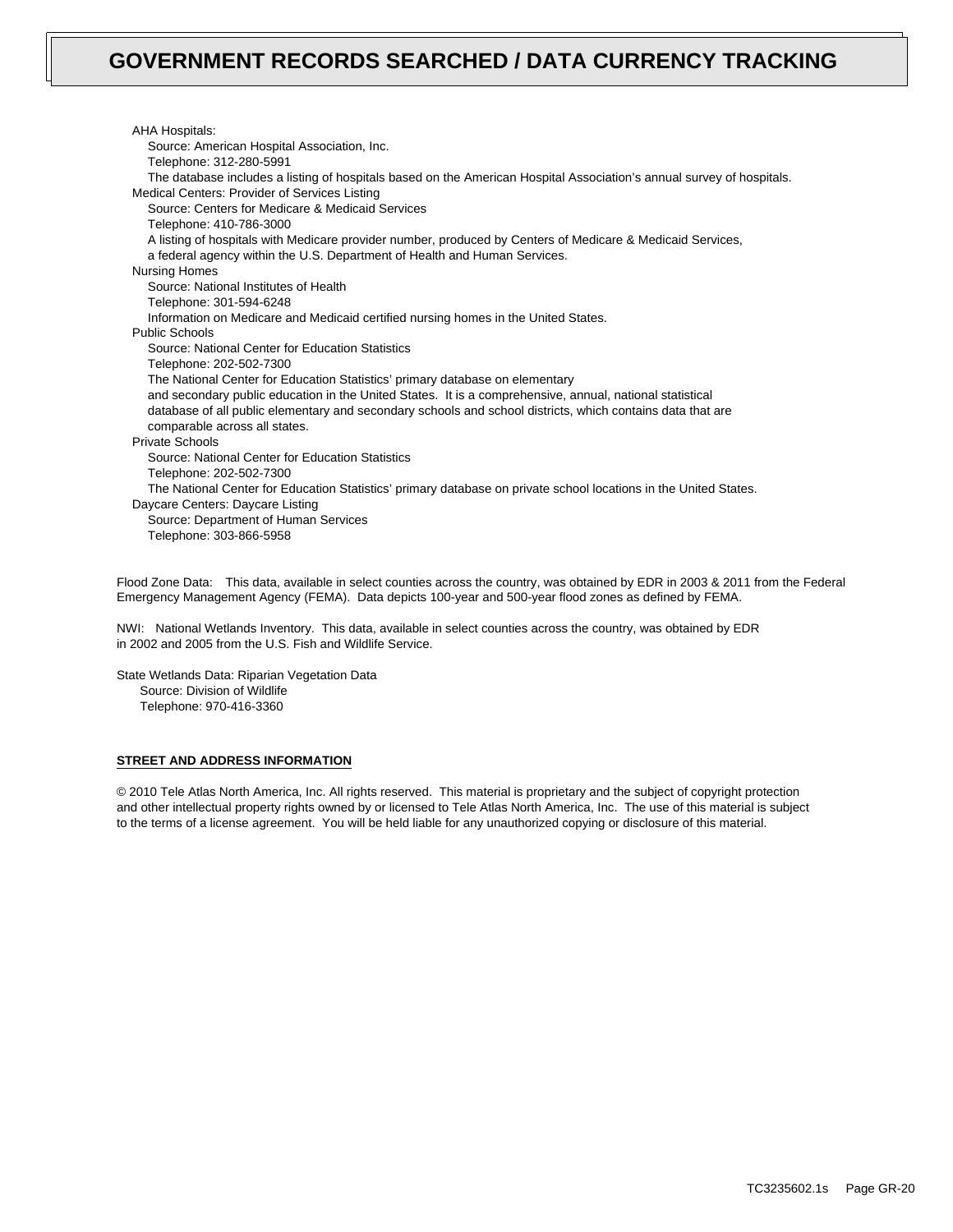# GOVERNMENT RECORDS SEARCHED / DATA CURRENCY TRACKING

AHA Hospitals:
Source: American Hospital Association, Inc.
Telephone: 312-280-5991
The database includes a listing of hospitals based on the American Hospital Association's annual survey of hospitals.

Medical Centers: Provider of Services Listing
Source: Centers for Medicare & Medicaid Services
Telephone: 410-786-3000
A listing of hospitals with Medicare provider number, produced by Centers of Medicare & Medicaid Services, a federal agency within the U.S. Department of Health and Human Services.

Nursing Homes
Source: National Institutes of Health
Telephone: 301-594-6248
Information on Medicare and Medicaid certified nursing homes in the United States.

Public Schools
Source: National Center for Education Statistics
Telephone: 202-502-7300
The National Center for Education Statistics' primary database on elementary and secondary public education in the United States. It is a comprehensive, annual, national statistical database of all public elementary and secondary schools and school districts, which contains data that are comparable across all states.

Private Schools
Source: National Center for Education Statistics
Telephone: 202-502-7300
The National Center for Education Statistics' primary database on private school locations in the United States.

Daycare Centers: Daycare Listing
Source: Department of Human Services
Telephone: 303-866-5958

Flood Zone Data: This data, available in select counties across the country, was obtained by EDR in 2003 & 2011 from the Federal Emergency Management Agency (FEMA). Data depicts 100-year and 500-year flood zones as defined by FEMA.

NWI: National Wetlands Inventory. This data, available in select counties across the country, was obtained by EDR in 2002 and 2005 from the U.S. Fish and Wildlife Service.

State Wetlands Data: Riparian Vegetation Data
Source: Division of Wildlife
Telephone: 970-416-3360

**STREET AND ADDRESS INFORMATION**

© 2010 Tele Atlas North America, Inc. All rights reserved. This material is proprietary and the subject of copyright protection and other intellectual property rights owned by or licensed to Tele Atlas North America, Inc. The use of this material is subject to the terms of a license agreement. You will be held liable for any unauthorized copying or disclosure of this material.